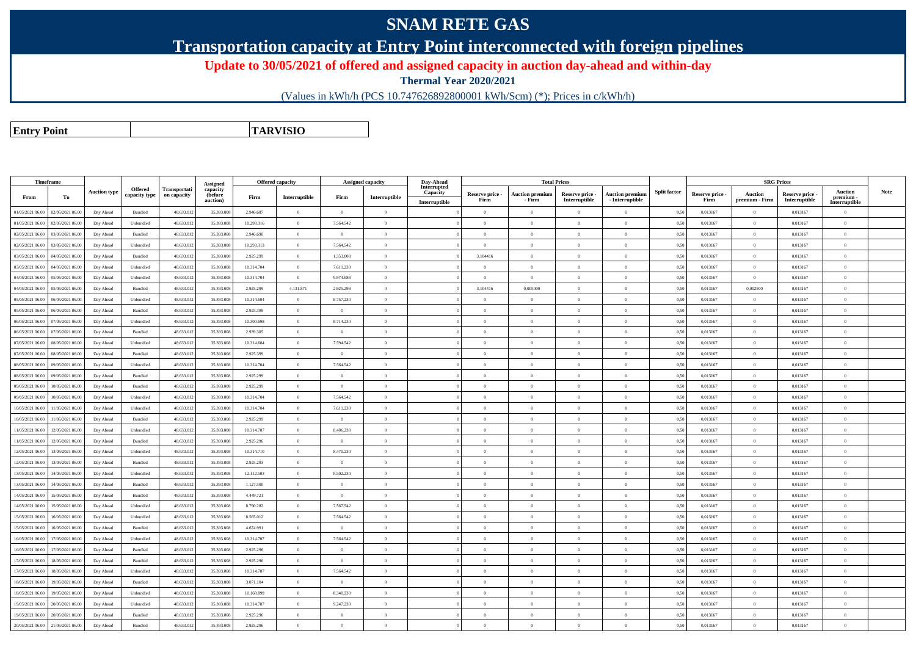# SNAM RETE GAS

## Transportation capacity at Entry Point interconnected with foreign pipelines

**Update to 30/05/2021 of offered and assigned capacity in auction day-ahead and within-day**

**Thermal Year 2020/2021**

(Values in kWh/h (PCS 10.747626892800001 kWh/Scm) (*); Prices in c/kWh/h)

| **Entry Point** | | **TARVISIO** |
|---|---|---|

| Timeframe | | Auction type | Offered capacity type | Transportation capacity | Assigned capacity (before auction) | Offered capacity | | Assigned capacity | | Day-Ahead Interrupted Capacity | Total Prices | | | | Split factor | SRG Prices | | | | Note |
|---|---|---|---|---|---|---|---|---|---|---|---|---|---|---|---|---|---|---|---|---|
| From | To | | | | | Firm | Interruptible | Firm | Interruptible | Interruptible | Reserve price - Firm | Auction premium - Firm | Reserve price - Interruptible | Auction premium - Interruptible | | Reserve price - Firm | Auction premium - Firm | Reserve price - Interruptible | Auction premium - Interruptible | |
| 01/05/2021 06.00 | 02/05/2021 06.00 | Day Ahead | Bundled | 48.633.012 | 35.393.008 | 2.946.687 | 0 | 0 | 0 | 0 | 0 | 0 | 0 | 0 | 0,50 | 0,013167 | 0 | 0,013167 | 0 | |
| 01/05/2021 06.00 | 02/05/2021 06.00 | Day Ahead | Unbundled | 48.633.012 | 35.393.008 | 10.293.316 | 0 | 7.564.542 | 0 | 0 | 0 | 0 | 0 | 0 | 0,50 | 0,013167 | 0 | 0,013167 | 0 | |
| 02/05/2021 06.00 | 03/05/2021 06.00 | Day Ahead | Bundled | 48.633.012 | 35.393.008 | 2.946.690 | 0 | 0 | 0 | 0 | 0 | 0 | 0 | 0 | 0,50 | 0,013167 | 0 | 0,013167 | 0 | |
| 02/05/2021 06.00 | 03/05/2021 06.00 | Day Ahead | Unbundled | 48.633.012 | 35.393.008 | 10.293.313 | 0 | 7.564.542 | 0 | 0 | 0 | 0 | 0 | 0 | 0,50 | 0,013167 | 0 | 0,013167 | 0 | |
| 03/05/2021 06.00 | 04/05/2021 06.00 | Day Ahead | Bundled | 48.633.012 | 35.393.008 | 2.925.299 | 0 | 1.353.000 | 0 | 0 | 3,104416 | 0 | 0 | 0 | 0,50 | 0,013167 | 0 | 0,013167 | 0 | |
| 03/05/2021 06.00 | 04/05/2021 06.00 | Day Ahead | Unbundled | 48.633.012 | 35.393.008 | 10.314.704 | 0 | 7.611.230 | 0 | 0 | 0 | 0 | 0 | 0 | 0,50 | 0,013167 | 0 | 0,013167 | 0 | |
| 04/05/2021 06.00 | 05/05/2021 06.00 | Day Ahead | Unbundled | 48.633.012 | 35.393.008 | 10.314.704 | 0 | 9.974.688 | 0 | 0 | 0 | 0 | 0 | 0 | 0,50 | 0,013167 | 0 | 0,013167 | 0 | |
| 04/05/2021 06.00 | 05/05/2021 06.00 | Day Ahead | Bundled | 48.633.012 | 35.393.008 | 2.925.299 | 4.131.871 | 2.925.299 | 0 | 0 | 3,104416 | 0,005000 | 0 | 0 | 0,50 | 0,013167 | 0,002500 | 0,013167 | 0 | |
| 05/05/2021 06.00 | 06/05/2021 06.00 | Day Ahead | Unbundled | 48.633.012 | 35.393.008 | 10.314.604 | 0 | 8.757.230 | 0 | 0 | 0 | 0 | 0 | 0 | 0,50 | 0,013167 | 0 | 0,013167 | 0 | |
| 05/05/2021 06.00 | 06/05/2021 06.00 | Day Ahead | Bundled | 48.633.012 | 35.393.008 | 2.925.399 | 0 | 0 | 0 | 0 | 0 | 0 | 0 | 0 | 0,50 | 0,013167 | 0 | 0,013167 | 0 | |
| 06/05/2021 06.00 | 07/05/2021 06.00 | Day Ahead | Unbundled | 48.633.012 | 35.393.008 | 10.300.698 | 0 | 8.714.230 | 0 | 0 | 0 | 0 | 0 | 0 | 0,50 | 0,013167 | 0 | 0,013167 | 0 | |
| 06/05/2021 06.00 | 07/05/2021 06.00 | Day Ahead | Bundled | 48.633.012 | 35.393.008 | 2.939.305 | 0 | 0 | 0 | 0 | 0 | 0 | 0 | 0 | 0,50 | 0,013167 | 0 | 0,013167 | 0 | |
| 07/05/2021 06.00 | 08/05/2021 06.00 | Day Ahead | Unbundled | 48.633.012 | 35.393.008 | 10.314.604 | 0 | 7.594.542 | 0 | 0 | 0 | 0 | 0 | 0 | 0,50 | 0,013167 | 0 | 0,013167 | 0 | |
| 07/05/2021 06.00 | 08/05/2021 06.00 | Day Ahead | Bundled | 48.633.012 | 35.393.008 | 2.925.399 | 0 | 0 | 0 | 0 | 0 | 0 | 0 | 0 | 0,50 | 0,013167 | 0 | 0,013167 | 0 | |
| 08/05/2021 06.00 | 09/05/2021 06.00 | Day Ahead | Unbundled | 48.633.012 | 35.393.008 | 10.314.704 | 0 | 7.564.542 | 0 | 0 | 0 | 0 | 0 | 0 | 0,50 | 0,013167 | 0 | 0,013167 | 0 | |
| 08/05/2021 06.00 | 09/05/2021 06.00 | Day Ahead | Bundled | 48.633.012 | 35.393.008 | 2.925.299 | 0 | 0 | 0 | 0 | 0 | 0 | 0 | 0 | 0,50 | 0,013167 | 0 | 0,013167 | 0 | |
| 09/05/2021 06.00 | 10/05/2021 06.00 | Day Ahead | Bundled | 48.633.012 | 35.393.008 | 2.925.299 | 0 | 0 | 0 | 0 | 0 | 0 | 0 | 0 | 0,50 | 0,013167 | 0 | 0,013167 | 0 | |
| 09/05/2021 06.00 | 10/05/2021 06.00 | Day Ahead | Unbundled | 48.633.012 | 35.393.008 | 10.314.704 | 0 | 7.564.542 | 0 | 0 | 0 | 0 | 0 | 0 | 0,50 | 0,013167 | 0 | 0,013167 | 0 | |
| 10/05/2021 06.00 | 11/05/2021 06.00 | Day Ahead | Unbundled | 48.633.012 | 35.393.008 | 10.314.704 | 0 | 7.611.230 | 0 | 0 | 0 | 0 | 0 | 0 | 0,50 | 0,013167 | 0 | 0,013167 | 0 | |
| 10/05/2021 06.00 | 11/05/2021 06.00 | Day Ahead | Bundled | 48.633.012 | 35.393.008 | 2.925.299 | 0 | 0 | 0 | 0 | 0 | 0 | 0 | 0 | 0,50 | 0,013167 | 0 | 0,013167 | 0 | |
| 11/05/2021 06.00 | 12/05/2021 06.00 | Day Ahead | Unbundled | 48.633.012 | 35.393.008 | 10.314.707 | 0 | 8.406.230 | 0 | 0 | 0 | 0 | 0 | 0 | 0,50 | 0,013167 | 0 | 0,013167 | 0 | |
| 11/05/2021 06.00 | 12/05/2021 06.00 | Day Ahead | Bundled | 48.633.012 | 35.393.008 | 2.925.296 | 0 | 0 | 0 | 0 | 0 | 0 | 0 | 0 | 0,50 | 0,013167 | 0 | 0,013167 | 0 | |
| 12/05/2021 06.00 | 13/05/2021 06.00 | Day Ahead | Unbundled | 48.633.012 | 35.393.008 | 10.314.710 | 0 | 8.470.230 | 0 | 0 | 0 | 0 | 0 | 0 | 0,50 | 0,013167 | 0 | 0,013167 | 0 | |
| 12/05/2021 06.00 | 13/05/2021 06.00 | Day Ahead | Bundled | 48.633.012 | 35.393.008 | 2.925.293 | 0 | 0 | 0 | 0 | 0 | 0 | 0 | 0 | 0,50 | 0,013167 | 0 | 0,013167 | 0 | |
| 13/05/2021 06.00 | 14/05/2021 06.00 | Day Ahead | Unbundled | 48.633.012 | 35.393.008 | 12.112.503 | 0 | 8.502.230 | 0 | 0 | 0 | 0 | 0 | 0 | 0,50 | 0,013167 | 0 | 0,013167 | 0 | |
| 13/05/2021 06.00 | 14/05/2021 06.00 | Day Ahead | Bundled | 48.633.012 | 35.393.008 | 1.127.500 | 0 | 0 | 0 | 0 | 0 | 0 | 0 | 0 | 0,50 | 0,013167 | 0 | 0,013167 | 0 | |
| 14/05/2021 06.00 | 15/05/2021 06.00 | Day Ahead | Bundled | 48.633.012 | 35.393.008 | 4.449.721 | 0 | 0 | 0 | 0 | 0 | 0 | 0 | 0 | 0,50 | 0,013167 | 0 | 0,013167 | 0 | |
| 14/05/2021 06.00 | 15/05/2021 06.00 | Day Ahead | Unbundled | 48.633.012 | 35.393.008 | 8.790.282 | 0 | 7.567.542 | 0 | 0 | 0 | 0 | 0 | 0 | 0,50 | 0,013167 | 0 | 0,013167 | 0 | |
| 15/05/2021 06.00 | 16/05/2021 06.00 | Day Ahead | Unbundled | 48.633.012 | 35.393.008 | 8.565.012 | 0 | 7.564.542 | 0 | 0 | 0 | 0 | 0 | 0 | 0,50 | 0,013167 | 0 | 0,013167 | 0 | |
| 15/05/2021 06.00 | 16/05/2021 06.00 | Day Ahead | Bundled | 48.633.012 | 35.393.008 | 4.674.991 | 0 | 0 | 0 | 0 | 0 | 0 | 0 | 0 | 0,50 | 0,013167 | 0 | 0,013167 | 0 | |
| 16/05/2021 06.00 | 17/05/2021 06.00 | Day Ahead | Unbundled | 48.633.012 | 35.393.008 | 10.314.707 | 0 | 7.564.542 | 0 | 0 | 0 | 0 | 0 | 0 | 0,50 | 0,013167 | 0 | 0,013167 | 0 | |
| 16/05/2021 06.00 | 17/05/2021 06.00 | Day Ahead | Bundled | 48.633.012 | 35.393.008 | 2.925.296 | 0 | 0 | 0 | 0 | 0 | 0 | 0 | 0 | 0,50 | 0,013167 | 0 | 0,013167 | 0 | |
| 17/05/2021 06.00 | 18/05/2021 06.00 | Day Ahead | Bundled | 48.633.012 | 35.393.008 | 2.925.296 | 0 | 0 | 0 | 0 | 0 | 0 | 0 | 0 | 0,50 | 0,013167 | 0 | 0,013167 | 0 | |
| 17/05/2021 06.00 | 18/05/2021 06.00 | Day Ahead | Unbundled | 48.633.012 | 35.393.008 | 10.314.707 | 0 | 7.564.542 | 0 | 0 | 0 | 0 | 0 | 0 | 0,50 | 0,013167 | 0 | 0,013167 | 0 | |
| 18/05/2021 06.00 | 19/05/2021 06.00 | Day Ahead | Bundled | 48.633.012 | 35.393.008 | 3.071.104 | 0 | 0 | 0 | 0 | 0 | 0 | 0 | 0 | 0,50 | 0,013167 | 0 | 0,013167 | 0 | |
| 18/05/2021 06.00 | 19/05/2021 06.00 | Day Ahead | Unbundled | 48.633.012 | 35.393.008 | 10.168.899 | 0 | 8.340.230 | 0 | 0 | 0 | 0 | 0 | 0 | 0,50 | 0,013167 | 0 | 0,013167 | 0 | |
| 19/05/2021 06.00 | 20/05/2021 06.00 | Day Ahead | Unbundled | 48.633.012 | 35.393.008 | 10.314.707 | 0 | 9.247.230 | 0 | 0 | 0 | 0 | 0 | 0 | 0,50 | 0,013167 | 0 | 0,013167 | 0 | |
| 19/05/2021 06.00 | 20/05/2021 06.00 | Day Ahead | Bundled | 48.633.012 | 35.393.008 | 2.925.296 | 0 | 0 | 0 | 0 | 0 | 0 | 0 | 0 | 0,50 | 0,013167 | 0 | 0,013167 | 0 | |
| 20/05/2021 06.00 | 21/05/2021 06.00 | Day Ahead | Bundled | 48.633.012 | 35.393.008 | 2.925.296 | 0 | 0 | 0 | 0 | 0 | 0 | 0 | 0 | 0,50 | 0,013167 | 0 | 0,013167 | 0 | |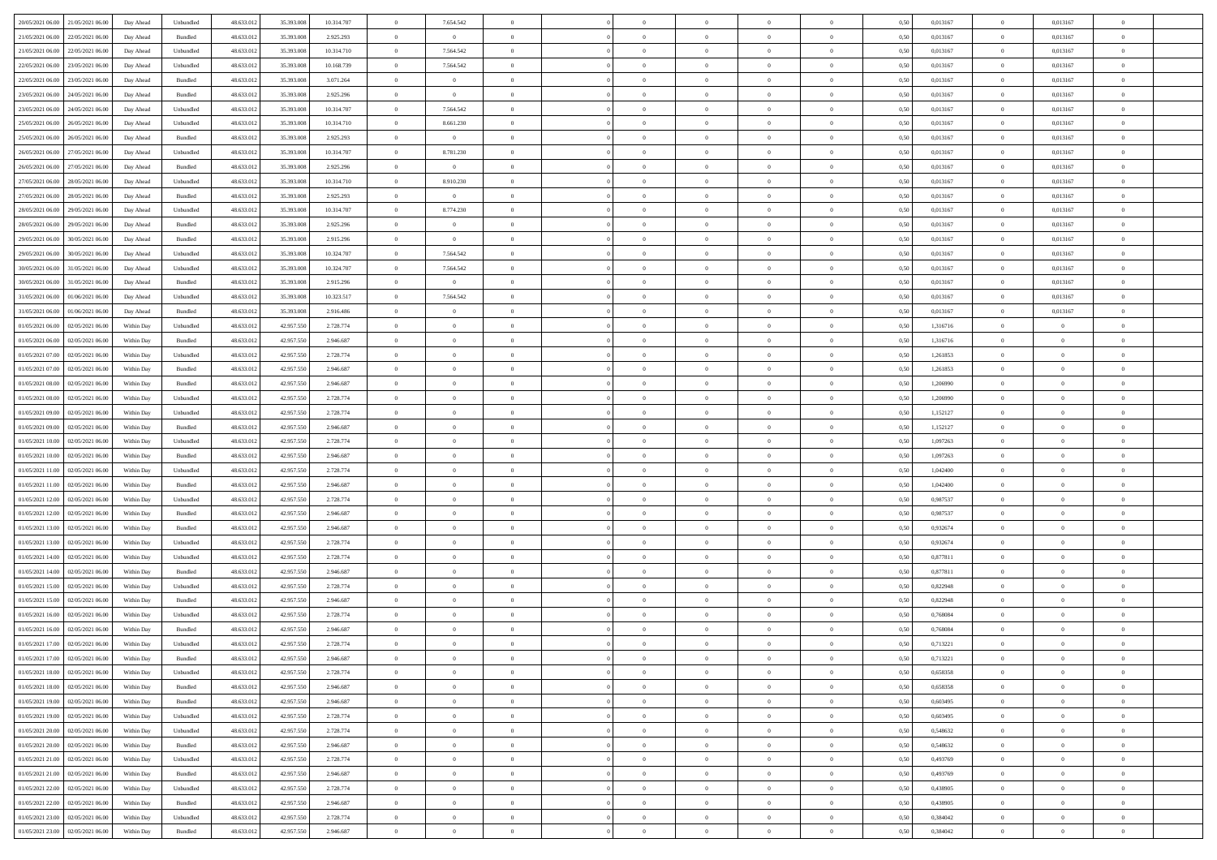| | | | | | | | | | | | | | | | | | | | | | |
|---|---|---|---|---|---|---|---|---|---|---|---|---|---|---|---|---|---|---|---|---|---|
| 20/05/2021 06:00 | 21/05/2021 06:00 | Day Ahead | Unbundled | 48.633.012 | 35.393.008 | 10.314.707 | 0 | 7.654.542 | 0 | | 0 | 0 | 0 | 0 | 0,50 | 0,013167 | 0 | 0,013167 | 0 | |
| 21/05/2021 06:00 | 22/05/2021 06:00 | Day Ahead | Bundled | 48.633.012 | 35.393.008 | 2.925.293 | 0 | 0 | 0 | | 0 | 0 | 0 | 0 | 0,50 | 0,013167 | 0 | 0,013167 | 0 | |
| 21/05/2021 06:00 | 22/05/2021 06:00 | Day Ahead | Unbundled | 48.633.012 | 35.393.008 | 10.314.710 | 0 | 7.564.542 | 0 | | 0 | 0 | 0 | 0 | 0,50 | 0,013167 | 0 | 0,013167 | 0 | |
| 22/05/2021 06:00 | 23/05/2021 06:00 | Day Ahead | Unbundled | 48.633.012 | 35.393.008 | 10.168.739 | 0 | 7.564.542 | 0 | | 0 | 0 | 0 | 0 | 0,50 | 0,013167 | 0 | 0,013167 | 0 | |
| 22/05/2021 06:00 | 23/05/2021 06:00 | Day Ahead | Bundled | 48.633.012 | 35.393.008 | 3.071.264 | 0 | 0 | 0 | | 0 | 0 | 0 | 0 | 0,50 | 0,013167 | 0 | 0,013167 | 0 | |
| 23/05/2021 06:00 | 24/05/2021 06:00 | Day Ahead | Bundled | 48.633.012 | 35.393.008 | 2.925.296 | 0 | 0 | 0 | | 0 | 0 | 0 | 0 | 0,50 | 0,013167 | 0 | 0,013167 | 0 | |
| 23/05/2021 06:00 | 24/05/2021 06:00 | Day Ahead | Unbundled | 48.633.012 | 35.393.008 | 10.314.707 | 0 | 7.564.542 | 0 | | 0 | 0 | 0 | 0 | 0,50 | 0,013167 | 0 | 0,013167 | 0 | |
| 25/05/2021 06:00 | 26/05/2021 06:00 | Day Ahead | Unbundled | 48.633.012 | 35.393.008 | 10.314.710 | 0 | 8.661.230 | 0 | | 0 | 0 | 0 | 0 | 0,50 | 0,013167 | 0 | 0,013167 | 0 | |
| 25/05/2021 06:00 | 26/05/2021 06:00 | Day Ahead | Bundled | 48.633.012 | 35.393.008 | 2.925.293 | 0 | 0 | 0 | | 0 | 0 | 0 | 0 | 0,50 | 0,013167 | 0 | 0,013167 | 0 | |
| 26/05/2021 06:00 | 27/05/2021 06:00 | Day Ahead | Unbundled | 48.633.012 | 35.393.008 | 10.314.707 | 0 | 8.781.230 | 0 | | 0 | 0 | 0 | 0 | 0,50 | 0,013167 | 0 | 0,013167 | 0 | |
| 26/05/2021 06:00 | 27/05/2021 06:00 | Day Ahead | Bundled | 48.633.012 | 35.393.008 | 2.925.296 | 0 | 0 | 0 | | 0 | 0 | 0 | 0 | 0,50 | 0,013167 | 0 | 0,013167 | 0 | |
| 27/05/2021 06:00 | 28/05/2021 06:00 | Day Ahead | Unbundled | 48.633.012 | 35.393.008 | 10.314.710 | 0 | 8.910.230 | 0 | | 0 | 0 | 0 | 0 | 0,50 | 0,013167 | 0 | 0,013167 | 0 | |
| 27/05/2021 06:00 | 28/05/2021 06:00 | Day Ahead | Bundled | 48.633.012 | 35.393.008 | 2.925.293 | 0 | 0 | 0 | | 0 | 0 | 0 | 0 | 0,50 | 0,013167 | 0 | 0,013167 | 0 | |
| 28/05/2021 06:00 | 29/05/2021 06:00 | Day Ahead | Unbundled | 48.633.012 | 35.393.008 | 10.314.707 | 0 | 8.774.230 | 0 | | 0 | 0 | 0 | 0 | 0,50 | 0,013167 | 0 | 0,013167 | 0 | |
| 28/05/2021 06:00 | 29/05/2021 06:00 | Day Ahead | Bundled | 48.633.012 | 35.393.008 | 2.925.296 | 0 | 0 | 0 | | 0 | 0 | 0 | 0 | 0,50 | 0,013167 | 0 | 0,013167 | 0 | |
| 29/05/2021 06:00 | 30/05/2021 06:00 | Day Ahead | Bundled | 48.633.012 | 35.393.008 | 2.915.296 | 0 | 0 | 0 | | 0 | 0 | 0 | 0 | 0,50 | 0,013167 | 0 | 0,013167 | 0 | |
| 29/05/2021 06:00 | 30/05/2021 06:00 | Day Ahead | Unbundled | 48.633.012 | 35.393.008 | 10.324.707 | 0 | 7.564.542 | 0 | | 0 | 0 | 0 | 0 | 0,50 | 0,013167 | 0 | 0,013167 | 0 | |
| 30/05/2021 06:00 | 31/05/2021 06:00 | Day Ahead | Unbundled | 48.633.012 | 35.393.008 | 10.324.707 | 0 | 7.564.542 | 0 | | 0 | 0 | 0 | 0 | 0,50 | 0,013167 | 0 | 0,013167 | 0 | |
| 30/05/2021 06:00 | 31/05/2021 06:00 | Day Ahead | Bundled | 48.633.012 | 35.393.008 | 2.915.296 | 0 | 0 | 0 | | 0 | 0 | 0 | 0 | 0,50 | 0,013167 | 0 | 0,013167 | 0 | |
| 31/05/2021 06:00 | 01/06/2021 06:00 | Day Ahead | Unbundled | 48.633.012 | 35.393.008 | 10.323.517 | 0 | 7.564.542 | 0 | | 0 | 0 | 0 | 0 | 0,50 | 0,013167 | 0 | 0,013167 | 0 | |
| 31/05/2021 06:00 | 01/06/2021 06:00 | Day Ahead | Bundled | 48.633.012 | 35.393.008 | 2.916.486 | 0 | 0 | 0 | | 0 | 0 | 0 | 0 | 0,50 | 0,013167 | 0 | 0,013167 | 0 | |
| 01/05/2021 06:00 | 02/05/2021 06:00 | Within Day | Unbundled | 48.633.012 | 42.957.550 | 2.728.774 | 0 | 0 | 0 | | 0 | 0 | 0 | 0 | 0,50 | 1,316716 | 0 | 0 | 0 | |
| 01/05/2021 06:00 | 02/05/2021 06:00 | Within Day | Bundled | 48.633.012 | 42.957.550 | 2.946.687 | 0 | 0 | 0 | | 0 | 0 | 0 | 0 | 0,50 | 1,316716 | 0 | 0 | 0 | |
| 01/05/2021 07:00 | 02/05/2021 06:00 | Within Day | Unbundled | 48.633.012 | 42.957.550 | 2.728.774 | 0 | 0 | 0 | | 0 | 0 | 0 | 0 | 0,50 | 1,261853 | 0 | 0 | 0 | |
| 01/05/2021 07:00 | 02/05/2021 06:00 | Within Day | Bundled | 48.633.012 | 42.957.550 | 2.946.687 | 0 | 0 | 0 | | 0 | 0 | 0 | 0 | 0,50 | 1,261853 | 0 | 0 | 0 | |
| 01/05/2021 08:00 | 02/05/2021 06:00 | Within Day | Bundled | 48.633.012 | 42.957.550 | 2.946.687 | 0 | 0 | 0 | | 0 | 0 | 0 | 0 | 0,50 | 1,206990 | 0 | 0 | 0 | |
| 01/05/2021 08:00 | 02/05/2021 06:00 | Within Day | Unbundled | 48.633.012 | 42.957.550 | 2.728.774 | 0 | 0 | 0 | | 0 | 0 | 0 | 0 | 0,50 | 1,206990 | 0 | 0 | 0 | |
| 01/05/2021 09:00 | 02/05/2021 06:00 | Within Day | Unbundled | 48.633.012 | 42.957.550 | 2.728.774 | 0 | 0 | 0 | | 0 | 0 | 0 | 0 | 0,50 | 1,152127 | 0 | 0 | 0 | |
| 01/05/2021 09:00 | 02/05/2021 06:00 | Within Day | Bundled | 48.633.012 | 42.957.550 | 2.946.687 | 0 | 0 | 0 | | 0 | 0 | 0 | 0 | 0,50 | 1,152127 | 0 | 0 | 0 | |
| 01/05/2021 10:00 | 02/05/2021 06:00 | Within Day | Unbundled | 48.633.012 | 42.957.550 | 2.728.774 | 0 | 0 | 0 | | 0 | 0 | 0 | 0 | 0,50 | 1,097263 | 0 | 0 | 0 | |
| 01/05/2021 10:00 | 02/05/2021 06:00 | Within Day | Bundled | 48.633.012 | 42.957.550 | 2.946.687 | 0 | 0 | 0 | | 0 | 0 | 0 | 0 | 0,50 | 1,097263 | 0 | 0 | 0 | |
| 01/05/2021 11:00 | 02/05/2021 06:00 | Within Day | Unbundled | 48.633.012 | 42.957.550 | 2.728.774 | 0 | 0 | 0 | | 0 | 0 | 0 | 0 | 0,50 | 1,042400 | 0 | 0 | 0 | |
| 01/05/2021 11:00 | 02/05/2021 06:00 | Within Day | Bundled | 48.633.012 | 42.957.550 | 2.946.687 | 0 | 0 | 0 | | 0 | 0 | 0 | 0 | 0,50 | 1,042400 | 0 | 0 | 0 | |
| 01/05/2021 12:00 | 02/05/2021 06:00 | Within Day | Unbundled | 48.633.012 | 42.957.550 | 2.728.774 | 0 | 0 | 0 | | 0 | 0 | 0 | 0 | 0,50 | 0,987537 | 0 | 0 | 0 | |
| 01/05/2021 12:00 | 02/05/2021 06:00 | Within Day | Bundled | 48.633.012 | 42.957.550 | 2.946.687 | 0 | 0 | 0 | | 0 | 0 | 0 | 0 | 0,50 | 0,987537 | 0 | 0 | 0 | |
| 01/05/2021 13:00 | 02/05/2021 06:00 | Within Day | Bundled | 48.633.012 | 42.957.550 | 2.946.687 | 0 | 0 | 0 | | 0 | 0 | 0 | 0 | 0,50 | 0,932674 | 0 | 0 | 0 | |
| 01/05/2021 13:00 | 02/05/2021 06:00 | Within Day | Unbundled | 48.633.012 | 42.957.550 | 2.728.774 | 0 | 0 | 0 | | 0 | 0 | 0 | 0 | 0,50 | 0,932674 | 0 | 0 | 0 | |
| 01/05/2021 14:00 | 02/05/2021 06:00 | Within Day | Unbundled | 48.633.012 | 42.957.550 | 2.728.774 | 0 | 0 | 0 | | 0 | 0 | 0 | 0 | 0,50 | 0,877811 | 0 | 0 | 0 | |
| 01/05/2021 14:00 | 02/05/2021 06:00 | Within Day | Bundled | 48.633.012 | 42.957.550 | 2.946.687 | 0 | 0 | 0 | | 0 | 0 | 0 | 0 | 0,50 | 0,877811 | 0 | 0 | 0 | |
| 01/05/2021 15:00 | 02/05/2021 06:00 | Within Day | Unbundled | 48.633.012 | 42.957.550 | 2.728.774 | 0 | 0 | 0 | | 0 | 0 | 0 | 0 | 0,50 | 0,822948 | 0 | 0 | 0 | |
| 01/05/2021 15:00 | 02/05/2021 06:00 | Within Day | Bundled | 48.633.012 | 42.957.550 | 2.946.687 | 0 | 0 | 0 | | 0 | 0 | 0 | 0 | 0,50 | 0,822948 | 0 | 0 | 0 | |
| 01/05/2021 16:00 | 02/05/2021 06:00 | Within Day | Unbundled | 48.633.012 | 42.957.550 | 2.728.774 | 0 | 0 | 0 | | 0 | 0 | 0 | 0 | 0,50 | 0,768084 | 0 | 0 | 0 | |
| 01/05/2021 16:00 | 02/05/2021 06:00 | Within Day | Bundled | 48.633.012 | 42.957.550 | 2.946.687 | 0 | 0 | 0 | | 0 | 0 | 0 | 0 | 0,50 | 0,768084 | 0 | 0 | 0 | |
| 01/05/2021 17:00 | 02/05/2021 06:00 | Within Day | Unbundled | 48.633.012 | 42.957.550 | 2.728.774 | 0 | 0 | 0 | | 0 | 0 | 0 | 0 | 0,50 | 0,713221 | 0 | 0 | 0 | |
| 01/05/2021 17:00 | 02/05/2021 06:00 | Within Day | Bundled | 48.633.012 | 42.957.550 | 2.946.687 | 0 | 0 | 0 | | 0 | 0 | 0 | 0 | 0,50 | 0,713221 | 0 | 0 | 0 | |
| 01/05/2021 18:00 | 02/05/2021 06:00 | Within Day | Unbundled | 48.633.012 | 42.957.550 | 2.728.774 | 0 | 0 | 0 | | 0 | 0 | 0 | 0 | 0,50 | 0,658358 | 0 | 0 | 0 | |
| 01/05/2021 18:00 | 02/05/2021 06:00 | Within Day | Bundled | 48.633.012 | 42.957.550 | 2.946.687 | 0 | 0 | 0 | | 0 | 0 | 0 | 0 | 0,50 | 0,658358 | 0 | 0 | 0 | |
| 01/05/2021 19:00 | 02/05/2021 06:00 | Within Day | Bundled | 48.633.012 | 42.957.550 | 2.946.687 | 0 | 0 | 0 | | 0 | 0 | 0 | 0 | 0,50 | 0,603495 | 0 | 0 | 0 | |
| 01/05/2021 19:00 | 02/05/2021 06:00 | Within Day | Unbundled | 48.633.012 | 42.957.550 | 2.728.774 | 0 | 0 | 0 | | 0 | 0 | 0 | 0 | 0,50 | 0,603495 | 0 | 0 | 0 | |
| 01/05/2021 20:00 | 02/05/2021 06:00 | Within Day | Unbundled | 48.633.012 | 42.957.550 | 2.728.774 | 0 | 0 | 0 | | 0 | 0 | 0 | 0 | 0,50 | 0,548632 | 0 | 0 | 0 | |
| 01/05/2021 20:00 | 02/05/2021 06:00 | Within Day | Bundled | 48.633.012 | 42.957.550 | 2.946.687 | 0 | 0 | 0 | | 0 | 0 | 0 | 0 | 0,50 | 0,548632 | 0 | 0 | 0 | |
| 01/05/2021 21:00 | 02/05/2021 06:00 | Within Day | Unbundled | 48.633.012 | 42.957.550 | 2.728.774 | 0 | 0 | 0 | | 0 | 0 | 0 | 0 | 0,50 | 0,493769 | 0 | 0 | 0 | |
| 01/05/2021 21:00 | 02/05/2021 06:00 | Within Day | Bundled | 48.633.012 | 42.957.550 | 2.946.687 | 0 | 0 | 0 | | 0 | 0 | 0 | 0 | 0,50 | 0,493769 | 0 | 0 | 0 | |
| 01/05/2021 22:00 | 02/05/2021 06:00 | Within Day | Unbundled | 48.633.012 | 42.957.550 | 2.728.774 | 0 | 0 | 0 | | 0 | 0 | 0 | 0 | 0,50 | 0,438905 | 0 | 0 | 0 | |
| 01/05/2021 22:00 | 02/05/2021 06:00 | Within Day | Bundled | 48.633.012 | 42.957.550 | 2.946.687 | 0 | 0 | 0 | | 0 | 0 | 0 | 0 | 0,50 | 0,438905 | 0 | 0 | 0 | |
| 01/05/2021 23:00 | 02/05/2021 06:00 | Within Day | Unbundled | 48.633.012 | 42.957.550 | 2.728.774 | 0 | 0 | 0 | | 0 | 0 | 0 | 0 | 0,50 | 0,384042 | 0 | 0 | 0 | |
| 01/05/2021 23:00 | 02/05/2021 06:00 | Within Day | Bundled | 48.633.012 | 42.957.550 | 2.946.687 | 0 | 0 | 0 | | 0 | 0 | 0 | 0 | 0,50 | 0,384042 | 0 | 0 | 0 | |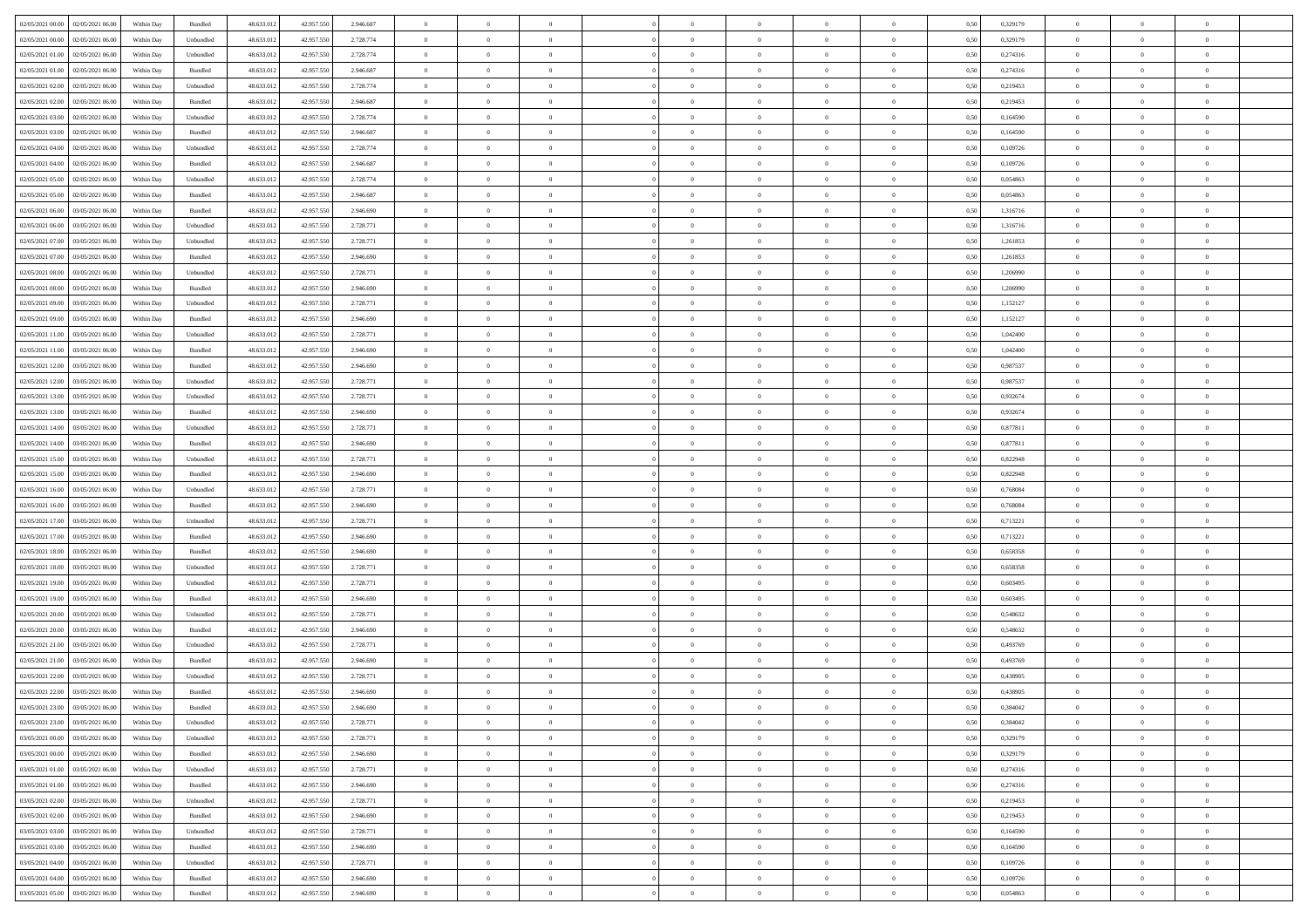| | | | | | | | | | | | | | | | | | | | | | |
|---|---|---|---|---|---|---|---|---|---|---|---|---|---|---|---|---|---|---|---|---|---|
| 02/05/2021 00:00 | 02/05/2021 06:00 | Within Day | Bundled | 48.633.012 | 42.957.550 | 2.946.687 | 0 | 0 | 0 | | 0 | 0 | 0 | 0 | 0,50 | 0,329179 | 0 | 0 | 0 | |
| 02/05/2021 00:00 | 02/05/2021 06:00 | Within Day | Unbundled | 48.633.012 | 42.957.550 | 2.728.774 | 0 | 0 | 0 | | 0 | 0 | 0 | 0 | 0,50 | 0,329179 | 0 | 0 | 0 | |
| 02/05/2021 01:00 | 02/05/2021 06:00 | Within Day | Unbundled | 48.633.012 | 42.957.550 | 2.728.774 | 0 | 0 | 0 | | 0 | 0 | 0 | 0 | 0,50 | 0,274316 | 0 | 0 | 0 | |
| 02/05/2021 01:00 | 02/05/2021 06:00 | Within Day | Bundled | 48.633.012 | 42.957.550 | 2.946.687 | 0 | 0 | 0 | | 0 | 0 | 0 | 0 | 0,50 | 0,274316 | 0 | 0 | 0 | |
| 02/05/2021 02:00 | 02/05/2021 06:00 | Within Day | Unbundled | 48.633.012 | 42.957.550 | 2.728.774 | 0 | 0 | 0 | | 0 | 0 | 0 | 0 | 0,50 | 0,219453 | 0 | 0 | 0 | |
| 02/05/2021 02:00 | 02/05/2021 06:00 | Within Day | Bundled | 48.633.012 | 42.957.550 | 2.946.687 | 0 | 0 | 0 | | 0 | 0 | 0 | 0 | 0,50 | 0,219453 | 0 | 0 | 0 | |
| 02/05/2021 03:00 | 02/05/2021 06:00 | Within Day | Unbundled | 48.633.012 | 42.957.550 | 2.728.774 | 0 | 0 | 0 | | 0 | 0 | 0 | 0 | 0,50 | 0,164590 | 0 | 0 | 0 | |
| 02/05/2021 03:00 | 02/05/2021 06:00 | Within Day | Bundled | 48.633.012 | 42.957.550 | 2.946.687 | 0 | 0 | 0 | | 0 | 0 | 0 | 0 | 0,50 | 0,164590 | 0 | 0 | 0 | |
| 02/05/2021 04:00 | 02/05/2021 06:00 | Within Day | Unbundled | 48.633.012 | 42.957.550 | 2.728.774 | 0 | 0 | 0 | | 0 | 0 | 0 | 0 | 0,50 | 0,109726 | 0 | 0 | 0 | |
| 02/05/2021 04:00 | 02/05/2021 06:00 | Within Day | Bundled | 48.633.012 | 42.957.550 | 2.946.687 | 0 | 0 | 0 | | 0 | 0 | 0 | 0 | 0,50 | 0,109726 | 0 | 0 | 0 | |
| 02/05/2021 05:00 | 02/05/2021 06:00 | Within Day | Unbundled | 48.633.012 | 42.957.550 | 2.728.774 | 0 | 0 | 0 | | 0 | 0 | 0 | 0 | 0,50 | 0,054863 | 0 | 0 | 0 | |
| 02/05/2021 05:00 | 02/05/2021 06:00 | Within Day | Bundled | 48.633.012 | 42.957.550 | 2.946.687 | 0 | 0 | 0 | | 0 | 0 | 0 | 0 | 0,50 | 0,054863 | 0 | 0 | 0 | |
| 02/05/2021 06:00 | 03/05/2021 06:00 | Within Day | Bundled | 48.633.012 | 42.957.550 | 2.946.690 | 0 | 0 | 0 | | 0 | 0 | 0 | 0 | 0,50 | 1,316716 | 0 | 0 | 0 | |
| 02/05/2021 06:00 | 03/05/2021 06:00 | Within Day | Unbundled | 48.633.012 | 42.957.550 | 2.728.771 | 0 | 0 | 0 | | 0 | 0 | 0 | 0 | 0,50 | 1,316716 | 0 | 0 | 0 | |
| 02/05/2021 07:00 | 03/05/2021 06:00 | Within Day | Unbundled | 48.633.012 | 42.957.550 | 2.728.771 | 0 | 0 | 0 | | 0 | 0 | 0 | 0 | 0,50 | 1,261853 | 0 | 0 | 0 | |
| 02/05/2021 07:00 | 03/05/2021 06:00 | Within Day | Bundled | 48.633.012 | 42.957.550 | 2.946.690 | 0 | 0 | 0 | | 0 | 0 | 0 | 0 | 0,50 | 1,261853 | 0 | 0 | 0 | |
| 02/05/2021 08:00 | 03/05/2021 06:00 | Within Day | Unbundled | 48.633.012 | 42.957.550 | 2.728.771 | 0 | 0 | 0 | | 0 | 0 | 0 | 0 | 0,50 | 1,206990 | 0 | 0 | 0 | |
| 02/05/2021 08:00 | 03/05/2021 06:00 | Within Day | Bundled | 48.633.012 | 42.957.550 | 2.946.690 | 0 | 0 | 0 | | 0 | 0 | 0 | 0 | 0,50 | 1,206990 | 0 | 0 | 0 | |
| 02/05/2021 09:00 | 03/05/2021 06:00 | Within Day | Unbundled | 48.633.012 | 42.957.550 | 2.728.771 | 0 | 0 | 0 | | 0 | 0 | 0 | 0 | 0,50 | 1,152127 | 0 | 0 | 0 | |
| 02/05/2021 09:00 | 03/05/2021 06:00 | Within Day | Bundled | 48.633.012 | 42.957.550 | 2.946.690 | 0 | 0 | 0 | | 0 | 0 | 0 | 0 | 0,50 | 1,152127 | 0 | 0 | 0 | |
| 02/05/2021 11:00 | 03/05/2021 06:00 | Within Day | Unbundled | 48.633.012 | 42.957.550 | 2.728.771 | 0 | 0 | 0 | | 0 | 0 | 0 | 0 | 0,50 | 1,042400 | 0 | 0 | 0 | |
| 02/05/2021 11:00 | 03/05/2021 06:00 | Within Day | Bundled | 48.633.012 | 42.957.550 | 2.946.690 | 0 | 0 | 0 | | 0 | 0 | 0 | 0 | 0,50 | 1,042400 | 0 | 0 | 0 | |
| 02/05/2021 12:00 | 03/05/2021 06:00 | Within Day | Bundled | 48.633.012 | 42.957.550 | 2.946.690 | 0 | 0 | 0 | | 0 | 0 | 0 | 0 | 0,50 | 0,987537 | 0 | 0 | 0 | |
| 02/05/2021 12:00 | 03/05/2021 06:00 | Within Day | Unbundled | 48.633.012 | 42.957.550 | 2.728.771 | 0 | 0 | 0 | | 0 | 0 | 0 | 0 | 0,50 | 0,987537 | 0 | 0 | 0 | |
| 02/05/2021 13:00 | 03/05/2021 06:00 | Within Day | Unbundled | 48.633.012 | 42.957.550 | 2.728.771 | 0 | 0 | 0 | | 0 | 0 | 0 | 0 | 0,50 | 0,932674 | 0 | 0 | 0 | |
| 02/05/2021 13:00 | 03/05/2021 06:00 | Within Day | Bundled | 48.633.012 | 42.957.550 | 2.946.690 | 0 | 0 | 0 | | 0 | 0 | 0 | 0 | 0,50 | 0,932674 | 0 | 0 | 0 | |
| 02/05/2021 14:00 | 03/05/2021 06:00 | Within Day | Unbundled | 48.633.012 | 42.957.550 | 2.728.771 | 0 | 0 | 0 | | 0 | 0 | 0 | 0 | 0,50 | 0,877811 | 0 | 0 | 0 | |
| 02/05/2021 14:00 | 03/05/2021 06:00 | Within Day | Bundled | 48.633.012 | 42.957.550 | 2.946.690 | 0 | 0 | 0 | | 0 | 0 | 0 | 0 | 0,50 | 0,877811 | 0 | 0 | 0 | |
| 02/05/2021 15:00 | 03/05/2021 06:00 | Within Day | Unbundled | 48.633.012 | 42.957.550 | 2.728.771 | 0 | 0 | 0 | | 0 | 0 | 0 | 0 | 0,50 | 0,822948 | 0 | 0 | 0 | |
| 02/05/2021 15:00 | 03/05/2021 06:00 | Within Day | Bundled | 48.633.012 | 42.957.550 | 2.946.690 | 0 | 0 | 0 | | 0 | 0 | 0 | 0 | 0,50 | 0,822948 | 0 | 0 | 0 | |
| 02/05/2021 16:00 | 03/05/2021 06:00 | Within Day | Unbundled | 48.633.012 | 42.957.550 | 2.728.771 | 0 | 0 | 0 | | 0 | 0 | 0 | 0 | 0,50 | 0,768084 | 0 | 0 | 0 | |
| 02/05/2021 16:00 | 03/05/2021 06:00 | Within Day | Bundled | 48.633.012 | 42.957.550 | 2.946.690 | 0 | 0 | 0 | | 0 | 0 | 0 | 0 | 0,50 | 0,768084 | 0 | 0 | 0 | |
| 02/05/2021 17:00 | 03/05/2021 06:00 | Within Day | Unbundled | 48.633.012 | 42.957.550 | 2.728.771 | 0 | 0 | 0 | | 0 | 0 | 0 | 0 | 0,50 | 0,713221 | 0 | 0 | 0 | |
| 02/05/2021 17:00 | 03/05/2021 06:00 | Within Day | Bundled | 48.633.012 | 42.957.550 | 2.946.690 | 0 | 0 | 0 | | 0 | 0 | 0 | 0 | 0,50 | 0,713221 | 0 | 0 | 0 | |
| 02/05/2021 18:00 | 03/05/2021 06:00 | Within Day | Bundled | 48.633.012 | 42.957.550 | 2.946.690 | 0 | 0 | 0 | | 0 | 0 | 0 | 0 | 0,50 | 0,658358 | 0 | 0 | 0 | |
| 02/05/2021 18:00 | 03/05/2021 06:00 | Within Day | Unbundled | 48.633.012 | 42.957.550 | 2.728.771 | 0 | 0 | 0 | | 0 | 0 | 0 | 0 | 0,50 | 0,658358 | 0 | 0 | 0 | |
| 02/05/2021 19:00 | 03/05/2021 06:00 | Within Day | Unbundled | 48.633.012 | 42.957.550 | 2.728.771 | 0 | 0 | 0 | | 0 | 0 | 0 | 0 | 0,50 | 0,603495 | 0 | 0 | 0 | |
| 02/05/2021 19:00 | 03/05/2021 06:00 | Within Day | Bundled | 48.633.012 | 42.957.550 | 2.946.690 | 0 | 0 | 0 | | 0 | 0 | 0 | 0 | 0,50 | 0,603495 | 0 | 0 | 0 | |
| 02/05/2021 20:00 | 03/05/2021 06:00 | Within Day | Unbundled | 48.633.012 | 42.957.550 | 2.728.771 | 0 | 0 | 0 | | 0 | 0 | 0 | 0 | 0,50 | 0,548632 | 0 | 0 | 0 | |
| 02/05/2021 20:00 | 03/05/2021 06:00 | Within Day | Bundled | 48.633.012 | 42.957.550 | 2.946.690 | 0 | 0 | 0 | | 0 | 0 | 0 | 0 | 0,50 | 0,548632 | 0 | 0 | 0 | |
| 02/05/2021 21:00 | 03/05/2021 06:00 | Within Day | Unbundled | 48.633.012 | 42.957.550 | 2.728.771 | 0 | 0 | 0 | | 0 | 0 | 0 | 0 | 0,50 | 0,493769 | 0 | 0 | 0 | |
| 02/05/2021 21:00 | 03/05/2021 06:00 | Within Day | Bundled | 48.633.012 | 42.957.550 | 2.946.690 | 0 | 0 | 0 | | 0 | 0 | 0 | 0 | 0,50 | 0,493769 | 0 | 0 | 0 | |
| 02/05/2021 22:00 | 03/05/2021 06:00 | Within Day | Unbundled | 48.633.012 | 42.957.550 | 2.728.771 | 0 | 0 | 0 | | 0 | 0 | 0 | 0 | 0,50 | 0,438905 | 0 | 0 | 0 | |
| 02/05/2021 22:00 | 03/05/2021 06:00 | Within Day | Bundled | 48.633.012 | 42.957.550 | 2.946.690 | 0 | 0 | 0 | | 0 | 0 | 0 | 0 | 0,50 | 0,438905 | 0 | 0 | 0 | |
| 02/05/2021 23:00 | 03/05/2021 06:00 | Within Day | Bundled | 48.633.012 | 42.957.550 | 2.946.690 | 0 | 0 | 0 | | 0 | 0 | 0 | 0 | 0,50 | 0,384042 | 0 | 0 | 0 | |
| 02/05/2021 23:00 | 03/05/2021 06:00 | Within Day | Unbundled | 48.633.012 | 42.957.550 | 2.728.771 | 0 | 0 | 0 | | 0 | 0 | 0 | 0 | 0,50 | 0,384042 | 0 | 0 | 0 | |
| 03/05/2021 00:00 | 03/05/2021 06:00 | Within Day | Unbundled | 48.633.012 | 42.957.550 | 2.728.771 | 0 | 0 | 0 | | 0 | 0 | 0 | 0 | 0,50 | 0,329179 | 0 | 0 | 0 | |
| 03/05/2021 00:00 | 03/05/2021 06:00 | Within Day | Bundled | 48.633.012 | 42.957.550 | 2.946.690 | 0 | 0 | 0 | | 0 | 0 | 0 | 0 | 0,50 | 0,329179 | 0 | 0 | 0 | |
| 03/05/2021 01:00 | 03/05/2021 06:00 | Within Day | Unbundled | 48.633.012 | 42.957.550 | 2.728.771 | 0 | 0 | 0 | | 0 | 0 | 0 | 0 | 0,50 | 0,274316 | 0 | 0 | 0 | |
| 03/05/2021 01:00 | 03/05/2021 06:00 | Within Day | Bundled | 48.633.012 | 42.957.550 | 2.946.690 | 0 | 0 | 0 | | 0 | 0 | 0 | 0 | 0,50 | 0,274316 | 0 | 0 | 0 | |
| 03/05/2021 02:00 | 03/05/2021 06:00 | Within Day | Unbundled | 48.633.012 | 42.957.550 | 2.728.771 | 0 | 0 | 0 | | 0 | 0 | 0 | 0 | 0,50 | 0,219453 | 0 | 0 | 0 | |
| 03/05/2021 02:00 | 03/05/2021 06:00 | Within Day | Bundled | 48.633.012 | 42.957.550 | 2.946.690 | 0 | 0 | 0 | | 0 | 0 | 0 | 0 | 0,50 | 0,219453 | 0 | 0 | 0 | |
| 03/05/2021 03:00 | 03/05/2021 06:00 | Within Day | Unbundled | 48.633.012 | 42.957.550 | 2.728.771 | 0 | 0 | 0 | | 0 | 0 | 0 | 0 | 0,50 | 0,164590 | 0 | 0 | 0 | |
| 03/05/2021 03:00 | 03/05/2021 06:00 | Within Day | Bundled | 48.633.012 | 42.957.550 | 2.946.690 | 0 | 0 | 0 | | 0 | 0 | 0 | 0 | 0,50 | 0,164590 | 0 | 0 | 0 | |
| 03/05/2021 04:00 | 03/05/2021 06:00 | Within Day | Unbundled | 48.633.012 | 42.957.550 | 2.728.771 | 0 | 0 | 0 | | 0 | 0 | 0 | 0 | 0,50 | 0,109726 | 0 | 0 | 0 | |
| 03/05/2021 04:00 | 03/05/2021 06:00 | Within Day | Bundled | 48.633.012 | 42.957.550 | 2.946.690 | 0 | 0 | 0 | | 0 | 0 | 0 | 0 | 0,50 | 0,109726 | 0 | 0 | 0 | |
| 03/05/2021 05:00 | 03/05/2021 06:00 | Within Day | Bundled | 48.633.012 | 42.957.550 | 2.946.690 | 0 | 0 | 0 | | 0 | 0 | 0 | 0 | 0,50 | 0,054863 | 0 | 0 | 0 | |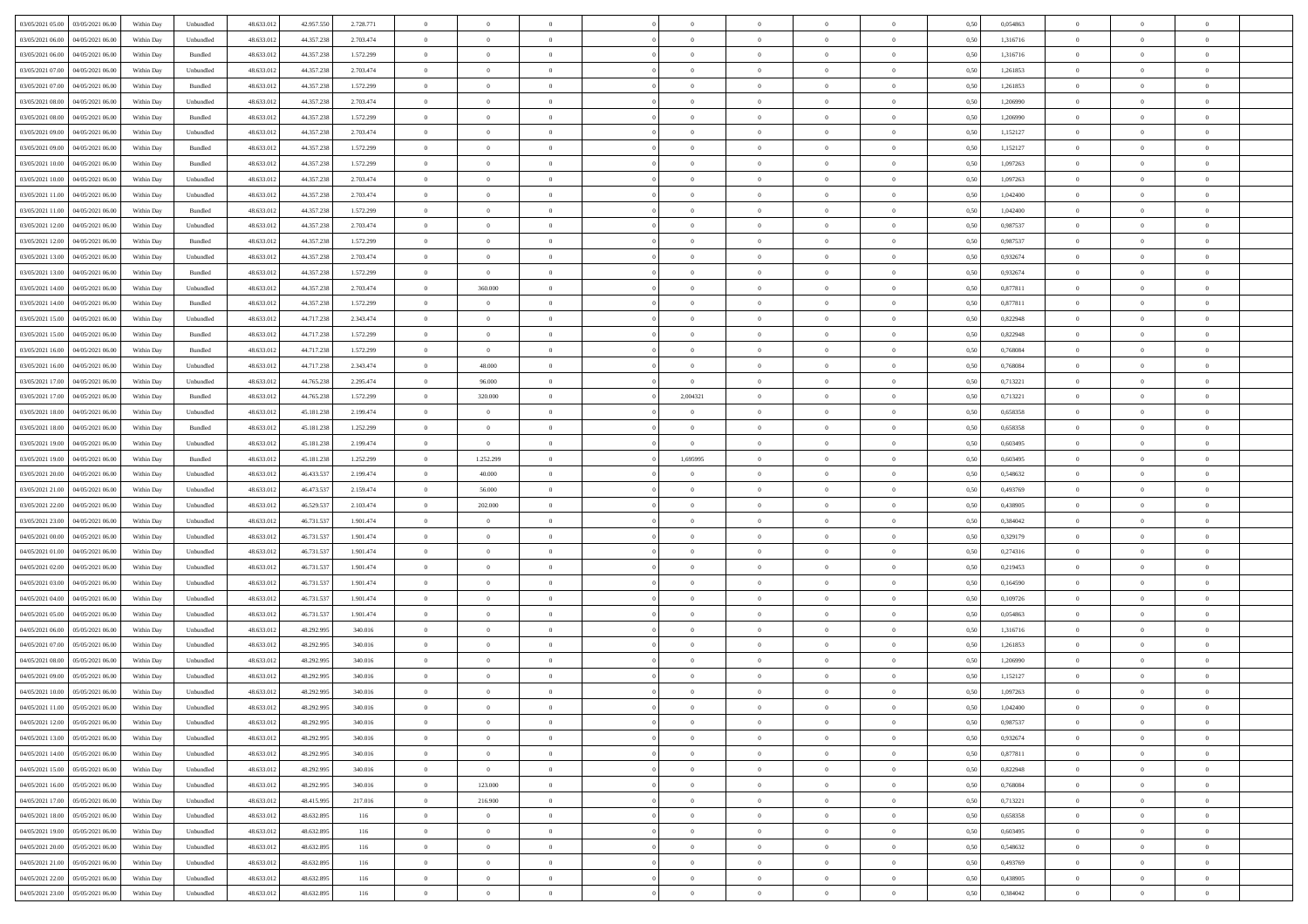| | | | | | | | | | | | | | | | | | | | | | |
|---|---|---|---|---|---|---|---|---|---|---|---|---|---|---|---|---|---|---|---|---|---|
| 03/05/2021 05:00 | 03/05/2021 06:00 | Within Day | Unbundled | 48.633.012 | 42.957.550 | 2.728.771 | 0 | 0 | 0 | | 0 | 0 | 0 | 0 | 0 | 0,50 | 0,054863 | 0 | 0 | 0 | |
| 03/05/2021 06:00 | 04/05/2021 06:00 | Within Day | Unbundled | 48.633.012 | 44.357.238 | 2.703.474 | 0 | 0 | 0 | | 0 | 0 | 0 | 0 | 0 | 0,50 | 1,316716 | 0 | 0 | 0 | |
| 03/05/2021 06:00 | 04/05/2021 06:00 | Within Day | Bundled | 48.633.012 | 44.357.238 | 1.572.299 | 0 | 0 | 0 | | 0 | 0 | 0 | 0 | 0 | 0,50 | 1,316716 | 0 | 0 | 0 | |
| 03/05/2021 07:00 | 04/05/2021 06:00 | Within Day | Unbundled | 48.633.012 | 44.357.238 | 2.703.474 | 0 | 0 | 0 | | 0 | 0 | 0 | 0 | 0 | 0,50 | 1,261853 | 0 | 0 | 0 | |
| 03/05/2021 07:00 | 04/05/2021 06:00 | Within Day | Bundled | 48.633.012 | 44.357.238 | 1.572.299 | 0 | 0 | 0 | | 0 | 0 | 0 | 0 | 0 | 0,50 | 1,261853 | 0 | 0 | 0 | |
| 03/05/2021 08:00 | 04/05/2021 06:00 | Within Day | Unbundled | 48.633.012 | 44.357.238 | 2.703.474 | 0 | 0 | 0 | | 0 | 0 | 0 | 0 | 0 | 0,50 | 1,206990 | 0 | 0 | 0 | |
| 03/05/2021 08:00 | 04/05/2021 06:00 | Within Day | Bundled | 48.633.012 | 44.357.238 | 1.572.299 | 0 | 0 | 0 | | 0 | 0 | 0 | 0 | 0 | 0,50 | 1,206990 | 0 | 0 | 0 | |
| 03/05/2021 09:00 | 04/05/2021 06:00 | Within Day | Unbundled | 48.633.012 | 44.357.238 | 2.703.474 | 0 | 0 | 0 | | 0 | 0 | 0 | 0 | 0 | 0,50 | 1,152127 | 0 | 0 | 0 | |
| 03/05/2021 09:00 | 04/05/2021 06:00 | Within Day | Bundled | 48.633.012 | 44.357.238 | 1.572.299 | 0 | 0 | 0 | | 0 | 0 | 0 | 0 | 0 | 0,50 | 1,152127 | 0 | 0 | 0 | |
| 03/05/2021 10:00 | 04/05/2021 06:00 | Within Day | Bundled | 48.633.012 | 44.357.238 | 1.572.299 | 0 | 0 | 0 | | 0 | 0 | 0 | 0 | 0 | 0,50 | 1,097263 | 0 | 0 | 0 | |
| 03/05/2021 10:00 | 04/05/2021 06:00 | Within Day | Unbundled | 48.633.012 | 44.357.238 | 2.703.474 | 0 | 0 | 0 | | 0 | 0 | 0 | 0 | 0 | 0,50 | 1,097263 | 0 | 0 | 0 | |
| 03/05/2021 11:00 | 04/05/2021 06:00 | Within Day | Unbundled | 48.633.012 | 44.357.238 | 2.703.474 | 0 | 0 | 0 | | 0 | 0 | 0 | 0 | 0 | 0,50 | 1,042400 | 0 | 0 | 0 | |
| 03/05/2021 11:00 | 04/05/2021 06:00 | Within Day | Bundled | 48.633.012 | 44.357.238 | 1.572.299 | 0 | 0 | 0 | | 0 | 0 | 0 | 0 | 0 | 0,50 | 1,042400 | 0 | 0 | 0 | |
| 03/05/2021 12:00 | 04/05/2021 06:00 | Within Day | Unbundled | 48.633.012 | 44.357.238 | 2.703.474 | 0 | 0 | 0 | | 0 | 0 | 0 | 0 | 0 | 0,50 | 0,987537 | 0 | 0 | 0 | |
| 03/05/2021 12:00 | 04/05/2021 06:00 | Within Day | Bundled | 48.633.012 | 44.357.238 | 1.572.299 | 0 | 0 | 0 | | 0 | 0 | 0 | 0 | 0 | 0,50 | 0,987537 | 0 | 0 | 0 | |
| 03/05/2021 13:00 | 04/05/2021 06:00 | Within Day | Unbundled | 48.633.012 | 44.357.238 | 2.703.474 | 0 | 0 | 0 | | 0 | 0 | 0 | 0 | 0 | 0,50 | 0,932674 | 0 | 0 | 0 | |
| 03/05/2021 13:00 | 04/05/2021 06:00 | Within Day | Bundled | 48.633.012 | 44.357.238 | 1.572.299 | 0 | 0 | 0 | | 0 | 0 | 0 | 0 | 0 | 0,50 | 0,932674 | 0 | 0 | 0 | |
| 03/05/2021 14:00 | 04/05/2021 06:00 | Within Day | Unbundled | 48.633.012 | 44.357.238 | 2.703.474 | 0 | 360.000 | 0 | | 0 | 0 | 0 | 0 | 0 | 0,50 | 0,877811 | 0 | 0 | 0 | |
| 03/05/2021 14:00 | 04/05/2021 06:00 | Within Day | Bundled | 48.633.012 | 44.357.238 | 1.572.299 | 0 | 0 | 0 | | 0 | 0 | 0 | 0 | 0 | 0,50 | 0,877811 | 0 | 0 | 0 | |
| 03/05/2021 15:00 | 04/05/2021 06:00 | Within Day | Unbundled | 48.633.012 | 44.717.238 | 2.343.474 | 0 | 0 | 0 | | 0 | 0 | 0 | 0 | 0 | 0,50 | 0,822948 | 0 | 0 | 0 | |
| 03/05/2021 15:00 | 04/05/2021 06:00 | Within Day | Bundled | 48.633.012 | 44.717.238 | 1.572.299 | 0 | 0 | 0 | | 0 | 0 | 0 | 0 | 0 | 0,50 | 0,822948 | 0 | 0 | 0 | |
| 03/05/2021 16:00 | 04/05/2021 06:00 | Within Day | Bundled | 48.633.012 | 44.717.238 | 1.572.299 | 0 | 0 | 0 | | 0 | 0 | 0 | 0 | 0 | 0,50 | 0,768084 | 0 | 0 | 0 | |
| 03/05/2021 16:00 | 04/05/2021 06:00 | Within Day | Unbundled | 48.633.012 | 44.717.238 | 2.343.474 | 0 | 48.000 | 0 | | 0 | 0 | 0 | 0 | 0 | 0,50 | 0,768084 | 0 | 0 | 0 | |
| 03/05/2021 17:00 | 04/05/2021 06:00 | Within Day | Unbundled | 48.633.012 | 44.765.238 | 2.295.474 | 0 | 96.000 | 0 | | 0 | 0 | 0 | 0 | 0 | 0,50 | 0,713221 | 0 | 0 | 0 | |
| 03/05/2021 17:00 | 04/05/2021 06:00 | Within Day | Bundled | 48.633.012 | 44.765.238 | 1.572.299 | 0 | 320.000 | 0 | | 2,004321 | 0 | 0 | 0 | 0 | 0,50 | 0,713221 | 0 | 0 | 0 | |
| 03/05/2021 18:00 | 04/05/2021 06:00 | Within Day | Unbundled | 48.633.012 | 45.181.238 | 2.199.474 | 0 | 0 | 0 | | 0 | 0 | 0 | 0 | 0 | 0,50 | 0,658358 | 0 | 0 | 0 | |
| 03/05/2021 18:00 | 04/05/2021 06:00 | Within Day | Bundled | 48.633.012 | 45.181.238 | 1.252.299 | 0 | 0 | 0 | | 0 | 0 | 0 | 0 | 0 | 0,50 | 0,658358 | 0 | 0 | 0 | |
| 03/05/2021 19:00 | 04/05/2021 06:00 | Within Day | Unbundled | 48.633.012 | 45.181.238 | 2.199.474 | 0 | 0 | 0 | | 0 | 0 | 0 | 0 | 0 | 0,50 | 0,603495 | 0 | 0 | 0 | |
| 03/05/2021 19:00 | 04/05/2021 06:00 | Within Day | Bundled | 48.633.012 | 45.181.238 | 1.252.299 | 0 | 1.252.299 | 0 | | 1,695995 | 0 | 0 | 0 | 0 | 0,50 | 0,603495 | 0 | 0 | 0 | |
| 03/05/2021 20:00 | 04/05/2021 06:00 | Within Day | Unbundled | 48.633.012 | 46.433.537 | 2.199.474 | 0 | 40.000 | 0 | | 0 | 0 | 0 | 0 | 0 | 0,50 | 0,548632 | 0 | 0 | 0 | |
| 03/05/2021 21:00 | 04/05/2021 06:00 | Within Day | Unbundled | 48.633.012 | 46.473.537 | 2.159.474 | 0 | 56.000 | 0 | | 0 | 0 | 0 | 0 | 0 | 0,50 | 0,493769 | 0 | 0 | 0 | |
| 03/05/2021 22:00 | 04/05/2021 06:00 | Within Day | Unbundled | 48.633.012 | 46.529.537 | 2.103.474 | 0 | 202.000 | 0 | | 0 | 0 | 0 | 0 | 0 | 0,50 | 0,438905 | 0 | 0 | 0 | |
| 03/05/2021 23:00 | 04/05/2021 06:00 | Within Day | Unbundled | 48.633.012 | 46.731.537 | 1.901.474 | 0 | 0 | 0 | | 0 | 0 | 0 | 0 | 0 | 0,50 | 0,384042 | 0 | 0 | 0 | |
| 04/05/2021 00:00 | 04/05/2021 06:00 | Within Day | Unbundled | 48.633.012 | 46.731.537 | 1.901.474 | 0 | 0 | 0 | | 0 | 0 | 0 | 0 | 0 | 0,50 | 0,329179 | 0 | 0 | 0 | |
| 04/05/2021 01:00 | 04/05/2021 06:00 | Within Day | Unbundled | 48.633.012 | 46.731.537 | 1.901.474 | 0 | 0 | 0 | | 0 | 0 | 0 | 0 | 0 | 0,50 | 0,274316 | 0 | 0 | 0 | |
| 04/05/2021 02:00 | 04/05/2021 06:00 | Within Day | Unbundled | 48.633.012 | 46.731.537 | 1.901.474 | 0 | 0 | 0 | | 0 | 0 | 0 | 0 | 0 | 0,50 | 0,219453 | 0 | 0 | 0 | |
| 04/05/2021 03:00 | 04/05/2021 06:00 | Within Day | Unbundled | 48.633.012 | 46.731.537 | 1.901.474 | 0 | 0 | 0 | | 0 | 0 | 0 | 0 | 0 | 0,50 | 0,164590 | 0 | 0 | 0 | |
| 04/05/2021 04:00 | 04/05/2021 06:00 | Within Day | Unbundled | 48.633.012 | 46.731.537 | 1.901.474 | 0 | 0 | 0 | | 0 | 0 | 0 | 0 | 0 | 0,50 | 0,109726 | 0 | 0 | 0 | |
| 04/05/2021 05:00 | 04/05/2021 06:00 | Within Day | Unbundled | 48.633.012 | 46.731.537 | 1.901.474 | 0 | 0 | 0 | | 0 | 0 | 0 | 0 | 0 | 0,50 | 0,054863 | 0 | 0 | 0 | |
| 04/05/2021 06:00 | 05/05/2021 06:00 | Within Day | Unbundled | 48.633.012 | 48.292.995 | 340.016 | 0 | 0 | 0 | | 0 | 0 | 0 | 0 | 0 | 0,50 | 1,316716 | 0 | 0 | 0 | |
| 04/05/2021 07:00 | 05/05/2021 06:00 | Within Day | Unbundled | 48.633.012 | 48.292.995 | 340.016 | 0 | 0 | 0 | | 0 | 0 | 0 | 0 | 0 | 0,50 | 1,261853 | 0 | 0 | 0 | |
| 04/05/2021 08:00 | 05/05/2021 06:00 | Within Day | Unbundled | 48.633.012 | 48.292.995 | 340.016 | 0 | 0 | 0 | | 0 | 0 | 0 | 0 | 0 | 0,50 | 1,206990 | 0 | 0 | 0 | |
| 04/05/2021 09:00 | 05/05/2021 06:00 | Within Day | Unbundled | 48.633.012 | 48.292.995 | 340.016 | 0 | 0 | 0 | | 0 | 0 | 0 | 0 | 0 | 0,50 | 1,152127 | 0 | 0 | 0 | |
| 04/05/2021 10:00 | 05/05/2021 06:00 | Within Day | Unbundled | 48.633.012 | 48.292.995 | 340.016 | 0 | 0 | 0 | | 0 | 0 | 0 | 0 | 0 | 0,50 | 1,097263 | 0 | 0 | 0 | |
| 04/05/2021 11:00 | 05/05/2021 06:00 | Within Day | Unbundled | 48.633.012 | 48.292.995 | 340.016 | 0 | 0 | 0 | | 0 | 0 | 0 | 0 | 0 | 0,50 | 1,042400 | 0 | 0 | 0 | |
| 04/05/2021 12:00 | 05/05/2021 06:00 | Within Day | Unbundled | 48.633.012 | 48.292.995 | 340.016 | 0 | 0 | 0 | | 0 | 0 | 0 | 0 | 0 | 0,50 | 0,987537 | 0 | 0 | 0 | |
| 04/05/2021 13:00 | 05/05/2021 06:00 | Within Day | Unbundled | 48.633.012 | 48.292.995 | 340.016 | 0 | 0 | 0 | | 0 | 0 | 0 | 0 | 0 | 0,50 | 0,932674 | 0 | 0 | 0 | |
| 04/05/2021 14:00 | 05/05/2021 06:00 | Within Day | Unbundled | 48.633.012 | 48.292.995 | 340.016 | 0 | 0 | 0 | | 0 | 0 | 0 | 0 | 0 | 0,50 | 0,877811 | 0 | 0 | 0 | |
| 04/05/2021 15:00 | 05/05/2021 06:00 | Within Day | Unbundled | 48.633.012 | 48.292.995 | 340.016 | 0 | 0 | 0 | | 0 | 0 | 0 | 0 | 0 | 0,50 | 0,822948 | 0 | 0 | 0 | |
| 04/05/2021 16:00 | 05/05/2021 06:00 | Within Day | Unbundled | 48.633.012 | 48.292.995 | 340.016 | 0 | 123.000 | 0 | | 0 | 0 | 0 | 0 | 0 | 0,50 | 0,768084 | 0 | 0 | 0 | |
| 04/05/2021 17:00 | 05/05/2021 06:00 | Within Day | Unbundled | 48.633.012 | 48.415.995 | 217.016 | 0 | 216.900 | 0 | | 0 | 0 | 0 | 0 | 0 | 0,50 | 0,713221 | 0 | 0 | 0 | |
| 04/05/2021 18:00 | 05/05/2021 06:00 | Within Day | Unbundled | 48.633.012 | 48.632.895 | 116 | 0 | 0 | 0 | | 0 | 0 | 0 | 0 | 0 | 0,50 | 0,658358 | 0 | 0 | 0 | |
| 04/05/2021 19:00 | 05/05/2021 06:00 | Within Day | Unbundled | 48.633.012 | 48.632.895 | 116 | 0 | 0 | 0 | | 0 | 0 | 0 | 0 | 0 | 0,50 | 0,603495 | 0 | 0 | 0 | |
| 04/05/2021 20:00 | 05/05/2021 06:00 | Within Day | Unbundled | 48.633.012 | 48.632.895 | 116 | 0 | 0 | 0 | | 0 | 0 | 0 | 0 | 0 | 0,50 | 0,548632 | 0 | 0 | 0 | |
| 04/05/2021 21:00 | 05/05/2021 06:00 | Within Day | Unbundled | 48.633.012 | 48.632.895 | 116 | 0 | 0 | 0 | | 0 | 0 | 0 | 0 | 0 | 0,50 | 0,493769 | 0 | 0 | 0 | |
| 04/05/2021 22:00 | 05/05/2021 06:00 | Within Day | Unbundled | 48.633.012 | 48.632.895 | 116 | 0 | 0 | 0 | | 0 | 0 | 0 | 0 | 0 | 0,50 | 0,438905 | 0 | 0 | 0 | |
| 04/05/2021 23:00 | 05/05/2021 06:00 | Within Day | Unbundled | 48.633.012 | 48.632.895 | 116 | 0 | 0 | 0 | | 0 | 0 | 0 | 0 | 0 | 0,50 | 0,384042 | 0 | 0 | 0 | |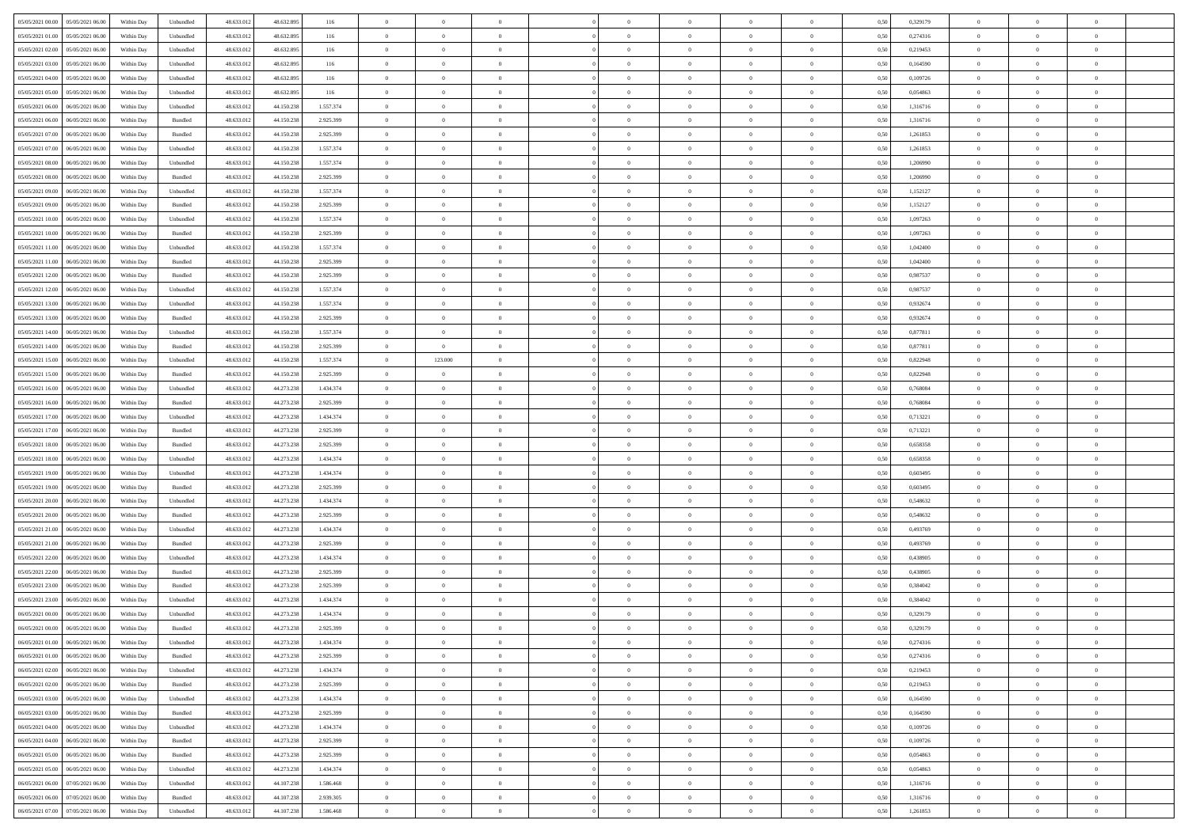| | | | | | | | | | | | | | | | | | | | | |
|---|---|---|---|---|---|---|---|---|---|---|---|---|---|---|---|---|---|---|---|---|
| 05/05/2021 00.00 | 05/05/2021 06.00 | Within Day | Unbundled | 48.633.012 | 48.632.895 | 116 | 0 | 0 | 0 | | 0 | 0 | 0 | 0 | 0,50 | 0,329179 | 0 | 0 | 0 | |
| 05/05/2021 01.00 | 05/05/2021 06.00 | Within Day | Unbundled | 48.633.012 | 48.632.895 | 116 | 0 | 0 | 0 | | 0 | 0 | 0 | 0 | 0,50 | 0,274316 | 0 | 0 | 0 | |
| 05/05/2021 02.00 | 05/05/2021 06.00 | Within Day | Unbundled | 48.633.012 | 48.632.895 | 116 | 0 | 0 | 0 | | 0 | 0 | 0 | 0 | 0,50 | 0,219453 | 0 | 0 | 0 | |
| 05/05/2021 03.00 | 05/05/2021 06.00 | Within Day | Unbundled | 48.633.012 | 48.632.895 | 116 | 0 | 0 | 0 | | 0 | 0 | 0 | 0 | 0,50 | 0,164590 | 0 | 0 | 0 | |
| 05/05/2021 04.00 | 05/05/2021 06.00 | Within Day | Unbundled | 48.633.012 | 48.632.895 | 116 | 0 | 0 | 0 | | 0 | 0 | 0 | 0 | 0,50 | 0,109726 | 0 | 0 | 0 | |
| 05/05/2021 05.00 | 05/05/2021 06.00 | Within Day | Unbundled | 48.633.012 | 48.632.895 | 116 | 0 | 0 | 0 | | 0 | 0 | 0 | 0 | 0,50 | 0,054863 | 0 | 0 | 0 | |
| 05/05/2021 06.00 | 06/05/2021 06.00 | Within Day | Unbundled | 48.633.012 | 44.150.238 | 1.557.374 | 0 | 0 | 0 | | 0 | 0 | 0 | 0 | 0,50 | 1,316716 | 0 | 0 | 0 | |
| 05/05/2021 06.00 | 06/05/2021 06.00 | Within Day | Bundled | 48.633.012 | 44.150.238 | 2.925.399 | 0 | 0 | 0 | | 0 | 0 | 0 | 0 | 0,50 | 1,316716 | 0 | 0 | 0 | |
| 05/05/2021 07.00 | 06/05/2021 06.00 | Within Day | Bundled | 48.633.012 | 44.150.238 | 2.925.399 | 0 | 0 | 0 | | 0 | 0 | 0 | 0 | 0,50 | 1,261853 | 0 | 0 | 0 | |
| 05/05/2021 07.00 | 06/05/2021 06.00 | Within Day | Unbundled | 48.633.012 | 44.150.238 | 1.557.374 | 0 | 0 | 0 | | 0 | 0 | 0 | 0 | 0,50 | 1,261853 | 0 | 0 | 0 | |
| 05/05/2021 08.00 | 06/05/2021 06.00 | Within Day | Unbundled | 48.633.012 | 44.150.238 | 1.557.374 | 0 | 0 | 0 | | 0 | 0 | 0 | 0 | 0,50 | 1,206990 | 0 | 0 | 0 | |
| 05/05/2021 08.00 | 06/05/2021 06.00 | Within Day | Bundled | 48.633.012 | 44.150.238 | 2.925.399 | 0 | 0 | 0 | | 0 | 0 | 0 | 0 | 0,50 | 1,206990 | 0 | 0 | 0 | |
| 05/05/2021 09.00 | 06/05/2021 06.00 | Within Day | Unbundled | 48.633.012 | 44.150.238 | 1.557.374 | 0 | 0 | 0 | | 0 | 0 | 0 | 0 | 0,50 | 1,152127 | 0 | 0 | 0 | |
| 05/05/2021 09.00 | 06/05/2021 06.00 | Within Day | Bundled | 48.633.012 | 44.150.238 | 2.925.399 | 0 | 0 | 0 | | 0 | 0 | 0 | 0 | 0,50 | 1,152127 | 0 | 0 | 0 | |
| 05/05/2021 10.00 | 06/05/2021 06.00 | Within Day | Unbundled | 48.633.012 | 44.150.238 | 1.557.374 | 0 | 0 | 0 | | 0 | 0 | 0 | 0 | 0,50 | 1,097263 | 0 | 0 | 0 | |
| 05/05/2021 10.00 | 06/05/2021 06.00 | Within Day | Bundled | 48.633.012 | 44.150.238 | 2.925.399 | 0 | 0 | 0 | | 0 | 0 | 0 | 0 | 0,50 | 1,097263 | 0 | 0 | 0 | |
| 05/05/2021 11.00 | 06/05/2021 06.00 | Within Day | Unbundled | 48.633.012 | 44.150.238 | 1.557.374 | 0 | 0 | 0 | | 0 | 0 | 0 | 0 | 0,50 | 1,042400 | 0 | 0 | 0 | |
| 05/05/2021 11.00 | 06/05/2021 06.00 | Within Day | Bundled | 48.633.012 | 44.150.238 | 2.925.399 | 0 | 0 | 0 | | 0 | 0 | 0 | 0 | 0,50 | 1,042400 | 0 | 0 | 0 | |
| 05/05/2021 12.00 | 06/05/2021 06.00 | Within Day | Bundled | 48.633.012 | 44.150.238 | 2.925.399 | 0 | 0 | 0 | | 0 | 0 | 0 | 0 | 0,50 | 0,987537 | 0 | 0 | 0 | |
| 05/05/2021 12.00 | 06/05/2021 06.00 | Within Day | Unbundled | 48.633.012 | 44.150.238 | 1.557.374 | 0 | 0 | 0 | | 0 | 0 | 0 | 0 | 0,50 | 0,987537 | 0 | 0 | 0 | |
| 05/05/2021 13.00 | 06/05/2021 06.00 | Within Day | Unbundled | 48.633.012 | 44.150.238 | 1.557.374 | 0 | 0 | 0 | | 0 | 0 | 0 | 0 | 0,50 | 0,932674 | 0 | 0 | 0 | |
| 05/05/2021 13.00 | 06/05/2021 06.00 | Within Day | Bundled | 48.633.012 | 44.150.238 | 2.925.399 | 0 | 0 | 0 | | 0 | 0 | 0 | 0 | 0,50 | 0,932674 | 0 | 0 | 0 | |
| 05/05/2021 14.00 | 06/05/2021 06.00 | Within Day | Unbundled | 48.633.012 | 44.150.238 | 1.557.374 | 0 | 0 | 0 | | 0 | 0 | 0 | 0 | 0,50 | 0,877811 | 0 | 0 | 0 | |
| 05/05/2021 14.00 | 06/05/2021 06.00 | Within Day | Bundled | 48.633.012 | 44.150.238 | 2.925.399 | 0 | 0 | 0 | | 0 | 0 | 0 | 0 | 0,50 | 0,877811 | 0 | 0 | 0 | |
| 05/05/2021 15.00 | 06/05/2021 06.00 | Within Day | Unbundled | 48.633.012 | 44.150.238 | 1.557.374 | 0 | 123.000 | 0 | | 0 | 0 | 0 | 0 | 0,50 | 0,822948 | 0 | 0 | 0 | |
| 05/05/2021 15.00 | 06/05/2021 06.00 | Within Day | Bundled | 48.633.012 | 44.150.238 | 2.925.399 | 0 | 0 | 0 | | 0 | 0 | 0 | 0 | 0,50 | 0,822948 | 0 | 0 | 0 | |
| 05/05/2021 16.00 | 06/05/2021 06.00 | Within Day | Unbundled | 48.633.012 | 44.273.238 | 1.434.374 | 0 | 0 | 0 | | 0 | 0 | 0 | 0 | 0,50 | 0,768084 | 0 | 0 | 0 | |
| 05/05/2021 16.00 | 06/05/2021 06.00 | Within Day | Bundled | 48.633.012 | 44.273.238 | 2.925.399 | 0 | 0 | 0 | | 0 | 0 | 0 | 0 | 0,50 | 0,768084 | 0 | 0 | 0 | |
| 05/05/2021 17.00 | 06/05/2021 06.00 | Within Day | Unbundled | 48.633.012 | 44.273.238 | 1.434.374 | 0 | 0 | 0 | | 0 | 0 | 0 | 0 | 0,50 | 0,713221 | 0 | 0 | 0 | |
| 05/05/2021 17.00 | 06/05/2021 06.00 | Within Day | Bundled | 48.633.012 | 44.273.238 | 2.925.399 | 0 | 0 | 0 | | 0 | 0 | 0 | 0 | 0,50 | 0,713221 | 0 | 0 | 0 | |
| 05/05/2021 18.00 | 06/05/2021 06.00 | Within Day | Bundled | 48.633.012 | 44.273.238 | 2.925.399 | 0 | 0 | 0 | | 0 | 0 | 0 | 0 | 0,50 | 0,658358 | 0 | 0 | 0 | |
| 05/05/2021 18.00 | 06/05/2021 06.00 | Within Day | Unbundled | 48.633.012 | 44.273.238 | 1.434.374 | 0 | 0 | 0 | | 0 | 0 | 0 | 0 | 0,50 | 0,658358 | 0 | 0 | 0 | |
| 05/05/2021 19.00 | 06/05/2021 06.00 | Within Day | Unbundled | 48.633.012 | 44.273.238 | 1.434.374 | 0 | 0 | 0 | | 0 | 0 | 0 | 0 | 0,50 | 0,603495 | 0 | 0 | 0 | |
| 05/05/2021 19.00 | 06/05/2021 06.00 | Within Day | Bundled | 48.633.012 | 44.273.238 | 2.925.399 | 0 | 0 | 0 | | 0 | 0 | 0 | 0 | 0,50 | 0,603495 | 0 | 0 | 0 | |
| 05/05/2021 20.00 | 06/05/2021 06.00 | Within Day | Unbundled | 48.633.012 | 44.273.238 | 1.434.374 | 0 | 0 | 0 | | 0 | 0 | 0 | 0 | 0,50 | 0,548632 | 0 | 0 | 0 | |
| 05/05/2021 20.00 | 06/05/2021 06.00 | Within Day | Bundled | 48.633.012 | 44.273.238 | 2.925.399 | 0 | 0 | 0 | | 0 | 0 | 0 | 0 | 0,50 | 0,548632 | 0 | 0 | 0 | |
| 05/05/2021 21.00 | 06/05/2021 06.00 | Within Day | Unbundled | 48.633.012 | 44.273.238 | 1.434.374 | 0 | 0 | 0 | | 0 | 0 | 0 | 0 | 0,50 | 0,493769 | 0 | 0 | 0 | |
| 05/05/2021 21.00 | 06/05/2021 06.00 | Within Day | Bundled | 48.633.012 | 44.273.238 | 2.925.399 | 0 | 0 | 0 | | 0 | 0 | 0 | 0 | 0,50 | 0,493769 | 0 | 0 | 0 | |
| 05/05/2021 22.00 | 06/05/2021 06.00 | Within Day | Unbundled | 48.633.012 | 44.273.238 | 1.434.374 | 0 | 0 | 0 | | 0 | 0 | 0 | 0 | 0,50 | 0,438905 | 0 | 0 | 0 | |
| 05/05/2021 22.00 | 06/05/2021 06.00 | Within Day | Bundled | 48.633.012 | 44.273.238 | 2.925.399 | 0 | 0 | 0 | | 0 | 0 | 0 | 0 | 0,50 | 0,438905 | 0 | 0 | 0 | |
| 05/05/2021 23.00 | 06/05/2021 06.00 | Within Day | Bundled | 48.633.012 | 44.273.238 | 2.925.399 | 0 | 0 | 0 | | 0 | 0 | 0 | 0 | 0,50 | 0,384042 | 0 | 0 | 0 | |
| 05/05/2021 23.00 | 06/05/2021 06.00 | Within Day | Unbundled | 48.633.012 | 44.273.238 | 1.434.374 | 0 | 0 | 0 | | 0 | 0 | 0 | 0 | 0,50 | 0,384042 | 0 | 0 | 0 | |
| 06/05/2021 00.00 | 06/05/2021 06.00 | Within Day | Unbundled | 48.633.012 | 44.273.238 | 1.434.374 | 0 | 0 | 0 | | 0 | 0 | 0 | 0 | 0,50 | 0,329179 | 0 | 0 | 0 | |
| 06/05/2021 00.00 | 06/05/2021 06.00 | Within Day | Bundled | 48.633.012 | 44.273.238 | 2.925.399 | 0 | 0 | 0 | | 0 | 0 | 0 | 0 | 0,50 | 0,329179 | 0 | 0 | 0 | |
| 06/05/2021 01.00 | 06/05/2021 06.00 | Within Day | Unbundled | 48.633.012 | 44.273.238 | 1.434.374 | 0 | 0 | 0 | | 0 | 0 | 0 | 0 | 0,50 | 0,274316 | 0 | 0 | 0 | |
| 06/05/2021 01.00 | 06/05/2021 06.00 | Within Day | Bundled | 48.633.012 | 44.273.238 | 2.925.399 | 0 | 0 | 0 | | 0 | 0 | 0 | 0 | 0,50 | 0,274316 | 0 | 0 | 0 | |
| 06/05/2021 02.00 | 06/05/2021 06.00 | Within Day | Unbundled | 48.633.012 | 44.273.238 | 1.434.374 | 0 | 0 | 0 | | 0 | 0 | 0 | 0 | 0,50 | 0,219453 | 0 | 0 | 0 | |
| 06/05/2021 02.00 | 06/05/2021 06.00 | Within Day | Bundled | 48.633.012 | 44.273.238 | 2.925.399 | 0 | 0 | 0 | | 0 | 0 | 0 | 0 | 0,50 | 0,219453 | 0 | 0 | 0 | |
| 06/05/2021 03.00 | 06/05/2021 06.00 | Within Day | Unbundled | 48.633.012 | 44.273.238 | 1.434.374 | 0 | 0 | 0 | | 0 | 0 | 0 | 0 | 0,50 | 0,164590 | 0 | 0 | 0 | |
| 06/05/2021 03.00 | 06/05/2021 06.00 | Within Day | Bundled | 48.633.012 | 44.273.238 | 2.925.399 | 0 | 0 | 0 | | 0 | 0 | 0 | 0 | 0,50 | 0,164590 | 0 | 0 | 0 | |
| 06/05/2021 04.00 | 06/05/2021 06.00 | Within Day | Unbundled | 48.633.012 | 44.273.238 | 1.434.374 | 0 | 0 | 0 | | 0 | 0 | 0 | 0 | 0,50 | 0,109726 | 0 | 0 | 0 | |
| 06/05/2021 04.00 | 06/05/2021 06.00 | Within Day | Bundled | 48.633.012 | 44.273.238 | 2.925.399 | 0 | 0 | 0 | | 0 | 0 | 0 | 0 | 0,50 | 0,109726 | 0 | 0 | 0 | |
| 06/05/2021 05.00 | 06/05/2021 06.00 | Within Day | Bundled | 48.633.012 | 44.273.238 | 2.925.399 | 0 | 0 | 0 | | 0 | 0 | 0 | 0 | 0,50 | 0,054863 | 0 | 0 | 0 | |
| 06/05/2021 05.00 | 06/05/2021 06.00 | Within Day | Unbundled | 48.633.012 | 44.273.238 | 1.434.374 | 0 | 0 | 0 | | 0 | 0 | 0 | 0 | 0,50 | 0,054863 | 0 | 0 | 0 | |
| 06/05/2021 06.00 | 07/05/2021 06.00 | Within Day | Unbundled | 48.633.012 | 44.107.238 | 1.586.468 | 0 | 0 | 0 | | 0 | 0 | 0 | 0 | 0,50 | 1,316716 | 0 | 0 | 0 | |
| 06/05/2021 06.00 | 07/05/2021 06.00 | Within Day | Bundled | 48.633.012 | 44.107.238 | 2.939.305 | 0 | 0 | 0 | | 0 | 0 | 0 | 0 | 0,50 | 1,316716 | 0 | 0 | 0 | |
| 06/05/2021 07.00 | 07/05/2021 06.00 | Within Day | Unbundled | 48.633.012 | 44.107.238 | 1.586.468 | 0 | 0 | 0 | | 0 | 0 | 0 | 0 | 0,50 | 1,261853 | 0 | 0 | 0 | |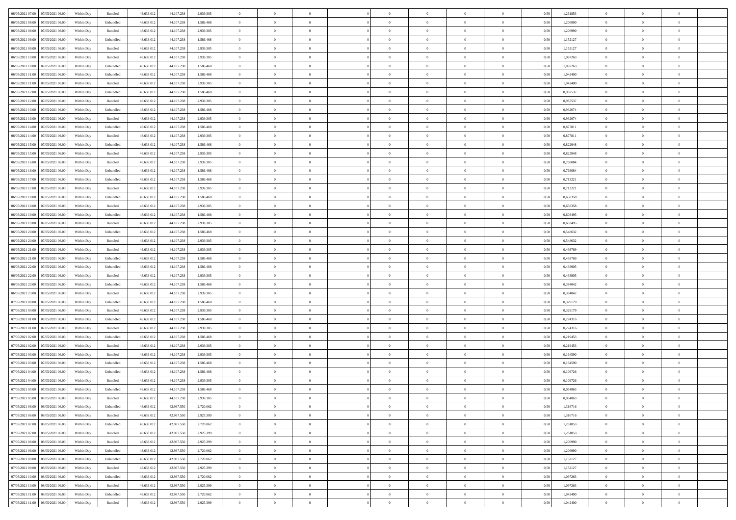| | | | | | | | | | | | | | | | | | | | | |
|---|---|---|---|---|---|---|---|---|---|---|---|---|---|---|---|---|---|---|---|---|
| 06/05/2021 07:00 | 07/05/2021 06:00 | Within Day | Bundled | 48.633.012 | 44.107.238 | 2.939.305 | 0 | 0 | 0 | | 0 | 0 | 0 | 0 | 0,50 | 1,261853 | 0 | 0 | 0 | |
| 06/05/2021 08:00 | 07/05/2021 06:00 | Within Day | Unbundled | 48.633.012 | 44.107.238 | 1.586.468 | 0 | 0 | 0 | | 0 | 0 | 0 | 0 | 0,50 | 1,206990 | 0 | 0 | 0 | |
| 06/05/2021 08:00 | 07/05/2021 06:00 | Within Day | Bundled | 48.633.012 | 44.107.238 | 2.939.305 | 0 | 0 | 0 | | 0 | 0 | 0 | 0 | 0,50 | 1,206990 | 0 | 0 | 0 | |
| 06/05/2021 09:00 | 07/05/2021 06:00 | Within Day | Unbundled | 48.633.012 | 44.107.238 | 1.586.468 | 0 | 0 | 0 | | 0 | 0 | 0 | 0 | 0,50 | 1,152127 | 0 | 0 | 0 | |
| 06/05/2021 09:00 | 07/05/2021 06:00 | Within Day | Bundled | 48.633.012 | 44.107.238 | 2.939.305 | 0 | 0 | 0 | | 0 | 0 | 0 | 0 | 0,50 | 1,152127 | 0 | 0 | 0 | |
| 06/05/2021 10:00 | 07/05/2021 06:00 | Within Day | Bundled | 48.633.012 | 44.107.238 | 2.939.305 | 0 | 0 | 0 | | 0 | 0 | 0 | 0 | 0,50 | 1,097263 | 0 | 0 | 0 | |
| 06/05/2021 10:00 | 07/05/2021 06:00 | Within Day | Unbundled | 48.633.012 | 44.107.238 | 1.586.468 | 0 | 0 | 0 | | 0 | 0 | 0 | 0 | 0,50 | 1,097263 | 0 | 0 | 0 | |
| 06/05/2021 11:00 | 07/05/2021 06:00 | Within Day | Unbundled | 48.633.012 | 44.107.238 | 1.586.468 | 0 | 0 | 0 | | 0 | 0 | 0 | 0 | 0,50 | 1,042400 | 0 | 0 | 0 | |
| 06/05/2021 11:00 | 07/05/2021 06:00 | Within Day | Bundled | 48.633.012 | 44.107.238 | 2.939.305 | 0 | 0 | 0 | | 0 | 0 | 0 | 0 | 0,50 | 1,042400 | 0 | 0 | 0 | |
| 06/05/2021 12:00 | 07/05/2021 06:00 | Within Day | Unbundled | 48.633.012 | 44.107.238 | 1.586.468 | 0 | 0 | 0 | | 0 | 0 | 0 | 0 | 0,50 | 0,987537 | 0 | 0 | 0 | |
| 06/05/2021 12:00 | 07/05/2021 06:00 | Within Day | Bundled | 48.633.012 | 44.107.238 | 2.939.305 | 0 | 0 | 0 | | 0 | 0 | 0 | 0 | 0,50 | 0,987537 | 0 | 0 | 0 | |
| 06/05/2021 13:00 | 07/05/2021 06:00 | Within Day | Unbundled | 48.633.012 | 44.107.238 | 1.586.468 | 0 | 0 | 0 | | 0 | 0 | 0 | 0 | 0,50 | 0,932674 | 0 | 0 | 0 | |
| 06/05/2021 13:00 | 07/05/2021 06:00 | Within Day | Bundled | 48.633.012 | 44.107.238 | 2.939.305 | 0 | 0 | 0 | | 0 | 0 | 0 | 0 | 0,50 | 0,932674 | 0 | 0 | 0 | |
| 06/05/2021 14:00 | 07/05/2021 06:00 | Within Day | Unbundled | 48.633.012 | 44.107.238 | 1.586.468 | 0 | 0 | 0 | | 0 | 0 | 0 | 0 | 0,50 | 0,877811 | 0 | 0 | 0 | |
| 06/05/2021 14:00 | 07/05/2021 06:00 | Within Day | Bundled | 48.633.012 | 44.107.238 | 2.939.305 | 0 | 0 | 0 | | 0 | 0 | 0 | 0 | 0,50 | 0,877811 | 0 | 0 | 0 | |
| 06/05/2021 15:00 | 07/05/2021 06:00 | Within Day | Unbundled | 48.633.012 | 44.107.238 | 1.586.468 | 0 | 0 | 0 | | 0 | 0 | 0 | 0 | 0,50 | 0,822948 | 0 | 0 | 0 | |
| 06/05/2021 15:00 | 07/05/2021 06:00 | Within Day | Bundled | 48.633.012 | 44.107.238 | 2.939.305 | 0 | 0 | 0 | | 0 | 0 | 0 | 0 | 0,50 | 0,822948 | 0 | 0 | 0 | |
| 06/05/2021 16:00 | 07/05/2021 06:00 | Within Day | Bundled | 48.633.012 | 44.107.238 | 2.939.305 | 0 | 0 | 0 | | 0 | 0 | 0 | 0 | 0,50 | 0,768084 | 0 | 0 | 0 | |
| 06/05/2021 16:00 | 07/05/2021 06:00 | Within Day | Unbundled | 48.633.012 | 44.107.238 | 1.586.468 | 0 | 0 | 0 | | 0 | 0 | 0 | 0 | 0,50 | 0,768084 | 0 | 0 | 0 | |
| 06/05/2021 17:00 | 07/05/2021 06:00 | Within Day | Unbundled | 48.633.012 | 44.107.238 | 1.586.468 | 0 | 0 | 0 | | 0 | 0 | 0 | 0 | 0,50 | 0,713221 | 0 | 0 | 0 | |
| 06/05/2021 17:00 | 07/05/2021 06:00 | Within Day | Bundled | 48.633.012 | 44.107.238 | 2.939.305 | 0 | 0 | 0 | | 0 | 0 | 0 | 0 | 0,50 | 0,713221 | 0 | 0 | 0 | |
| 06/05/2021 18:00 | 07/05/2021 06:00 | Within Day | Unbundled | 48.633.012 | 44.107.238 | 1.586.468 | 0 | 0 | 0 | | 0 | 0 | 0 | 0 | 0,50 | 0,658358 | 0 | 0 | 0 | |
| 06/05/2021 18:00 | 07/05/2021 06:00 | Within Day | Bundled | 48.633.012 | 44.107.238 | 2.939.305 | 0 | 0 | 0 | | 0 | 0 | 0 | 0 | 0,50 | 0,658358 | 0 | 0 | 0 | |
| 06/05/2021 19:00 | 07/05/2021 06:00 | Within Day | Unbundled | 48.633.012 | 44.107.238 | 1.586.468 | 0 | 0 | 0 | | 0 | 0 | 0 | 0 | 0,50 | 0,603495 | 0 | 0 | 0 | |
| 06/05/2021 19:00 | 07/05/2021 06:00 | Within Day | Bundled | 48.633.012 | 44.107.238 | 2.939.305 | 0 | 0 | 0 | | 0 | 0 | 0 | 0 | 0,50 | 0,603495 | 0 | 0 | 0 | |
| 06/05/2021 20:00 | 07/05/2021 06:00 | Within Day | Unbundled | 48.633.012 | 44.107.238 | 1.586.468 | 0 | 0 | 0 | | 0 | 0 | 0 | 0 | 0,50 | 0,548632 | 0 | 0 | 0 | |
| 06/05/2021 20:00 | 07/05/2021 06:00 | Within Day | Bundled | 48.633.012 | 44.107.238 | 2.939.305 | 0 | 0 | 0 | | 0 | 0 | 0 | 0 | 0,50 | 0,548632 | 0 | 0 | 0 | |
| 06/05/2021 21:00 | 07/05/2021 06:00 | Within Day | Bundled | 48.633.012 | 44.107.238 | 2.939.305 | 0 | 0 | 0 | | 0 | 0 | 0 | 0 | 0,50 | 0,493769 | 0 | 0 | 0 | |
| 06/05/2021 21:00 | 07/05/2021 06:00 | Within Day | Unbundled | 48.633.012 | 44.107.238 | 1.586.468 | 0 | 0 | 0 | | 0 | 0 | 0 | 0 | 0,50 | 0,493769 | 0 | 0 | 0 | |
| 06/05/2021 22:00 | 07/05/2021 06:00 | Within Day | Unbundled | 48.633.012 | 44.107.238 | 1.586.468 | 0 | 0 | 0 | | 0 | 0 | 0 | 0 | 0,50 | 0,438905 | 0 | 0 | 0 | |
| 06/05/2021 22:00 | 07/05/2021 06:00 | Within Day | Bundled | 48.633.012 | 44.107.238 | 2.939.305 | 0 | 0 | 0 | | 0 | 0 | 0 | 0 | 0,50 | 0,438905 | 0 | 0 | 0 | |
| 06/05/2021 23:00 | 07/05/2021 06:00 | Within Day | Unbundled | 48.633.012 | 44.107.238 | 1.586.468 | 0 | 0 | 0 | | 0 | 0 | 0 | 0 | 0,50 | 0,384042 | 0 | 0 | 0 | |
| 06/05/2021 23:00 | 07/05/2021 06:00 | Within Day | Bundled | 48.633.012 | 44.107.238 | 2.939.305 | 0 | 0 | 0 | | 0 | 0 | 0 | 0 | 0,50 | 0,384042 | 0 | 0 | 0 | |
| 07/05/2021 00:00 | 07/05/2021 06:00 | Within Day | Unbundled | 48.633.012 | 44.107.238 | 1.586.468 | 0 | 0 | 0 | | 0 | 0 | 0 | 0 | 0,50 | 0,329179 | 0 | 0 | 0 | |
| 07/05/2021 00:00 | 07/05/2021 06:00 | Within Day | Bundled | 48.633.012 | 44.107.238 | 2.939.305 | 0 | 0 | 0 | | 0 | 0 | 0 | 0 | 0,50 | 0,329179 | 0 | 0 | 0 | |
| 07/05/2021 01:00 | 07/05/2021 06:00 | Within Day | Unbundled | 48.633.012 | 44.107.238 | 1.586.468 | 0 | 0 | 0 | | 0 | 0 | 0 | 0 | 0,50 | 0,274316 | 0 | 0 | 0 | |
| 07/05/2021 01:00 | 07/05/2021 06:00 | Within Day | Bundled | 48.633.012 | 44.107.238 | 2.939.305 | 0 | 0 | 0 | | 0 | 0 | 0 | 0 | 0,50 | 0,274316 | 0 | 0 | 0 | |
| 07/05/2021 02:00 | 07/05/2021 06:00 | Within Day | Unbundled | 48.633.012 | 44.107.238 | 1.586.468 | 0 | 0 | 0 | | 0 | 0 | 0 | 0 | 0,50 | 0,219453 | 0 | 0 | 0 | |
| 07/05/2021 02:00 | 07/05/2021 06:00 | Within Day | Bundled | 48.633.012 | 44.107.238 | 2.939.305 | 0 | 0 | 0 | | 0 | 0 | 0 | 0 | 0,50 | 0,219453 | 0 | 0 | 0 | |
| 07/05/2021 03:00 | 07/05/2021 06:00 | Within Day | Bundled | 48.633.012 | 44.107.238 | 2.939.305 | 0 | 0 | 0 | | 0 | 0 | 0 | 0 | 0,50 | 0,164590 | 0 | 0 | 0 | |
| 07/05/2021 03:00 | 07/05/2021 06:00 | Within Day | Unbundled | 48.633.012 | 44.107.238 | 1.586.468 | 0 | 0 | 0 | | 0 | 0 | 0 | 0 | 0,50 | 0,164590 | 0 | 0 | 0 | |
| 07/05/2021 04:00 | 07/05/2021 06:00 | Within Day | Unbundled | 48.633.012 | 44.107.238 | 1.586.468 | 0 | 0 | 0 | | 0 | 0 | 0 | 0 | 0,50 | 0,109726 | 0 | 0 | 0 | |
| 07/05/2021 04:00 | 07/05/2021 06:00 | Within Day | Bundled | 48.633.012 | 44.107.238 | 2.939.305 | 0 | 0 | 0 | | 0 | 0 | 0 | 0 | 0,50 | 0,109726 | 0 | 0 | 0 | |
| 07/05/2021 05:00 | 07/05/2021 06:00 | Within Day | Unbundled | 48.633.012 | 44.107.238 | 1.586.468 | 0 | 0 | 0 | | 0 | 0 | 0 | 0 | 0,50 | 0,054863 | 0 | 0 | 0 | |
| 07/05/2021 05:00 | 07/05/2021 06:00 | Within Day | Bundled | 48.633.012 | 44.107.238 | 2.939.305 | 0 | 0 | 0 | | 0 | 0 | 0 | 0 | 0,50 | 0,054863 | 0 | 0 | 0 | |
| 07/05/2021 06:00 | 08/05/2021 06:00 | Within Day | Unbundled | 48.633.012 | 42.987.550 | 2.720.062 | 0 | 0 | 0 | | 0 | 0 | 0 | 0 | 0,50 | 1,316716 | 0 | 0 | 0 | |
| 07/05/2021 06:00 | 08/05/2021 06:00 | Within Day | Bundled | 48.633.012 | 42.987.550 | 2.925.399 | 0 | 0 | 0 | | 0 | 0 | 0 | 0 | 0,50 | 1,316716 | 0 | 0 | 0 | |
| 07/05/2021 07:00 | 08/05/2021 06:00 | Within Day | Unbundled | 48.633.012 | 42.987.550 | 2.720.062 | 0 | 0 | 0 | | 0 | 0 | 0 | 0 | 0,50 | 1,261853 | 0 | 0 | 0 | |
| 07/05/2021 07:00 | 08/05/2021 06:00 | Within Day | Bundled | 48.633.012 | 42.987.550 | 2.925.399 | 0 | 0 | 0 | | 0 | 0 | 0 | 0 | 0,50 | 1,261853 | 0 | 0 | 0 | |
| 07/05/2021 08:00 | 08/05/2021 06:00 | Within Day | Bundled | 48.633.012 | 42.987.550 | 2.925.399 | 0 | 0 | 0 | | 0 | 0 | 0 | 0 | 0,50 | 1,206990 | 0 | 0 | 0 | |
| 07/05/2021 08:00 | 08/05/2021 06:00 | Within Day | Unbundled | 48.633.012 | 42.987.550 | 2.720.062 | 0 | 0 | 0 | | 0 | 0 | 0 | 0 | 0,50 | 1,206990 | 0 | 0 | 0 | |
| 07/05/2021 09:00 | 08/05/2021 06:00 | Within Day | Unbundled | 48.633.012 | 42.987.550 | 2.720.062 | 0 | 0 | 0 | | 0 | 0 | 0 | 0 | 0,50 | 1,152127 | 0 | 0 | 0 | |
| 07/05/2021 09:00 | 08/05/2021 06:00 | Within Day | Bundled | 48.633.012 | 42.987.550 | 2.925.399 | 0 | 0 | 0 | | 0 | 0 | 0 | 0 | 0,50 | 1,152127 | 0 | 0 | 0 | |
| 07/05/2021 10:00 | 08/05/2021 06:00 | Within Day | Unbundled | 48.633.012 | 42.987.550 | 2.720.062 | 0 | 0 | 0 | | 0 | 0 | 0 | 0 | 0,50 | 1,097263 | 0 | 0 | 0 | |
| 07/05/2021 10:00 | 08/05/2021 06:00 | Within Day | Bundled | 48.633.012 | 42.987.550 | 2.925.399 | 0 | 0 | 0 | | 0 | 0 | 0 | 0 | 0,50 | 1,097263 | 0 | 0 | 0 | |
| 07/05/2021 11:00 | 08/05/2021 06:00 | Within Day | Unbundled | 48.633.012 | 42.987.550 | 2.720.062 | 0 | 0 | 0 | | 0 | 0 | 0 | 0 | 0,50 | 1,042400 | 0 | 0 | 0 | |
| 07/05/2021 11:00 | 08/05/2021 06:00 | Within Day | Bundled | 48.633.012 | 42.987.550 | 2.925.399 | 0 | 0 | 0 | | 0 | 0 | 0 | 0 | 0,50 | 1,042400 | 0 | 0 | 0 | |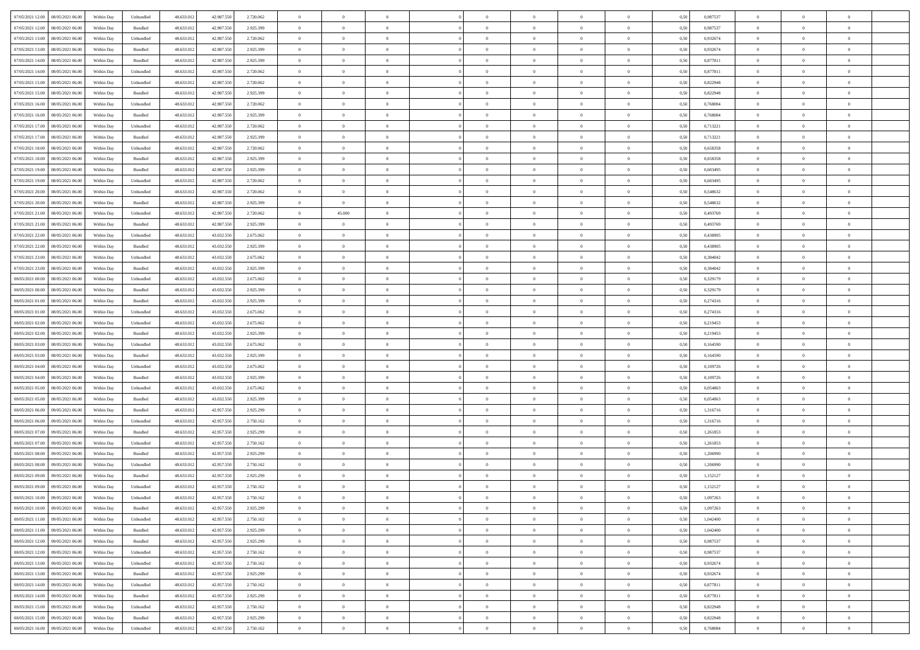| | | | | | | | | | | | | | | | | | | | | |
|---|---|---|---|---|---|---|---|---|---|---|---|---|---|---|---|---|---|---|---|---|
| 07/05/2021 12:00 | 08/05/2021 06:00 | Within Day | Unbundled | 48.633.012 | 42.987.550 | 2.720.062 | 0 | 0 | 0 | | 0 | 0 | 0 | 0 | 0,50 | 0,987537 | 0 | 0 | 0 | |
| 07/05/2021 12:00 | 08/05/2021 06:00 | Within Day | Bundled | 48.633.012 | 42.987.550 | 2.925.399 | 0 | 0 | 0 | | 0 | 0 | 0 | 0 | 0,50 | 0,987537 | 0 | 0 | 0 | |
| 07/05/2021 13:00 | 08/05/2021 06:00 | Within Day | Unbundled | 48.633.012 | 42.987.550 | 2.720.062 | 0 | 0 | 0 | | 0 | 0 | 0 | 0 | 0,50 | 0,932674 | 0 | 0 | 0 | |
| 07/05/2021 13:00 | 08/05/2021 06:00 | Within Day | Bundled | 48.633.012 | 42.987.550 | 2.925.399 | 0 | 0 | 0 | | 0 | 0 | 0 | 0 | 0,50 | 0,932674 | 0 | 0 | 0 | |
| 07/05/2021 14:00 | 08/05/2021 06:00 | Within Day | Bundled | 48.633.012 | 42.987.550 | 2.925.399 | 0 | 0 | 0 | | 0 | 0 | 0 | 0 | 0,50 | 0,877811 | 0 | 0 | 0 | |
| 07/05/2021 14:00 | 08/05/2021 06:00 | Within Day | Unbundled | 48.633.012 | 42.987.550 | 2.720.062 | 0 | 0 | 0 | | 0 | 0 | 0 | 0 | 0,50 | 0,877811 | 0 | 0 | 0 | |
| 07/05/2021 15:00 | 08/05/2021 06:00 | Within Day | Unbundled | 48.633.012 | 42.987.550 | 2.720.062 | 0 | 0 | 0 | | 0 | 0 | 0 | 0 | 0,50 | 0,822948 | 0 | 0 | 0 | |
| 07/05/2021 15:00 | 08/05/2021 06:00 | Within Day | Bundled | 48.633.012 | 42.987.550 | 2.925.399 | 0 | 0 | 0 | | 0 | 0 | 0 | 0 | 0,50 | 0,822948 | 0 | 0 | 0 | |
| 07/05/2021 16:00 | 08/05/2021 06:00 | Within Day | Unbundled | 48.633.012 | 42.987.550 | 2.720.062 | 0 | 0 | 0 | | 0 | 0 | 0 | 0 | 0,50 | 0,768084 | 0 | 0 | 0 | |
| 07/05/2021 16:00 | 08/05/2021 06:00 | Within Day | Bundled | 48.633.012 | 42.987.550 | 2.925.399 | 0 | 0 | 0 | | 0 | 0 | 0 | 0 | 0,50 | 0,768084 | 0 | 0 | 0 | |
| 07/05/2021 17:00 | 08/05/2021 06:00 | Within Day | Unbundled | 48.633.012 | 42.987.550 | 2.720.062 | 0 | 0 | 0 | | 0 | 0 | 0 | 0 | 0,50 | 0,713221 | 0 | 0 | 0 | |
| 07/05/2021 17:00 | 08/05/2021 06:00 | Within Day | Bundled | 48.633.012 | 42.987.550 | 2.925.399 | 0 | 0 | 0 | | 0 | 0 | 0 | 0 | 0,50 | 0,713221 | 0 | 0 | 0 | |
| 07/05/2021 18:00 | 08/05/2021 06:00 | Within Day | Unbundled | 48.633.012 | 42.987.550 | 2.720.062 | 0 | 0 | 0 | | 0 | 0 | 0 | 0 | 0,50 | 0,658358 | 0 | 0 | 0 | |
| 07/05/2021 18:00 | 08/05/2021 06:00 | Within Day | Bundled | 48.633.012 | 42.987.550 | 2.925.399 | 0 | 0 | 0 | | 0 | 0 | 0 | 0 | 0,50 | 0,658358 | 0 | 0 | 0 | |
| 07/05/2021 19:00 | 08/05/2021 06:00 | Within Day | Bundled | 48.633.012 | 42.987.550 | 2.925.399 | 0 | 0 | 0 | | 0 | 0 | 0 | 0 | 0,50 | 0,603495 | 0 | 0 | 0 | |
| 07/05/2021 19:00 | 08/05/2021 06:00 | Within Day | Unbundled | 48.633.012 | 42.987.550 | 2.720.062 | 0 | 0 | 0 | | 0 | 0 | 0 | 0 | 0,50 | 0,603495 | 0 | 0 | 0 | |
| 07/05/2021 20:00 | 08/05/2021 06:00 | Within Day | Unbundled | 48.633.012 | 42.987.550 | 2.720.062 | 0 | 0 | 0 | | 0 | 0 | 0 | 0 | 0,50 | 0,548632 | 0 | 0 | 0 | |
| 07/05/2021 20:00 | 08/05/2021 06:00 | Within Day | Bundled | 48.633.012 | 42.987.550 | 2.925.399 | 0 | 0 | 0 | | 0 | 0 | 0 | 0 | 0,50 | 0,548632 | 0 | 0 | 0 | |
| 07/05/2021 21:00 | 08/05/2021 06:00 | Within Day | Unbundled | 48.633.012 | 42.987.550 | 2.720.062 | 0 | 45.000 | 0 | | 0 | 0 | 0 | 0 | 0,50 | 0,493769 | 0 | 0 | 0 | |
| 07/05/2021 21:00 | 08/05/2021 06:00 | Within Day | Bundled | 48.633.012 | 42.987.550 | 2.925.399 | 0 | 0 | 0 | | 0 | 0 | 0 | 0 | 0,50 | 0,493769 | 0 | 0 | 0 | |
| 07/05/2021 22:00 | 08/05/2021 06:00 | Within Day | Unbundled | 48.633.012 | 43.032.550 | 2.675.062 | 0 | 0 | 0 | | 0 | 0 | 0 | 0 | 0,50 | 0,438905 | 0 | 0 | 0 | |
| 07/05/2021 22:00 | 08/05/2021 06:00 | Within Day | Bundled | 48.633.012 | 43.032.550 | 2.925.399 | 0 | 0 | 0 | | 0 | 0 | 0 | 0 | 0,50 | 0,438905 | 0 | 0 | 0 | |
| 07/05/2021 23:00 | 08/05/2021 06:00 | Within Day | Unbundled | 48.633.012 | 43.032.550 | 2.675.062 | 0 | 0 | 0 | | 0 | 0 | 0 | 0 | 0,50 | 0,384042 | 0 | 0 | 0 | |
| 07/05/2021 23:00 | 08/05/2021 06:00 | Within Day | Bundled | 48.633.012 | 43.032.550 | 2.925.399 | 0 | 0 | 0 | | 0 | 0 | 0 | 0 | 0,50 | 0,384042 | 0 | 0 | 0 | |
| 08/05/2021 00:00 | 08/05/2021 06:00 | Within Day | Unbundled | 48.633.012 | 43.032.550 | 2.675.062 | 0 | 0 | 0 | | 0 | 0 | 0 | 0 | 0,50 | 0,329179 | 0 | 0 | 0 | |
| 08/05/2021 00:00 | 08/05/2021 06:00 | Within Day | Bundled | 48.633.012 | 43.032.550 | 2.925.399 | 0 | 0 | 0 | | 0 | 0 | 0 | 0 | 0,50 | 0,329179 | 0 | 0 | 0 | |
| 08/05/2021 01:00 | 08/05/2021 06:00 | Within Day | Bundled | 48.633.012 | 43.032.550 | 2.925.399 | 0 | 0 | 0 | | 0 | 0 | 0 | 0 | 0,50 | 0,274316 | 0 | 0 | 0 | |
| 08/05/2021 01:00 | 08/05/2021 06:00 | Within Day | Unbundled | 48.633.012 | 43.032.550 | 2.675.062 | 0 | 0 | 0 | | 0 | 0 | 0 | 0 | 0,50 | 0,274316 | 0 | 0 | 0 | |
| 08/05/2021 02:00 | 08/05/2021 06:00 | Within Day | Unbundled | 48.633.012 | 43.032.550 | 2.675.062 | 0 | 0 | 0 | | 0 | 0 | 0 | 0 | 0,50 | 0,219453 | 0 | 0 | 0 | |
| 08/05/2021 02:00 | 08/05/2021 06:00 | Within Day | Bundled | 48.633.012 | 43.032.550 | 2.925.399 | 0 | 0 | 0 | | 0 | 0 | 0 | 0 | 0,50 | 0,219453 | 0 | 0 | 0 | |
| 08/05/2021 03:00 | 08/05/2021 06:00 | Within Day | Unbundled | 48.633.012 | 43.032.550 | 2.675.062 | 0 | 0 | 0 | | 0 | 0 | 0 | 0 | 0,50 | 0,164590 | 0 | 0 | 0 | |
| 08/05/2021 03:00 | 08/05/2021 06:00 | Within Day | Bundled | 48.633.012 | 43.032.550 | 2.925.399 | 0 | 0 | 0 | | 0 | 0 | 0 | 0 | 0,50 | 0,164590 | 0 | 0 | 0 | |
| 08/05/2021 04:00 | 08/05/2021 06:00 | Within Day | Unbundled | 48.633.012 | 43.032.550 | 2.675.062 | 0 | 0 | 0 | | 0 | 0 | 0 | 0 | 0,50 | 0,109726 | 0 | 0 | 0 | |
| 08/05/2021 04:00 | 08/05/2021 06:00 | Within Day | Bundled | 48.633.012 | 43.032.550 | 2.925.399 | 0 | 0 | 0 | | 0 | 0 | 0 | 0 | 0,50 | 0,109726 | 0 | 0 | 0 | |
| 08/05/2021 05:00 | 08/05/2021 06:00 | Within Day | Unbundled | 48.633.012 | 43.032.550 | 2.675.062 | 0 | 0 | 0 | | 0 | 0 | 0 | 0 | 0,50 | 0,054863 | 0 | 0 | 0 | |
| 08/05/2021 05:00 | 08/05/2021 06:00 | Within Day | Bundled | 48.633.012 | 43.032.550 | 2.925.399 | 0 | 0 | 0 | | 0 | 0 | 0 | 0 | 0,50 | 0,054863 | 0 | 0 | 0 | |
| 08/05/2021 06:00 | 09/05/2021 06:00 | Within Day | Bundled | 48.633.012 | 42.957.550 | 2.925.299 | 0 | 0 | 0 | | 0 | 0 | 0 | 0 | 0,50 | 1,316716 | 0 | 0 | 0 | |
| 08/05/2021 06:00 | 09/05/2021 06:00 | Within Day | Unbundled | 48.633.012 | 42.957.550 | 2.750.162 | 0 | 0 | 0 | | 0 | 0 | 0 | 0 | 0,50 | 1,316716 | 0 | 0 | 0 | |
| 08/05/2021 07:00 | 09/05/2021 06:00 | Within Day | Bundled | 48.633.012 | 42.957.550 | 2.925.299 | 0 | 0 | 0 | | 0 | 0 | 0 | 0 | 0,50 | 1,261853 | 0 | 0 | 0 | |
| 08/05/2021 07:00 | 09/05/2021 06:00 | Within Day | Unbundled | 48.633.012 | 42.957.550 | 2.750.162 | 0 | 0 | 0 | | 0 | 0 | 0 | 0 | 0,50 | 1,261853 | 0 | 0 | 0 | |
| 08/05/2021 08:00 | 09/05/2021 06:00 | Within Day | Bundled | 48.633.012 | 42.957.550 | 2.925.299 | 0 | 0 | 0 | | 0 | 0 | 0 | 0 | 0,50 | 1,206990 | 0 | 0 | 0 | |
| 08/05/2021 08:00 | 09/05/2021 06:00 | Within Day | Unbundled | 48.633.012 | 42.957.550 | 2.750.162 | 0 | 0 | 0 | | 0 | 0 | 0 | 0 | 0,50 | 1,206990 | 0 | 0 | 0 | |
| 08/05/2021 09:00 | 09/05/2021 06:00 | Within Day | Bundled | 48.633.012 | 42.957.550 | 2.925.299 | 0 | 0 | 0 | | 0 | 0 | 0 | 0 | 0,50 | 1,152127 | 0 | 0 | 0 | |
| 08/05/2021 09:00 | 09/05/2021 06:00 | Within Day | Unbundled | 48.633.012 | 42.957.550 | 2.750.162 | 0 | 0 | 0 | | 0 | 0 | 0 | 0 | 0,50 | 1,152127 | 0 | 0 | 0 | |
| 08/05/2021 10:00 | 09/05/2021 06:00 | Within Day | Unbundled | 48.633.012 | 42.957.550 | 2.750.162 | 0 | 0 | 0 | | 0 | 0 | 0 | 0 | 0,50 | 1,097263 | 0 | 0 | 0 | |
| 08/05/2021 10:00 | 09/05/2021 06:00 | Within Day | Bundled | 48.633.012 | 42.957.550 | 2.925.299 | 0 | 0 | 0 | | 0 | 0 | 0 | 0 | 0,50 | 1,097263 | 0 | 0 | 0 | |
| 08/05/2021 11:00 | 09/05/2021 06:00 | Within Day | Unbundled | 48.633.012 | 42.957.550 | 2.750.162 | 0 | 0 | 0 | | 0 | 0 | 0 | 0 | 0,50 | 1,042400 | 0 | 0 | 0 | |
| 08/05/2021 11:00 | 09/05/2021 06:00 | Within Day | Bundled | 48.633.012 | 42.957.550 | 2.925.299 | 0 | 0 | 0 | | 0 | 0 | 0 | 0 | 0,50 | 1,042400 | 0 | 0 | 0 | |
| 08/05/2021 12:00 | 09/05/2021 06:00 | Within Day | Bundled | 48.633.012 | 42.957.550 | 2.925.299 | 0 | 0 | 0 | | 0 | 0 | 0 | 0 | 0,50 | 0,987537 | 0 | 0 | 0 | |
| 08/05/2021 12:00 | 09/05/2021 06:00 | Within Day | Unbundled | 48.633.012 | 42.957.550 | 2.750.162 | 0 | 0 | 0 | | 0 | 0 | 0 | 0 | 0,50 | 0,987537 | 0 | 0 | 0 | |
| 08/05/2021 13:00 | 09/05/2021 06:00 | Within Day | Unbundled | 48.633.012 | 42.957.550 | 2.750.162 | 0 | 0 | 0 | | 0 | 0 | 0 | 0 | 0,50 | 0,932674 | 0 | 0 | 0 | |
| 08/05/2021 13:00 | 09/05/2021 06:00 | Within Day | Bundled | 48.633.012 | 42.957.550 | 2.925.299 | 0 | 0 | 0 | | 0 | 0 | 0 | 0 | 0,50 | 0,932674 | 0 | 0 | 0 | |
| 08/05/2021 14:00 | 09/05/2021 06:00 | Within Day | Unbundled | 48.633.012 | 42.957.550 | 2.750.162 | 0 | 0 | 0 | | 0 | 0 | 0 | 0 | 0,50 | 0,877811 | 0 | 0 | 0 | |
| 08/05/2021 14:00 | 09/05/2021 06:00 | Within Day | Bundled | 48.633.012 | 42.957.550 | 2.925.299 | 0 | 0 | 0 | | 0 | 0 | 0 | 0 | 0,50 | 0,877811 | 0 | 0 | 0 | |
| 08/05/2021 15:00 | 09/05/2021 06:00 | Within Day | Unbundled | 48.633.012 | 42.957.550 | 2.750.162 | 0 | 0 | 0 | | 0 | 0 | 0 | 0 | 0,50 | 0,822948 | 0 | 0 | 0 | |
| 08/05/2021 15:00 | 09/05/2021 06:00 | Within Day | Bundled | 48.633.012 | 42.957.550 | 2.925.299 | 0 | 0 | 0 | | 0 | 0 | 0 | 0 | 0,50 | 0,822948 | 0 | 0 | 0 | |
| 08/05/2021 16:00 | 09/05/2021 06:00 | Within Day | Unbundled | 48.633.012 | 42.957.550 | 2.750.162 | 0 | 0 | 0 | | 0 | 0 | 0 | 0 | 0,50 | 0,768084 | 0 | 0 | 0 | |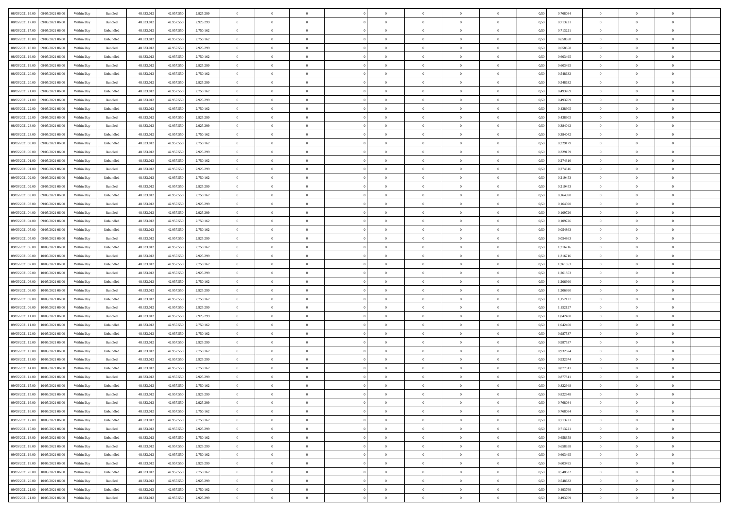| | | | | | | | | | | | | | | | | | | | | | |
|---|---|---|---|---|---|---|---|---|---|---|---|---|---|---|---|---|---|---|---|---|---|
| 08/05/2021 16.00 | 09/05/2021 06.00 | Within Day | Bundled | 48.633.012 | 42.957.550 | 2.925.299 | 0 | 0 | 0 | | 0 | 0 | 0 | 0 | 0,50 | 0,768084 | 0 | 0 | 0 | |
| 08/05/2021 17.00 | 09/05/2021 06.00 | Within Day | Bundled | 48.633.012 | 42.957.550 | 2.925.299 | 0 | 0 | 0 | | 0 | 0 | 0 | 0 | 0,50 | 0,713221 | 0 | 0 | 0 | |
| 08/05/2021 17.00 | 09/05/2021 06.00 | Within Day | Unbundled | 48.633.012 | 42.957.550 | 2.750.162 | 0 | 0 | 0 | | 0 | 0 | 0 | 0 | 0,50 | 0,713221 | 0 | 0 | 0 | |
| 08/05/2021 18.00 | 09/05/2021 06.00 | Within Day | Unbundled | 48.633.012 | 42.957.550 | 2.750.162 | 0 | 0 | 0 | | 0 | 0 | 0 | 0 | 0,50 | 0,658358 | 0 | 0 | 0 | |
| 08/05/2021 18.00 | 09/05/2021 06.00 | Within Day | Bundled | 48.633.012 | 42.957.550 | 2.925.299 | 0 | 0 | 0 | | 0 | 0 | 0 | 0 | 0,50 | 0,658358 | 0 | 0 | 0 | |
| 08/05/2021 19.00 | 09/05/2021 06.00 | Within Day | Unbundled | 48.633.012 | 42.957.550 | 2.750.162 | 0 | 0 | 0 | | 0 | 0 | 0 | 0 | 0,50 | 0,603495 | 0 | 0 | 0 | |
| 08/05/2021 19.00 | 09/05/2021 06.00 | Within Day | Bundled | 48.633.012 | 42.957.550 | 2.925.299 | 0 | 0 | 0 | | 0 | 0 | 0 | 0 | 0,50 | 0,603495 | 0 | 0 | 0 | |
| 08/05/2021 20.00 | 09/05/2021 06.00 | Within Day | Unbundled | 48.633.012 | 42.957.550 | 2.750.162 | 0 | 0 | 0 | | 0 | 0 | 0 | 0 | 0,50 | 0,548632 | 0 | 0 | 0 | |
| 08/05/2021 20.00 | 09/05/2021 06.00 | Within Day | Bundled | 48.633.012 | 42.957.550 | 2.925.299 | 0 | 0 | 0 | | 0 | 0 | 0 | 0 | 0,50 | 0,548632 | 0 | 0 | 0 | |
| 08/05/2021 21.00 | 09/05/2021 06.00 | Within Day | Unbundled | 48.633.012 | 42.957.550 | 2.750.162 | 0 | 0 | 0 | | 0 | 0 | 0 | 0 | 0,50 | 0,493769 | 0 | 0 | 0 | |
| 08/05/2021 21.00 | 09/05/2021 06.00 | Within Day | Bundled | 48.633.012 | 42.957.550 | 2.925.299 | 0 | 0 | 0 | | 0 | 0 | 0 | 0 | 0,50 | 0,493769 | 0 | 0 | 0 | |
| 08/05/2021 22.00 | 09/05/2021 06.00 | Within Day | Unbundled | 48.633.012 | 42.957.550 | 2.750.162 | 0 | 0 | 0 | | 0 | 0 | 0 | 0 | 0,50 | 0,438905 | 0 | 0 | 0 | |
| 08/05/2021 22.00 | 09/05/2021 06.00 | Within Day | Bundled | 48.633.012 | 42.957.550 | 2.925.299 | 0 | 0 | 0 | | 0 | 0 | 0 | 0 | 0,50 | 0,438905 | 0 | 0 | 0 | |
| 08/05/2021 23.00 | 09/05/2021 06.00 | Within Day | Bundled | 48.633.012 | 42.957.550 | 2.925.299 | 0 | 0 | 0 | | 0 | 0 | 0 | 0 | 0,50 | 0,384042 | 0 | 0 | 0 | |
| 08/05/2021 23.00 | 09/05/2021 06.00 | Within Day | Unbundled | 48.633.012 | 42.957.550 | 2.750.162 | 0 | 0 | 0 | | 0 | 0 | 0 | 0 | 0,50 | 0,384042 | 0 | 0 | 0 | |
| 09/05/2021 00.00 | 09/05/2021 06.00 | Within Day | Unbundled | 48.633.012 | 42.957.550 | 2.750.162 | 0 | 0 | 0 | | 0 | 0 | 0 | 0 | 0,50 | 0,329179 | 0 | 0 | 0 | |
| 09/05/2021 00.00 | 09/05/2021 06.00 | Within Day | Bundled | 48.633.012 | 42.957.550 | 2.925.299 | 0 | 0 | 0 | | 0 | 0 | 0 | 0 | 0,50 | 0,329179 | 0 | 0 | 0 | |
| 09/05/2021 01.00 | 09/05/2021 06.00 | Within Day | Unbundled | 48.633.012 | 42.957.550 | 2.750.162 | 0 | 0 | 0 | | 0 | 0 | 0 | 0 | 0,50 | 0,274316 | 0 | 0 | 0 | |
| 09/05/2021 01.00 | 09/05/2021 06.00 | Within Day | Bundled | 48.633.012 | 42.957.550 | 2.925.299 | 0 | 0 | 0 | | 0 | 0 | 0 | 0 | 0,50 | 0,274316 | 0 | 0 | 0 | |
| 09/05/2021 02.00 | 09/05/2021 06.00 | Within Day | Unbundled | 48.633.012 | 42.957.550 | 2.750.162 | 0 | 0 | 0 | | 0 | 0 | 0 | 0 | 0,50 | 0,219453 | 0 | 0 | 0 | |
| 09/05/2021 02.00 | 09/05/2021 06.00 | Within Day | Bundled | 48.633.012 | 42.957.550 | 2.925.299 | 0 | 0 | 0 | | 0 | 0 | 0 | 0 | 0,50 | 0,219453 | 0 | 0 | 0 | |
| 09/05/2021 03.00 | 09/05/2021 06.00 | Within Day | Unbundled | 48.633.012 | 42.957.550 | 2.750.162 | 0 | 0 | 0 | | 0 | 0 | 0 | 0 | 0,50 | 0,164590 | 0 | 0 | 0 | |
| 09/05/2021 03.00 | 09/05/2021 06.00 | Within Day | Bundled | 48.633.012 | 42.957.550 | 2.925.299 | 0 | 0 | 0 | | 0 | 0 | 0 | 0 | 0,50 | 0,164590 | 0 | 0 | 0 | |
| 09/05/2021 04.00 | 09/05/2021 06.00 | Within Day | Bundled | 48.633.012 | 42.957.550 | 2.925.299 | 0 | 0 | 0 | | 0 | 0 | 0 | 0 | 0,50 | 0,109726 | 0 | 0 | 0 | |
| 09/05/2021 04.00 | 09/05/2021 06.00 | Within Day | Unbundled | 48.633.012 | 42.957.550 | 2.750.162 | 0 | 0 | 0 | | 0 | 0 | 0 | 0 | 0,50 | 0,109726 | 0 | 0 | 0 | |
| 09/05/2021 05.00 | 09/05/2021 06.00 | Within Day | Unbundled | 48.633.012 | 42.957.550 | 2.750.162 | 0 | 0 | 0 | | 0 | 0 | 0 | 0 | 0,50 | 0,054863 | 0 | 0 | 0 | |
| 09/05/2021 05.00 | 09/05/2021 06.00 | Within Day | Bundled | 48.633.012 | 42.957.550 | 2.925.299 | 0 | 0 | 0 | | 0 | 0 | 0 | 0 | 0,50 | 0,054863 | 0 | 0 | 0 | |
| 09/05/2021 06.00 | 10/05/2021 06.00 | Within Day | Unbundled | 48.633.012 | 42.957.550 | 2.750.162 | 0 | 0 | 0 | | 0 | 0 | 0 | 0 | 0,50 | 1,316716 | 0 | 0 | 0 | |
| 09/05/2021 06.00 | 10/05/2021 06.00 | Within Day | Bundled | 48.633.012 | 42.957.550 | 2.925.299 | 0 | 0 | 0 | | 0 | 0 | 0 | 0 | 0,50 | 1,316716 | 0 | 0 | 0 | |
| 09/05/2021 07.00 | 10/05/2021 06.00 | Within Day | Unbundled | 48.633.012 | 42.957.550 | 2.750.162 | 0 | 0 | 0 | | 0 | 0 | 0 | 0 | 0,50 | 1,261853 | 0 | 0 | 0 | |
| 09/05/2021 07.00 | 10/05/2021 06.00 | Within Day | Bundled | 48.633.012 | 42.957.550 | 2.925.299 | 0 | 0 | 0 | | 0 | 0 | 0 | 0 | 0,50 | 1,261853 | 0 | 0 | 0 | |
| 09/05/2021 08.00 | 10/05/2021 06.00 | Within Day | Unbundled | 48.633.012 | 42.957.550 | 2.750.162 | 0 | 0 | 0 | | 0 | 0 | 0 | 0 | 0,50 | 1,206990 | 0 | 0 | 0 | |
| 09/05/2021 08.00 | 10/05/2021 06.00 | Within Day | Bundled | 48.633.012 | 42.957.550 | 2.925.299 | 0 | 0 | 0 | | 0 | 0 | 0 | 0 | 0,50 | 1,206990 | 0 | 0 | 0 | |
| 09/05/2021 09.00 | 10/05/2021 06.00 | Within Day | Unbundled | 48.633.012 | 42.957.550 | 2.750.162 | 0 | 0 | 0 | | 0 | 0 | 0 | 0 | 0,50 | 1,152127 | 0 | 0 | 0 | |
| 09/05/2021 09.00 | 10/05/2021 06.00 | Within Day | Bundled | 48.633.012 | 42.957.550 | 2.925.299 | 0 | 0 | 0 | | 0 | 0 | 0 | 0 | 0,50 | 1,152127 | 0 | 0 | 0 | |
| 09/05/2021 11.00 | 10/05/2021 06.00 | Within Day | Bundled | 48.633.012 | 42.957.550 | 2.925.299 | 0 | 0 | 0 | | 0 | 0 | 0 | 0 | 0,50 | 1,042400 | 0 | 0 | 0 | |
| 09/05/2021 11.00 | 10/05/2021 06.00 | Within Day | Unbundled | 48.633.012 | 42.957.550 | 2.750.162 | 0 | 0 | 0 | | 0 | 0 | 0 | 0 | 0,50 | 1,042400 | 0 | 0 | 0 | |
| 09/05/2021 12.00 | 10/05/2021 06.00 | Within Day | Unbundled | 48.633.012 | 42.957.550 | 2.750.162 | 0 | 0 | 0 | | 0 | 0 | 0 | 0 | 0,50 | 0,987537 | 0 | 0 | 0 | |
| 09/05/2021 12.00 | 10/05/2021 06.00 | Within Day | Bundled | 48.633.012 | 42.957.550 | 2.925.299 | 0 | 0 | 0 | | 0 | 0 | 0 | 0 | 0,50 | 0,987537 | 0 | 0 | 0 | |
| 09/05/2021 13.00 | 10/05/2021 06.00 | Within Day | Unbundled | 48.633.012 | 42.957.550 | 2.750.162 | 0 | 0 | 0 | | 0 | 0 | 0 | 0 | 0,50 | 0,932674 | 0 | 0 | 0 | |
| 09/05/2021 13.00 | 10/05/2021 06.00 | Within Day | Bundled | 48.633.012 | 42.957.550 | 2.925.299 | 0 | 0 | 0 | | 0 | 0 | 0 | 0 | 0,50 | 0,932674 | 0 | 0 | 0 | |
| 09/05/2021 14.00 | 10/05/2021 06.00 | Within Day | Unbundled | 48.633.012 | 42.957.550 | 2.750.162 | 0 | 0 | 0 | | 0 | 0 | 0 | 0 | 0,50 | 0,877811 | 0 | 0 | 0 | |
| 09/05/2021 14.00 | 10/05/2021 06.00 | Within Day | Bundled | 48.633.012 | 42.957.550 | 2.925.299 | 0 | 0 | 0 | | 0 | 0 | 0 | 0 | 0,50 | 0,877811 | 0 | 0 | 0 | |
| 09/05/2021 15.00 | 10/05/2021 06.00 | Within Day | Unbundled | 48.633.012 | 42.957.550 | 2.750.162 | 0 | 0 | 0 | | 0 | 0 | 0 | 0 | 0,50 | 0,822948 | 0 | 0 | 0 | |
| 09/05/2021 15.00 | 10/05/2021 06.00 | Within Day | Bundled | 48.633.012 | 42.957.550 | 2.925.299 | 0 | 0 | 0 | | 0 | 0 | 0 | 0 | 0,50 | 0,822948 | 0 | 0 | 0 | |
| 09/05/2021 16.00 | 10/05/2021 06.00 | Within Day | Bundled | 48.633.012 | 42.957.550 | 2.925.299 | 0 | 0 | 0 | | 0 | 0 | 0 | 0 | 0,50 | 0,768084 | 0 | 0 | 0 | |
| 09/05/2021 16.00 | 10/05/2021 06.00 | Within Day | Unbundled | 48.633.012 | 42.957.550 | 2.750.162 | 0 | 0 | 0 | | 0 | 0 | 0 | 0 | 0,50 | 0,768084 | 0 | 0 | 0 | |
| 09/05/2021 17.00 | 10/05/2021 06.00 | Within Day | Unbundled | 48.633.012 | 42.957.550 | 2.750.162 | 0 | 0 | 0 | | 0 | 0 | 0 | 0 | 0,50 | 0,713221 | 0 | 0 | 0 | |
| 09/05/2021 17.00 | 10/05/2021 06.00 | Within Day | Bundled | 48.633.012 | 42.957.550 | 2.925.299 | 0 | 0 | 0 | | 0 | 0 | 0 | 0 | 0,50 | 0,713221 | 0 | 0 | 0 | |
| 09/05/2021 18.00 | 10/05/2021 06.00 | Within Day | Unbundled | 48.633.012 | 42.957.550 | 2.750.162 | 0 | 0 | 0 | | 0 | 0 | 0 | 0 | 0,50 | 0,658358 | 0 | 0 | 0 | |
| 09/05/2021 18.00 | 10/05/2021 06.00 | Within Day | Bundled | 48.633.012 | 42.957.550 | 2.925.299 | 0 | 0 | 0 | | 0 | 0 | 0 | 0 | 0,50 | 0,658358 | 0 | 0 | 0 | |
| 09/05/2021 19.00 | 10/05/2021 06.00 | Within Day | Unbundled | 48.633.012 | 42.957.550 | 2.750.162 | 0 | 0 | 0 | | 0 | 0 | 0 | 0 | 0,50 | 0,603495 | 0 | 0 | 0 | |
| 09/05/2021 19.00 | 10/05/2021 06.00 | Within Day | Bundled | 48.633.012 | 42.957.550 | 2.925.299 | 0 | 0 | 0 | | 0 | 0 | 0 | 0 | 0,50 | 0,603495 | 0 | 0 | 0 | |
| 09/05/2021 20.00 | 10/05/2021 06.00 | Within Day | Unbundled | 48.633.012 | 42.957.550 | 2.750.162 | 0 | 0 | 0 | | 0 | 0 | 0 | 0 | 0,50 | 0,548632 | 0 | 0 | 0 | |
| 09/05/2021 20.00 | 10/05/2021 06.00 | Within Day | Bundled | 48.633.012 | 42.957.550 | 2.925.299 | 0 | 0 | 0 | | 0 | 0 | 0 | 0 | 0,50 | 0,548632 | 0 | 0 | 0 | |
| 09/05/2021 21.00 | 10/05/2021 06.00 | Within Day | Unbundled | 48.633.012 | 42.957.550 | 2.750.162 | 0 | 0 | 0 | | 0 | 0 | 0 | 0 | 0,50 | 0,493769 | 0 | 0 | 0 | |
| 09/05/2021 21.00 | 10/05/2021 06.00 | Within Day | Bundled | 48.633.012 | 42.957.550 | 2.925.299 | 0 | 0 | 0 | | 0 | 0 | 0 | 0 | 0,50 | 0,493769 | 0 | 0 | 0 | |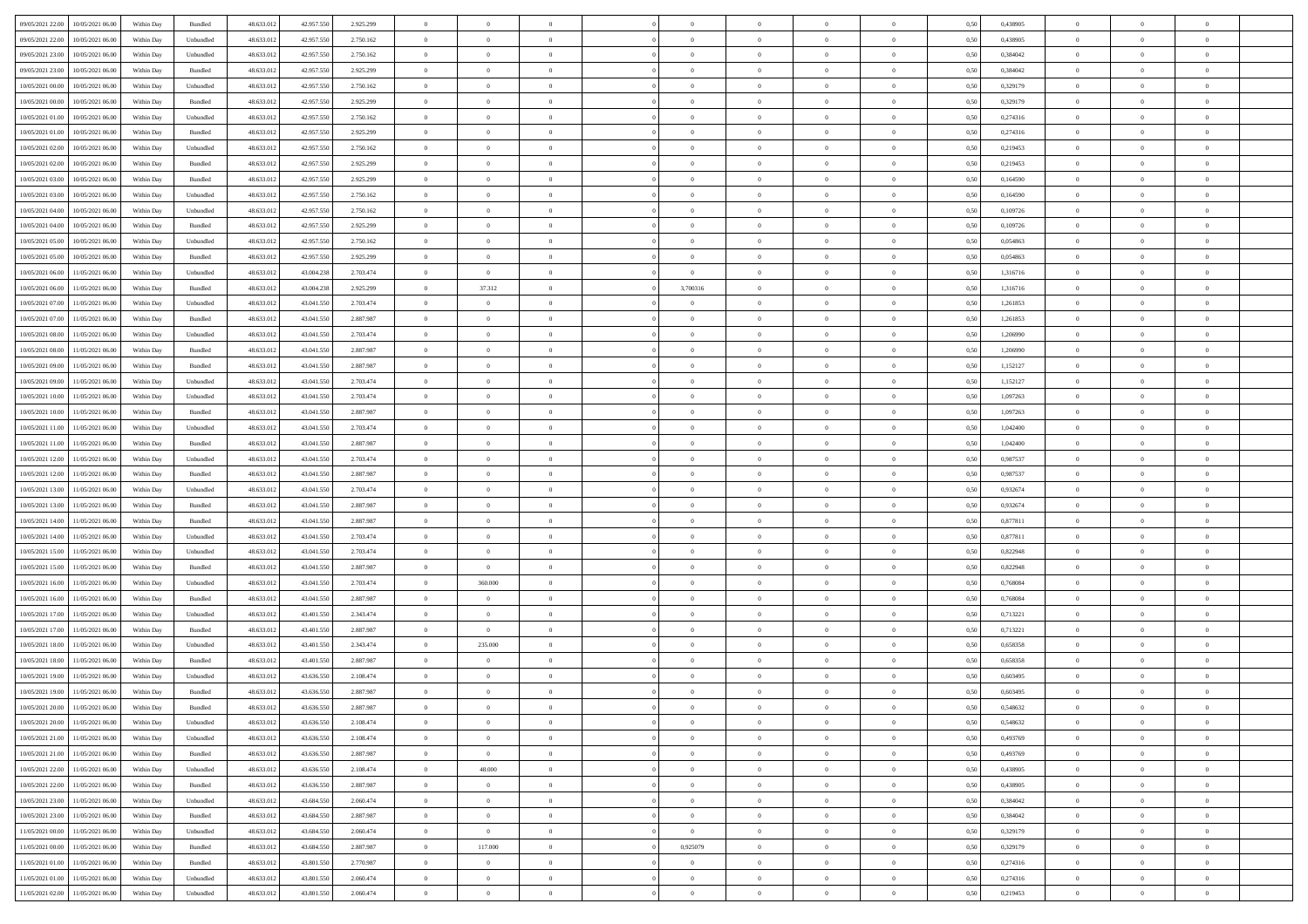| | | | | | | | | | | | | | | | | | | | | | |
|---|---|---|---|---|---|---|---|---|---|---|---|---|---|---|---|---|---|---|---|---|---|
| 09/05/2021 22.00 | 10/05/2021 06.00 | Within Day | Bundled | 48.633.012 | 42.957.550 | 2.925.299 | 0 | 0 | 0 | | 0 | 0 | 0 | 0 | 0,50 | 0,438905 | 0 | 0 | 0 | |
| 09/05/2021 22.00 | 10/05/2021 06.00 | Within Day | Unbundled | 48.633.012 | 42.957.550 | 2.750.162 | 0 | 0 | 0 | | 0 | 0 | 0 | 0 | 0,50 | 0,438905 | 0 | 0 | 0 | |
| 09/05/2021 23.00 | 10/05/2021 06.00 | Within Day | Unbundled | 48.633.012 | 42.957.550 | 2.750.162 | 0 | 0 | 0 | | 0 | 0 | 0 | 0 | 0,50 | 0,384042 | 0 | 0 | 0 | |
| 09/05/2021 23.00 | 10/05/2021 06.00 | Within Day | Bundled | 48.633.012 | 42.957.550 | 2.925.299 | 0 | 0 | 0 | | 0 | 0 | 0 | 0 | 0,50 | 0,384042 | 0 | 0 | 0 | |
| 10/05/2021 00.00 | 10/05/2021 06.00 | Within Day | Unbundled | 48.633.012 | 42.957.550 | 2.750.162 | 0 | 0 | 0 | | 0 | 0 | 0 | 0 | 0,50 | 0,329179 | 0 | 0 | 0 | |
| 10/05/2021 00.00 | 10/05/2021 06.00 | Within Day | Bundled | 48.633.012 | 42.957.550 | 2.925.299 | 0 | 0 | 0 | | 0 | 0 | 0 | 0 | 0,50 | 0,329179 | 0 | 0 | 0 | |
| 10/05/2021 01.00 | 10/05/2021 06.00 | Within Day | Unbundled | 48.633.012 | 42.957.550 | 2.750.162 | 0 | 0 | 0 | | 0 | 0 | 0 | 0 | 0,50 | 0,274316 | 0 | 0 | 0 | |
| 10/05/2021 01.00 | 10/05/2021 06.00 | Within Day | Bundled | 48.633.012 | 42.957.550 | 2.925.299 | 0 | 0 | 0 | | 0 | 0 | 0 | 0 | 0,50 | 0,274316 | 0 | 0 | 0 | |
| 10/05/2021 02.00 | 10/05/2021 06.00 | Within Day | Unbundled | 48.633.012 | 42.957.550 | 2.750.162 | 0 | 0 | 0 | | 0 | 0 | 0 | 0 | 0,50 | 0,219453 | 0 | 0 | 0 | |
| 10/05/2021 02.00 | 10/05/2021 06.00 | Within Day | Bundled | 48.633.012 | 42.957.550 | 2.925.299 | 0 | 0 | 0 | | 0 | 0 | 0 | 0 | 0,50 | 0,219453 | 0 | 0 | 0 | |
| 10/05/2021 03.00 | 10/05/2021 06.00 | Within Day | Bundled | 48.633.012 | 42.957.550 | 2.925.299 | 0 | 0 | 0 | | 0 | 0 | 0 | 0 | 0,50 | 0,164590 | 0 | 0 | 0 | |
| 10/05/2021 03.00 | 10/05/2021 06.00 | Within Day | Unbundled | 48.633.012 | 42.957.550 | 2.750.162 | 0 | 0 | 0 | | 0 | 0 | 0 | 0 | 0,50 | 0,164590 | 0 | 0 | 0 | |
| 10/05/2021 04.00 | 10/05/2021 06.00 | Within Day | Unbundled | 48.633.012 | 42.957.550 | 2.750.162 | 0 | 0 | 0 | | 0 | 0 | 0 | 0 | 0,50 | 0,109726 | 0 | 0 | 0 | |
| 10/05/2021 04.00 | 10/05/2021 06.00 | Within Day | Bundled | 48.633.012 | 42.957.550 | 2.925.299 | 0 | 0 | 0 | | 0 | 0 | 0 | 0 | 0,50 | 0,109726 | 0 | 0 | 0 | |
| 10/05/2021 05.00 | 10/05/2021 06.00 | Within Day | Unbundled | 48.633.012 | 42.957.550 | 2.750.162 | 0 | 0 | 0 | | 0 | 0 | 0 | 0 | 0,50 | 0,054863 | 0 | 0 | 0 | |
| 10/05/2021 05.00 | 10/05/2021 06.00 | Within Day | Bundled | 48.633.012 | 42.957.550 | 2.925.299 | 0 | 0 | 0 | | 0 | 0 | 0 | 0 | 0,50 | 0,054863 | 0 | 0 | 0 | |
| 10/05/2021 06.00 | 11/05/2021 06.00 | Within Day | Unbundled | 48.633.012 | 43.004.238 | 2.703.474 | 0 | 0 | 0 | | 0 | 0 | 0 | 0 | 0,50 | 1,316716 | 0 | 0 | 0 | |
| 10/05/2021 06.00 | 11/05/2021 06.00 | Within Day | Bundled | 48.633.012 | 43.004.238 | 2.925.299 | 0 | 37.312 | 0 | | 3,700316 | 0 | 0 | 0 | 0,50 | 1,316716 | 0 | 0 | 0 | |
| 10/05/2021 07.00 | 11/05/2021 06.00 | Within Day | Unbundled | 48.633.012 | 43.041.550 | 2.703.474 | 0 | 0 | 0 | | 0 | 0 | 0 | 0 | 0,50 | 1,261853 | 0 | 0 | 0 | |
| 10/05/2021 07.00 | 11/05/2021 06.00 | Within Day | Bundled | 48.633.012 | 43.041.550 | 2.887.987 | 0 | 0 | 0 | | 0 | 0 | 0 | 0 | 0,50 | 1,261853 | 0 | 0 | 0 | |
| 10/05/2021 08.00 | 11/05/2021 06.00 | Within Day | Unbundled | 48.633.012 | 43.041.550 | 2.703.474 | 0 | 0 | 0 | | 0 | 0 | 0 | 0 | 0,50 | 1,206990 | 0 | 0 | 0 | |
| 10/05/2021 08.00 | 11/05/2021 06.00 | Within Day | Bundled | 48.633.012 | 43.041.550 | 2.887.987 | 0 | 0 | 0 | | 0 | 0 | 0 | 0 | 0,50 | 1,206990 | 0 | 0 | 0 | |
| 10/05/2021 09.00 | 11/05/2021 06.00 | Within Day | Bundled | 48.633.012 | 43.041.550 | 2.887.987 | 0 | 0 | 0 | | 0 | 0 | 0 | 0 | 0,50 | 1,152127 | 0 | 0 | 0 | |
| 10/05/2021 09.00 | 11/05/2021 06.00 | Within Day | Unbundled | 48.633.012 | 43.041.550 | 2.703.474 | 0 | 0 | 0 | | 0 | 0 | 0 | 0 | 0,50 | 1,152127 | 0 | 0 | 0 | |
| 10/05/2021 10.00 | 11/05/2021 06.00 | Within Day | Unbundled | 48.633.012 | 43.041.550 | 2.703.474 | 0 | 0 | 0 | | 0 | 0 | 0 | 0 | 0,50 | 1,097263 | 0 | 0 | 0 | |
| 10/05/2021 10.00 | 11/05/2021 06.00 | Within Day | Bundled | 48.633.012 | 43.041.550 | 2.887.987 | 0 | 0 | 0 | | 0 | 0 | 0 | 0 | 0,50 | 1,097263 | 0 | 0 | 0 | |
| 10/05/2021 11.00 | 11/05/2021 06.00 | Within Day | Unbundled | 48.633.012 | 43.041.550 | 2.703.474 | 0 | 0 | 0 | | 0 | 0 | 0 | 0 | 0,50 | 1,042400 | 0 | 0 | 0 | |
| 10/05/2021 11.00 | 11/05/2021 06.00 | Within Day | Bundled | 48.633.012 | 43.041.550 | 2.887.987 | 0 | 0 | 0 | | 0 | 0 | 0 | 0 | 0,50 | 1,042400 | 0 | 0 | 0 | |
| 10/05/2021 12.00 | 11/05/2021 06.00 | Within Day | Unbundled | 48.633.012 | 43.041.550 | 2.703.474 | 0 | 0 | 0 | | 0 | 0 | 0 | 0 | 0,50 | 0,987537 | 0 | 0 | 0 | |
| 10/05/2021 12.00 | 11/05/2021 06.00 | Within Day | Bundled | 48.633.012 | 43.041.550 | 2.887.987 | 0 | 0 | 0 | | 0 | 0 | 0 | 0 | 0,50 | 0,987537 | 0 | 0 | 0 | |
| 10/05/2021 13.00 | 11/05/2021 06.00 | Within Day | Unbundled | 48.633.012 | 43.041.550 | 2.703.474 | 0 | 0 | 0 | | 0 | 0 | 0 | 0 | 0,50 | 0,932674 | 0 | 0 | 0 | |
| 10/05/2021 13.00 | 11/05/2021 06.00 | Within Day | Bundled | 48.633.012 | 43.041.550 | 2.887.987 | 0 | 0 | 0 | | 0 | 0 | 0 | 0 | 0,50 | 0,932674 | 0 | 0 | 0 | |
| 10/05/2021 14.00 | 11/05/2021 06.00 | Within Day | Bundled | 48.633.012 | 43.041.550 | 2.887.987 | 0 | 0 | 0 | | 0 | 0 | 0 | 0 | 0,50 | 0,877811 | 0 | 0 | 0 | |
| 10/05/2021 14.00 | 11/05/2021 06.00 | Within Day | Unbundled | 48.633.012 | 43.041.550 | 2.703.474 | 0 | 0 | 0 | | 0 | 0 | 0 | 0 | 0,50 | 0,877811 | 0 | 0 | 0 | |
| 10/05/2021 15.00 | 11/05/2021 06.00 | Within Day | Unbundled | 48.633.012 | 43.041.550 | 2.703.474 | 0 | 0 | 0 | | 0 | 0 | 0 | 0 | 0,50 | 0,822948 | 0 | 0 | 0 | |
| 10/05/2021 15.00 | 11/05/2021 06.00 | Within Day | Bundled | 48.633.012 | 43.041.550 | 2.887.987 | 0 | 0 | 0 | | 0 | 0 | 0 | 0 | 0,50 | 0,822948 | 0 | 0 | 0 | |
| 10/05/2021 16.00 | 11/05/2021 06.00 | Within Day | Unbundled | 48.633.012 | 43.041.550 | 2.703.474 | 0 | 360.000 | 0 | | 0 | 0 | 0 | 0 | 0,50 | 0,768084 | 0 | 0 | 0 | |
| 10/05/2021 16.00 | 11/05/2021 06.00 | Within Day | Bundled | 48.633.012 | 43.041.550 | 2.887.987 | 0 | 0 | 0 | | 0 | 0 | 0 | 0 | 0,50 | 0,768084 | 0 | 0 | 0 | |
| 10/05/2021 17.00 | 11/05/2021 06.00 | Within Day | Unbundled | 48.633.012 | 43.401.550 | 2.343.474 | 0 | 0 | 0 | | 0 | 0 | 0 | 0 | 0,50 | 0,713221 | 0 | 0 | 0 | |
| 10/05/2021 17.00 | 11/05/2021 06.00 | Within Day | Bundled | 48.633.012 | 43.401.550 | 2.887.987 | 0 | 0 | 0 | | 0 | 0 | 0 | 0 | 0,50 | 0,713221 | 0 | 0 | 0 | |
| 10/05/2021 18.00 | 11/05/2021 06.00 | Within Day | Unbundled | 48.633.012 | 43.401.550 | 2.343.474 | 0 | 235.000 | 0 | | 0 | 0 | 0 | 0 | 0,50 | 0,658358 | 0 | 0 | 0 | |
| 10/05/2021 18.00 | 11/05/2021 06.00 | Within Day | Bundled | 48.633.012 | 43.401.550 | 2.887.987 | 0 | 0 | 0 | | 0 | 0 | 0 | 0 | 0,50 | 0,658358 | 0 | 0 | 0 | |
| 10/05/2021 19.00 | 11/05/2021 06.00 | Within Day | Unbundled | 48.633.012 | 43.636.550 | 2.108.474 | 0 | 0 | 0 | | 0 | 0 | 0 | 0 | 0,50 | 0,603495 | 0 | 0 | 0 | |
| 10/05/2021 19.00 | 11/05/2021 06.00 | Within Day | Bundled | 48.633.012 | 43.636.550 | 2.887.987 | 0 | 0 | 0 | | 0 | 0 | 0 | 0 | 0,50 | 0,603495 | 0 | 0 | 0 | |
| 10/05/2021 20.00 | 11/05/2021 06.00 | Within Day | Bundled | 48.633.012 | 43.636.550 | 2.887.987 | 0 | 0 | 0 | | 0 | 0 | 0 | 0 | 0,50 | 0,548632 | 0 | 0 | 0 | |
| 10/05/2021 20.00 | 11/05/2021 06.00 | Within Day | Unbundled | 48.633.012 | 43.636.550 | 2.108.474 | 0 | 0 | 0 | | 0 | 0 | 0 | 0 | 0,50 | 0,548632 | 0 | 0 | 0 | |
| 10/05/2021 21.00 | 11/05/2021 06.00 | Within Day | Unbundled | 48.633.012 | 43.636.550 | 2.108.474 | 0 | 0 | 0 | | 0 | 0 | 0 | 0 | 0,50 | 0,493769 | 0 | 0 | 0 | |
| 10/05/2021 21.00 | 11/05/2021 06.00 | Within Day | Bundled | 48.633.012 | 43.636.550 | 2.887.987 | 0 | 0 | 0 | | 0 | 0 | 0 | 0 | 0,50 | 0,493769 | 0 | 0 | 0 | |
| 10/05/2021 22.00 | 11/05/2021 06.00 | Within Day | Unbundled | 48.633.012 | 43.636.550 | 2.108.474 | 0 | 48.000 | 0 | | 0 | 0 | 0 | 0 | 0,50 | 0,438905 | 0 | 0 | 0 | |
| 10/05/2021 22.00 | 11/05/2021 06.00 | Within Day | Bundled | 48.633.012 | 43.636.550 | 2.887.987 | 0 | 0 | 0 | | 0 | 0 | 0 | 0 | 0,50 | 0,438905 | 0 | 0 | 0 | |
| 10/05/2021 23.00 | 11/05/2021 06.00 | Within Day | Unbundled | 48.633.012 | 43.684.550 | 2.060.474 | 0 | 0 | 0 | | 0 | 0 | 0 | 0 | 0,50 | 0,384042 | 0 | 0 | 0 | |
| 10/05/2021 23.00 | 11/05/2021 06.00 | Within Day | Bundled | 48.633.012 | 43.684.550 | 2.887.987 | 0 | 0 | 0 | | 0 | 0 | 0 | 0 | 0,50 | 0,384042 | 0 | 0 | 0 | |
| 11/05/2021 00.00 | 11/05/2021 06.00 | Within Day | Unbundled | 48.633.012 | 43.684.550 | 2.060.474 | 0 | 0 | 0 | | 0 | 0 | 0 | 0 | 0,50 | 0,329179 | 0 | 0 | 0 | |
| 11/05/2021 00.00 | 11/05/2021 06.00 | Within Day | Bundled | 48.633.012 | 43.684.550 | 2.887.987 | 0 | 117.000 | 0 | | 0,925079 | 0 | 0 | 0 | 0,50 | 0,329179 | 0 | 0 | 0 | |
| 11/05/2021 01.00 | 11/05/2021 06.00 | Within Day | Bundled | 48.633.012 | 43.801.550 | 2.770.987 | 0 | 0 | 0 | | 0 | 0 | 0 | 0 | 0,50 | 0,274316 | 0 | 0 | 0 | |
| 11/05/2021 01.00 | 11/05/2021 06.00 | Within Day | Unbundled | 48.633.012 | 43.801.550 | 2.060.474 | 0 | 0 | 0 | | 0 | 0 | 0 | 0 | 0,50 | 0,274316 | 0 | 0 | 0 | |
| 11/05/2021 02.00 | 11/05/2021 06.00 | Within Day | Unbundled | 48.633.012 | 43.801.550 | 2.060.474 | 0 | 0 | 0 | | 0 | 0 | 0 | 0 | 0,50 | 0,219453 | 0 | 0 | 0 | |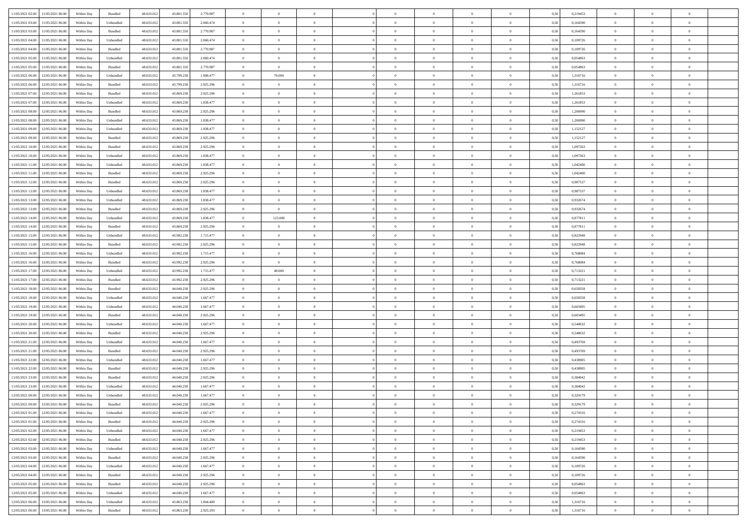| | | | | | | | | | | | | | | | | | | | | | |
|---|---|---|---|---|---|---|---|---|---|---|---|---|---|---|---|---|---|---|---|---|---|
| 11/05/2021 02:00 | 11/05/2021 06:00 | Within Day | Bundled | 48.633.012 | 43.801.550 | 2.770.987 | 0 | 0 | 0 | | 0 | 0 | 0 | 0 | 0,50 | 0,219453 | 0 | 0 | 0 | |
| 11/05/2021 03:00 | 11/05/2021 06:00 | Within Day | Unbundled | 48.633.012 | 43.801.550 | 2.060.474 | 0 | 0 | 0 | | 0 | 0 | 0 | 0 | 0,50 | 0,164590 | 0 | 0 | 0 | |
| 11/05/2021 03:00 | 11/05/2021 06:00 | Within Day | Bundled | 48.633.012 | 43.801.550 | 2.770.987 | 0 | 0 | 0 | | 0 | 0 | 0 | 0 | 0,50 | 0,164590 | 0 | 0 | 0 | |
| 11/05/2021 04:00 | 11/05/2021 06:00 | Within Day | Unbundled | 48.633.012 | 43.801.550 | 2.060.474 | 0 | 0 | 0 | | 0 | 0 | 0 | 0 | 0,50 | 0,109726 | 0 | 0 | 0 | |
| 11/05/2021 04:00 | 11/05/2021 06:00 | Within Day | Bundled | 48.633.012 | 43.801.550 | 2.770.987 | 0 | 0 | 0 | | 0 | 0 | 0 | 0 | 0,50 | 0,109726 | 0 | 0 | 0 | |
| 11/05/2021 05:00 | 11/05/2021 06:00 | Within Day | Unbundled | 48.633.012 | 43.801.550 | 2.060.474 | 0 | 0 | 0 | | 0 | 0 | 0 | 0 | 0,50 | 0,054863 | 0 | 0 | 0 | |
| 11/05/2021 05:00 | 11/05/2021 06:00 | Within Day | Bundled | 48.633.012 | 43.801.550 | 2.770.987 | 0 | 0 | 0 | | 0 | 0 | 0 | 0 | 0,50 | 0,054863 | 0 | 0 | 0 | |
| 11/05/2021 06:00 | 12/05/2021 06:00 | Within Day | Unbundled | 48.633.012 | 43.799.238 | 1.908.477 | 0 | 70.000 | 0 | | 0 | 0 | 0 | 0 | 0,50 | 1,316716 | 0 | 0 | 0 | |
| 11/05/2021 06:00 | 12/05/2021 06:00 | Within Day | Bundled | 48.633.012 | 43.799.238 | 2.925.296 | 0 | 0 | 0 | | 0 | 0 | 0 | 0 | 0,50 | 1,316716 | 0 | 0 | 0 | |
| 11/05/2021 07:00 | 12/05/2021 06:00 | Within Day | Bundled | 48.633.012 | 43.869.238 | 2.925.296 | 0 | 0 | 0 | | 0 | 0 | 0 | 0 | 0,50 | 1,261853 | 0 | 0 | 0 | |
| 11/05/2021 07:00 | 12/05/2021 06:00 | Within Day | Unbundled | 48.633.012 | 43.869.238 | 1.838.477 | 0 | 0 | 0 | | 0 | 0 | 0 | 0 | 0,50 | 1,261853 | 0 | 0 | 0 | |
| 11/05/2021 08:00 | 12/05/2021 06:00 | Within Day | Bundled | 48.633.012 | 43.869.238 | 2.925.296 | 0 | 0 | 0 | | 0 | 0 | 0 | 0 | 0,50 | 1,206990 | 0 | 0 | 0 | |
| 11/05/2021 08:00 | 12/05/2021 06:00 | Within Day | Unbundled | 48.633.012 | 43.869.238 | 1.838.477 | 0 | 0 | 0 | | 0 | 0 | 0 | 0 | 0,50 | 1,206990 | 0 | 0 | 0 | |
| 11/05/2021 09:00 | 12/05/2021 06:00 | Within Day | Unbundled | 48.633.012 | 43.869.238 | 1.838.477 | 0 | 0 | 0 | | 0 | 0 | 0 | 0 | 0,50 | 1,152127 | 0 | 0 | 0 | |
| 11/05/2021 09:00 | 12/05/2021 06:00 | Within Day | Bundled | 48.633.012 | 43.869.238 | 2.925.296 | 0 | 0 | 0 | | 0 | 0 | 0 | 0 | 0,50 | 1,152127 | 0 | 0 | 0 | |
| 11/05/2021 10:00 | 12/05/2021 06:00 | Within Day | Bundled | 48.633.012 | 43.869.238 | 2.925.296 | 0 | 0 | 0 | | 0 | 0 | 0 | 0 | 0,50 | 1,097263 | 0 | 0 | 0 | |
| 11/05/2021 10:00 | 12/05/2021 06:00 | Within Day | Unbundled | 48.633.012 | 43.869.238 | 1.838.477 | 0 | 0 | 0 | | 0 | 0 | 0 | 0 | 0,50 | 1,097263 | 0 | 0 | 0 | |
| 11/05/2021 11:00 | 12/05/2021 06:00 | Within Day | Unbundled | 48.633.012 | 43.869.238 | 1.838.477 | 0 | 0 | 0 | | 0 | 0 | 0 | 0 | 0,50 | 1,042400 | 0 | 0 | 0 | |
| 11/05/2021 11:00 | 12/05/2021 06:00 | Within Day | Bundled | 48.633.012 | 43.869.238 | 2.925.296 | 0 | 0 | 0 | | 0 | 0 | 0 | 0 | 0,50 | 1,042400 | 0 | 0 | 0 | |
| 11/05/2021 12:00 | 12/05/2021 06:00 | Within Day | Bundled | 48.633.012 | 43.869.238 | 2.925.296 | 0 | 0 | 0 | | 0 | 0 | 0 | 0 | 0,50 | 0,987537 | 0 | 0 | 0 | |
| 11/05/2021 12:00 | 12/05/2021 06:00 | Within Day | Unbundled | 48.633.012 | 43.869.238 | 1.838.477 | 0 | 0 | 0 | | 0 | 0 | 0 | 0 | 0,50 | 0,987537 | 0 | 0 | 0 | |
| 11/05/2021 13:00 | 12/05/2021 06:00 | Within Day | Unbundled | 48.633.012 | 43.869.238 | 1.838.477 | 0 | 0 | 0 | | 0 | 0 | 0 | 0 | 0,50 | 0,932674 | 0 | 0 | 0 | |
| 11/05/2021 13:00 | 12/05/2021 06:00 | Within Day | Bundled | 48.633.012 | 43.869.238 | 2.925.296 | 0 | 0 | 0 | | 0 | 0 | 0 | 0 | 0,50 | 0,932674 | 0 | 0 | 0 | |
| 11/05/2021 14:00 | 12/05/2021 06:00 | Within Day | Unbundled | 48.633.012 | 43.869.238 | 1.838.477 | 0 | 123.000 | 0 | | 0 | 0 | 0 | 0 | 0,50 | 0,877811 | 0 | 0 | 0 | |
| 11/05/2021 14:00 | 12/05/2021 06:00 | Within Day | Bundled | 48.633.012 | 43.869.238 | 2.925.296 | 0 | 0 | 0 | | 0 | 0 | 0 | 0 | 0,50 | 0,877811 | 0 | 0 | 0 | |
| 11/05/2021 15:00 | 12/05/2021 06:00 | Within Day | Unbundled | 48.633.012 | 43.992.238 | 1.715.477 | 0 | 0 | 0 | | 0 | 0 | 0 | 0 | 0,50 | 0,822948 | 0 | 0 | 0 | |
| 11/05/2021 15:00 | 12/05/2021 06:00 | Within Day | Bundled | 48.633.012 | 43.992.238 | 2.925.296 | 0 | 0 | 0 | | 0 | 0 | 0 | 0 | 0,50 | 0,822948 | 0 | 0 | 0 | |
| 11/05/2021 16:00 | 12/05/2021 06:00 | Within Day | Unbundled | 48.633.012 | 43.992.238 | 1.715.477 | 0 | 0 | 0 | | 0 | 0 | 0 | 0 | 0,50 | 0,768084 | 0 | 0 | 0 | |
| 11/05/2021 16:00 | 12/05/2021 06:00 | Within Day | Bundled | 48.633.012 | 43.992.238 | 2.925.296 | 0 | 0 | 0 | | 0 | 0 | 0 | 0 | 0,50 | 0,768084 | 0 | 0 | 0 | |
| 11/05/2021 17:00 | 12/05/2021 06:00 | Within Day | Unbundled | 48.633.012 | 43.992.238 | 1.715.477 | 0 | 48.000 | 0 | | 0 | 0 | 0 | 0 | 0,50 | 0,713221 | 0 | 0 | 0 | |
| 11/05/2021 17:00 | 12/05/2021 06:00 | Within Day | Bundled | 48.633.012 | 43.992.238 | 2.925.296 | 0 | 0 | 0 | | 0 | 0 | 0 | 0 | 0,50 | 0,713221 | 0 | 0 | 0 | |
| 11/05/2021 18:00 | 12/05/2021 06:00 | Within Day | Bundled | 48.633.012 | 44.040.238 | 2.925.296 | 0 | 0 | 0 | | 0 | 0 | 0 | 0 | 0,50 | 0,658358 | 0 | 0 | 0 | |
| 11/05/2021 18:00 | 12/05/2021 06:00 | Within Day | Unbundled | 48.633.012 | 44.040.238 | 1.667.477 | 0 | 0 | 0 | | 0 | 0 | 0 | 0 | 0,50 | 0,658358 | 0 | 0 | 0 | |
| 11/05/2021 19:00 | 12/05/2021 06:00 | Within Day | Unbundled | 48.633.012 | 44.040.238 | 1.667.477 | 0 | 0 | 0 | | 0 | 0 | 0 | 0 | 0,50 | 0,603495 | 0 | 0 | 0 | |
| 11/05/2021 19:00 | 12/05/2021 06:00 | Within Day | Bundled | 48.633.012 | 44.040.238 | 2.925.296 | 0 | 0 | 0 | | 0 | 0 | 0 | 0 | 0,50 | 0,603495 | 0 | 0 | 0 | |
| 11/05/2021 20:00 | 12/05/2021 06:00 | Within Day | Unbundled | 48.633.012 | 44.040.238 | 1.667.477 | 0 | 0 | 0 | | 0 | 0 | 0 | 0 | 0,50 | 0,548632 | 0 | 0 | 0 | |
| 11/05/2021 20:00 | 12/05/2021 06:00 | Within Day | Bundled | 48.633.012 | 44.040.238 | 2.925.296 | 0 | 0 | 0 | | 0 | 0 | 0 | 0 | 0,50 | 0,548632 | 0 | 0 | 0 | |
| 11/05/2021 21:00 | 12/05/2021 06:00 | Within Day | Unbundled | 48.633.012 | 44.040.238 | 1.667.477 | 0 | 0 | 0 | | 0 | 0 | 0 | 0 | 0,50 | 0,493769 | 0 | 0 | 0 | |
| 11/05/2021 21:00 | 12/05/2021 06:00 | Within Day | Bundled | 48.633.012 | 44.040.238 | 2.925.296 | 0 | 0 | 0 | | 0 | 0 | 0 | 0 | 0,50 | 0,493769 | 0 | 0 | 0 | |
| 11/05/2021 22:00 | 12/05/2021 06:00 | Within Day | Unbundled | 48.633.012 | 44.040.238 | 1.667.477 | 0 | 0 | 0 | | 0 | 0 | 0 | 0 | 0,50 | 0,438905 | 0 | 0 | 0 | |
| 11/05/2021 22:00 | 12/05/2021 06:00 | Within Day | Bundled | 48.633.012 | 44.040.238 | 2.925.296 | 0 | 0 | 0 | | 0 | 0 | 0 | 0 | 0,50 | 0,438905 | 0 | 0 | 0 | |
| 11/05/2021 23:00 | 12/05/2021 06:00 | Within Day | Bundled | 48.633.012 | 44.040.238 | 2.925.296 | 0 | 0 | 0 | | 0 | 0 | 0 | 0 | 0,50 | 0,384042 | 0 | 0 | 0 | |
| 11/05/2021 23:00 | 12/05/2021 06:00 | Within Day | Unbundled | 48.633.012 | 44.040.238 | 1.667.477 | 0 | 0 | 0 | | 0 | 0 | 0 | 0 | 0,50 | 0,384042 | 0 | 0 | 0 | |
| 12/05/2021 00:00 | 12/05/2021 06:00 | Within Day | Unbundled | 48.633.012 | 44.040.238 | 1.667.477 | 0 | 0 | 0 | | 0 | 0 | 0 | 0 | 0,50 | 0,329179 | 0 | 0 | 0 | |
| 12/05/2021 00:00 | 12/05/2021 06:00 | Within Day | Bundled | 48.633.012 | 44.040.238 | 2.925.296 | 0 | 0 | 0 | | 0 | 0 | 0 | 0 | 0,50 | 0,329179 | 0 | 0 | 0 | |
| 12/05/2021 01:00 | 12/05/2021 06:00 | Within Day | Unbundled | 48.633.012 | 44.040.238 | 1.667.477 | 0 | 0 | 0 | | 0 | 0 | 0 | 0 | 0,50 | 0,274316 | 0 | 0 | 0 | |
| 12/05/2021 01:00 | 12/05/2021 06:00 | Within Day | Bundled | 48.633.012 | 44.040.238 | 2.925.296 | 0 | 0 | 0 | | 0 | 0 | 0 | 0 | 0,50 | 0,274316 | 0 | 0 | 0 | |
| 12/05/2021 02:00 | 12/05/2021 06:00 | Within Day | Unbundled | 48.633.012 | 44.040.238 | 1.667.477 | 0 | 0 | 0 | | 0 | 0 | 0 | 0 | 0,50 | 0,219453 | 0 | 0 | 0 | |
| 12/05/2021 02:00 | 12/05/2021 06:00 | Within Day | Bundled | 48.633.012 | 44.040.238 | 2.925.296 | 0 | 0 | 0 | | 0 | 0 | 0 | 0 | 0,50 | 0,219453 | 0 | 0 | 0 | |
| 12/05/2021 03:00 | 12/05/2021 06:00 | Within Day | Unbundled | 48.633.012 | 44.040.238 | 1.667.477 | 0 | 0 | 0 | | 0 | 0 | 0 | 0 | 0,50 | 0,164590 | 0 | 0 | 0 | |
| 12/05/2021 03:00 | 12/05/2021 06:00 | Within Day | Bundled | 48.633.012 | 44.040.238 | 2.925.296 | 0 | 0 | 0 | | 0 | 0 | 0 | 0 | 0,50 | 0,164590 | 0 | 0 | 0 | |
| 12/05/2021 04:00 | 12/05/2021 06:00 | Within Day | Unbundled | 48.633.012 | 44.040.238 | 1.667.477 | 0 | 0 | 0 | | 0 | 0 | 0 | 0 | 0,50 | 0,109726 | 0 | 0 | 0 | |
| 12/05/2021 04:00 | 12/05/2021 06:00 | Within Day | Bundled | 48.633.012 | 44.040.238 | 2.925.296 | 0 | 0 | 0 | | 0 | 0 | 0 | 0 | 0,50 | 0,109726 | 0 | 0 | 0 | |
| 12/05/2021 05:00 | 12/05/2021 06:00 | Within Day | Bundled | 48.633.012 | 44.040.238 | 2.925.296 | 0 | 0 | 0 | | 0 | 0 | 0 | 0 | 0,50 | 0,054863 | 0 | 0 | 0 | |
| 12/05/2021 05:00 | 12/05/2021 06:00 | Within Day | Unbundled | 48.633.012 | 44.040.238 | 1.667.477 | 0 | 0 | 0 | | 0 | 0 | 0 | 0 | 0,50 | 0,054863 | 0 | 0 | 0 | |
| 12/05/2021 06:00 | 13/05/2021 06:00 | Within Day | Unbundled | 48.633.012 | 43.863.238 | 1.844.480 | 0 | 0 | 0 | | 0 | 0 | 0 | 0 | 0,50 | 1,316716 | 0 | 0 | 0 | |
| 12/05/2021 06:00 | 13/05/2021 06:00 | Within Day | Bundled | 48.633.012 | 43.863.238 | 2.925.293 | 0 | 0 | 0 | | 0 | 0 | 0 | 0 | 0,50 | 1,316716 | 0 | 0 | 0 | |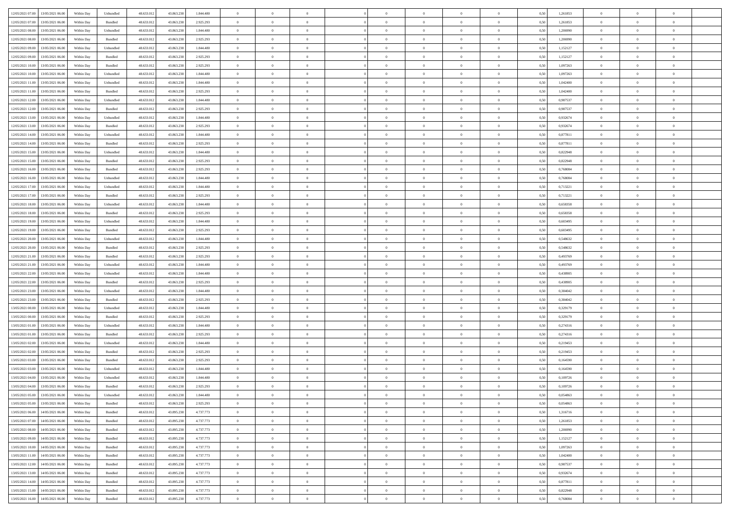| | | | | | | | | | | | | | | | | | | | | |
|---|---|---|---|---|---|---|---|---|---|---|---|---|---|---|---|---|---|---|---|---|
| 12/05/2021 07:00 | 13/05/2021 06:00 | Within Day | Unbundled | 48.633.012 | 43.863.238 | 1.844.480 | 0 | 0 | 0 | | 0 | 0 | 0 | 0 | 0,50 | 1,261853 | 0 | 0 | 0 | |
| 12/05/2021 07:00 | 13/05/2021 06:00 | Within Day | Bundled | 48.633.012 | 43.863.238 | 2.925.293 | 0 | 0 | 0 | | 0 | 0 | 0 | 0 | 0,50 | 1,261853 | 0 | 0 | 0 | |
| 12/05/2021 08:00 | 13/05/2021 06:00 | Within Day | Unbundled | 48.633.012 | 43.863.238 | 1.844.480 | 0 | 0 | 0 | | 0 | 0 | 0 | 0 | 0,50 | 1,206990 | 0 | 0 | 0 | |
| 12/05/2021 08:00 | 13/05/2021 06:00 | Within Day | Bundled | 48.633.012 | 43.863.238 | 2.925.293 | 0 | 0 | 0 | | 0 | 0 | 0 | 0 | 0,50 | 1,206990 | 0 | 0 | 0 | |
| 12/05/2021 09:00 | 13/05/2021 06:00 | Within Day | Unbundled | 48.633.012 | 43.863.238 | 1.844.480 | 0 | 0 | 0 | | 0 | 0 | 0 | 0 | 0,50 | 1,152127 | 0 | 0 | 0 | |
| 12/05/2021 09:00 | 13/05/2021 06:00 | Within Day | Bundled | 48.633.012 | 43.863.238 | 2.925.293 | 0 | 0 | 0 | | 0 | 0 | 0 | 0 | 0,50 | 1,152127 | 0 | 0 | 0 | |
| 12/05/2021 10:00 | 13/05/2021 06:00 | Within Day | Bundled | 48.633.012 | 43.863.238 | 2.925.293 | 0 | 0 | 0 | | 0 | 0 | 0 | 0 | 0,50 | 1,097263 | 0 | 0 | 0 | |
| 12/05/2021 10:00 | 13/05/2021 06:00 | Within Day | Unbundled | 48.633.012 | 43.863.238 | 1.844.480 | 0 | 0 | 0 | | 0 | 0 | 0 | 0 | 0,50 | 1,097263 | 0 | 0 | 0 | |
| 12/05/2021 11:00 | 13/05/2021 06:00 | Within Day | Unbundled | 48.633.012 | 43.863.238 | 1.844.480 | 0 | 0 | 0 | | 0 | 0 | 0 | 0 | 0,50 | 1,042400 | 0 | 0 | 0 | |
| 12/05/2021 11:00 | 13/05/2021 06:00 | Within Day | Bundled | 48.633.012 | 43.863.238 | 2.925.293 | 0 | 0 | 0 | | 0 | 0 | 0 | 0 | 0,50 | 1,042400 | 0 | 0 | 0 | |
| 12/05/2021 12:00 | 13/05/2021 06:00 | Within Day | Unbundled | 48.633.012 | 43.863.238 | 1.844.480 | 0 | 0 | 0 | | 0 | 0 | 0 | 0 | 0,50 | 0,987537 | 0 | 0 | 0 | |
| 12/05/2021 12:00 | 13/05/2021 06:00 | Within Day | Bundled | 48.633.012 | 43.863.238 | 2.925.293 | 0 | 0 | 0 | | 0 | 0 | 0 | 0 | 0,50 | 0,987537 | 0 | 0 | 0 | |
| 12/05/2021 13:00 | 13/05/2021 06:00 | Within Day | Unbundled | 48.633.012 | 43.863.238 | 1.844.480 | 0 | 0 | 0 | | 0 | 0 | 0 | 0 | 0,50 | 0,932674 | 0 | 0 | 0 | |
| 12/05/2021 13:00 | 13/05/2021 06:00 | Within Day | Bundled | 48.633.012 | 43.863.238 | 2.925.293 | 0 | 0 | 0 | | 0 | 0 | 0 | 0 | 0,50 | 0,932674 | 0 | 0 | 0 | |
| 12/05/2021 14:00 | 13/05/2021 06:00 | Within Day | Unbundled | 48.633.012 | 43.863.238 | 1.844.480 | 0 | 0 | 0 | | 0 | 0 | 0 | 0 | 0,50 | 0,877811 | 0 | 0 | 0 | |
| 12/05/2021 14:00 | 13/05/2021 06:00 | Within Day | Bundled | 48.633.012 | 43.863.238 | 2.925.293 | 0 | 0 | 0 | | 0 | 0 | 0 | 0 | 0,50 | 0,877811 | 0 | 0 | 0 | |
| 12/05/2021 15:00 | 13/05/2021 06:00 | Within Day | Unbundled | 48.633.012 | 43.863.238 | 1.844.480 | 0 | 0 | 0 | | 0 | 0 | 0 | 0 | 0,50 | 0,822948 | 0 | 0 | 0 | |
| 12/05/2021 15:00 | 13/05/2021 06:00 | Within Day | Bundled | 48.633.012 | 43.863.238 | 2.925.293 | 0 | 0 | 0 | | 0 | 0 | 0 | 0 | 0,50 | 0,822948 | 0 | 0 | 0 | |
| 12/05/2021 16:00 | 13/05/2021 06:00 | Within Day | Bundled | 48.633.012 | 43.863.238 | 2.925.293 | 0 | 0 | 0 | | 0 | 0 | 0 | 0 | 0,50 | 0,768084 | 0 | 0 | 0 | |
| 12/05/2021 16:00 | 13/05/2021 06:00 | Within Day | Unbundled | 48.633.012 | 43.863.238 | 1.844.480 | 0 | 0 | 0 | | 0 | 0 | 0 | 0 | 0,50 | 0,768084 | 0 | 0 | 0 | |
| 12/05/2021 17:00 | 13/05/2021 06:00 | Within Day | Unbundled | 48.633.012 | 43.863.238 | 1.844.480 | 0 | 0 | 0 | | 0 | 0 | 0 | 0 | 0,50 | 0,713221 | 0 | 0 | 0 | |
| 12/05/2021 17:00 | 13/05/2021 06:00 | Within Day | Bundled | 48.633.012 | 43.863.238 | 2.925.293 | 0 | 0 | 0 | | 0 | 0 | 0 | 0 | 0,50 | 0,713221 | 0 | 0 | 0 | |
| 12/05/2021 18:00 | 13/05/2021 06:00 | Within Day | Unbundled | 48.633.012 | 43.863.238 | 1.844.480 | 0 | 0 | 0 | | 0 | 0 | 0 | 0 | 0,50 | 0,658358 | 0 | 0 | 0 | |
| 12/05/2021 18:00 | 13/05/2021 06:00 | Within Day | Bundled | 48.633.012 | 43.863.238 | 2.925.293 | 0 | 0 | 0 | | 0 | 0 | 0 | 0 | 0,50 | 0,658358 | 0 | 0 | 0 | |
| 12/05/2021 19:00 | 13/05/2021 06:00 | Within Day | Unbundled | 48.633.012 | 43.863.238 | 1.844.480 | 0 | 0 | 0 | | 0 | 0 | 0 | 0 | 0,50 | 0,603495 | 0 | 0 | 0 | |
| 12/05/2021 19:00 | 13/05/2021 06:00 | Within Day | Bundled | 48.633.012 | 43.863.238 | 2.925.293 | 0 | 0 | 0 | | 0 | 0 | 0 | 0 | 0,50 | 0,603495 | 0 | 0 | 0 | |
| 12/05/2021 20:00 | 13/05/2021 06:00 | Within Day | Unbundled | 48.633.012 | 43.863.238 | 1.844.480 | 0 | 0 | 0 | | 0 | 0 | 0 | 0 | 0,50 | 0,548632 | 0 | 0 | 0 | |
| 12/05/2021 20:00 | 13/05/2021 06:00 | Within Day | Bundled | 48.633.012 | 43.863.238 | 2.925.293 | 0 | 0 | 0 | | 0 | 0 | 0 | 0 | 0,50 | 0,548632 | 0 | 0 | 0 | |
| 12/05/2021 21:00 | 13/05/2021 06:00 | Within Day | Bundled | 48.633.012 | 43.863.238 | 2.925.293 | 0 | 0 | 0 | | 0 | 0 | 0 | 0 | 0,50 | 0,493769 | 0 | 0 | 0 | |
| 12/05/2021 21:00 | 13/05/2021 06:00 | Within Day | Unbundled | 48.633.012 | 43.863.238 | 1.844.480 | 0 | 0 | 0 | | 0 | 0 | 0 | 0 | 0,50 | 0,493769 | 0 | 0 | 0 | |
| 12/05/2021 22:00 | 13/05/2021 06:00 | Within Day | Unbundled | 48.633.012 | 43.863.238 | 1.844.480 | 0 | 0 | 0 | | 0 | 0 | 0 | 0 | 0,50 | 0,438905 | 0 | 0 | 0 | |
| 12/05/2021 22:00 | 13/05/2021 06:00 | Within Day | Bundled | 48.633.012 | 43.863.238 | 2.925.293 | 0 | 0 | 0 | | 0 | 0 | 0 | 0 | 0,50 | 0,438905 | 0 | 0 | 0 | |
| 12/05/2021 23:00 | 13/05/2021 06:00 | Within Day | Unbundled | 48.633.012 | 43.863.238 | 1.844.480 | 0 | 0 | 0 | | 0 | 0 | 0 | 0 | 0,50 | 0,384042 | 0 | 0 | 0 | |
| 12/05/2021 23:00 | 13/05/2021 06:00 | Within Day | Bundled | 48.633.012 | 43.863.238 | 2.925.293 | 0 | 0 | 0 | | 0 | 0 | 0 | 0 | 0,50 | 0,384042 | 0 | 0 | 0 | |
| 13/05/2021 00:00 | 13/05/2021 06:00 | Within Day | Unbundled | 48.633.012 | 43.863.238 | 1.844.480 | 0 | 0 | 0 | | 0 | 0 | 0 | 0 | 0,50 | 0,329179 | 0 | 0 | 0 | |
| 13/05/2021 00:00 | 13/05/2021 06:00 | Within Day | Bundled | 48.633.012 | 43.863.238 | 2.925.293 | 0 | 0 | 0 | | 0 | 0 | 0 | 0 | 0,50 | 0,329179 | 0 | 0 | 0 | |
| 13/05/2021 01:00 | 13/05/2021 06:00 | Within Day | Unbundled | 48.633.012 | 43.863.238 | 1.844.480 | 0 | 0 | 0 | | 0 | 0 | 0 | 0 | 0,50 | 0,274316 | 0 | 0 | 0 | |
| 13/05/2021 01:00 | 13/05/2021 06:00 | Within Day | Bundled | 48.633.012 | 43.863.238 | 2.925.293 | 0 | 0 | 0 | | 0 | 0 | 0 | 0 | 0,50 | 0,274316 | 0 | 0 | 0 | |
| 13/05/2021 02:00 | 13/05/2021 06:00 | Within Day | Unbundled | 48.633.012 | 43.863.238 | 1.844.480 | 0 | 0 | 0 | | 0 | 0 | 0 | 0 | 0,50 | 0,219453 | 0 | 0 | 0 | |
| 13/05/2021 02:00 | 13/05/2021 06:00 | Within Day | Bundled | 48.633.012 | 43.863.238 | 2.925.293 | 0 | 0 | 0 | | 0 | 0 | 0 | 0 | 0,50 | 0,219453 | 0 | 0 | 0 | |
| 13/05/2021 03:00 | 13/05/2021 06:00 | Within Day | Bundled | 48.633.012 | 43.863.238 | 2.925.293 | 0 | 0 | 0 | | 0 | 0 | 0 | 0 | 0,50 | 0,164590 | 0 | 0 | 0 | |
| 13/05/2021 03:00 | 13/05/2021 06:00 | Within Day | Unbundled | 48.633.012 | 43.863.238 | 1.844.480 | 0 | 0 | 0 | | 0 | 0 | 0 | 0 | 0,50 | 0,164590 | 0 | 0 | 0 | |
| 13/05/2021 04:00 | 13/05/2021 06:00 | Within Day | Unbundled | 48.633.012 | 43.863.238 | 1.844.480 | 0 | 0 | 0 | | 0 | 0 | 0 | 0 | 0,50 | 0,109726 | 0 | 0 | 0 | |
| 13/05/2021 04:00 | 13/05/2021 06:00 | Within Day | Bundled | 48.633.012 | 43.863.238 | 2.925.293 | 0 | 0 | 0 | | 0 | 0 | 0 | 0 | 0,50 | 0,109726 | 0 | 0 | 0 | |
| 13/05/2021 05:00 | 13/05/2021 06:00 | Within Day | Unbundled | 48.633.012 | 43.863.238 | 1.844.480 | 0 | 0 | 0 | | 0 | 0 | 0 | 0 | 0,50 | 0,054863 | 0 | 0 | 0 | |
| 13/05/2021 05:00 | 13/05/2021 06:00 | Within Day | Bundled | 48.633.012 | 43.863.238 | 2.925.293 | 0 | 0 | 0 | | 0 | 0 | 0 | 0 | 0,50 | 0,054863 | 0 | 0 | 0 | |
| 13/05/2021 06:00 | 14/05/2021 06:00 | Within Day | Bundled | 48.633.012 | 43.895.238 | 4.737.773 | 0 | 0 | 0 | | 0 | 0 | 0 | 0 | 0,50 | 1,316716 | 0 | 0 | 0 | |
| 13/05/2021 07:00 | 14/05/2021 06:00 | Within Day | Bundled | 48.633.012 | 43.895.238 | 4.737.773 | 0 | 0 | 0 | | 0 | 0 | 0 | 0 | 0,50 | 1,261853 | 0 | 0 | 0 | |
| 13/05/2021 08:00 | 14/05/2021 06:00 | Within Day | Bundled | 48.633.012 | 43.895.238 | 4.737.773 | 0 | 0 | 0 | | 0 | 0 | 0 | 0 | 0,50 | 1,206990 | 0 | 0 | 0 | |
| 13/05/2021 09:00 | 14/05/2021 06:00 | Within Day | Bundled | 48.633.012 | 43.895.238 | 4.737.773 | 0 | 0 | 0 | | 0 | 0 | 0 | 0 | 0,50 | 1,152127 | 0 | 0 | 0 | |
| 13/05/2021 10:00 | 14/05/2021 06:00 | Within Day | Bundled | 48.633.012 | 43.895.238 | 4.737.773 | 0 | 0 | 0 | | 0 | 0 | 0 | 0 | 0,50 | 1,097263 | 0 | 0 | 0 | |
| 13/05/2021 11:00 | 14/05/2021 06:00 | Within Day | Bundled | 48.633.012 | 43.895.238 | 4.737.773 | 0 | 0 | 0 | | 0 | 0 | 0 | 0 | 0,50 | 1,042400 | 0 | 0 | 0 | |
| 13/05/2021 12:00 | 14/05/2021 06:00 | Within Day | Bundled | 48.633.012 | 43.895.238 | 4.737.773 | 0 | 0 | 0 | | 0 | 0 | 0 | 0 | 0,50 | 0,987537 | 0 | 0 | 0 | |
| 13/05/2021 13:00 | 14/05/2021 06:00 | Within Day | Bundled | 48.633.012 | 43.895.238 | 4.737.773 | 0 | 0 | 0 | | 0 | 0 | 0 | 0 | 0,50 | 0,932674 | 0 | 0 | 0 | |
| 13/05/2021 14:00 | 14/05/2021 06:00 | Within Day | Bundled | 48.633.012 | 43.895.238 | 4.737.773 | 0 | 0 | 0 | | 0 | 0 | 0 | 0 | 0,50 | 0,877811 | 0 | 0 | 0 | |
| 13/05/2021 15:00 | 14/05/2021 06:00 | Within Day | Bundled | 48.633.012 | 43.895.238 | 4.737.773 | 0 | 0 | 0 | | 0 | 0 | 0 | 0 | 0,50 | 0,822948 | 0 | 0 | 0 | |
| 13/05/2021 16:00 | 14/05/2021 06:00 | Within Day | Bundled | 48.633.012 | 43.895.238 | 4.737.773 | 0 | 0 | 0 | | 0 | 0 | 0 | 0 | 0,50 | 0,768084 | 0 | 0 | 0 | |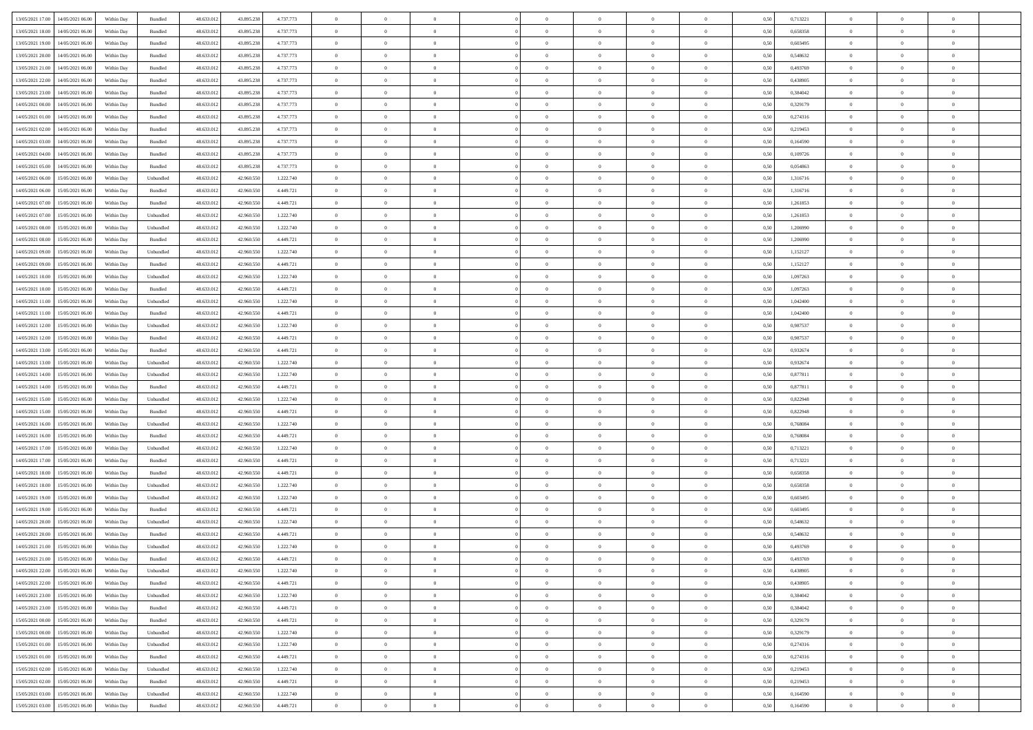| | | | | | | | | | | | | | | | | | | | | | |
|---|---|---|---|---|---|---|---|---|---|---|---|---|---|---|---|---|---|---|---|---|---|
| 13/05/2021 17:00 | 14/05/2021 06:00 | Within Day | Bundled | 48.633.012 | 43.895.238 | 4.737.773 | 0 | 0 | 0 | | 0 | 0 | 0 | 0 | 0,50 | 0,713221 | 0 | 0 | 0 | |
| 13/05/2021 18:00 | 14/05/2021 06:00 | Within Day | Bundled | 48.633.012 | 43.895.238 | 4.737.773 | 0 | 0 | 0 | | 0 | 0 | 0 | 0 | 0,50 | 0,658358 | 0 | 0 | 0 | |
| 13/05/2021 19:00 | 14/05/2021 06:00 | Within Day | Bundled | 48.633.012 | 43.895.238 | 4.737.773 | 0 | 0 | 0 | | 0 | 0 | 0 | 0 | 0,50 | 0,603495 | 0 | 0 | 0 | |
| 13/05/2021 20:00 | 14/05/2021 06:00 | Within Day | Bundled | 48.633.012 | 43.895.238 | 4.737.773 | 0 | 0 | 0 | | 0 | 0 | 0 | 0 | 0,50 | 0,548632 | 0 | 0 | 0 | |
| 13/05/2021 21:00 | 14/05/2021 06:00 | Within Day | Bundled | 48.633.012 | 43.895.238 | 4.737.773 | 0 | 0 | 0 | | 0 | 0 | 0 | 0 | 0,50 | 0,493769 | 0 | 0 | 0 | |
| 13/05/2021 22:00 | 14/05/2021 06:00 | Within Day | Bundled | 48.633.012 | 43.895.238 | 4.737.773 | 0 | 0 | 0 | | 0 | 0 | 0 | 0 | 0,50 | 0,438905 | 0 | 0 | 0 | |
| 13/05/2021 23:00 | 14/05/2021 06:00 | Within Day | Bundled | 48.633.012 | 43.895.238 | 4.737.773 | 0 | 0 | 0 | | 0 | 0 | 0 | 0 | 0,50 | 0,384042 | 0 | 0 | 0 | |
| 14/05/2021 00:00 | 14/05/2021 06:00 | Within Day | Bundled | 48.633.012 | 43.895.238 | 4.737.773 | 0 | 0 | 0 | | 0 | 0 | 0 | 0 | 0,50 | 0,329179 | 0 | 0 | 0 | |
| 14/05/2021 01:00 | 14/05/2021 06:00 | Within Day | Bundled | 48.633.012 | 43.895.238 | 4.737.773 | 0 | 0 | 0 | | 0 | 0 | 0 | 0 | 0,50 | 0,274316 | 0 | 0 | 0 | |
| 14/05/2021 02:00 | 14/05/2021 06:00 | Within Day | Bundled | 48.633.012 | 43.895.238 | 4.737.773 | 0 | 0 | 0 | | 0 | 0 | 0 | 0 | 0,50 | 0,219453 | 0 | 0 | 0 | |
| 14/05/2021 03:00 | 14/05/2021 06:00 | Within Day | Bundled | 48.633.012 | 43.895.238 | 4.737.773 | 0 | 0 | 0 | | 0 | 0 | 0 | 0 | 0,50 | 0,164590 | 0 | 0 | 0 | |
| 14/05/2021 04:00 | 14/05/2021 06:00 | Within Day | Bundled | 48.633.012 | 43.895.238 | 4.737.773 | 0 | 0 | 0 | | 0 | 0 | 0 | 0 | 0,50 | 0,109726 | 0 | 0 | 0 | |
| 14/05/2021 05:00 | 14/05/2021 06:00 | Within Day | Bundled | 48.633.012 | 43.895.238 | 4.737.773 | 0 | 0 | 0 | | 0 | 0 | 0 | 0 | 0,50 | 0,054863 | 0 | 0 | 0 | |
| 14/05/2021 06:00 | 15/05/2021 06:00 | Within Day | Unbundled | 48.633.012 | 42.960.550 | 1.222.740 | 0 | 0 | 0 | | 0 | 0 | 0 | 0 | 0,50 | 1,316716 | 0 | 0 | 0 | |
| 14/05/2021 06:00 | 15/05/2021 06:00 | Within Day | Bundled | 48.633.012 | 42.960.550 | 4.449.721 | 0 | 0 | 0 | | 0 | 0 | 0 | 0 | 0,50 | 1,316716 | 0 | 0 | 0 | |
| 14/05/2021 07:00 | 15/05/2021 06:00 | Within Day | Bundled | 48.633.012 | 42.960.550 | 4.449.721 | 0 | 0 | 0 | | 0 | 0 | 0 | 0 | 0,50 | 1,261853 | 0 | 0 | 0 | |
| 14/05/2021 07:00 | 15/05/2021 06:00 | Within Day | Unbundled | 48.633.012 | 42.960.550 | 1.222.740 | 0 | 0 | 0 | | 0 | 0 | 0 | 0 | 0,50 | 1,261853 | 0 | 0 | 0 | |
| 14/05/2021 08:00 | 15/05/2021 06:00 | Within Day | Unbundled | 48.633.012 | 42.960.550 | 1.222.740 | 0 | 0 | 0 | | 0 | 0 | 0 | 0 | 0,50 | 1,206990 | 0 | 0 | 0 | |
| 14/05/2021 08:00 | 15/05/2021 06:00 | Within Day | Bundled | 48.633.012 | 42.960.550 | 4.449.721 | 0 | 0 | 0 | | 0 | 0 | 0 | 0 | 0,50 | 1,206990 | 0 | 0 | 0 | |
| 14/05/2021 09:00 | 15/05/2021 06:00 | Within Day | Unbundled | 48.633.012 | 42.960.550 | 1.222.740 | 0 | 0 | 0 | | 0 | 0 | 0 | 0 | 0,50 | 1,152127 | 0 | 0 | 0 | |
| 14/05/2021 09:00 | 15/05/2021 06:00 | Within Day | Bundled | 48.633.012 | 42.960.550 | 4.449.721 | 0 | 0 | 0 | | 0 | 0 | 0 | 0 | 0,50 | 1,152127 | 0 | 0 | 0 | |
| 14/05/2021 10:00 | 15/05/2021 06:00 | Within Day | Unbundled | 48.633.012 | 42.960.550 | 1.222.740 | 0 | 0 | 0 | | 0 | 0 | 0 | 0 | 0,50 | 1,097263 | 0 | 0 | 0 | |
| 14/05/2021 10:00 | 15/05/2021 06:00 | Within Day | Bundled | 48.633.012 | 42.960.550 | 4.449.721 | 0 | 0 | 0 | | 0 | 0 | 0 | 0 | 0,50 | 1,097263 | 0 | 0 | 0 | |
| 14/05/2021 11:00 | 15/05/2021 06:00 | Within Day | Unbundled | 48.633.012 | 42.960.550 | 1.222.740 | 0 | 0 | 0 | | 0 | 0 | 0 | 0 | 0,50 | 1,042400 | 0 | 0 | 0 | |
| 14/05/2021 11:00 | 15/05/2021 06:00 | Within Day | Bundled | 48.633.012 | 42.960.550 | 4.449.721 | 0 | 0 | 0 | | 0 | 0 | 0 | 0 | 0,50 | 1,042400 | 0 | 0 | 0 | |
| 14/05/2021 12:00 | 15/05/2021 06:00 | Within Day | Unbundled | 48.633.012 | 42.960.550 | 1.222.740 | 0 | 0 | 0 | | 0 | 0 | 0 | 0 | 0,50 | 0,987537 | 0 | 0 | 0 | |
| 14/05/2021 12:00 | 15/05/2021 06:00 | Within Day | Bundled | 48.633.012 | 42.960.550 | 4.449.721 | 0 | 0 | 0 | | 0 | 0 | 0 | 0 | 0,50 | 0,987537 | 0 | 0 | 0 | |
| 14/05/2021 13:00 | 15/05/2021 06:00 | Within Day | Bundled | 48.633.012 | 42.960.550 | 4.449.721 | 0 | 0 | 0 | | 0 | 0 | 0 | 0 | 0,50 | 0,932674 | 0 | 0 | 0 | |
| 14/05/2021 13:00 | 15/05/2021 06:00 | Within Day | Unbundled | 48.633.012 | 42.960.550 | 1.222.740 | 0 | 0 | 0 | | 0 | 0 | 0 | 0 | 0,50 | 0,932674 | 0 | 0 | 0 | |
| 14/05/2021 14:00 | 15/05/2021 06:00 | Within Day | Unbundled | 48.633.012 | 42.960.550 | 1.222.740 | 0 | 0 | 0 | | 0 | 0 | 0 | 0 | 0,50 | 0,877811 | 0 | 0 | 0 | |
| 14/05/2021 14:00 | 15/05/2021 06:00 | Within Day | Bundled | 48.633.012 | 42.960.550 | 4.449.721 | 0 | 0 | 0 | | 0 | 0 | 0 | 0 | 0,50 | 0,877811 | 0 | 0 | 0 | |
| 14/05/2021 15:00 | 15/05/2021 06:00 | Within Day | Unbundled | 48.633.012 | 42.960.550 | 1.222.740 | 0 | 0 | 0 | | 0 | 0 | 0 | 0 | 0,50 | 0,822948 | 0 | 0 | 0 | |
| 14/05/2021 15:00 | 15/05/2021 06:00 | Within Day | Bundled | 48.633.012 | 42.960.550 | 4.449.721 | 0 | 0 | 0 | | 0 | 0 | 0 | 0 | 0,50 | 0,822948 | 0 | 0 | 0 | |
| 14/05/2021 16:00 | 15/05/2021 06:00 | Within Day | Unbundled | 48.633.012 | 42.960.550 | 1.222.740 | 0 | 0 | 0 | | 0 | 0 | 0 | 0 | 0,50 | 0,768084 | 0 | 0 | 0 | |
| 14/05/2021 16:00 | 15/05/2021 06:00 | Within Day | Bundled | 48.633.012 | 42.960.550 | 4.449.721 | 0 | 0 | 0 | | 0 | 0 | 0 | 0 | 0,50 | 0,768084 | 0 | 0 | 0 | |
| 14/05/2021 17:00 | 15/05/2021 06:00 | Within Day | Unbundled | 48.633.012 | 42.960.550 | 1.222.740 | 0 | 0 | 0 | | 0 | 0 | 0 | 0 | 0,50 | 0,713221 | 0 | 0 | 0 | |
| 14/05/2021 17:00 | 15/05/2021 06:00 | Within Day | Bundled | 48.633.012 | 42.960.550 | 4.449.721 | 0 | 0 | 0 | | 0 | 0 | 0 | 0 | 0,50 | 0,713221 | 0 | 0 | 0 | |
| 14/05/2021 18:00 | 15/05/2021 06:00 | Within Day | Bundled | 48.633.012 | 42.960.550 | 4.449.721 | 0 | 0 | 0 | | 0 | 0 | 0 | 0 | 0,50 | 0,658358 | 0 | 0 | 0 | |
| 14/05/2021 18:00 | 15/05/2021 06:00 | Within Day | Unbundled | 48.633.012 | 42.960.550 | 1.222.740 | 0 | 0 | 0 | | 0 | 0 | 0 | 0 | 0,50 | 0,658358 | 0 | 0 | 0 | |
| 14/05/2021 19:00 | 15/05/2021 06:00 | Within Day | Unbundled | 48.633.012 | 42.960.550 | 1.222.740 | 0 | 0 | 0 | | 0 | 0 | 0 | 0 | 0,50 | 0,603495 | 0 | 0 | 0 | |
| 14/05/2021 19:00 | 15/05/2021 06:00 | Within Day | Bundled | 48.633.012 | 42.960.550 | 4.449.721 | 0 | 0 | 0 | | 0 | 0 | 0 | 0 | 0,50 | 0,603495 | 0 | 0 | 0 | |
| 14/05/2021 20:00 | 15/05/2021 06:00 | Within Day | Unbundled | 48.633.012 | 42.960.550 | 1.222.740 | 0 | 0 | 0 | | 0 | 0 | 0 | 0 | 0,50 | 0,548632 | 0 | 0 | 0 | |
| 14/05/2021 20:00 | 15/05/2021 06:00 | Within Day | Bundled | 48.633.012 | 42.960.550 | 4.449.721 | 0 | 0 | 0 | | 0 | 0 | 0 | 0 | 0,50 | 0,548632 | 0 | 0 | 0 | |
| 14/05/2021 21:00 | 15/05/2021 06:00 | Within Day | Unbundled | 48.633.012 | 42.960.550 | 1.222.740 | 0 | 0 | 0 | | 0 | 0 | 0 | 0 | 0,50 | 0,493769 | 0 | 0 | 0 | |
| 14/05/2021 21:00 | 15/05/2021 06:00 | Within Day | Bundled | 48.633.012 | 42.960.550 | 4.449.721 | 0 | 0 | 0 | | 0 | 0 | 0 | 0 | 0,50 | 0,493769 | 0 | 0 | 0 | |
| 14/05/2021 22:00 | 15/05/2021 06:00 | Within Day | Unbundled | 48.633.012 | 42.960.550 | 1.222.740 | 0 | 0 | 0 | | 0 | 0 | 0 | 0 | 0,50 | 0,438905 | 0 | 0 | 0 | |
| 14/05/2021 22:00 | 15/05/2021 06:00 | Within Day | Bundled | 48.633.012 | 42.960.550 | 4.449.721 | 0 | 0 | 0 | | 0 | 0 | 0 | 0 | 0,50 | 0,438905 | 0 | 0 | 0 | |
| 14/05/2021 23:00 | 15/05/2021 06:00 | Within Day | Unbundled | 48.633.012 | 42.960.550 | 1.222.740 | 0 | 0 | 0 | | 0 | 0 | 0 | 0 | 0,50 | 0,384042 | 0 | 0 | 0 | |
| 14/05/2021 23:00 | 15/05/2021 06:00 | Within Day | Bundled | 48.633.012 | 42.960.550 | 4.449.721 | 0 | 0 | 0 | | 0 | 0 | 0 | 0 | 0,50 | 0,384042 | 0 | 0 | 0 | |
| 15/05/2021 00:00 | 15/05/2021 06:00 | Within Day | Bundled | 48.633.012 | 42.960.550 | 4.449.721 | 0 | 0 | 0 | | 0 | 0 | 0 | 0 | 0,50 | 0,329179 | 0 | 0 | 0 | |
| 15/05/2021 00:00 | 15/05/2021 06:00 | Within Day | Unbundled | 48.633.012 | 42.960.550 | 1.222.740 | 0 | 0 | 0 | | 0 | 0 | 0 | 0 | 0,50 | 0,329179 | 0 | 0 | 0 | |
| 15/05/2021 01:00 | 15/05/2021 06:00 | Within Day | Unbundled | 48.633.012 | 42.960.550 | 1.222.740 | 0 | 0 | 0 | | 0 | 0 | 0 | 0 | 0,50 | 0,274316 | 0 | 0 | 0 | |
| 15/05/2021 01:00 | 15/05/2021 06:00 | Within Day | Bundled | 48.633.012 | 42.960.550 | 4.449.721 | 0 | 0 | 0 | | 0 | 0 | 0 | 0 | 0,50 | 0,274316 | 0 | 0 | 0 | |
| 15/05/2021 02:00 | 15/05/2021 06:00 | Within Day | Unbundled | 48.633.012 | 42.960.550 | 1.222.740 | 0 | 0 | 0 | | 0 | 0 | 0 | 0 | 0,50 | 0,219453 | 0 | 0 | 0 | |
| 15/05/2021 02:00 | 15/05/2021 06:00 | Within Day | Bundled | 48.633.012 | 42.960.550 | 4.449.721 | 0 | 0 | 0 | | 0 | 0 | 0 | 0 | 0,50 | 0,219453 | 0 | 0 | 0 | |
| 15/05/2021 03:00 | 15/05/2021 06:00 | Within Day | Unbundled | 48.633.012 | 42.960.550 | 1.222.740 | 0 | 0 | 0 | | 0 | 0 | 0 | 0 | 0,50 | 0,164590 | 0 | 0 | 0 | |
| 15/05/2021 03:00 | 15/05/2021 06:00 | Within Day | Bundled | 48.633.012 | 42.960.550 | 4.449.721 | 0 | 0 | 0 | | 0 | 0 | 0 | 0 | 0,50 | 0,164590 | 0 | 0 | 0 | |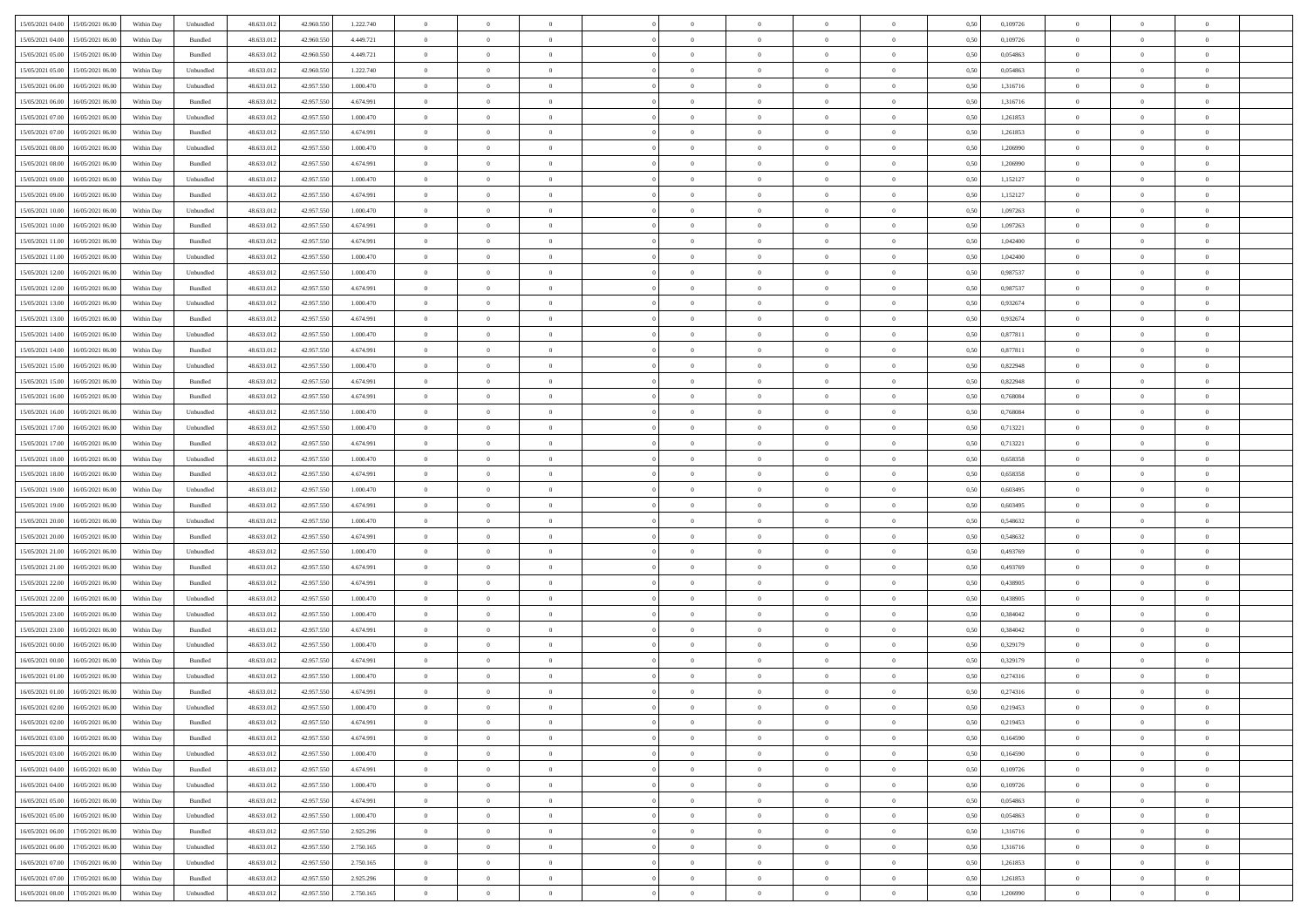| | | | | | | | | | | | | | | | | | | | | |
|---|---|---|---|---|---|---|---|---|---|---|---|---|---|---|---|---|---|---|---|---|
| 15/05/2021 04:00 | 15/05/2021 06:00 | Within Day | Unbundled | 48.633.012 | 42.960.550 | 1.222.740 | 0 | 0 | 0 | | 0 | 0 | 0 | 0 | 0,50 | 0,109726 | 0 | 0 | 0 | |
| 15/05/2021 04:00 | 15/05/2021 06:00 | Within Day | Bundled | 48.633.012 | 42.960.550 | 4.449.721 | 0 | 0 | 0 | | 0 | 0 | 0 | 0 | 0,50 | 0,109726 | 0 | 0 | 0 | |
| 15/05/2021 05:00 | 15/05/2021 06:00 | Within Day | Bundled | 48.633.012 | 42.960.550 | 4.449.721 | 0 | 0 | 0 | | 0 | 0 | 0 | 0 | 0,50 | 0,054863 | 0 | 0 | 0 | |
| 15/05/2021 05:00 | 15/05/2021 06:00 | Within Day | Unbundled | 48.633.012 | 42.960.550 | 1.222.740 | 0 | 0 | 0 | | 0 | 0 | 0 | 0 | 0,50 | 0,054863 | 0 | 0 | 0 | |
| 15/05/2021 06:00 | 16/05/2021 06:00 | Within Day | Unbundled | 48.633.012 | 42.957.550 | 1.000.470 | 0 | 0 | 0 | | 0 | 0 | 0 | 0 | 0,50 | 1,316716 | 0 | 0 | 0 | |
| 15/05/2021 06:00 | 16/05/2021 06:00 | Within Day | Bundled | 48.633.012 | 42.957.550 | 4.674.991 | 0 | 0 | 0 | | 0 | 0 | 0 | 0 | 0,50 | 1,316716 | 0 | 0 | 0 | |
| 15/05/2021 07:00 | 16/05/2021 06:00 | Within Day | Unbundled | 48.633.012 | 42.957.550 | 1.000.470 | 0 | 0 | 0 | | 0 | 0 | 0 | 0 | 0,50 | 1,261853 | 0 | 0 | 0 | |
| 15/05/2021 07:00 | 16/05/2021 06:00 | Within Day | Bundled | 48.633.012 | 42.957.550 | 4.674.991 | 0 | 0 | 0 | | 0 | 0 | 0 | 0 | 0,50 | 1,261853 | 0 | 0 | 0 | |
| 15/05/2021 08:00 | 16/05/2021 06:00 | Within Day | Unbundled | 48.633.012 | 42.957.550 | 1.000.470 | 0 | 0 | 0 | | 0 | 0 | 0 | 0 | 0,50 | 1,206990 | 0 | 0 | 0 | |
| 15/05/2021 08:00 | 16/05/2021 06:00 | Within Day | Bundled | 48.633.012 | 42.957.550 | 4.674.991 | 0 | 0 | 0 | | 0 | 0 | 0 | 0 | 0,50 | 1,206990 | 0 | 0 | 0 | |
| 15/05/2021 09:00 | 16/05/2021 06:00 | Within Day | Unbundled | 48.633.012 | 42.957.550 | 1.000.470 | 0 | 0 | 0 | | 0 | 0 | 0 | 0 | 0,50 | 1,152127 | 0 | 0 | 0 | |
| 15/05/2021 09:00 | 16/05/2021 06:00 | Within Day | Bundled | 48.633.012 | 42.957.550 | 4.674.991 | 0 | 0 | 0 | | 0 | 0 | 0 | 0 | 0,50 | 1,152127 | 0 | 0 | 0 | |
| 15/05/2021 10:00 | 16/05/2021 06:00 | Within Day | Unbundled | 48.633.012 | 42.957.550 | 1.000.470 | 0 | 0 | 0 | | 0 | 0 | 0 | 0 | 0,50 | 1,097263 | 0 | 0 | 0 | |
| 15/05/2021 10:00 | 16/05/2021 06:00 | Within Day | Bundled | 48.633.012 | 42.957.550 | 4.674.991 | 0 | 0 | 0 | | 0 | 0 | 0 | 0 | 0,50 | 1,097263 | 0 | 0 | 0 | |
| 15/05/2021 11:00 | 16/05/2021 06:00 | Within Day | Bundled | 48.633.012 | 42.957.550 | 4.674.991 | 0 | 0 | 0 | | 0 | 0 | 0 | 0 | 0,50 | 1,042400 | 0 | 0 | 0 | |
| 15/05/2021 11:00 | 16/05/2021 06:00 | Within Day | Unbundled | 48.633.012 | 42.957.550 | 1.000.470 | 0 | 0 | 0 | | 0 | 0 | 0 | 0 | 0,50 | 1,042400 | 0 | 0 | 0 | |
| 15/05/2021 12:00 | 16/05/2021 06:00 | Within Day | Unbundled | 48.633.012 | 42.957.550 | 1.000.470 | 0 | 0 | 0 | | 0 | 0 | 0 | 0 | 0,50 | 0,987537 | 0 | 0 | 0 | |
| 15/05/2021 12:00 | 16/05/2021 06:00 | Within Day | Bundled | 48.633.012 | 42.957.550 | 4.674.991 | 0 | 0 | 0 | | 0 | 0 | 0 | 0 | 0,50 | 0,987537 | 0 | 0 | 0 | |
| 15/05/2021 13:00 | 16/05/2021 06:00 | Within Day | Unbundled | 48.633.012 | 42.957.550 | 1.000.470 | 0 | 0 | 0 | | 0 | 0 | 0 | 0 | 0,50 | 0,932674 | 0 | 0 | 0 | |
| 15/05/2021 13:00 | 16/05/2021 06:00 | Within Day | Bundled | 48.633.012 | 42.957.550 | 4.674.991 | 0 | 0 | 0 | | 0 | 0 | 0 | 0 | 0,50 | 0,932674 | 0 | 0 | 0 | |
| 15/05/2021 14:00 | 16/05/2021 06:00 | Within Day | Unbundled | 48.633.012 | 42.957.550 | 1.000.470 | 0 | 0 | 0 | | 0 | 0 | 0 | 0 | 0,50 | 0,877811 | 0 | 0 | 0 | |
| 15/05/2021 14:00 | 16/05/2021 06:00 | Within Day | Bundled | 48.633.012 | 42.957.550 | 4.674.991 | 0 | 0 | 0 | | 0 | 0 | 0 | 0 | 0,50 | 0,877811 | 0 | 0 | 0 | |
| 15/05/2021 15:00 | 16/05/2021 06:00 | Within Day | Unbundled | 48.633.012 | 42.957.550 | 1.000.470 | 0 | 0 | 0 | | 0 | 0 | 0 | 0 | 0,50 | 0,822948 | 0 | 0 | 0 | |
| 15/05/2021 15:00 | 16/05/2021 06:00 | Within Day | Bundled | 48.633.012 | 42.957.550 | 4.674.991 | 0 | 0 | 0 | | 0 | 0 | 0 | 0 | 0,50 | 0,822948 | 0 | 0 | 0 | |
| 15/05/2021 16:00 | 16/05/2021 06:00 | Within Day | Bundled | 48.633.012 | 42.957.550 | 4.674.991 | 0 | 0 | 0 | | 0 | 0 | 0 | 0 | 0,50 | 0,768084 | 0 | 0 | 0 | |
| 15/05/2021 16:00 | 16/05/2021 06:00 | Within Day | Unbundled | 48.633.012 | 42.957.550 | 1.000.470 | 0 | 0 | 0 | | 0 | 0 | 0 | 0 | 0,50 | 0,768084 | 0 | 0 | 0 | |
| 15/05/2021 17:00 | 16/05/2021 06:00 | Within Day | Unbundled | 48.633.012 | 42.957.550 | 1.000.470 | 0 | 0 | 0 | | 0 | 0 | 0 | 0 | 0,50 | 0,713221 | 0 | 0 | 0 | |
| 15/05/2021 17:00 | 16/05/2021 06:00 | Within Day | Bundled | 48.633.012 | 42.957.550 | 4.674.991 | 0 | 0 | 0 | | 0 | 0 | 0 | 0 | 0,50 | 0,713221 | 0 | 0 | 0 | |
| 15/05/2021 18:00 | 16/05/2021 06:00 | Within Day | Unbundled | 48.633.012 | 42.957.550 | 1.000.470 | 0 | 0 | 0 | | 0 | 0 | 0 | 0 | 0,50 | 0,658358 | 0 | 0 | 0 | |
| 15/05/2021 18:00 | 16/05/2021 06:00 | Within Day | Bundled | 48.633.012 | 42.957.550 | 4.674.991 | 0 | 0 | 0 | | 0 | 0 | 0 | 0 | 0,50 | 0,658358 | 0 | 0 | 0 | |
| 15/05/2021 19:00 | 16/05/2021 06:00 | Within Day | Unbundled | 48.633.012 | 42.957.550 | 1.000.470 | 0 | 0 | 0 | | 0 | 0 | 0 | 0 | 0,50 | 0,603495 | 0 | 0 | 0 | |
| 15/05/2021 19:00 | 16/05/2021 06:00 | Within Day | Bundled | 48.633.012 | 42.957.550 | 4.674.991 | 0 | 0 | 0 | | 0 | 0 | 0 | 0 | 0,50 | 0,603495 | 0 | 0 | 0 | |
| 15/05/2021 20:00 | 16/05/2021 06:00 | Within Day | Unbundled | 48.633.012 | 42.957.550 | 1.000.470 | 0 | 0 | 0 | | 0 | 0 | 0 | 0 | 0,50 | 0,548632 | 0 | 0 | 0 | |
| 15/05/2021 20:00 | 16/05/2021 06:00 | Within Day | Bundled | 48.633.012 | 42.957.550 | 4.674.991 | 0 | 0 | 0 | | 0 | 0 | 0 | 0 | 0,50 | 0,548632 | 0 | 0 | 0 | |
| 15/05/2021 21:00 | 16/05/2021 06:00 | Within Day | Unbundled | 48.633.012 | 42.957.550 | 1.000.470 | 0 | 0 | 0 | | 0 | 0 | 0 | 0 | 0,50 | 0,493769 | 0 | 0 | 0 | |
| 15/05/2021 21:00 | 16/05/2021 06:00 | Within Day | Bundled | 48.633.012 | 42.957.550 | 4.674.991 | 0 | 0 | 0 | | 0 | 0 | 0 | 0 | 0,50 | 0,493769 | 0 | 0 | 0 | |
| 15/05/2021 22:00 | 16/05/2021 06:00 | Within Day | Bundled | 48.633.012 | 42.957.550 | 4.674.991 | 0 | 0 | 0 | | 0 | 0 | 0 | 0 | 0,50 | 0,438905 | 0 | 0 | 0 | |
| 15/05/2021 22:00 | 16/05/2021 06:00 | Within Day | Unbundled | 48.633.012 | 42.957.550 | 1.000.470 | 0 | 0 | 0 | | 0 | 0 | 0 | 0 | 0,50 | 0,438905 | 0 | 0 | 0 | |
| 15/05/2021 23:00 | 16/05/2021 06:00 | Within Day | Unbundled | 48.633.012 | 42.957.550 | 1.000.470 | 0 | 0 | 0 | | 0 | 0 | 0 | 0 | 0,50 | 0,384042 | 0 | 0 | 0 | |
| 15/05/2021 23:00 | 16/05/2021 06:00 | Within Day | Bundled | 48.633.012 | 42.957.550 | 4.674.991 | 0 | 0 | 0 | | 0 | 0 | 0 | 0 | 0,50 | 0,384042 | 0 | 0 | 0 | |
| 16/05/2021 00:00 | 16/05/2021 06:00 | Within Day | Unbundled | 48.633.012 | 42.957.550 | 1.000.470 | 0 | 0 | 0 | | 0 | 0 | 0 | 0 | 0,50 | 0,329179 | 0 | 0 | 0 | |
| 16/05/2021 00:00 | 16/05/2021 06:00 | Within Day | Bundled | 48.633.012 | 42.957.550 | 4.674.991 | 0 | 0 | 0 | | 0 | 0 | 0 | 0 | 0,50 | 0,329179 | 0 | 0 | 0 | |
| 16/05/2021 01:00 | 16/05/2021 06:00 | Within Day | Unbundled | 48.633.012 | 42.957.550 | 1.000.470 | 0 | 0 | 0 | | 0 | 0 | 0 | 0 | 0,50 | 0,274316 | 0 | 0 | 0 | |
| 16/05/2021 01:00 | 16/05/2021 06:00 | Within Day | Bundled | 48.633.012 | 42.957.550 | 4.674.991 | 0 | 0 | 0 | | 0 | 0 | 0 | 0 | 0,50 | 0,274316 | 0 | 0 | 0 | |
| 16/05/2021 02:00 | 16/05/2021 06:00 | Within Day | Unbundled | 48.633.012 | 42.957.550 | 1.000.470 | 0 | 0 | 0 | | 0 | 0 | 0 | 0 | 0,50 | 0,219453 | 0 | 0 | 0 | |
| 16/05/2021 02:00 | 16/05/2021 06:00 | Within Day | Bundled | 48.633.012 | 42.957.550 | 4.674.991 | 0 | 0 | 0 | | 0 | 0 | 0 | 0 | 0,50 | 0,219453 | 0 | 0 | 0 | |
| 16/05/2021 03:00 | 16/05/2021 06:00 | Within Day | Bundled | 48.633.012 | 42.957.550 | 4.674.991 | 0 | 0 | 0 | | 0 | 0 | 0 | 0 | 0,50 | 0,164590 | 0 | 0 | 0 | |
| 16/05/2021 03:00 | 16/05/2021 06:00 | Within Day | Unbundled | 48.633.012 | 42.957.550 | 1.000.470 | 0 | 0 | 0 | | 0 | 0 | 0 | 0 | 0,50 | 0,164590 | 0 | 0 | 0 | |
| 16/05/2021 04:00 | 16/05/2021 06:00 | Within Day | Bundled | 48.633.012 | 42.957.550 | 4.674.991 | 0 | 0 | 0 | | 0 | 0 | 0 | 0 | 0,50 | 0,109726 | 0 | 0 | 0 | |
| 16/05/2021 04:00 | 16/05/2021 06:00 | Within Day | Unbundled | 48.633.012 | 42.957.550 | 1.000.470 | 0 | 0 | 0 | | 0 | 0 | 0 | 0 | 0,50 | 0,109726 | 0 | 0 | 0 | |
| 16/05/2021 05:00 | 16/05/2021 06:00 | Within Day | Bundled | 48.633.012 | 42.957.550 | 4.674.991 | 0 | 0 | 0 | | 0 | 0 | 0 | 0 | 0,50 | 0,054863 | 0 | 0 | 0 | |
| 16/05/2021 05:00 | 16/05/2021 06:00 | Within Day | Unbundled | 48.633.012 | 42.957.550 | 1.000.470 | 0 | 0 | 0 | | 0 | 0 | 0 | 0 | 0,50 | 0,054863 | 0 | 0 | 0 | |
| 16/05/2021 06:00 | 17/05/2021 06:00 | Within Day | Bundled | 48.633.012 | 42.957.550 | 2.925.296 | 0 | 0 | 0 | | 0 | 0 | 0 | 0 | 0,50 | 1,316716 | 0 | 0 | 0 | |
| 16/05/2021 06:00 | 17/05/2021 06:00 | Within Day | Unbundled | 48.633.012 | 42.957.550 | 2.750.165 | 0 | 0 | 0 | | 0 | 0 | 0 | 0 | 0,50 | 1,316716 | 0 | 0 | 0 | |
| 16/05/2021 07:00 | 17/05/2021 06:00 | Within Day | Unbundled | 48.633.012 | 42.957.550 | 2.750.165 | 0 | 0 | 0 | | 0 | 0 | 0 | 0 | 0,50 | 1,261853 | 0 | 0 | 0 | |
| 16/05/2021 07:00 | 17/05/2021 06:00 | Within Day | Bundled | 48.633.012 | 42.957.550 | 2.925.296 | 0 | 0 | 0 | | 0 | 0 | 0 | 0 | 0,50 | 1,261853 | 0 | 0 | 0 | |
| 16/05/2021 08:00 | 17/05/2021 06:00 | Within Day | Unbundled | 48.633.012 | 42.957.550 | 2.750.165 | 0 | 0 | 0 | | 0 | 0 | 0 | 0 | 0,50 | 1,206990 | 0 | 0 | 0 | |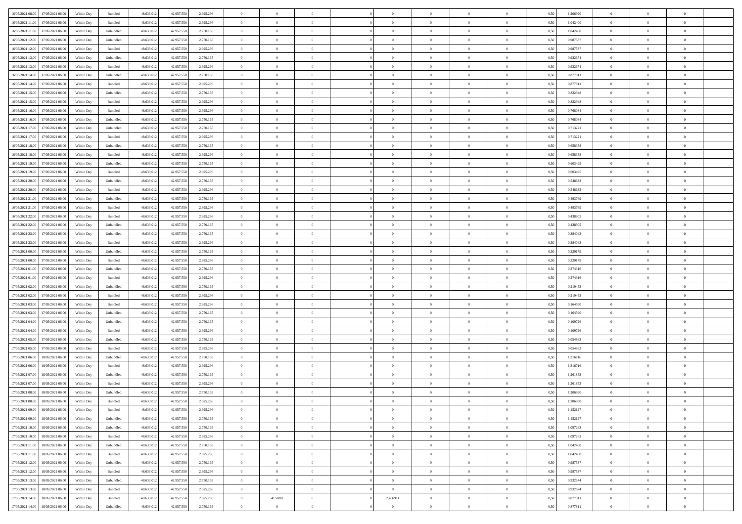| | | | | | | | | | | | | | | | | | | | | |
|---|---|---|---|---|---|---|---|---|---|---|---|---|---|---|---|---|---|---|---|---|
| 16/05/2021 08:00 | 17/05/2021 06:00 | Within Day | Bundled | 48.633.012 | 42.957.550 | 2.925.296 | 0 | 0 | 0 | | 0 | 0 | 0 | 0 | 0,50 | 1,206990 | 0 | 0 | 0 | |
| 16/05/2021 11:00 | 17/05/2021 06:00 | Within Day | Bundled | 48.633.012 | 42.957.550 | 2.925.296 | 0 | 0 | 0 | | 0 | 0 | 0 | 0 | 0,50 | 1,042400 | 0 | 0 | 0 | |
| 16/05/2021 11:00 | 17/05/2021 06:00 | Within Day | Unbundled | 48.633.012 | 42.957.550 | 2.750.165 | 0 | 0 | 0 | | 0 | 0 | 0 | 0 | 0,50 | 1,042400 | 0 | 0 | 0 | |
| 16/05/2021 12:00 | 17/05/2021 06:00 | Within Day | Unbundled | 48.633.012 | 42.957.550 | 2.750.165 | 0 | 0 | 0 | | 0 | 0 | 0 | 0 | 0,50 | 0,987537 | 0 | 0 | 0 | |
| 16/05/2021 12:00 | 17/05/2021 06:00 | Within Day | Bundled | 48.633.012 | 42.957.550 | 2.925.296 | 0 | 0 | 0 | | 0 | 0 | 0 | 0 | 0,50 | 0,987537 | 0 | 0 | 0 | |
| 16/05/2021 13:00 | 17/05/2021 06:00 | Within Day | Unbundled | 48.633.012 | 42.957.550 | 2.750.165 | 0 | 0 | 0 | | 0 | 0 | 0 | 0 | 0,50 | 0,932674 | 0 | 0 | 0 | |
| 16/05/2021 13:00 | 17/05/2021 06:00 | Within Day | Bundled | 48.633.012 | 42.957.550 | 2.925.296 | 0 | 0 | 0 | | 0 | 0 | 0 | 0 | 0,50 | 0,932674 | 0 | 0 | 0 | |
| 16/05/2021 14:00 | 17/05/2021 06:00 | Within Day | Unbundled | 48.633.012 | 42.957.550 | 2.750.165 | 0 | 0 | 0 | | 0 | 0 | 0 | 0 | 0,50 | 0,877811 | 0 | 0 | 0 | |
| 16/05/2021 14:00 | 17/05/2021 06:00 | Within Day | Bundled | 48.633.012 | 42.957.550 | 2.925.296 | 0 | 0 | 0 | | 0 | 0 | 0 | 0 | 0,50 | 0,877811 | 0 | 0 | 0 | |
| 16/05/2021 15:00 | 17/05/2021 06:00 | Within Day | Unbundled | 48.633.012 | 42.957.550 | 2.750.165 | 0 | 0 | 0 | | 0 | 0 | 0 | 0 | 0,50 | 0,822948 | 0 | 0 | 0 | |
| 16/05/2021 15:00 | 17/05/2021 06:00 | Within Day | Bundled | 48.633.012 | 42.957.550 | 2.925.296 | 0 | 0 | 0 | | 0 | 0 | 0 | 0 | 0,50 | 0,822948 | 0 | 0 | 0 | |
| 16/05/2021 16:00 | 17/05/2021 06:00 | Within Day | Bundled | 48.633.012 | 42.957.550 | 2.925.296 | 0 | 0 | 0 | | 0 | 0 | 0 | 0 | 0,50 | 0,768084 | 0 | 0 | 0 | |
| 16/05/2021 16:00 | 17/05/2021 06:00 | Within Day | Unbundled | 48.633.012 | 42.957.550 | 2.750.165 | 0 | 0 | 0 | | 0 | 0 | 0 | 0 | 0,50 | 0,768084 | 0 | 0 | 0 | |
| 16/05/2021 17:00 | 17/05/2021 06:00 | Within Day | Unbundled | 48.633.012 | 42.957.550 | 2.750.165 | 0 | 0 | 0 | | 0 | 0 | 0 | 0 | 0,50 | 0,713221 | 0 | 0 | 0 | |
| 16/05/2021 17:00 | 17/05/2021 06:00 | Within Day | Bundled | 48.633.012 | 42.957.550 | 2.925.296 | 0 | 0 | 0 | | 0 | 0 | 0 | 0 | 0,50 | 0,713221 | 0 | 0 | 0 | |
| 16/05/2021 18:00 | 17/05/2021 06:00 | Within Day | Unbundled | 48.633.012 | 42.957.550 | 2.750.165 | 0 | 0 | 0 | | 0 | 0 | 0 | 0 | 0,50 | 0,658358 | 0 | 0 | 0 | |
| 16/05/2021 18:00 | 17/05/2021 06:00 | Within Day | Bundled | 48.633.012 | 42.957.550 | 2.925.296 | 0 | 0 | 0 | | 0 | 0 | 0 | 0 | 0,50 | 0,658358 | 0 | 0 | 0 | |
| 16/05/2021 19:00 | 17/05/2021 06:00 | Within Day | Unbundled | 48.633.012 | 42.957.550 | 2.750.165 | 0 | 0 | 0 | | 0 | 0 | 0 | 0 | 0,50 | 0,603495 | 0 | 0 | 0 | |
| 16/05/2021 19:00 | 17/05/2021 06:00 | Within Day | Bundled | 48.633.012 | 42.957.550 | 2.925.296 | 0 | 0 | 0 | | 0 | 0 | 0 | 0 | 0,50 | 0,603495 | 0 | 0 | 0 | |
| 16/05/2021 20:00 | 17/05/2021 06:00 | Within Day | Unbundled | 48.633.012 | 42.957.550 | 2.750.165 | 0 | 0 | 0 | | 0 | 0 | 0 | 0 | 0,50 | 0,548632 | 0 | 0 | 0 | |
| 16/05/2021 20:00 | 17/05/2021 06:00 | Within Day | Bundled | 48.633.012 | 42.957.550 | 2.925.296 | 0 | 0 | 0 | | 0 | 0 | 0 | 0 | 0,50 | 0,548632 | 0 | 0 | 0 | |
| 16/05/2021 21:00 | 17/05/2021 06:00 | Within Day | Unbundled | 48.633.012 | 42.957.550 | 2.750.165 | 0 | 0 | 0 | | 0 | 0 | 0 | 0 | 0,50 | 0,493769 | 0 | 0 | 0 | |
| 16/05/2021 21:00 | 17/05/2021 06:00 | Within Day | Bundled | 48.633.012 | 42.957.550 | 2.925.296 | 0 | 0 | 0 | | 0 | 0 | 0 | 0 | 0,50 | 0,493769 | 0 | 0 | 0 | |
| 16/05/2021 22:00 | 17/05/2021 06:00 | Within Day | Bundled | 48.633.012 | 42.957.550 | 2.925.296 | 0 | 0 | 0 | | 0 | 0 | 0 | 0 | 0,50 | 0,438905 | 0 | 0 | 0 | |
| 16/05/2021 22:00 | 17/05/2021 06:00 | Within Day | Unbundled | 48.633.012 | 42.957.550 | 2.750.165 | 0 | 0 | 0 | | 0 | 0 | 0 | 0 | 0,50 | 0,438905 | 0 | 0 | 0 | |
| 16/05/2021 23:00 | 17/05/2021 06:00 | Within Day | Unbundled | 48.633.012 | 42.957.550 | 2.750.165 | 0 | 0 | 0 | | 0 | 0 | 0 | 0 | 0,50 | 0,384042 | 0 | 0 | 0 | |
| 16/05/2021 23:00 | 17/05/2021 06:00 | Within Day | Bundled | 48.633.012 | 42.957.550 | 2.925.296 | 0 | 0 | 0 | | 0 | 0 | 0 | 0 | 0,50 | 0,384042 | 0 | 0 | 0 | |
| 17/05/2021 00:00 | 17/05/2021 06:00 | Within Day | Unbundled | 48.633.012 | 42.957.550 | 2.750.165 | 0 | 0 | 0 | | 0 | 0 | 0 | 0 | 0,50 | 0,329179 | 0 | 0 | 0 | |
| 17/05/2021 00:00 | 17/05/2021 06:00 | Within Day | Bundled | 48.633.012 | 42.957.550 | 2.925.296 | 0 | 0 | 0 | | 0 | 0 | 0 | 0 | 0,50 | 0,329179 | 0 | 0 | 0 | |
| 17/05/2021 01:00 | 17/05/2021 06:00 | Within Day | Unbundled | 48.633.012 | 42.957.550 | 2.750.165 | 0 | 0 | 0 | | 0 | 0 | 0 | 0 | 0,50 | 0,274316 | 0 | 0 | 0 | |
| 17/05/2021 01:00 | 17/05/2021 06:00 | Within Day | Bundled | 48.633.012 | 42.957.550 | 2.925.296 | 0 | 0 | 0 | | 0 | 0 | 0 | 0 | 0,50 | 0,274316 | 0 | 0 | 0 | |
| 17/05/2021 02:00 | 17/05/2021 06:00 | Within Day | Unbundled | 48.633.012 | 42.957.550 | 2.750.165 | 0 | 0 | 0 | | 0 | 0 | 0 | 0 | 0,50 | 0,219453 | 0 | 0 | 0 | |
| 17/05/2021 02:00 | 17/05/2021 06:00 | Within Day | Bundled | 48.633.012 | 42.957.550 | 2.925.296 | 0 | 0 | 0 | | 0 | 0 | 0 | 0 | 0,50 | 0,219453 | 0 | 0 | 0 | |
| 17/05/2021 03:00 | 17/05/2021 06:00 | Within Day | Bundled | 48.633.012 | 42.957.550 | 2.925.296 | 0 | 0 | 0 | | 0 | 0 | 0 | 0 | 0,50 | 0,164590 | 0 | 0 | 0 | |
| 17/05/2021 03:00 | 17/05/2021 06:00 | Within Day | Unbundled | 48.633.012 | 42.957.550 | 2.750.165 | 0 | 0 | 0 | | 0 | 0 | 0 | 0 | 0,50 | 0,164590 | 0 | 0 | 0 | |
| 17/05/2021 04:00 | 17/05/2021 06:00 | Within Day | Unbundled | 48.633.012 | 42.957.550 | 2.750.165 | 0 | 0 | 0 | | 0 | 0 | 0 | 0 | 0,50 | 0,109726 | 0 | 0 | 0 | |
| 17/05/2021 04:00 | 17/05/2021 06:00 | Within Day | Bundled | 48.633.012 | 42.957.550 | 2.925.296 | 0 | 0 | 0 | | 0 | 0 | 0 | 0 | 0,50 | 0,109726 | 0 | 0 | 0 | |
| 17/05/2021 05:00 | 17/05/2021 06:00 | Within Day | Unbundled | 48.633.012 | 42.957.550 | 2.750.165 | 0 | 0 | 0 | | 0 | 0 | 0 | 0 | 0,50 | 0,054863 | 0 | 0 | 0 | |
| 17/05/2021 05:00 | 17/05/2021 06:00 | Within Day | Bundled | 48.633.012 | 42.957.550 | 2.925.296 | 0 | 0 | 0 | | 0 | 0 | 0 | 0 | 0,50 | 0,054863 | 0 | 0 | 0 | |
| 17/05/2021 06:00 | 18/05/2021 06:00 | Within Day | Unbundled | 48.633.012 | 42.957.550 | 2.750.165 | 0 | 0 | 0 | | 0 | 0 | 0 | 0 | 0,50 | 1,316716 | 0 | 0 | 0 | |
| 17/05/2021 06:00 | 18/05/2021 06:00 | Within Day | Bundled | 48.633.012 | 42.957.550 | 2.925.296 | 0 | 0 | 0 | | 0 | 0 | 0 | 0 | 0,50 | 1,316716 | 0 | 0 | 0 | |
| 17/05/2021 07:00 | 18/05/2021 06:00 | Within Day | Unbundled | 48.633.012 | 42.957.550 | 2.750.165 | 0 | 0 | 0 | | 0 | 0 | 0 | 0 | 0,50 | 1,261853 | 0 | 0 | 0 | |
| 17/05/2021 07:00 | 18/05/2021 06:00 | Within Day | Bundled | 48.633.012 | 42.957.550 | 2.925.296 | 0 | 0 | 0 | | 0 | 0 | 0 | 0 | 0,50 | 1,261853 | 0 | 0 | 0 | |
| 17/05/2021 08:00 | 18/05/2021 06:00 | Within Day | Unbundled | 48.633.012 | 42.957.550 | 2.750.165 | 0 | 0 | 0 | | 0 | 0 | 0 | 0 | 0,50 | 1,206990 | 0 | 0 | 0 | |
| 17/05/2021 08:00 | 18/05/2021 06:00 | Within Day | Bundled | 48.633.012 | 42.957.550 | 2.925.296 | 0 | 0 | 0 | | 0 | 0 | 0 | 0 | 0,50 | 1,206990 | 0 | 0 | 0 | |
| 17/05/2021 09:00 | 18/05/2021 06:00 | Within Day | Bundled | 48.633.012 | 42.957.550 | 2.925.296 | 0 | 0 | 0 | | 0 | 0 | 0 | 0 | 0,50 | 1,152127 | 0 | 0 | 0 | |
| 17/05/2021 09:00 | 18/05/2021 06:00 | Within Day | Unbundled | 48.633.012 | 42.957.550 | 2.750.165 | 0 | 0 | 0 | | 0 | 0 | 0 | 0 | 0,50 | 1,152127 | 0 | 0 | 0 | |
| 17/05/2021 10:00 | 18/05/2021 06:00 | Within Day | Unbundled | 48.633.012 | 42.957.550 | 2.750.165 | 0 | 0 | 0 | | 0 | 0 | 0 | 0 | 0,50 | 1,097263 | 0 | 0 | 0 | |
| 17/05/2021 10:00 | 18/05/2021 06:00 | Within Day | Bundled | 48.633.012 | 42.957.550 | 2.925.296 | 0 | 0 | 0 | | 0 | 0 | 0 | 0 | 0,50 | 1,097263 | 0 | 0 | 0 | |
| 17/05/2021 11:00 | 18/05/2021 06:00 | Within Day | Unbundled | 48.633.012 | 42.957.550 | 2.750.165 | 0 | 0 | 0 | | 0 | 0 | 0 | 0 | 0,50 | 1,042400 | 0 | 0 | 0 | |
| 17/05/2021 11:00 | 18/05/2021 06:00 | Within Day | Bundled | 48.633.012 | 42.957.550 | 2.925.296 | 0 | 0 | 0 | | 0 | 0 | 0 | 0 | 0,50 | 1,042400 | 0 | 0 | 0 | |
| 17/05/2021 12:00 | 18/05/2021 06:00 | Within Day | Unbundled | 48.633.012 | 42.957.550 | 2.750.165 | 0 | 0 | 0 | | 0 | 0 | 0 | 0 | 0,50 | 0,987537 | 0 | 0 | 0 | |
| 17/05/2021 12:00 | 18/05/2021 06:00 | Within Day | Bundled | 48.633.012 | 42.957.550 | 2.925.296 | 0 | 0 | 0 | | 0 | 0 | 0 | 0 | 0,50 | 0,987537 | 0 | 0 | 0 | |
| 17/05/2021 13:00 | 18/05/2021 06:00 | Within Day | Unbundled | 48.633.012 | 42.957.550 | 2.750.165 | 0 | 0 | 0 | | 0 | 0 | 0 | 0 | 0,50 | 0,932674 | 0 | 0 | 0 | |
| 17/05/2021 13:00 | 18/05/2021 06:00 | Within Day | Bundled | 48.633.012 | 42.957.550 | 2.925.296 | 0 | 0 | 0 | | 0 | 0 | 0 | 0 | 0,50 | 0,932674 | 0 | 0 | 0 | |
| 17/05/2021 14:00 | 18/05/2021 06:00 | Within Day | Bundled | 48.633.012 | 42.957.550 | 2.925.296 | 0 | 415.000 | 0 | | 2,466911 | 0 | 0 | 0 | 0,50 | 0,877811 | 0 | 0 | 0 | |
| 17/05/2021 14:00 | 18/05/2021 06:00 | Within Day | Unbundled | 48.633.012 | 42.957.550 | 2.750.165 | 0 | 0 | 0 | | 0 | 0 | 0 | 0 | 0,50 | 0,877811 | 0 | 0 | 0 | |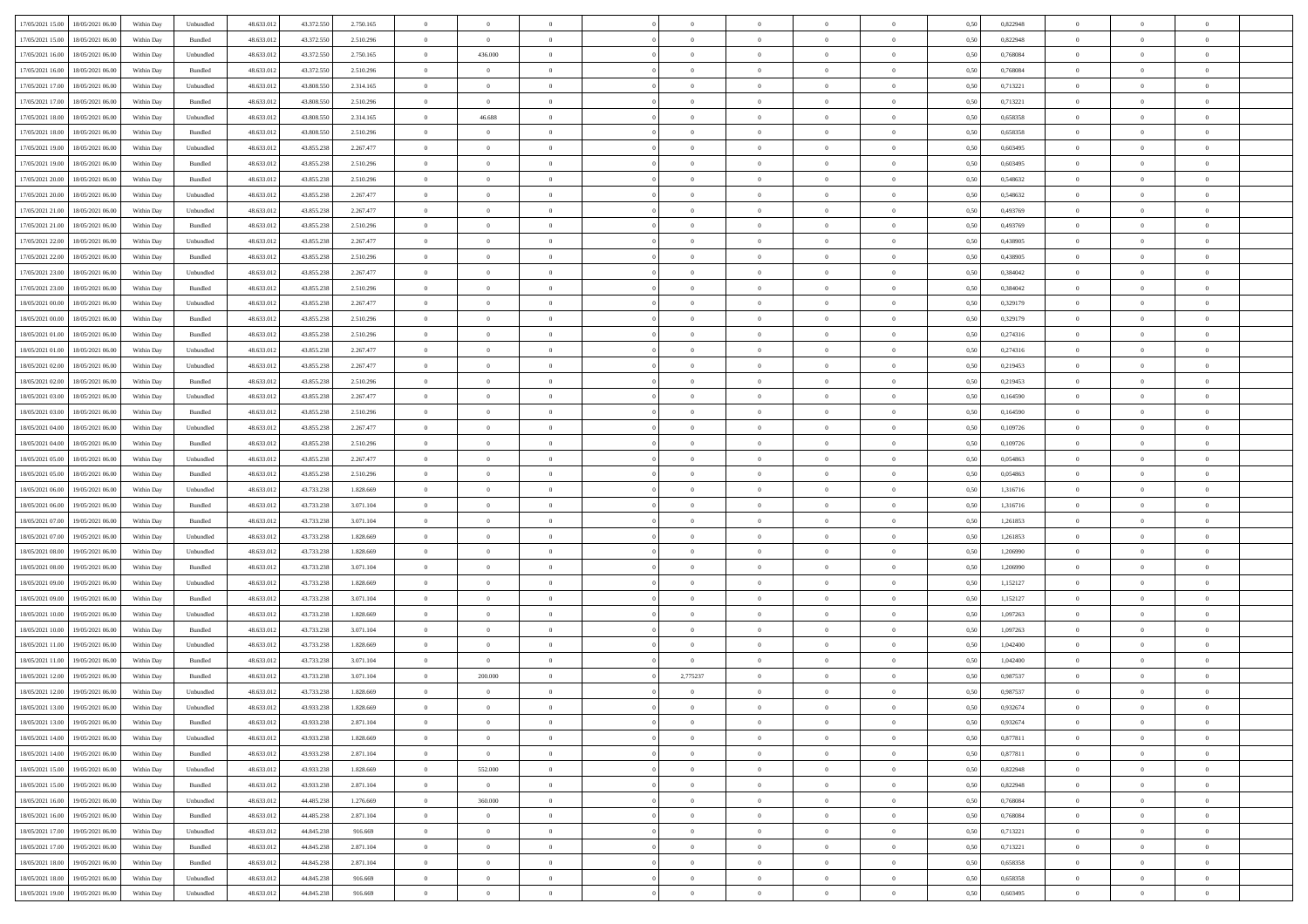| | | | | | | | | | | | | | | | | | | | | | |
|---|---|---|---|---|---|---|---|---|---|---|---|---|---|---|---|---|---|---|---|---|---|
| 17/05/2021 15.00 | 18/05/2021 06.00 | Within Day | Unbundled | 48.633.012 | 43.372.550 | 2.750.165 | 0 | 0 | 0 | | 0 | 0 | 0 | 0 | 0 | 0,50 | 0,822948 | 0 | 0 | 0 | |
| 17/05/2021 15.00 | 18/05/2021 06.00 | Within Day | Bundled | 48.633.012 | 43.372.550 | 2.510.296 | 0 | 0 | 0 | | 0 | 0 | 0 | 0 | 0 | 0,50 | 0,822948 | 0 | 0 | 0 | |
| 17/05/2021 16.00 | 18/05/2021 06.00 | Within Day | Unbundled | 48.633.012 | 43.372.550 | 2.750.165 | 0 | 436.000 | 0 | | 0 | 0 | 0 | 0 | 0 | 0,50 | 0,768084 | 0 | 0 | 0 | |
| 17/05/2021 16.00 | 18/05/2021 06.00 | Within Day | Bundled | 48.633.012 | 43.372.550 | 2.510.296 | 0 | 0 | 0 | | 0 | 0 | 0 | 0 | 0 | 0,50 | 0,768084 | 0 | 0 | 0 | |
| 17/05/2021 17.00 | 18/05/2021 06.00 | Within Day | Unbundled | 48.633.012 | 43.808.550 | 2.314.165 | 0 | 0 | 0 | | 0 | 0 | 0 | 0 | 0 | 0,50 | 0,713221 | 0 | 0 | 0 | |
| 17/05/2021 17.00 | 18/05/2021 06.00 | Within Day | Bundled | 48.633.012 | 43.808.550 | 2.510.296 | 0 | 0 | 0 | | 0 | 0 | 0 | 0 | 0 | 0,50 | 0,713221 | 0 | 0 | 0 | |
| 17/05/2021 18.00 | 18/05/2021 06.00 | Within Day | Unbundled | 48.633.012 | 43.808.550 | 2.314.165 | 0 | 46.688 | 0 | | 0 | 0 | 0 | 0 | 0 | 0,50 | 0,658358 | 0 | 0 | 0 | |
| 17/05/2021 18.00 | 18/05/2021 06.00 | Within Day | Bundled | 48.633.012 | 43.808.550 | 2.510.296 | 0 | 0 | 0 | | 0 | 0 | 0 | 0 | 0 | 0,50 | 0,658358 | 0 | 0 | 0 | |
| 17/05/2021 19.00 | 18/05/2021 06.00 | Within Day | Unbundled | 48.633.012 | 43.855.238 | 2.267.477 | 0 | 0 | 0 | | 0 | 0 | 0 | 0 | 0 | 0,50 | 0,603495 | 0 | 0 | 0 | |
| 17/05/2021 19.00 | 18/05/2021 06.00 | Within Day | Bundled | 48.633.012 | 43.855.238 | 2.510.296 | 0 | 0 | 0 | | 0 | 0 | 0 | 0 | 0 | 0,50 | 0,603495 | 0 | 0 | 0 | |
| 17/05/2021 20.00 | 18/05/2021 06.00 | Within Day | Bundled | 48.633.012 | 43.855.238 | 2.510.296 | 0 | 0 | 0 | | 0 | 0 | 0 | 0 | 0 | 0,50 | 0,548632 | 0 | 0 | 0 | |
| 17/05/2021 20.00 | 18/05/2021 06.00 | Within Day | Unbundled | 48.633.012 | 43.855.238 | 2.267.477 | 0 | 0 | 0 | | 0 | 0 | 0 | 0 | 0 | 0,50 | 0,548632 | 0 | 0 | 0 | |
| 17/05/2021 21.00 | 18/05/2021 06.00 | Within Day | Unbundled | 48.633.012 | 43.855.238 | 2.267.477 | 0 | 0 | 0 | | 0 | 0 | 0 | 0 | 0 | 0,50 | 0,493769 | 0 | 0 | 0 | |
| 17/05/2021 21.00 | 18/05/2021 06.00 | Within Day | Bundled | 48.633.012 | 43.855.238 | 2.510.296 | 0 | 0 | 0 | | 0 | 0 | 0 | 0 | 0 | 0,50 | 0,493769 | 0 | 0 | 0 | |
| 17/05/2021 22.00 | 18/05/2021 06.00 | Within Day | Unbundled | 48.633.012 | 43.855.238 | 2.267.477 | 0 | 0 | 0 | | 0 | 0 | 0 | 0 | 0 | 0,50 | 0,438905 | 0 | 0 | 0 | |
| 17/05/2021 22.00 | 18/05/2021 06.00 | Within Day | Bundled | 48.633.012 | 43.855.238 | 2.510.296 | 0 | 0 | 0 | | 0 | 0 | 0 | 0 | 0 | 0,50 | 0,438905 | 0 | 0 | 0 | |
| 17/05/2021 23.00 | 18/05/2021 06.00 | Within Day | Unbundled | 48.633.012 | 43.855.238 | 2.267.477 | 0 | 0 | 0 | | 0 | 0 | 0 | 0 | 0 | 0,50 | 0,384042 | 0 | 0 | 0 | |
| 17/05/2021 23.00 | 18/05/2021 06.00 | Within Day | Bundled | 48.633.012 | 43.855.238 | 2.510.296 | 0 | 0 | 0 | | 0 | 0 | 0 | 0 | 0 | 0,50 | 0,384042 | 0 | 0 | 0 | |
| 18/05/2021 00.00 | 18/05/2021 06.00 | Within Day | Unbundled | 48.633.012 | 43.855.238 | 2.267.477 | 0 | 0 | 0 | | 0 | 0 | 0 | 0 | 0 | 0,50 | 0,329179 | 0 | 0 | 0 | |
| 18/05/2021 00.00 | 18/05/2021 06.00 | Within Day | Bundled | 48.633.012 | 43.855.238 | 2.510.296 | 0 | 0 | 0 | | 0 | 0 | 0 | 0 | 0 | 0,50 | 0,329179 | 0 | 0 | 0 | |
| 18/05/2021 01.00 | 18/05/2021 06.00 | Within Day | Bundled | 48.633.012 | 43.855.238 | 2.510.296 | 0 | 0 | 0 | | 0 | 0 | 0 | 0 | 0 | 0,50 | 0,274316 | 0 | 0 | 0 | |
| 18/05/2021 01.00 | 18/05/2021 06.00 | Within Day | Unbundled | 48.633.012 | 43.855.238 | 2.267.477 | 0 | 0 | 0 | | 0 | 0 | 0 | 0 | 0 | 0,50 | 0,274316 | 0 | 0 | 0 | |
| 18/05/2021 02.00 | 18/05/2021 06.00 | Within Day | Unbundled | 48.633.012 | 43.855.238 | 2.267.477 | 0 | 0 | 0 | | 0 | 0 | 0 | 0 | 0 | 0,50 | 0,219453 | 0 | 0 | 0 | |
| 18/05/2021 02.00 | 18/05/2021 06.00 | Within Day | Bundled | 48.633.012 | 43.855.238 | 2.510.296 | 0 | 0 | 0 | | 0 | 0 | 0 | 0 | 0 | 0,50 | 0,219453 | 0 | 0 | 0 | |
| 18/05/2021 03.00 | 18/05/2021 06.00 | Within Day | Unbundled | 48.633.012 | 43.855.238 | 2.267.477 | 0 | 0 | 0 | | 0 | 0 | 0 | 0 | 0 | 0,50 | 0,164590 | 0 | 0 | 0 | |
| 18/05/2021 03.00 | 18/05/2021 06.00 | Within Day | Bundled | 48.633.012 | 43.855.238 | 2.510.296 | 0 | 0 | 0 | | 0 | 0 | 0 | 0 | 0 | 0,50 | 0,164590 | 0 | 0 | 0 | |
| 18/05/2021 04.00 | 18/05/2021 06.00 | Within Day | Unbundled | 48.633.012 | 43.855.238 | 2.267.477 | 0 | 0 | 0 | | 0 | 0 | 0 | 0 | 0 | 0,50 | 0,109726 | 0 | 0 | 0 | |
| 18/05/2021 04.00 | 18/05/2021 06.00 | Within Day | Bundled | 48.633.012 | 43.855.238 | 2.510.296 | 0 | 0 | 0 | | 0 | 0 | 0 | 0 | 0 | 0,50 | 0,109726 | 0 | 0 | 0 | |
| 18/05/2021 05.00 | 18/05/2021 06.00 | Within Day | Unbundled | 48.633.012 | 43.855.238 | 2.267.477 | 0 | 0 | 0 | | 0 | 0 | 0 | 0 | 0 | 0,50 | 0,054863 | 0 | 0 | 0 | |
| 18/05/2021 05.00 | 18/05/2021 06.00 | Within Day | Bundled | 48.633.012 | 43.855.238 | 2.510.296 | 0 | 0 | 0 | | 0 | 0 | 0 | 0 | 0 | 0,50 | 0,054863 | 0 | 0 | 0 | |
| 18/05/2021 06.00 | 19/05/2021 06.00 | Within Day | Unbundled | 48.633.012 | 43.733.238 | 1.828.669 | 0 | 0 | 0 | | 0 | 0 | 0 | 0 | 0 | 0,50 | 1,316716 | 0 | 0 | 0 | |
| 18/05/2021 06.00 | 19/05/2021 06.00 | Within Day | Bundled | 48.633.012 | 43.733.238 | 3.071.104 | 0 | 0 | 0 | | 0 | 0 | 0 | 0 | 0 | 0,50 | 1,316716 | 0 | 0 | 0 | |
| 18/05/2021 07.00 | 19/05/2021 06.00 | Within Day | Bundled | 48.633.012 | 43.733.238 | 3.071.104 | 0 | 0 | 0 | | 0 | 0 | 0 | 0 | 0 | 0,50 | 1,261853 | 0 | 0 | 0 | |
| 18/05/2021 07.00 | 19/05/2021 06.00 | Within Day | Unbundled | 48.633.012 | 43.733.238 | 1.828.669 | 0 | 0 | 0 | | 0 | 0 | 0 | 0 | 0 | 0,50 | 1,261853 | 0 | 0 | 0 | |
| 18/05/2021 08.00 | 19/05/2021 06.00 | Within Day | Unbundled | 48.633.012 | 43.733.238 | 1.828.669 | 0 | 0 | 0 | | 0 | 0 | 0 | 0 | 0 | 0,50 | 1,206990 | 0 | 0 | 0 | |
| 18/05/2021 08.00 | 19/05/2021 06.00 | Within Day | Bundled | 48.633.012 | 43.733.238 | 3.071.104 | 0 | 0 | 0 | | 0 | 0 | 0 | 0 | 0 | 0,50 | 1,206990 | 0 | 0 | 0 | |
| 18/05/2021 09.00 | 19/05/2021 06.00 | Within Day | Unbundled | 48.633.012 | 43.733.238 | 1.828.669 | 0 | 0 | 0 | | 0 | 0 | 0 | 0 | 0 | 0,50 | 1,152127 | 0 | 0 | 0 | |
| 18/05/2021 09.00 | 19/05/2021 06.00 | Within Day | Bundled | 48.633.012 | 43.733.238 | 3.071.104 | 0 | 0 | 0 | | 0 | 0 | 0 | 0 | 0 | 0,50 | 1,152127 | 0 | 0 | 0 | |
| 18/05/2021 10.00 | 19/05/2021 06.00 | Within Day | Unbundled | 48.633.012 | 43.733.238 | 1.828.669 | 0 | 0 | 0 | | 0 | 0 | 0 | 0 | 0 | 0,50 | 1,097263 | 0 | 0 | 0 | |
| 18/05/2021 10.00 | 19/05/2021 06.00 | Within Day | Bundled | 48.633.012 | 43.733.238 | 3.071.104 | 0 | 0 | 0 | | 0 | 0 | 0 | 0 | 0 | 0,50 | 1,097263 | 0 | 0 | 0 | |
| 18/05/2021 11.00 | 19/05/2021 06.00 | Within Day | Unbundled | 48.633.012 | 43.733.238 | 1.828.669 | 0 | 0 | 0 | | 0 | 0 | 0 | 0 | 0 | 0,50 | 1,042400 | 0 | 0 | 0 | |
| 18/05/2021 11.00 | 19/05/2021 06.00 | Within Day | Bundled | 48.633.012 | 43.733.238 | 3.071.104 | 0 | 0 | 0 | | 0 | 0 | 0 | 0 | 0 | 0,50 | 1,042400 | 0 | 0 | 0 | |
| 18/05/2021 12.00 | 19/05/2021 06.00 | Within Day | Bundled | 48.633.012 | 43.733.238 | 3.071.104 | 0 | 200.000 | 0 | | 2,775237 | 0 | 0 | 0 | 0 | 0,50 | 0,987537 | 0 | 0 | 0 | |
| 18/05/2021 12.00 | 19/05/2021 06.00 | Within Day | Unbundled | 48.633.012 | 43.733.238 | 1.828.669 | 0 | 0 | 0 | | 0 | 0 | 0 | 0 | 0 | 0,50 | 0,987537 | 0 | 0 | 0 | |
| 18/05/2021 13.00 | 19/05/2021 06.00 | Within Day | Unbundled | 48.633.012 | 43.933.238 | 1.828.669 | 0 | 0 | 0 | | 0 | 0 | 0 | 0 | 0 | 0,50 | 0,932674 | 0 | 0 | 0 | |
| 18/05/2021 13.00 | 19/05/2021 06.00 | Within Day | Bundled | 48.633.012 | 43.933.238 | 2.871.104 | 0 | 0 | 0 | | 0 | 0 | 0 | 0 | 0 | 0,50 | 0,932674 | 0 | 0 | 0 | |
| 18/05/2021 14.00 | 19/05/2021 06.00 | Within Day | Unbundled | 48.633.012 | 43.933.238 | 1.828.669 | 0 | 0 | 0 | | 0 | 0 | 0 | 0 | 0 | 0,50 | 0,877811 | 0 | 0 | 0 | |
| 18/05/2021 14.00 | 19/05/2021 06.00 | Within Day | Bundled | 48.633.012 | 43.933.238 | 2.871.104 | 0 | 0 | 0 | | 0 | 0 | 0 | 0 | 0 | 0,50 | 0,877811 | 0 | 0 | 0 | |
| 18/05/2021 15.00 | 19/05/2021 06.00 | Within Day | Unbundled | 48.633.012 | 43.933.238 | 1.828.669 | 0 | 552.000 | 0 | | 0 | 0 | 0 | 0 | 0 | 0,50 | 0,822948 | 0 | 0 | 0 | |
| 18/05/2021 15.00 | 19/05/2021 06.00 | Within Day | Bundled | 48.633.012 | 43.933.238 | 2.871.104 | 0 | 0 | 0 | | 0 | 0 | 0 | 0 | 0 | 0,50 | 0,822948 | 0 | 0 | 0 | |
| 18/05/2021 16.00 | 19/05/2021 06.00 | Within Day | Unbundled | 48.633.012 | 44.485.238 | 1.276.669 | 0 | 360.000 | 0 | | 0 | 0 | 0 | 0 | 0 | 0,50 | 0,768084 | 0 | 0 | 0 | |
| 18/05/2021 16.00 | 19/05/2021 06.00 | Within Day | Bundled | 48.633.012 | 44.485.238 | 2.871.104 | 0 | 0 | 0 | | 0 | 0 | 0 | 0 | 0 | 0,50 | 0,768084 | 0 | 0 | 0 | |
| 18/05/2021 17.00 | 19/05/2021 06.00 | Within Day | Unbundled | 48.633.012 | 44.845.238 | 916.669 | 0 | 0 | 0 | | 0 | 0 | 0 | 0 | 0 | 0,50 | 0,713221 | 0 | 0 | 0 | |
| 18/05/2021 17.00 | 19/05/2021 06.00 | Within Day | Bundled | 48.633.012 | 44.845.238 | 2.871.104 | 0 | 0 | 0 | | 0 | 0 | 0 | 0 | 0 | 0,50 | 0,713221 | 0 | 0 | 0 | |
| 18/05/2021 18.00 | 19/05/2021 06.00 | Within Day | Bundled | 48.633.012 | 44.845.238 | 2.871.104 | 0 | 0 | 0 | | 0 | 0 | 0 | 0 | 0 | 0,50 | 0,658358 | 0 | 0 | 0 | |
| 18/05/2021 18.00 | 19/05/2021 06.00 | Within Day | Unbundled | 48.633.012 | 44.845.238 | 916.669 | 0 | 0 | 0 | | 0 | 0 | 0 | 0 | 0 | 0,50 | 0,658358 | 0 | 0 | 0 | |
| 18/05/2021 19.00 | 19/05/2021 06.00 | Within Day | Unbundled | 48.633.012 | 44.845.238 | 916.669 | 0 | 0 | 0 | | 0 | 0 | 0 | 0 | 0 | 0,50 | 0,603495 | 0 | 0 | 0 | |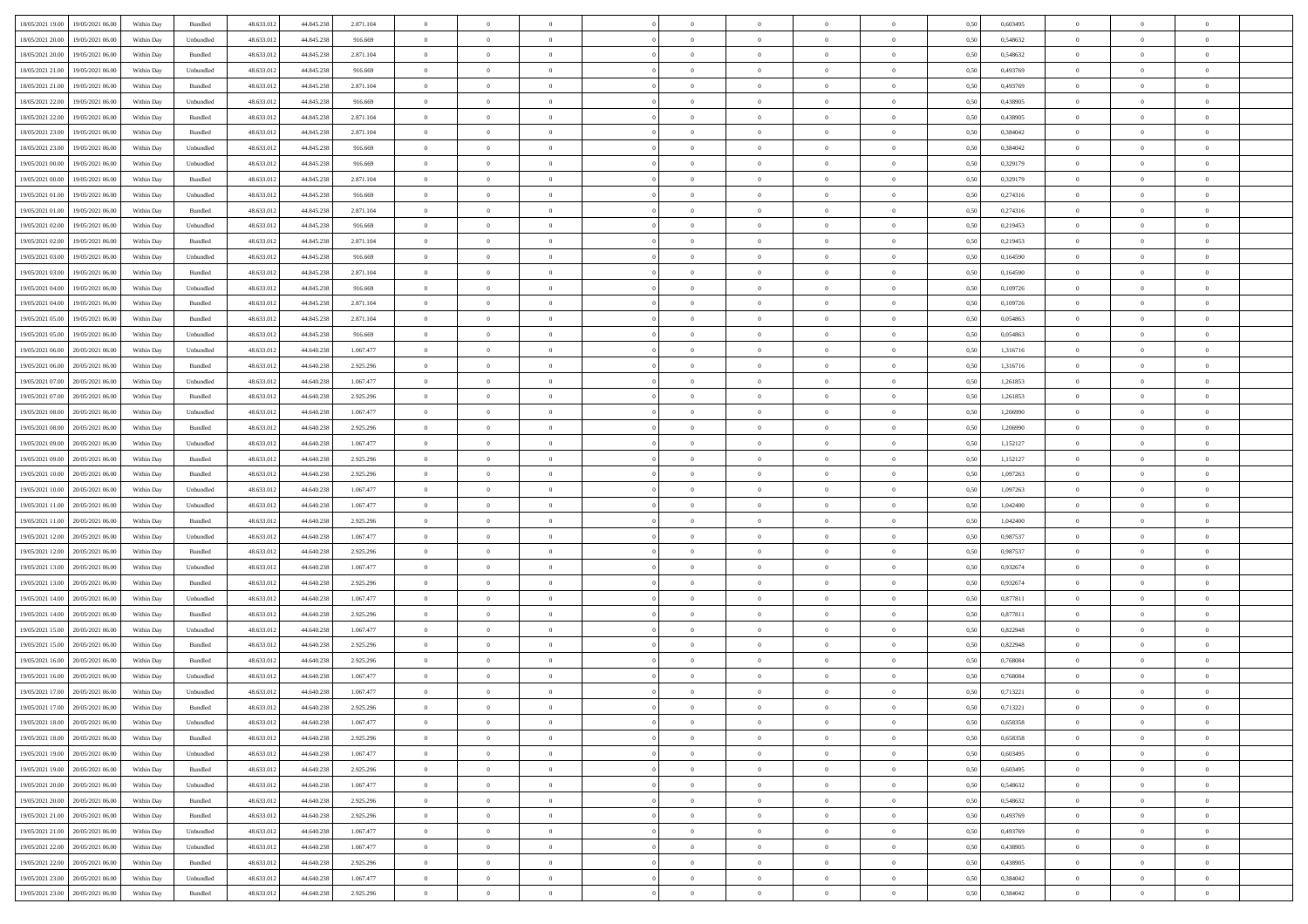| | | | | | | | | | | | | | | | | | | | | |
|---|---|---|---|---|---|---|---|---|---|---|---|---|---|---|---|---|---|---|---|---|
| 18/05/2021 19:00 | 19/05/2021 06:00 | Within Day | Bundled | 48.633.012 | 44.845.238 | 2.871.104 | 0 | 0 | 0 | | 0 | 0 | 0 | 0 | 0,50 | 0,603495 | 0 | 0 | 0 | |
| 18/05/2021 20:00 | 19/05/2021 06:00 | Within Day | Unbundled | 48.633.012 | 44.845.238 | 916.669 | 0 | 0 | 0 | | 0 | 0 | 0 | 0 | 0,50 | 0,548632 | 0 | 0 | 0 | |
| 18/05/2021 20:00 | 19/05/2021 06:00 | Within Day | Bundled | 48.633.012 | 44.845.238 | 2.871.104 | 0 | 0 | 0 | | 0 | 0 | 0 | 0 | 0,50 | 0,548632 | 0 | 0 | 0 | |
| 18/05/2021 21:00 | 19/05/2021 06:00 | Within Day | Unbundled | 48.633.012 | 44.845.238 | 916.669 | 0 | 0 | 0 | | 0 | 0 | 0 | 0 | 0,50 | 0,493769 | 0 | 0 | 0 | |
| 18/05/2021 21:00 | 19/05/2021 06:00 | Within Day | Bundled | 48.633.012 | 44.845.238 | 2.871.104 | 0 | 0 | 0 | | 0 | 0 | 0 | 0 | 0,50 | 0,493769 | 0 | 0 | 0 | |
| 18/05/2021 22:00 | 19/05/2021 06:00 | Within Day | Unbundled | 48.633.012 | 44.845.238 | 916.669 | 0 | 0 | 0 | | 0 | 0 | 0 | 0 | 0,50 | 0,438905 | 0 | 0 | 0 | |
| 18/05/2021 22:00 | 19/05/2021 06:00 | Within Day | Bundled | 48.633.012 | 44.845.238 | 2.871.104 | 0 | 0 | 0 | | 0 | 0 | 0 | 0 | 0,50 | 0,438905 | 0 | 0 | 0 | |
| 18/05/2021 23:00 | 19/05/2021 06:00 | Within Day | Bundled | 48.633.012 | 44.845.238 | 2.871.104 | 0 | 0 | 0 | | 0 | 0 | 0 | 0 | 0,50 | 0,384042 | 0 | 0 | 0 | |
| 18/05/2021 23:00 | 19/05/2021 06:00 | Within Day | Unbundled | 48.633.012 | 44.845.238 | 916.669 | 0 | 0 | 0 | | 0 | 0 | 0 | 0 | 0,50 | 0,384042 | 0 | 0 | 0 | |
| 19/05/2021 00:00 | 19/05/2021 06:00 | Within Day | Unbundled | 48.633.012 | 44.845.238 | 916.669 | 0 | 0 | 0 | | 0 | 0 | 0 | 0 | 0,50 | 0,329179 | 0 | 0 | 0 | |
| 19/05/2021 00:00 | 19/05/2021 06:00 | Within Day | Bundled | 48.633.012 | 44.845.238 | 2.871.104 | 0 | 0 | 0 | | 0 | 0 | 0 | 0 | 0,50 | 0,329179 | 0 | 0 | 0 | |
| 19/05/2021 01:00 | 19/05/2021 06:00 | Within Day | Unbundled | 48.633.012 | 44.845.238 | 916.669 | 0 | 0 | 0 | | 0 | 0 | 0 | 0 | 0,50 | 0,274316 | 0 | 0 | 0 | |
| 19/05/2021 01:00 | 19/05/2021 06:00 | Within Day | Bundled | 48.633.012 | 44.845.238 | 2.871.104 | 0 | 0 | 0 | | 0 | 0 | 0 | 0 | 0,50 | 0,274316 | 0 | 0 | 0 | |
| 19/05/2021 02:00 | 19/05/2021 06:00 | Within Day | Unbundled | 48.633.012 | 44.845.238 | 916.669 | 0 | 0 | 0 | | 0 | 0 | 0 | 0 | 0,50 | 0,219453 | 0 | 0 | 0 | |
| 19/05/2021 02:00 | 19/05/2021 06:00 | Within Day | Bundled | 48.633.012 | 44.845.238 | 2.871.104 | 0 | 0 | 0 | | 0 | 0 | 0 | 0 | 0,50 | 0,219453 | 0 | 0 | 0 | |
| 19/05/2021 03:00 | 19/05/2021 06:00 | Within Day | Unbundled | 48.633.012 | 44.845.238 | 916.669 | 0 | 0 | 0 | | 0 | 0 | 0 | 0 | 0,50 | 0,164590 | 0 | 0 | 0 | |
| 19/05/2021 03:00 | 19/05/2021 06:00 | Within Day | Bundled | 48.633.012 | 44.845.238 | 2.871.104 | 0 | 0 | 0 | | 0 | 0 | 0 | 0 | 0,50 | 0,164590 | 0 | 0 | 0 | |
| 19/05/2021 04:00 | 19/05/2021 06:00 | Within Day | Unbundled | 48.633.012 | 44.845.238 | 916.669 | 0 | 0 | 0 | | 0 | 0 | 0 | 0 | 0,50 | 0,109726 | 0 | 0 | 0 | |
| 19/05/2021 04:00 | 19/05/2021 06:00 | Within Day | Bundled | 48.633.012 | 44.845.238 | 2.871.104 | 0 | 0 | 0 | | 0 | 0 | 0 | 0 | 0,50 | 0,109726 | 0 | 0 | 0 | |
| 19/05/2021 05:00 | 19/05/2021 06:00 | Within Day | Bundled | 48.633.012 | 44.845.238 | 2.871.104 | 0 | 0 | 0 | | 0 | 0 | 0 | 0 | 0,50 | 0,054863 | 0 | 0 | 0 | |
| 19/05/2021 05:00 | 19/05/2021 06:00 | Within Day | Unbundled | 48.633.012 | 44.845.238 | 916.669 | 0 | 0 | 0 | | 0 | 0 | 0 | 0 | 0,50 | 0,054863 | 0 | 0 | 0 | |
| 19/05/2021 06:00 | 20/05/2021 06:00 | Within Day | Unbundled | 48.633.012 | 44.640.238 | 1.067.477 | 0 | 0 | 0 | | 0 | 0 | 0 | 0 | 0,50 | 1,316716 | 0 | 0 | 0 | |
| 19/05/2021 06:00 | 20/05/2021 06:00 | Within Day | Bundled | 48.633.012 | 44.640.238 | 2.925.296 | 0 | 0 | 0 | | 0 | 0 | 0 | 0 | 0,50 | 1,316716 | 0 | 0 | 0 | |
| 19/05/2021 07:00 | 20/05/2021 06:00 | Within Day | Unbundled | 48.633.012 | 44.640.238 | 1.067.477 | 0 | 0 | 0 | | 0 | 0 | 0 | 0 | 0,50 | 1,261853 | 0 | 0 | 0 | |
| 19/05/2021 07:00 | 20/05/2021 06:00 | Within Day | Bundled | 48.633.012 | 44.640.238 | 2.925.296 | 0 | 0 | 0 | | 0 | 0 | 0 | 0 | 0,50 | 1,261853 | 0 | 0 | 0 | |
| 19/05/2021 08:00 | 20/05/2021 06:00 | Within Day | Unbundled | 48.633.012 | 44.640.238 | 1.067.477 | 0 | 0 | 0 | | 0 | 0 | 0 | 0 | 0,50 | 1,206990 | 0 | 0 | 0 | |
| 19/05/2021 08:00 | 20/05/2021 06:00 | Within Day | Bundled | 48.633.012 | 44.640.238 | 2.925.296 | 0 | 0 | 0 | | 0 | 0 | 0 | 0 | 0,50 | 1,206990 | 0 | 0 | 0 | |
| 19/05/2021 09:00 | 20/05/2021 06:00 | Within Day | Unbundled | 48.633.012 | 44.640.238 | 1.067.477 | 0 | 0 | 0 | | 0 | 0 | 0 | 0 | 0,50 | 1,152127 | 0 | 0 | 0 | |
| 19/05/2021 09:00 | 20/05/2021 06:00 | Within Day | Bundled | 48.633.012 | 44.640.238 | 2.925.296 | 0 | 0 | 0 | | 0 | 0 | 0 | 0 | 0,50 | 1,152127 | 0 | 0 | 0 | |
| 19/05/2021 10:00 | 20/05/2021 06:00 | Within Day | Bundled | 48.633.012 | 44.640.238 | 2.925.296 | 0 | 0 | 0 | | 0 | 0 | 0 | 0 | 0,50 | 1,097263 | 0 | 0 | 0 | |
| 19/05/2021 10:00 | 20/05/2021 06:00 | Within Day | Unbundled | 48.633.012 | 44.640.238 | 1.067.477 | 0 | 0 | 0 | | 0 | 0 | 0 | 0 | 0,50 | 1,097263 | 0 | 0 | 0 | |
| 19/05/2021 11:00 | 20/05/2021 06:00 | Within Day | Unbundled | 48.633.012 | 44.640.238 | 1.067.477 | 0 | 0 | 0 | | 0 | 0 | 0 | 0 | 0,50 | 1,042400 | 0 | 0 | 0 | |
| 19/05/2021 11:00 | 20/05/2021 06:00 | Within Day | Bundled | 48.633.012 | 44.640.238 | 2.925.296 | 0 | 0 | 0 | | 0 | 0 | 0 | 0 | 0,50 | 1,042400 | 0 | 0 | 0 | |
| 19/05/2021 12:00 | 20/05/2021 06:00 | Within Day | Unbundled | 48.633.012 | 44.640.238 | 1.067.477 | 0 | 0 | 0 | | 0 | 0 | 0 | 0 | 0,50 | 0,987537 | 0 | 0 | 0 | |
| 19/05/2021 12:00 | 20/05/2021 06:00 | Within Day | Bundled | 48.633.012 | 44.640.238 | 2.925.296 | 0 | 0 | 0 | | 0 | 0 | 0 | 0 | 0,50 | 0,987537 | 0 | 0 | 0 | |
| 19/05/2021 13:00 | 20/05/2021 06:00 | Within Day | Unbundled | 48.633.012 | 44.640.238 | 1.067.477 | 0 | 0 | 0 | | 0 | 0 | 0 | 0 | 0,50 | 0,932674 | 0 | 0 | 0 | |
| 19/05/2021 13:00 | 20/05/2021 06:00 | Within Day | Bundled | 48.633.012 | 44.640.238 | 2.925.296 | 0 | 0 | 0 | | 0 | 0 | 0 | 0 | 0,50 | 0,932674 | 0 | 0 | 0 | |
| 19/05/2021 14:00 | 20/05/2021 06:00 | Within Day | Unbundled | 48.633.012 | 44.640.238 | 1.067.477 | 0 | 0 | 0 | | 0 | 0 | 0 | 0 | 0,50 | 0,877811 | 0 | 0 | 0 | |
| 19/05/2021 14:00 | 20/05/2021 06:00 | Within Day | Bundled | 48.633.012 | 44.640.238 | 2.925.296 | 0 | 0 | 0 | | 0 | 0 | 0 | 0 | 0,50 | 0,877811 | 0 | 0 | 0 | |
| 19/05/2021 15:00 | 20/05/2021 06:00 | Within Day | Unbundled | 48.633.012 | 44.640.238 | 1.067.477 | 0 | 0 | 0 | | 0 | 0 | 0 | 0 | 0,50 | 0,822948 | 0 | 0 | 0 | |
| 19/05/2021 15:00 | 20/05/2021 06:00 | Within Day | Bundled | 48.633.012 | 44.640.238 | 2.925.296 | 0 | 0 | 0 | | 0 | 0 | 0 | 0 | 0,50 | 0,822948 | 0 | 0 | 0 | |
| 19/05/2021 16:00 | 20/05/2021 06:00 | Within Day | Bundled | 48.633.012 | 44.640.238 | 2.925.296 | 0 | 0 | 0 | | 0 | 0 | 0 | 0 | 0,50 | 0,768084 | 0 | 0 | 0 | |
| 19/05/2021 16:00 | 20/05/2021 06:00 | Within Day | Unbundled | 48.633.012 | 44.640.238 | 1.067.477 | 0 | 0 | 0 | | 0 | 0 | 0 | 0 | 0,50 | 0,768084 | 0 | 0 | 0 | |
| 19/05/2021 17:00 | 20/05/2021 06:00 | Within Day | Unbundled | 48.633.012 | 44.640.238 | 1.067.477 | 0 | 0 | 0 | | 0 | 0 | 0 | 0 | 0,50 | 0,713221 | 0 | 0 | 0 | |
| 19/05/2021 17:00 | 20/05/2021 06:00 | Within Day | Bundled | 48.633.012 | 44.640.238 | 2.925.296 | 0 | 0 | 0 | | 0 | 0 | 0 | 0 | 0,50 | 0,713221 | 0 | 0 | 0 | |
| 19/05/2021 18:00 | 20/05/2021 06:00 | Within Day | Unbundled | 48.633.012 | 44.640.238 | 1.067.477 | 0 | 0 | 0 | | 0 | 0 | 0 | 0 | 0,50 | 0,658358 | 0 | 0 | 0 | |
| 19/05/2021 18:00 | 20/05/2021 06:00 | Within Day | Bundled | 48.633.012 | 44.640.238 | 2.925.296 | 0 | 0 | 0 | | 0 | 0 | 0 | 0 | 0,50 | 0,658358 | 0 | 0 | 0 | |
| 19/05/2021 19:00 | 20/05/2021 06:00 | Within Day | Unbundled | 48.633.012 | 44.640.238 | 1.067.477 | 0 | 0 | 0 | | 0 | 0 | 0 | 0 | 0,50 | 0,603495 | 0 | 0 | 0 | |
| 19/05/2021 19:00 | 20/05/2021 06:00 | Within Day | Bundled | 48.633.012 | 44.640.238 | 2.925.296 | 0 | 0 | 0 | | 0 | 0 | 0 | 0 | 0,50 | 0,603495 | 0 | 0 | 0 | |
| 19/05/2021 20:00 | 20/05/2021 06:00 | Within Day | Unbundled | 48.633.012 | 44.640.238 | 1.067.477 | 0 | 0 | 0 | | 0 | 0 | 0 | 0 | 0,50 | 0,548632 | 0 | 0 | 0 | |
| 19/05/2021 20:00 | 20/05/2021 06:00 | Within Day | Bundled | 48.633.012 | 44.640.238 | 2.925.296 | 0 | 0 | 0 | | 0 | 0 | 0 | 0 | 0,50 | 0,548632 | 0 | 0 | 0 | |
| 19/05/2021 21:00 | 20/05/2021 06:00 | Within Day | Bundled | 48.633.012 | 44.640.238 | 2.925.296 | 0 | 0 | 0 | | 0 | 0 | 0 | 0 | 0,50 | 0,493769 | 0 | 0 | 0 | |
| 19/05/2021 21:00 | 20/05/2021 06:00 | Within Day | Unbundled | 48.633.012 | 44.640.238 | 1.067.477 | 0 | 0 | 0 | | 0 | 0 | 0 | 0 | 0,50 | 0,493769 | 0 | 0 | 0 | |
| 19/05/2021 22:00 | 20/05/2021 06:00 | Within Day | Unbundled | 48.633.012 | 44.640.238 | 1.067.477 | 0 | 0 | 0 | | 0 | 0 | 0 | 0 | 0,50 | 0,438905 | 0 | 0 | 0 | |
| 19/05/2021 22:00 | 20/05/2021 06:00 | Within Day | Bundled | 48.633.012 | 44.640.238 | 2.925.296 | 0 | 0 | 0 | | 0 | 0 | 0 | 0 | 0,50 | 0,438905 | 0 | 0 | 0 | |
| 19/05/2021 23:00 | 20/05/2021 06:00 | Within Day | Unbundled | 48.633.012 | 44.640.238 | 1.067.477 | 0 | 0 | 0 | | 0 | 0 | 0 | 0 | 0,50 | 0,384042 | 0 | 0 | 0 | |
| 19/05/2021 23:00 | 20/05/2021 06:00 | Within Day | Bundled | 48.633.012 | 44.640.238 | 2.925.296 | 0 | 0 | 0 | | 0 | 0 | 0 | 0 | 0,50 | 0,384042 | 0 | 0 | 0 | |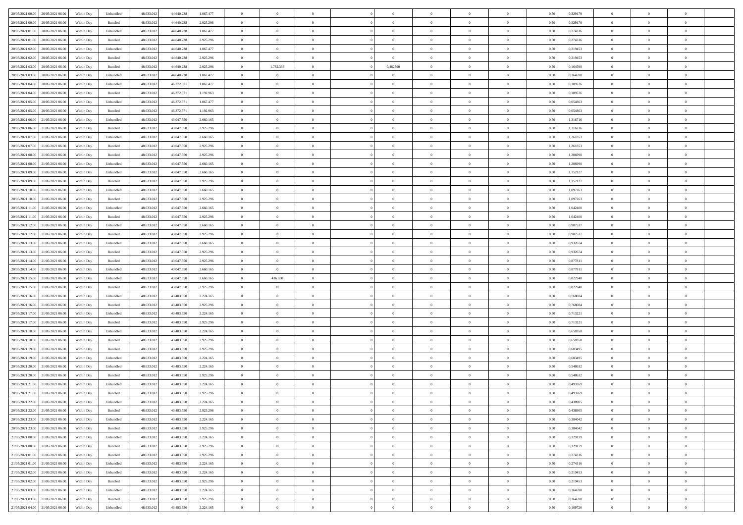| | | | | | | | | | | | | | | | | | | | | |
|---|---|---|---|---|---|---|---|---|---|---|---|---|---|---|---|---|---|---|---|---|
| 20/05/2021 00:00 | 20/05/2021 06:00 | Within Day | Unbundled | 48.633.012 | 44.640.238 | 1.067.477 | 0 | 0 | 0 | | 0 | 0 | 0 | 0 | 0,50 | 0,329179 | 0 | 0 | 0 | |
| 20/05/2021 00:00 | 20/05/2021 06:00 | Within Day | Bundled | 48.633.012 | 44.640.238 | 2.925.296 | 0 | 0 | 0 | | 0 | 0 | 0 | 0 | 0,50 | 0,329179 | 0 | 0 | 0 | |
| 20/05/2021 01:00 | 20/05/2021 06:00 | Within Day | Unbundled | 48.633.012 | 44.640.238 | 1.067.477 | 0 | 0 | 0 | | 0 | 0 | 0 | 0 | 0,50 | 0,274316 | 0 | 0 | 0 | |
| 20/05/2021 01:00 | 20/05/2021 06:00 | Within Day | Bundled | 48.633.012 | 44.640.238 | 2.925.296 | 0 | 0 | 0 | | 0 | 0 | 0 | 0 | 0,50 | 0,274316 | 0 | 0 | 0 | |
| 20/05/2021 02:00 | 20/05/2021 06:00 | Within Day | Unbundled | 48.633.012 | 44.640.238 | 1.067.477 | 0 | 0 | 0 | | 0 | 0 | 0 | 0 | 0,50 | 0,219453 | 0 | 0 | 0 | |
| 20/05/2021 02:00 | 20/05/2021 06:00 | Within Day | Bundled | 48.633.012 | 44.640.238 | 2.925.296 | 0 | 0 | 0 | | 0 | 0 | 0 | 0 | 0,50 | 0,219453 | 0 | 0 | 0 | |
| 20/05/2021 03:00 | 20/05/2021 06:00 | Within Day | Bundled | 48.633.012 | 44.640.238 | 2.925.296 | 0 | 1.732.333 | 0 | | 0,462590 | 0 | 0 | 0 | 0,50 | 0,164590 | 0 | 0 | 0 | |
| 20/05/2021 03:00 | 20/05/2021 06:00 | Within Day | Unbundled | 48.633.012 | 44.640.238 | 1.067.477 | 0 | 0 | 0 | | 0 | 0 | 0 | 0 | 0,50 | 0,164590 | 0 | 0 | 0 | |
| 20/05/2021 04:00 | 20/05/2021 06:00 | Within Day | Unbundled | 48.633.012 | 46.372.571 | 1.067.477 | 0 | 0 | 0 | | 0 | 0 | 0 | 0 | 0,50 | 0,109726 | 0 | 0 | 0 | |
| 20/05/2021 04:00 | 20/05/2021 06:00 | Within Day | Bundled | 48.633.012 | 46.372.571 | 1.192.963 | 0 | 0 | 0 | | 0 | 0 | 0 | 0 | 0,50 | 0,109726 | 0 | 0 | 0 | |
| 20/05/2021 05:00 | 20/05/2021 06:00 | Within Day | Unbundled | 48.633.012 | 46.372.571 | 1.067.477 | 0 | 0 | 0 | | 0 | 0 | 0 | 0 | 0,50 | 0,054863 | 0 | 0 | 0 | |
| 20/05/2021 05:00 | 20/05/2021 06:00 | Within Day | Bundled | 48.633.012 | 46.372.571 | 1.192.963 | 0 | 0 | 0 | | 0 | 0 | 0 | 0 | 0,50 | 0,054863 | 0 | 0 | 0 | |
| 20/05/2021 06:00 | 21/05/2021 06:00 | Within Day | Unbundled | 48.633.012 | 43.047.550 | 2.660.165 | 0 | 0 | 0 | | 0 | 0 | 0 | 0 | 0,50 | 1,316716 | 0 | 0 | 0 | |
| 20/05/2021 06:00 | 21/05/2021 06:00 | Within Day | Bundled | 48.633.012 | 43.047.550 | 2.925.296 | 0 | 0 | 0 | | 0 | 0 | 0 | 0 | 0,50 | 1,316716 | 0 | 0 | 0 | |
| 20/05/2021 07:00 | 21/05/2021 06:00 | Within Day | Unbundled | 48.633.012 | 43.047.550 | 2.660.165 | 0 | 0 | 0 | | 0 | 0 | 0 | 0 | 0,50 | 1,261853 | 0 | 0 | 0 | |
| 20/05/2021 07:00 | 21/05/2021 06:00 | Within Day | Bundled | 48.633.012 | 43.047.550 | 2.925.296 | 0 | 0 | 0 | | 0 | 0 | 0 | 0 | 0,50 | 1,261853 | 0 | 0 | 0 | |
| 20/05/2021 08:00 | 21/05/2021 06:00 | Within Day | Bundled | 48.633.012 | 43.047.550 | 2.925.296 | 0 | 0 | 0 | | 0 | 0 | 0 | 0 | 0,50 | 1,206990 | 0 | 0 | 0 | |
| 20/05/2021 08:00 | 21/05/2021 06:00 | Within Day | Unbundled | 48.633.012 | 43.047.550 | 2.660.165 | 0 | 0 | 0 | | 0 | 0 | 0 | 0 | 0,50 | 1,206990 | 0 | 0 | 0 | |
| 20/05/2021 09:00 | 21/05/2021 06:00 | Within Day | Unbundled | 48.633.012 | 43.047.550 | 2.660.165 | 0 | 0 | 0 | | 0 | 0 | 0 | 0 | 0,50 | 1,152127 | 0 | 0 | 0 | |
| 20/05/2021 09:00 | 21/05/2021 06:00 | Within Day | Bundled | 48.633.012 | 43.047.550 | 2.925.296 | 0 | 0 | 0 | | 0 | 0 | 0 | 0 | 0,50 | 1,152127 | 0 | 0 | 0 | |
| 20/05/2021 10:00 | 21/05/2021 06:00 | Within Day | Unbundled | 48.633.012 | 43.047.550 | 2.660.165 | 0 | 0 | 0 | | 0 | 0 | 0 | 0 | 0,50 | 1,097263 | 0 | 0 | 0 | |
| 20/05/2021 10:00 | 21/05/2021 06:00 | Within Day | Bundled | 48.633.012 | 43.047.550 | 2.925.296 | 0 | 0 | 0 | | 0 | 0 | 0 | 0 | 0,50 | 1,097263 | 0 | 0 | 0 | |
| 20/05/2021 11:00 | 21/05/2021 06:00 | Within Day | Unbundled | 48.633.012 | 43.047.550 | 2.660.165 | 0 | 0 | 0 | | 0 | 0 | 0 | 0 | 0,50 | 1,042400 | 0 | 0 | 0 | |
| 20/05/2021 11:00 | 21/05/2021 06:00 | Within Day | Bundled | 48.633.012 | 43.047.550 | 2.925.296 | 0 | 0 | 0 | | 0 | 0 | 0 | 0 | 0,50 | 1,042400 | 0 | 0 | 0 | |
| 20/05/2021 12:00 | 21/05/2021 06:00 | Within Day | Unbundled | 48.633.012 | 43.047.550 | 2.660.165 | 0 | 0 | 0 | | 0 | 0 | 0 | 0 | 0,50 | 0,987537 | 0 | 0 | 0 | |
| 20/05/2021 12:00 | 21/05/2021 06:00 | Within Day | Bundled | 48.633.012 | 43.047.550 | 2.925.296 | 0 | 0 | 0 | | 0 | 0 | 0 | 0 | 0,50 | 0,987537 | 0 | 0 | 0 | |
| 20/05/2021 13:00 | 21/05/2021 06:00 | Within Day | Unbundled | 48.633.012 | 43.047.550 | 2.660.165 | 0 | 0 | 0 | | 0 | 0 | 0 | 0 | 0,50 | 0,932674 | 0 | 0 | 0 | |
| 20/05/2021 13:00 | 21/05/2021 06:00 | Within Day | Bundled | 48.633.012 | 43.047.550 | 2.925.296 | 0 | 0 | 0 | | 0 | 0 | 0 | 0 | 0,50 | 0,932674 | 0 | 0 | 0 | |
| 20/05/2021 14:00 | 21/05/2021 06:00 | Within Day | Bundled | 48.633.012 | 43.047.550 | 2.925.296 | 0 | 0 | 0 | | 0 | 0 | 0 | 0 | 0,50 | 0,877811 | 0 | 0 | 0 | |
| 20/05/2021 14:00 | 21/05/2021 06:00 | Within Day | Unbundled | 48.633.012 | 43.047.550 | 2.660.165 | 0 | 0 | 0 | | 0 | 0 | 0 | 0 | 0,50 | 0,877811 | 0 | 0 | 0 | |
| 20/05/2021 15:00 | 21/05/2021 06:00 | Within Day | Unbundled | 48.633.012 | 43.047.550 | 2.660.165 | 0 | 436.000 | 0 | | 0 | 0 | 0 | 0 | 0,50 | 0,822948 | 0 | 0 | 0 | |
| 20/05/2021 15:00 | 21/05/2021 06:00 | Within Day | Bundled | 48.633.012 | 43.047.550 | 2.925.296 | 0 | 0 | 0 | | 0 | 0 | 0 | 0 | 0,50 | 0,822948 | 0 | 0 | 0 | |
| 20/05/2021 16:00 | 21/05/2021 06:00 | Within Day | Unbundled | 48.633.012 | 43.483.550 | 2.224.165 | 0 | 0 | 0 | | 0 | 0 | 0 | 0 | 0,50 | 0,768084 | 0 | 0 | 0 | |
| 20/05/2021 16:00 | 21/05/2021 06:00 | Within Day | Bundled | 48.633.012 | 43.483.550 | 2.925.296 | 0 | 0 | 0 | | 0 | 0 | 0 | 0 | 0,50 | 0,768084 | 0 | 0 | 0 | |
| 20/05/2021 17:00 | 21/05/2021 06:00 | Within Day | Unbundled | 48.633.012 | 43.483.550 | 2.224.165 | 0 | 0 | 0 | | 0 | 0 | 0 | 0 | 0,50 | 0,713221 | 0 | 0 | 0 | |
| 20/05/2021 17:00 | 21/05/2021 06:00 | Within Day | Bundled | 48.633.012 | 43.483.550 | 2.925.296 | 0 | 0 | 0 | | 0 | 0 | 0 | 0 | 0,50 | 0,713221 | 0 | 0 | 0 | |
| 20/05/2021 18:00 | 21/05/2021 06:00 | Within Day | Unbundled | 48.633.012 | 43.483.550 | 2.224.165 | 0 | 0 | 0 | | 0 | 0 | 0 | 0 | 0,50 | 0,658358 | 0 | 0 | 0 | |
| 20/05/2021 18:00 | 21/05/2021 06:00 | Within Day | Bundled | 48.633.012 | 43.483.550 | 2.925.296 | 0 | 0 | 0 | | 0 | 0 | 0 | 0 | 0,50 | 0,658358 | 0 | 0 | 0 | |
| 20/05/2021 19:00 | 21/05/2021 06:00 | Within Day | Bundled | 48.633.012 | 43.483.550 | 2.925.296 | 0 | 0 | 0 | | 0 | 0 | 0 | 0 | 0,50 | 0,603495 | 0 | 0 | 0 | |
| 20/05/2021 19:00 | 21/05/2021 06:00 | Within Day | Unbundled | 48.633.012 | 43.483.550 | 2.224.165 | 0 | 0 | 0 | | 0 | 0 | 0 | 0 | 0,50 | 0,603495 | 0 | 0 | 0 | |
| 20/05/2021 20:00 | 21/05/2021 06:00 | Within Day | Unbundled | 48.633.012 | 43.483.550 | 2.224.165 | 0 | 0 | 0 | | 0 | 0 | 0 | 0 | 0,50 | 0,548632 | 0 | 0 | 0 | |
| 20/05/2021 20:00 | 21/05/2021 06:00 | Within Day | Bundled | 48.633.012 | 43.483.550 | 2.925.296 | 0 | 0 | 0 | | 0 | 0 | 0 | 0 | 0,50 | 0,548632 | 0 | 0 | 0 | |
| 20/05/2021 21:00 | 21/05/2021 06:00 | Within Day | Unbundled | 48.633.012 | 43.483.550 | 2.224.165 | 0 | 0 | 0 | | 0 | 0 | 0 | 0 | 0,50 | 0,493769 | 0 | 0 | 0 | |
| 20/05/2021 21:00 | 21/05/2021 06:00 | Within Day | Bundled | 48.633.012 | 43.483.550 | 2.925.296 | 0 | 0 | 0 | | 0 | 0 | 0 | 0 | 0,50 | 0,493769 | 0 | 0 | 0 | |
| 20/05/2021 22:00 | 21/05/2021 06:00 | Within Day | Unbundled | 48.633.012 | 43.483.550 | 2.224.165 | 0 | 0 | 0 | | 0 | 0 | 0 | 0 | 0,50 | 0,438905 | 0 | 0 | 0 | |
| 20/05/2021 22:00 | 21/05/2021 06:00 | Within Day | Bundled | 48.633.012 | 43.483.550 | 2.925.296 | 0 | 0 | 0 | | 0 | 0 | 0 | 0 | 0,50 | 0,438905 | 0 | 0 | 0 | |
| 20/05/2021 23:00 | 21/05/2021 06:00 | Within Day | Unbundled | 48.633.012 | 43.483.550 | 2.224.165 | 0 | 0 | 0 | | 0 | 0 | 0 | 0 | 0,50 | 0,384042 | 0 | 0 | 0 | |
| 20/05/2021 23:00 | 21/05/2021 06:00 | Within Day | Bundled | 48.633.012 | 43.483.550 | 2.925.296 | 0 | 0 | 0 | | 0 | 0 | 0 | 0 | 0,50 | 0,384042 | 0 | 0 | 0 | |
| 21/05/2021 00:00 | 21/05/2021 06:00 | Within Day | Unbundled | 48.633.012 | 43.483.550 | 2.224.165 | 0 | 0 | 0 | | 0 | 0 | 0 | 0 | 0,50 | 0,329179 | 0 | 0 | 0 | |
| 21/05/2021 00:00 | 21/05/2021 06:00 | Within Day | Bundled | 48.633.012 | 43.483.550 | 2.925.296 | 0 | 0 | 0 | | 0 | 0 | 0 | 0 | 0,50 | 0,329179 | 0 | 0 | 0 | |
| 21/05/2021 01:00 | 21/05/2021 06:00 | Within Day | Bundled | 48.633.012 | 43.483.550 | 2.925.296 | 0 | 0 | 0 | | 0 | 0 | 0 | 0 | 0,50 | 0,274316 | 0 | 0 | 0 | |
| 21/05/2021 01:00 | 21/05/2021 06:00 | Within Day | Unbundled | 48.633.012 | 43.483.550 | 2.224.165 | 0 | 0 | 0 | | 0 | 0 | 0 | 0 | 0,50 | 0,274316 | 0 | 0 | 0 | |
| 21/05/2021 02:00 | 21/05/2021 06:00 | Within Day | Unbundled | 48.633.012 | 43.483.550 | 2.224.165 | 0 | 0 | 0 | | 0 | 0 | 0 | 0 | 0,50 | 0,219453 | 0 | 0 | 0 | |
| 21/05/2021 02:00 | 21/05/2021 06:00 | Within Day | Bundled | 48.633.012 | 43.483.550 | 2.925.296 | 0 | 0 | 0 | | 0 | 0 | 0 | 0 | 0,50 | 0,219453 | 0 | 0 | 0 | |
| 21/05/2021 03:00 | 21/05/2021 06:00 | Within Day | Unbundled | 48.633.012 | 43.483.550 | 2.224.165 | 0 | 0 | 0 | | 0 | 0 | 0 | 0 | 0,50 | 0,164590 | 0 | 0 | 0 | |
| 21/05/2021 03:00 | 21/05/2021 06:00 | Within Day | Bundled | 48.633.012 | 43.483.550 | 2.925.296 | 0 | 0 | 0 | | 0 | 0 | 0 | 0 | 0,50 | 0,164590 | 0 | 0 | 0 | |
| 21/05/2021 04:00 | 21/05/2021 06:00 | Within Day | Unbundled | 48.633.012 | 43.483.550 | 2.224.165 | 0 | 0 | 0 | | 0 | 0 | 0 | 0 | 0,50 | 0,109726 | 0 | 0 | 0 | |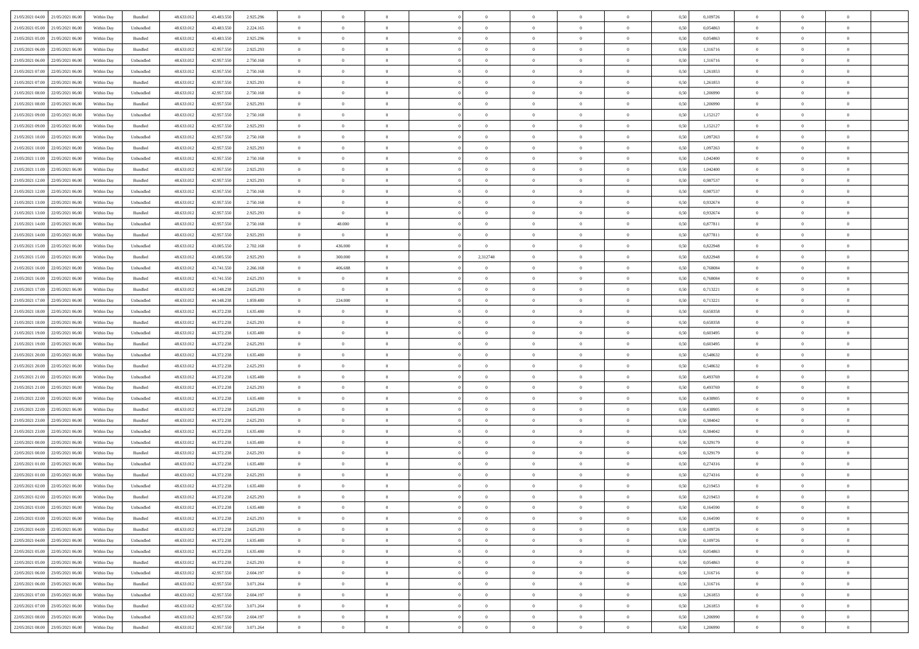| 21/05/2021 04:00 | 21/05/2021 06:00 | Within Day | Bundled | 48.633.012 | 43.483.550 | 2.925.296 | 0 | 0 | 0 | | 0 | 0 | 0 | 0 | 0,50 | 0,109726 | 0 | 0 | 0 | |
|---|---|---|---|---|---|---|---|---|---|---|---|---|---|---|---|---|---|---|---|---|
| 21/05/2021 05:00 | 21/05/2021 06:00 | Within Day | Unbundled | 48.633.012 | 43.483.550 | 2.224.165 | 0 | 0 | 0 | | 0 | 0 | 0 | 0 | 0,50 | 0,054863 | 0 | 0 | 0 | |
| 21/05/2021 05:00 | 21/05/2021 06:00 | Within Day | Bundled | 48.633.012 | 43.483.550 | 2.925.296 | 0 | 0 | 0 | | 0 | 0 | 0 | 0 | 0,50 | 0,054863 | 0 | 0 | 0 | |
| 21/05/2021 06:00 | 22/05/2021 06:00 | Within Day | Bundled | 48.633.012 | 42.957.550 | 2.925.293 | 0 | 0 | 0 | | 0 | 0 | 0 | 0 | 0,50 | 1,316716 | 0 | 0 | 0 | |
| 21/05/2021 06:00 | 22/05/2021 06:00 | Within Day | Unbundled | 48.633.012 | 42.957.550 | 2.750.168 | 0 | 0 | 0 | | 0 | 0 | 0 | 0 | 0,50 | 1,316716 | 0 | 0 | 0 | |
| 21/05/2021 07:00 | 22/05/2021 06:00 | Within Day | Unbundled | 48.633.012 | 42.957.550 | 2.750.168 | 0 | 0 | 0 | | 0 | 0 | 0 | 0 | 0,50 | 1,261853 | 0 | 0 | 0 | |
| 21/05/2021 07:00 | 22/05/2021 06:00 | Within Day | Bundled | 48.633.012 | 42.957.550 | 2.925.293 | 0 | 0 | 0 | | 0 | 0 | 0 | 0 | 0,50 | 1,261853 | 0 | 0 | 0 | |
| 21/05/2021 08:00 | 22/05/2021 06:00 | Within Day | Unbundled | 48.633.012 | 42.957.550 | 2.750.168 | 0 | 0 | 0 | | 0 | 0 | 0 | 0 | 0,50 | 1,206990 | 0 | 0 | 0 | |
| 21/05/2021 08:00 | 22/05/2021 06:00 | Within Day | Bundled | 48.633.012 | 42.957.550 | 2.925.293 | 0 | 0 | 0 | | 0 | 0 | 0 | 0 | 0,50 | 1,206990 | 0 | 0 | 0 | |
| 21/05/2021 09:00 | 22/05/2021 06:00 | Within Day | Unbundled | 48.633.012 | 42.957.550 | 2.750.168 | 0 | 0 | 0 | | 0 | 0 | 0 | 0 | 0,50 | 1,152127 | 0 | 0 | 0 | |
| 21/05/2021 09:00 | 22/05/2021 06:00 | Within Day | Bundled | 48.633.012 | 42.957.550 | 2.925.293 | 0 | 0 | 0 | | 0 | 0 | 0 | 0 | 0,50 | 1,152127 | 0 | 0 | 0 | |
| 21/05/2021 10:00 | 22/05/2021 06:00 | Within Day | Unbundled | 48.633.012 | 42.957.550 | 2.750.168 | 0 | 0 | 0 | | 0 | 0 | 0 | 0 | 0,50 | 1,097263 | 0 | 0 | 0 | |
| 21/05/2021 10:00 | 22/05/2021 06:00 | Within Day | Bundled | 48.633.012 | 42.957.550 | 2.925.293 | 0 | 0 | 0 | | 0 | 0 | 0 | 0 | 0,50 | 1,097263 | 0 | 0 | 0 | |
| 21/05/2021 11:00 | 22/05/2021 06:00 | Within Day | Unbundled | 48.633.012 | 42.957.550 | 2.750.168 | 0 | 0 | 0 | | 0 | 0 | 0 | 0 | 0,50 | 1,042400 | 0 | 0 | 0 | |
| 21/05/2021 11:00 | 22/05/2021 06:00 | Within Day | Bundled | 48.633.012 | 42.957.550 | 2.925.293 | 0 | 0 | 0 | | 0 | 0 | 0 | 0 | 0,50 | 1,042400 | 0 | 0 | 0 | |
| 21/05/2021 12:00 | 22/05/2021 06:00 | Within Day | Bundled | 48.633.012 | 42.957.550 | 2.925.293 | 0 | 0 | 0 | | 0 | 0 | 0 | 0 | 0,50 | 0,987537 | 0 | 0 | 0 | |
| 21/05/2021 12:00 | 22/05/2021 06:00 | Within Day | Unbundled | 48.633.012 | 42.957.550 | 2.750.168 | 0 | 0 | 0 | | 0 | 0 | 0 | 0 | 0,50 | 0,987537 | 0 | 0 | 0 | |
| 21/05/2021 13:00 | 22/05/2021 06:00 | Within Day | Unbundled | 48.633.012 | 42.957.550 | 2.750.168 | 0 | 0 | 0 | | 0 | 0 | 0 | 0 | 0,50 | 0,932674 | 0 | 0 | 0 | |
| 21/05/2021 13:00 | 22/05/2021 06:00 | Within Day | Bundled | 48.633.012 | 42.957.550 | 2.925.293 | 0 | 0 | 0 | | 0 | 0 | 0 | 0 | 0,50 | 0,932674 | 0 | 0 | 0 | |
| 21/05/2021 14:00 | 22/05/2021 06:00 | Within Day | Unbundled | 48.633.012 | 42.957.550 | 2.750.168 | 0 | 48.000 | 0 | | 0 | 0 | 0 | 0 | 0,50 | 0,877811 | 0 | 0 | 0 | |
| 21/05/2021 14:00 | 22/05/2021 06:00 | Within Day | Bundled | 48.633.012 | 42.957.550 | 2.925.293 | 0 | 0 | 0 | | 0 | 0 | 0 | 0 | 0,50 | 0,877811 | 0 | 0 | 0 | |
| 21/05/2021 15:00 | 22/05/2021 06:00 | Within Day | Unbundled | 48.633.012 | 43.005.550 | 2.702.168 | 0 | 436.000 | 0 | | 0 | 0 | 0 | 0 | 0,50 | 0,822948 | 0 | 0 | 0 | |
| 21/05/2021 15:00 | 22/05/2021 06:00 | Within Day | Bundled | 48.633.012 | 43.005.550 | 2.925.293 | 0 | 300.000 | 0 | | 2,312748 | 0 | 0 | 0 | 0,50 | 0,822948 | 0 | 0 | 0 | |
| 21/05/2021 16:00 | 22/05/2021 06:00 | Within Day | Unbundled | 48.633.012 | 43.741.550 | 2.266.168 | 0 | 406.688 | 0 | | 0 | 0 | 0 | 0 | 0,50 | 0,768084 | 0 | 0 | 0 | |
| 21/05/2021 16:00 | 22/05/2021 06:00 | Within Day | Bundled | 48.633.012 | 43.741.550 | 2.625.293 | 0 | 0 | 0 | | 0 | 0 | 0 | 0 | 0,50 | 0,768084 | 0 | 0 | 0 | |
| 21/05/2021 17:00 | 22/05/2021 06:00 | Within Day | Bundled | 48.633.012 | 44.148.238 | 2.625.293 | 0 | 0 | 0 | | 0 | 0 | 0 | 0 | 0,50 | 0,713221 | 0 | 0 | 0 | |
| 21/05/2021 17:00 | 22/05/2021 06:00 | Within Day | Unbundled | 48.633.012 | 44.148.238 | 1.859.480 | 0 | 224.000 | 0 | | 0 | 0 | 0 | 0 | 0,50 | 0,713221 | 0 | 0 | 0 | |
| 21/05/2021 18:00 | 22/05/2021 06:00 | Within Day | Unbundled | 48.633.012 | 44.372.238 | 1.635.480 | 0 | 0 | 0 | | 0 | 0 | 0 | 0 | 0,50 | 0,658358 | 0 | 0 | 0 | |
| 21/05/2021 18:00 | 22/05/2021 06:00 | Within Day | Bundled | 48.633.012 | 44.372.238 | 2.625.293 | 0 | 0 | 0 | | 0 | 0 | 0 | 0 | 0,50 | 0,658358 | 0 | 0 | 0 | |
| 21/05/2021 19:00 | 22/05/2021 06:00 | Within Day | Unbundled | 48.633.012 | 44.372.238 | 1.635.480 | 0 | 0 | 0 | | 0 | 0 | 0 | 0 | 0,50 | 0,603495 | 0 | 0 | 0 | |
| 21/05/2021 19:00 | 22/05/2021 06:00 | Within Day | Bundled | 48.633.012 | 44.372.238 | 2.625.293 | 0 | 0 | 0 | | 0 | 0 | 0 | 0 | 0,50 | 0,603495 | 0 | 0 | 0 | |
| 21/05/2021 20:00 | 22/05/2021 06:00 | Within Day | Unbundled | 48.633.012 | 44.372.238 | 1.635.480 | 0 | 0 | 0 | | 0 | 0 | 0 | 0 | 0,50 | 0,548632 | 0 | 0 | 0 | |
| 21/05/2021 20:00 | 22/05/2021 06:00 | Within Day | Bundled | 48.633.012 | 44.372.238 | 2.625.293 | 0 | 0 | 0 | | 0 | 0 | 0 | 0 | 0,50 | 0,548632 | 0 | 0 | 0 | |
| 21/05/2021 21:00 | 22/05/2021 06:00 | Within Day | Unbundled | 48.633.012 | 44.372.238 | 1.635.480 | 0 | 0 | 0 | | 0 | 0 | 0 | 0 | 0,50 | 0,493769 | 0 | 0 | 0 | |
| 21/05/2021 21:00 | 22/05/2021 06:00 | Within Day | Bundled | 48.633.012 | 44.372.238 | 2.625.293 | 0 | 0 | 0 | | 0 | 0 | 0 | 0 | 0,50 | 0,493769 | 0 | 0 | 0 | |
| 21/05/2021 22:00 | 22/05/2021 06:00 | Within Day | Unbundled | 48.633.012 | 44.372.238 | 1.635.480 | 0 | 0 | 0 | | 0 | 0 | 0 | 0 | 0,50 | 0,438905 | 0 | 0 | 0 | |
| 21/05/2021 22:00 | 22/05/2021 06:00 | Within Day | Bundled | 48.633.012 | 44.372.238 | 2.625.293 | 0 | 0 | 0 | | 0 | 0 | 0 | 0 | 0,50 | 0,438905 | 0 | 0 | 0 | |
| 21/05/2021 23:00 | 22/05/2021 06:00 | Within Day | Bundled | 48.633.012 | 44.372.238 | 2.625.293 | 0 | 0 | 0 | | 0 | 0 | 0 | 0 | 0,50 | 0,384042 | 0 | 0 | 0 | |
| 21/05/2021 23:00 | 22/05/2021 06:00 | Within Day | Unbundled | 48.633.012 | 44.372.238 | 1.635.480 | 0 | 0 | 0 | | 0 | 0 | 0 | 0 | 0,50 | 0,384042 | 0 | 0 | 0 | |
| 22/05/2021 00:00 | 22/05/2021 06:00 | Within Day | Unbundled | 48.633.012 | 44.372.238 | 1.635.480 | 0 | 0 | 0 | | 0 | 0 | 0 | 0 | 0,50 | 0,329179 | 0 | 0 | 0 | |
| 22/05/2021 00:00 | 22/05/2021 06:00 | Within Day | Bundled | 48.633.012 | 44.372.238 | 2.625.293 | 0 | 0 | 0 | | 0 | 0 | 0 | 0 | 0,50 | 0,329179 | 0 | 0 | 0 | |
| 22/05/2021 01:00 | 22/05/2021 06:00 | Within Day | Unbundled | 48.633.012 | 44.372.238 | 1.635.480 | 0 | 0 | 0 | | 0 | 0 | 0 | 0 | 0,50 | 0,274316 | 0 | 0 | 0 | |
| 22/05/2021 01:00 | 22/05/2021 06:00 | Within Day | Bundled | 48.633.012 | 44.372.238 | 2.625.293 | 0 | 0 | 0 | | 0 | 0 | 0 | 0 | 0,50 | 0,274316 | 0 | 0 | 0 | |
| 22/05/2021 02:00 | 22/05/2021 06:00 | Within Day | Unbundled | 48.633.012 | 44.372.238 | 1.635.480 | 0 | 0 | 0 | | 0 | 0 | 0 | 0 | 0,50 | 0,219453 | 0 | 0 | 0 | |
| 22/05/2021 02:00 | 22/05/2021 06:00 | Within Day | Bundled | 48.633.012 | 44.372.238 | 2.625.293 | 0 | 0 | 0 | | 0 | 0 | 0 | 0 | 0,50 | 0,219453 | 0 | 0 | 0 | |
| 22/05/2021 03:00 | 22/05/2021 06:00 | Within Day | Unbundled | 48.633.012 | 44.372.238 | 1.635.480 | 0 | 0 | 0 | | 0 | 0 | 0 | 0 | 0,50 | 0,164590 | 0 | 0 | 0 | |
| 22/05/2021 03:00 | 22/05/2021 06:00 | Within Day | Bundled | 48.633.012 | 44.372.238 | 2.625.293 | 0 | 0 | 0 | | 0 | 0 | 0 | 0 | 0,50 | 0,164590 | 0 | 0 | 0 | |
| 22/05/2021 04:00 | 22/05/2021 06:00 | Within Day | Bundled | 48.633.012 | 44.372.238 | 2.625.293 | 0 | 0 | 0 | | 0 | 0 | 0 | 0 | 0,50 | 0,109726 | 0 | 0 | 0 | |
| 22/05/2021 04:00 | 22/05/2021 06:00 | Within Day | Unbundled | 48.633.012 | 44.372.238 | 1.635.480 | 0 | 0 | 0 | | 0 | 0 | 0 | 0 | 0,50 | 0,109726 | 0 | 0 | 0 | |
| 22/05/2021 05:00 | 22/05/2021 06:00 | Within Day | Unbundled | 48.633.012 | 44.372.238 | 1.635.480 | 0 | 0 | 0 | | 0 | 0 | 0 | 0 | 0,50 | 0,054863 | 0 | 0 | 0 | |
| 22/05/2021 05:00 | 22/05/2021 06:00 | Within Day | Bundled | 48.633.012 | 44.372.238 | 2.625.293 | 0 | 0 | 0 | | 0 | 0 | 0 | 0 | 0,50 | 0,054863 | 0 | 0 | 0 | |
| 22/05/2021 06:00 | 23/05/2021 06:00 | Within Day | Unbundled | 48.633.012 | 42.957.550 | 2.604.197 | 0 | 0 | 0 | | 0 | 0 | 0 | 0 | 0,50 | 1,316716 | 0 | 0 | 0 | |
| 22/05/2021 06:00 | 23/05/2021 06:00 | Within Day | Bundled | 48.633.012 | 42.957.550 | 3.071.264 | 0 | 0 | 0 | | 0 | 0 | 0 | 0 | 0,50 | 1,316716 | 0 | 0 | 0 | |
| 22/05/2021 07:00 | 23/05/2021 06:00 | Within Day | Unbundled | 48.633.012 | 42.957.550 | 2.604.197 | 0 | 0 | 0 | | 0 | 0 | 0 | 0 | 0,50 | 1,261853 | 0 | 0 | 0 | |
| 22/05/2021 07:00 | 23/05/2021 06:00 | Within Day | Bundled | 48.633.012 | 42.957.550 | 3.071.264 | 0 | 0 | 0 | | 0 | 0 | 0 | 0 | 0,50 | 1,261853 | 0 | 0 | 0 | |
| 22/05/2021 08:00 | 23/05/2021 06:00 | Within Day | Unbundled | 48.633.012 | 42.957.550 | 2.604.197 | 0 | 0 | 0 | | 0 | 0 | 0 | 0 | 0,50 | 1,206990 | 0 | 0 | 0 | |
| 22/05/2021 08:00 | 23/05/2021 06:00 | Within Day | Bundled | 48.633.012 | 42.957.550 | 3.071.264 | 0 | 0 | 0 | | 0 | 0 | 0 | 0 | 0,50 | 1,206990 | 0 | 0 | 0 | |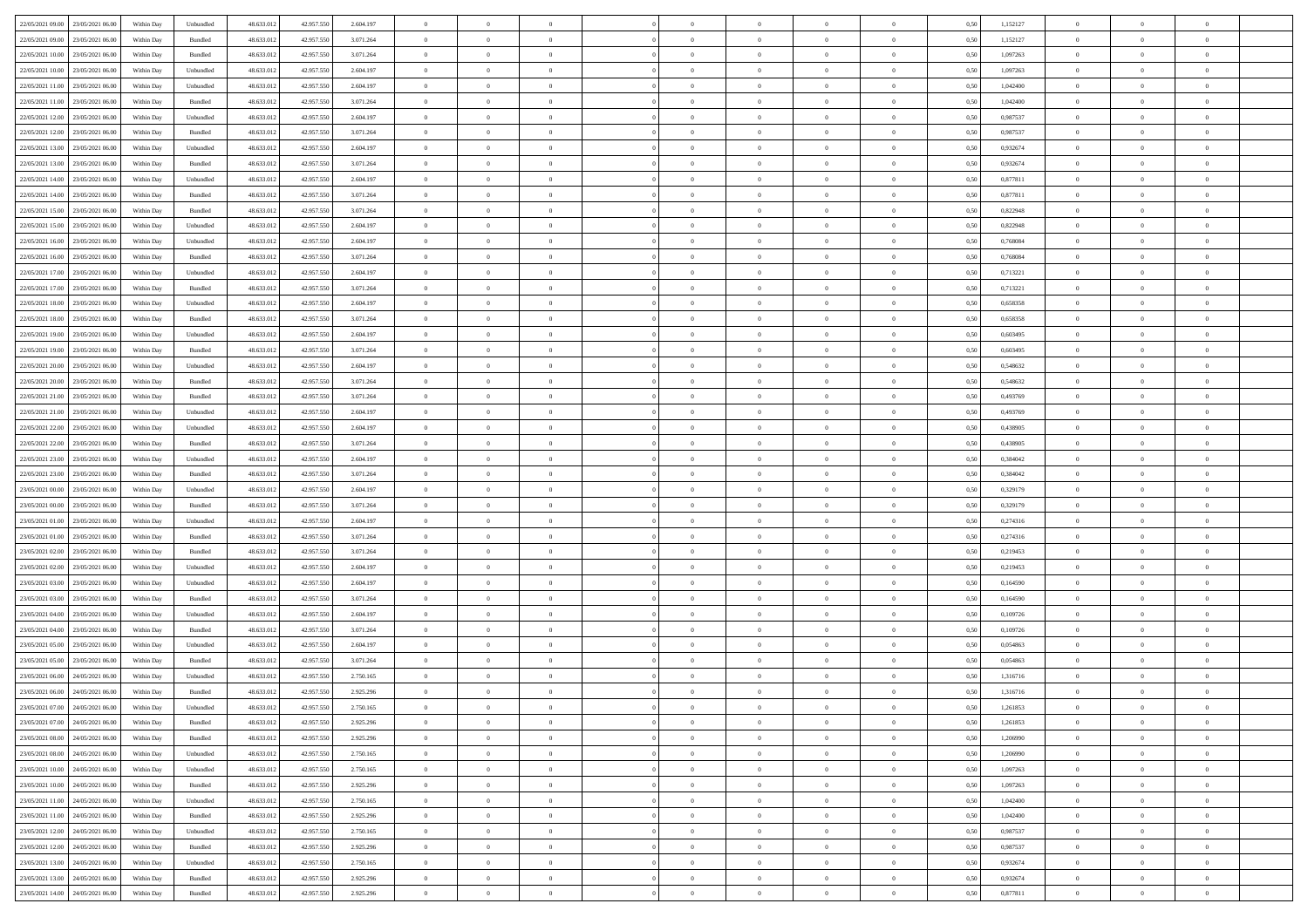| | | | | | | | | | | | | | | | | | | | | |
|---|---|---|---|---|---|---|---|---|---|---|---|---|---|---|---|---|---|---|---|---|
| 22/05/2021 09:00 | 23/05/2021 06:00 | Within Day | Unbundled | 48.633.012 | 42.957.550 | 2.604.197 | 0 | 0 | 0 | | 0 | 0 | 0 | 0 | 0,50 | 1,152127 | 0 | 0 | 0 | |
| 22/05/2021 09:00 | 23/05/2021 06:00 | Within Day | Bundled | 48.633.012 | 42.957.550 | 3.071.264 | 0 | 0 | 0 | | 0 | 0 | 0 | 0 | 0,50 | 1,152127 | 0 | 0 | 0 | |
| 22/05/2021 10:00 | 23/05/2021 06:00 | Within Day | Bundled | 48.633.012 | 42.957.550 | 3.071.264 | 0 | 0 | 0 | | 0 | 0 | 0 | 0 | 0,50 | 1,097263 | 0 | 0 | 0 | |
| 22/05/2021 10:00 | 23/05/2021 06:00 | Within Day | Unbundled | 48.633.012 | 42.957.550 | 2.604.197 | 0 | 0 | 0 | | 0 | 0 | 0 | 0 | 0,50 | 1,097263 | 0 | 0 | 0 | |
| 22/05/2021 11:00 | 23/05/2021 06:00 | Within Day | Unbundled | 48.633.012 | 42.957.550 | 2.604.197 | 0 | 0 | 0 | | 0 | 0 | 0 | 0 | 0,50 | 1,042400 | 0 | 0 | 0 | |
| 22/05/2021 11:00 | 23/05/2021 06:00 | Within Day | Bundled | 48.633.012 | 42.957.550 | 3.071.264 | 0 | 0 | 0 | | 0 | 0 | 0 | 0 | 0,50 | 1,042400 | 0 | 0 | 0 | |
| 22/05/2021 12:00 | 23/05/2021 06:00 | Within Day | Unbundled | 48.633.012 | 42.957.550 | 2.604.197 | 0 | 0 | 0 | | 0 | 0 | 0 | 0 | 0,50 | 0,987537 | 0 | 0 | 0 | |
| 22/05/2021 12:00 | 23/05/2021 06:00 | Within Day | Bundled | 48.633.012 | 42.957.550 | 3.071.264 | 0 | 0 | 0 | | 0 | 0 | 0 | 0 | 0,50 | 0,987537 | 0 | 0 | 0 | |
| 22/05/2021 13:00 | 23/05/2021 06:00 | Within Day | Unbundled | 48.633.012 | 42.957.550 | 2.604.197 | 0 | 0 | 0 | | 0 | 0 | 0 | 0 | 0,50 | 0,932674 | 0 | 0 | 0 | |
| 22/05/2021 13:00 | 23/05/2021 06:00 | Within Day | Bundled | 48.633.012 | 42.957.550 | 3.071.264 | 0 | 0 | 0 | | 0 | 0 | 0 | 0 | 0,50 | 0,932674 | 0 | 0 | 0 | |
| 22/05/2021 14:00 | 23/05/2021 06:00 | Within Day | Unbundled | 48.633.012 | 42.957.550 | 2.604.197 | 0 | 0 | 0 | | 0 | 0 | 0 | 0 | 0,50 | 0,877811 | 0 | 0 | 0 | |
| 22/05/2021 14:00 | 23/05/2021 06:00 | Within Day | Bundled | 48.633.012 | 42.957.550 | 3.071.264 | 0 | 0 | 0 | | 0 | 0 | 0 | 0 | 0,50 | 0,877811 | 0 | 0 | 0 | |
| 22/05/2021 15:00 | 23/05/2021 06:00 | Within Day | Bundled | 48.633.012 | 42.957.550 | 3.071.264 | 0 | 0 | 0 | | 0 | 0 | 0 | 0 | 0,50 | 0,822948 | 0 | 0 | 0 | |
| 22/05/2021 15:00 | 23/05/2021 06:00 | Within Day | Unbundled | 48.633.012 | 42.957.550 | 2.604.197 | 0 | 0 | 0 | | 0 | 0 | 0 | 0 | 0,50 | 0,822948 | 0 | 0 | 0 | |
| 22/05/2021 16:00 | 23/05/2021 06:00 | Within Day | Unbundled | 48.633.012 | 42.957.550 | 2.604.197 | 0 | 0 | 0 | | 0 | 0 | 0 | 0 | 0,50 | 0,768084 | 0 | 0 | 0 | |
| 22/05/2021 16:00 | 23/05/2021 06:00 | Within Day | Bundled | 48.633.012 | 42.957.550 | 3.071.264 | 0 | 0 | 0 | | 0 | 0 | 0 | 0 | 0,50 | 0,768084 | 0 | 0 | 0 | |
| 22/05/2021 17:00 | 23/05/2021 06:00 | Within Day | Unbundled | 48.633.012 | 42.957.550 | 2.604.197 | 0 | 0 | 0 | | 0 | 0 | 0 | 0 | 0,50 | 0,713221 | 0 | 0 | 0 | |
| 22/05/2021 17:00 | 23/05/2021 06:00 | Within Day | Bundled | 48.633.012 | 42.957.550 | 3.071.264 | 0 | 0 | 0 | | 0 | 0 | 0 | 0 | 0,50 | 0,713221 | 0 | 0 | 0 | |
| 22/05/2021 18:00 | 23/05/2021 06:00 | Within Day | Unbundled | 48.633.012 | 42.957.550 | 2.604.197 | 0 | 0 | 0 | | 0 | 0 | 0 | 0 | 0,50 | 0,658358 | 0 | 0 | 0 | |
| 22/05/2021 18:00 | 23/05/2021 06:00 | Within Day | Bundled | 48.633.012 | 42.957.550 | 3.071.264 | 0 | 0 | 0 | | 0 | 0 | 0 | 0 | 0,50 | 0,658358 | 0 | 0 | 0 | |
| 22/05/2021 19:00 | 23/05/2021 06:00 | Within Day | Unbundled | 48.633.012 | 42.957.550 | 2.604.197 | 0 | 0 | 0 | | 0 | 0 | 0 | 0 | 0,50 | 0,603495 | 0 | 0 | 0 | |
| 22/05/2021 19:00 | 23/05/2021 06:00 | Within Day | Bundled | 48.633.012 | 42.957.550 | 3.071.264 | 0 | 0 | 0 | | 0 | 0 | 0 | 0 | 0,50 | 0,603495 | 0 | 0 | 0 | |
| 22/05/2021 20:00 | 23/05/2021 06:00 | Within Day | Unbundled | 48.633.012 | 42.957.550 | 2.604.197 | 0 | 0 | 0 | | 0 | 0 | 0 | 0 | 0,50 | 0,548632 | 0 | 0 | 0 | |
| 22/05/2021 20:00 | 23/05/2021 06:00 | Within Day | Bundled | 48.633.012 | 42.957.550 | 3.071.264 | 0 | 0 | 0 | | 0 | 0 | 0 | 0 | 0,50 | 0,548632 | 0 | 0 | 0 | |
| 22/05/2021 21:00 | 23/05/2021 06:00 | Within Day | Bundled | 48.633.012 | 42.957.550 | 3.071.264 | 0 | 0 | 0 | | 0 | 0 | 0 | 0 | 0,50 | 0,493769 | 0 | 0 | 0 | |
| 22/05/2021 21:00 | 23/05/2021 06:00 | Within Day | Unbundled | 48.633.012 | 42.957.550 | 2.604.197 | 0 | 0 | 0 | | 0 | 0 | 0 | 0 | 0,50 | 0,493769 | 0 | 0 | 0 | |
| 22/05/2021 22:00 | 23/05/2021 06:00 | Within Day | Unbundled | 48.633.012 | 42.957.550 | 2.604.197 | 0 | 0 | 0 | | 0 | 0 | 0 | 0 | 0,50 | 0,438905 | 0 | 0 | 0 | |
| 22/05/2021 22:00 | 23/05/2021 06:00 | Within Day | Bundled | 48.633.012 | 42.957.550 | 3.071.264 | 0 | 0 | 0 | | 0 | 0 | 0 | 0 | 0,50 | 0,438905 | 0 | 0 | 0 | |
| 22/05/2021 23:00 | 23/05/2021 06:00 | Within Day | Unbundled | 48.633.012 | 42.957.550 | 2.604.197 | 0 | 0 | 0 | | 0 | 0 | 0 | 0 | 0,50 | 0,384042 | 0 | 0 | 0 | |
| 22/05/2021 23:00 | 23/05/2021 06:00 | Within Day | Bundled | 48.633.012 | 42.957.550 | 3.071.264 | 0 | 0 | 0 | | 0 | 0 | 0 | 0 | 0,50 | 0,384042 | 0 | 0 | 0 | |
| 23/05/2021 00:00 | 23/05/2021 06:00 | Within Day | Unbundled | 48.633.012 | 42.957.550 | 2.604.197 | 0 | 0 | 0 | | 0 | 0 | 0 | 0 | 0,50 | 0,329179 | 0 | 0 | 0 | |
| 23/05/2021 00:00 | 23/05/2021 06:00 | Within Day | Bundled | 48.633.012 | 42.957.550 | 3.071.264 | 0 | 0 | 0 | | 0 | 0 | 0 | 0 | 0,50 | 0,329179 | 0 | 0 | 0 | |
| 23/05/2021 01:00 | 23/05/2021 06:00 | Within Day | Unbundled | 48.633.012 | 42.957.550 | 2.604.197 | 0 | 0 | 0 | | 0 | 0 | 0 | 0 | 0,50 | 0,274316 | 0 | 0 | 0 | |
| 23/05/2021 01:00 | 23/05/2021 06:00 | Within Day | Bundled | 48.633.012 | 42.957.550 | 3.071.264 | 0 | 0 | 0 | | 0 | 0 | 0 | 0 | 0,50 | 0,274316 | 0 | 0 | 0 | |
| 23/05/2021 02:00 | 23/05/2021 06:00 | Within Day | Bundled | 48.633.012 | 42.957.550 | 3.071.264 | 0 | 0 | 0 | | 0 | 0 | 0 | 0 | 0,50 | 0,219453 | 0 | 0 | 0 | |
| 23/05/2021 02:00 | 23/05/2021 06:00 | Within Day | Unbundled | 48.633.012 | 42.957.550 | 2.604.197 | 0 | 0 | 0 | | 0 | 0 | 0 | 0 | 0,50 | 0,219453 | 0 | 0 | 0 | |
| 23/05/2021 03:00 | 23/05/2021 06:00 | Within Day | Unbundled | 48.633.012 | 42.957.550 | 2.604.197 | 0 | 0 | 0 | | 0 | 0 | 0 | 0 | 0,50 | 0,164590 | 0 | 0 | 0 | |
| 23/05/2021 03:00 | 23/05/2021 06:00 | Within Day | Bundled | 48.633.012 | 42.957.550 | 3.071.264 | 0 | 0 | 0 | | 0 | 0 | 0 | 0 | 0,50 | 0,164590 | 0 | 0 | 0 | |
| 23/05/2021 04:00 | 23/05/2021 06:00 | Within Day | Unbundled | 48.633.012 | 42.957.550 | 2.604.197 | 0 | 0 | 0 | | 0 | 0 | 0 | 0 | 0,50 | 0,109726 | 0 | 0 | 0 | |
| 23/05/2021 04:00 | 23/05/2021 06:00 | Within Day | Bundled | 48.633.012 | 42.957.550 | 3.071.264 | 0 | 0 | 0 | | 0 | 0 | 0 | 0 | 0,50 | 0,109726 | 0 | 0 | 0 | |
| 23/05/2021 05:00 | 23/05/2021 06:00 | Within Day | Unbundled | 48.633.012 | 42.957.550 | 2.604.197 | 0 | 0 | 0 | | 0 | 0 | 0 | 0 | 0,50 | 0,054863 | 0 | 0 | 0 | |
| 23/05/2021 05:00 | 23/05/2021 06:00 | Within Day | Bundled | 48.633.012 | 42.957.550 | 3.071.264 | 0 | 0 | 0 | | 0 | 0 | 0 | 0 | 0,50 | 0,054863 | 0 | 0 | 0 | |
| 23/05/2021 06:00 | 24/05/2021 06:00 | Within Day | Unbundled | 48.633.012 | 42.957.550 | 2.750.165 | 0 | 0 | 0 | | 0 | 0 | 0 | 0 | 0,50 | 1,316716 | 0 | 0 | 0 | |
| 23/05/2021 06:00 | 24/05/2021 06:00 | Within Day | Bundled | 48.633.012 | 42.957.550 | 2.925.296 | 0 | 0 | 0 | | 0 | 0 | 0 | 0 | 0,50 | 1,316716 | 0 | 0 | 0 | |
| 23/05/2021 07:00 | 24/05/2021 06:00 | Within Day | Unbundled | 48.633.012 | 42.957.550 | 2.750.165 | 0 | 0 | 0 | | 0 | 0 | 0 | 0 | 0,50 | 1,261853 | 0 | 0 | 0 | |
| 23/05/2021 07:00 | 24/05/2021 06:00 | Within Day | Bundled | 48.633.012 | 42.957.550 | 2.925.296 | 0 | 0 | 0 | | 0 | 0 | 0 | 0 | 0,50 | 1,261853 | 0 | 0 | 0 | |
| 23/05/2021 08:00 | 24/05/2021 06:00 | Within Day | Bundled | 48.633.012 | 42.957.550 | 2.925.296 | 0 | 0 | 0 | | 0 | 0 | 0 | 0 | 0,50 | 1,206990 | 0 | 0 | 0 | |
| 23/05/2021 08:00 | 24/05/2021 06:00 | Within Day | Unbundled | 48.633.012 | 42.957.550 | 2.750.165 | 0 | 0 | 0 | | 0 | 0 | 0 | 0 | 0,50 | 1,206990 | 0 | 0 | 0 | |
| 23/05/2021 10:00 | 24/05/2021 06:00 | Within Day | Unbundled | 48.633.012 | 42.957.550 | 2.750.165 | 0 | 0 | 0 | | 0 | 0 | 0 | 0 | 0,50 | 1,097263 | 0 | 0 | 0 | |
| 23/05/2021 10:00 | 24/05/2021 06:00 | Within Day | Bundled | 48.633.012 | 42.957.550 | 2.925.296 | 0 | 0 | 0 | | 0 | 0 | 0 | 0 | 0,50 | 1,097263 | 0 | 0 | 0 | |
| 23/05/2021 11:00 | 24/05/2021 06:00 | Within Day | Unbundled | 48.633.012 | 42.957.550 | 2.750.165 | 0 | 0 | 0 | | 0 | 0 | 0 | 0 | 0,50 | 1,042400 | 0 | 0 | 0 | |
| 23/05/2021 11:00 | 24/05/2021 06:00 | Within Day | Bundled | 48.633.012 | 42.957.550 | 2.925.296 | 0 | 0 | 0 | | 0 | 0 | 0 | 0 | 0,50 | 1,042400 | 0 | 0 | 0 | |
| 23/05/2021 12:00 | 24/05/2021 06:00 | Within Day | Unbundled | 48.633.012 | 42.957.550 | 2.750.165 | 0 | 0 | 0 | | 0 | 0 | 0 | 0 | 0,50 | 0,987537 | 0 | 0 | 0 | |
| 23/05/2021 12:00 | 24/05/2021 06:00 | Within Day | Bundled | 48.633.012 | 42.957.550 | 2.925.296 | 0 | 0 | 0 | | 0 | 0 | 0 | 0 | 0,50 | 0,987537 | 0 | 0 | 0 | |
| 23/05/2021 13:00 | 24/05/2021 06:00 | Within Day | Unbundled | 48.633.012 | 42.957.550 | 2.750.165 | 0 | 0 | 0 | | 0 | 0 | 0 | 0 | 0,50 | 0,932674 | 0 | 0 | 0 | |
| 23/05/2021 13:00 | 24/05/2021 06:00 | Within Day | Bundled | 48.633.012 | 42.957.550 | 2.925.296 | 0 | 0 | 0 | | 0 | 0 | 0 | 0 | 0,50 | 0,932674 | 0 | 0 | 0 | |
| 23/05/2021 14:00 | 24/05/2021 06:00 | Within Day | Bundled | 48.633.012 | 42.957.550 | 2.925.296 | 0 | 0 | 0 | | 0 | 0 | 0 | 0 | 0,50 | 0,877811 | 0 | 0 | 0 | |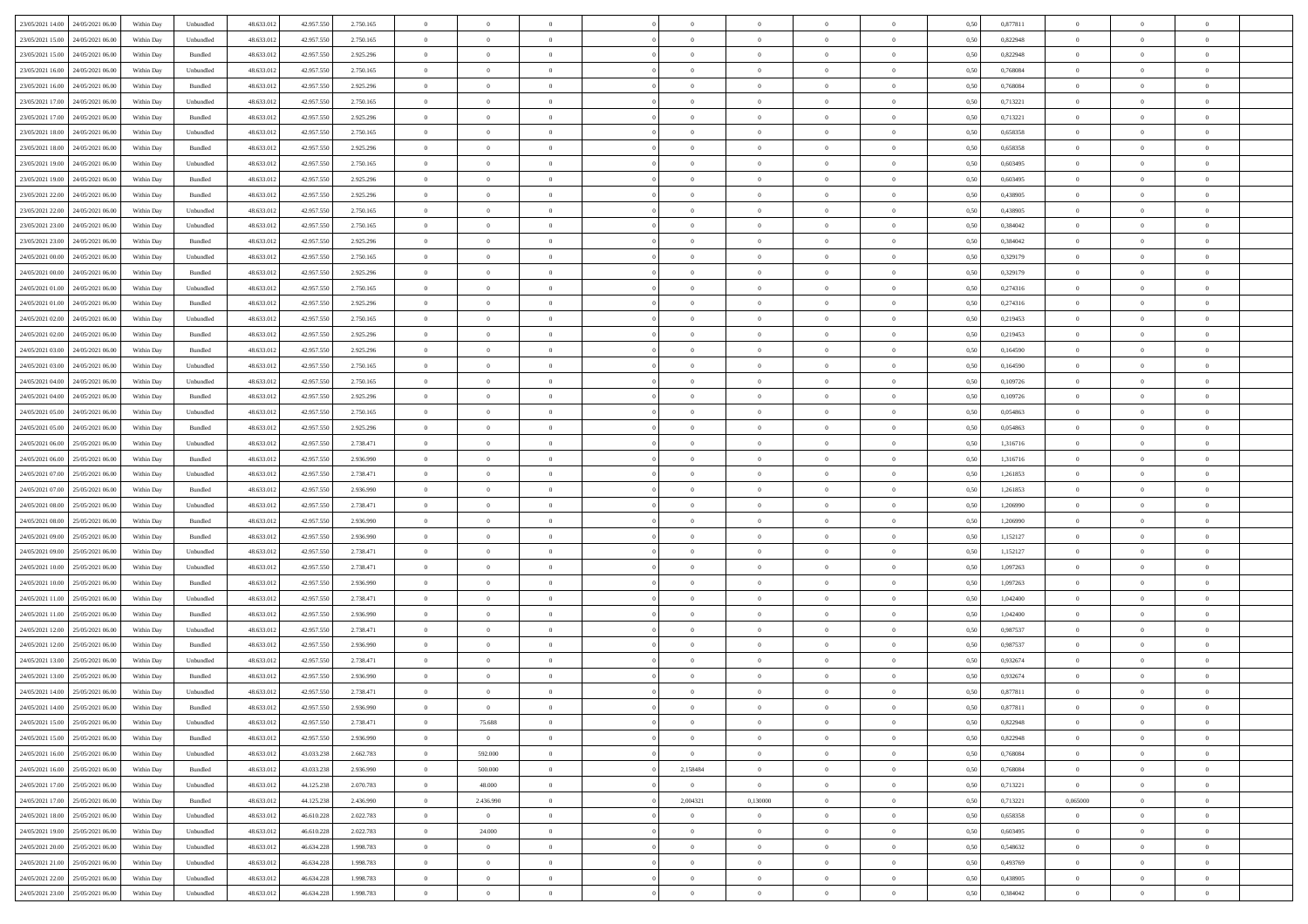| | | | | | | | | | | | | | | | | | | | | |
|---|---|---|---|---|---|---|---|---|---|---|---|---|---|---|---|---|---|---|---|---|
| 23/05/2021 14:00 | 24/05/2021 06:00 | Within Day | Unbundled | 48.633.012 | 42.957.550 | 2.750.165 | 0 | 0 | 0 | | 0 | 0 | 0 | 0 | 0,50 | 0,877811 | 0 | 0 | 0 | |
| 23/05/2021 15:00 | 24/05/2021 06:00 | Within Day | Unbundled | 48.633.012 | 42.957.550 | 2.750.165 | 0 | 0 | 0 | | 0 | 0 | 0 | 0 | 0,50 | 0,822948 | 0 | 0 | 0 | |
| 23/05/2021 15:00 | 24/05/2021 06:00 | Within Day | Bundled | 48.633.012 | 42.957.550 | 2.925.296 | 0 | 0 | 0 | | 0 | 0 | 0 | 0 | 0,50 | 0,822948 | 0 | 0 | 0 | |
| 23/05/2021 16:00 | 24/05/2021 06:00 | Within Day | Unbundled | 48.633.012 | 42.957.550 | 2.750.165 | 0 | 0 | 0 | | 0 | 0 | 0 | 0 | 0,50 | 0,768084 | 0 | 0 | 0 | |
| 23/05/2021 16:00 | 24/05/2021 06:00 | Within Day | Bundled | 48.633.012 | 42.957.550 | 2.925.296 | 0 | 0 | 0 | | 0 | 0 | 0 | 0 | 0,50 | 0,768084 | 0 | 0 | 0 | |
| 23/05/2021 17:00 | 24/05/2021 06:00 | Within Day | Unbundled | 48.633.012 | 42.957.550 | 2.750.165 | 0 | 0 | 0 | | 0 | 0 | 0 | 0 | 0,50 | 0,713221 | 0 | 0 | 0 | |
| 23/05/2021 17:00 | 24/05/2021 06:00 | Within Day | Bundled | 48.633.012 | 42.957.550 | 2.925.296 | 0 | 0 | 0 | | 0 | 0 | 0 | 0 | 0,50 | 0,713221 | 0 | 0 | 0 | |
| 23/05/2021 18:00 | 24/05/2021 06:00 | Within Day | Unbundled | 48.633.012 | 42.957.550 | 2.750.165 | 0 | 0 | 0 | | 0 | 0 | 0 | 0 | 0,50 | 0,658358 | 0 | 0 | 0 | |
| 23/05/2021 18:00 | 24/05/2021 06:00 | Within Day | Bundled | 48.633.012 | 42.957.550 | 2.925.296 | 0 | 0 | 0 | | 0 | 0 | 0 | 0 | 0,50 | 0,658358 | 0 | 0 | 0 | |
| 23/05/2021 19:00 | 24/05/2021 06:00 | Within Day | Unbundled | 48.633.012 | 42.957.550 | 2.750.165 | 0 | 0 | 0 | | 0 | 0 | 0 | 0 | 0,50 | 0,603495 | 0 | 0 | 0 | |
| 23/05/2021 19:00 | 24/05/2021 06:00 | Within Day | Bundled | 48.633.012 | 42.957.550 | 2.925.296 | 0 | 0 | 0 | | 0 | 0 | 0 | 0 | 0,50 | 0,603495 | 0 | 0 | 0 | |
| 23/05/2021 22:00 | 24/05/2021 06:00 | Within Day | Bundled | 48.633.012 | 42.957.550 | 2.925.296 | 0 | 0 | 0 | | 0 | 0 | 0 | 0 | 0,50 | 0,438905 | 0 | 0 | 0 | |
| 23/05/2021 22:00 | 24/05/2021 06:00 | Within Day | Unbundled | 48.633.012 | 42.957.550 | 2.750.165 | 0 | 0 | 0 | | 0 | 0 | 0 | 0 | 0,50 | 0,438905 | 0 | 0 | 0 | |
| 23/05/2021 23:00 | 24/05/2021 06:00 | Within Day | Unbundled | 48.633.012 | 42.957.550 | 2.750.165 | 0 | 0 | 0 | | 0 | 0 | 0 | 0 | 0,50 | 0,384042 | 0 | 0 | 0 | |
| 23/05/2021 23:00 | 24/05/2021 06:00 | Within Day | Bundled | 48.633.012 | 42.957.550 | 2.925.296 | 0 | 0 | 0 | | 0 | 0 | 0 | 0 | 0,50 | 0,384042 | 0 | 0 | 0 | |
| 24/05/2021 00:00 | 24/05/2021 06:00 | Within Day | Unbundled | 48.633.012 | 42.957.550 | 2.750.165 | 0 | 0 | 0 | | 0 | 0 | 0 | 0 | 0,50 | 0,329179 | 0 | 0 | 0 | |
| 24/05/2021 00:00 | 24/05/2021 06:00 | Within Day | Bundled | 48.633.012 | 42.957.550 | 2.925.296 | 0 | 0 | 0 | | 0 | 0 | 0 | 0 | 0,50 | 0,329179 | 0 | 0 | 0 | |
| 24/05/2021 01:00 | 24/05/2021 06:00 | Within Day | Unbundled | 48.633.012 | 42.957.550 | 2.750.165 | 0 | 0 | 0 | | 0 | 0 | 0 | 0 | 0,50 | 0,274316 | 0 | 0 | 0 | |
| 24/05/2021 01:00 | 24/05/2021 06:00 | Within Day | Bundled | 48.633.012 | 42.957.550 | 2.925.296 | 0 | 0 | 0 | | 0 | 0 | 0 | 0 | 0,50 | 0,274316 | 0 | 0 | 0 | |
| 24/05/2021 02:00 | 24/05/2021 06:00 | Within Day | Unbundled | 48.633.012 | 42.957.550 | 2.750.165 | 0 | 0 | 0 | | 0 | 0 | 0 | 0 | 0,50 | 0,219453 | 0 | 0 | 0 | |
| 24/05/2021 02:00 | 24/05/2021 06:00 | Within Day | Bundled | 48.633.012 | 42.957.550 | 2.925.296 | 0 | 0 | 0 | | 0 | 0 | 0 | 0 | 0,50 | 0,219453 | 0 | 0 | 0 | |
| 24/05/2021 03:00 | 24/05/2021 06:00 | Within Day | Bundled | 48.633.012 | 42.957.550 | 2.925.296 | 0 | 0 | 0 | | 0 | 0 | 0 | 0 | 0,50 | 0,164590 | 0 | 0 | 0 | |
| 24/05/2021 03:00 | 24/05/2021 06:00 | Within Day | Unbundled | 48.633.012 | 42.957.550 | 2.750.165 | 0 | 0 | 0 | | 0 | 0 | 0 | 0 | 0,50 | 0,164590 | 0 | 0 | 0 | |
| 24/05/2021 04:00 | 24/05/2021 06:00 | Within Day | Unbundled | 48.633.012 | 42.957.550 | 2.750.165 | 0 | 0 | 0 | | 0 | 0 | 0 | 0 | 0,50 | 0,109726 | 0 | 0 | 0 | |
| 24/05/2021 04:00 | 24/05/2021 06:00 | Within Day | Bundled | 48.633.012 | 42.957.550 | 2.925.296 | 0 | 0 | 0 | | 0 | 0 | 0 | 0 | 0,50 | 0,109726 | 0 | 0 | 0 | |
| 24/05/2021 05:00 | 24/05/2021 06:00 | Within Day | Unbundled | 48.633.012 | 42.957.550 | 2.750.165 | 0 | 0 | 0 | | 0 | 0 | 0 | 0 | 0,50 | 0,054863 | 0 | 0 | 0 | |
| 24/05/2021 05:00 | 24/05/2021 06:00 | Within Day | Bundled | 48.633.012 | 42.957.550 | 2.925.296 | 0 | 0 | 0 | | 0 | 0 | 0 | 0 | 0,50 | 0,054863 | 0 | 0 | 0 | |
| 24/05/2021 06:00 | 25/05/2021 06:00 | Within Day | Unbundled | 48.633.012 | 42.957.550 | 2.738.471 | 0 | 0 | 0 | | 0 | 0 | 0 | 0 | 0,50 | 1,316716 | 0 | 0 | 0 | |
| 24/05/2021 06:00 | 25/05/2021 06:00 | Within Day | Bundled | 48.633.012 | 42.957.550 | 2.936.990 | 0 | 0 | 0 | | 0 | 0 | 0 | 0 | 0,50 | 1,316716 | 0 | 0 | 0 | |
| 24/05/2021 07:00 | 25/05/2021 06:00 | Within Day | Unbundled | 48.633.012 | 42.957.550 | 2.738.471 | 0 | 0 | 0 | | 0 | 0 | 0 | 0 | 0,50 | 1,261853 | 0 | 0 | 0 | |
| 24/05/2021 07:00 | 25/05/2021 06:00 | Within Day | Bundled | 48.633.012 | 42.957.550 | 2.936.990 | 0 | 0 | 0 | | 0 | 0 | 0 | 0 | 0,50 | 1,261853 | 0 | 0 | 0 | |
| 24/05/2021 08:00 | 25/05/2021 06:00 | Within Day | Unbundled | 48.633.012 | 42.957.550 | 2.738.471 | 0 | 0 | 0 | | 0 | 0 | 0 | 0 | 0,50 | 1,206990 | 0 | 0 | 0 | |
| 24/05/2021 08:00 | 25/05/2021 06:00 | Within Day | Bundled | 48.633.012 | 42.957.550 | 2.936.990 | 0 | 0 | 0 | | 0 | 0 | 0 | 0 | 0,50 | 1,206990 | 0 | 0 | 0 | |
| 24/05/2021 09:00 | 25/05/2021 06:00 | Within Day | Bundled | 48.633.012 | 42.957.550 | 2.936.990 | 0 | 0 | 0 | | 0 | 0 | 0 | 0 | 0,50 | 1,152127 | 0 | 0 | 0 | |
| 24/05/2021 09:00 | 25/05/2021 06:00 | Within Day | Unbundled | 48.633.012 | 42.957.550 | 2.738.471 | 0 | 0 | 0 | | 0 | 0 | 0 | 0 | 0,50 | 1,152127 | 0 | 0 | 0 | |
| 24/05/2021 10:00 | 25/05/2021 06:00 | Within Day | Unbundled | 48.633.012 | 42.957.550 | 2.738.471 | 0 | 0 | 0 | | 0 | 0 | 0 | 0 | 0,50 | 1,097263 | 0 | 0 | 0 | |
| 24/05/2021 10:00 | 25/05/2021 06:00 | Within Day | Bundled | 48.633.012 | 42.957.550 | 2.936.990 | 0 | 0 | 0 | | 0 | 0 | 0 | 0 | 0,50 | 1,097263 | 0 | 0 | 0 | |
| 24/05/2021 11:00 | 25/05/2021 06:00 | Within Day | Unbundled | 48.633.012 | 42.957.550 | 2.738.471 | 0 | 0 | 0 | | 0 | 0 | 0 | 0 | 0,50 | 1,042400 | 0 | 0 | 0 | |
| 24/05/2021 11:00 | 25/05/2021 06:00 | Within Day | Bundled | 48.633.012 | 42.957.550 | 2.936.990 | 0 | 0 | 0 | | 0 | 0 | 0 | 0 | 0,50 | 1,042400 | 0 | 0 | 0 | |
| 24/05/2021 12:00 | 25/05/2021 06:00 | Within Day | Unbundled | 48.633.012 | 42.957.550 | 2.738.471 | 0 | 0 | 0 | | 0 | 0 | 0 | 0 | 0,50 | 0,987537 | 0 | 0 | 0 | |
| 24/05/2021 12:00 | 25/05/2021 06:00 | Within Day | Bundled | 48.633.012 | 42.957.550 | 2.936.990 | 0 | 0 | 0 | | 0 | 0 | 0 | 0 | 0,50 | 0,987537 | 0 | 0 | 0 | |
| 24/05/2021 13:00 | 25/05/2021 06:00 | Within Day | Unbundled | 48.633.012 | 42.957.550 | 2.738.471 | 0 | 0 | 0 | | 0 | 0 | 0 | 0 | 0,50 | 0,932674 | 0 | 0 | 0 | |
| 24/05/2021 13:00 | 25/05/2021 06:00 | Within Day | Bundled | 48.633.012 | 42.957.550 | 2.936.990 | 0 | 0 | 0 | | 0 | 0 | 0 | 0 | 0,50 | 0,932674 | 0 | 0 | 0 | |
| 24/05/2021 14:00 | 25/05/2021 06:00 | Within Day | Unbundled | 48.633.012 | 42.957.550 | 2.738.471 | 0 | 0 | 0 | | 0 | 0 | 0 | 0 | 0,50 | 0,877811 | 0 | 0 | 0 | |
| 24/05/2021 14:00 | 25/05/2021 06:00 | Within Day | Bundled | 48.633.012 | 42.957.550 | 2.936.990 | 0 | 0 | 0 | | 0 | 0 | 0 | 0 | 0,50 | 0,877811 | 0 | 0 | 0 | |
| 24/05/2021 15:00 | 25/05/2021 06:00 | Within Day | Unbundled | 48.633.012 | 42.957.550 | 2.738.471 | 0 | 75.688 | 0 | | 0 | 0 | 0 | 0 | 0,50 | 0,822948 | 0 | 0 | 0 | |
| 24/05/2021 15:00 | 25/05/2021 06:00 | Within Day | Bundled | 48.633.012 | 42.957.550 | 2.936.990 | 0 | 0 | 0 | | 0 | 0 | 0 | 0 | 0,50 | 0,822948 | 0 | 0 | 0 | |
| 24/05/2021 16:00 | 25/05/2021 06:00 | Within Day | Unbundled | 48.633.012 | 43.033.238 | 2.662.783 | 0 | 592.000 | 0 | | 0 | 0 | 0 | 0 | 0,50 | 0,768084 | 0 | 0 | 0 | |
| 24/05/2021 16:00 | 25/05/2021 06:00 | Within Day | Bundled | 48.633.012 | 43.033.238 | 2.936.990 | 0 | 500.000 | 0 | | 2,158484 | 0 | 0 | 0 | 0,50 | 0,768084 | 0 | 0 | 0 | |
| 24/05/2021 17:00 | 25/05/2021 06:00 | Within Day | Unbundled | 48.633.012 | 44.125.238 | 2.070.783 | 0 | 48.000 | 0 | | 0 | 0 | 0 | 0 | 0,50 | 0,713221 | 0 | 0 | 0 | |
| 24/05/2021 17:00 | 25/05/2021 06:00 | Within Day | Bundled | 48.633.012 | 44.125.238 | 2.436.990 | 0 | 2.436.990 | 0 | | 2,004321 | 0,130000 | 0 | 0 | 0,50 | 0,713221 | 0,065000 | 0 | 0 | |
| 24/05/2021 18:00 | 25/05/2021 06:00 | Within Day | Unbundled | 48.633.012 | 46.610.228 | 2.022.783 | 0 | 0 | 0 | | 0 | 0 | 0 | 0 | 0,50 | 0,658358 | 0 | 0 | 0 | |
| 24/05/2021 19:00 | 25/05/2021 06:00 | Within Day | Unbundled | 48.633.012 | 46.610.228 | 2.022.783 | 0 | 24.000 | 0 | | 0 | 0 | 0 | 0 | 0,50 | 0,603495 | 0 | 0 | 0 | |
| 24/05/2021 20:00 | 25/05/2021 06:00 | Within Day | Unbundled | 48.633.012 | 46.634.228 | 1.998.783 | 0 | 0 | 0 | | 0 | 0 | 0 | 0 | 0,50 | 0,548632 | 0 | 0 | 0 | |
| 24/05/2021 21:00 | 25/05/2021 06:00 | Within Day | Unbundled | 48.633.012 | 46.634.228 | 1.998.783 | 0 | 0 | 0 | | 0 | 0 | 0 | 0 | 0,50 | 0,493769 | 0 | 0 | 0 | |
| 24/05/2021 22:00 | 25/05/2021 06:00 | Within Day | Unbundled | 48.633.012 | 46.634.228 | 1.998.783 | 0 | 0 | 0 | | 0 | 0 | 0 | 0 | 0,50 | 0,438905 | 0 | 0 | 0 | |
| 24/05/2021 23:00 | 25/05/2021 06:00 | Within Day | Unbundled | 48.633.012 | 46.634.228 | 1.998.783 | 0 | 0 | 0 | | 0 | 0 | 0 | 0 | 0,50 | 0,384042 | 0 | 0 | 0 | |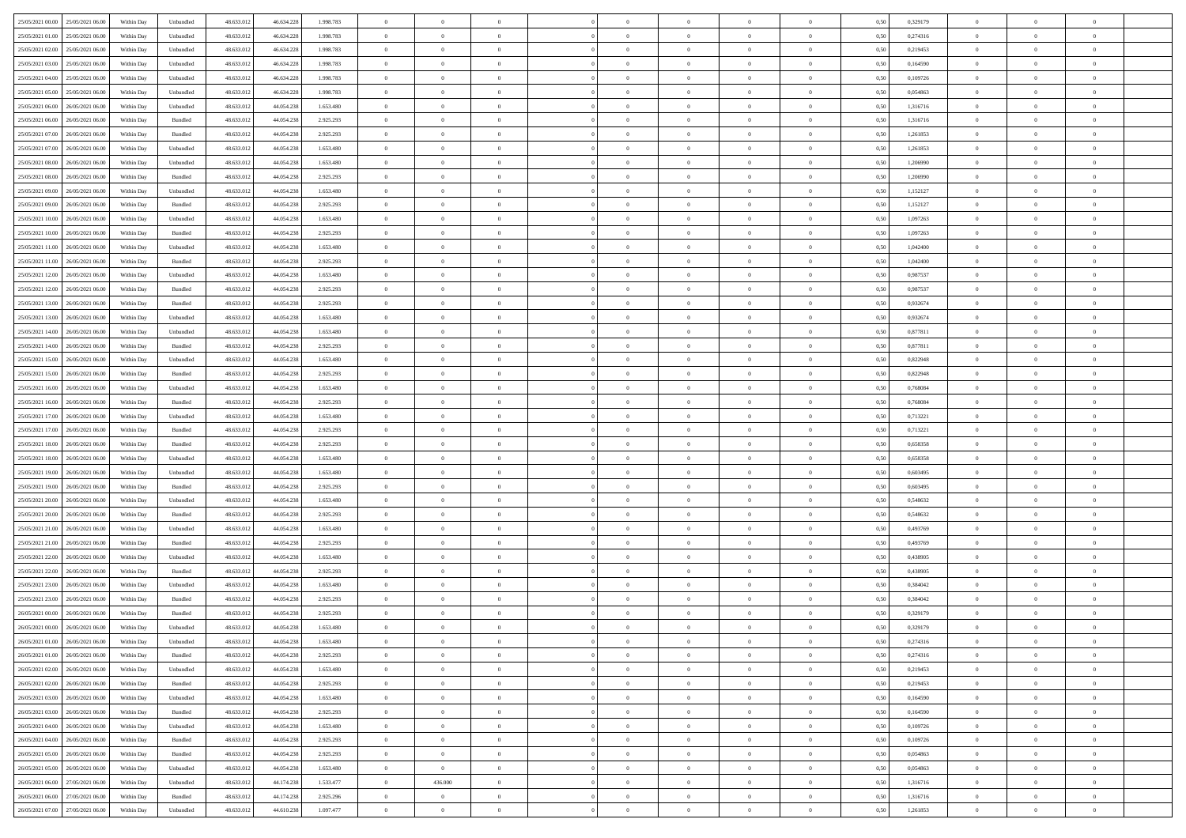| | | | | | | | | | | | | | | | | | | | | | |
|---|---|---|---|---|---|---|---|---|---|---|---|---|---|---|---|---|---|---|---|---|---|
| 25/05/2021 00:00 | 25/05/2021 06:00 | Within Day | Unbundled | 48.633.012 | 46.634.228 | 1.998.783 | 0 | 0 | 0 | | 0 | 0 | 0 | 0 | 0,50 | 0,329179 | 0 | 0 | 0 | |
| 25/05/2021 01:00 | 25/05/2021 06:00 | Within Day | Unbundled | 48.633.012 | 46.634.228 | 1.998.783 | 0 | 0 | 0 | | 0 | 0 | 0 | 0 | 0,50 | 0,274316 | 0 | 0 | 0 | |
| 25/05/2021 02:00 | 25/05/2021 06:00 | Within Day | Unbundled | 48.633.012 | 46.634.228 | 1.998.783 | 0 | 0 | 0 | | 0 | 0 | 0 | 0 | 0,50 | 0,219453 | 0 | 0 | 0 | |
| 25/05/2021 03:00 | 25/05/2021 06:00 | Within Day | Unbundled | 48.633.012 | 46.634.228 | 1.998.783 | 0 | 0 | 0 | | 0 | 0 | 0 | 0 | 0,50 | 0,164590 | 0 | 0 | 0 | |
| 25/05/2021 04:00 | 25/05/2021 06:00 | Within Day | Unbundled | 48.633.012 | 46.634.228 | 1.998.783 | 0 | 0 | 0 | | 0 | 0 | 0 | 0 | 0,50 | 0,109726 | 0 | 0 | 0 | |
| 25/05/2021 05:00 | 25/05/2021 06:00 | Within Day | Unbundled | 48.633.012 | 46.634.228 | 1.998.783 | 0 | 0 | 0 | | 0 | 0 | 0 | 0 | 0,50 | 0,054863 | 0 | 0 | 0 | |
| 25/05/2021 06:00 | 26/05/2021 06:00 | Within Day | Unbundled | 48.633.012 | 44.054.238 | 1.653.480 | 0 | 0 | 0 | | 0 | 0 | 0 | 0 | 0,50 | 1,316716 | 0 | 0 | 0 | |
| 25/05/2021 06:00 | 26/05/2021 06:00 | Within Day | Bundled | 48.633.012 | 44.054.238 | 2.925.293 | 0 | 0 | 0 | | 0 | 0 | 0 | 0 | 0,50 | 1,316716 | 0 | 0 | 0 | |
| 25/05/2021 07:00 | 26/05/2021 06:00 | Within Day | Bundled | 48.633.012 | 44.054.238 | 2.925.293 | 0 | 0 | 0 | | 0 | 0 | 0 | 0 | 0,50 | 1,261853 | 0 | 0 | 0 | |
| 25/05/2021 07:00 | 26/05/2021 06:00 | Within Day | Unbundled | 48.633.012 | 44.054.238 | 1.653.480 | 0 | 0 | 0 | | 0 | 0 | 0 | 0 | 0,50 | 1,261853 | 0 | 0 | 0 | |
| 25/05/2021 08:00 | 26/05/2021 06:00 | Within Day | Unbundled | 48.633.012 | 44.054.238 | 1.653.480 | 0 | 0 | 0 | | 0 | 0 | 0 | 0 | 0,50 | 1,206990 | 0 | 0 | 0 | |
| 25/05/2021 08:00 | 26/05/2021 06:00 | Within Day | Bundled | 48.633.012 | 44.054.238 | 2.925.293 | 0 | 0 | 0 | | 0 | 0 | 0 | 0 | 0,50 | 1,206990 | 0 | 0 | 0 | |
| 25/05/2021 09:00 | 26/05/2021 06:00 | Within Day | Unbundled | 48.633.012 | 44.054.238 | 1.653.480 | 0 | 0 | 0 | | 0 | 0 | 0 | 0 | 0,50 | 1,152127 | 0 | 0 | 0 | |
| 25/05/2021 09:00 | 26/05/2021 06:00 | Within Day | Bundled | 48.633.012 | 44.054.238 | 2.925.293 | 0 | 0 | 0 | | 0 | 0 | 0 | 0 | 0,50 | 1,152127 | 0 | 0 | 0 | |
| 25/05/2021 10:00 | 26/05/2021 06:00 | Within Day | Unbundled | 48.633.012 | 44.054.238 | 1.653.480 | 0 | 0 | 0 | | 0 | 0 | 0 | 0 | 0,50 | 1,097263 | 0 | 0 | 0 | |
| 25/05/2021 10:00 | 26/05/2021 06:00 | Within Day | Bundled | 48.633.012 | 44.054.238 | 2.925.293 | 0 | 0 | 0 | | 0 | 0 | 0 | 0 | 0,50 | 1,097263 | 0 | 0 | 0 | |
| 25/05/2021 11:00 | 26/05/2021 06:00 | Within Day | Unbundled | 48.633.012 | 44.054.238 | 1.653.480 | 0 | 0 | 0 | | 0 | 0 | 0 | 0 | 0,50 | 1,042400 | 0 | 0 | 0 | |
| 25/05/2021 11:00 | 26/05/2021 06:00 | Within Day | Bundled | 48.633.012 | 44.054.238 | 2.925.293 | 0 | 0 | 0 | | 0 | 0 | 0 | 0 | 0,50 | 1,042400 | 0 | 0 | 0 | |
| 25/05/2021 12:00 | 26/05/2021 06:00 | Within Day | Unbundled | 48.633.012 | 44.054.238 | 1.653.480 | 0 | 0 | 0 | | 0 | 0 | 0 | 0 | 0,50 | 0,987537 | 0 | 0 | 0 | |
| 25/05/2021 12:00 | 26/05/2021 06:00 | Within Day | Bundled | 48.633.012 | 44.054.238 | 2.925.293 | 0 | 0 | 0 | | 0 | 0 | 0 | 0 | 0,50 | 0,987537 | 0 | 0 | 0 | |
| 25/05/2021 13:00 | 26/05/2021 06:00 | Within Day | Bundled | 48.633.012 | 44.054.238 | 2.925.293 | 0 | 0 | 0 | | 0 | 0 | 0 | 0 | 0,50 | 0,932674 | 0 | 0 | 0 | |
| 25/05/2021 13:00 | 26/05/2021 06:00 | Within Day | Unbundled | 48.633.012 | 44.054.238 | 1.653.480 | 0 | 0 | 0 | | 0 | 0 | 0 | 0 | 0,50 | 0,932674 | 0 | 0 | 0 | |
| 25/05/2021 14:00 | 26/05/2021 06:00 | Within Day | Unbundled | 48.633.012 | 44.054.238 | 1.653.480 | 0 | 0 | 0 | | 0 | 0 | 0 | 0 | 0,50 | 0,877811 | 0 | 0 | 0 | |
| 25/05/2021 14:00 | 26/05/2021 06:00 | Within Day | Bundled | 48.633.012 | 44.054.238 | 2.925.293 | 0 | 0 | 0 | | 0 | 0 | 0 | 0 | 0,50 | 0,877811 | 0 | 0 | 0 | |
| 25/05/2021 15:00 | 26/05/2021 06:00 | Within Day | Unbundled | 48.633.012 | 44.054.238 | 1.653.480 | 0 | 0 | 0 | | 0 | 0 | 0 | 0 | 0,50 | 0,822948 | 0 | 0 | 0 | |
| 25/05/2021 15:00 | 26/05/2021 06:00 | Within Day | Bundled | 48.633.012 | 44.054.238 | 2.925.293 | 0 | 0 | 0 | | 0 | 0 | 0 | 0 | 0,50 | 0,822948 | 0 | 0 | 0 | |
| 25/05/2021 16:00 | 26/05/2021 06:00 | Within Day | Unbundled | 48.633.012 | 44.054.238 | 1.653.480 | 0 | 0 | 0 | | 0 | 0 | 0 | 0 | 0,50 | 0,768084 | 0 | 0 | 0 | |
| 25/05/2021 16:00 | 26/05/2021 06:00 | Within Day | Bundled | 48.633.012 | 44.054.238 | 2.925.293 | 0 | 0 | 0 | | 0 | 0 | 0 | 0 | 0,50 | 0,768084 | 0 | 0 | 0 | |
| 25/05/2021 17:00 | 26/05/2021 06:00 | Within Day | Unbundled | 48.633.012 | 44.054.238 | 1.653.480 | 0 | 0 | 0 | | 0 | 0 | 0 | 0 | 0,50 | 0,713221 | 0 | 0 | 0 | |
| 25/05/2021 17:00 | 26/05/2021 06:00 | Within Day | Bundled | 48.633.012 | 44.054.238 | 2.925.293 | 0 | 0 | 0 | | 0 | 0 | 0 | 0 | 0,50 | 0,713221 | 0 | 0 | 0 | |
| 25/05/2021 18:00 | 26/05/2021 06:00 | Within Day | Bundled | 48.633.012 | 44.054.238 | 2.925.293 | 0 | 0 | 0 | | 0 | 0 | 0 | 0 | 0,50 | 0,658358 | 0 | 0 | 0 | |
| 25/05/2021 18:00 | 26/05/2021 06:00 | Within Day | Unbundled | 48.633.012 | 44.054.238 | 1.653.480 | 0 | 0 | 0 | | 0 | 0 | 0 | 0 | 0,50 | 0,658358 | 0 | 0 | 0 | |
| 25/05/2021 19:00 | 26/05/2021 06:00 | Within Day | Unbundled | 48.633.012 | 44.054.238 | 1.653.480 | 0 | 0 | 0 | | 0 | 0 | 0 | 0 | 0,50 | 0,603495 | 0 | 0 | 0 | |
| 25/05/2021 19:00 | 26/05/2021 06:00 | Within Day | Bundled | 48.633.012 | 44.054.238 | 2.925.293 | 0 | 0 | 0 | | 0 | 0 | 0 | 0 | 0,50 | 0,603495 | 0 | 0 | 0 | |
| 25/05/2021 20:00 | 26/05/2021 06:00 | Within Day | Unbundled | 48.633.012 | 44.054.238 | 1.653.480 | 0 | 0 | 0 | | 0 | 0 | 0 | 0 | 0,50 | 0,548632 | 0 | 0 | 0 | |
| 25/05/2021 20:00 | 26/05/2021 06:00 | Within Day | Bundled | 48.633.012 | 44.054.238 | 2.925.293 | 0 | 0 | 0 | | 0 | 0 | 0 | 0 | 0,50 | 0,548632 | 0 | 0 | 0 | |
| 25/05/2021 21:00 | 26/05/2021 06:00 | Within Day | Unbundled | 48.633.012 | 44.054.238 | 1.653.480 | 0 | 0 | 0 | | 0 | 0 | 0 | 0 | 0,50 | 0,493769 | 0 | 0 | 0 | |
| 25/05/2021 21:00 | 26/05/2021 06:00 | Within Day | Bundled | 48.633.012 | 44.054.238 | 2.925.293 | 0 | 0 | 0 | | 0 | 0 | 0 | 0 | 0,50 | 0,493769 | 0 | 0 | 0 | |
| 25/05/2021 22:00 | 26/05/2021 06:00 | Within Day | Unbundled | 48.633.012 | 44.054.238 | 1.653.480 | 0 | 0 | 0 | | 0 | 0 | 0 | 0 | 0,50 | 0,438905 | 0 | 0 | 0 | |
| 25/05/2021 22:00 | 26/05/2021 06:00 | Within Day | Bundled | 48.633.012 | 44.054.238 | 2.925.293 | 0 | 0 | 0 | | 0 | 0 | 0 | 0 | 0,50 | 0,438905 | 0 | 0 | 0 | |
| 25/05/2021 23:00 | 26/05/2021 06:00 | Within Day | Unbundled | 48.633.012 | 44.054.238 | 1.653.480 | 0 | 0 | 0 | | 0 | 0 | 0 | 0 | 0,50 | 0,384042 | 0 | 0 | 0 | |
| 25/05/2021 23:00 | 26/05/2021 06:00 | Within Day | Bundled | 48.633.012 | 44.054.238 | 2.925.293 | 0 | 0 | 0 | | 0 | 0 | 0 | 0 | 0,50 | 0,384042 | 0 | 0 | 0 | |
| 26/05/2021 00:00 | 26/05/2021 06:00 | Within Day | Bundled | 48.633.012 | 44.054.238 | 2.925.293 | 0 | 0 | 0 | | 0 | 0 | 0 | 0 | 0,50 | 0,329179 | 0 | 0 | 0 | |
| 26/05/2021 00:00 | 26/05/2021 06:00 | Within Day | Unbundled | 48.633.012 | 44.054.238 | 1.653.480 | 0 | 0 | 0 | | 0 | 0 | 0 | 0 | 0,50 | 0,329179 | 0 | 0 | 0 | |
| 26/05/2021 01:00 | 26/05/2021 06:00 | Within Day | Unbundled | 48.633.012 | 44.054.238 | 1.653.480 | 0 | 0 | 0 | | 0 | 0 | 0 | 0 | 0,50 | 0,274316 | 0 | 0 | 0 | |
| 26/05/2021 01:00 | 26/05/2021 06:00 | Within Day | Bundled | 48.633.012 | 44.054.238 | 2.925.293 | 0 | 0 | 0 | | 0 | 0 | 0 | 0 | 0,50 | 0,274316 | 0 | 0 | 0 | |
| 26/05/2021 02:00 | 26/05/2021 06:00 | Within Day | Unbundled | 48.633.012 | 44.054.238 | 1.653.480 | 0 | 0 | 0 | | 0 | 0 | 0 | 0 | 0,50 | 0,219453 | 0 | 0 | 0 | |
| 26/05/2021 02:00 | 26/05/2021 06:00 | Within Day | Bundled | 48.633.012 | 44.054.238 | 2.925.293 | 0 | 0 | 0 | | 0 | 0 | 0 | 0 | 0,50 | 0,219453 | 0 | 0 | 0 | |
| 26/05/2021 03:00 | 26/05/2021 06:00 | Within Day | Unbundled | 48.633.012 | 44.054.238 | 1.653.480 | 0 | 0 | 0 | | 0 | 0 | 0 | 0 | 0,50 | 0,164590 | 0 | 0 | 0 | |
| 26/05/2021 03:00 | 26/05/2021 06:00 | Within Day | Bundled | 48.633.012 | 44.054.238 | 2.925.293 | 0 | 0 | 0 | | 0 | 0 | 0 | 0 | 0,50 | 0,164590 | 0 | 0 | 0 | |
| 26/05/2021 04:00 | 26/05/2021 06:00 | Within Day | Unbundled | 48.633.012 | 44.054.238 | 1.653.480 | 0 | 0 | 0 | | 0 | 0 | 0 | 0 | 0,50 | 0,109726 | 0 | 0 | 0 | |
| 26/05/2021 04:00 | 26/05/2021 06:00 | Within Day | Bundled | 48.633.012 | 44.054.238 | 2.925.293 | 0 | 0 | 0 | | 0 | 0 | 0 | 0 | 0,50 | 0,109726 | 0 | 0 | 0 | |
| 26/05/2021 05:00 | 26/05/2021 06:00 | Within Day | Bundled | 48.633.012 | 44.054.238 | 2.925.293 | 0 | 0 | 0 | | 0 | 0 | 0 | 0 | 0,50 | 0,054863 | 0 | 0 | 0 | |
| 26/05/2021 05:00 | 26/05/2021 06:00 | Within Day | Unbundled | 48.633.012 | 44.054.238 | 1.653.480 | 0 | 0 | 0 | | 0 | 0 | 0 | 0 | 0,50 | 0,054863 | 0 | 0 | 0 | |
| 26/05/2021 06:00 | 27/05/2021 06:00 | Within Day | Unbundled | 48.633.012 | 44.174.238 | 1.533.477 | 0 | 436.000 | 0 | | 0 | 0 | 0 | 0 | 0,50 | 1,316716 | 0 | 0 | 0 | |
| 26/05/2021 06:00 | 27/05/2021 06:00 | Within Day | Bundled | 48.633.012 | 44.174.238 | 2.925.296 | 0 | 0 | 0 | | 0 | 0 | 0 | 0 | 0,50 | 1,316716 | 0 | 0 | 0 | |
| 26/05/2021 07:00 | 27/05/2021 06:00 | Within Day | Unbundled | 48.633.012 | 44.610.238 | 1.097.477 | 0 | 0 | 0 | | 0 | 0 | 0 | 0 | 0,50 | 1,261853 | 0 | 0 | 0 | |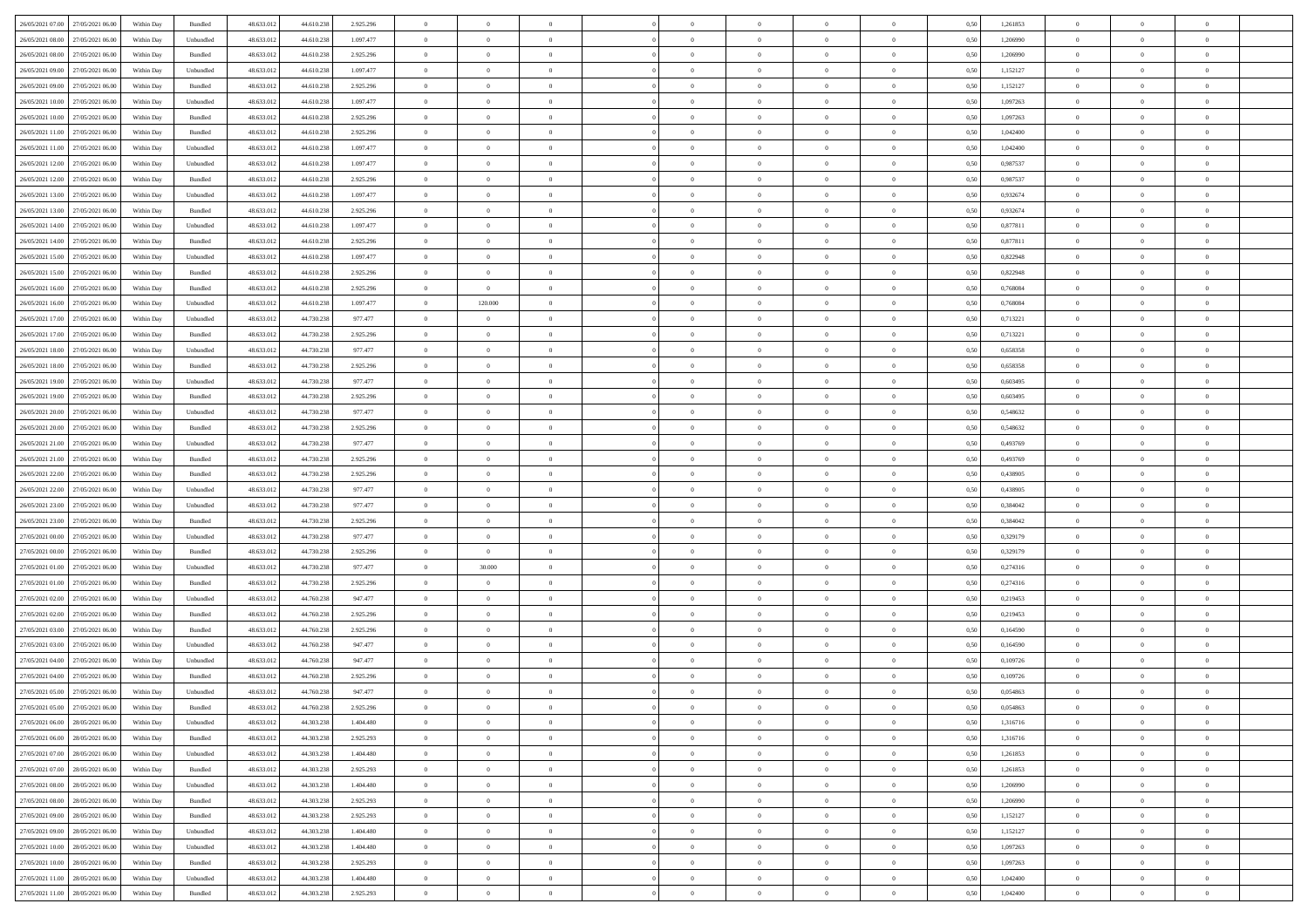| | | | | | | | | | | | | | | | | | | | | | |
|---|---|---|---|---|---|---|---|---|---|---|---|---|---|---|---|---|---|---|---|---|---|
| 26/05/2021 07.00 | 27/05/2021 06.00 | Within Day | Bundled | 48.633.012 | 44.610.238 | 2.925.296 | 0 | 0 | 0 | | 0 | 0 | 0 | 0 | 0,50 | 1,261853 | 0 | 0 | 0 | |
| 26/05/2021 08.00 | 27/05/2021 06.00 | Within Day | Unbundled | 48.633.012 | 44.610.238 | 1.097.477 | 0 | 0 | 0 | | 0 | 0 | 0 | 0 | 0,50 | 1,206990 | 0 | 0 | 0 | |
| 26/05/2021 08.00 | 27/05/2021 06.00 | Within Day | Bundled | 48.633.012 | 44.610.238 | 2.925.296 | 0 | 0 | 0 | | 0 | 0 | 0 | 0 | 0,50 | 1,206990 | 0 | 0 | 0 | |
| 26/05/2021 09.00 | 27/05/2021 06.00 | Within Day | Unbundled | 48.633.012 | 44.610.238 | 1.097.477 | 0 | 0 | 0 | | 0 | 0 | 0 | 0 | 0,50 | 1,152127 | 0 | 0 | 0 | |
| 26/05/2021 09.00 | 27/05/2021 06.00 | Within Day | Bundled | 48.633.012 | 44.610.238 | 2.925.296 | 0 | 0 | 0 | | 0 | 0 | 0 | 0 | 0,50 | 1,152127 | 0 | 0 | 0 | |
| 26/05/2021 10.00 | 27/05/2021 06.00 | Within Day | Unbundled | 48.633.012 | 44.610.238 | 1.097.477 | 0 | 0 | 0 | | 0 | 0 | 0 | 0 | 0,50 | 1,097263 | 0 | 0 | 0 | |
| 26/05/2021 10.00 | 27/05/2021 06.00 | Within Day | Bundled | 48.633.012 | 44.610.238 | 2.925.296 | 0 | 0 | 0 | | 0 | 0 | 0 | 0 | 0,50 | 1,097263 | 0 | 0 | 0 | |
| 26/05/2021 11.00 | 27/05/2021 06.00 | Within Day | Bundled | 48.633.012 | 44.610.238 | 2.925.296 | 0 | 0 | 0 | | 0 | 0 | 0 | 0 | 0,50 | 1,042400 | 0 | 0 | 0 | |
| 26/05/2021 11.00 | 27/05/2021 06.00 | Within Day | Unbundled | 48.633.012 | 44.610.238 | 1.097.477 | 0 | 0 | 0 | | 0 | 0 | 0 | 0 | 0,50 | 1,042400 | 0 | 0 | 0 | |
| 26/05/2021 12.00 | 27/05/2021 06.00 | Within Day | Unbundled | 48.633.012 | 44.610.238 | 1.097.477 | 0 | 0 | 0 | | 0 | 0 | 0 | 0 | 0,50 | 0,987537 | 0 | 0 | 0 | |
| 26/05/2021 12.00 | 27/05/2021 06.00 | Within Day | Bundled | 48.633.012 | 44.610.238 | 2.925.296 | 0 | 0 | 0 | | 0 | 0 | 0 | 0 | 0,50 | 0,987537 | 0 | 0 | 0 | |
| 26/05/2021 13.00 | 27/05/2021 06.00 | Within Day | Unbundled | 48.633.012 | 44.610.238 | 1.097.477 | 0 | 0 | 0 | | 0 | 0 | 0 | 0 | 0,50 | 0,932674 | 0 | 0 | 0 | |
| 26/05/2021 13.00 | 27/05/2021 06.00 | Within Day | Bundled | 48.633.012 | 44.610.238 | 2.925.296 | 0 | 0 | 0 | | 0 | 0 | 0 | 0 | 0,50 | 0,932674 | 0 | 0 | 0 | |
| 26/05/2021 14.00 | 27/05/2021 06.00 | Within Day | Unbundled | 48.633.012 | 44.610.238 | 1.097.477 | 0 | 0 | 0 | | 0 | 0 | 0 | 0 | 0,50 | 0,877811 | 0 | 0 | 0 | |
| 26/05/2021 14.00 | 27/05/2021 06.00 | Within Day | Bundled | 48.633.012 | 44.610.238 | 2.925.296 | 0 | 0 | 0 | | 0 | 0 | 0 | 0 | 0,50 | 0,877811 | 0 | 0 | 0 | |
| 26/05/2021 15.00 | 27/05/2021 06.00 | Within Day | Unbundled | 48.633.012 | 44.610.238 | 1.097.477 | 0 | 0 | 0 | | 0 | 0 | 0 | 0 | 0,50 | 0,822948 | 0 | 0 | 0 | |
| 26/05/2021 15.00 | 27/05/2021 06.00 | Within Day | Bundled | 48.633.012 | 44.610.238 | 2.925.296 | 0 | 0 | 0 | | 0 | 0 | 0 | 0 | 0,50 | 0,822948 | 0 | 0 | 0 | |
| 26/05/2021 16.00 | 27/05/2021 06.00 | Within Day | Bundled | 48.633.012 | 44.610.238 | 2.925.296 | 0 | 0 | 0 | | 0 | 0 | 0 | 0 | 0,50 | 0,768084 | 0 | 0 | 0 | |
| 26/05/2021 16.00 | 27/05/2021 06.00 | Within Day | Unbundled | 48.633.012 | 44.610.238 | 1.097.477 | 0 | 120.000 | 0 | | 0 | 0 | 0 | 0 | 0,50 | 0,768084 | 0 | 0 | 0 | |
| 26/05/2021 17.00 | 27/05/2021 06.00 | Within Day | Unbundled | 48.633.012 | 44.730.238 | 977.477 | 0 | 0 | 0 | | 0 | 0 | 0 | 0 | 0,50 | 0,713221 | 0 | 0 | 0 | |
| 26/05/2021 17.00 | 27/05/2021 06.00 | Within Day | Bundled | 48.633.012 | 44.730.238 | 2.925.296 | 0 | 0 | 0 | | 0 | 0 | 0 | 0 | 0,50 | 0,713221 | 0 | 0 | 0 | |
| 26/05/2021 18.00 | 27/05/2021 06.00 | Within Day | Unbundled | 48.633.012 | 44.730.238 | 977.477 | 0 | 0 | 0 | | 0 | 0 | 0 | 0 | 0,50 | 0,658358 | 0 | 0 | 0 | |
| 26/05/2021 18.00 | 27/05/2021 06.00 | Within Day | Bundled | 48.633.012 | 44.730.238 | 2.925.296 | 0 | 0 | 0 | | 0 | 0 | 0 | 0 | 0,50 | 0,658358 | 0 | 0 | 0 | |
| 26/05/2021 19.00 | 27/05/2021 06.00 | Within Day | Unbundled | 48.633.012 | 44.730.238 | 977.477 | 0 | 0 | 0 | | 0 | 0 | 0 | 0 | 0,50 | 0,603495 | 0 | 0 | 0 | |
| 26/05/2021 19.00 | 27/05/2021 06.00 | Within Day | Bundled | 48.633.012 | 44.730.238 | 2.925.296 | 0 | 0 | 0 | | 0 | 0 | 0 | 0 | 0,50 | 0,603495 | 0 | 0 | 0 | |
| 26/05/2021 20.00 | 27/05/2021 06.00 | Within Day | Unbundled | 48.633.012 | 44.730.238 | 977.477 | 0 | 0 | 0 | | 0 | 0 | 0 | 0 | 0,50 | 0,548632 | 0 | 0 | 0 | |
| 26/05/2021 20.00 | 27/05/2021 06.00 | Within Day | Bundled | 48.633.012 | 44.730.238 | 2.925.296 | 0 | 0 | 0 | | 0 | 0 | 0 | 0 | 0,50 | 0,548632 | 0 | 0 | 0 | |
| 26/05/2021 21.00 | 27/05/2021 06.00 | Within Day | Unbundled | 48.633.012 | 44.730.238 | 977.477 | 0 | 0 | 0 | | 0 | 0 | 0 | 0 | 0,50 | 0,493769 | 0 | 0 | 0 | |
| 26/05/2021 21.00 | 27/05/2021 06.00 | Within Day | Bundled | 48.633.012 | 44.730.238 | 2.925.296 | 0 | 0 | 0 | | 0 | 0 | 0 | 0 | 0,50 | 0,493769 | 0 | 0 | 0 | |
| 26/05/2021 22.00 | 27/05/2021 06.00 | Within Day | Bundled | 48.633.012 | 44.730.238 | 2.925.296 | 0 | 0 | 0 | | 0 | 0 | 0 | 0 | 0,50 | 0,438905 | 0 | 0 | 0 | |
| 26/05/2021 22.00 | 27/05/2021 06.00 | Within Day | Unbundled | 48.633.012 | 44.730.238 | 977.477 | 0 | 0 | 0 | | 0 | 0 | 0 | 0 | 0,50 | 0,438905 | 0 | 0 | 0 | |
| 26/05/2021 23.00 | 27/05/2021 06.00 | Within Day | Unbundled | 48.633.012 | 44.730.238 | 977.477 | 0 | 0 | 0 | | 0 | 0 | 0 | 0 | 0,50 | 0,384042 | 0 | 0 | 0 | |
| 26/05/2021 23.00 | 27/05/2021 06.00 | Within Day | Bundled | 48.633.012 | 44.730.238 | 2.925.296 | 0 | 0 | 0 | | 0 | 0 | 0 | 0 | 0,50 | 0,384042 | 0 | 0 | 0 | |
| 27/05/2021 00.00 | 27/05/2021 06.00 | Within Day | Unbundled | 48.633.012 | 44.730.238 | 977.477 | 0 | 0 | 0 | | 0 | 0 | 0 | 0 | 0,50 | 0,329179 | 0 | 0 | 0 | |
| 27/05/2021 00.00 | 27/05/2021 06.00 | Within Day | Bundled | 48.633.012 | 44.730.238 | 2.925.296 | 0 | 0 | 0 | | 0 | 0 | 0 | 0 | 0,50 | 0,329179 | 0 | 0 | 0 | |
| 27/05/2021 01.00 | 27/05/2021 06.00 | Within Day | Unbundled | 48.633.012 | 44.730.238 | 977.477 | 0 | 30.000 | 0 | | 0 | 0 | 0 | 0 | 0,50 | 0,274316 | 0 | 0 | 0 | |
| 27/05/2021 01.00 | 27/05/2021 06.00 | Within Day | Bundled | 48.633.012 | 44.730.238 | 2.925.296 | 0 | 0 | 0 | | 0 | 0 | 0 | 0 | 0,50 | 0,274316 | 0 | 0 | 0 | |
| 27/05/2021 02.00 | 27/05/2021 06.00 | Within Day | Unbundled | 48.633.012 | 44.760.238 | 947.477 | 0 | 0 | 0 | | 0 | 0 | 0 | 0 | 0,50 | 0,219453 | 0 | 0 | 0 | |
| 27/05/2021 02.00 | 27/05/2021 06.00 | Within Day | Bundled | 48.633.012 | 44.760.238 | 2.925.296 | 0 | 0 | 0 | | 0 | 0 | 0 | 0 | 0,50 | 0,219453 | 0 | 0 | 0 | |
| 27/05/2021 03.00 | 27/05/2021 06.00 | Within Day | Bundled | 48.633.012 | 44.760.238 | 2.925.296 | 0 | 0 | 0 | | 0 | 0 | 0 | 0 | 0,50 | 0,164590 | 0 | 0 | 0 | |
| 27/05/2021 03.00 | 27/05/2021 06.00 | Within Day | Unbundled | 48.633.012 | 44.760.238 | 947.477 | 0 | 0 | 0 | | 0 | 0 | 0 | 0 | 0,50 | 0,164590 | 0 | 0 | 0 | |
| 27/05/2021 04.00 | 27/05/2021 06.00 | Within Day | Unbundled | 48.633.012 | 44.760.238 | 947.477 | 0 | 0 | 0 | | 0 | 0 | 0 | 0 | 0,50 | 0,109726 | 0 | 0 | 0 | |
| 27/05/2021 04.00 | 27/05/2021 06.00 | Within Day | Bundled | 48.633.012 | 44.760.238 | 2.925.296 | 0 | 0 | 0 | | 0 | 0 | 0 | 0 | 0,50 | 0,109726 | 0 | 0 | 0 | |
| 27/05/2021 05.00 | 27/05/2021 06.00 | Within Day | Unbundled | 48.633.012 | 44.760.238 | 947.477 | 0 | 0 | 0 | | 0 | 0 | 0 | 0 | 0,50 | 0,054863 | 0 | 0 | 0 | |
| 27/05/2021 05.00 | 27/05/2021 06.00 | Within Day | Bundled | 48.633.012 | 44.760.238 | 2.925.296 | 0 | 0 | 0 | | 0 | 0 | 0 | 0 | 0,50 | 0,054863 | 0 | 0 | 0 | |
| 27/05/2021 06.00 | 28/05/2021 06.00 | Within Day | Unbundled | 48.633.012 | 44.303.238 | 1.404.480 | 0 | 0 | 0 | | 0 | 0 | 0 | 0 | 0,50 | 1,316716 | 0 | 0 | 0 | |
| 27/05/2021 06.00 | 28/05/2021 06.00 | Within Day | Bundled | 48.633.012 | 44.303.238 | 2.925.293 | 0 | 0 | 0 | | 0 | 0 | 0 | 0 | 0,50 | 1,316716 | 0 | 0 | 0 | |
| 27/05/2021 07.00 | 28/05/2021 06.00 | Within Day | Unbundled | 48.633.012 | 44.303.238 | 1.404.480 | 0 | 0 | 0 | | 0 | 0 | 0 | 0 | 0,50 | 1,261853 | 0 | 0 | 0 | |
| 27/05/2021 07.00 | 28/05/2021 06.00 | Within Day | Bundled | 48.633.012 | 44.303.238 | 2.925.293 | 0 | 0 | 0 | | 0 | 0 | 0 | 0 | 0,50 | 1,261853 | 0 | 0 | 0 | |
| 27/05/2021 08.00 | 28/05/2021 06.00 | Within Day | Unbundled | 48.633.012 | 44.303.238 | 1.404.480 | 0 | 0 | 0 | | 0 | 0 | 0 | 0 | 0,50 | 1,206990 | 0 | 0 | 0 | |
| 27/05/2021 08.00 | 28/05/2021 06.00 | Within Day | Bundled | 48.633.012 | 44.303.238 | 2.925.293 | 0 | 0 | 0 | | 0 | 0 | 0 | 0 | 0,50 | 1,206990 | 0 | 0 | 0 | |
| 27/05/2021 09.00 | 28/05/2021 06.00 | Within Day | Bundled | 48.633.012 | 44.303.238 | 2.925.293 | 0 | 0 | 0 | | 0 | 0 | 0 | 0 | 0,50 | 1,152127 | 0 | 0 | 0 | |
| 27/05/2021 09.00 | 28/05/2021 06.00 | Within Day | Unbundled | 48.633.012 | 44.303.238 | 1.404.480 | 0 | 0 | 0 | | 0 | 0 | 0 | 0 | 0,50 | 1,152127 | 0 | 0 | 0 | |
| 27/05/2021 10.00 | 28/05/2021 06.00 | Within Day | Unbundled | 48.633.012 | 44.303.238 | 1.404.480 | 0 | 0 | 0 | | 0 | 0 | 0 | 0 | 0,50 | 1,097263 | 0 | 0 | 0 | |
| 27/05/2021 10.00 | 28/05/2021 06.00 | Within Day | Bundled | 48.633.012 | 44.303.238 | 2.925.293 | 0 | 0 | 0 | | 0 | 0 | 0 | 0 | 0,50 | 1,097263 | 0 | 0 | 0 | |
| 27/05/2021 11.00 | 28/05/2021 06.00 | Within Day | Unbundled | 48.633.012 | 44.303.238 | 1.404.480 | 0 | 0 | 0 | | 0 | 0 | 0 | 0 | 0,50 | 1,042400 | 0 | 0 | 0 | |
| 27/05/2021 11.00 | 28/05/2021 06.00 | Within Day | Bundled | 48.633.012 | 44.303.238 | 2.925.293 | 0 | 0 | 0 | | 0 | 0 | 0 | 0 | 0,50 | 1,042400 | 0 | 0 | 0 | |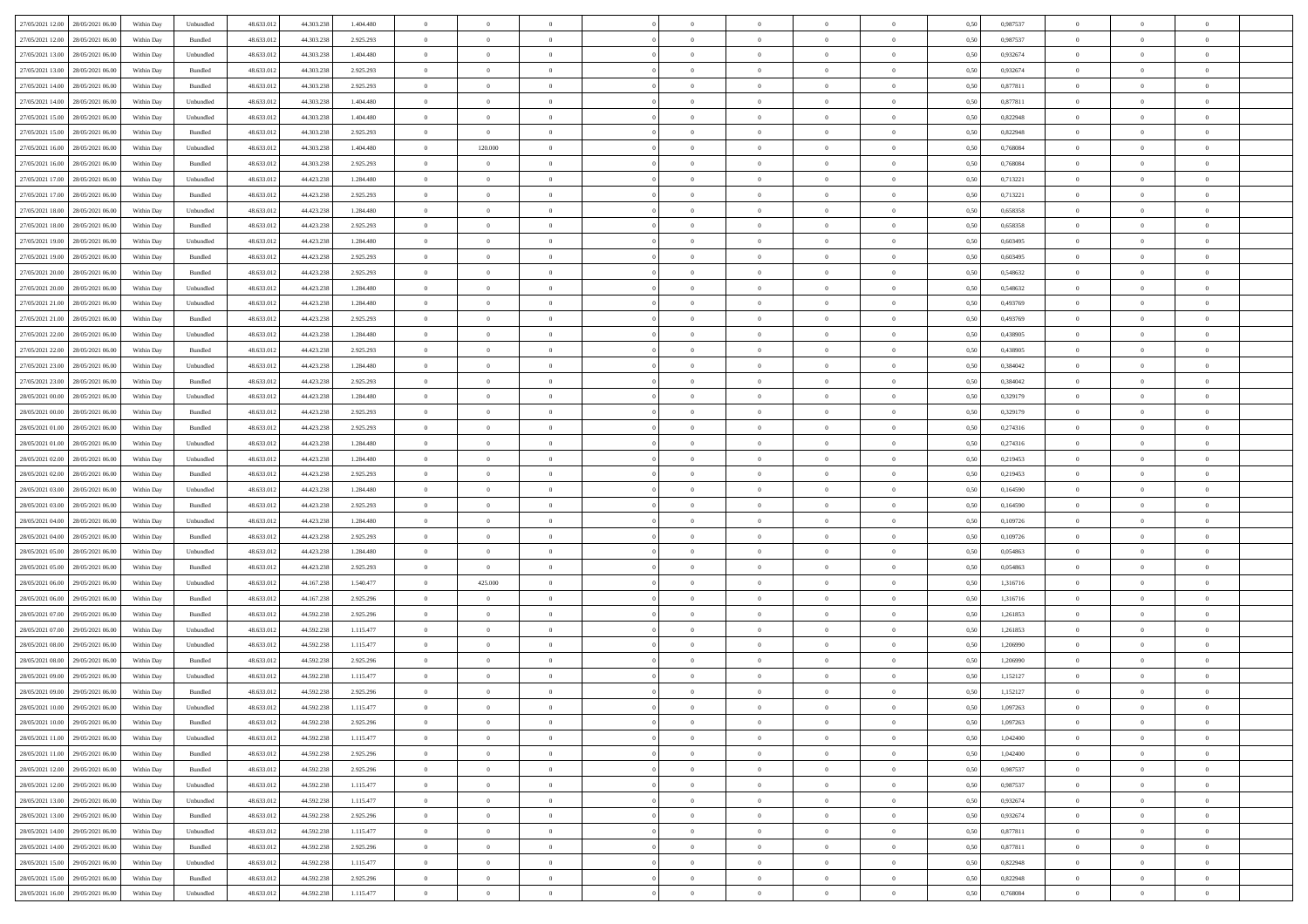| | | | | | | | | | | | | | | | | | | | | | |
|---|---|---|---|---|---|---|---|---|---|---|---|---|---|---|---|---|---|---|---|---|---|
| 27/05/2021 12:00 | 28/05/2021 06:00 | Within Day | Unbundled | 48.633.012 | 44.303.238 | 1.404.480 | 0 | 0 | 0 | | 0 | 0 | 0 | 0 | 0 | 0,50 | 0,987537 | 0 | 0 | 0 | |
| 27/05/2021 12:00 | 28/05/2021 06:00 | Within Day | Bundled | 48.633.012 | 44.303.238 | 2.925.293 | 0 | 0 | 0 | | 0 | 0 | 0 | 0 | 0 | 0,50 | 0,987537 | 0 | 0 | 0 | |
| 27/05/2021 13:00 | 28/05/2021 06:00 | Within Day | Unbundled | 48.633.012 | 44.303.238 | 1.404.480 | 0 | 0 | 0 | | 0 | 0 | 0 | 0 | 0 | 0,50 | 0,932674 | 0 | 0 | 0 | |
| 27/05/2021 13:00 | 28/05/2021 06:00 | Within Day | Bundled | 48.633.012 | 44.303.238 | 2.925.293 | 0 | 0 | 0 | | 0 | 0 | 0 | 0 | 0 | 0,50 | 0,932674 | 0 | 0 | 0 | |
| 27/05/2021 14:00 | 28/05/2021 06:00 | Within Day | Bundled | 48.633.012 | 44.303.238 | 2.925.293 | 0 | 0 | 0 | | 0 | 0 | 0 | 0 | 0 | 0,50 | 0,877811 | 0 | 0 | 0 | |
| 27/05/2021 14:00 | 28/05/2021 06:00 | Within Day | Unbundled | 48.633.012 | 44.303.238 | 1.404.480 | 0 | 0 | 0 | | 0 | 0 | 0 | 0 | 0 | 0,50 | 0,877811 | 0 | 0 | 0 | |
| 27/05/2021 15:00 | 28/05/2021 06:00 | Within Day | Unbundled | 48.633.012 | 44.303.238 | 1.404.480 | 0 | 0 | 0 | | 0 | 0 | 0 | 0 | 0 | 0,50 | 0,822948 | 0 | 0 | 0 | |
| 27/05/2021 15:00 | 28/05/2021 06:00 | Within Day | Bundled | 48.633.012 | 44.303.238 | 2.925.293 | 0 | 0 | 0 | | 0 | 0 | 0 | 0 | 0 | 0,50 | 0,822948 | 0 | 0 | 0 | |
| 27/05/2021 16:00 | 28/05/2021 06:00 | Within Day | Unbundled | 48.633.012 | 44.303.238 | 1.404.480 | 0 | 120.000 | 0 | | 0 | 0 | 0 | 0 | 0 | 0,50 | 0,768084 | 0 | 0 | 0 | |
| 27/05/2021 16:00 | 28/05/2021 06:00 | Within Day | Bundled | 48.633.012 | 44.303.238 | 2.925.293 | 0 | 0 | 0 | | 0 | 0 | 0 | 0 | 0 | 0,50 | 0,768084 | 0 | 0 | 0 | |
| 27/05/2021 17:00 | 28/05/2021 06:00 | Within Day | Unbundled | 48.633.012 | 44.423.238 | 1.284.480 | 0 | 0 | 0 | | 0 | 0 | 0 | 0 | 0 | 0,50 | 0,713221 | 0 | 0 | 0 | |
| 27/05/2021 17:00 | 28/05/2021 06:00 | Within Day | Bundled | 48.633.012 | 44.423.238 | 2.925.293 | 0 | 0 | 0 | | 0 | 0 | 0 | 0 | 0 | 0,50 | 0,713221 | 0 | 0 | 0 | |
| 27/05/2021 18:00 | 28/05/2021 06:00 | Within Day | Unbundled | 48.633.012 | 44.423.238 | 1.284.480 | 0 | 0 | 0 | | 0 | 0 | 0 | 0 | 0 | 0,50 | 0,658358 | 0 | 0 | 0 | |
| 27/05/2021 18:00 | 28/05/2021 06:00 | Within Day | Bundled | 48.633.012 | 44.423.238 | 2.925.293 | 0 | 0 | 0 | | 0 | 0 | 0 | 0 | 0 | 0,50 | 0,658358 | 0 | 0 | 0 | |
| 27/05/2021 19:00 | 28/05/2021 06:00 | Within Day | Unbundled | 48.633.012 | 44.423.238 | 1.284.480 | 0 | 0 | 0 | | 0 | 0 | 0 | 0 | 0 | 0,50 | 0,603495 | 0 | 0 | 0 | |
| 27/05/2021 19:00 | 28/05/2021 06:00 | Within Day | Bundled | 48.633.012 | 44.423.238 | 2.925.293 | 0 | 0 | 0 | | 0 | 0 | 0 | 0 | 0 | 0,50 | 0,603495 | 0 | 0 | 0 | |
| 27/05/2021 20:00 | 28/05/2021 06:00 | Within Day | Bundled | 48.633.012 | 44.423.238 | 2.925.293 | 0 | 0 | 0 | | 0 | 0 | 0 | 0 | 0 | 0,50 | 0,548632 | 0 | 0 | 0 | |
| 27/05/2021 20:00 | 28/05/2021 06:00 | Within Day | Unbundled | 48.633.012 | 44.423.238 | 1.284.480 | 0 | 0 | 0 | | 0 | 0 | 0 | 0 | 0 | 0,50 | 0,548632 | 0 | 0 | 0 | |
| 27/05/2021 21:00 | 28/05/2021 06:00 | Within Day | Unbundled | 48.633.012 | 44.423.238 | 1.284.480 | 0 | 0 | 0 | | 0 | 0 | 0 | 0 | 0 | 0,50 | 0,493769 | 0 | 0 | 0 | |
| 27/05/2021 21:00 | 28/05/2021 06:00 | Within Day | Bundled | 48.633.012 | 44.423.238 | 2.925.293 | 0 | 0 | 0 | | 0 | 0 | 0 | 0 | 0 | 0,50 | 0,493769 | 0 | 0 | 0 | |
| 27/05/2021 22:00 | 28/05/2021 06:00 | Within Day | Unbundled | 48.633.012 | 44.423.238 | 1.284.480 | 0 | 0 | 0 | | 0 | 0 | 0 | 0 | 0 | 0,50 | 0,438905 | 0 | 0 | 0 | |
| 27/05/2021 22:00 | 28/05/2021 06:00 | Within Day | Bundled | 48.633.012 | 44.423.238 | 2.925.293 | 0 | 0 | 0 | | 0 | 0 | 0 | 0 | 0 | 0,50 | 0,438905 | 0 | 0 | 0 | |
| 27/05/2021 23:00 | 28/05/2021 06:00 | Within Day | Unbundled | 48.633.012 | 44.423.238 | 1.284.480 | 0 | 0 | 0 | | 0 | 0 | 0 | 0 | 0 | 0,50 | 0,384042 | 0 | 0 | 0 | |
| 27/05/2021 23:00 | 28/05/2021 06:00 | Within Day | Bundled | 48.633.012 | 44.423.238 | 2.925.293 | 0 | 0 | 0 | | 0 | 0 | 0 | 0 | 0 | 0,50 | 0,384042 | 0 | 0 | 0 | |
| 28/05/2021 00:00 | 28/05/2021 06:00 | Within Day | Unbundled | 48.633.012 | 44.423.238 | 1.284.480 | 0 | 0 | 0 | | 0 | 0 | 0 | 0 | 0 | 0,50 | 0,329179 | 0 | 0 | 0 | |
| 28/05/2021 00:00 | 28/05/2021 06:00 | Within Day | Bundled | 48.633.012 | 44.423.238 | 2.925.293 | 0 | 0 | 0 | | 0 | 0 | 0 | 0 | 0 | 0,50 | 0,329179 | 0 | 0 | 0 | |
| 28/05/2021 01:00 | 28/05/2021 06:00 | Within Day | Bundled | 48.633.012 | 44.423.238 | 2.925.293 | 0 | 0 | 0 | | 0 | 0 | 0 | 0 | 0 | 0,50 | 0,274316 | 0 | 0 | 0 | |
| 28/05/2021 01:00 | 28/05/2021 06:00 | Within Day | Unbundled | 48.633.012 | 44.423.238 | 1.284.480 | 0 | 0 | 0 | | 0 | 0 | 0 | 0 | 0 | 0,50 | 0,274316 | 0 | 0 | 0 | |
| 28/05/2021 02:00 | 28/05/2021 06:00 | Within Day | Unbundled | 48.633.012 | 44.423.238 | 1.284.480 | 0 | 0 | 0 | | 0 | 0 | 0 | 0 | 0 | 0,50 | 0,219453 | 0 | 0 | 0 | |
| 28/05/2021 02:00 | 28/05/2021 06:00 | Within Day | Bundled | 48.633.012 | 44.423.238 | 2.925.293 | 0 | 0 | 0 | | 0 | 0 | 0 | 0 | 0 | 0,50 | 0,219453 | 0 | 0 | 0 | |
| 28/05/2021 03:00 | 28/05/2021 06:00 | Within Day | Unbundled | 48.633.012 | 44.423.238 | 1.284.480 | 0 | 0 | 0 | | 0 | 0 | 0 | 0 | 0 | 0,50 | 0,164590 | 0 | 0 | 0 | |
| 28/05/2021 03:00 | 28/05/2021 06:00 | Within Day | Bundled | 48.633.012 | 44.423.238 | 2.925.293 | 0 | 0 | 0 | | 0 | 0 | 0 | 0 | 0 | 0,50 | 0,164590 | 0 | 0 | 0 | |
| 28/05/2021 04:00 | 28/05/2021 06:00 | Within Day | Unbundled | 48.633.012 | 44.423.238 | 1.284.480 | 0 | 0 | 0 | | 0 | 0 | 0 | 0 | 0 | 0,50 | 0,109726 | 0 | 0 | 0 | |
| 28/05/2021 04:00 | 28/05/2021 06:00 | Within Day | Bundled | 48.633.012 | 44.423.238 | 2.925.293 | 0 | 0 | 0 | | 0 | 0 | 0 | 0 | 0 | 0,50 | 0,109726 | 0 | 0 | 0 | |
| 28/05/2021 05:00 | 28/05/2021 06:00 | Within Day | Unbundled | 48.633.012 | 44.423.238 | 1.284.480 | 0 | 0 | 0 | | 0 | 0 | 0 | 0 | 0 | 0,50 | 0,054863 | 0 | 0 | 0 | |
| 28/05/2021 05:00 | 28/05/2021 06:00 | Within Day | Bundled | 48.633.012 | 44.423.238 | 2.925.293 | 0 | 0 | 0 | | 0 | 0 | 0 | 0 | 0 | 0,50 | 0,054863 | 0 | 0 | 0 | |
| 28/05/2021 06:00 | 29/05/2021 06:00 | Within Day | Unbundled | 48.633.012 | 44.167.238 | 1.540.477 | 0 | 425.000 | 0 | | 0 | 0 | 0 | 0 | 0 | 0,50 | 1,316716 | 0 | 0 | 0 | |
| 28/05/2021 06:00 | 29/05/2021 06:00 | Within Day | Bundled | 48.633.012 | 44.167.238 | 2.925.296 | 0 | 0 | 0 | | 0 | 0 | 0 | 0 | 0 | 0,50 | 1,316716 | 0 | 0 | 0 | |
| 28/05/2021 07:00 | 29/05/2021 06:00 | Within Day | Bundled | 48.633.012 | 44.592.238 | 2.925.296 | 0 | 0 | 0 | | 0 | 0 | 0 | 0 | 0 | 0,50 | 1,261853 | 0 | 0 | 0 | |
| 28/05/2021 07:00 | 29/05/2021 06:00 | Within Day | Unbundled | 48.633.012 | 44.592.238 | 1.115.477 | 0 | 0 | 0 | | 0 | 0 | 0 | 0 | 0 | 0,50 | 1,261853 | 0 | 0 | 0 | |
| 28/05/2021 08:00 | 29/05/2021 06:00 | Within Day | Unbundled | 48.633.012 | 44.592.238 | 1.115.477 | 0 | 0 | 0 | | 0 | 0 | 0 | 0 | 0 | 0,50 | 1,206990 | 0 | 0 | 0 | |
| 28/05/2021 08:00 | 29/05/2021 06:00 | Within Day | Bundled | 48.633.012 | 44.592.238 | 2.925.296 | 0 | 0 | 0 | | 0 | 0 | 0 | 0 | 0 | 0,50 | 1,206990 | 0 | 0 | 0 | |
| 28/05/2021 09:00 | 29/05/2021 06:00 | Within Day | Unbundled | 48.633.012 | 44.592.238 | 1.115.477 | 0 | 0 | 0 | | 0 | 0 | 0 | 0 | 0 | 0,50 | 1,152127 | 0 | 0 | 0 | |
| 28/05/2021 09:00 | 29/05/2021 06:00 | Within Day | Bundled | 48.633.012 | 44.592.238 | 2.925.296 | 0 | 0 | 0 | | 0 | 0 | 0 | 0 | 0 | 0,50 | 1,152127 | 0 | 0 | 0 | |
| 28/05/2021 10:00 | 29/05/2021 06:00 | Within Day | Unbundled | 48.633.012 | 44.592.238 | 1.115.477 | 0 | 0 | 0 | | 0 | 0 | 0 | 0 | 0 | 0,50 | 1,097263 | 0 | 0 | 0 | |
| 28/05/2021 10:00 | 29/05/2021 06:00 | Within Day | Bundled | 48.633.012 | 44.592.238 | 2.925.296 | 0 | 0 | 0 | | 0 | 0 | 0 | 0 | 0 | 0,50 | 1,097263 | 0 | 0 | 0 | |
| 28/05/2021 11:00 | 29/05/2021 06:00 | Within Day | Unbundled | 48.633.012 | 44.592.238 | 1.115.477 | 0 | 0 | 0 | | 0 | 0 | 0 | 0 | 0 | 0,50 | 1,042400 | 0 | 0 | 0 | |
| 28/05/2021 11:00 | 29/05/2021 06:00 | Within Day | Bundled | 48.633.012 | 44.592.238 | 2.925.296 | 0 | 0 | 0 | | 0 | 0 | 0 | 0 | 0 | 0,50 | 1,042400 | 0 | 0 | 0 | |
| 28/05/2021 12:00 | 29/05/2021 06:00 | Within Day | Bundled | 48.633.012 | 44.592.238 | 2.925.296 | 0 | 0 | 0 | | 0 | 0 | 0 | 0 | 0 | 0,50 | 0,987537 | 0 | 0 | 0 | |
| 28/05/2021 12:00 | 29/05/2021 06:00 | Within Day | Unbundled | 48.633.012 | 44.592.238 | 1.115.477 | 0 | 0 | 0 | | 0 | 0 | 0 | 0 | 0 | 0,50 | 0,987537 | 0 | 0 | 0 | |
| 28/05/2021 13:00 | 29/05/2021 06:00 | Within Day | Unbundled | 48.633.012 | 44.592.238 | 1.115.477 | 0 | 0 | 0 | | 0 | 0 | 0 | 0 | 0 | 0,50 | 0,932674 | 0 | 0 | 0 | |
| 28/05/2021 13:00 | 29/05/2021 06:00 | Within Day | Bundled | 48.633.012 | 44.592.238 | 2.925.296 | 0 | 0 | 0 | | 0 | 0 | 0 | 0 | 0 | 0,50 | 0,932674 | 0 | 0 | 0 | |
| 28/05/2021 14:00 | 29/05/2021 06:00 | Within Day | Unbundled | 48.633.012 | 44.592.238 | 1.115.477 | 0 | 0 | 0 | | 0 | 0 | 0 | 0 | 0 | 0,50 | 0,877811 | 0 | 0 | 0 | |
| 28/05/2021 14:00 | 29/05/2021 06:00 | Within Day | Bundled | 48.633.012 | 44.592.238 | 2.925.296 | 0 | 0 | 0 | | 0 | 0 | 0 | 0 | 0 | 0,50 | 0,877811 | 0 | 0 | 0 | |
| 28/05/2021 15:00 | 29/05/2021 06:00 | Within Day | Unbundled | 48.633.012 | 44.592.238 | 1.115.477 | 0 | 0 | 0 | | 0 | 0 | 0 | 0 | 0 | 0,50 | 0,822948 | 0 | 0 | 0 | |
| 28/05/2021 15:00 | 29/05/2021 06:00 | Within Day | Bundled | 48.633.012 | 44.592.238 | 2.925.296 | 0 | 0 | 0 | | 0 | 0 | 0 | 0 | 0 | 0,50 | 0,822948 | 0 | 0 | 0 | |
| 28/05/2021 16:00 | 29/05/2021 06:00 | Within Day | Unbundled | 48.633.012 | 44.592.238 | 1.115.477 | 0 | 0 | 0 | | 0 | 0 | 0 | 0 | 0 | 0,50 | 0,768084 | 0 | 0 | 0 | |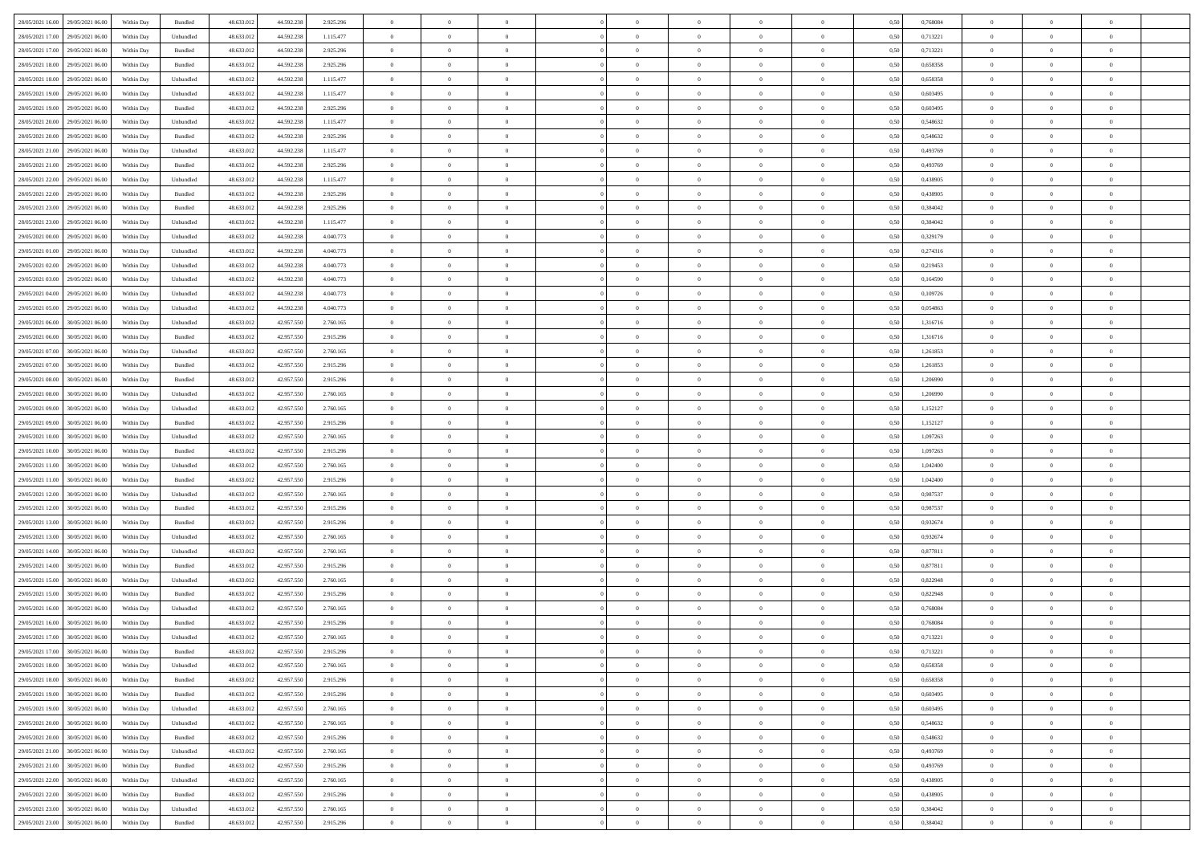| | | | | | | | | | | | | | | | | | | | | | |
|---|---|---|---|---|---|---|---|---|---|---|---|---|---|---|---|---|---|---|---|---|---|
| 28/05/2021 16:00 | 29/05/2021 06:00 | Within Day | Bundled | 48.633.012 | 44.592.238 | 2.925.296 | 0 | 0 | 0 | | 0 | 0 | 0 | 0 | 0 | 0,50 | 0,768084 | 0 | 0 | 0 | |
| 28/05/2021 17:00 | 29/05/2021 06:00 | Within Day | Unbundled | 48.633.012 | 44.592.238 | 1.115.477 | 0 | 0 | 0 | | 0 | 0 | 0 | 0 | 0 | 0,50 | 0,713221 | 0 | 0 | 0 | |
| 28/05/2021 17:00 | 29/05/2021 06:00 | Within Day | Bundled | 48.633.012 | 44.592.238 | 2.925.296 | 0 | 0 | 0 | | 0 | 0 | 0 | 0 | 0 | 0,50 | 0,713221 | 0 | 0 | 0 | |
| 28/05/2021 18:00 | 29/05/2021 06:00 | Within Day | Bundled | 48.633.012 | 44.592.238 | 2.925.296 | 0 | 0 | 0 | | 0 | 0 | 0 | 0 | 0 | 0,50 | 0,658358 | 0 | 0 | 0 | |
| 28/05/2021 18:00 | 29/05/2021 06:00 | Within Day | Unbundled | 48.633.012 | 44.592.238 | 1.115.477 | 0 | 0 | 0 | | 0 | 0 | 0 | 0 | 0 | 0,50 | 0,658358 | 0 | 0 | 0 | |
| 28/05/2021 19:00 | 29/05/2021 06:00 | Within Day | Unbundled | 48.633.012 | 44.592.238 | 1.115.477 | 0 | 0 | 0 | | 0 | 0 | 0 | 0 | 0 | 0,50 | 0,603495 | 0 | 0 | 0 | |
| 28/05/2021 19:00 | 29/05/2021 06:00 | Within Day | Bundled | 48.633.012 | 44.592.238 | 2.925.296 | 0 | 0 | 0 | | 0 | 0 | 0 | 0 | 0 | 0,50 | 0,603495 | 0 | 0 | 0 | |
| 28/05/2021 20:00 | 29/05/2021 06:00 | Within Day | Unbundled | 48.633.012 | 44.592.238 | 1.115.477 | 0 | 0 | 0 | | 0 | 0 | 0 | 0 | 0 | 0,50 | 0,548632 | 0 | 0 | 0 | |
| 28/05/2021 20:00 | 29/05/2021 06:00 | Within Day | Bundled | 48.633.012 | 44.592.238 | 2.925.296 | 0 | 0 | 0 | | 0 | 0 | 0 | 0 | 0 | 0,50 | 0,548632 | 0 | 0 | 0 | |
| 28/05/2021 21:00 | 29/05/2021 06:00 | Within Day | Unbundled | 48.633.012 | 44.592.238 | 1.115.477 | 0 | 0 | 0 | | 0 | 0 | 0 | 0 | 0 | 0,50 | 0,493769 | 0 | 0 | 0 | |
| 28/05/2021 21:00 | 29/05/2021 06:00 | Within Day | Bundled | 48.633.012 | 44.592.238 | 2.925.296 | 0 | 0 | 0 | | 0 | 0 | 0 | 0 | 0 | 0,50 | 0,493769 | 0 | 0 | 0 | |
| 28/05/2021 22:00 | 29/05/2021 06:00 | Within Day | Unbundled | 48.633.012 | 44.592.238 | 1.115.477 | 0 | 0 | 0 | | 0 | 0 | 0 | 0 | 0 | 0,50 | 0,438905 | 0 | 0 | 0 | |
| 28/05/2021 22:00 | 29/05/2021 06:00 | Within Day | Bundled | 48.633.012 | 44.592.238 | 2.925.296 | 0 | 0 | 0 | | 0 | 0 | 0 | 0 | 0 | 0,50 | 0,438905 | 0 | 0 | 0 | |
| 28/05/2021 23:00 | 29/05/2021 06:00 | Within Day | Bundled | 48.633.012 | 44.592.238 | 2.925.296 | 0 | 0 | 0 | | 0 | 0 | 0 | 0 | 0 | 0,50 | 0,384042 | 0 | 0 | 0 | |
| 28/05/2021 23:00 | 29/05/2021 06:00 | Within Day | Unbundled | 48.633.012 | 44.592.238 | 1.115.477 | 0 | 0 | 0 | | 0 | 0 | 0 | 0 | 0 | 0,50 | 0,384042 | 0 | 0 | 0 | |
| 29/05/2021 00:00 | 29/05/2021 06:00 | Within Day | Unbundled | 48.633.012 | 44.592.238 | 4.040.773 | 0 | 0 | 0 | | 0 | 0 | 0 | 0 | 0 | 0,50 | 0,329179 | 0 | 0 | 0 | |
| 29/05/2021 01:00 | 29/05/2021 06:00 | Within Day | Unbundled | 48.633.012 | 44.592.238 | 4.040.773 | 0 | 0 | 0 | | 0 | 0 | 0 | 0 | 0 | 0,50 | 0,274316 | 0 | 0 | 0 | |
| 29/05/2021 02:00 | 29/05/2021 06:00 | Within Day | Unbundled | 48.633.012 | 44.592.238 | 4.040.773 | 0 | 0 | 0 | | 0 | 0 | 0 | 0 | 0 | 0,50 | 0,219453 | 0 | 0 | 0 | |
| 29/05/2021 03:00 | 29/05/2021 06:00 | Within Day | Unbundled | 48.633.012 | 44.592.238 | 4.040.773 | 0 | 0 | 0 | | 0 | 0 | 0 | 0 | 0 | 0,50 | 0,164590 | 0 | 0 | 0 | |
| 29/05/2021 04:00 | 29/05/2021 06:00 | Within Day | Unbundled | 48.633.012 | 44.592.238 | 4.040.773 | 0 | 0 | 0 | | 0 | 0 | 0 | 0 | 0 | 0,50 | 0,109726 | 0 | 0 | 0 | |
| 29/05/2021 05:00 | 29/05/2021 06:00 | Within Day | Unbundled | 48.633.012 | 44.592.238 | 4.040.773 | 0 | 0 | 0 | | 0 | 0 | 0 | 0 | 0 | 0,50 | 0,054863 | 0 | 0 | 0 | |
| 29/05/2021 06:00 | 30/05/2021 06:00 | Within Day | Unbundled | 48.633.012 | 42.957.550 | 2.760.165 | 0 | 0 | 0 | | 0 | 0 | 0 | 0 | 0 | 0,50 | 1,316716 | 0 | 0 | 0 | |
| 29/05/2021 06:00 | 30/05/2021 06:00 | Within Day | Bundled | 48.633.012 | 42.957.550 | 2.915.296 | 0 | 0 | 0 | | 0 | 0 | 0 | 0 | 0 | 0,50 | 1,316716 | 0 | 0 | 0 | |
| 29/05/2021 07:00 | 30/05/2021 06:00 | Within Day | Unbundled | 48.633.012 | 42.957.550 | 2.760.165 | 0 | 0 | 0 | | 0 | 0 | 0 | 0 | 0 | 0,50 | 1,261853 | 0 | 0 | 0 | |
| 29/05/2021 07:00 | 30/05/2021 06:00 | Within Day | Bundled | 48.633.012 | 42.957.550 | 2.915.296 | 0 | 0 | 0 | | 0 | 0 | 0 | 0 | 0 | 0,50 | 1,261853 | 0 | 0 | 0 | |
| 29/05/2021 08:00 | 30/05/2021 06:00 | Within Day | Bundled | 48.633.012 | 42.957.550 | 2.915.296 | 0 | 0 | 0 | | 0 | 0 | 0 | 0 | 0 | 0,50 | 1,206990 | 0 | 0 | 0 | |
| 29/05/2021 08:00 | 30/05/2021 06:00 | Within Day | Unbundled | 48.633.012 | 42.957.550 | 2.760.165 | 0 | 0 | 0 | | 0 | 0 | 0 | 0 | 0 | 0,50 | 1,206990 | 0 | 0 | 0 | |
| 29/05/2021 09:00 | 30/05/2021 06:00 | Within Day | Unbundled | 48.633.012 | 42.957.550 | 2.760.165 | 0 | 0 | 0 | | 0 | 0 | 0 | 0 | 0 | 0,50 | 1,152127 | 0 | 0 | 0 | |
| 29/05/2021 09:00 | 30/05/2021 06:00 | Within Day | Bundled | 48.633.012 | 42.957.550 | 2.915.296 | 0 | 0 | 0 | | 0 | 0 | 0 | 0 | 0 | 0,50 | 1,152127 | 0 | 0 | 0 | |
| 29/05/2021 10:00 | 30/05/2021 06:00 | Within Day | Unbundled | 48.633.012 | 42.957.550 | 2.760.165 | 0 | 0 | 0 | | 0 | 0 | 0 | 0 | 0 | 0,50 | 1,097263 | 0 | 0 | 0 | |
| 29/05/2021 10:00 | 30/05/2021 06:00 | Within Day | Bundled | 48.633.012 | 42.957.550 | 2.915.296 | 0 | 0 | 0 | | 0 | 0 | 0 | 0 | 0 | 0,50 | 1,097263 | 0 | 0 | 0 | |
| 29/05/2021 11:00 | 30/05/2021 06:00 | Within Day | Unbundled | 48.633.012 | 42.957.550 | 2.760.165 | 0 | 0 | 0 | | 0 | 0 | 0 | 0 | 0 | 0,50 | 1,042400 | 0 | 0 | 0 | |
| 29/05/2021 11:00 | 30/05/2021 06:00 | Within Day | Bundled | 48.633.012 | 42.957.550 | 2.915.296 | 0 | 0 | 0 | | 0 | 0 | 0 | 0 | 0 | 0,50 | 1,042400 | 0 | 0 | 0 | |
| 29/05/2021 12:00 | 30/05/2021 06:00 | Within Day | Unbundled | 48.633.012 | 42.957.550 | 2.760.165 | 0 | 0 | 0 | | 0 | 0 | 0 | 0 | 0 | 0,50 | 0,987537 | 0 | 0 | 0 | |
| 29/05/2021 12:00 | 30/05/2021 06:00 | Within Day | Bundled | 48.633.012 | 42.957.550 | 2.915.296 | 0 | 0 | 0 | | 0 | 0 | 0 | 0 | 0 | 0,50 | 0,987537 | 0 | 0 | 0 | |
| 29/05/2021 13:00 | 30/05/2021 06:00 | Within Day | Bundled | 48.633.012 | 42.957.550 | 2.915.296 | 0 | 0 | 0 | | 0 | 0 | 0 | 0 | 0 | 0,50 | 0,932674 | 0 | 0 | 0 | |
| 29/05/2021 13:00 | 30/05/2021 06:00 | Within Day | Unbundled | 48.633.012 | 42.957.550 | 2.760.165 | 0 | 0 | 0 | | 0 | 0 | 0 | 0 | 0 | 0,50 | 0,932674 | 0 | 0 | 0 | |
| 29/05/2021 14:00 | 30/05/2021 06:00 | Within Day | Unbundled | 48.633.012 | 42.957.550 | 2.760.165 | 0 | 0 | 0 | | 0 | 0 | 0 | 0 | 0 | 0,50 | 0,877811 | 0 | 0 | 0 | |
| 29/05/2021 14:00 | 30/05/2021 06:00 | Within Day | Bundled | 48.633.012 | 42.957.550 | 2.915.296 | 0 | 0 | 0 | | 0 | 0 | 0 | 0 | 0 | 0,50 | 0,877811 | 0 | 0 | 0 | |
| 29/05/2021 15:00 | 30/05/2021 06:00 | Within Day | Unbundled | 48.633.012 | 42.957.550 | 2.760.165 | 0 | 0 | 0 | | 0 | 0 | 0 | 0 | 0 | 0,50 | 0,822948 | 0 | 0 | 0 | |
| 29/05/2021 15:00 | 30/05/2021 06:00 | Within Day | Bundled | 48.633.012 | 42.957.550 | 2.915.296 | 0 | 0 | 0 | | 0 | 0 | 0 | 0 | 0 | 0,50 | 0,822948 | 0 | 0 | 0 | |
| 29/05/2021 16:00 | 30/05/2021 06:00 | Within Day | Unbundled | 48.633.012 | 42.957.550 | 2.760.165 | 0 | 0 | 0 | | 0 | 0 | 0 | 0 | 0 | 0,50 | 0,768084 | 0 | 0 | 0 | |
| 29/05/2021 16:00 | 30/05/2021 06:00 | Within Day | Bundled | 48.633.012 | 42.957.550 | 2.915.296 | 0 | 0 | 0 | | 0 | 0 | 0 | 0 | 0 | 0,50 | 0,768084 | 0 | 0 | 0 | |
| 29/05/2021 17:00 | 30/05/2021 06:00 | Within Day | Unbundled | 48.633.012 | 42.957.550 | 2.760.165 | 0 | 0 | 0 | | 0 | 0 | 0 | 0 | 0 | 0,50 | 0,713221 | 0 | 0 | 0 | |
| 29/05/2021 17:00 | 30/05/2021 06:00 | Within Day | Bundled | 48.633.012 | 42.957.550 | 2.915.296 | 0 | 0 | 0 | | 0 | 0 | 0 | 0 | 0 | 0,50 | 0,713221 | 0 | 0 | 0 | |
| 29/05/2021 18:00 | 30/05/2021 06:00 | Within Day | Unbundled | 48.633.012 | 42.957.550 | 2.760.165 | 0 | 0 | 0 | | 0 | 0 | 0 | 0 | 0 | 0,50 | 0,658358 | 0 | 0 | 0 | |
| 29/05/2021 18:00 | 30/05/2021 06:00 | Within Day | Bundled | 48.633.012 | 42.957.550 | 2.915.296 | 0 | 0 | 0 | | 0 | 0 | 0 | 0 | 0 | 0,50 | 0,658358 | 0 | 0 | 0 | |
| 29/05/2021 19:00 | 30/05/2021 06:00 | Within Day | Bundled | 48.633.012 | 42.957.550 | 2.915.296 | 0 | 0 | 0 | | 0 | 0 | 0 | 0 | 0 | 0,50 | 0,603495 | 0 | 0 | 0 | |
| 29/05/2021 19:00 | 30/05/2021 06:00 | Within Day | Unbundled | 48.633.012 | 42.957.550 | 2.760.165 | 0 | 0 | 0 | | 0 | 0 | 0 | 0 | 0 | 0,50 | 0,603495 | 0 | 0 | 0 | |
| 29/05/2021 20:00 | 30/05/2021 06:00 | Within Day | Unbundled | 48.633.012 | 42.957.550 | 2.760.165 | 0 | 0 | 0 | | 0 | 0 | 0 | 0 | 0 | 0,50 | 0,548632 | 0 | 0 | 0 | |
| 29/05/2021 20:00 | 30/05/2021 06:00 | Within Day | Bundled | 48.633.012 | 42.957.550 | 2.915.296 | 0 | 0 | 0 | | 0 | 0 | 0 | 0 | 0 | 0,50 | 0,548632 | 0 | 0 | 0 | |
| 29/05/2021 21:00 | 30/05/2021 06:00 | Within Day | Unbundled | 48.633.012 | 42.957.550 | 2.760.165 | 0 | 0 | 0 | | 0 | 0 | 0 | 0 | 0 | 0,50 | 0,493769 | 0 | 0 | 0 | |
| 29/05/2021 21:00 | 30/05/2021 06:00 | Within Day | Bundled | 48.633.012 | 42.957.550 | 2.915.296 | 0 | 0 | 0 | | 0 | 0 | 0 | 0 | 0 | 0,50 | 0,493769 | 0 | 0 | 0 | |
| 29/05/2021 22:00 | 30/05/2021 06:00 | Within Day | Unbundled | 48.633.012 | 42.957.550 | 2.760.165 | 0 | 0 | 0 | | 0 | 0 | 0 | 0 | 0 | 0,50 | 0,438905 | 0 | 0 | 0 | |
| 29/05/2021 22:00 | 30/05/2021 06:00 | Within Day | Bundled | 48.633.012 | 42.957.550 | 2.915.296 | 0 | 0 | 0 | | 0 | 0 | 0 | 0 | 0 | 0,50 | 0,438905 | 0 | 0 | 0 | |
| 29/05/2021 23:00 | 30/05/2021 06:00 | Within Day | Unbundled | 48.633.012 | 42.957.550 | 2.760.165 | 0 | 0 | 0 | | 0 | 0 | 0 | 0 | 0 | 0,50 | 0,384042 | 0 | 0 | 0 | |
| 29/05/2021 23:00 | 30/05/2021 06:00 | Within Day | Bundled | 48.633.012 | 42.957.550 | 2.915.296 | 0 | 0 | 0 | | 0 | 0 | 0 | 0 | 0 | 0,50 | 0,384042 | 0 | 0 | 0 | |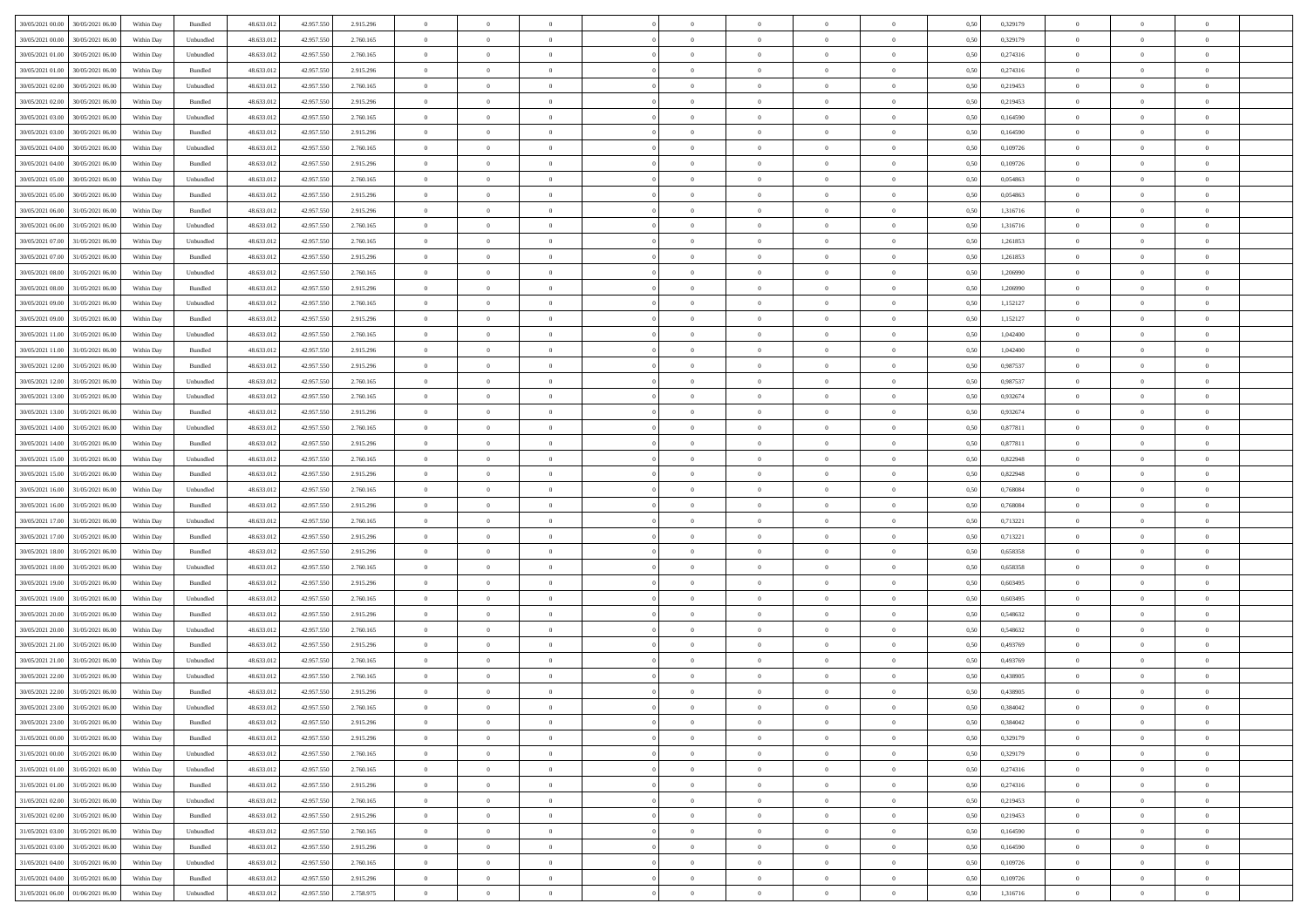| | | | | | | | | | | | | | | | | | | | | | |
|---|---|---|---|---|---|---|---|---|---|---|---|---|---|---|---|---|---|---|---|---|---|
| 30/05/2021 00.00 | 30/05/2021 06.00 | Within Day | Bundled | 48.633.012 | 42.957.550 | 2.915.296 | 0 | 0 | 0 | | 0 | 0 | 0 | 0 | 0,50 | 0,329179 | 0 | 0 | 0 | |
| 30/05/2021 00.00 | 30/05/2021 06.00 | Within Day | Unbundled | 48.633.012 | 42.957.550 | 2.760.165 | 0 | 0 | 0 | | 0 | 0 | 0 | 0 | 0,50 | 0,329179 | 0 | 0 | 0 | |
| 30/05/2021 01.00 | 30/05/2021 06.00 | Within Day | Unbundled | 48.633.012 | 42.957.550 | 2.760.165 | 0 | 0 | 0 | | 0 | 0 | 0 | 0 | 0,50 | 0,274316 | 0 | 0 | 0 | |
| 30/05/2021 01.00 | 30/05/2021 06.00 | Within Day | Bundled | 48.633.012 | 42.957.550 | 2.915.296 | 0 | 0 | 0 | | 0 | 0 | 0 | 0 | 0,50 | 0,274316 | 0 | 0 | 0 | |
| 30/05/2021 02.00 | 30/05/2021 06.00 | Within Day | Unbundled | 48.633.012 | 42.957.550 | 2.760.165 | 0 | 0 | 0 | | 0 | 0 | 0 | 0 | 0,50 | 0,219453 | 0 | 0 | 0 | |
| 30/05/2021 02.00 | 30/05/2021 06.00 | Within Day | Bundled | 48.633.012 | 42.957.550 | 2.915.296 | 0 | 0 | 0 | | 0 | 0 | 0 | 0 | 0,50 | 0,219453 | 0 | 0 | 0 | |
| 30/05/2021 03.00 | 30/05/2021 06.00 | Within Day | Unbundled | 48.633.012 | 42.957.550 | 2.760.165 | 0 | 0 | 0 | | 0 | 0 | 0 | 0 | 0,50 | 0,164590 | 0 | 0 | 0 | |
| 30/05/2021 03.00 | 30/05/2021 06.00 | Within Day | Bundled | 48.633.012 | 42.957.550 | 2.915.296 | 0 | 0 | 0 | | 0 | 0 | 0 | 0 | 0,50 | 0,164590 | 0 | 0 | 0 | |
| 30/05/2021 04.00 | 30/05/2021 06.00 | Within Day | Unbundled | 48.633.012 | 42.957.550 | 2.760.165 | 0 | 0 | 0 | | 0 | 0 | 0 | 0 | 0,50 | 0,109726 | 0 | 0 | 0 | |
| 30/05/2021 04.00 | 30/05/2021 06.00 | Within Day | Bundled | 48.633.012 | 42.957.550 | 2.915.296 | 0 | 0 | 0 | | 0 | 0 | 0 | 0 | 0,50 | 0,109726 | 0 | 0 | 0 | |
| 30/05/2021 05.00 | 30/05/2021 06.00 | Within Day | Unbundled | 48.633.012 | 42.957.550 | 2.760.165 | 0 | 0 | 0 | | 0 | 0 | 0 | 0 | 0,50 | 0,054863 | 0 | 0 | 0 | |
| 30/05/2021 05.00 | 30/05/2021 06.00 | Within Day | Bundled | 48.633.012 | 42.957.550 | 2.915.296 | 0 | 0 | 0 | | 0 | 0 | 0 | 0 | 0,50 | 0,054863 | 0 | 0 | 0 | |
| 30/05/2021 06.00 | 31/05/2021 06.00 | Within Day | Bundled | 48.633.012 | 42.957.550 | 2.915.296 | 0 | 0 | 0 | | 0 | 0 | 0 | 0 | 0,50 | 1,316716 | 0 | 0 | 0 | |
| 30/05/2021 06.00 | 31/05/2021 06.00 | Within Day | Unbundled | 48.633.012 | 42.957.550 | 2.760.165 | 0 | 0 | 0 | | 0 | 0 | 0 | 0 | 0,50 | 1,316716 | 0 | 0 | 0 | |
| 30/05/2021 07.00 | 31/05/2021 06.00 | Within Day | Unbundled | 48.633.012 | 42.957.550 | 2.760.165 | 0 | 0 | 0 | | 0 | 0 | 0 | 0 | 0,50 | 1,261853 | 0 | 0 | 0 | |
| 30/05/2021 07.00 | 31/05/2021 06.00 | Within Day | Bundled | 48.633.012 | 42.957.550 | 2.915.296 | 0 | 0 | 0 | | 0 | 0 | 0 | 0 | 0,50 | 1,261853 | 0 | 0 | 0 | |
| 30/05/2021 08.00 | 31/05/2021 06.00 | Within Day | Unbundled | 48.633.012 | 42.957.550 | 2.760.165 | 0 | 0 | 0 | | 0 | 0 | 0 | 0 | 0,50 | 1,206990 | 0 | 0 | 0 | |
| 30/05/2021 08.00 | 31/05/2021 06.00 | Within Day | Bundled | 48.633.012 | 42.957.550 | 2.915.296 | 0 | 0 | 0 | | 0 | 0 | 0 | 0 | 0,50 | 1,206990 | 0 | 0 | 0 | |
| 30/05/2021 09.00 | 31/05/2021 06.00 | Within Day | Unbundled | 48.633.012 | 42.957.550 | 2.760.165 | 0 | 0 | 0 | | 0 | 0 | 0 | 0 | 0,50 | 1,152127 | 0 | 0 | 0 | |
| 30/05/2021 09.00 | 31/05/2021 06.00 | Within Day | Bundled | 48.633.012 | 42.957.550 | 2.915.296 | 0 | 0 | 0 | | 0 | 0 | 0 | 0 | 0,50 | 1,152127 | 0 | 0 | 0 | |
| 30/05/2021 11.00 | 31/05/2021 06.00 | Within Day | Unbundled | 48.633.012 | 42.957.550 | 2.760.165 | 0 | 0 | 0 | | 0 | 0 | 0 | 0 | 0,50 | 1,042400 | 0 | 0 | 0 | |
| 30/05/2021 11.00 | 31/05/2021 06.00 | Within Day | Bundled | 48.633.012 | 42.957.550 | 2.915.296 | 0 | 0 | 0 | | 0 | 0 | 0 | 0 | 0,50 | 1,042400 | 0 | 0 | 0 | |
| 30/05/2021 12.00 | 31/05/2021 06.00 | Within Day | Bundled | 48.633.012 | 42.957.550 | 2.915.296 | 0 | 0 | 0 | | 0 | 0 | 0 | 0 | 0,50 | 0,987537 | 0 | 0 | 0 | |
| 30/05/2021 12.00 | 31/05/2021 06.00 | Within Day | Unbundled | 48.633.012 | 42.957.550 | 2.760.165 | 0 | 0 | 0 | | 0 | 0 | 0 | 0 | 0,50 | 0,987537 | 0 | 0 | 0 | |
| 30/05/2021 13.00 | 31/05/2021 06.00 | Within Day | Unbundled | 48.633.012 | 42.957.550 | 2.760.165 | 0 | 0 | 0 | | 0 | 0 | 0 | 0 | 0,50 | 0,932674 | 0 | 0 | 0 | |
| 30/05/2021 13.00 | 31/05/2021 06.00 | Within Day | Bundled | 48.633.012 | 42.957.550 | 2.915.296 | 0 | 0 | 0 | | 0 | 0 | 0 | 0 | 0,50 | 0,932674 | 0 | 0 | 0 | |
| 30/05/2021 14.00 | 31/05/2021 06.00 | Within Day | Unbundled | 48.633.012 | 42.957.550 | 2.760.165 | 0 | 0 | 0 | | 0 | 0 | 0 | 0 | 0,50 | 0,877811 | 0 | 0 | 0 | |
| 30/05/2021 14.00 | 31/05/2021 06.00 | Within Day | Bundled | 48.633.012 | 42.957.550 | 2.915.296 | 0 | 0 | 0 | | 0 | 0 | 0 | 0 | 0,50 | 0,877811 | 0 | 0 | 0 | |
| 30/05/2021 15.00 | 31/05/2021 06.00 | Within Day | Unbundled | 48.633.012 | 42.957.550 | 2.760.165 | 0 | 0 | 0 | | 0 | 0 | 0 | 0 | 0,50 | 0,822948 | 0 | 0 | 0 | |
| 30/05/2021 15.00 | 31/05/2021 06.00 | Within Day | Bundled | 48.633.012 | 42.957.550 | 2.915.296 | 0 | 0 | 0 | | 0 | 0 | 0 | 0 | 0,50 | 0,822948 | 0 | 0 | 0 | |
| 30/05/2021 16.00 | 31/05/2021 06.00 | Within Day | Unbundled | 48.633.012 | 42.957.550 | 2.760.165 | 0 | 0 | 0 | | 0 | 0 | 0 | 0 | 0,50 | 0,768084 | 0 | 0 | 0 | |
| 30/05/2021 16.00 | 31/05/2021 06.00 | Within Day | Bundled | 48.633.012 | 42.957.550 | 2.915.296 | 0 | 0 | 0 | | 0 | 0 | 0 | 0 | 0,50 | 0,768084 | 0 | 0 | 0 | |
| 30/05/2021 17.00 | 31/05/2021 06.00 | Within Day | Unbundled | 48.633.012 | 42.957.550 | 2.760.165 | 0 | 0 | 0 | | 0 | 0 | 0 | 0 | 0,50 | 0,713221 | 0 | 0 | 0 | |
| 30/05/2021 17.00 | 31/05/2021 06.00 | Within Day | Bundled | 48.633.012 | 42.957.550 | 2.915.296 | 0 | 0 | 0 | | 0 | 0 | 0 | 0 | 0,50 | 0,713221 | 0 | 0 | 0 | |
| 30/05/2021 18.00 | 31/05/2021 06.00 | Within Day | Bundled | 48.633.012 | 42.957.550 | 2.915.296 | 0 | 0 | 0 | | 0 | 0 | 0 | 0 | 0,50 | 0,658358 | 0 | 0 | 0 | |
| 30/05/2021 18.00 | 31/05/2021 06.00 | Within Day | Unbundled | 48.633.012 | 42.957.550 | 2.760.165 | 0 | 0 | 0 | | 0 | 0 | 0 | 0 | 0,50 | 0,658358 | 0 | 0 | 0 | |
| 30/05/2021 19.00 | 31/05/2021 06.00 | Within Day | Bundled | 48.633.012 | 42.957.550 | 2.915.296 | 0 | 0 | 0 | | 0 | 0 | 0 | 0 | 0,50 | 0,603495 | 0 | 0 | 0 | |
| 30/05/2021 19.00 | 31/05/2021 06.00 | Within Day | Unbundled | 48.633.012 | 42.957.550 | 2.760.165 | 0 | 0 | 0 | | 0 | 0 | 0 | 0 | 0,50 | 0,603495 | 0 | 0 | 0 | |
| 30/05/2021 20.00 | 31/05/2021 06.00 | Within Day | Bundled | 48.633.012 | 42.957.550 | 2.915.296 | 0 | 0 | 0 | | 0 | 0 | 0 | 0 | 0,50 | 0,548632 | 0 | 0 | 0 | |
| 30/05/2021 20.00 | 31/05/2021 06.00 | Within Day | Unbundled | 48.633.012 | 42.957.550 | 2.760.165 | 0 | 0 | 0 | | 0 | 0 | 0 | 0 | 0,50 | 0,548632 | 0 | 0 | 0 | |
| 30/05/2021 21.00 | 31/05/2021 06.00 | Within Day | Bundled | 48.633.012 | 42.957.550 | 2.915.296 | 0 | 0 | 0 | | 0 | 0 | 0 | 0 | 0,50 | 0,493769 | 0 | 0 | 0 | |
| 30/05/2021 21.00 | 31/05/2021 06.00 | Within Day | Unbundled | 48.633.012 | 42.957.550 | 2.760.165 | 0 | 0 | 0 | | 0 | 0 | 0 | 0 | 0,50 | 0,493769 | 0 | 0 | 0 | |
| 30/05/2021 22.00 | 31/05/2021 06.00 | Within Day | Unbundled | 48.633.012 | 42.957.550 | 2.760.165 | 0 | 0 | 0 | | 0 | 0 | 0 | 0 | 0,50 | 0,438905 | 0 | 0 | 0 | |
| 30/05/2021 22.00 | 31/05/2021 06.00 | Within Day | Bundled | 48.633.012 | 42.957.550 | 2.915.296 | 0 | 0 | 0 | | 0 | 0 | 0 | 0 | 0,50 | 0,438905 | 0 | 0 | 0 | |
| 30/05/2021 23.00 | 31/05/2021 06.00 | Within Day | Unbundled | 48.633.012 | 42.957.550 | 2.760.165 | 0 | 0 | 0 | | 0 | 0 | 0 | 0 | 0,50 | 0,384042 | 0 | 0 | 0 | |
| 30/05/2021 23.00 | 31/05/2021 06.00 | Within Day | Bundled | 48.633.012 | 42.957.550 | 2.915.296 | 0 | 0 | 0 | | 0 | 0 | 0 | 0 | 0,50 | 0,384042 | 0 | 0 | 0 | |
| 31/05/2021 00.00 | 31/05/2021 06.00 | Within Day | Bundled | 48.633.012 | 42.957.550 | 2.915.296 | 0 | 0 | 0 | | 0 | 0 | 0 | 0 | 0,50 | 0,329179 | 0 | 0 | 0 | |
| 31/05/2021 00.00 | 31/05/2021 06.00 | Within Day | Unbundled | 48.633.012 | 42.957.550 | 2.760.165 | 0 | 0 | 0 | | 0 | 0 | 0 | 0 | 0,50 | 0,329179 | 0 | 0 | 0 | |
| 31/05/2021 01.00 | 31/05/2021 06.00 | Within Day | Unbundled | 48.633.012 | 42.957.550 | 2.760.165 | 0 | 0 | 0 | | 0 | 0 | 0 | 0 | 0,50 | 0,274316 | 0 | 0 | 0 | |
| 31/05/2021 01.00 | 31/05/2021 06.00 | Within Day | Bundled | 48.633.012 | 42.957.550 | 2.915.296 | 0 | 0 | 0 | | 0 | 0 | 0 | 0 | 0,50 | 0,274316 | 0 | 0 | 0 | |
| 31/05/2021 02.00 | 31/05/2021 06.00 | Within Day | Unbundled | 48.633.012 | 42.957.550 | 2.760.165 | 0 | 0 | 0 | | 0 | 0 | 0 | 0 | 0,50 | 0,219453 | 0 | 0 | 0 | |
| 31/05/2021 02.00 | 31/05/2021 06.00 | Within Day | Bundled | 48.633.012 | 42.957.550 | 2.915.296 | 0 | 0 | 0 | | 0 | 0 | 0 | 0 | 0,50 | 0,219453 | 0 | 0 | 0 | |
| 31/05/2021 03.00 | 31/05/2021 06.00 | Within Day | Unbundled | 48.633.012 | 42.957.550 | 2.760.165 | 0 | 0 | 0 | | 0 | 0 | 0 | 0 | 0,50 | 0,164590 | 0 | 0 | 0 | |
| 31/05/2021 03.00 | 31/05/2021 06.00 | Within Day | Bundled | 48.633.012 | 42.957.550 | 2.915.296 | 0 | 0 | 0 | | 0 | 0 | 0 | 0 | 0,50 | 0,164590 | 0 | 0 | 0 | |
| 31/05/2021 04.00 | 31/05/2021 06.00 | Within Day | Unbundled | 48.633.012 | 42.957.550 | 2.760.165 | 0 | 0 | 0 | | 0 | 0 | 0 | 0 | 0,50 | 0,109726 | 0 | 0 | 0 | |
| 31/05/2021 04.00 | 31/05/2021 06.00 | Within Day | Bundled | 48.633.012 | 42.957.550 | 2.915.296 | 0 | 0 | 0 | | 0 | 0 | 0 | 0 | 0,50 | 0,109726 | 0 | 0 | 0 | |
| 31/05/2021 06.00 | 01/06/2021 06.00 | Within Day | Unbundled | 48.633.012 | 42.957.550 | 2.758.975 | 0 | 0 | 0 | | 0 | 0 | 0 | 0 | 0,50 | 1,316716 | 0 | 0 | 0 | |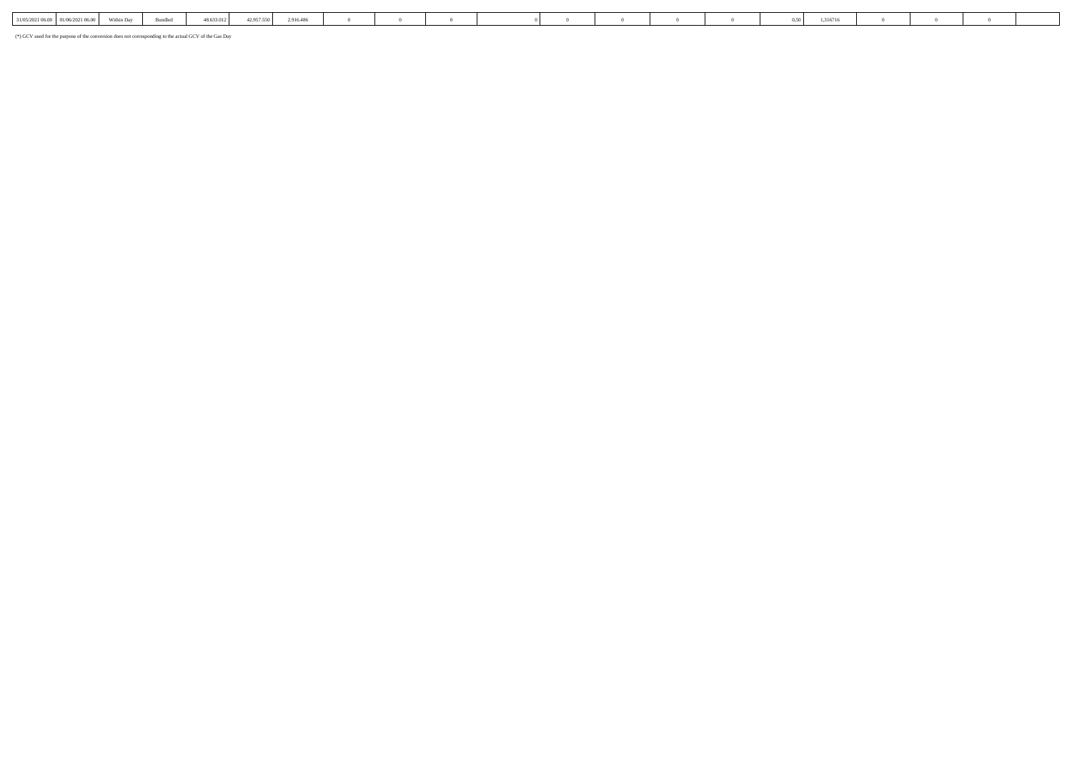| 31/05/2021 06.00 | 01/06/2021 06.00 | Within Day | Bundled | 48.633.012 | 42.957.550 | 2.916.486 | 0 | 0 | 0 | 0 | 0 | 0 | 0 | 0 | 0,50 | 1,316716 | 0 | 0 | 0 | |
|---|---|---|---|---|---|---|---|---|---|---|---|---|---|---|---|---|---|---|---|---|

(*) GCV used for the purpose of the conversion does not corresponding to the actual GCV of the Gas Day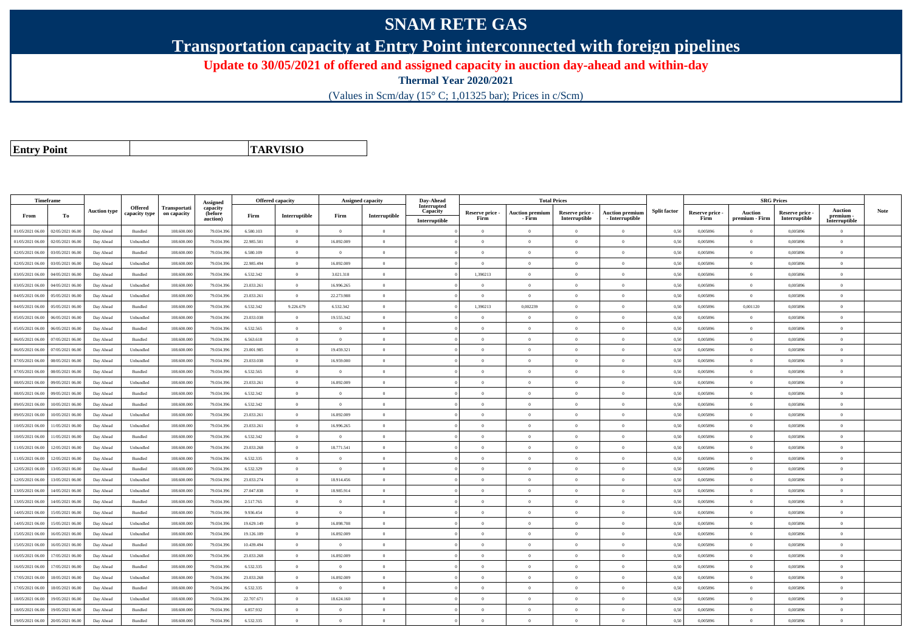# SNAM RETE GAS

## Transportation capacity at Entry Point interconnected with foreign pipelines

**Update to 30/05/2021 of offered and assigned capacity in auction day-ahead and within-day**

**Thermal Year 2020/2021**

(Values in Scm/day (15° C; 1,01325 bar); Prices in c/Scm)

| **Entry Point** | | **TARVISIO** |
|---|---|---|

| Timeframe | | Auction type | Offered capacity type | Transportation capacity | Assigned capacity (before auction) | Offered capacity | | Assigned capacity | | Day-Ahead Interrupted Capacity | Total Prices | | | | Split factor | SRG Prices | | | | Note |
|---|---|---|---|---|---|---|---|---|---|---|---|---|---|---|---|---|---|---|---|---|
| From | To | | | | | Firm | Interruptible | Firm | Interruptible | Interruptible | Reserve price - Firm | Auction premium - Firm | Reserve price - Interruptible | Auction premium - Interruptible | | Reserve price - Firm | Auction premium - Firm | Reserve price - Interruptible | Auction premium - Interruptible | |
| 01/05/2021 06.00 | 02/05/2021 06.00 | Day Ahead | Bundled | 108.600.000 | 79.034.396 | 6.580.103 | 0 | 0 | 0 | 0 | 0 | 0 | 0 | 0 | 0,50 | 0,005896 | 0 | 0,005896 | 0 | |
| 01/05/2021 06.00 | 02/05/2021 06.00 | Day Ahead | Unbundled | 108.600.000 | 79.034.396 | 22.985.501 | 0 | 16.892.009 | 0 | 0 | 0 | 0 | 0 | 0 | 0,50 | 0,005896 | 0 | 0,005896 | 0 | |
| 02/05/2021 06.00 | 03/05/2021 06.00 | Day Ahead | Bundled | 108.600.000 | 79.034.396 | 6.580.109 | 0 | 0 | 0 | 0 | 0 | 0 | 0 | 0 | 0,50 | 0,005896 | 0 | 0,005896 | 0 | |
| 02/05/2021 06.00 | 03/05/2021 06.00 | Day Ahead | Unbundled | 108.600.000 | 79.034.396 | 22.985.494 | 0 | 16.892.009 | 0 | 0 | 0 | 0 | 0 | 0 | 0,50 | 0,005896 | 0 | 0,005896 | 0 | |
| 03/05/2021 06.00 | 04/05/2021 06.00 | Day Ahead | Bundled | 108.600.000 | 79.034.396 | 6.532.342 | 0 | 3.021.318 | 0 | 0 | 1,390213 | 0 | 0 | 0 | 0,50 | 0,005896 | 0 | 0,005896 | 0 | |
| 03/05/2021 06.00 | 04/05/2021 06.00 | Day Ahead | Unbundled | 108.600.000 | 79.034.396 | 23.033.261 | 0 | 16.996.265 | 0 | 0 | 0 | 0 | 0 | 0 | 0,50 | 0,005896 | 0 | 0,005896 | 0 | |
| 04/05/2021 06.00 | 05/05/2021 06.00 | Day Ahead | Unbundled | 108.600.000 | 79.034.396 | 23.033.261 | 0 | 22.273.988 | 0 | 0 | 0 | 0 | 0 | 0 | 0,50 | 0,005896 | 0 | 0,005896 | 0 | |
| 04/05/2021 06.00 | 05/05/2021 06.00 | Day Ahead | Bundled | 108.600.000 | 79.034.396 | 6.532.342 | 9.226.679 | 6.532.342 | 0 | 0 | 1,390213 | 0,002239 | 0 | 0 | 0,50 | 0,005896 | 0,001120 | 0,005896 | 0 | |
| 05/05/2021 06.00 | 06/05/2021 06.00 | Day Ahead | Unbundled | 108.600.000 | 79.034.396 | 23.033.038 | 0 | 19.555.342 | 0 | 0 | 0 | 0 | 0 | 0 | 0,50 | 0,005896 | 0 | 0,005896 | 0 | |
| 05/05/2021 06.00 | 06/05/2021 06.00 | Day Ahead | Bundled | 108.600.000 | 79.034.396 | 6.532.565 | 0 | 0 | 0 | 0 | 0 | 0 | 0 | 0 | 0,50 | 0,005896 | 0 | 0,005896 | 0 | |
| 06/05/2021 06.00 | 07/05/2021 06.00 | Day Ahead | Bundled | 108.600.000 | 79.034.396 | 6.563.618 | 0 | 0 | 0 | 0 | 0 | 0 | 0 | 0 | 0,50 | 0,005896 | 0 | 0,005896 | 0 | |
| 06/05/2021 06.00 | 07/05/2021 06.00 | Day Ahead | Unbundled | 108.600.000 | 79.034.396 | 23.001.985 | 0 | 19.459.321 | 0 | 0 | 0 | 0 | 0 | 0 | 0,50 | 0,005896 | 0 | 0,005896 | 0 | |
| 07/05/2021 06.00 | 08/05/2021 06.00 | Day Ahead | Unbundled | 108.600.000 | 79.034.396 | 23.033.038 | 0 | 16.959.000 | 0 | 0 | 0 | 0 | 0 | 0 | 0,50 | 0,005896 | 0 | 0,005896 | 0 | |
| 07/05/2021 06.00 | 08/05/2021 06.00 | Day Ahead | Bundled | 108.600.000 | 79.034.396 | 6.532.565 | 0 | 0 | 0 | 0 | 0 | 0 | 0 | 0 | 0,50 | 0,005896 | 0 | 0,005896 | 0 | |
| 08/05/2021 06.00 | 09/05/2021 06.00 | Day Ahead | Unbundled | 108.600.000 | 79.034.396 | 23.033.261 | 0 | 16.892.009 | 0 | 0 | 0 | 0 | 0 | 0 | 0,50 | 0,005896 | 0 | 0,005896 | 0 | |
| 08/05/2021 06.00 | 09/05/2021 06.00 | Day Ahead | Bundled | 108.600.000 | 79.034.396 | 6.532.342 | 0 | 0 | 0 | 0 | 0 | 0 | 0 | 0 | 0,50 | 0,005896 | 0 | 0,005896 | 0 | |
| 09/05/2021 06.00 | 10/05/2021 06.00 | Day Ahead | Bundled | 108.600.000 | 79.034.396 | 6.532.342 | 0 | 0 | 0 | 0 | 0 | 0 | 0 | 0 | 0,50 | 0,005896 | 0 | 0,005896 | 0 | |
| 09/05/2021 06.00 | 10/05/2021 06.00 | Day Ahead | Unbundled | 108.600.000 | 79.034.396 | 23.033.261 | 0 | 16.892.009 | 0 | 0 | 0 | 0 | 0 | 0 | 0,50 | 0,005896 | 0 | 0,005896 | 0 | |
| 10/05/2021 06.00 | 11/05/2021 06.00 | Day Ahead | Unbundled | 108.600.000 | 79.034.396 | 23.033.261 | 0 | 16.996.265 | 0 | 0 | 0 | 0 | 0 | 0 | 0,50 | 0,005896 | 0 | 0,005896 | 0 | |
| 10/05/2021 06.00 | 11/05/2021 06.00 | Day Ahead | Bundled | 108.600.000 | 79.034.396 | 6.532.342 | 0 | 0 | 0 | 0 | 0 | 0 | 0 | 0 | 0,50 | 0,005896 | 0 | 0,005896 | 0 | |
| 11/05/2021 06.00 | 12/05/2021 06.00 | Day Ahead | Unbundled | 108.600.000 | 79.034.396 | 23.033.268 | 0 | 18.771.541 | 0 | 0 | 0 | 0 | 0 | 0 | 0,50 | 0,005896 | 0 | 0,005896 | 0 | |
| 11/05/2021 06.00 | 12/05/2021 06.00 | Day Ahead | Bundled | 108.600.000 | 79.034.396 | 6.532.335 | 0 | 0 | 0 | 0 | 0 | 0 | 0 | 0 | 0,50 | 0,005896 | 0 | 0,005896 | 0 | |
| 12/05/2021 06.00 | 13/05/2021 06.00 | Day Ahead | Bundled | 108.600.000 | 79.034.396 | 6.532.329 | 0 | 0 | 0 | 0 | 0 | 0 | 0 | 0 | 0,50 | 0,005896 | 0 | 0,005896 | 0 | |
| 12/05/2021 06.00 | 13/05/2021 06.00 | Day Ahead | Unbundled | 108.600.000 | 79.034.396 | 23.033.274 | 0 | 18.914.456 | 0 | 0 | 0 | 0 | 0 | 0 | 0,50 | 0,005896 | 0 | 0,005896 | 0 | |
| 13/05/2021 06.00 | 14/05/2021 06.00 | Day Ahead | Unbundled | 108.600.000 | 79.034.396 | 27.047.838 | 0 | 18.985.914 | 0 | 0 | 0 | 0 | 0 | 0 | 0,50 | 0,005896 | 0 | 0,005896 | 0 | |
| 13/05/2021 06.00 | 14/05/2021 06.00 | Day Ahead | Bundled | 108.600.000 | 79.034.396 | 2.517.765 | 0 | 0 | 0 | 0 | 0 | 0 | 0 | 0 | 0,50 | 0,005896 | 0 | 0,005896 | 0 | |
| 14/05/2021 06.00 | 15/05/2021 06.00 | Day Ahead | Bundled | 108.600.000 | 79.034.396 | 9.936.454 | 0 | 0 | 0 | 0 | 0 | 0 | 0 | 0 | 0,50 | 0,005896 | 0 | 0,005896 | 0 | |
| 14/05/2021 06.00 | 15/05/2021 06.00 | Day Ahead | Unbundled | 108.600.000 | 79.034.396 | 19.629.149 | 0 | 16.898.708 | 0 | 0 | 0 | 0 | 0 | 0 | 0,50 | 0,005896 | 0 | 0,005896 | 0 | |
| 15/05/2021 06.00 | 16/05/2021 06.00 | Day Ahead | Unbundled | 108.600.000 | 79.034.396 | 19.126.109 | 0 | 16.892.009 | 0 | 0 | 0 | 0 | 0 | 0 | 0,50 | 0,005896 | 0 | 0,005896 | 0 | |
| 15/05/2021 06.00 | 16/05/2021 06.00 | Day Ahead | Bundled | 108.600.000 | 79.034.396 | 10.439.494 | 0 | 0 | 0 | 0 | 0 | 0 | 0 | 0 | 0,50 | 0,005896 | 0 | 0,005896 | 0 | |
| 16/05/2021 06.00 | 17/05/2021 06.00 | Day Ahead | Unbundled | 108.600.000 | 79.034.396 | 23.033.268 | 0 | 16.892.009 | 0 | 0 | 0 | 0 | 0 | 0 | 0,50 | 0,005896 | 0 | 0,005896 | 0 | |
| 16/05/2021 06.00 | 17/05/2021 06.00 | Day Ahead | Bundled | 108.600.000 | 79.034.396 | 6.532.335 | 0 | 0 | 0 | 0 | 0 | 0 | 0 | 0 | 0,50 | 0,005896 | 0 | 0,005896 | 0 | |
| 17/05/2021 06.00 | 18/05/2021 06.00 | Day Ahead | Unbundled | 108.600.000 | 79.034.396 | 23.033.268 | 0 | 16.892.009 | 0 | 0 | 0 | 0 | 0 | 0 | 0,50 | 0,005896 | 0 | 0,005896 | 0 | |
| 17/05/2021 06.00 | 18/05/2021 06.00 | Day Ahead | Bundled | 108.600.000 | 79.034.396 | 6.532.335 | 0 | 0 | 0 | 0 | 0 | 0 | 0 | 0 | 0,50 | 0,005896 | 0 | 0,005896 | 0 | |
| 18/05/2021 06.00 | 19/05/2021 06.00 | Day Ahead | Unbundled | 108.600.000 | 79.034.396 | 22.707.671 | 0 | 18.624.160 | 0 | 0 | 0 | 0 | 0 | 0 | 0,50 | 0,005896 | 0 | 0,005896 | 0 | |
| 18/05/2021 06.00 | 19/05/2021 06.00 | Day Ahead | Bundled | 108.600.000 | 79.034.396 | 6.857.932 | 0 | 0 | 0 | 0 | 0 | 0 | 0 | 0 | 0,50 | 0,005896 | 0 | 0,005896 | 0 | |
| 19/05/2021 06.00 | 20/05/2021 06.00 | Day Ahead | Bundled | 108.600.000 | 79.034.396 | 6.532.335 | 0 | 0 | 0 | 0 | 0 | 0 | 0 | 0 | 0,50 | 0,005896 | 0 | 0,005896 | 0 | |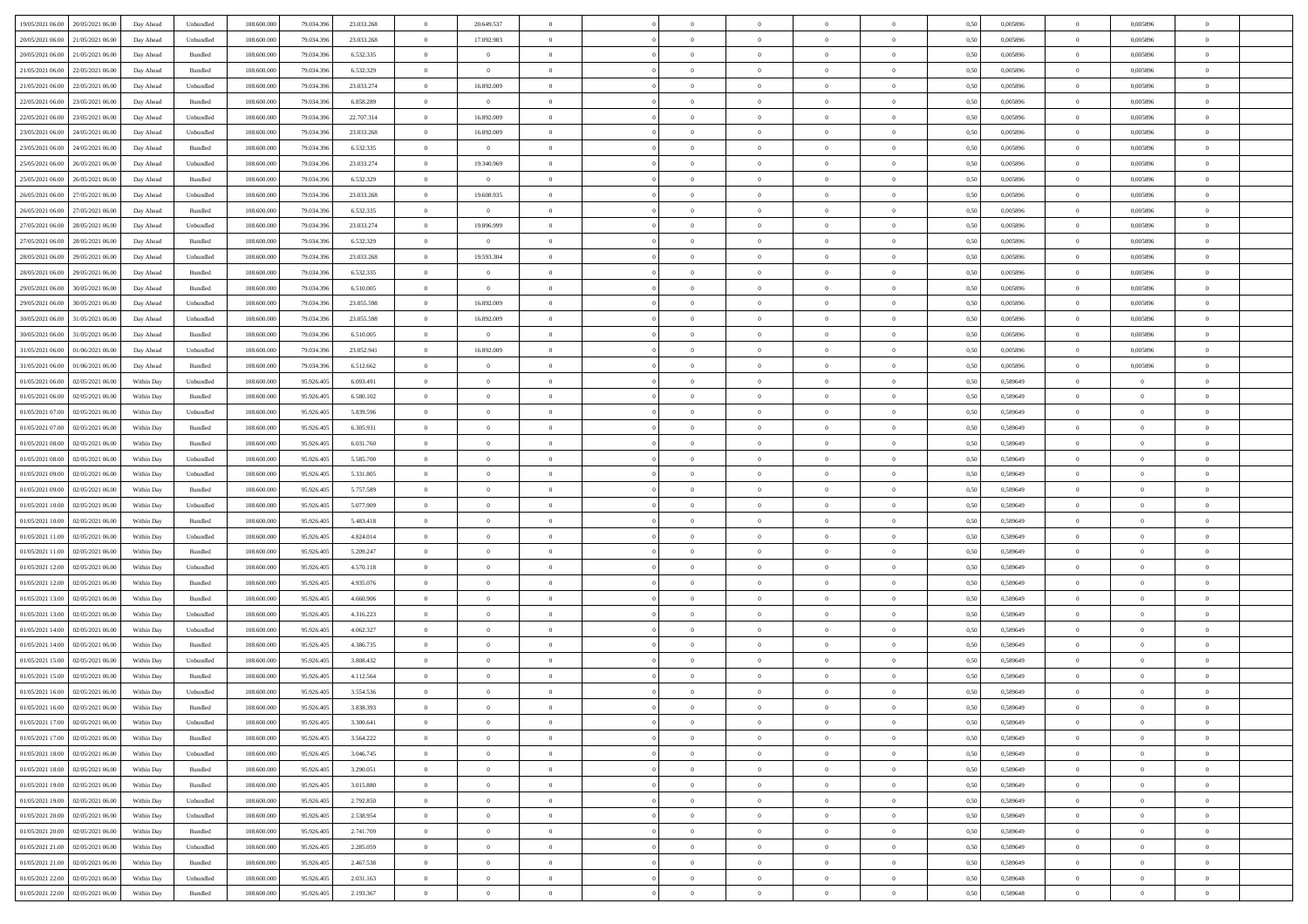| | | | | | | | | | | | | | | | | | | | | | |
|---|---|---|---|---|---|---|---|---|---|---|---|---|---|---|---|---|---|---|---|---|---|
| 19/05/2021 06:00 | 20/05/2021 06:00 | Day Ahead | Unbundled | 108.600.000 | 79.034.396 | 23.033.268 | 0 | 20.649.537 | 0 | | 0 | 0 | 0 | 0 | 0 | 0,50 | 0,005896 | 0 | 0,005896 | 0 | |
| 20/05/2021 06:00 | 21/05/2021 06:00 | Day Ahead | Unbundled | 108.600.000 | 79.034.396 | 23.033.268 | 0 | 17.092.983 | 0 | | 0 | 0 | 0 | 0 | 0 | 0,50 | 0,005896 | 0 | 0,005896 | 0 | |
| 20/05/2021 06:00 | 21/05/2021 06:00 | Day Ahead | Bundled | 108.600.000 | 79.034.396 | 6.532.335 | 0 | 0 | 0 | | 0 | 0 | 0 | 0 | 0 | 0,50 | 0,005896 | 0 | 0,005896 | 0 | |
| 21/05/2021 06:00 | 22/05/2021 06:00 | Day Ahead | Bundled | 108.600.000 | 79.034.396 | 6.532.329 | 0 | 0 | 0 | | 0 | 0 | 0 | 0 | 0 | 0,50 | 0,005896 | 0 | 0,005896 | 0 | |
| 21/05/2021 06:00 | 22/05/2021 06:00 | Day Ahead | Unbundled | 108.600.000 | 79.034.396 | 23.033.274 | 0 | 16.892.009 | 0 | | 0 | 0 | 0 | 0 | 0 | 0,50 | 0,005896 | 0 | 0,005896 | 0 | |
| 22/05/2021 06:00 | 23/05/2021 06:00 | Day Ahead | Bundled | 108.600.000 | 79.034.396 | 6.858.289 | 0 | 0 | 0 | | 0 | 0 | 0 | 0 | 0 | 0,50 | 0,005896 | 0 | 0,005896 | 0 | |
| 22/05/2021 06:00 | 23/05/2021 06:00 | Day Ahead | Unbundled | 108.600.000 | 79.034.396 | 22.707.314 | 0 | 16.892.009 | 0 | | 0 | 0 | 0 | 0 | 0 | 0,50 | 0,005896 | 0 | 0,005896 | 0 | |
| 23/05/2021 06:00 | 24/05/2021 06:00 | Day Ahead | Unbundled | 108.600.000 | 79.034.396 | 23.033.268 | 0 | 16.892.009 | 0 | | 0 | 0 | 0 | 0 | 0 | 0,50 | 0,005896 | 0 | 0,005896 | 0 | |
| 23/05/2021 06:00 | 24/05/2021 06:00 | Day Ahead | Bundled | 108.600.000 | 79.034.396 | 6.532.335 | 0 | 0 | 0 | | 0 | 0 | 0 | 0 | 0 | 0,50 | 0,005896 | 0 | 0,005896 | 0 | |
| 25/05/2021 06:00 | 26/05/2021 06:00 | Day Ahead | Unbundled | 108.600.000 | 79.034.396 | 23.033.274 | 0 | 19.340.969 | 0 | | 0 | 0 | 0 | 0 | 0 | 0,50 | 0,005896 | 0 | 0,005896 | 0 | |
| 25/05/2021 06:00 | 26/05/2021 06:00 | Day Ahead | Bundled | 108.600.000 | 79.034.396 | 6.532.329 | 0 | 0 | 0 | | 0 | 0 | 0 | 0 | 0 | 0,50 | 0,005896 | 0 | 0,005896 | 0 | |
| 26/05/2021 06:00 | 27/05/2021 06:00 | Day Ahead | Unbundled | 108.600.000 | 79.034.396 | 23.033.268 | 0 | 19.608.935 | 0 | | 0 | 0 | 0 | 0 | 0 | 0,50 | 0,005896 | 0 | 0,005896 | 0 | |
| 26/05/2021 06:00 | 27/05/2021 06:00 | Day Ahead | Bundled | 108.600.000 | 79.034.396 | 6.532.335 | 0 | 0 | 0 | | 0 | 0 | 0 | 0 | 0 | 0,50 | 0,005896 | 0 | 0,005896 | 0 | |
| 27/05/2021 06:00 | 28/05/2021 06:00 | Day Ahead | Unbundled | 108.600.000 | 79.034.396 | 23.033.274 | 0 | 19.896.999 | 0 | | 0 | 0 | 0 | 0 | 0 | 0,50 | 0,005896 | 0 | 0,005896 | 0 | |
| 27/05/2021 06:00 | 28/05/2021 06:00 | Day Ahead | Bundled | 108.600.000 | 79.034.396 | 6.532.329 | 0 | 0 | 0 | | 0 | 0 | 0 | 0 | 0 | 0,50 | 0,005896 | 0 | 0,005896 | 0 | |
| 28/05/2021 06:00 | 29/05/2021 06:00 | Day Ahead | Unbundled | 108.600.000 | 79.034.396 | 23.033.268 | 0 | 19.593.304 | 0 | | 0 | 0 | 0 | 0 | 0 | 0,50 | 0,005896 | 0 | 0,005896 | 0 | |
| 28/05/2021 06:00 | 29/05/2021 06:00 | Day Ahead | Bundled | 108.600.000 | 79.034.396 | 6.532.335 | 0 | 0 | 0 | | 0 | 0 | 0 | 0 | 0 | 0,50 | 0,005896 | 0 | 0,005896 | 0 | |
| 29/05/2021 06:00 | 30/05/2021 06:00 | Day Ahead | Bundled | 108.600.000 | 79.034.396 | 6.510.005 | 0 | 0 | 0 | | 0 | 0 | 0 | 0 | 0 | 0,50 | 0,005896 | 0 | 0,005896 | 0 | |
| 29/05/2021 06:00 | 30/05/2021 06:00 | Day Ahead | Unbundled | 108.600.000 | 79.034.396 | 23.055.598 | 0 | 16.892.009 | 0 | | 0 | 0 | 0 | 0 | 0 | 0,50 | 0,005896 | 0 | 0,005896 | 0 | |
| 30/05/2021 06:00 | 31/05/2021 06:00 | Day Ahead | Unbundled | 108.600.000 | 79.034.396 | 23.055.598 | 0 | 16.892.009 | 0 | | 0 | 0 | 0 | 0 | 0 | 0,50 | 0,005896 | 0 | 0,005896 | 0 | |
| 30/05/2021 06:00 | 31/05/2021 06:00 | Day Ahead | Bundled | 108.600.000 | 79.034.396 | 6.510.005 | 0 | 0 | 0 | | 0 | 0 | 0 | 0 | 0 | 0,50 | 0,005896 | 0 | 0,005896 | 0 | |
| 31/05/2021 06:00 | 01/06/2021 06:00 | Day Ahead | Unbundled | 108.600.000 | 79.034.396 | 23.052.941 | 0 | 16.892.009 | 0 | | 0 | 0 | 0 | 0 | 0 | 0,50 | 0,005896 | 0 | 0,005896 | 0 | |
| 31/05/2021 06:00 | 01/06/2021 06:00 | Day Ahead | Bundled | 108.600.000 | 79.034.396 | 6.512.662 | 0 | 0 | 0 | | 0 | 0 | 0 | 0 | 0 | 0,50 | 0,005896 | 0 | 0,005896 | 0 | |
| 01/05/2021 06:00 | 02/05/2021 06:00 | Within Day | Unbundled | 108.600.000 | 95.926.405 | 6.093.491 | 0 | 0 | 0 | | 0 | 0 | 0 | 0 | 0 | 0,50 | 0,589649 | 0 | 0 | 0 | |
| 01/05/2021 06:00 | 02/05/2021 06:00 | Within Day | Bundled | 108.600.000 | 95.926.405 | 6.580.102 | 0 | 0 | 0 | | 0 | 0 | 0 | 0 | 0 | 0,50 | 0,589649 | 0 | 0 | 0 | |
| 01/05/2021 07:00 | 02/05/2021 06:00 | Within Day | Unbundled | 108.600.000 | 95.926.405 | 5.839.596 | 0 | 0 | 0 | | 0 | 0 | 0 | 0 | 0 | 0,50 | 0,589649 | 0 | 0 | 0 | |
| 01/05/2021 07:00 | 02/05/2021 06:00 | Within Day | Bundled | 108.600.000 | 95.926.405 | 6.305.931 | 0 | 0 | 0 | | 0 | 0 | 0 | 0 | 0 | 0,50 | 0,589649 | 0 | 0 | 0 | |
| 01/05/2021 08:00 | 02/05/2021 06:00 | Within Day | Bundled | 108.600.000 | 95.926.405 | 6.031.760 | 0 | 0 | 0 | | 0 | 0 | 0 | 0 | 0 | 0,50 | 0,589649 | 0 | 0 | 0 | |
| 01/05/2021 08:00 | 02/05/2021 06:00 | Within Day | Unbundled | 108.600.000 | 95.926.405 | 5.585.700 | 0 | 0 | 0 | | 0 | 0 | 0 | 0 | 0 | 0,50 | 0,589649 | 0 | 0 | 0 | |
| 01/05/2021 09:00 | 02/05/2021 06:00 | Within Day | Unbundled | 108.600.000 | 95.926.405 | 5.331.805 | 0 | 0 | 0 | | 0 | 0 | 0 | 0 | 0 | 0,50 | 0,589649 | 0 | 0 | 0 | |
| 01/05/2021 09:00 | 02/05/2021 06:00 | Within Day | Bundled | 108.600.000 | 95.926.405 | 5.757.589 | 0 | 0 | 0 | | 0 | 0 | 0 | 0 | 0 | 0,50 | 0,589649 | 0 | 0 | 0 | |
| 01/05/2021 10:00 | 02/05/2021 06:00 | Within Day | Unbundled | 108.600.000 | 95.926.405 | 5.077.909 | 0 | 0 | 0 | | 0 | 0 | 0 | 0 | 0 | 0,50 | 0,589649 | 0 | 0 | 0 | |
| 01/05/2021 10:00 | 02/05/2021 06:00 | Within Day | Bundled | 108.600.000 | 95.926.405 | 5.483.418 | 0 | 0 | 0 | | 0 | 0 | 0 | 0 | 0 | 0,50 | 0,589649 | 0 | 0 | 0 | |
| 01/05/2021 11:00 | 02/05/2021 06:00 | Within Day | Unbundled | 108.600.000 | 95.926.405 | 4.824.014 | 0 | 0 | 0 | | 0 | 0 | 0 | 0 | 0 | 0,50 | 0,589649 | 0 | 0 | 0 | |
| 01/05/2021 11:00 | 02/05/2021 06:00 | Within Day | Bundled | 108.600.000 | 95.926.405 | 5.209.247 | 0 | 0 | 0 | | 0 | 0 | 0 | 0 | 0 | 0,50 | 0,589649 | 0 | 0 | 0 | |
| 01/05/2021 12:00 | 02/05/2021 06:00 | Within Day | Unbundled | 108.600.000 | 95.926.405 | 4.570.118 | 0 | 0 | 0 | | 0 | 0 | 0 | 0 | 0 | 0,50 | 0,589649 | 0 | 0 | 0 | |
| 01/05/2021 12:00 | 02/05/2021 06:00 | Within Day | Bundled | 108.600.000 | 95.926.405 | 4.935.076 | 0 | 0 | 0 | | 0 | 0 | 0 | 0 | 0 | 0,50 | 0,589649 | 0 | 0 | 0 | |
| 01/05/2021 13:00 | 02/05/2021 06:00 | Within Day | Bundled | 108.600.000 | 95.926.405 | 4.660.906 | 0 | 0 | 0 | | 0 | 0 | 0 | 0 | 0 | 0,50 | 0,589649 | 0 | 0 | 0 | |
| 01/05/2021 13:00 | 02/05/2021 06:00 | Within Day | Unbundled | 108.600.000 | 95.926.405 | 4.316.223 | 0 | 0 | 0 | | 0 | 0 | 0 | 0 | 0 | 0,50 | 0,589649 | 0 | 0 | 0 | |
| 01/05/2021 14:00 | 02/05/2021 06:00 | Within Day | Unbundled | 108.600.000 | 95.926.405 | 4.062.327 | 0 | 0 | 0 | | 0 | 0 | 0 | 0 | 0 | 0,50 | 0,589649 | 0 | 0 | 0 | |
| 01/05/2021 14:00 | 02/05/2021 06:00 | Within Day | Bundled | 108.600.000 | 95.926.405 | 4.386.735 | 0 | 0 | 0 | | 0 | 0 | 0 | 0 | 0 | 0,50 | 0,589649 | 0 | 0 | 0 | |
| 01/05/2021 15:00 | 02/05/2021 06:00 | Within Day | Unbundled | 108.600.000 | 95.926.405 | 3.808.432 | 0 | 0 | 0 | | 0 | 0 | 0 | 0 | 0 | 0,50 | 0,589649 | 0 | 0 | 0 | |
| 01/05/2021 15:00 | 02/05/2021 06:00 | Within Day | Bundled | 108.600.000 | 95.926.405 | 4.112.564 | 0 | 0 | 0 | | 0 | 0 | 0 | 0 | 0 | 0,50 | 0,589649 | 0 | 0 | 0 | |
| 01/05/2021 16:00 | 02/05/2021 06:00 | Within Day | Unbundled | 108.600.000 | 95.926.405 | 3.554.536 | 0 | 0 | 0 | | 0 | 0 | 0 | 0 | 0 | 0,50 | 0,589649 | 0 | 0 | 0 | |
| 01/05/2021 16:00 | 02/05/2021 06:00 | Within Day | Bundled | 108.600.000 | 95.926.405 | 3.838.393 | 0 | 0 | 0 | | 0 | 0 | 0 | 0 | 0 | 0,50 | 0,589649 | 0 | 0 | 0 | |
| 01/05/2021 17:00 | 02/05/2021 06:00 | Within Day | Unbundled | 108.600.000 | 95.926.405 | 3.300.641 | 0 | 0 | 0 | | 0 | 0 | 0 | 0 | 0 | 0,50 | 0,589649 | 0 | 0 | 0 | |
| 01/05/2021 17:00 | 02/05/2021 06:00 | Within Day | Bundled | 108.600.000 | 95.926.405 | 3.564.222 | 0 | 0 | 0 | | 0 | 0 | 0 | 0 | 0 | 0,50 | 0,589649 | 0 | 0 | 0 | |
| 01/05/2021 18:00 | 02/05/2021 06:00 | Within Day | Unbundled | 108.600.000 | 95.926.405 | 3.046.745 | 0 | 0 | 0 | | 0 | 0 | 0 | 0 | 0 | 0,50 | 0,589649 | 0 | 0 | 0 | |
| 01/05/2021 18:00 | 02/05/2021 06:00 | Within Day | Bundled | 108.600.000 | 95.926.405 | 3.290.051 | 0 | 0 | 0 | | 0 | 0 | 0 | 0 | 0 | 0,50 | 0,589649 | 0 | 0 | 0 | |
| 01/05/2021 19:00 | 02/05/2021 06:00 | Within Day | Bundled | 108.600.000 | 95.926.405 | 3.015.880 | 0 | 0 | 0 | | 0 | 0 | 0 | 0 | 0 | 0,50 | 0,589649 | 0 | 0 | 0 | |
| 01/05/2021 19:00 | 02/05/2021 06:00 | Within Day | Unbundled | 108.600.000 | 95.926.405 | 2.792.850 | 0 | 0 | 0 | | 0 | 0 | 0 | 0 | 0 | 0,50 | 0,589649 | 0 | 0 | 0 | |
| 01/05/2021 20:00 | 02/05/2021 06:00 | Within Day | Unbundled | 108.600.000 | 95.926.405 | 2.538.954 | 0 | 0 | 0 | | 0 | 0 | 0 | 0 | 0 | 0,50 | 0,589649 | 0 | 0 | 0 | |
| 01/05/2021 20:00 | 02/05/2021 06:00 | Within Day | Bundled | 108.600.000 | 95.926.405 | 2.741.709 | 0 | 0 | 0 | | 0 | 0 | 0 | 0 | 0 | 0,50 | 0,589649 | 0 | 0 | 0 | |
| 01/05/2021 21:00 | 02/05/2021 06:00 | Within Day | Unbundled | 108.600.000 | 95.926.405 | 2.285.059 | 0 | 0 | 0 | | 0 | 0 | 0 | 0 | 0 | 0,50 | 0,589649 | 0 | 0 | 0 | |
| 01/05/2021 21:00 | 02/05/2021 06:00 | Within Day | Bundled | 108.600.000 | 95.926.405 | 2.467.538 | 0 | 0 | 0 | | 0 | 0 | 0 | 0 | 0 | 0,50 | 0,589649 | 0 | 0 | 0 | |
| 01/05/2021 22:00 | 02/05/2021 06:00 | Within Day | Unbundled | 108.600.000 | 95.926.405 | 2.031.163 | 0 | 0 | 0 | | 0 | 0 | 0 | 0 | 0 | 0,50 | 0,589648 | 0 | 0 | 0 | |
| 01/05/2021 22:00 | 02/05/2021 06:00 | Within Day | Bundled | 108.600.000 | 95.926.405 | 2.193.367 | 0 | 0 | 0 | | 0 | 0 | 0 | 0 | 0 | 0,50 | 0,589648 | 0 | 0 | 0 | |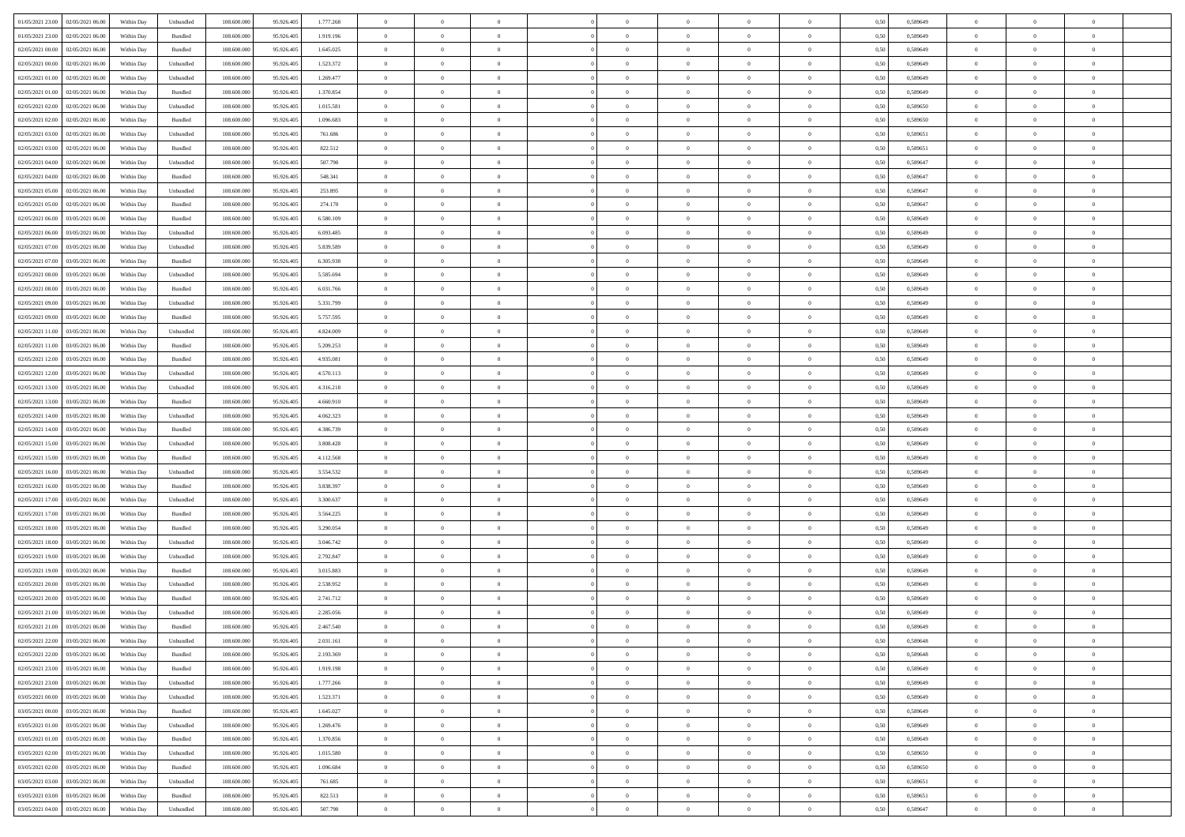| | | | | | | | | | | | | | | | | | | | | | |
|---|---|---|---|---|---|---|---|---|---|---|---|---|---|---|---|---|---|---|---|---|---|
| 01/05/2021 23.00 | 02/05/2021 06.00 | Within Day | Unbundled | 108.600.000 | 95.926.405 | 1.777.268 | 0 | 0 | 0 | | 0 | 0 | 0 | 0 | 0 | 0,50 | 0,589649 | 0 | 0 | 0 | |
| 01/05/2021 23.00 | 02/05/2021 06.00 | Within Day | Bundled | 108.600.000 | 95.926.405 | 1.919.196 | 0 | 0 | 0 | | 0 | 0 | 0 | 0 | 0 | 0,50 | 0,589649 | 0 | 0 | 0 | |
| 02/05/2021 00.00 | 02/05/2021 06.00 | Within Day | Bundled | 108.600.000 | 95.926.405 | 1.645.025 | 0 | 0 | 0 | | 0 | 0 | 0 | 0 | 0 | 0,50 | 0,589649 | 0 | 0 | 0 | |
| 02/05/2021 00.00 | 02/05/2021 06.00 | Within Day | Unbundled | 108.600.000 | 95.926.405 | 1.523.372 | 0 | 0 | 0 | | 0 | 0 | 0 | 0 | 0 | 0,50 | 0,589649 | 0 | 0 | 0 | |
| 02/05/2021 01.00 | 02/05/2021 06.00 | Within Day | Unbundled | 108.600.000 | 95.926.405 | 1.269.477 | 0 | 0 | 0 | | 0 | 0 | 0 | 0 | 0 | 0,50 | 0,589649 | 0 | 0 | 0 | |
| 02/05/2021 01.00 | 02/05/2021 06.00 | Within Day | Bundled | 108.600.000 | 95.926.405 | 1.370.854 | 0 | 0 | 0 | | 0 | 0 | 0 | 0 | 0 | 0,50 | 0,589649 | 0 | 0 | 0 | |
| 02/05/2021 02.00 | 02/05/2021 06.00 | Within Day | Unbundled | 108.600.000 | 95.926.405 | 1.015.581 | 0 | 0 | 0 | | 0 | 0 | 0 | 0 | 0 | 0,50 | 0,589650 | 0 | 0 | 0 | |
| 02/05/2021 02.00 | 02/05/2021 06.00 | Within Day | Bundled | 108.600.000 | 95.926.405 | 1.096.683 | 0 | 0 | 0 | | 0 | 0 | 0 | 0 | 0 | 0,50 | 0,589650 | 0 | 0 | 0 | |
| 02/05/2021 03.00 | 02/05/2021 06.00 | Within Day | Unbundled | 108.600.000 | 95.926.405 | 761.686 | 0 | 0 | 0 | | 0 | 0 | 0 | 0 | 0 | 0,50 | 0,589651 | 0 | 0 | 0 | |
| 02/05/2021 03.00 | 02/05/2021 06.00 | Within Day | Bundled | 108.600.000 | 95.926.405 | 822.512 | 0 | 0 | 0 | | 0 | 0 | 0 | 0 | 0 | 0,50 | 0,589651 | 0 | 0 | 0 | |
| 02/05/2021 04.00 | 02/05/2021 06.00 | Within Day | Unbundled | 108.600.000 | 95.926.405 | 507.790 | 0 | 0 | 0 | | 0 | 0 | 0 | 0 | 0 | 0,50 | 0,589647 | 0 | 0 | 0 | |
| 02/05/2021 04.00 | 02/05/2021 06.00 | Within Day | Bundled | 108.600.000 | 95.926.405 | 548.341 | 0 | 0 | 0 | | 0 | 0 | 0 | 0 | 0 | 0,50 | 0,589647 | 0 | 0 | 0 | |
| 02/05/2021 05.00 | 02/05/2021 06.00 | Within Day | Unbundled | 108.600.000 | 95.926.405 | 253.895 | 0 | 0 | 0 | | 0 | 0 | 0 | 0 | 0 | 0,50 | 0,589647 | 0 | 0 | 0 | |
| 02/05/2021 05.00 | 02/05/2021 06.00 | Within Day | Bundled | 108.600.000 | 95.926.405 | 274.170 | 0 | 0 | 0 | | 0 | 0 | 0 | 0 | 0 | 0,50 | 0,589647 | 0 | 0 | 0 | |
| 02/05/2021 06.00 | 03/05/2021 06.00 | Within Day | Bundled | 108.600.000 | 95.926.405 | 6.580.109 | 0 | 0 | 0 | | 0 | 0 | 0 | 0 | 0 | 0,50 | 0,589649 | 0 | 0 | 0 | |
| 02/05/2021 06.00 | 03/05/2021 06.00 | Within Day | Unbundled | 108.600.000 | 95.926.405 | 6.093.485 | 0 | 0 | 0 | | 0 | 0 | 0 | 0 | 0 | 0,50 | 0,589649 | 0 | 0 | 0 | |
| 02/05/2021 07.00 | 03/05/2021 06.00 | Within Day | Unbundled | 108.600.000 | 95.926.405 | 5.839.589 | 0 | 0 | 0 | | 0 | 0 | 0 | 0 | 0 | 0,50 | 0,589649 | 0 | 0 | 0 | |
| 02/05/2021 07.00 | 03/05/2021 06.00 | Within Day | Bundled | 108.600.000 | 95.926.405 | 6.305.938 | 0 | 0 | 0 | | 0 | 0 | 0 | 0 | 0 | 0,50 | 0,589649 | 0 | 0 | 0 | |
| 02/05/2021 08.00 | 03/05/2021 06.00 | Within Day | Unbundled | 108.600.000 | 95.926.405 | 5.585.694 | 0 | 0 | 0 | | 0 | 0 | 0 | 0 | 0 | 0,50 | 0,589649 | 0 | 0 | 0 | |
| 02/05/2021 08.00 | 03/05/2021 06.00 | Within Day | Bundled | 108.600.000 | 95.926.405 | 6.031.766 | 0 | 0 | 0 | | 0 | 0 | 0 | 0 | 0 | 0,50 | 0,589649 | 0 | 0 | 0 | |
| 02/05/2021 09.00 | 03/05/2021 06.00 | Within Day | Unbundled | 108.600.000 | 95.926.405 | 5.331.799 | 0 | 0 | 0 | | 0 | 0 | 0 | 0 | 0 | 0,50 | 0,589649 | 0 | 0 | 0 | |
| 02/05/2021 09.00 | 03/05/2021 06.00 | Within Day | Bundled | 108.600.000 | 95.926.405 | 5.757.595 | 0 | 0 | 0 | | 0 | 0 | 0 | 0 | 0 | 0,50 | 0,589649 | 0 | 0 | 0 | |
| 02/05/2021 11.00 | 03/05/2021 06.00 | Within Day | Unbundled | 108.600.000 | 95.926.405 | 4.824.009 | 0 | 0 | 0 | | 0 | 0 | 0 | 0 | 0 | 0,50 | 0,589649 | 0 | 0 | 0 | |
| 02/05/2021 11.00 | 03/05/2021 06.00 | Within Day | Bundled | 108.600.000 | 95.926.405 | 5.209.253 | 0 | 0 | 0 | | 0 | 0 | 0 | 0 | 0 | 0,50 | 0,589649 | 0 | 0 | 0 | |
| 02/05/2021 12.00 | 03/05/2021 06.00 | Within Day | Bundled | 108.600.000 | 95.926.405 | 4.935.081 | 0 | 0 | 0 | | 0 | 0 | 0 | 0 | 0 | 0,50 | 0,589649 | 0 | 0 | 0 | |
| 02/05/2021 12.00 | 03/05/2021 06.00 | Within Day | Unbundled | 108.600.000 | 95.926.405 | 4.570.113 | 0 | 0 | 0 | | 0 | 0 | 0 | 0 | 0 | 0,50 | 0,589649 | 0 | 0 | 0 | |
| 02/05/2021 13.00 | 03/05/2021 06.00 | Within Day | Unbundled | 108.600.000 | 95.926.405 | 4.316.218 | 0 | 0 | 0 | | 0 | 0 | 0 | 0 | 0 | 0,50 | 0,589649 | 0 | 0 | 0 | |
| 02/05/2021 13.00 | 03/05/2021 06.00 | Within Day | Bundled | 108.600.000 | 95.926.405 | 4.660.910 | 0 | 0 | 0 | | 0 | 0 | 0 | 0 | 0 | 0,50 | 0,589649 | 0 | 0 | 0 | |
| 02/05/2021 14.00 | 03/05/2021 06.00 | Within Day | Unbundled | 108.600.000 | 95.926.405 | 4.062.323 | 0 | 0 | 0 | | 0 | 0 | 0 | 0 | 0 | 0,50 | 0,589649 | 0 | 0 | 0 | |
| 02/05/2021 14.00 | 03/05/2021 06.00 | Within Day | Bundled | 108.600.000 | 95.926.405 | 4.386.739 | 0 | 0 | 0 | | 0 | 0 | 0 | 0 | 0 | 0,50 | 0,589649 | 0 | 0 | 0 | |
| 02/05/2021 15.00 | 03/05/2021 06.00 | Within Day | Unbundled | 108.600.000 | 95.926.405 | 3.808.428 | 0 | 0 | 0 | | 0 | 0 | 0 | 0 | 0 | 0,50 | 0,589649 | 0 | 0 | 0 | |
| 02/05/2021 15.00 | 03/05/2021 06.00 | Within Day | Bundled | 108.600.000 | 95.926.405 | 4.112.568 | 0 | 0 | 0 | | 0 | 0 | 0 | 0 | 0 | 0,50 | 0,589649 | 0 | 0 | 0 | |
| 02/05/2021 16.00 | 03/05/2021 06.00 | Within Day | Unbundled | 108.600.000 | 95.926.405 | 3.554.532 | 0 | 0 | 0 | | 0 | 0 | 0 | 0 | 0 | 0,50 | 0,589649 | 0 | 0 | 0 | |
| 02/05/2021 16.00 | 03/05/2021 06.00 | Within Day | Bundled | 108.600.000 | 95.926.405 | 3.838.397 | 0 | 0 | 0 | | 0 | 0 | 0 | 0 | 0 | 0,50 | 0,589649 | 0 | 0 | 0 | |
| 02/05/2021 17.00 | 03/05/2021 06.00 | Within Day | Unbundled | 108.600.000 | 95.926.405 | 3.300.637 | 0 | 0 | 0 | | 0 | 0 | 0 | 0 | 0 | 0,50 | 0,589649 | 0 | 0 | 0 | |
| 02/05/2021 17.00 | 03/05/2021 06.00 | Within Day | Bundled | 108.600.000 | 95.926.405 | 3.564.225 | 0 | 0 | 0 | | 0 | 0 | 0 | 0 | 0 | 0,50 | 0,589649 | 0 | 0 | 0 | |
| 02/05/2021 18.00 | 03/05/2021 06.00 | Within Day | Bundled | 108.600.000 | 95.926.405 | 3.290.054 | 0 | 0 | 0 | | 0 | 0 | 0 | 0 | 0 | 0,50 | 0,589649 | 0 | 0 | 0 | |
| 02/05/2021 18.00 | 03/05/2021 06.00 | Within Day | Unbundled | 108.600.000 | 95.926.405 | 3.046.742 | 0 | 0 | 0 | | 0 | 0 | 0 | 0 | 0 | 0,50 | 0,589649 | 0 | 0 | 0 | |
| 02/05/2021 19.00 | 03/05/2021 06.00 | Within Day | Unbundled | 108.600.000 | 95.926.405 | 2.792.847 | 0 | 0 | 0 | | 0 | 0 | 0 | 0 | 0 | 0,50 | 0,589649 | 0 | 0 | 0 | |
| 02/05/2021 19.00 | 03/05/2021 06.00 | Within Day | Bundled | 108.600.000 | 95.926.405 | 3.015.883 | 0 | 0 | 0 | | 0 | 0 | 0 | 0 | 0 | 0,50 | 0,589649 | 0 | 0 | 0 | |
| 02/05/2021 20.00 | 03/05/2021 06.00 | Within Day | Unbundled | 108.600.000 | 95.926.405 | 2.538.952 | 0 | 0 | 0 | | 0 | 0 | 0 | 0 | 0 | 0,50 | 0,589649 | 0 | 0 | 0 | |
| 02/05/2021 20.00 | 03/05/2021 06.00 | Within Day | Bundled | 108.600.000 | 95.926.405 | 2.741.712 | 0 | 0 | 0 | | 0 | 0 | 0 | 0 | 0 | 0,50 | 0,589649 | 0 | 0 | 0 | |
| 02/05/2021 21.00 | 03/05/2021 06.00 | Within Day | Unbundled | 108.600.000 | 95.926.405 | 2.285.056 | 0 | 0 | 0 | | 0 | 0 | 0 | 0 | 0 | 0,50 | 0,589649 | 0 | 0 | 0 | |
| 02/05/2021 21.00 | 03/05/2021 06.00 | Within Day | Bundled | 108.600.000 | 95.926.405 | 2.467.540 | 0 | 0 | 0 | | 0 | 0 | 0 | 0 | 0 | 0,50 | 0,589649 | 0 | 0 | 0 | |
| 02/05/2021 22.00 | 03/05/2021 06.00 | Within Day | Unbundled | 108.600.000 | 95.926.405 | 2.031.161 | 0 | 0 | 0 | | 0 | 0 | 0 | 0 | 0 | 0,50 | 0,589648 | 0 | 0 | 0 | |
| 02/05/2021 22.00 | 03/05/2021 06.00 | Within Day | Bundled | 108.600.000 | 95.926.405 | 2.193.369 | 0 | 0 | 0 | | 0 | 0 | 0 | 0 | 0 | 0,50 | 0,589648 | 0 | 0 | 0 | |
| 02/05/2021 23.00 | 03/05/2021 06.00 | Within Day | Bundled | 108.600.000 | 95.926.405 | 1.919.198 | 0 | 0 | 0 | | 0 | 0 | 0 | 0 | 0 | 0,50 | 0,589649 | 0 | 0 | 0 | |
| 02/05/2021 23.00 | 03/05/2021 06.00 | Within Day | Unbundled | 108.600.000 | 95.926.405 | 1.777.266 | 0 | 0 | 0 | | 0 | 0 | 0 | 0 | 0 | 0,50 | 0,589649 | 0 | 0 | 0 | |
| 03/05/2021 00.00 | 03/05/2021 06.00 | Within Day | Unbundled | 108.600.000 | 95.926.405 | 1.523.371 | 0 | 0 | 0 | | 0 | 0 | 0 | 0 | 0 | 0,50 | 0,589649 | 0 | 0 | 0 | |
| 03/05/2021 00.00 | 03/05/2021 06.00 | Within Day | Bundled | 108.600.000 | 95.926.405 | 1.645.027 | 0 | 0 | 0 | | 0 | 0 | 0 | 0 | 0 | 0,50 | 0,589649 | 0 | 0 | 0 | |
| 03/05/2021 01.00 | 03/05/2021 06.00 | Within Day | Unbundled | 108.600.000 | 95.926.405 | 1.269.476 | 0 | 0 | 0 | | 0 | 0 | 0 | 0 | 0 | 0,50 | 0,589649 | 0 | 0 | 0 | |
| 03/05/2021 01.00 | 03/05/2021 06.00 | Within Day | Bundled | 108.600.000 | 95.926.405 | 1.370.856 | 0 | 0 | 0 | | 0 | 0 | 0 | 0 | 0 | 0,50 | 0,589649 | 0 | 0 | 0 | |
| 03/05/2021 02.00 | 03/05/2021 06.00 | Within Day | Unbundled | 108.600.000 | 95.926.405 | 1.015.580 | 0 | 0 | 0 | | 0 | 0 | 0 | 0 | 0 | 0,50 | 0,589650 | 0 | 0 | 0 | |
| 03/05/2021 02.00 | 03/05/2021 06.00 | Within Day | Bundled | 108.600.000 | 95.926.405 | 1.096.684 | 0 | 0 | 0 | | 0 | 0 | 0 | 0 | 0 | 0,50 | 0,589650 | 0 | 0 | 0 | |
| 03/05/2021 03.00 | 03/05/2021 06.00 | Within Day | Unbundled | 108.600.000 | 95.926.405 | 761.685 | 0 | 0 | 0 | | 0 | 0 | 0 | 0 | 0 | 0,50 | 0,589651 | 0 | 0 | 0 | |
| 03/05/2021 03.00 | 03/05/2021 06.00 | Within Day | Bundled | 108.600.000 | 95.926.405 | 822.513 | 0 | 0 | 0 | | 0 | 0 | 0 | 0 | 0 | 0,50 | 0,589651 | 0 | 0 | 0 | |
| 03/05/2021 04.00 | 03/05/2021 06.00 | Within Day | Unbundled | 108.600.000 | 95.926.405 | 507.790 | 0 | 0 | 0 | | 0 | 0 | 0 | 0 | 0 | 0,50 | 0,589647 | 0 | 0 | 0 | |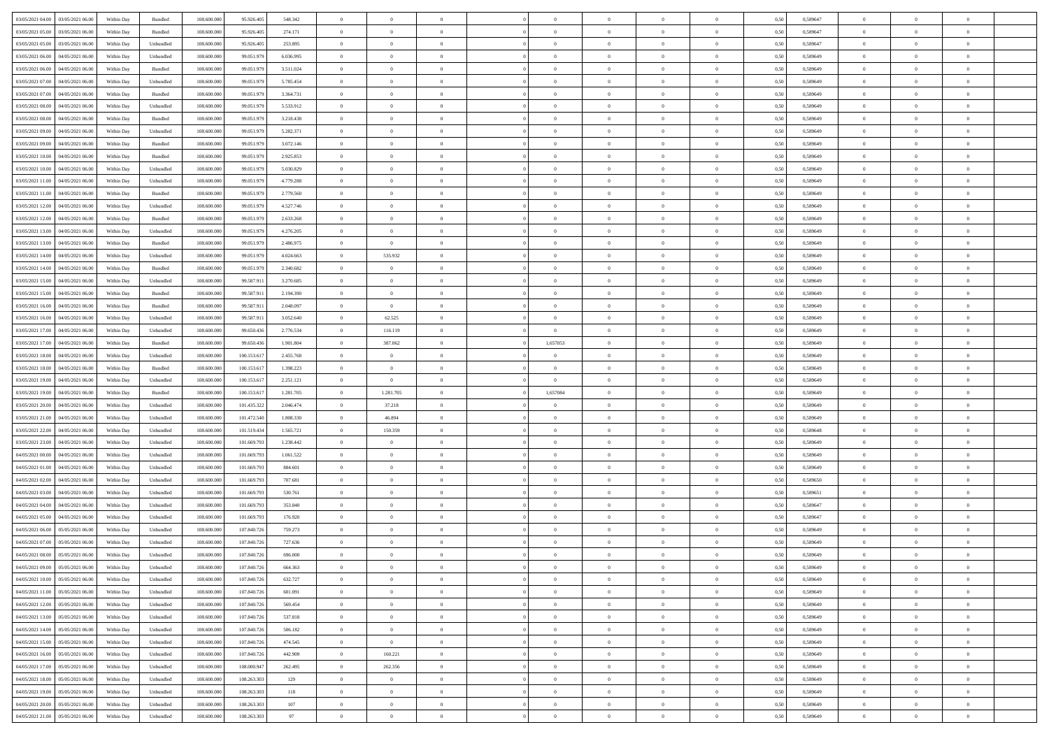| | | | | | | | | | | | | | | | | | | | | | |
|---|---|---|---|---|---|---|---|---|---|---|---|---|---|---|---|---|---|---|---|---|---|
| 03/05/2021 04:00 | 03/05/2021 06:00 | Within Day | Bundled | 108.600.000 | 95.926.405 | 548.342 | 0 | 0 | 0 | | 0 | 0 | 0 | 0 | 0 | 0,50 | 0,589647 | 0 | 0 | 0 | |
| 03/05/2021 05:00 | 03/05/2021 06:00 | Within Day | Bundled | 108.600.000 | 95.926.405 | 274.171 | 0 | 0 | 0 | | 0 | 0 | 0 | 0 | 0 | 0,50 | 0,589647 | 0 | 0 | 0 | |
| 03/05/2021 05:00 | 03/05/2021 06:00 | Within Day | Unbundled | 108.600.000 | 95.926.405 | 253.895 | 0 | 0 | 0 | | 0 | 0 | 0 | 0 | 0 | 0,50 | 0,589647 | 0 | 0 | 0 | |
| 03/05/2021 06:00 | 04/05/2021 06:00 | Within Day | Unbundled | 108.600.000 | 99.051.979 | 6.036.995 | 0 | 0 | 0 | | 0 | 0 | 0 | 0 | 0 | 0,50 | 0,589649 | 0 | 0 | 0 | |
| 03/05/2021 06:00 | 04/05/2021 06:00 | Within Day | Bundled | 108.600.000 | 99.051.979 | 3.511.024 | 0 | 0 | 0 | | 0 | 0 | 0 | 0 | 0 | 0,50 | 0,589649 | 0 | 0 | 0 | |
| 03/05/2021 07:00 | 04/05/2021 06:00 | Within Day | Unbundled | 108.600.000 | 99.051.979 | 5.785.454 | 0 | 0 | 0 | | 0 | 0 | 0 | 0 | 0 | 0,50 | 0,589649 | 0 | 0 | 0 | |
| 03/05/2021 07:00 | 04/05/2021 06:00 | Within Day | Bundled | 108.600.000 | 99.051.979 | 3.364.731 | 0 | 0 | 0 | | 0 | 0 | 0 | 0 | 0 | 0,50 | 0,589649 | 0 | 0 | 0 | |
| 03/05/2021 08:00 | 04/05/2021 06:00 | Within Day | Unbundled | 108.600.000 | 99.051.979 | 5.533.912 | 0 | 0 | 0 | | 0 | 0 | 0 | 0 | 0 | 0,50 | 0,589649 | 0 | 0 | 0 | |
| 03/05/2021 08:00 | 04/05/2021 06:00 | Within Day | Bundled | 108.600.000 | 99.051.979 | 3.218.438 | 0 | 0 | 0 | | 0 | 0 | 0 | 0 | 0 | 0,50 | 0,589649 | 0 | 0 | 0 | |
| 03/05/2021 09:00 | 04/05/2021 06:00 | Within Day | Unbundled | 108.600.000 | 99.051.979 | 5.282.371 | 0 | 0 | 0 | | 0 | 0 | 0 | 0 | 0 | 0,50 | 0,589649 | 0 | 0 | 0 | |
| 03/05/2021 09:00 | 04/05/2021 06:00 | Within Day | Bundled | 108.600.000 | 99.051.979 | 3.072.146 | 0 | 0 | 0 | | 0 | 0 | 0 | 0 | 0 | 0,50 | 0,589649 | 0 | 0 | 0 | |
| 03/05/2021 10:00 | 04/05/2021 06:00 | Within Day | Bundled | 108.600.000 | 99.051.979 | 2.925.853 | 0 | 0 | 0 | | 0 | 0 | 0 | 0 | 0 | 0,50 | 0,589649 | 0 | 0 | 0 | |
| 03/05/2021 10:00 | 04/05/2021 06:00 | Within Day | Unbundled | 108.600.000 | 99.051.979 | 5.030.829 | 0 | 0 | 0 | | 0 | 0 | 0 | 0 | 0 | 0,50 | 0,589649 | 0 | 0 | 0 | |
| 03/05/2021 11:00 | 04/05/2021 06:00 | Within Day | Unbundled | 108.600.000 | 99.051.979 | 4.779.288 | 0 | 0 | 0 | | 0 | 0 | 0 | 0 | 0 | 0,50 | 0,589649 | 0 | 0 | 0 | |
| 03/05/2021 11:00 | 04/05/2021 06:00 | Within Day | Bundled | 108.600.000 | 99.051.979 | 2.779.560 | 0 | 0 | 0 | | 0 | 0 | 0 | 0 | 0 | 0,50 | 0,589649 | 0 | 0 | 0 | |
| 03/05/2021 12:00 | 04/05/2021 06:00 | Within Day | Unbundled | 108.600.000 | 99.051.979 | 4.527.746 | 0 | 0 | 0 | | 0 | 0 | 0 | 0 | 0 | 0,50 | 0,589649 | 0 | 0 | 0 | |
| 03/05/2021 12:00 | 04/05/2021 06:00 | Within Day | Bundled | 108.600.000 | 99.051.979 | 2.633.268 | 0 | 0 | 0 | | 0 | 0 | 0 | 0 | 0 | 0,50 | 0,589649 | 0 | 0 | 0 | |
| 03/05/2021 13:00 | 04/05/2021 06:00 | Within Day | Unbundled | 108.600.000 | 99.051.979 | 4.276.205 | 0 | 0 | 0 | | 0 | 0 | 0 | 0 | 0 | 0,50 | 0,589649 | 0 | 0 | 0 | |
| 03/05/2021 13:00 | 04/05/2021 06:00 | Within Day | Bundled | 108.600.000 | 99.051.979 | 2.486.975 | 0 | 0 | 0 | | 0 | 0 | 0 | 0 | 0 | 0,50 | 0,589649 | 0 | 0 | 0 | |
| 03/05/2021 14:00 | 04/05/2021 06:00 | Within Day | Unbundled | 108.600.000 | 99.051.979 | 4.024.663 | 0 | 535.932 | 0 | | 0 | 0 | 0 | 0 | 0 | 0,50 | 0,589649 | 0 | 0 | 0 | |
| 03/05/2021 14:00 | 04/05/2021 06:00 | Within Day | Bundled | 108.600.000 | 99.051.979 | 2.340.682 | 0 | 0 | 0 | | 0 | 0 | 0 | 0 | 0 | 0,50 | 0,589649 | 0 | 0 | 0 | |
| 03/05/2021 15:00 | 04/05/2021 06:00 | Within Day | Unbundled | 108.600.000 | 99.587.911 | 3.270.685 | 0 | 0 | 0 | | 0 | 0 | 0 | 0 | 0 | 0,50 | 0,589649 | 0 | 0 | 0 | |
| 03/05/2021 15:00 | 04/05/2021 06:00 | Within Day | Bundled | 108.600.000 | 99.587.911 | 2.194.390 | 0 | 0 | 0 | | 0 | 0 | 0 | 0 | 0 | 0,50 | 0,589649 | 0 | 0 | 0 | |
| 03/05/2021 16:00 | 04/05/2021 06:00 | Within Day | Bundled | 108.600.000 | 99.587.911 | 2.048.097 | 0 | 0 | 0 | | 0 | 0 | 0 | 0 | 0 | 0,50 | 0,589649 | 0 | 0 | 0 | |
| 03/05/2021 16:00 | 04/05/2021 06:00 | Within Day | Unbundled | 108.600.000 | 99.587.911 | 3.052.640 | 0 | 62.525 | 0 | | 0 | 0 | 0 | 0 | 0 | 0,50 | 0,589649 | 0 | 0 | 0 | |
| 03/05/2021 17:00 | 04/05/2021 06:00 | Within Day | Unbundled | 108.600.000 | 99.650.436 | 2.776.534 | 0 | 116.119 | 0 | | 0 | 0 | 0 | 0 | 0 | 0,50 | 0,589649 | 0 | 0 | 0 | |
| 03/05/2021 17:00 | 04/05/2021 06:00 | Within Day | Bundled | 108.600.000 | 99.650.436 | 1.901.804 | 0 | 387.062 | 0 | | 1,657053 | 0 | 0 | 0 | 0 | 0,50 | 0,589649 | 0 | 0 | 0 | |
| 03/05/2021 18:00 | 04/05/2021 06:00 | Within Day | Unbundled | 108.600.000 | 100.153.617 | 2.455.768 | 0 | 0 | 0 | | 0 | 0 | 0 | 0 | 0 | 0,50 | 0,589649 | 0 | 0 | 0 | |
| 03/05/2021 18:00 | 04/05/2021 06:00 | Within Day | Bundled | 108.600.000 | 100.153.617 | 1.398.223 | 0 | 0 | 0 | | 0 | 0 | 0 | 0 | 0 | 0,50 | 0,589649 | 0 | 0 | 0 | |
| 03/05/2021 19:00 | 04/05/2021 06:00 | Within Day | Unbundled | 108.600.000 | 100.153.617 | 2.251.121 | 0 | 0 | 0 | | 0 | 0 | 0 | 0 | 0 | 0,50 | 0,589649 | 0 | 0 | 0 | |
| 03/05/2021 19:00 | 04/05/2021 06:00 | Within Day | Bundled | 108.600.000 | 100.153.617 | 1.281.705 | 0 | 1.281.705 | 0 | | 1,657084 | 0 | 0 | 0 | 0 | 0,50 | 0,589649 | 0 | 0 | 0 | |
| 03/05/2021 20:00 | 04/05/2021 06:00 | Within Day | Unbundled | 108.600.000 | 101.435.322 | 2.046.474 | 0 | 37.218 | 0 | | 0 | 0 | 0 | 0 | 0 | 0,50 | 0,589649 | 0 | 0 | 0 | |
| 03/05/2021 21:00 | 04/05/2021 06:00 | Within Day | Unbundled | 108.600.000 | 101.472.540 | 1.808.330 | 0 | 46.894 | 0 | | 0 | 0 | 0 | 0 | 0 | 0,50 | 0,589649 | 0 | 0 | 0 | |
| 03/05/2021 22:00 | 04/05/2021 06:00 | Within Day | Unbundled | 108.600.000 | 101.519.434 | 1.565.721 | 0 | 150.359 | 0 | | 0 | 0 | 0 | 0 | 0 | 0,50 | 0,589648 | 0 | 0 | 0 | |
| 03/05/2021 23:00 | 04/05/2021 06:00 | Within Day | Unbundled | 108.600.000 | 101.669.793 | 1.238.442 | 0 | 0 | 0 | | 0 | 0 | 0 | 0 | 0 | 0,50 | 0,589649 | 0 | 0 | 0 | |
| 04/05/2021 00:00 | 04/05/2021 06:00 | Within Day | Unbundled | 108.600.000 | 101.669.793 | 1.061.522 | 0 | 0 | 0 | | 0 | 0 | 0 | 0 | 0 | 0,50 | 0,589649 | 0 | 0 | 0 | |
| 04/05/2021 01:00 | 04/05/2021 06:00 | Within Day | Unbundled | 108.600.000 | 101.669.793 | 884.601 | 0 | 0 | 0 | | 0 | 0 | 0 | 0 | 0 | 0,50 | 0,589649 | 0 | 0 | 0 | |
| 04/05/2021 02:00 | 04/05/2021 06:00 | Within Day | Unbundled | 108.600.000 | 101.669.793 | 707.681 | 0 | 0 | 0 | | 0 | 0 | 0 | 0 | 0 | 0,50 | 0,589650 | 0 | 0 | 0 | |
| 04/05/2021 03:00 | 04/05/2021 06:00 | Within Day | Unbundled | 108.600.000 | 101.669.793 | 530.761 | 0 | 0 | 0 | | 0 | 0 | 0 | 0 | 0 | 0,50 | 0,589651 | 0 | 0 | 0 | |
| 04/05/2021 04:00 | 04/05/2021 06:00 | Within Day | Unbundled | 108.600.000 | 101.669.793 | 353.840 | 0 | 0 | 0 | | 0 | 0 | 0 | 0 | 0 | 0,50 | 0,589647 | 0 | 0 | 0 | |
| 04/05/2021 05:00 | 04/05/2021 06:00 | Within Day | Unbundled | 108.600.000 | 101.669.793 | 176.920 | 0 | 0 | 0 | | 0 | 0 | 0 | 0 | 0 | 0,50 | 0,589647 | 0 | 0 | 0 | |
| 04/05/2021 06:00 | 05/05/2021 06:00 | Within Day | Unbundled | 108.600.000 | 107.840.726 | 759.273 | 0 | 0 | 0 | | 0 | 0 | 0 | 0 | 0 | 0,50 | 0,589649 | 0 | 0 | 0 | |
| 04/05/2021 07:00 | 05/05/2021 06:00 | Within Day | Unbundled | 108.600.000 | 107.840.726 | 727.636 | 0 | 0 | 0 | | 0 | 0 | 0 | 0 | 0 | 0,50 | 0,589649 | 0 | 0 | 0 | |
| 04/05/2021 08:00 | 05/05/2021 06:00 | Within Day | Unbundled | 108.600.000 | 107.840.726 | 696.000 | 0 | 0 | 0 | | 0 | 0 | 0 | 0 | 0 | 0,50 | 0,589649 | 0 | 0 | 0 | |
| 04/05/2021 09:00 | 05/05/2021 06:00 | Within Day | Unbundled | 108.600.000 | 107.840.726 | 664.363 | 0 | 0 | 0 | | 0 | 0 | 0 | 0 | 0 | 0,50 | 0,589649 | 0 | 0 | 0 | |
| 04/05/2021 10:00 | 05/05/2021 06:00 | Within Day | Unbundled | 108.600.000 | 107.840.726 | 632.727 | 0 | 0 | 0 | | 0 | 0 | 0 | 0 | 0 | 0,50 | 0,589649 | 0 | 0 | 0 | |
| 04/05/2021 11:00 | 05/05/2021 06:00 | Within Day | Unbundled | 108.600.000 | 107.840.726 | 601.091 | 0 | 0 | 0 | | 0 | 0 | 0 | 0 | 0 | 0,50 | 0,589649 | 0 | 0 | 0 | |
| 04/05/2021 12:00 | 05/05/2021 06:00 | Within Day | Unbundled | 108.600.000 | 107.840.726 | 569.454 | 0 | 0 | 0 | | 0 | 0 | 0 | 0 | 0 | 0,50 | 0,589649 | 0 | 0 | 0 | |
| 04/05/2021 13:00 | 05/05/2021 06:00 | Within Day | Unbundled | 108.600.000 | 107.840.726 | 537.818 | 0 | 0 | 0 | | 0 | 0 | 0 | 0 | 0 | 0,50 | 0,589649 | 0 | 0 | 0 | |
| 04/05/2021 14:00 | 05/05/2021 06:00 | Within Day | Unbundled | 108.600.000 | 107.840.726 | 506.182 | 0 | 0 | 0 | | 0 | 0 | 0 | 0 | 0 | 0,50 | 0,589649 | 0 | 0 | 0 | |
| 04/05/2021 15:00 | 05/05/2021 06:00 | Within Day | Unbundled | 108.600.000 | 107.840.726 | 474.545 | 0 | 0 | 0 | | 0 | 0 | 0 | 0 | 0 | 0,50 | 0,589649 | 0 | 0 | 0 | |
| 04/05/2021 16:00 | 05/05/2021 06:00 | Within Day | Unbundled | 108.600.000 | 107.840.726 | 442.909 | 0 | 160.221 | 0 | | 0 | 0 | 0 | 0 | 0 | 0,50 | 0,589649 | 0 | 0 | 0 | |
| 04/05/2021 17:00 | 05/05/2021 06:00 | Within Day | Unbundled | 108.600.000 | 108.000.947 | 262.495 | 0 | 262.356 | 0 | | 0 | 0 | 0 | 0 | 0 | 0,50 | 0,589649 | 0 | 0 | 0 | |
| 04/05/2021 18:00 | 05/05/2021 06:00 | Within Day | Unbundled | 108.600.000 | 108.263.303 | 129 | 0 | 0 | 0 | | 0 | 0 | 0 | 0 | 0 | 0,50 | 0,589649 | 0 | 0 | 0 | |
| 04/05/2021 19:00 | 05/05/2021 06:00 | Within Day | Unbundled | 108.600.000 | 108.263.303 | 118 | 0 | 0 | 0 | | 0 | 0 | 0 | 0 | 0 | 0,50 | 0,589649 | 0 | 0 | 0 | |
| 04/05/2021 20:00 | 05/05/2021 06:00 | Within Day | Unbundled | 108.600.000 | 108.263.303 | 107 | 0 | 0 | 0 | | 0 | 0 | 0 | 0 | 0 | 0,50 | 0,589649 | 0 | 0 | 0 | |
| 04/05/2021 21:00 | 05/05/2021 06:00 | Within Day | Unbundled | 108.600.000 | 108.263.303 | 97 | 0 | 0 | 0 | | 0 | 0 | 0 | 0 | 0 | 0,50 | 0,589649 | 0 | 0 | 0 | |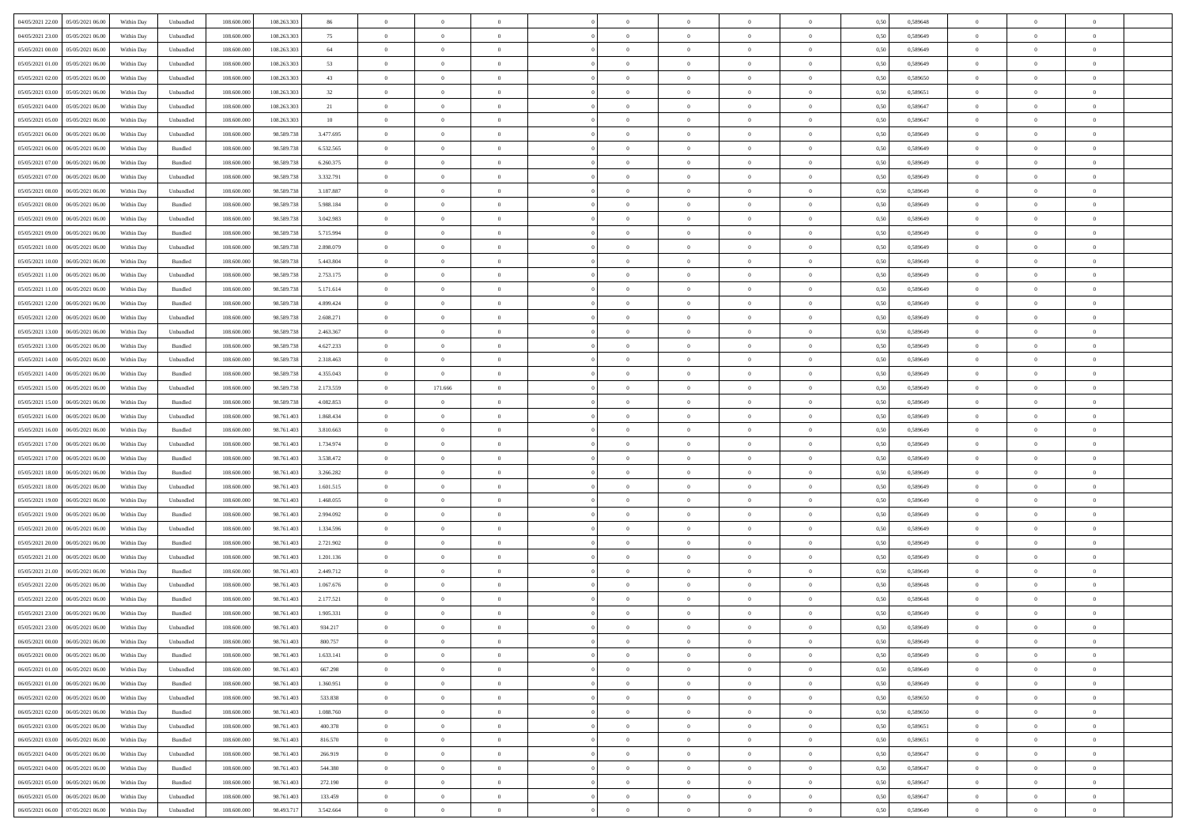| | | | | | | | | | | | | | | | | | | | | |
|---|---|---|---|---|---|---|---|---|---|---|---|---|---|---|---|---|---|---|---|---|
| 04/05/2021 22.00 | 05/05/2021 06.00 | Within Day | Unbundled | 108.600.000 | 108.263.303 | 86 | 0 | 0 | 0 | | 0 | 0 | 0 | 0 | 0,50 | 0,589648 | 0 | 0 | 0 | |
| 04/05/2021 23.00 | 05/05/2021 06.00 | Within Day | Unbundled | 108.600.000 | 108.263.303 | 75 | 0 | 0 | 0 | | 0 | 0 | 0 | 0 | 0,50 | 0,589649 | 0 | 0 | 0 | |
| 05/05/2021 00.00 | 05/05/2021 06.00 | Within Day | Unbundled | 108.600.000 | 108.263.303 | 64 | 0 | 0 | 0 | | 0 | 0 | 0 | 0 | 0,50 | 0,589649 | 0 | 0 | 0 | |
| 05/05/2021 01.00 | 05/05/2021 06.00 | Within Day | Unbundled | 108.600.000 | 108.263.303 | 53 | 0 | 0 | 0 | | 0 | 0 | 0 | 0 | 0,50 | 0,589649 | 0 | 0 | 0 | |
| 05/05/2021 02.00 | 05/05/2021 06.00 | Within Day | Unbundled | 108.600.000 | 108.263.303 | 43 | 0 | 0 | 0 | | 0 | 0 | 0 | 0 | 0,50 | 0,589650 | 0 | 0 | 0 | |
| 05/05/2021 03.00 | 05/05/2021 06.00 | Within Day | Unbundled | 108.600.000 | 108.263.303 | 32 | 0 | 0 | 0 | | 0 | 0 | 0 | 0 | 0,50 | 0,589651 | 0 | 0 | 0 | |
| 05/05/2021 04.00 | 05/05/2021 06.00 | Within Day | Unbundled | 108.600.000 | 108.263.303 | 21 | 0 | 0 | 0 | | 0 | 0 | 0 | 0 | 0,50 | 0,589647 | 0 | 0 | 0 | |
| 05/05/2021 05.00 | 05/05/2021 06.00 | Within Day | Unbundled | 108.600.000 | 108.263.303 | 10 | 0 | 0 | 0 | | 0 | 0 | 0 | 0 | 0,50 | 0,589647 | 0 | 0 | 0 | |
| 05/05/2021 06.00 | 06/05/2021 06.00 | Within Day | Unbundled | 108.600.000 | 98.589.738 | 3.477.695 | 0 | 0 | 0 | | 0 | 0 | 0 | 0 | 0,50 | 0,589649 | 0 | 0 | 0 | |
| 05/05/2021 06.00 | 06/05/2021 06.00 | Within Day | Bundled | 108.600.000 | 98.589.738 | 6.532.565 | 0 | 0 | 0 | | 0 | 0 | 0 | 0 | 0,50 | 0,589649 | 0 | 0 | 0 | |
| 05/05/2021 07.00 | 06/05/2021 06.00 | Within Day | Bundled | 108.600.000 | 98.589.738 | 6.260.375 | 0 | 0 | 0 | | 0 | 0 | 0 | 0 | 0,50 | 0,589649 | 0 | 0 | 0 | |
| 05/05/2021 07.00 | 06/05/2021 06.00 | Within Day | Unbundled | 108.600.000 | 98.589.738 | 3.332.791 | 0 | 0 | 0 | | 0 | 0 | 0 | 0 | 0,50 | 0,589649 | 0 | 0 | 0 | |
| 05/05/2021 08.00 | 06/05/2021 06.00 | Within Day | Unbundled | 108.600.000 | 98.589.738 | 3.187.887 | 0 | 0 | 0 | | 0 | 0 | 0 | 0 | 0,50 | 0,589649 | 0 | 0 | 0 | |
| 05/05/2021 08.00 | 06/05/2021 06.00 | Within Day | Bundled | 108.600.000 | 98.589.738 | 5.988.184 | 0 | 0 | 0 | | 0 | 0 | 0 | 0 | 0,50 | 0,589649 | 0 | 0 | 0 | |
| 05/05/2021 09.00 | 06/05/2021 06.00 | Within Day | Unbundled | 108.600.000 | 98.589.738 | 3.042.983 | 0 | 0 | 0 | | 0 | 0 | 0 | 0 | 0,50 | 0,589649 | 0 | 0 | 0 | |
| 05/05/2021 09.00 | 06/05/2021 06.00 | Within Day | Bundled | 108.600.000 | 98.589.738 | 5.715.994 | 0 | 0 | 0 | | 0 | 0 | 0 | 0 | 0,50 | 0,589649 | 0 | 0 | 0 | |
| 05/05/2021 10.00 | 06/05/2021 06.00 | Within Day | Unbundled | 108.600.000 | 98.589.738 | 2.898.079 | 0 | 0 | 0 | | 0 | 0 | 0 | 0 | 0,50 | 0,589649 | 0 | 0 | 0 | |
| 05/05/2021 10.00 | 06/05/2021 06.00 | Within Day | Bundled | 108.600.000 | 98.589.738 | 5.443.804 | 0 | 0 | 0 | | 0 | 0 | 0 | 0 | 0,50 | 0,589649 | 0 | 0 | 0 | |
| 05/05/2021 11.00 | 06/05/2021 06.00 | Within Day | Unbundled | 108.600.000 | 98.589.738 | 2.753.175 | 0 | 0 | 0 | | 0 | 0 | 0 | 0 | 0,50 | 0,589649 | 0 | 0 | 0 | |
| 05/05/2021 11.00 | 06/05/2021 06.00 | Within Day | Bundled | 108.600.000 | 98.589.738 | 5.171.614 | 0 | 0 | 0 | | 0 | 0 | 0 | 0 | 0,50 | 0,589649 | 0 | 0 | 0 | |
| 05/05/2021 12.00 | 06/05/2021 06.00 | Within Day | Bundled | 108.600.000 | 98.589.738 | 4.899.424 | 0 | 0 | 0 | | 0 | 0 | 0 | 0 | 0,50 | 0,589649 | 0 | 0 | 0 | |
| 05/05/2021 12.00 | 06/05/2021 06.00 | Within Day | Unbundled | 108.600.000 | 98.589.738 | 2.608.271 | 0 | 0 | 0 | | 0 | 0 | 0 | 0 | 0,50 | 0,589649 | 0 | 0 | 0 | |
| 05/05/2021 13.00 | 06/05/2021 06.00 | Within Day | Unbundled | 108.600.000 | 98.589.738 | 2.463.367 | 0 | 0 | 0 | | 0 | 0 | 0 | 0 | 0,50 | 0,589649 | 0 | 0 | 0 | |
| 05/05/2021 13.00 | 06/05/2021 06.00 | Within Day | Bundled | 108.600.000 | 98.589.738 | 4.627.233 | 0 | 0 | 0 | | 0 | 0 | 0 | 0 | 0,50 | 0,589649 | 0 | 0 | 0 | |
| 05/05/2021 14.00 | 06/05/2021 06.00 | Within Day | Unbundled | 108.600.000 | 98.589.738 | 2.318.463 | 0 | 0 | 0 | | 0 | 0 | 0 | 0 | 0,50 | 0,589649 | 0 | 0 | 0 | |
| 05/05/2021 14.00 | 06/05/2021 06.00 | Within Day | Bundled | 108.600.000 | 98.589.738 | 4.355.043 | 0 | 0 | 0 | | 0 | 0 | 0 | 0 | 0,50 | 0,589649 | 0 | 0 | 0 | |
| 05/05/2021 15.00 | 06/05/2021 06.00 | Within Day | Unbundled | 108.600.000 | 98.589.738 | 2.173.559 | 0 | 171.666 | 0 | | 0 | 0 | 0 | 0 | 0,50 | 0,589649 | 0 | 0 | 0 | |
| 05/05/2021 15.00 | 06/05/2021 06.00 | Within Day | Bundled | 108.600.000 | 98.589.738 | 4.082.853 | 0 | 0 | 0 | | 0 | 0 | 0 | 0 | 0,50 | 0,589649 | 0 | 0 | 0 | |
| 05/05/2021 16.00 | 06/05/2021 06.00 | Within Day | Unbundled | 108.600.000 | 98.761.403 | 1.868.434 | 0 | 0 | 0 | | 0 | 0 | 0 | 0 | 0,50 | 0,589649 | 0 | 0 | 0 | |
| 05/05/2021 16.00 | 06/05/2021 06.00 | Within Day | Bundled | 108.600.000 | 98.761.403 | 3.810.663 | 0 | 0 | 0 | | 0 | 0 | 0 | 0 | 0,50 | 0,589649 | 0 | 0 | 0 | |
| 05/05/2021 17.00 | 06/05/2021 06.00 | Within Day | Unbundled | 108.600.000 | 98.761.403 | 1.734.974 | 0 | 0 | 0 | | 0 | 0 | 0 | 0 | 0,50 | 0,589649 | 0 | 0 | 0 | |
| 05/05/2021 17.00 | 06/05/2021 06.00 | Within Day | Bundled | 108.600.000 | 98.761.403 | 3.538.472 | 0 | 0 | 0 | | 0 | 0 | 0 | 0 | 0,50 | 0,589649 | 0 | 0 | 0 | |
| 05/05/2021 18.00 | 06/05/2021 06.00 | Within Day | Bundled | 108.600.000 | 98.761.403 | 3.266.282 | 0 | 0 | 0 | | 0 | 0 | 0 | 0 | 0,50 | 0,589649 | 0 | 0 | 0 | |
| 05/05/2021 18.00 | 06/05/2021 06.00 | Within Day | Unbundled | 108.600.000 | 98.761.403 | 1.601.515 | 0 | 0 | 0 | | 0 | 0 | 0 | 0 | 0,50 | 0,589649 | 0 | 0 | 0 | |
| 05/05/2021 19.00 | 06/05/2021 06.00 | Within Day | Unbundled | 108.600.000 | 98.761.403 | 1.468.055 | 0 | 0 | 0 | | 0 | 0 | 0 | 0 | 0,50 | 0,589649 | 0 | 0 | 0 | |
| 05/05/2021 19.00 | 06/05/2021 06.00 | Within Day | Bundled | 108.600.000 | 98.761.403 | 2.994.092 | 0 | 0 | 0 | | 0 | 0 | 0 | 0 | 0,50 | 0,589649 | 0 | 0 | 0 | |
| 05/05/2021 20.00 | 06/05/2021 06.00 | Within Day | Unbundled | 108.600.000 | 98.761.403 | 1.334.596 | 0 | 0 | 0 | | 0 | 0 | 0 | 0 | 0,50 | 0,589649 | 0 | 0 | 0 | |
| 05/05/2021 20.00 | 06/05/2021 06.00 | Within Day | Bundled | 108.600.000 | 98.761.403 | 2.721.902 | 0 | 0 | 0 | | 0 | 0 | 0 | 0 | 0,50 | 0,589649 | 0 | 0 | 0 | |
| 05/05/2021 21.00 | 06/05/2021 06.00 | Within Day | Unbundled | 108.600.000 | 98.761.403 | 1.201.136 | 0 | 0 | 0 | | 0 | 0 | 0 | 0 | 0,50 | 0,589649 | 0 | 0 | 0 | |
| 05/05/2021 21.00 | 06/05/2021 06.00 | Within Day | Bundled | 108.600.000 | 98.761.403 | 2.449.712 | 0 | 0 | 0 | | 0 | 0 | 0 | 0 | 0,50 | 0,589649 | 0 | 0 | 0 | |
| 05/05/2021 22.00 | 06/05/2021 06.00 | Within Day | Unbundled | 108.600.000 | 98.761.403 | 1.067.676 | 0 | 0 | 0 | | 0 | 0 | 0 | 0 | 0,50 | 0,589648 | 0 | 0 | 0 | |
| 05/05/2021 22.00 | 06/05/2021 06.00 | Within Day | Bundled | 108.600.000 | 98.761.403 | 2.177.521 | 0 | 0 | 0 | | 0 | 0 | 0 | 0 | 0,50 | 0,589648 | 0 | 0 | 0 | |
| 05/05/2021 23.00 | 06/05/2021 06.00 | Within Day | Bundled | 108.600.000 | 98.761.403 | 1.905.331 | 0 | 0 | 0 | | 0 | 0 | 0 | 0 | 0,50 | 0,589649 | 0 | 0 | 0 | |
| 05/05/2021 23.00 | 06/05/2021 06.00 | Within Day | Unbundled | 108.600.000 | 98.761.403 | 934.217 | 0 | 0 | 0 | | 0 | 0 | 0 | 0 | 0,50 | 0,589649 | 0 | 0 | 0 | |
| 06/05/2021 00.00 | 06/05/2021 06.00 | Within Day | Unbundled | 108.600.000 | 98.761.403 | 800.757 | 0 | 0 | 0 | | 0 | 0 | 0 | 0 | 0,50 | 0,589649 | 0 | 0 | 0 | |
| 06/05/2021 00.00 | 06/05/2021 06.00 | Within Day | Bundled | 108.600.000 | 98.761.403 | 1.633.141 | 0 | 0 | 0 | | 0 | 0 | 0 | 0 | 0,50 | 0,589649 | 0 | 0 | 0 | |
| 06/05/2021 01.00 | 06/05/2021 06.00 | Within Day | Unbundled | 108.600.000 | 98.761.403 | 667.298 | 0 | 0 | 0 | | 0 | 0 | 0 | 0 | 0,50 | 0,589649 | 0 | 0 | 0 | |
| 06/05/2021 01.00 | 06/05/2021 06.00 | Within Day | Bundled | 108.600.000 | 98.761.403 | 1.360.951 | 0 | 0 | 0 | | 0 | 0 | 0 | 0 | 0,50 | 0,589649 | 0 | 0 | 0 | |
| 06/05/2021 02.00 | 06/05/2021 06.00 | Within Day | Unbundled | 108.600.000 | 98.761.403 | 533.838 | 0 | 0 | 0 | | 0 | 0 | 0 | 0 | 0,50 | 0,589650 | 0 | 0 | 0 | |
| 06/05/2021 02.00 | 06/05/2021 06.00 | Within Day | Bundled | 108.600.000 | 98.761.403 | 1.088.760 | 0 | 0 | 0 | | 0 | 0 | 0 | 0 | 0,50 | 0,589650 | 0 | 0 | 0 | |
| 06/05/2021 03.00 | 06/05/2021 06.00 | Within Day | Unbundled | 108.600.000 | 98.761.403 | 400.378 | 0 | 0 | 0 | | 0 | 0 | 0 | 0 | 0,50 | 0,589651 | 0 | 0 | 0 | |
| 06/05/2021 03.00 | 06/05/2021 06.00 | Within Day | Bundled | 108.600.000 | 98.761.403 | 816.570 | 0 | 0 | 0 | | 0 | 0 | 0 | 0 | 0,50 | 0,589651 | 0 | 0 | 0 | |
| 06/05/2021 04.00 | 06/05/2021 06.00 | Within Day | Unbundled | 108.600.000 | 98.761.403 | 266.919 | 0 | 0 | 0 | | 0 | 0 | 0 | 0 | 0,50 | 0,589647 | 0 | 0 | 0 | |
| 06/05/2021 04.00 | 06/05/2021 06.00 | Within Day | Bundled | 108.600.000 | 98.761.403 | 544.380 | 0 | 0 | 0 | | 0 | 0 | 0 | 0 | 0,50 | 0,589647 | 0 | 0 | 0 | |
| 06/05/2021 05.00 | 06/05/2021 06.00 | Within Day | Bundled | 108.600.000 | 98.761.403 | 272.190 | 0 | 0 | 0 | | 0 | 0 | 0 | 0 | 0,50 | 0,589647 | 0 | 0 | 0 | |
| 06/05/2021 05.00 | 06/05/2021 06.00 | Within Day | Unbundled | 108.600.000 | 98.761.403 | 133.459 | 0 | 0 | 0 | | 0 | 0 | 0 | 0 | 0,50 | 0,589647 | 0 | 0 | 0 | |
| 06/05/2021 06.00 | 07/05/2021 06.00 | Within Day | Unbundled | 108.600.000 | 98.493.717 | 3.542.664 | 0 | 0 | 0 | | 0 | 0 | 0 | 0 | 0,50 | 0,589649 | 0 | 0 | 0 | |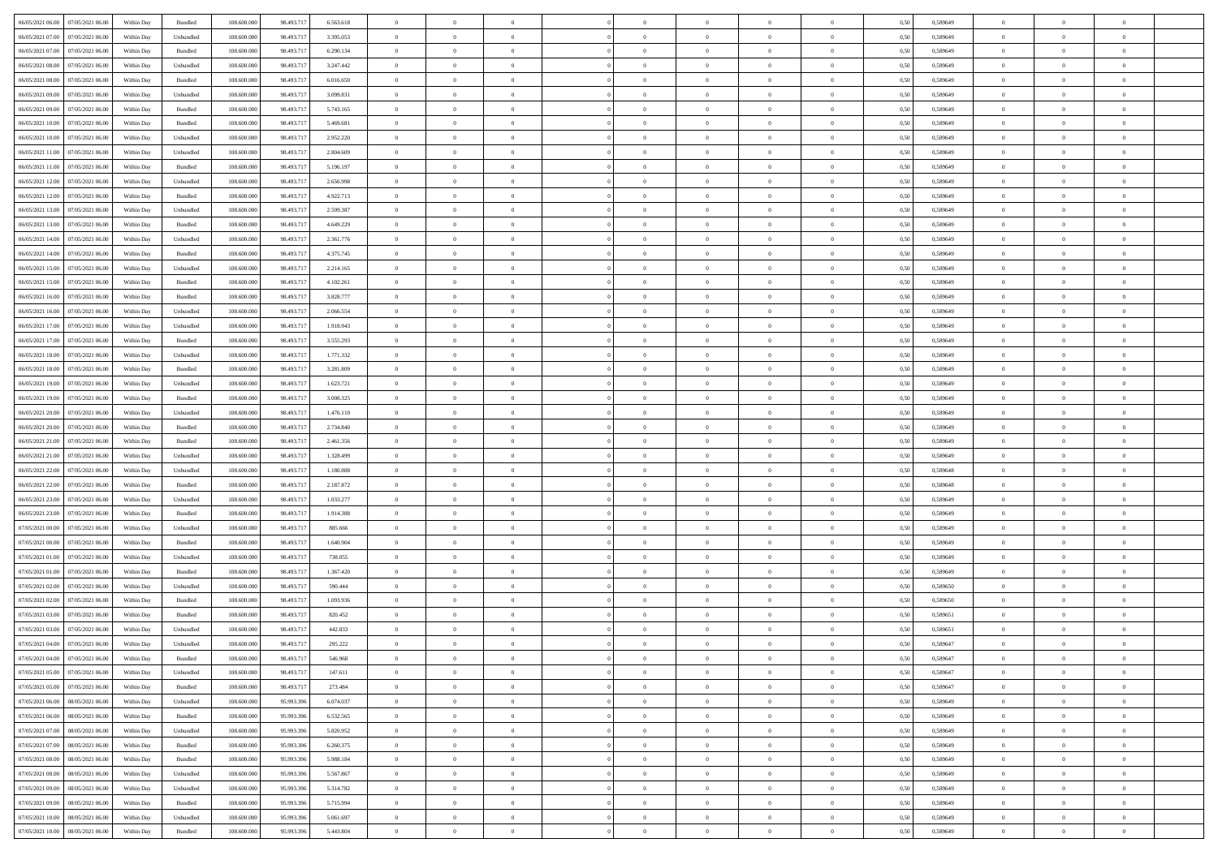| | | | | | | | | | | | | | | | | | | | | |
|---|---|---|---|---|---|---|---|---|---|---|---|---|---|---|---|---|---|---|---|---|
| 06/05/2021 06:00 | 07/05/2021 06:00 | Within Day | Bundled | 108.600.000 | 98.493.717 | 6.563.618 | 0 | 0 | 0 | | 0 | 0 | 0 | 0 | 0,50 | 0,589649 | 0 | 0 | 0 | |
| 06/05/2021 07:00 | 07/05/2021 06:00 | Within Day | Unbundled | 108.600.000 | 98.493.717 | 3.395.053 | 0 | 0 | 0 | | 0 | 0 | 0 | 0 | 0,50 | 0,589649 | 0 | 0 | 0 | |
| 06/05/2021 07:00 | 07/05/2021 06:00 | Within Day | Bundled | 108.600.000 | 98.493.717 | 6.290.134 | 0 | 0 | 0 | | 0 | 0 | 0 | 0 | 0,50 | 0,589649 | 0 | 0 | 0 | |
| 06/05/2021 08:00 | 07/05/2021 06:00 | Within Day | Unbundled | 108.600.000 | 98.493.717 | 3.247.442 | 0 | 0 | 0 | | 0 | 0 | 0 | 0 | 0,50 | 0,589649 | 0 | 0 | 0 | |
| 06/05/2021 08:00 | 07/05/2021 06:00 | Within Day | Bundled | 108.600.000 | 98.493.717 | 6.016.650 | 0 | 0 | 0 | | 0 | 0 | 0 | 0 | 0,50 | 0,589649 | 0 | 0 | 0 | |
| 06/05/2021 09:00 | 07/05/2021 06:00 | Within Day | Unbundled | 108.600.000 | 98.493.717 | 3.099.831 | 0 | 0 | 0 | | 0 | 0 | 0 | 0 | 0,50 | 0,589649 | 0 | 0 | 0 | |
| 06/05/2021 09:00 | 07/05/2021 06:00 | Within Day | Bundled | 108.600.000 | 98.493.717 | 5.743.165 | 0 | 0 | 0 | | 0 | 0 | 0 | 0 | 0,50 | 0,589649 | 0 | 0 | 0 | |
| 06/05/2021 10:00 | 07/05/2021 06:00 | Within Day | Bundled | 108.600.000 | 98.493.717 | 5.469.681 | 0 | 0 | 0 | | 0 | 0 | 0 | 0 | 0,50 | 0,589649 | 0 | 0 | 0 | |
| 06/05/2021 10:00 | 07/05/2021 06:00 | Within Day | Unbundled | 108.600.000 | 98.493.717 | 2.952.220 | 0 | 0 | 0 | | 0 | 0 | 0 | 0 | 0,50 | 0,589649 | 0 | 0 | 0 | |
| 06/05/2021 11:00 | 07/05/2021 06:00 | Within Day | Unbundled | 108.600.000 | 98.493.717 | 2.804.609 | 0 | 0 | 0 | | 0 | 0 | 0 | 0 | 0,50 | 0,589649 | 0 | 0 | 0 | |
| 06/05/2021 11:00 | 07/05/2021 06:00 | Within Day | Bundled | 108.600.000 | 98.493.717 | 5.196.197 | 0 | 0 | 0 | | 0 | 0 | 0 | 0 | 0,50 | 0,589649 | 0 | 0 | 0 | |
| 06/05/2021 12:00 | 07/05/2021 06:00 | Within Day | Unbundled | 108.600.000 | 98.493.717 | 2.656.998 | 0 | 0 | 0 | | 0 | 0 | 0 | 0 | 0,50 | 0,589649 | 0 | 0 | 0 | |
| 06/05/2021 12:00 | 07/05/2021 06:00 | Within Day | Bundled | 108.600.000 | 98.493.717 | 4.922.713 | 0 | 0 | 0 | | 0 | 0 | 0 | 0 | 0,50 | 0,589649 | 0 | 0 | 0 | |
| 06/05/2021 13:00 | 07/05/2021 06:00 | Within Day | Unbundled | 108.600.000 | 98.493.717 | 2.509.387 | 0 | 0 | 0 | | 0 | 0 | 0 | 0 | 0,50 | 0,589649 | 0 | 0 | 0 | |
| 06/05/2021 13:00 | 07/05/2021 06:00 | Within Day | Bundled | 108.600.000 | 98.493.717 | 4.649.229 | 0 | 0 | 0 | | 0 | 0 | 0 | 0 | 0,50 | 0,589649 | 0 | 0 | 0 | |
| 06/05/2021 14:00 | 07/05/2021 06:00 | Within Day | Unbundled | 108.600.000 | 98.493.717 | 2.361.776 | 0 | 0 | 0 | | 0 | 0 | 0 | 0 | 0,50 | 0,589649 | 0 | 0 | 0 | |
| 06/05/2021 14:00 | 07/05/2021 06:00 | Within Day | Bundled | 108.600.000 | 98.493.717 | 4.375.745 | 0 | 0 | 0 | | 0 | 0 | 0 | 0 | 0,50 | 0,589649 | 0 | 0 | 0 | |
| 06/05/2021 15:00 | 07/05/2021 06:00 | Within Day | Unbundled | 108.600.000 | 98.493.717 | 2.214.165 | 0 | 0 | 0 | | 0 | 0 | 0 | 0 | 0,50 | 0,589649 | 0 | 0 | 0 | |
| 06/05/2021 15:00 | 07/05/2021 06:00 | Within Day | Bundled | 108.600.000 | 98.493.717 | 4.102.261 | 0 | 0 | 0 | | 0 | 0 | 0 | 0 | 0,50 | 0,589649 | 0 | 0 | 0 | |
| 06/05/2021 16:00 | 07/05/2021 06:00 | Within Day | Bundled | 108.600.000 | 98.493.717 | 3.828.777 | 0 | 0 | 0 | | 0 | 0 | 0 | 0 | 0,50 | 0,589649 | 0 | 0 | 0 | |
| 06/05/2021 16:00 | 07/05/2021 06:00 | Within Day | Unbundled | 108.600.000 | 98.493.717 | 2.066.554 | 0 | 0 | 0 | | 0 | 0 | 0 | 0 | 0,50 | 0,589649 | 0 | 0 | 0 | |
| 06/05/2021 17:00 | 07/05/2021 06:00 | Within Day | Unbundled | 108.600.000 | 98.493.717 | 1.918.943 | 0 | 0 | 0 | | 0 | 0 | 0 | 0 | 0,50 | 0,589649 | 0 | 0 | 0 | |
| 06/05/2021 17:00 | 07/05/2021 06:00 | Within Day | Bundled | 108.600.000 | 98.493.717 | 3.555.293 | 0 | 0 | 0 | | 0 | 0 | 0 | 0 | 0,50 | 0,589649 | 0 | 0 | 0 | |
| 06/05/2021 18:00 | 07/05/2021 06:00 | Within Day | Unbundled | 108.600.000 | 98.493.717 | 1.771.332 | 0 | 0 | 0 | | 0 | 0 | 0 | 0 | 0,50 | 0,589649 | 0 | 0 | 0 | |
| 06/05/2021 18:00 | 07/05/2021 06:00 | Within Day | Bundled | 108.600.000 | 98.493.717 | 3.281.809 | 0 | 0 | 0 | | 0 | 0 | 0 | 0 | 0,50 | 0,589649 | 0 | 0 | 0 | |
| 06/05/2021 19:00 | 07/05/2021 06:00 | Within Day | Unbundled | 108.600.000 | 98.493.717 | 1.623.721 | 0 | 0 | 0 | | 0 | 0 | 0 | 0 | 0,50 | 0,589649 | 0 | 0 | 0 | |
| 06/05/2021 19:00 | 07/05/2021 06:00 | Within Day | Bundled | 108.600.000 | 98.493.717 | 3.008.325 | 0 | 0 | 0 | | 0 | 0 | 0 | 0 | 0,50 | 0,589649 | 0 | 0 | 0 | |
| 06/05/2021 20:00 | 07/05/2021 06:00 | Within Day | Unbundled | 108.600.000 | 98.493.717 | 1.476.110 | 0 | 0 | 0 | | 0 | 0 | 0 | 0 | 0,50 | 0,589649 | 0 | 0 | 0 | |
| 06/05/2021 20:00 | 07/05/2021 06:00 | Within Day | Bundled | 108.600.000 | 98.493.717 | 2.734.840 | 0 | 0 | 0 | | 0 | 0 | 0 | 0 | 0,50 | 0,589649 | 0 | 0 | 0 | |
| 06/05/2021 21:00 | 07/05/2021 06:00 | Within Day | Bundled | 108.600.000 | 98.493.717 | 2.461.356 | 0 | 0 | 0 | | 0 | 0 | 0 | 0 | 0,50 | 0,589649 | 0 | 0 | 0 | |
| 06/05/2021 21:00 | 07/05/2021 06:00 | Within Day | Unbundled | 108.600.000 | 98.493.717 | 1.328.499 | 0 | 0 | 0 | | 0 | 0 | 0 | 0 | 0,50 | 0,589649 | 0 | 0 | 0 | |
| 06/05/2021 22:00 | 07/05/2021 06:00 | Within Day | Unbundled | 108.600.000 | 98.493.717 | 1.180.888 | 0 | 0 | 0 | | 0 | 0 | 0 | 0 | 0,50 | 0,589648 | 0 | 0 | 0 | |
| 06/05/2021 22:00 | 07/05/2021 06:00 | Within Day | Bundled | 108.600.000 | 98.493.717 | 2.187.872 | 0 | 0 | 0 | | 0 | 0 | 0 | 0 | 0,50 | 0,589648 | 0 | 0 | 0 | |
| 06/05/2021 23:00 | 07/05/2021 06:00 | Within Day | Unbundled | 108.600.000 | 98.493.717 | 1.033.277 | 0 | 0 | 0 | | 0 | 0 | 0 | 0 | 0,50 | 0,589649 | 0 | 0 | 0 | |
| 06/05/2021 23:00 | 07/05/2021 06:00 | Within Day | Bundled | 108.600.000 | 98.493.717 | 1.914.388 | 0 | 0 | 0 | | 0 | 0 | 0 | 0 | 0,50 | 0,589649 | 0 | 0 | 0 | |
| 07/05/2021 00:00 | 07/05/2021 06:00 | Within Day | Unbundled | 108.600.000 | 98.493.717 | 885.666 | 0 | 0 | 0 | | 0 | 0 | 0 | 0 | 0,50 | 0,589649 | 0 | 0 | 0 | |
| 07/05/2021 00:00 | 07/05/2021 06:00 | Within Day | Bundled | 108.600.000 | 98.493.717 | 1.640.904 | 0 | 0 | 0 | | 0 | 0 | 0 | 0 | 0,50 | 0,589649 | 0 | 0 | 0 | |
| 07/05/2021 01:00 | 07/05/2021 06:00 | Within Day | Unbundled | 108.600.000 | 98.493.717 | 738.055 | 0 | 0 | 0 | | 0 | 0 | 0 | 0 | 0,50 | 0,589649 | 0 | 0 | 0 | |
| 07/05/2021 01:00 | 07/05/2021 06:00 | Within Day | Bundled | 108.600.000 | 98.493.717 | 1.367.420 | 0 | 0 | 0 | | 0 | 0 | 0 | 0 | 0,50 | 0,589649 | 0 | 0 | 0 | |
| 07/05/2021 02:00 | 07/05/2021 06:00 | Within Day | Unbundled | 108.600.000 | 98.493.717 | 590.444 | 0 | 0 | 0 | | 0 | 0 | 0 | 0 | 0,50 | 0,589650 | 0 | 0 | 0 | |
| 07/05/2021 02:00 | 07/05/2021 06:00 | Within Day | Bundled | 108.600.000 | 98.493.717 | 1.093.936 | 0 | 0 | 0 | | 0 | 0 | 0 | 0 | 0,50 | 0,589650 | 0 | 0 | 0 | |
| 07/05/2021 03:00 | 07/05/2021 06:00 | Within Day | Bundled | 108.600.000 | 98.493.717 | 820.452 | 0 | 0 | 0 | | 0 | 0 | 0 | 0 | 0,50 | 0,589651 | 0 | 0 | 0 | |
| 07/05/2021 03:00 | 07/05/2021 06:00 | Within Day | Unbundled | 108.600.000 | 98.493.717 | 442.833 | 0 | 0 | 0 | | 0 | 0 | 0 | 0 | 0,50 | 0,589651 | 0 | 0 | 0 | |
| 07/05/2021 04:00 | 07/05/2021 06:00 | Within Day | Unbundled | 108.600.000 | 98.493.717 | 295.222 | 0 | 0 | 0 | | 0 | 0 | 0 | 0 | 0,50 | 0,589647 | 0 | 0 | 0 | |
| 07/05/2021 04:00 | 07/05/2021 06:00 | Within Day | Bundled | 108.600.000 | 98.493.717 | 546.968 | 0 | 0 | 0 | | 0 | 0 | 0 | 0 | 0,50 | 0,589647 | 0 | 0 | 0 | |
| 07/05/2021 05:00 | 07/05/2021 06:00 | Within Day | Unbundled | 108.600.000 | 98.493.717 | 147.611 | 0 | 0 | 0 | | 0 | 0 | 0 | 0 | 0,50 | 0,589647 | 0 | 0 | 0 | |
| 07/05/2021 05:00 | 07/05/2021 06:00 | Within Day | Bundled | 108.600.000 | 98.493.717 | 273.484 | 0 | 0 | 0 | | 0 | 0 | 0 | 0 | 0,50 | 0,589647 | 0 | 0 | 0 | |
| 07/05/2021 06:00 | 08/05/2021 06:00 | Within Day | Unbundled | 108.600.000 | 95.993.396 | 6.074.037 | 0 | 0 | 0 | | 0 | 0 | 0 | 0 | 0,50 | 0,589649 | 0 | 0 | 0 | |
| 07/05/2021 06:00 | 08/05/2021 06:00 | Within Day | Bundled | 108.600.000 | 95.993.396 | 6.532.565 | 0 | 0 | 0 | | 0 | 0 | 0 | 0 | 0,50 | 0,589649 | 0 | 0 | 0 | |
| 07/05/2021 07:00 | 08/05/2021 06:00 | Within Day | Unbundled | 108.600.000 | 95.993.396 | 5.820.952 | 0 | 0 | 0 | | 0 | 0 | 0 | 0 | 0,50 | 0,589649 | 0 | 0 | 0 | |
| 07/05/2021 07:00 | 08/05/2021 06:00 | Within Day | Bundled | 108.600.000 | 95.993.396 | 6.260.375 | 0 | 0 | 0 | | 0 | 0 | 0 | 0 | 0,50 | 0,589649 | 0 | 0 | 0 | |
| 07/05/2021 08:00 | 08/05/2021 06:00 | Within Day | Bundled | 108.600.000 | 95.993.396 | 5.988.184 | 0 | 0 | 0 | | 0 | 0 | 0 | 0 | 0,50 | 0,589649 | 0 | 0 | 0 | |
| 07/05/2021 08:00 | 08/05/2021 06:00 | Within Day | Unbundled | 108.600.000 | 95.993.396 | 5.567.867 | 0 | 0 | 0 | | 0 | 0 | 0 | 0 | 0,50 | 0,589649 | 0 | 0 | 0 | |
| 07/05/2021 09:00 | 08/05/2021 06:00 | Within Day | Unbundled | 108.600.000 | 95.993.396 | 5.314.782 | 0 | 0 | 0 | | 0 | 0 | 0 | 0 | 0,50 | 0,589649 | 0 | 0 | 0 | |
| 07/05/2021 09:00 | 08/05/2021 06:00 | Within Day | Bundled | 108.600.000 | 95.993.396 | 5.715.994 | 0 | 0 | 0 | | 0 | 0 | 0 | 0 | 0,50 | 0,589649 | 0 | 0 | 0 | |
| 07/05/2021 10:00 | 08/05/2021 06:00 | Within Day | Unbundled | 108.600.000 | 95.993.396 | 5.061.697 | 0 | 0 | 0 | | 0 | 0 | 0 | 0 | 0,50 | 0,589649 | 0 | 0 | 0 | |
| 07/05/2021 10:00 | 08/05/2021 06:00 | Within Day | Bundled | 108.600.000 | 95.993.396 | 5.443.804 | 0 | 0 | 0 | | 0 | 0 | 0 | 0 | 0,50 | 0,589649 | 0 | 0 | 0 | |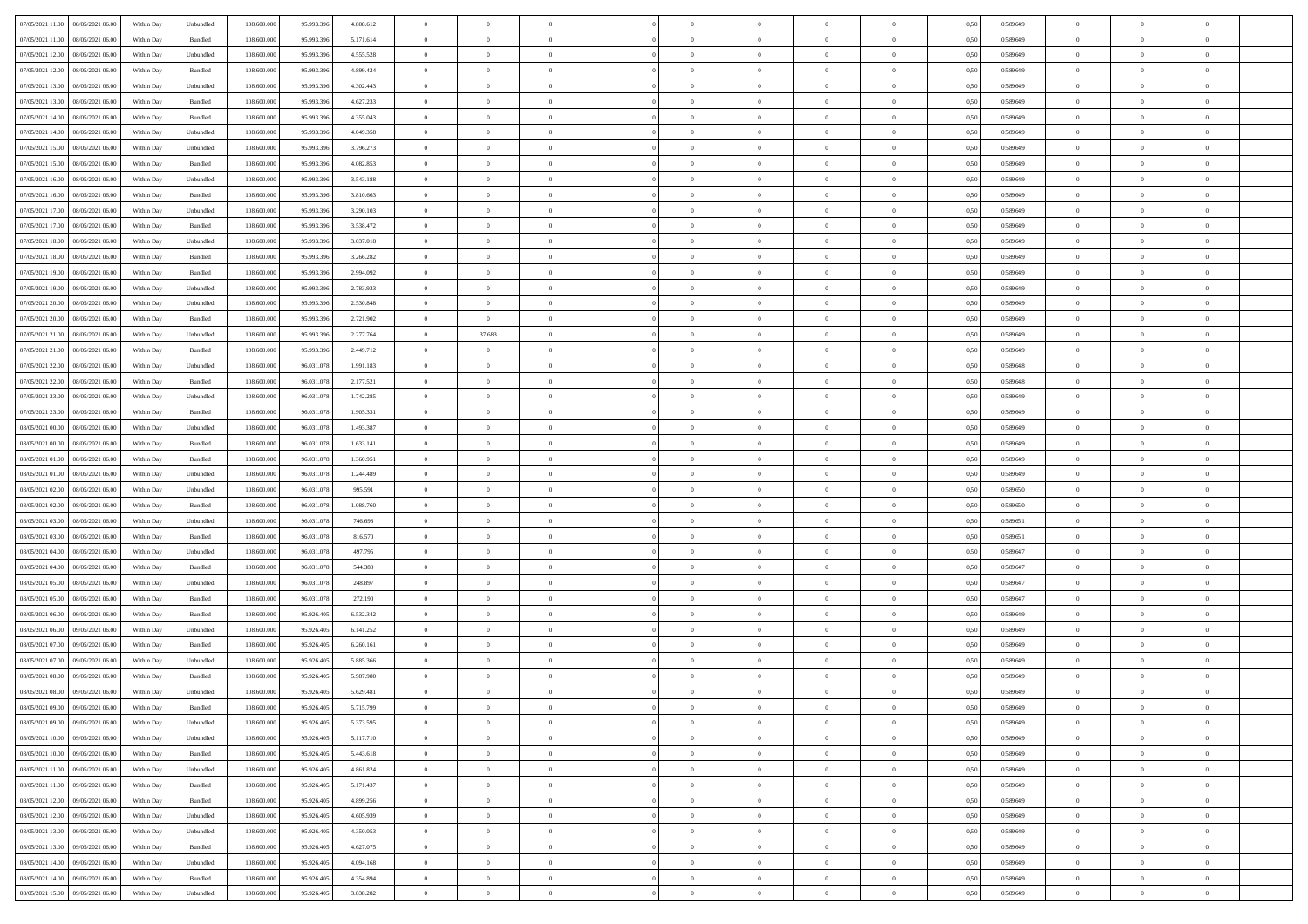| | | | | | | | | | | | | | | | | | | | | | |
|---|---|---|---|---|---|---|---|---|---|---|---|---|---|---|---|---|---|---|---|---|---|
| 07/05/2021 11:00 | 08/05/2021 06:00 | Within Day | Unbundled | 108.600.000 | 95.993.396 | 4.808.612 | 0 | 0 | 0 | | 0 | 0 | 0 | 0 | 0,50 | 0,589649 | 0 | 0 | 0 | |
| 07/05/2021 11:00 | 08/05/2021 06:00 | Within Day | Bundled | 108.600.000 | 95.993.396 | 5.171.614 | 0 | 0 | 0 | | 0 | 0 | 0 | 0 | 0,50 | 0,589649 | 0 | 0 | 0 | |
| 07/05/2021 12:00 | 08/05/2021 06:00 | Within Day | Unbundled | 108.600.000 | 95.993.396 | 4.555.528 | 0 | 0 | 0 | | 0 | 0 | 0 | 0 | 0,50 | 0,589649 | 0 | 0 | 0 | |
| 07/05/2021 12:00 | 08/05/2021 06:00 | Within Day | Bundled | 108.600.000 | 95.993.396 | 4.899.424 | 0 | 0 | 0 | | 0 | 0 | 0 | 0 | 0,50 | 0,589649 | 0 | 0 | 0 | |
| 07/05/2021 13:00 | 08/05/2021 06:00 | Within Day | Unbundled | 108.600.000 | 95.993.396 | 4.302.443 | 0 | 0 | 0 | | 0 | 0 | 0 | 0 | 0,50 | 0,589649 | 0 | 0 | 0 | |
| 07/05/2021 13:00 | 08/05/2021 06:00 | Within Day | Bundled | 108.600.000 | 95.993.396 | 4.627.233 | 0 | 0 | 0 | | 0 | 0 | 0 | 0 | 0,50 | 0,589649 | 0 | 0 | 0 | |
| 07/05/2021 14:00 | 08/05/2021 06:00 | Within Day | Bundled | 108.600.000 | 95.993.396 | 4.355.043 | 0 | 0 | 0 | | 0 | 0 | 0 | 0 | 0,50 | 0,589649 | 0 | 0 | 0 | |
| 07/05/2021 14:00 | 08/05/2021 06:00 | Within Day | Unbundled | 108.600.000 | 95.993.396 | 4.049.358 | 0 | 0 | 0 | | 0 | 0 | 0 | 0 | 0,50 | 0,589649 | 0 | 0 | 0 | |
| 07/05/2021 15:00 | 08/05/2021 06:00 | Within Day | Unbundled | 108.600.000 | 95.993.396 | 3.796.273 | 0 | 0 | 0 | | 0 | 0 | 0 | 0 | 0,50 | 0,589649 | 0 | 0 | 0 | |
| 07/05/2021 15:00 | 08/05/2021 06:00 | Within Day | Bundled | 108.600.000 | 95.993.396 | 4.082.853 | 0 | 0 | 0 | | 0 | 0 | 0 | 0 | 0,50 | 0,589649 | 0 | 0 | 0 | |
| 07/05/2021 16:00 | 08/05/2021 06:00 | Within Day | Unbundled | 108.600.000 | 95.993.396 | 3.543.188 | 0 | 0 | 0 | | 0 | 0 | 0 | 0 | 0,50 | 0,589649 | 0 | 0 | 0 | |
| 07/05/2021 16:00 | 08/05/2021 06:00 | Within Day | Bundled | 108.600.000 | 95.993.396 | 3.810.663 | 0 | 0 | 0 | | 0 | 0 | 0 | 0 | 0,50 | 0,589649 | 0 | 0 | 0 | |
| 07/05/2021 17:00 | 08/05/2021 06:00 | Within Day | Unbundled | 108.600.000 | 95.993.396 | 3.290.103 | 0 | 0 | 0 | | 0 | 0 | 0 | 0 | 0,50 | 0,589649 | 0 | 0 | 0 | |
| 07/05/2021 17:00 | 08/05/2021 06:00 | Within Day | Bundled | 108.600.000 | 95.993.396 | 3.538.472 | 0 | 0 | 0 | | 0 | 0 | 0 | 0 | 0,50 | 0,589649 | 0 | 0 | 0 | |
| 07/05/2021 18:00 | 08/05/2021 06:00 | Within Day | Unbundled | 108.600.000 | 95.993.396 | 3.037.018 | 0 | 0 | 0 | | 0 | 0 | 0 | 0 | 0,50 | 0,589649 | 0 | 0 | 0 | |
| 07/05/2021 18:00 | 08/05/2021 06:00 | Within Day | Bundled | 108.600.000 | 95.993.396 | 3.266.282 | 0 | 0 | 0 | | 0 | 0 | 0 | 0 | 0,50 | 0,589649 | 0 | 0 | 0 | |
| 07/05/2021 19:00 | 08/05/2021 06:00 | Within Day | Bundled | 108.600.000 | 95.993.396 | 2.994.092 | 0 | 0 | 0 | | 0 | 0 | 0 | 0 | 0,50 | 0,589649 | 0 | 0 | 0 | |
| 07/05/2021 19:00 | 08/05/2021 06:00 | Within Day | Unbundled | 108.600.000 | 95.993.396 | 2.783.933 | 0 | 0 | 0 | | 0 | 0 | 0 | 0 | 0,50 | 0,589649 | 0 | 0 | 0 | |
| 07/05/2021 20:00 | 08/05/2021 06:00 | Within Day | Unbundled | 108.600.000 | 95.993.396 | 2.530.848 | 0 | 0 | 0 | | 0 | 0 | 0 | 0 | 0,50 | 0,589649 | 0 | 0 | 0 | |
| 07/05/2021 20:00 | 08/05/2021 06:00 | Within Day | Bundled | 108.600.000 | 95.993.396 | 2.721.902 | 0 | 0 | 0 | | 0 | 0 | 0 | 0 | 0,50 | 0,589649 | 0 | 0 | 0 | |
| 07/05/2021 21:00 | 08/05/2021 06:00 | Within Day | Unbundled | 108.600.000 | 95.993.396 | 2.277.764 | 0 | 37.683 | 0 | | 0 | 0 | 0 | 0 | 0,50 | 0,589649 | 0 | 0 | 0 | |
| 07/05/2021 21:00 | 08/05/2021 06:00 | Within Day | Bundled | 108.600.000 | 95.993.396 | 2.449.712 | 0 | 0 | 0 | | 0 | 0 | 0 | 0 | 0,50 | 0,589649 | 0 | 0 | 0 | |
| 07/05/2021 22:00 | 08/05/2021 06:00 | Within Day | Unbundled | 108.600.000 | 96.031.078 | 1.991.183 | 0 | 0 | 0 | | 0 | 0 | 0 | 0 | 0,50 | 0,589648 | 0 | 0 | 0 | |
| 07/05/2021 22:00 | 08/05/2021 06:00 | Within Day | Bundled | 108.600.000 | 96.031.078 | 2.177.521 | 0 | 0 | 0 | | 0 | 0 | 0 | 0 | 0,50 | 0,589648 | 0 | 0 | 0 | |
| 07/05/2021 23:00 | 08/05/2021 06:00 | Within Day | Unbundled | 108.600.000 | 96.031.078 | 1.742.285 | 0 | 0 | 0 | | 0 | 0 | 0 | 0 | 0,50 | 0,589649 | 0 | 0 | 0 | |
| 07/05/2021 23:00 | 08/05/2021 06:00 | Within Day | Bundled | 108.600.000 | 96.031.078 | 1.905.331 | 0 | 0 | 0 | | 0 | 0 | 0 | 0 | 0,50 | 0,589649 | 0 | 0 | 0 | |
| 08/05/2021 00:00 | 08/05/2021 06:00 | Within Day | Unbundled | 108.600.000 | 96.031.078 | 1.493.387 | 0 | 0 | 0 | | 0 | 0 | 0 | 0 | 0,50 | 0,589649 | 0 | 0 | 0 | |
| 08/05/2021 00:00 | 08/05/2021 06:00 | Within Day | Bundled | 108.600.000 | 96.031.078 | 1.633.141 | 0 | 0 | 0 | | 0 | 0 | 0 | 0 | 0,50 | 0,589649 | 0 | 0 | 0 | |
| 08/05/2021 01:00 | 08/05/2021 06:00 | Within Day | Bundled | 108.600.000 | 96.031.078 | 1.360.951 | 0 | 0 | 0 | | 0 | 0 | 0 | 0 | 0,50 | 0,589649 | 0 | 0 | 0 | |
| 08/05/2021 01:00 | 08/05/2021 06:00 | Within Day | Unbundled | 108.600.000 | 96.031.078 | 1.244.489 | 0 | 0 | 0 | | 0 | 0 | 0 | 0 | 0,50 | 0,589649 | 0 | 0 | 0 | |
| 08/05/2021 02:00 | 08/05/2021 06:00 | Within Day | Unbundled | 108.600.000 | 96.031.078 | 995.591 | 0 | 0 | 0 | | 0 | 0 | 0 | 0 | 0,50 | 0,589650 | 0 | 0 | 0 | |
| 08/05/2021 02:00 | 08/05/2021 06:00 | Within Day | Bundled | 108.600.000 | 96.031.078 | 1.088.760 | 0 | 0 | 0 | | 0 | 0 | 0 | 0 | 0,50 | 0,589650 | 0 | 0 | 0 | |
| 08/05/2021 03:00 | 08/05/2021 06:00 | Within Day | Unbundled | 108.600.000 | 96.031.078 | 746.693 | 0 | 0 | 0 | | 0 | 0 | 0 | 0 | 0,50 | 0,589651 | 0 | 0 | 0 | |
| 08/05/2021 03:00 | 08/05/2021 06:00 | Within Day | Bundled | 108.600.000 | 96.031.078 | 816.570 | 0 | 0 | 0 | | 0 | 0 | 0 | 0 | 0,50 | 0,589651 | 0 | 0 | 0 | |
| 08/05/2021 04:00 | 08/05/2021 06:00 | Within Day | Unbundled | 108.600.000 | 96.031.078 | 497.795 | 0 | 0 | 0 | | 0 | 0 | 0 | 0 | 0,50 | 0,589647 | 0 | 0 | 0 | |
| 08/05/2021 04:00 | 08/05/2021 06:00 | Within Day | Bundled | 108.600.000 | 96.031.078 | 544.380 | 0 | 0 | 0 | | 0 | 0 | 0 | 0 | 0,50 | 0,589647 | 0 | 0 | 0 | |
| 08/05/2021 05:00 | 08/05/2021 06:00 | Within Day | Unbundled | 108.600.000 | 96.031.078 | 248.897 | 0 | 0 | 0 | | 0 | 0 | 0 | 0 | 0,50 | 0,589647 | 0 | 0 | 0 | |
| 08/05/2021 05:00 | 08/05/2021 06:00 | Within Day | Bundled | 108.600.000 | 96.031.078 | 272.190 | 0 | 0 | 0 | | 0 | 0 | 0 | 0 | 0,50 | 0,589647 | 0 | 0 | 0 | |
| 08/05/2021 06:00 | 09/05/2021 06:00 | Within Day | Bundled | 108.600.000 | 95.926.405 | 6.532.342 | 0 | 0 | 0 | | 0 | 0 | 0 | 0 | 0,50 | 0,589649 | 0 | 0 | 0 | |
| 08/05/2021 06:00 | 09/05/2021 06:00 | Within Day | Unbundled | 108.600.000 | 95.926.405 | 6.141.252 | 0 | 0 | 0 | | 0 | 0 | 0 | 0 | 0,50 | 0,589649 | 0 | 0 | 0 | |
| 08/05/2021 07:00 | 09/05/2021 06:00 | Within Day | Bundled | 108.600.000 | 95.926.405 | 6.260.161 | 0 | 0 | 0 | | 0 | 0 | 0 | 0 | 0,50 | 0,589649 | 0 | 0 | 0 | |
| 08/05/2021 07:00 | 09/05/2021 06:00 | Within Day | Unbundled | 108.600.000 | 95.926.405 | 5.885.366 | 0 | 0 | 0 | | 0 | 0 | 0 | 0 | 0,50 | 0,589649 | 0 | 0 | 0 | |
| 08/05/2021 08:00 | 09/05/2021 06:00 | Within Day | Bundled | 108.600.000 | 95.926.405 | 5.987.980 | 0 | 0 | 0 | | 0 | 0 | 0 | 0 | 0,50 | 0,589649 | 0 | 0 | 0 | |
| 08/05/2021 08:00 | 09/05/2021 06:00 | Within Day | Unbundled | 108.600.000 | 95.926.405 | 5.629.481 | 0 | 0 | 0 | | 0 | 0 | 0 | 0 | 0,50 | 0,589649 | 0 | 0 | 0 | |
| 08/05/2021 09:00 | 09/05/2021 06:00 | Within Day | Bundled | 108.600.000 | 95.926.405 | 5.715.799 | 0 | 0 | 0 | | 0 | 0 | 0 | 0 | 0,50 | 0,589649 | 0 | 0 | 0 | |
| 08/05/2021 09:00 | 09/05/2021 06:00 | Within Day | Unbundled | 108.600.000 | 95.926.405 | 5.373.595 | 0 | 0 | 0 | | 0 | 0 | 0 | 0 | 0,50 | 0,589649 | 0 | 0 | 0 | |
| 08/05/2021 10:00 | 09/05/2021 06:00 | Within Day | Unbundled | 108.600.000 | 95.926.405 | 5.117.710 | 0 | 0 | 0 | | 0 | 0 | 0 | 0 | 0,50 | 0,589649 | 0 | 0 | 0 | |
| 08/05/2021 10:00 | 09/05/2021 06:00 | Within Day | Bundled | 108.600.000 | 95.926.405 | 5.443.618 | 0 | 0 | 0 | | 0 | 0 | 0 | 0 | 0,50 | 0,589649 | 0 | 0 | 0 | |
| 08/05/2021 11:00 | 09/05/2021 06:00 | Within Day | Unbundled | 108.600.000 | 95.926.405 | 4.861.824 | 0 | 0 | 0 | | 0 | 0 | 0 | 0 | 0,50 | 0,589649 | 0 | 0 | 0 | |
| 08/05/2021 11:00 | 09/05/2021 06:00 | Within Day | Bundled | 108.600.000 | 95.926.405 | 5.171.437 | 0 | 0 | 0 | | 0 | 0 | 0 | 0 | 0,50 | 0,589649 | 0 | 0 | 0 | |
| 08/05/2021 12:00 | 09/05/2021 06:00 | Within Day | Bundled | 108.600.000 | 95.926.405 | 4.899.256 | 0 | 0 | 0 | | 0 | 0 | 0 | 0 | 0,50 | 0,589649 | 0 | 0 | 0 | |
| 08/05/2021 12:00 | 09/05/2021 06:00 | Within Day | Unbundled | 108.600.000 | 95.926.405 | 4.605.939 | 0 | 0 | 0 | | 0 | 0 | 0 | 0 | 0,50 | 0,589649 | 0 | 0 | 0 | |
| 08/05/2021 13:00 | 09/05/2021 06:00 | Within Day | Unbundled | 108.600.000 | 95.926.405 | 4.350.053 | 0 | 0 | 0 | | 0 | 0 | 0 | 0 | 0,50 | 0,589649 | 0 | 0 | 0 | |
| 08/05/2021 13:00 | 09/05/2021 06:00 | Within Day | Bundled | 108.600.000 | 95.926.405 | 4.627.075 | 0 | 0 | 0 | | 0 | 0 | 0 | 0 | 0,50 | 0,589649 | 0 | 0 | 0 | |
| 08/05/2021 14:00 | 09/05/2021 06:00 | Within Day | Unbundled | 108.600.000 | 95.926.405 | 4.094.168 | 0 | 0 | 0 | | 0 | 0 | 0 | 0 | 0,50 | 0,589649 | 0 | 0 | 0 | |
| 08/05/2021 14:00 | 09/05/2021 06:00 | Within Day | Bundled | 108.600.000 | 95.926.405 | 4.354.894 | 0 | 0 | 0 | | 0 | 0 | 0 | 0 | 0,50 | 0,589649 | 0 | 0 | 0 | |
| 08/05/2021 15:00 | 09/05/2021 06:00 | Within Day | Unbundled | 108.600.000 | 95.926.405 | 3.838.282 | 0 | 0 | 0 | | 0 | 0 | 0 | 0 | 0,50 | 0,589649 | 0 | 0 | 0 | |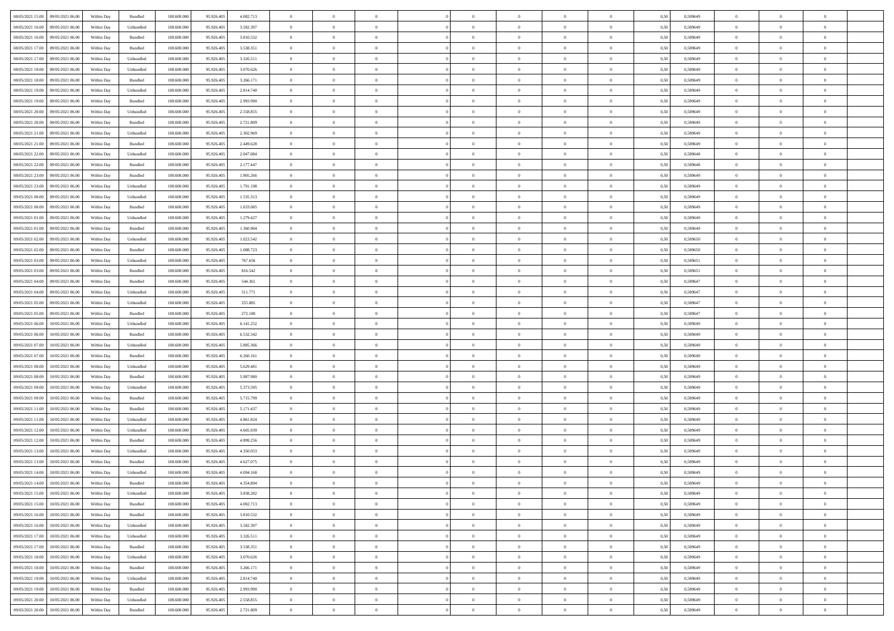| | | | | | | | | | | | | | | | | | | | | | |
|---|---|---|---|---|---|---|---|---|---|---|---|---|---|---|---|---|---|---|---|---|---|
| 08/05/2021 15.00 | 09/05/2021 06.00 | Within Day | Bundled | 108.600.000 | 95.926.405 | 4.082.713 | 0 | 0 | 0 | | 0 | 0 | 0 | 0 | 0 | 0,50 | 0,589649 | 0 | 0 | 0 | |
| 08/05/2021 16.00 | 09/05/2021 06.00 | Within Day | Unbundled | 108.600.000 | 95.926.405 | 3.582.397 | 0 | 0 | 0 | | 0 | 0 | 0 | 0 | 0 | 0,50 | 0,589649 | 0 | 0 | 0 | |
| 08/05/2021 16.00 | 09/05/2021 06.00 | Within Day | Bundled | 108.600.000 | 95.926.405 | 3.810.532 | 0 | 0 | 0 | | 0 | 0 | 0 | 0 | 0 | 0,50 | 0,589649 | 0 | 0 | 0 | |
| 08/05/2021 17.00 | 09/05/2021 06.00 | Within Day | Bundled | 108.600.000 | 95.926.405 | 3.538.351 | 0 | 0 | 0 | | 0 | 0 | 0 | 0 | 0 | 0,50 | 0,589649 | 0 | 0 | 0 | |
| 08/05/2021 17.00 | 09/05/2021 06.00 | Within Day | Unbundled | 108.600.000 | 95.926.405 | 3.326.511 | 0 | 0 | 0 | | 0 | 0 | 0 | 0 | 0 | 0,50 | 0,589649 | 0 | 0 | 0 | |
| 08/05/2021 18.00 | 09/05/2021 06.00 | Within Day | Unbundled | 108.600.000 | 95.926.405 | 3.070.626 | 0 | 0 | 0 | | 0 | 0 | 0 | 0 | 0 | 0,50 | 0,589649 | 0 | 0 | 0 | |
| 08/05/2021 18.00 | 09/05/2021 06.00 | Within Day | Bundled | 108.600.000 | 95.926.405 | 3.266.171 | 0 | 0 | 0 | | 0 | 0 | 0 | 0 | 0 | 0,50 | 0,589649 | 0 | 0 | 0 | |
| 08/05/2021 19.00 | 09/05/2021 06.00 | Within Day | Unbundled | 108.600.000 | 95.926.405 | 2.814.740 | 0 | 0 | 0 | | 0 | 0 | 0 | 0 | 0 | 0,50 | 0,589649 | 0 | 0 | 0 | |
| 08/05/2021 19.00 | 09/05/2021 06.00 | Within Day | Bundled | 108.600.000 | 95.926.405 | 2.993.990 | 0 | 0 | 0 | | 0 | 0 | 0 | 0 | 0 | 0,50 | 0,589649 | 0 | 0 | 0 | |
| 08/05/2021 20.00 | 09/05/2021 06.00 | Within Day | Unbundled | 108.600.000 | 95.926.405 | 2.558.855 | 0 | 0 | 0 | | 0 | 0 | 0 | 0 | 0 | 0,50 | 0,589649 | 0 | 0 | 0 | |
| 08/05/2021 20.00 | 09/05/2021 06.00 | Within Day | Bundled | 108.600.000 | 95.926.405 | 2.721.809 | 0 | 0 | 0 | | 0 | 0 | 0 | 0 | 0 | 0,50 | 0,589649 | 0 | 0 | 0 | |
| 08/05/2021 21.00 | 09/05/2021 06.00 | Within Day | Unbundled | 108.600.000 | 95.926.405 | 2.302.969 | 0 | 0 | 0 | | 0 | 0 | 0 | 0 | 0 | 0,50 | 0,589649 | 0 | 0 | 0 | |
| 08/05/2021 21.00 | 09/05/2021 06.00 | Within Day | Bundled | 108.600.000 | 95.926.405 | 2.449.628 | 0 | 0 | 0 | | 0 | 0 | 0 | 0 | 0 | 0,50 | 0,589649 | 0 | 0 | 0 | |
| 08/05/2021 22.00 | 09/05/2021 06.00 | Within Day | Unbundled | 108.600.000 | 95.926.405 | 2.047.084 | 0 | 0 | 0 | | 0 | 0 | 0 | 0 | 0 | 0,50 | 0,589648 | 0 | 0 | 0 | |
| 08/05/2021 22.00 | 09/05/2021 06.00 | Within Day | Bundled | 108.600.000 | 95.926.405 | 2.177.447 | 0 | 0 | 0 | | 0 | 0 | 0 | 0 | 0 | 0,50 | 0,589648 | 0 | 0 | 0 | |
| 08/05/2021 23.00 | 09/05/2021 06.00 | Within Day | Bundled | 108.600.000 | 95.926.405 | 1.905.266 | 0 | 0 | 0 | | 0 | 0 | 0 | 0 | 0 | 0,50 | 0,589649 | 0 | 0 | 0 | |
| 08/05/2021 23.00 | 09/05/2021 06.00 | Within Day | Unbundled | 108.600.000 | 95.926.405 | 1.791.198 | 0 | 0 | 0 | | 0 | 0 | 0 | 0 | 0 | 0,50 | 0,589649 | 0 | 0 | 0 | |
| 09/05/2021 00.00 | 09/05/2021 06.00 | Within Day | Unbundled | 108.600.000 | 95.926.405 | 1.535.313 | 0 | 0 | 0 | | 0 | 0 | 0 | 0 | 0 | 0,50 | 0,589649 | 0 | 0 | 0 | |
| 09/05/2021 00.00 | 09/05/2021 06.00 | Within Day | Bundled | 108.600.000 | 95.926.405 | 1.633.085 | 0 | 0 | 0 | | 0 | 0 | 0 | 0 | 0 | 0,50 | 0,589649 | 0 | 0 | 0 | |
| 09/05/2021 01.00 | 09/05/2021 06.00 | Within Day | Unbundled | 108.600.000 | 95.926.405 | 1.279.427 | 0 | 0 | 0 | | 0 | 0 | 0 | 0 | 0 | 0,50 | 0,589649 | 0 | 0 | 0 | |
| 09/05/2021 01.00 | 09/05/2021 06.00 | Within Day | Bundled | 108.600.000 | 95.926.405 | 1.360.904 | 0 | 0 | 0 | | 0 | 0 | 0 | 0 | 0 | 0,50 | 0,589649 | 0 | 0 | 0 | |
| 09/05/2021 02.00 | 09/05/2021 06.00 | Within Day | Unbundled | 108.600.000 | 95.926.405 | 1.023.542 | 0 | 0 | 0 | | 0 | 0 | 0 | 0 | 0 | 0,50 | 0,589650 | 0 | 0 | 0 | |
| 09/05/2021 02.00 | 09/05/2021 06.00 | Within Day | Bundled | 108.600.000 | 95.926.405 | 1.088.723 | 0 | 0 | 0 | | 0 | 0 | 0 | 0 | 0 | 0,50 | 0,589650 | 0 | 0 | 0 | |
| 09/05/2021 03.00 | 09/05/2021 06.00 | Within Day | Unbundled | 108.600.000 | 95.926.405 | 767.656 | 0 | 0 | 0 | | 0 | 0 | 0 | 0 | 0 | 0,50 | 0,589651 | 0 | 0 | 0 | |
| 09/05/2021 03.00 | 09/05/2021 06.00 | Within Day | Bundled | 108.600.000 | 95.926.405 | 816.542 | 0 | 0 | 0 | | 0 | 0 | 0 | 0 | 0 | 0,50 | 0,589651 | 0 | 0 | 0 | |
| 09/05/2021 04.00 | 09/05/2021 06.00 | Within Day | Bundled | 108.600.000 | 95.926.405 | 544.361 | 0 | 0 | 0 | | 0 | 0 | 0 | 0 | 0 | 0,50 | 0,589647 | 0 | 0 | 0 | |
| 09/05/2021 04.00 | 09/05/2021 06.00 | Within Day | Unbundled | 108.600.000 | 95.926.405 | 511.771 | 0 | 0 | 0 | | 0 | 0 | 0 | 0 | 0 | 0,50 | 0,589647 | 0 | 0 | 0 | |
| 09/05/2021 05.00 | 09/05/2021 06.00 | Within Day | Unbundled | 108.600.000 | 95.926.405 | 255.885 | 0 | 0 | 0 | | 0 | 0 | 0 | 0 | 0 | 0,50 | 0,589647 | 0 | 0 | 0 | |
| 09/05/2021 05.00 | 09/05/2021 06.00 | Within Day | Bundled | 108.600.000 | 95.926.405 | 272.180 | 0 | 0 | 0 | | 0 | 0 | 0 | 0 | 0 | 0,50 | 0,589647 | 0 | 0 | 0 | |
| 09/05/2021 06.00 | 10/05/2021 06.00 | Within Day | Unbundled | 108.600.000 | 95.926.405 | 6.141.252 | 0 | 0 | 0 | | 0 | 0 | 0 | 0 | 0 | 0,50 | 0,589649 | 0 | 0 | 0 | |
| 09/05/2021 06.00 | 10/05/2021 06.00 | Within Day | Bundled | 108.600.000 | 95.926.405 | 6.532.342 | 0 | 0 | 0 | | 0 | 0 | 0 | 0 | 0 | 0,50 | 0,589649 | 0 | 0 | 0 | |
| 09/05/2021 07.00 | 10/05/2021 06.00 | Within Day | Unbundled | 108.600.000 | 95.926.405 | 5.885.366 | 0 | 0 | 0 | | 0 | 0 | 0 | 0 | 0 | 0,50 | 0,589649 | 0 | 0 | 0 | |
| 09/05/2021 07.00 | 10/05/2021 06.00 | Within Day | Bundled | 108.600.000 | 95.926.405 | 6.260.161 | 0 | 0 | 0 | | 0 | 0 | 0 | 0 | 0 | 0,50 | 0,589649 | 0 | 0 | 0 | |
| 09/05/2021 08.00 | 10/05/2021 06.00 | Within Day | Unbundled | 108.600.000 | 95.926.405 | 5.629.481 | 0 | 0 | 0 | | 0 | 0 | 0 | 0 | 0 | 0,50 | 0,589649 | 0 | 0 | 0 | |
| 09/05/2021 08.00 | 10/05/2021 06.00 | Within Day | Bundled | 108.600.000 | 95.926.405 | 5.987.980 | 0 | 0 | 0 | | 0 | 0 | 0 | 0 | 0 | 0,50 | 0,589649 | 0 | 0 | 0 | |
| 09/05/2021 09.00 | 10/05/2021 06.00 | Within Day | Unbundled | 108.600.000 | 95.926.405 | 5.373.595 | 0 | 0 | 0 | | 0 | 0 | 0 | 0 | 0 | 0,50 | 0,589649 | 0 | 0 | 0 | |
| 09/05/2021 09.00 | 10/05/2021 06.00 | Within Day | Bundled | 108.600.000 | 95.926.405 | 5.715.799 | 0 | 0 | 0 | | 0 | 0 | 0 | 0 | 0 | 0,50 | 0,589649 | 0 | 0 | 0 | |
| 09/05/2021 11.00 | 10/05/2021 06.00 | Within Day | Bundled | 108.600.000 | 95.926.405 | 5.171.437 | 0 | 0 | 0 | | 0 | 0 | 0 | 0 | 0 | 0,50 | 0,589649 | 0 | 0 | 0 | |
| 09/05/2021 11.00 | 10/05/2021 06.00 | Within Day | Unbundled | 108.600.000 | 95.926.405 | 4.861.824 | 0 | 0 | 0 | | 0 | 0 | 0 | 0 | 0 | 0,50 | 0,589649 | 0 | 0 | 0 | |
| 09/05/2021 12.00 | 10/05/2021 06.00 | Within Day | Unbundled | 108.600.000 | 95.926.405 | 4.605.939 | 0 | 0 | 0 | | 0 | 0 | 0 | 0 | 0 | 0,50 | 0,589649 | 0 | 0 | 0 | |
| 09/05/2021 12.00 | 10/05/2021 06.00 | Within Day | Bundled | 108.600.000 | 95.926.405 | 4.899.256 | 0 | 0 | 0 | | 0 | 0 | 0 | 0 | 0 | 0,50 | 0,589649 | 0 | 0 | 0 | |
| 09/05/2021 13.00 | 10/05/2021 06.00 | Within Day | Unbundled | 108.600.000 | 95.926.405 | 4.350.053 | 0 | 0 | 0 | | 0 | 0 | 0 | 0 | 0 | 0,50 | 0,589649 | 0 | 0 | 0 | |
| 09/05/2021 13.00 | 10/05/2021 06.00 | Within Day | Bundled | 108.600.000 | 95.926.405 | 4.627.075 | 0 | 0 | 0 | | 0 | 0 | 0 | 0 | 0 | 0,50 | 0,589649 | 0 | 0 | 0 | |
| 09/05/2021 14.00 | 10/05/2021 06.00 | Within Day | Unbundled | 108.600.000 | 95.926.405 | 4.094.168 | 0 | 0 | 0 | | 0 | 0 | 0 | 0 | 0 | 0,50 | 0,589649 | 0 | 0 | 0 | |
| 09/05/2021 14.00 | 10/05/2021 06.00 | Within Day | Bundled | 108.600.000 | 95.926.405 | 4.354.894 | 0 | 0 | 0 | | 0 | 0 | 0 | 0 | 0 | 0,50 | 0,589649 | 0 | 0 | 0 | |
| 09/05/2021 15.00 | 10/05/2021 06.00 | Within Day | Unbundled | 108.600.000 | 95.926.405 | 3.838.282 | 0 | 0 | 0 | | 0 | 0 | 0 | 0 | 0 | 0,50 | 0,589649 | 0 | 0 | 0 | |
| 09/05/2021 15.00 | 10/05/2021 06.00 | Within Day | Bundled | 108.600.000 | 95.926.405 | 4.082.713 | 0 | 0 | 0 | | 0 | 0 | 0 | 0 | 0 | 0,50 | 0,589649 | 0 | 0 | 0 | |
| 09/05/2021 16.00 | 10/05/2021 06.00 | Within Day | Bundled | 108.600.000 | 95.926.405 | 3.810.532 | 0 | 0 | 0 | | 0 | 0 | 0 | 0 | 0 | 0,50 | 0,589649 | 0 | 0 | 0 | |
| 09/05/2021 16.00 | 10/05/2021 06.00 | Within Day | Unbundled | 108.600.000 | 95.926.405 | 3.582.397 | 0 | 0 | 0 | | 0 | 0 | 0 | 0 | 0 | 0,50 | 0,589649 | 0 | 0 | 0 | |
| 09/05/2021 17.00 | 10/05/2021 06.00 | Within Day | Unbundled | 108.600.000 | 95.926.405 | 3.326.511 | 0 | 0 | 0 | | 0 | 0 | 0 | 0 | 0 | 0,50 | 0,589649 | 0 | 0 | 0 | |
| 09/05/2021 17.00 | 10/05/2021 06.00 | Within Day | Bundled | 108.600.000 | 95.926.405 | 3.538.351 | 0 | 0 | 0 | | 0 | 0 | 0 | 0 | 0 | 0,50 | 0,589649 | 0 | 0 | 0 | |
| 09/05/2021 18.00 | 10/05/2021 06.00 | Within Day | Unbundled | 108.600.000 | 95.926.405 | 3.070.626 | 0 | 0 | 0 | | 0 | 0 | 0 | 0 | 0 | 0,50 | 0,589649 | 0 | 0 | 0 | |
| 09/05/2021 18.00 | 10/05/2021 06.00 | Within Day | Bundled | 108.600.000 | 95.926.405 | 3.266.171 | 0 | 0 | 0 | | 0 | 0 | 0 | 0 | 0 | 0,50 | 0,589649 | 0 | 0 | 0 | |
| 09/05/2021 19.00 | 10/05/2021 06.00 | Within Day | Unbundled | 108.600.000 | 95.926.405 | 2.814.740 | 0 | 0 | 0 | | 0 | 0 | 0 | 0 | 0 | 0,50 | 0,589649 | 0 | 0 | 0 | |
| 09/05/2021 19.00 | 10/05/2021 06.00 | Within Day | Bundled | 108.600.000 | 95.926.405 | 2.993.990 | 0 | 0 | 0 | | 0 | 0 | 0 | 0 | 0 | 0,50 | 0,589649 | 0 | 0 | 0 | |
| 09/05/2021 20.00 | 10/05/2021 06.00 | Within Day | Unbundled | 108.600.000 | 95.926.405 | 2.558.855 | 0 | 0 | 0 | | 0 | 0 | 0 | 0 | 0 | 0,50 | 0,589649 | 0 | 0 | 0 | |
| 09/05/2021 20.00 | 10/05/2021 06.00 | Within Day | Bundled | 108.600.000 | 95.926.405 | 2.721.809 | 0 | 0 | 0 | | 0 | 0 | 0 | 0 | 0 | 0,50 | 0,589649 | 0 | 0 | 0 | |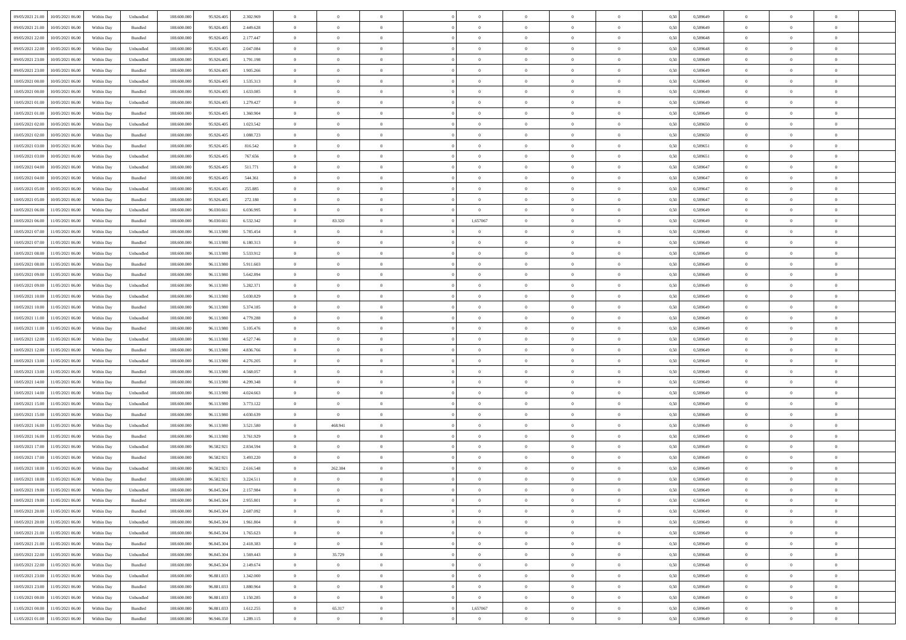| | | | | | | | | | | | | | | | | | | | | |
|---|---|---|---|---|---|---|---|---|---|---|---|---|---|---|---|---|---|---|---|---|
| 09/05/2021 21:00 | 10/05/2021 06:00 | Within Day | Unbundled | 108.600.000 | 95.926.405 | 2.302.969 | 0 | 0 | 0 | | 0 | 0 | 0 | 0 | 0,50 | 0,589649 | 0 | 0 | 0 | |
| 09/05/2021 21:00 | 10/05/2021 06:00 | Within Day | Bundled | 108.600.000 | 95.926.405 | 2.449.628 | 0 | 0 | 0 | | 0 | 0 | 0 | 0 | 0,50 | 0,589649 | 0 | 0 | 0 | |
| 09/05/2021 22:00 | 10/05/2021 06:00 | Within Day | Bundled | 108.600.000 | 95.926.405 | 2.177.447 | 0 | 0 | 0 | | 0 | 0 | 0 | 0 | 0,50 | 0,589648 | 0 | 0 | 0 | |
| 09/05/2021 22:00 | 10/05/2021 06:00 | Within Day | Unbundled | 108.600.000 | 95.926.405 | 2.047.084 | 0 | 0 | 0 | | 0 | 0 | 0 | 0 | 0,50 | 0,589648 | 0 | 0 | 0 | |
| 09/05/2021 23:00 | 10/05/2021 06:00 | Within Day | Unbundled | 108.600.000 | 95.926.405 | 1.791.198 | 0 | 0 | 0 | | 0 | 0 | 0 | 0 | 0,50 | 0,589649 | 0 | 0 | 0 | |
| 09/05/2021 23:00 | 10/05/2021 06:00 | Within Day | Bundled | 108.600.000 | 95.926.405 | 1.905.266 | 0 | 0 | 0 | | 0 | 0 | 0 | 0 | 0,50 | 0,589649 | 0 | 0 | 0 | |
| 10/05/2021 00:00 | 10/05/2021 06:00 | Within Day | Unbundled | 108.600.000 | 95.926.405 | 1.535.313 | 0 | 0 | 0 | | 0 | 0 | 0 | 0 | 0,50 | 0,589649 | 0 | 0 | 0 | |
| 10/05/2021 00:00 | 10/05/2021 06:00 | Within Day | Bundled | 108.600.000 | 95.926.405 | 1.633.085 | 0 | 0 | 0 | | 0 | 0 | 0 | 0 | 0,50 | 0,589649 | 0 | 0 | 0 | |
| 10/05/2021 01:00 | 10/05/2021 06:00 | Within Day | Unbundled | 108.600.000 | 95.926.405 | 1.279.427 | 0 | 0 | 0 | | 0 | 0 | 0 | 0 | 0,50 | 0,589649 | 0 | 0 | 0 | |
| 10/05/2021 01:00 | 10/05/2021 06:00 | Within Day | Bundled | 108.600.000 | 95.926.405 | 1.360.904 | 0 | 0 | 0 | | 0 | 0 | 0 | 0 | 0,50 | 0,589649 | 0 | 0 | 0 | |
| 10/05/2021 02:00 | 10/05/2021 06:00 | Within Day | Unbundled | 108.600.000 | 95.926.405 | 1.023.542 | 0 | 0 | 0 | | 0 | 0 | 0 | 0 | 0,50 | 0,589650 | 0 | 0 | 0 | |
| 10/05/2021 02:00 | 10/05/2021 06:00 | Within Day | Bundled | 108.600.000 | 95.926.405 | 1.088.723 | 0 | 0 | 0 | | 0 | 0 | 0 | 0 | 0,50 | 0,589650 | 0 | 0 | 0 | |
| 10/05/2021 03:00 | 10/05/2021 06:00 | Within Day | Bundled | 108.600.000 | 95.926.405 | 816.542 | 0 | 0 | 0 | | 0 | 0 | 0 | 0 | 0,50 | 0,589651 | 0 | 0 | 0 | |
| 10/05/2021 03:00 | 10/05/2021 06:00 | Within Day | Unbundled | 108.600.000 | 95.926.405 | 767.656 | 0 | 0 | 0 | | 0 | 0 | 0 | 0 | 0,50 | 0,589651 | 0 | 0 | 0 | |
| 10/05/2021 04:00 | 10/05/2021 06:00 | Within Day | Unbundled | 108.600.000 | 95.926.405 | 511.771 | 0 | 0 | 0 | | 0 | 0 | 0 | 0 | 0,50 | 0,589647 | 0 | 0 | 0 | |
| 10/05/2021 04:00 | 10/05/2021 06:00 | Within Day | Bundled | 108.600.000 | 95.926.405 | 544.361 | 0 | 0 | 0 | | 0 | 0 | 0 | 0 | 0,50 | 0,589647 | 0 | 0 | 0 | |
| 10/05/2021 05:00 | 10/05/2021 06:00 | Within Day | Unbundled | 108.600.000 | 95.926.405 | 255.885 | 0 | 0 | 0 | | 0 | 0 | 0 | 0 | 0,50 | 0,589647 | 0 | 0 | 0 | |
| 10/05/2021 05:00 | 10/05/2021 06:00 | Within Day | Bundled | 108.600.000 | 95.926.405 | 272.180 | 0 | 0 | 0 | | 0 | 0 | 0 | 0 | 0,50 | 0,589647 | 0 | 0 | 0 | |
| 10/05/2021 06:00 | 11/05/2021 06:00 | Within Day | Unbundled | 108.600.000 | 96.030.661 | 6.036.995 | 0 | 0 | 0 | | 0 | 0 | 0 | 0 | 0,50 | 0,589649 | 0 | 0 | 0 | |
| 10/05/2021 06:00 | 11/05/2021 06:00 | Within Day | Bundled | 108.600.000 | 96.030.661 | 6.532.342 | 0 | 83.320 | 0 | | 1,657067 | 0 | 0 | 0 | 0,50 | 0,589649 | 0 | 0 | 0 | |
| 10/05/2021 07:00 | 11/05/2021 06:00 | Within Day | Unbundled | 108.600.000 | 96.113.980 | 5.785.454 | 0 | 0 | 0 | | 0 | 0 | 0 | 0 | 0,50 | 0,589649 | 0 | 0 | 0 | |
| 10/05/2021 07:00 | 11/05/2021 06:00 | Within Day | Bundled | 108.600.000 | 96.113.980 | 6.180.313 | 0 | 0 | 0 | | 0 | 0 | 0 | 0 | 0,50 | 0,589649 | 0 | 0 | 0 | |
| 10/05/2021 08:00 | 11/05/2021 06:00 | Within Day | Unbundled | 108.600.000 | 96.113.980 | 5.533.912 | 0 | 0 | 0 | | 0 | 0 | 0 | 0 | 0,50 | 0,589649 | 0 | 0 | 0 | |
| 10/05/2021 08:00 | 11/05/2021 06:00 | Within Day | Bundled | 108.600.000 | 96.113.980 | 5.911.603 | 0 | 0 | 0 | | 0 | 0 | 0 | 0 | 0,50 | 0,589649 | 0 | 0 | 0 | |
| 10/05/2021 09:00 | 11/05/2021 06:00 | Within Day | Bundled | 108.600.000 | 96.113.980 | 5.642.894 | 0 | 0 | 0 | | 0 | 0 | 0 | 0 | 0,50 | 0,589649 | 0 | 0 | 0 | |
| 10/05/2021 09:00 | 11/05/2021 06:00 | Within Day | Unbundled | 108.600.000 | 96.113.980 | 5.282.371 | 0 | 0 | 0 | | 0 | 0 | 0 | 0 | 0,50 | 0,589649 | 0 | 0 | 0 | |
| 10/05/2021 10:00 | 11/05/2021 06:00 | Within Day | Unbundled | 108.600.000 | 96.113.980 | 5.030.829 | 0 | 0 | 0 | | 0 | 0 | 0 | 0 | 0,50 | 0,589649 | 0 | 0 | 0 | |
| 10/05/2021 10:00 | 11/05/2021 06:00 | Within Day | Bundled | 108.600.000 | 96.113.980 | 5.374.185 | 0 | 0 | 0 | | 0 | 0 | 0 | 0 | 0,50 | 0,589649 | 0 | 0 | 0 | |
| 10/05/2021 11:00 | 11/05/2021 06:00 | Within Day | Unbundled | 108.600.000 | 96.113.980 | 4.779.288 | 0 | 0 | 0 | | 0 | 0 | 0 | 0 | 0,50 | 0,589649 | 0 | 0 | 0 | |
| 10/05/2021 11:00 | 11/05/2021 06:00 | Within Day | Bundled | 108.600.000 | 96.113.980 | 5.105.476 | 0 | 0 | 0 | | 0 | 0 | 0 | 0 | 0,50 | 0,589649 | 0 | 0 | 0 | |
| 10/05/2021 12:00 | 11/05/2021 06:00 | Within Day | Unbundled | 108.600.000 | 96.113.980 | 4.527.746 | 0 | 0 | 0 | | 0 | 0 | 0 | 0 | 0,50 | 0,589649 | 0 | 0 | 0 | |
| 10/05/2021 12:00 | 11/05/2021 06:00 | Within Day | Bundled | 108.600.000 | 96.113.980 | 4.836.766 | 0 | 0 | 0 | | 0 | 0 | 0 | 0 | 0,50 | 0,589649 | 0 | 0 | 0 | |
| 10/05/2021 13:00 | 11/05/2021 06:00 | Within Day | Unbundled | 108.600.000 | 96.113.980 | 4.276.205 | 0 | 0 | 0 | | 0 | 0 | 0 | 0 | 0,50 | 0,589649 | 0 | 0 | 0 | |
| 10/05/2021 13:00 | 11/05/2021 06:00 | Within Day | Bundled | 108.600.000 | 96.113.980 | 4.568.057 | 0 | 0 | 0 | | 0 | 0 | 0 | 0 | 0,50 | 0,589649 | 0 | 0 | 0 | |
| 10/05/2021 14:00 | 11/05/2021 06:00 | Within Day | Bundled | 108.600.000 | 96.113.980 | 4.299.348 | 0 | 0 | 0 | | 0 | 0 | 0 | 0 | 0,50 | 0,589649 | 0 | 0 | 0 | |
| 10/05/2021 14:00 | 11/05/2021 06:00 | Within Day | Unbundled | 108.600.000 | 96.113.980 | 4.024.663 | 0 | 0 | 0 | | 0 | 0 | 0 | 0 | 0,50 | 0,589649 | 0 | 0 | 0 | |
| 10/05/2021 15:00 | 11/05/2021 06:00 | Within Day | Unbundled | 108.600.000 | 96.113.980 | 3.773.122 | 0 | 0 | 0 | | 0 | 0 | 0 | 0 | 0,50 | 0,589649 | 0 | 0 | 0 | |
| 10/05/2021 15:00 | 11/05/2021 06:00 | Within Day | Bundled | 108.600.000 | 96.113.980 | 4.030.639 | 0 | 0 | 0 | | 0 | 0 | 0 | 0 | 0,50 | 0,589649 | 0 | 0 | 0 | |
| 10/05/2021 16:00 | 11/05/2021 06:00 | Within Day | Unbundled | 108.600.000 | 96.113.980 | 3.521.580 | 0 | 468.941 | 0 | | 0 | 0 | 0 | 0 | 0,50 | 0,589649 | 0 | 0 | 0 | |
| 10/05/2021 16:00 | 11/05/2021 06:00 | Within Day | Bundled | 108.600.000 | 96.113.980 | 3.761.929 | 0 | 0 | 0 | | 0 | 0 | 0 | 0 | 0,50 | 0,589649 | 0 | 0 | 0 | |
| 10/05/2021 17:00 | 11/05/2021 06:00 | Within Day | Unbundled | 108.600.000 | 96.582.921 | 2.834.594 | 0 | 0 | 0 | | 0 | 0 | 0 | 0 | 0,50 | 0,589649 | 0 | 0 | 0 | |
| 10/05/2021 17:00 | 11/05/2021 06:00 | Within Day | Bundled | 108.600.000 | 96.582.921 | 3.493.220 | 0 | 0 | 0 | | 0 | 0 | 0 | 0 | 0,50 | 0,589649 | 0 | 0 | 0 | |
| 10/05/2021 18:00 | 11/05/2021 06:00 | Within Day | Unbundled | 108.600.000 | 96.582.921 | 2.616.548 | 0 | 262.384 | 0 | | 0 | 0 | 0 | 0 | 0,50 | 0,589649 | 0 | 0 | 0 | |
| 10/05/2021 18:00 | 11/05/2021 06:00 | Within Day | Bundled | 108.600.000 | 96.582.921 | 3.224.511 | 0 | 0 | 0 | | 0 | 0 | 0 | 0 | 0,50 | 0,589649 | 0 | 0 | 0 | |
| 10/05/2021 19:00 | 11/05/2021 06:00 | Within Day | Unbundled | 108.600.000 | 96.845.304 | 2.157.984 | 0 | 0 | 0 | | 0 | 0 | 0 | 0 | 0,50 | 0,589649 | 0 | 0 | 0 | |
| 10/05/2021 19:00 | 11/05/2021 06:00 | Within Day | Bundled | 108.600.000 | 96.845.304 | 2.955.801 | 0 | 0 | 0 | | 0 | 0 | 0 | 0 | 0,50 | 0,589649 | 0 | 0 | 0 | |
| 10/05/2021 20:00 | 11/05/2021 06:00 | Within Day | Bundled | 108.600.000 | 96.845.304 | 2.687.092 | 0 | 0 | 0 | | 0 | 0 | 0 | 0 | 0,50 | 0,589649 | 0 | 0 | 0 | |
| 10/05/2021 20:00 | 11/05/2021 06:00 | Within Day | Unbundled | 108.600.000 | 96.845.304 | 1.961.804 | 0 | 0 | 0 | | 0 | 0 | 0 | 0 | 0,50 | 0,589649 | 0 | 0 | 0 | |
| 10/05/2021 21:00 | 11/05/2021 06:00 | Within Day | Unbundled | 108.600.000 | 96.845.304 | 1.765.623 | 0 | 0 | 0 | | 0 | 0 | 0 | 0 | 0,50 | 0,589649 | 0 | 0 | 0 | |
| 10/05/2021 21:00 | 11/05/2021 06:00 | Within Day | Bundled | 108.600.000 | 96.845.304 | 2.418.383 | 0 | 0 | 0 | | 0 | 0 | 0 | 0 | 0,50 | 0,589649 | 0 | 0 | 0 | |
| 10/05/2021 22:00 | 11/05/2021 06:00 | Within Day | Unbundled | 108.600.000 | 96.845.304 | 1.569.443 | 0 | 35.729 | 0 | | 0 | 0 | 0 | 0 | 0,50 | 0,589648 | 0 | 0 | 0 | |
| 10/05/2021 22:00 | 11/05/2021 06:00 | Within Day | Bundled | 108.600.000 | 96.845.304 | 2.149.674 | 0 | 0 | 0 | | 0 | 0 | 0 | 0 | 0,50 | 0,589648 | 0 | 0 | 0 | |
| 10/05/2021 23:00 | 11/05/2021 06:00 | Within Day | Unbundled | 108.600.000 | 96.881.033 | 1.342.000 | 0 | 0 | 0 | | 0 | 0 | 0 | 0 | 0,50 | 0,589649 | 0 | 0 | 0 | |
| 10/05/2021 23:00 | 11/05/2021 06:00 | Within Day | Bundled | 108.600.000 | 96.881.033 | 1.880.964 | 0 | 0 | 0 | | 0 | 0 | 0 | 0 | 0,50 | 0,589649 | 0 | 0 | 0 | |
| 11/05/2021 00:00 | 11/05/2021 06:00 | Within Day | Unbundled | 108.600.000 | 96.881.033 | 1.150.285 | 0 | 0 | 0 | | 0 | 0 | 0 | 0 | 0,50 | 0,589649 | 0 | 0 | 0 | |
| 11/05/2021 00:00 | 11/05/2021 06:00 | Within Day | Bundled | 108.600.000 | 96.881.033 | 1.612.255 | 0 | 65.317 | 0 | | 1,657067 | 0 | 0 | 0 | 0,50 | 0,589649 | 0 | 0 | 0 | |
| 11/05/2021 01:00 | 11/05/2021 06:00 | Within Day | Bundled | 108.600.000 | 96.946.350 | 1.289.115 | 0 | 0 | 0 | | 0 | 0 | 0 | 0 | 0,50 | 0,589649 | 0 | 0 | 0 | |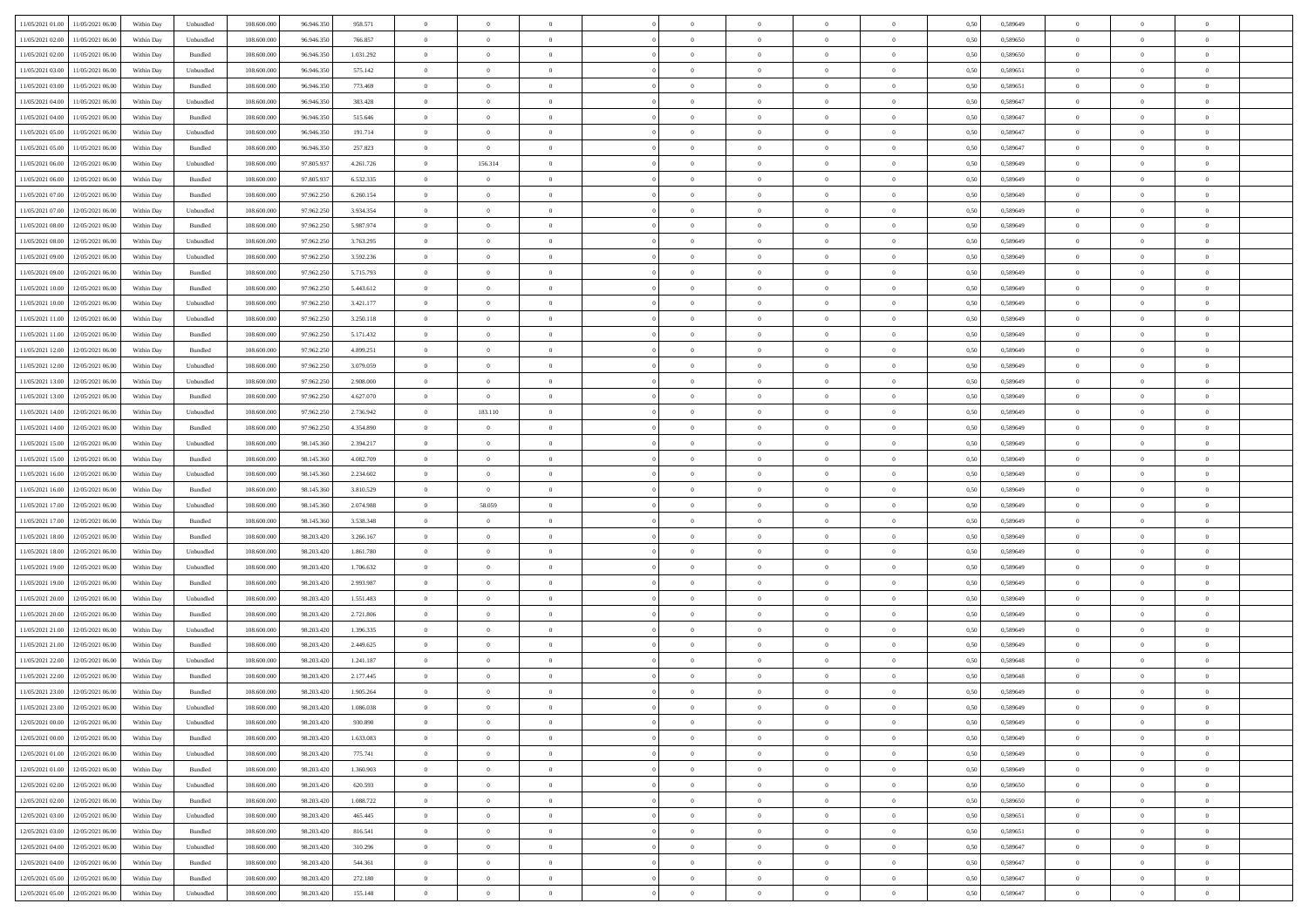| | | | | | | | | | | | | | | | | | | | | | |
|---|---|---|---|---|---|---|---|---|---|---|---|---|---|---|---|---|---|---|---|---|---|
| 11/05/2021 01.00 | 11/05/2021 06.00 | Within Day | Unbundled | 108.600.000 | 96.946.350 | 958.571 | 0 | 0 | 0 | | 0 | 0 | 0 | 0 | 0 | 0,50 | 0,589649 | 0 | 0 | 0 | |
| 11/05/2021 02.00 | 11/05/2021 06.00 | Within Day | Unbundled | 108.600.000 | 96.946.350 | 766.857 | 0 | 0 | 0 | | 0 | 0 | 0 | 0 | 0 | 0,50 | 0,589650 | 0 | 0 | 0 | |
| 11/05/2021 02.00 | 11/05/2021 06.00 | Within Day | Bundled | 108.600.000 | 96.946.350 | 1.031.292 | 0 | 0 | 0 | | 0 | 0 | 0 | 0 | 0 | 0,50 | 0,589650 | 0 | 0 | 0 | |
| 11/05/2021 03.00 | 11/05/2021 06.00 | Within Day | Unbundled | 108.600.000 | 96.946.350 | 575.142 | 0 | 0 | 0 | | 0 | 0 | 0 | 0 | 0 | 0,50 | 0,589651 | 0 | 0 | 0 | |
| 11/05/2021 03.00 | 11/05/2021 06.00 | Within Day | Bundled | 108.600.000 | 96.946.350 | 773.469 | 0 | 0 | 0 | | 0 | 0 | 0 | 0 | 0 | 0,50 | 0,589651 | 0 | 0 | 0 | |
| 11/05/2021 04.00 | 11/05/2021 06.00 | Within Day | Unbundled | 108.600.000 | 96.946.350 | 383.428 | 0 | 0 | 0 | | 0 | 0 | 0 | 0 | 0 | 0,50 | 0,589647 | 0 | 0 | 0 | |
| 11/05/2021 04.00 | 11/05/2021 06.00 | Within Day | Bundled | 108.600.000 | 96.946.350 | 515.646 | 0 | 0 | 0 | | 0 | 0 | 0 | 0 | 0 | 0,50 | 0,589647 | 0 | 0 | 0 | |
| 11/05/2021 05.00 | 11/05/2021 06.00 | Within Day | Unbundled | 108.600.000 | 96.946.350 | 191.714 | 0 | 0 | 0 | | 0 | 0 | 0 | 0 | 0 | 0,50 | 0,589647 | 0 | 0 | 0 | |
| 11/05/2021 05.00 | 11/05/2021 06.00 | Within Day | Bundled | 108.600.000 | 96.946.350 | 257.823 | 0 | 0 | 0 | | 0 | 0 | 0 | 0 | 0 | 0,50 | 0,589647 | 0 | 0 | 0 | |
| 11/05/2021 06.00 | 12/05/2021 06.00 | Within Day | Unbundled | 108.600.000 | 97.805.937 | 4.261.726 | 0 | 156.314 | 0 | | 0 | 0 | 0 | 0 | 0 | 0,50 | 0,589649 | 0 | 0 | 0 | |
| 11/05/2021 06.00 | 12/05/2021 06.00 | Within Day | Bundled | 108.600.000 | 97.805.937 | 6.532.335 | 0 | 0 | 0 | | 0 | 0 | 0 | 0 | 0 | 0,50 | 0,589649 | 0 | 0 | 0 | |
| 11/05/2021 07.00 | 12/05/2021 06.00 | Within Day | Bundled | 108.600.000 | 97.962.250 | 6.260.154 | 0 | 0 | 0 | | 0 | 0 | 0 | 0 | 0 | 0,50 | 0,589649 | 0 | 0 | 0 | |
| 11/05/2021 07.00 | 12/05/2021 06.00 | Within Day | Unbundled | 108.600.000 | 97.962.250 | 3.934.354 | 0 | 0 | 0 | | 0 | 0 | 0 | 0 | 0 | 0,50 | 0,589649 | 0 | 0 | 0 | |
| 11/05/2021 08.00 | 12/05/2021 06.00 | Within Day | Bundled | 108.600.000 | 97.962.250 | 5.987.974 | 0 | 0 | 0 | | 0 | 0 | 0 | 0 | 0 | 0,50 | 0,589649 | 0 | 0 | 0 | |
| 11/05/2021 08.00 | 12/05/2021 06.00 | Within Day | Unbundled | 108.600.000 | 97.962.250 | 3.763.295 | 0 | 0 | 0 | | 0 | 0 | 0 | 0 | 0 | 0,50 | 0,589649 | 0 | 0 | 0 | |
| 11/05/2021 09.00 | 12/05/2021 06.00 | Within Day | Unbundled | 108.600.000 | 97.962.250 | 3.592.236 | 0 | 0 | 0 | | 0 | 0 | 0 | 0 | 0 | 0,50 | 0,589649 | 0 | 0 | 0 | |
| 11/05/2021 09.00 | 12/05/2021 06.00 | Within Day | Bundled | 108.600.000 | 97.962.250 | 5.715.793 | 0 | 0 | 0 | | 0 | 0 | 0 | 0 | 0 | 0,50 | 0,589649 | 0 | 0 | 0 | |
| 11/05/2021 10.00 | 12/05/2021 06.00 | Within Day | Bundled | 108.600.000 | 97.962.250 | 5.443.612 | 0 | 0 | 0 | | 0 | 0 | 0 | 0 | 0 | 0,50 | 0,589649 | 0 | 0 | 0 | |
| 11/05/2021 10.00 | 12/05/2021 06.00 | Within Day | Unbundled | 108.600.000 | 97.962.250 | 3.421.177 | 0 | 0 | 0 | | 0 | 0 | 0 | 0 | 0 | 0,50 | 0,589649 | 0 | 0 | 0 | |
| 11/05/2021 11.00 | 12/05/2021 06.00 | Within Day | Unbundled | 108.600.000 | 97.962.250 | 3.250.118 | 0 | 0 | 0 | | 0 | 0 | 0 | 0 | 0 | 0,50 | 0,589649 | 0 | 0 | 0 | |
| 11/05/2021 11.00 | 12/05/2021 06.00 | Within Day | Bundled | 108.600.000 | 97.962.250 | 5.171.432 | 0 | 0 | 0 | | 0 | 0 | 0 | 0 | 0 | 0,50 | 0,589649 | 0 | 0 | 0 | |
| 11/05/2021 12.00 | 12/05/2021 06.00 | Within Day | Bundled | 108.600.000 | 97.962.250 | 4.899.251 | 0 | 0 | 0 | | 0 | 0 | 0 | 0 | 0 | 0,50 | 0,589649 | 0 | 0 | 0 | |
| 11/05/2021 12.00 | 12/05/2021 06.00 | Within Day | Unbundled | 108.600.000 | 97.962.250 | 3.079.059 | 0 | 0 | 0 | | 0 | 0 | 0 | 0 | 0 | 0,50 | 0,589649 | 0 | 0 | 0 | |
| 11/05/2021 13.00 | 12/05/2021 06.00 | Within Day | Unbundled | 108.600.000 | 97.962.250 | 2.908.000 | 0 | 0 | 0 | | 0 | 0 | 0 | 0 | 0 | 0,50 | 0,589649 | 0 | 0 | 0 | |
| 11/05/2021 13.00 | 12/05/2021 06.00 | Within Day | Bundled | 108.600.000 | 97.962.250 | 4.627.070 | 0 | 0 | 0 | | 0 | 0 | 0 | 0 | 0 | 0,50 | 0,589649 | 0 | 0 | 0 | |
| 11/05/2021 14.00 | 12/05/2021 06.00 | Within Day | Unbundled | 108.600.000 | 97.962.250 | 2.736.942 | 0 | 183.110 | 0 | | 0 | 0 | 0 | 0 | 0 | 0,50 | 0,589649 | 0 | 0 | 0 | |
| 11/05/2021 14.00 | 12/05/2021 06.00 | Within Day | Bundled | 108.600.000 | 97.962.250 | 4.354.890 | 0 | 0 | 0 | | 0 | 0 | 0 | 0 | 0 | 0,50 | 0,589649 | 0 | 0 | 0 | |
| 11/05/2021 15.00 | 12/05/2021 06.00 | Within Day | Unbundled | 108.600.000 | 98.145.360 | 2.394.217 | 0 | 0 | 0 | | 0 | 0 | 0 | 0 | 0 | 0,50 | 0,589649 | 0 | 0 | 0 | |
| 11/05/2021 15.00 | 12/05/2021 06.00 | Within Day | Bundled | 108.600.000 | 98.145.360 | 4.082.709 | 0 | 0 | 0 | | 0 | 0 | 0 | 0 | 0 | 0,50 | 0,589649 | 0 | 0 | 0 | |
| 11/05/2021 16.00 | 12/05/2021 06.00 | Within Day | Unbundled | 108.600.000 | 98.145.360 | 2.234.602 | 0 | 0 | 0 | | 0 | 0 | 0 | 0 | 0 | 0,50 | 0,589649 | 0 | 0 | 0 | |
| 11/05/2021 16.00 | 12/05/2021 06.00 | Within Day | Bundled | 108.600.000 | 98.145.360 | 3.810.529 | 0 | 0 | 0 | | 0 | 0 | 0 | 0 | 0 | 0,50 | 0,589649 | 0 | 0 | 0 | |
| 11/05/2021 17.00 | 12/05/2021 06.00 | Within Day | Unbundled | 108.600.000 | 98.145.360 | 2.074.988 | 0 | 58.059 | 0 | | 0 | 0 | 0 | 0 | 0 | 0,50 | 0,589649 | 0 | 0 | 0 | |
| 11/05/2021 17.00 | 12/05/2021 06.00 | Within Day | Bundled | 108.600.000 | 98.145.360 | 3.538.348 | 0 | 0 | 0 | | 0 | 0 | 0 | 0 | 0 | 0,50 | 0,589649 | 0 | 0 | 0 | |
| 11/05/2021 18.00 | 12/05/2021 06.00 | Within Day | Bundled | 108.600.000 | 98.203.420 | 3.266.167 | 0 | 0 | 0 | | 0 | 0 | 0 | 0 | 0 | 0,50 | 0,589649 | 0 | 0 | 0 | |
| 11/05/2021 18.00 | 12/05/2021 06.00 | Within Day | Unbundled | 108.600.000 | 98.203.420 | 1.861.780 | 0 | 0 | 0 | | 0 | 0 | 0 | 0 | 0 | 0,50 | 0,589649 | 0 | 0 | 0 | |
| 11/05/2021 19.00 | 12/05/2021 06.00 | Within Day | Unbundled | 108.600.000 | 98.203.420 | 1.706.632 | 0 | 0 | 0 | | 0 | 0 | 0 | 0 | 0 | 0,50 | 0,589649 | 0 | 0 | 0 | |
| 11/05/2021 19.00 | 12/05/2021 06.00 | Within Day | Bundled | 108.600.000 | 98.203.420 | 2.993.987 | 0 | 0 | 0 | | 0 | 0 | 0 | 0 | 0 | 0,50 | 0,589649 | 0 | 0 | 0 | |
| 11/05/2021 20.00 | 12/05/2021 06.00 | Within Day | Unbundled | 108.600.000 | 98.203.420 | 1.551.483 | 0 | 0 | 0 | | 0 | 0 | 0 | 0 | 0 | 0,50 | 0,589649 | 0 | 0 | 0 | |
| 11/05/2021 20.00 | 12/05/2021 06.00 | Within Day | Bundled | 108.600.000 | 98.203.420 | 2.721.806 | 0 | 0 | 0 | | 0 | 0 | 0 | 0 | 0 | 0,50 | 0,589649 | 0 | 0 | 0 | |
| 11/05/2021 21.00 | 12/05/2021 06.00 | Within Day | Unbundled | 108.600.000 | 98.203.420 | 1.396.335 | 0 | 0 | 0 | | 0 | 0 | 0 | 0 | 0 | 0,50 | 0,589649 | 0 | 0 | 0 | |
| 11/05/2021 21.00 | 12/05/2021 06.00 | Within Day | Bundled | 108.600.000 | 98.203.420 | 2.449.625 | 0 | 0 | 0 | | 0 | 0 | 0 | 0 | 0 | 0,50 | 0,589649 | 0 | 0 | 0 | |
| 11/05/2021 22.00 | 12/05/2021 06.00 | Within Day | Unbundled | 108.600.000 | 98.203.420 | 1.241.187 | 0 | 0 | 0 | | 0 | 0 | 0 | 0 | 0 | 0,50 | 0,589648 | 0 | 0 | 0 | |
| 11/05/2021 22.00 | 12/05/2021 06.00 | Within Day | Bundled | 108.600.000 | 98.203.420 | 2.177.445 | 0 | 0 | 0 | | 0 | 0 | 0 | 0 | 0 | 0,50 | 0,589648 | 0 | 0 | 0 | |
| 11/05/2021 23.00 | 12/05/2021 06.00 | Within Day | Bundled | 108.600.000 | 98.203.420 | 1.905.264 | 0 | 0 | 0 | | 0 | 0 | 0 | 0 | 0 | 0,50 | 0,589649 | 0 | 0 | 0 | |
| 11/05/2021 23.00 | 12/05/2021 06.00 | Within Day | Unbundled | 108.600.000 | 98.203.420 | 1.086.038 | 0 | 0 | 0 | | 0 | 0 | 0 | 0 | 0 | 0,50 | 0,589649 | 0 | 0 | 0 | |
| 12/05/2021 00.00 | 12/05/2021 06.00 | Within Day | Unbundled | 108.600.000 | 98.203.420 | 930.890 | 0 | 0 | 0 | | 0 | 0 | 0 | 0 | 0 | 0,50 | 0,589649 | 0 | 0 | 0 | |
| 12/05/2021 00.00 | 12/05/2021 06.00 | Within Day | Bundled | 108.600.000 | 98.203.420 | 1.633.083 | 0 | 0 | 0 | | 0 | 0 | 0 | 0 | 0 | 0,50 | 0,589649 | 0 | 0 | 0 | |
| 12/05/2021 01.00 | 12/05/2021 06.00 | Within Day | Unbundled | 108.600.000 | 98.203.420 | 775.741 | 0 | 0 | 0 | | 0 | 0 | 0 | 0 | 0 | 0,50 | 0,589649 | 0 | 0 | 0 | |
| 12/05/2021 01.00 | 12/05/2021 06.00 | Within Day | Bundled | 108.600.000 | 98.203.420 | 1.360.903 | 0 | 0 | 0 | | 0 | 0 | 0 | 0 | 0 | 0,50 | 0,589649 | 0 | 0 | 0 | |
| 12/05/2021 02.00 | 12/05/2021 06.00 | Within Day | Unbundled | 108.600.000 | 98.203.420 | 620.593 | 0 | 0 | 0 | | 0 | 0 | 0 | 0 | 0 | 0,50 | 0,589650 | 0 | 0 | 0 | |
| 12/05/2021 02.00 | 12/05/2021 06.00 | Within Day | Bundled | 108.600.000 | 98.203.420 | 1.088.722 | 0 | 0 | 0 | | 0 | 0 | 0 | 0 | 0 | 0,50 | 0,589650 | 0 | 0 | 0 | |
| 12/05/2021 03.00 | 12/05/2021 06.00 | Within Day | Unbundled | 108.600.000 | 98.203.420 | 465.445 | 0 | 0 | 0 | | 0 | 0 | 0 | 0 | 0 | 0,50 | 0,589651 | 0 | 0 | 0 | |
| 12/05/2021 03.00 | 12/05/2021 06.00 | Within Day | Bundled | 108.600.000 | 98.203.420 | 816.541 | 0 | 0 | 0 | | 0 | 0 | 0 | 0 | 0 | 0,50 | 0,589651 | 0 | 0 | 0 | |
| 12/05/2021 04.00 | 12/05/2021 06.00 | Within Day | Unbundled | 108.600.000 | 98.203.420 | 310.296 | 0 | 0 | 0 | | 0 | 0 | 0 | 0 | 0 | 0,50 | 0,589647 | 0 | 0 | 0 | |
| 12/05/2021 04.00 | 12/05/2021 06.00 | Within Day | Bundled | 108.600.000 | 98.203.420 | 544.361 | 0 | 0 | 0 | | 0 | 0 | 0 | 0 | 0 | 0,50 | 0,589647 | 0 | 0 | 0 | |
| 12/05/2021 05.00 | 12/05/2021 06.00 | Within Day | Bundled | 108.600.000 | 98.203.420 | 272.180 | 0 | 0 | 0 | | 0 | 0 | 0 | 0 | 0 | 0,50 | 0,589647 | 0 | 0 | 0 | |
| 12/05/2021 05.00 | 12/05/2021 06.00 | Within Day | Unbundled | 108.600.000 | 98.203.420 | 155.148 | 0 | 0 | 0 | | 0 | 0 | 0 | 0 | 0 | 0,50 | 0,589647 | 0 | 0 | 0 | |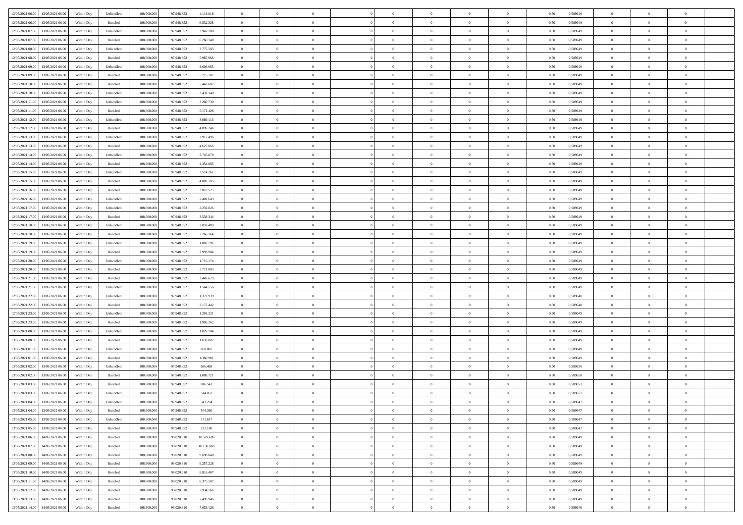| | | | | | | | | | | | | | | | | | | | | |
|---|---|---|---|---|---|---|---|---|---|---|---|---|---|---|---|---|---|---|---|---|
| 12/05/2021 06:00 | 13/05/2021 06:00 | Within Day | Unbundled | 108.600.000 | 97.948.852 | 4.118.818 | 0 | 0 | 0 | | 0 | 0 | 0 | 0 | 0,50 | 0,589649 | 0 | 0 | 0 | |
| 12/05/2021 06:00 | 13/05/2021 06:00 | Within Day | Bundled | 108.600.000 | 97.948.852 | 6.532.328 | 0 | 0 | 0 | | 0 | 0 | 0 | 0 | 0,50 | 0,589649 | 0 | 0 | 0 | |
| 12/05/2021 07:00 | 13/05/2021 06:00 | Within Day | Unbundled | 108.600.000 | 97.948.852 | 3.947.200 | 0 | 0 | 0 | | 0 | 0 | 0 | 0 | 0,50 | 0,589649 | 0 | 0 | 0 | |
| 12/05/2021 07:00 | 13/05/2021 06:00 | Within Day | Bundled | 108.600.000 | 97.948.852 | 6.260.148 | 0 | 0 | 0 | | 0 | 0 | 0 | 0 | 0,50 | 0,589649 | 0 | 0 | 0 | |
| 12/05/2021 08:00 | 13/05/2021 06:00 | Within Day | Unbundled | 108.600.000 | 97.948.852 | 3.775.583 | 0 | 0 | 0 | | 0 | 0 | 0 | 0 | 0,50 | 0,589649 | 0 | 0 | 0 | |
| 12/05/2021 08:00 | 13/05/2021 06:00 | Within Day | Bundled | 108.600.000 | 97.948.852 | 5.987.968 | 0 | 0 | 0 | | 0 | 0 | 0 | 0 | 0,50 | 0,589649 | 0 | 0 | 0 | |
| 12/05/2021 09:00 | 13/05/2021 06:00 | Within Day | Unbundled | 108.600.000 | 97.948.852 | 3.603.965 | 0 | 0 | 0 | | 0 | 0 | 0 | 0 | 0,50 | 0,589649 | 0 | 0 | 0 | |
| 12/05/2021 09:00 | 13/05/2021 06:00 | Within Day | Bundled | 108.600.000 | 97.948.852 | 5.715.787 | 0 | 0 | 0 | | 0 | 0 | 0 | 0 | 0,50 | 0,589649 | 0 | 0 | 0 | |
| 12/05/2021 10:00 | 13/05/2021 06:00 | Within Day | Bundled | 108.600.000 | 97.948.852 | 5.443.607 | 0 | 0 | 0 | | 0 | 0 | 0 | 0 | 0,50 | 0,589649 | 0 | 0 | 0 | |
| 12/05/2021 10:00 | 13/05/2021 06:00 | Within Day | Unbundled | 108.600.000 | 97.948.852 | 3.432.348 | 0 | 0 | 0 | | 0 | 0 | 0 | 0 | 0,50 | 0,589649 | 0 | 0 | 0 | |
| 12/05/2021 11:00 | 13/05/2021 06:00 | Within Day | Unbundled | 108.600.000 | 97.948.852 | 3.260.730 | 0 | 0 | 0 | | 0 | 0 | 0 | 0 | 0,50 | 0,589649 | 0 | 0 | 0 | |
| 12/05/2021 11:00 | 13/05/2021 06:00 | Within Day | Bundled | 108.600.000 | 97.948.852 | 5.171.426 | 0 | 0 | 0 | | 0 | 0 | 0 | 0 | 0,50 | 0,589649 | 0 | 0 | 0 | |
| 12/05/2021 12:00 | 13/05/2021 06:00 | Within Day | Unbundled | 108.600.000 | 97.948.852 | 3.089.113 | 0 | 0 | 0 | | 0 | 0 | 0 | 0 | 0,50 | 0,589649 | 0 | 0 | 0 | |
| 12/05/2021 12:00 | 13/05/2021 06:00 | Within Day | Bundled | 108.600.000 | 97.948.852 | 4.899.246 | 0 | 0 | 0 | | 0 | 0 | 0 | 0 | 0,50 | 0,589649 | 0 | 0 | 0 | |
| 12/05/2021 13:00 | 13/05/2021 06:00 | Within Day | Unbundled | 108.600.000 | 97.948.852 | 2.917.496 | 0 | 0 | 0 | | 0 | 0 | 0 | 0 | 0,50 | 0,589649 | 0 | 0 | 0 | |
| 12/05/2021 13:00 | 13/05/2021 06:00 | Within Day | Bundled | 108.600.000 | 97.948.852 | 4.627.066 | 0 | 0 | 0 | | 0 | 0 | 0 | 0 | 0,50 | 0,589649 | 0 | 0 | 0 | |
| 12/05/2021 14:00 | 13/05/2021 06:00 | Within Day | Unbundled | 108.600.000 | 97.948.852 | 2.745.878 | 0 | 0 | 0 | | 0 | 0 | 0 | 0 | 0,50 | 0,589649 | 0 | 0 | 0 | |
| 12/05/2021 14:00 | 13/05/2021 06:00 | Within Day | Bundled | 108.600.000 | 97.948.852 | 4.354.885 | 0 | 0 | 0 | | 0 | 0 | 0 | 0 | 0,50 | 0,589649 | 0 | 0 | 0 | |
| 12/05/2021 15:00 | 13/05/2021 06:00 | Within Day | Unbundled | 108.600.000 | 97.948.852 | 2.574.261 | 0 | 0 | 0 | | 0 | 0 | 0 | 0 | 0,50 | 0,589649 | 0 | 0 | 0 | |
| 12/05/2021 15:00 | 13/05/2021 06:00 | Within Day | Bundled | 108.600.000 | 97.948.852 | 4.082.705 | 0 | 0 | 0 | | 0 | 0 | 0 | 0 | 0,50 | 0,589649 | 0 | 0 | 0 | |
| 12/05/2021 16:00 | 13/05/2021 06:00 | Within Day | Bundled | 108.600.000 | 97.948.852 | 3.810.525 | 0 | 0 | 0 | | 0 | 0 | 0 | 0 | 0,50 | 0,589649 | 0 | 0 | 0 | |
| 12/05/2021 16:00 | 13/05/2021 06:00 | Within Day | Unbundled | 108.600.000 | 97.948.852 | 2.402.643 | 0 | 0 | 0 | | 0 | 0 | 0 | 0 | 0,50 | 0,589649 | 0 | 0 | 0 | |
| 12/05/2021 17:00 | 13/05/2021 06:00 | Within Day | Unbundled | 108.600.000 | 97.948.852 | 2.231.026 | 0 | 0 | 0 | | 0 | 0 | 0 | 0 | 0,50 | 0,589649 | 0 | 0 | 0 | |
| 12/05/2021 17:00 | 13/05/2021 06:00 | Within Day | Bundled | 108.600.000 | 97.948.852 | 3.538.344 | 0 | 0 | 0 | | 0 | 0 | 0 | 0 | 0,50 | 0,589649 | 0 | 0 | 0 | |
| 12/05/2021 18:00 | 13/05/2021 06:00 | Within Day | Unbundled | 108.600.000 | 97.948.852 | 2.059.409 | 0 | 0 | 0 | | 0 | 0 | 0 | 0 | 0,50 | 0,589649 | 0 | 0 | 0 | |
| 12/05/2021 18:00 | 13/05/2021 06:00 | Within Day | Bundled | 108.600.000 | 97.948.852 | 3.266.164 | 0 | 0 | 0 | | 0 | 0 | 0 | 0 | 0,50 | 0,589649 | 0 | 0 | 0 | |
| 12/05/2021 19:00 | 13/05/2021 06:00 | Within Day | Unbundled | 108.600.000 | 97.948.852 | 1.887.791 | 0 | 0 | 0 | | 0 | 0 | 0 | 0 | 0,50 | 0,589649 | 0 | 0 | 0 | |
| 12/05/2021 19:00 | 13/05/2021 06:00 | Within Day | Bundled | 108.600.000 | 97.948.852 | 2.993.984 | 0 | 0 | 0 | | 0 | 0 | 0 | 0 | 0,50 | 0,589649 | 0 | 0 | 0 | |
| 12/05/2021 20:00 | 13/05/2021 06:00 | Within Day | Unbundled | 108.600.000 | 97.948.852 | 1.716.174 | 0 | 0 | 0 | | 0 | 0 | 0 | 0 | 0,50 | 0,589649 | 0 | 0 | 0 | |
| 12/05/2021 20:00 | 13/05/2021 06:00 | Within Day | Bundled | 108.600.000 | 97.948.852 | 2.721.803 | 0 | 0 | 0 | | 0 | 0 | 0 | 0 | 0,50 | 0,589649 | 0 | 0 | 0 | |
| 12/05/2021 21:00 | 13/05/2021 06:00 | Within Day | Bundled | 108.600.000 | 97.948.852 | 2.449.623 | 0 | 0 | 0 | | 0 | 0 | 0 | 0 | 0,50 | 0,589649 | 0 | 0 | 0 | |
| 12/05/2021 21:00 | 13/05/2021 06:00 | Within Day | Unbundled | 108.600.000 | 97.948.852 | 1.544.556 | 0 | 0 | 0 | | 0 | 0 | 0 | 0 | 0,50 | 0,589649 | 0 | 0 | 0 | |
| 12/05/2021 22:00 | 13/05/2021 06:00 | Within Day | Unbundled | 108.600.000 | 97.948.852 | 1.372.939 | 0 | 0 | 0 | | 0 | 0 | 0 | 0 | 0,50 | 0,589648 | 0 | 0 | 0 | |
| 12/05/2021 22:00 | 13/05/2021 06:00 | Within Day | Bundled | 108.600.000 | 97.948.852 | 2.177.442 | 0 | 0 | 0 | | 0 | 0 | 0 | 0 | 0,50 | 0,589648 | 0 | 0 | 0 | |
| 12/05/2021 23:00 | 13/05/2021 06:00 | Within Day | Unbundled | 108.600.000 | 97.948.852 | 1.201.321 | 0 | 0 | 0 | | 0 | 0 | 0 | 0 | 0,50 | 0,589649 | 0 | 0 | 0 | |
| 12/05/2021 23:00 | 13/05/2021 06:00 | Within Day | Bundled | 108.600.000 | 97.948.852 | 1.905.262 | 0 | 0 | 0 | | 0 | 0 | 0 | 0 | 0,50 | 0,589649 | 0 | 0 | 0 | |
| 13/05/2021 00:00 | 13/05/2021 06:00 | Within Day | Unbundled | 108.600.000 | 97.948.852 | 1.029.704 | 0 | 0 | 0 | | 0 | 0 | 0 | 0 | 0,50 | 0,589649 | 0 | 0 | 0 | |
| 13/05/2021 00:00 | 13/05/2021 06:00 | Within Day | Bundled | 108.600.000 | 97.948.852 | 1.633.082 | 0 | 0 | 0 | | 0 | 0 | 0 | 0 | 0,50 | 0,589649 | 0 | 0 | 0 | |
| 13/05/2021 01:00 | 13/05/2021 06:00 | Within Day | Unbundled | 108.600.000 | 97.948.852 | 858.087 | 0 | 0 | 0 | | 0 | 0 | 0 | 0 | 0,50 | 0,589649 | 0 | 0 | 0 | |
| 13/05/2021 01:00 | 13/05/2021 06:00 | Within Day | Bundled | 108.600.000 | 97.948.852 | 1.360.901 | 0 | 0 | 0 | | 0 | 0 | 0 | 0 | 0,50 | 0,589649 | 0 | 0 | 0 | |
| 13/05/2021 02:00 | 13/05/2021 06:00 | Within Day | Unbundled | 108.600.000 | 97.948.852 | 686.469 | 0 | 0 | 0 | | 0 | 0 | 0 | 0 | 0,50 | 0,589650 | 0 | 0 | 0 | |
| 13/05/2021 02:00 | 13/05/2021 06:00 | Within Day | Bundled | 108.600.000 | 97.948.852 | 1.088.721 | 0 | 0 | 0 | | 0 | 0 | 0 | 0 | 0,50 | 0,589650 | 0 | 0 | 0 | |
| 13/05/2021 03:00 | 13/05/2021 06:00 | Within Day | Bundled | 108.600.000 | 97.948.852 | 816.541 | 0 | 0 | 0 | | 0 | 0 | 0 | 0 | 0,50 | 0,589651 | 0 | 0 | 0 | |
| 13/05/2021 03:00 | 13/05/2021 06:00 | Within Day | Unbundled | 108.600.000 | 97.948.852 | 514.852 | 0 | 0 | 0 | | 0 | 0 | 0 | 0 | 0,50 | 0,589651 | 0 | 0 | 0 | |
| 13/05/2021 04:00 | 13/05/2021 06:00 | Within Day | Unbundled | 108.600.000 | 97.948.852 | 343.234 | 0 | 0 | 0 | | 0 | 0 | 0 | 0 | 0,50 | 0,589647 | 0 | 0 | 0 | |
| 13/05/2021 04:00 | 13/05/2021 06:00 | Within Day | Bundled | 108.600.000 | 97.948.852 | 544.360 | 0 | 0 | 0 | | 0 | 0 | 0 | 0 | 0,50 | 0,589647 | 0 | 0 | 0 | |
| 13/05/2021 05:00 | 13/05/2021 06:00 | Within Day | Unbundled | 108.600.000 | 97.948.852 | 171.617 | 0 | 0 | 0 | | 0 | 0 | 0 | 0 | 0,50 | 0,589647 | 0 | 0 | 0 | |
| 13/05/2021 05:00 | 13/05/2021 06:00 | Within Day | Bundled | 108.600.000 | 97.948.852 | 272.180 | 0 | 0 | 0 | | 0 | 0 | 0 | 0 | 0,50 | 0,589647 | 0 | 0 | 0 | |
| 13/05/2021 06:00 | 14/05/2021 06:00 | Within Day | Bundled | 108.600.000 | 98.020.310 | 10.579.689 | 0 | 0 | 0 | | 0 | 0 | 0 | 0 | 0,50 | 0,589649 | 0 | 0 | 0 | |
| 13/05/2021 07:00 | 14/05/2021 06:00 | Within Day | Bundled | 108.600.000 | 98.020.310 | 10.138.868 | 0 | 0 | 0 | | 0 | 0 | 0 | 0 | 0,50 | 0,589649 | 0 | 0 | 0 | |
| 13/05/2021 08:00 | 14/05/2021 06:00 | Within Day | Bundled | 108.600.000 | 98.020.310 | 9.698.048 | 0 | 0 | 0 | | 0 | 0 | 0 | 0 | 0,50 | 0,589649 | 0 | 0 | 0 | |
| 13/05/2021 09:00 | 14/05/2021 06:00 | Within Day | Bundled | 108.600.000 | 98.020.310 | 9.257.228 | 0 | 0 | 0 | | 0 | 0 | 0 | 0 | 0,50 | 0,589649 | 0 | 0 | 0 | |
| 13/05/2021 10:00 | 14/05/2021 06:00 | Within Day | Bundled | 108.600.000 | 98.020.310 | 8.816.407 | 0 | 0 | 0 | | 0 | 0 | 0 | 0 | 0,50 | 0,589649 | 0 | 0 | 0 | |
| 13/05/2021 11:00 | 14/05/2021 06:00 | Within Day | Bundled | 108.600.000 | 98.020.310 | 8.375.587 | 0 | 0 | 0 | | 0 | 0 | 0 | 0 | 0,50 | 0,589649 | 0 | 0 | 0 | |
| 13/05/2021 12:00 | 14/05/2021 06:00 | Within Day | Bundled | 108.600.000 | 98.020.310 | 7.934.766 | 0 | 0 | 0 | | 0 | 0 | 0 | 0 | 0,50 | 0,589649 | 0 | 0 | 0 | |
| 13/05/2021 13:00 | 14/05/2021 06:00 | Within Day | Bundled | 108.600.000 | 98.020.310 | 7.493.946 | 0 | 0 | 0 | | 0 | 0 | 0 | 0 | 0,50 | 0,589649 | 0 | 0 | 0 | |
| 13/05/2021 14:00 | 14/05/2021 06:00 | Within Day | Bundled | 108.600.000 | 98.020.310 | 7.053.126 | 0 | 0 | 0 | | 0 | 0 | 0 | 0 | 0,50 | 0,589649 | 0 | 0 | 0 | |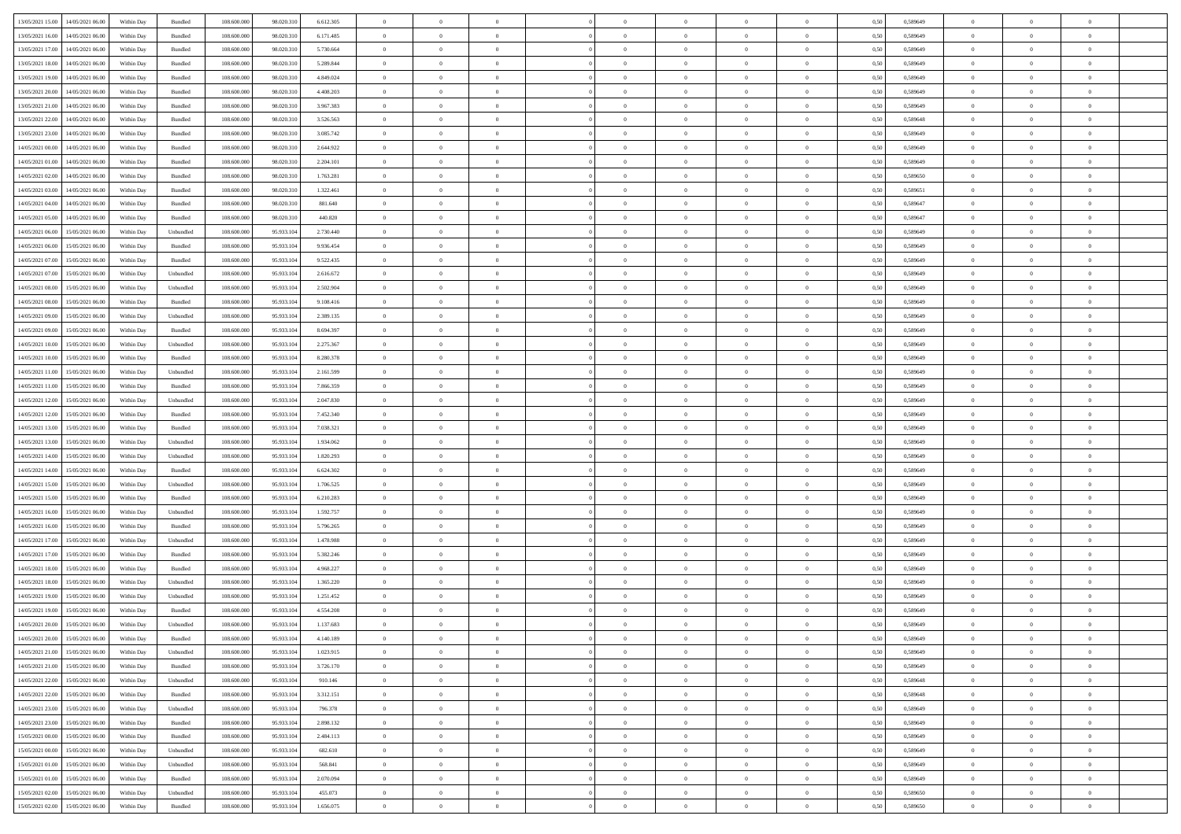| | | | | | | | | | | | | | | | | | | | | |
|---|---|---|---|---|---|---|---|---|---|---|---|---|---|---|---|---|---|---|---|---|
| 13/05/2021 15.00 | 14/05/2021 06.00 | Within Day | Bundled | 108.600.000 | 98.020.310 | 6.612.305 | 0 | 0 | 0 | | 0 | 0 | 0 | 0 | 0,50 | 0,589649 | 0 | 0 | 0 | |
| 13/05/2021 16.00 | 14/05/2021 06.00 | Within Day | Bundled | 108.600.000 | 98.020.310 | 6.171.485 | 0 | 0 | 0 | | 0 | 0 | 0 | 0 | 0,50 | 0,589649 | 0 | 0 | 0 | |
| 13/05/2021 17.00 | 14/05/2021 06.00 | Within Day | Bundled | 108.600.000 | 98.020.310 | 5.730.664 | 0 | 0 | 0 | | 0 | 0 | 0 | 0 | 0,50 | 0,589649 | 0 | 0 | 0 | |
| 13/05/2021 18.00 | 14/05/2021 06.00 | Within Day | Bundled | 108.600.000 | 98.020.310 | 5.289.844 | 0 | 0 | 0 | | 0 | 0 | 0 | 0 | 0,50 | 0,589649 | 0 | 0 | 0 | |
| 13/05/2021 19.00 | 14/05/2021 06.00 | Within Day | Bundled | 108.600.000 | 98.020.310 | 4.849.024 | 0 | 0 | 0 | | 0 | 0 | 0 | 0 | 0,50 | 0,589649 | 0 | 0 | 0 | |
| 13/05/2021 20.00 | 14/05/2021 06.00 | Within Day | Bundled | 108.600.000 | 98.020.310 | 4.408.203 | 0 | 0 | 0 | | 0 | 0 | 0 | 0 | 0,50 | 0,589649 | 0 | 0 | 0 | |
| 13/05/2021 21.00 | 14/05/2021 06.00 | Within Day | Bundled | 108.600.000 | 98.020.310 | 3.967.383 | 0 | 0 | 0 | | 0 | 0 | 0 | 0 | 0,50 | 0,589649 | 0 | 0 | 0 | |
| 13/05/2021 22.00 | 14/05/2021 06.00 | Within Day | Bundled | 108.600.000 | 98.020.310 | 3.526.563 | 0 | 0 | 0 | | 0 | 0 | 0 | 0 | 0,50 | 0,589648 | 0 | 0 | 0 | |
| 13/05/2021 23.00 | 14/05/2021 06.00 | Within Day | Bundled | 108.600.000 | 98.020.310 | 3.085.742 | 0 | 0 | 0 | | 0 | 0 | 0 | 0 | 0,50 | 0,589649 | 0 | 0 | 0 | |
| 14/05/2021 00.00 | 14/05/2021 06.00 | Within Day | Bundled | 108.600.000 | 98.020.310 | 2.644.922 | 0 | 0 | 0 | | 0 | 0 | 0 | 0 | 0,50 | 0,589649 | 0 | 0 | 0 | |
| 14/05/2021 01.00 | 14/05/2021 06.00 | Within Day | Bundled | 108.600.000 | 98.020.310 | 2.204.101 | 0 | 0 | 0 | | 0 | 0 | 0 | 0 | 0,50 | 0,589649 | 0 | 0 | 0 | |
| 14/05/2021 02.00 | 14/05/2021 06.00 | Within Day | Bundled | 108.600.000 | 98.020.310 | 1.763.281 | 0 | 0 | 0 | | 0 | 0 | 0 | 0 | 0,50 | 0,589650 | 0 | 0 | 0 | |
| 14/05/2021 03.00 | 14/05/2021 06.00 | Within Day | Bundled | 108.600.000 | 98.020.310 | 1.322.461 | 0 | 0 | 0 | | 0 | 0 | 0 | 0 | 0,50 | 0,589651 | 0 | 0 | 0 | |
| 14/05/2021 04.00 | 14/05/2021 06.00 | Within Day | Bundled | 108.600.000 | 98.020.310 | 881.640 | 0 | 0 | 0 | | 0 | 0 | 0 | 0 | 0,50 | 0,589647 | 0 | 0 | 0 | |
| 14/05/2021 05.00 | 14/05/2021 06.00 | Within Day | Bundled | 108.600.000 | 98.020.310 | 440.820 | 0 | 0 | 0 | | 0 | 0 | 0 | 0 | 0,50 | 0,589647 | 0 | 0 | 0 | |
| 14/05/2021 06.00 | 15/05/2021 06.00 | Within Day | Unbundled | 108.600.000 | 95.933.104 | 2.730.440 | 0 | 0 | 0 | | 0 | 0 | 0 | 0 | 0,50 | 0,589649 | 0 | 0 | 0 | |
| 14/05/2021 06.00 | 15/05/2021 06.00 | Within Day | Bundled | 108.600.000 | 95.933.104 | 9.936.454 | 0 | 0 | 0 | | 0 | 0 | 0 | 0 | 0,50 | 0,589649 | 0 | 0 | 0 | |
| 14/05/2021 07.00 | 15/05/2021 06.00 | Within Day | Bundled | 108.600.000 | 95.933.104 | 9.522.435 | 0 | 0 | 0 | | 0 | 0 | 0 | 0 | 0,50 | 0,589649 | 0 | 0 | 0 | |
| 14/05/2021 07.00 | 15/05/2021 06.00 | Within Day | Unbundled | 108.600.000 | 95.933.104 | 2.616.672 | 0 | 0 | 0 | | 0 | 0 | 0 | 0 | 0,50 | 0,589649 | 0 | 0 | 0 | |
| 14/05/2021 08.00 | 15/05/2021 06.00 | Within Day | Unbundled | 108.600.000 | 95.933.104 | 2.502.904 | 0 | 0 | 0 | | 0 | 0 | 0 | 0 | 0,50 | 0,589649 | 0 | 0 | 0 | |
| 14/05/2021 08.00 | 15/05/2021 06.00 | Within Day | Bundled | 108.600.000 | 95.933.104 | 9.108.416 | 0 | 0 | 0 | | 0 | 0 | 0 | 0 | 0,50 | 0,589649 | 0 | 0 | 0 | |
| 14/05/2021 09.00 | 15/05/2021 06.00 | Within Day | Unbundled | 108.600.000 | 95.933.104 | 2.389.135 | 0 | 0 | 0 | | 0 | 0 | 0 | 0 | 0,50 | 0,589649 | 0 | 0 | 0 | |
| 14/05/2021 09.00 | 15/05/2021 06.00 | Within Day | Bundled | 108.600.000 | 95.933.104 | 8.694.397 | 0 | 0 | 0 | | 0 | 0 | 0 | 0 | 0,50 | 0,589649 | 0 | 0 | 0 | |
| 14/05/2021 10.00 | 15/05/2021 06.00 | Within Day | Unbundled | 108.600.000 | 95.933.104 | 2.275.367 | 0 | 0 | 0 | | 0 | 0 | 0 | 0 | 0,50 | 0,589649 | 0 | 0 | 0 | |
| 14/05/2021 10.00 | 15/05/2021 06.00 | Within Day | Bundled | 108.600.000 | 95.933.104 | 8.280.378 | 0 | 0 | 0 | | 0 | 0 | 0 | 0 | 0,50 | 0,589649 | 0 | 0 | 0 | |
| 14/05/2021 11.00 | 15/05/2021 06.00 | Within Day | Unbundled | 108.600.000 | 95.933.104 | 2.161.599 | 0 | 0 | 0 | | 0 | 0 | 0 | 0 | 0,50 | 0,589649 | 0 | 0 | 0 | |
| 14/05/2021 11.00 | 15/05/2021 06.00 | Within Day | Bundled | 108.600.000 | 95.933.104 | 7.866.359 | 0 | 0 | 0 | | 0 | 0 | 0 | 0 | 0,50 | 0,589649 | 0 | 0 | 0 | |
| 14/05/2021 12.00 | 15/05/2021 06.00 | Within Day | Unbundled | 108.600.000 | 95.933.104 | 2.047.830 | 0 | 0 | 0 | | 0 | 0 | 0 | 0 | 0,50 | 0,589649 | 0 | 0 | 0 | |
| 14/05/2021 12.00 | 15/05/2021 06.00 | Within Day | Bundled | 108.600.000 | 95.933.104 | 7.452.340 | 0 | 0 | 0 | | 0 | 0 | 0 | 0 | 0,50 | 0,589649 | 0 | 0 | 0 | |
| 14/05/2021 13.00 | 15/05/2021 06.00 | Within Day | Bundled | 108.600.000 | 95.933.104 | 7.038.321 | 0 | 0 | 0 | | 0 | 0 | 0 | 0 | 0,50 | 0,589649 | 0 | 0 | 0 | |
| 14/05/2021 13.00 | 15/05/2021 06.00 | Within Day | Unbundled | 108.600.000 | 95.933.104 | 1.934.062 | 0 | 0 | 0 | | 0 | 0 | 0 | 0 | 0,50 | 0,589649 | 0 | 0 | 0 | |
| 14/05/2021 14.00 | 15/05/2021 06.00 | Within Day | Unbundled | 108.600.000 | 95.933.104 | 1.820.293 | 0 | 0 | 0 | | 0 | 0 | 0 | 0 | 0,50 | 0,589649 | 0 | 0 | 0 | |
| 14/05/2021 14.00 | 15/05/2021 06.00 | Within Day | Bundled | 108.600.000 | 95.933.104 | 6.624.302 | 0 | 0 | 0 | | 0 | 0 | 0 | 0 | 0,50 | 0,589649 | 0 | 0 | 0 | |
| 14/05/2021 15.00 | 15/05/2021 06.00 | Within Day | Unbundled | 108.600.000 | 95.933.104 | 1.706.525 | 0 | 0 | 0 | | 0 | 0 | 0 | 0 | 0,50 | 0,589649 | 0 | 0 | 0 | |
| 14/05/2021 15.00 | 15/05/2021 06.00 | Within Day | Bundled | 108.600.000 | 95.933.104 | 6.210.283 | 0 | 0 | 0 | | 0 | 0 | 0 | 0 | 0,50 | 0,589649 | 0 | 0 | 0 | |
| 14/05/2021 16.00 | 15/05/2021 06.00 | Within Day | Unbundled | 108.600.000 | 95.933.104 | 1.592.757 | 0 | 0 | 0 | | 0 | 0 | 0 | 0 | 0,50 | 0,589649 | 0 | 0 | 0 | |
| 14/05/2021 16.00 | 15/05/2021 06.00 | Within Day | Bundled | 108.600.000 | 95.933.104 | 5.796.265 | 0 | 0 | 0 | | 0 | 0 | 0 | 0 | 0,50 | 0,589649 | 0 | 0 | 0 | |
| 14/05/2021 17.00 | 15/05/2021 06.00 | Within Day | Unbundled | 108.600.000 | 95.933.104 | 1.478.988 | 0 | 0 | 0 | | 0 | 0 | 0 | 0 | 0,50 | 0,589649 | 0 | 0 | 0 | |
| 14/05/2021 17.00 | 15/05/2021 06.00 | Within Day | Bundled | 108.600.000 | 95.933.104 | 5.382.246 | 0 | 0 | 0 | | 0 | 0 | 0 | 0 | 0,50 | 0,589649 | 0 | 0 | 0 | |
| 14/05/2021 18.00 | 15/05/2021 06.00 | Within Day | Bundled | 108.600.000 | 95.933.104 | 4.968.227 | 0 | 0 | 0 | | 0 | 0 | 0 | 0 | 0,50 | 0,589649 | 0 | 0 | 0 | |
| 14/05/2021 18.00 | 15/05/2021 06.00 | Within Day | Unbundled | 108.600.000 | 95.933.104 | 1.365.220 | 0 | 0 | 0 | | 0 | 0 | 0 | 0 | 0,50 | 0,589649 | 0 | 0 | 0 | |
| 14/05/2021 19.00 | 15/05/2021 06.00 | Within Day | Unbundled | 108.600.000 | 95.933.104 | 1.251.452 | 0 | 0 | 0 | | 0 | 0 | 0 | 0 | 0,50 | 0,589649 | 0 | 0 | 0 | |
| 14/05/2021 19.00 | 15/05/2021 06.00 | Within Day | Bundled | 108.600.000 | 95.933.104 | 4.554.208 | 0 | 0 | 0 | | 0 | 0 | 0 | 0 | 0,50 | 0,589649 | 0 | 0 | 0 | |
| 14/05/2021 20.00 | 15/05/2021 06.00 | Within Day | Unbundled | 108.600.000 | 95.933.104 | 1.137.683 | 0 | 0 | 0 | | 0 | 0 | 0 | 0 | 0,50 | 0,589649 | 0 | 0 | 0 | |
| 14/05/2021 20.00 | 15/05/2021 06.00 | Within Day | Bundled | 108.600.000 | 95.933.104 | 4.140.189 | 0 | 0 | 0 | | 0 | 0 | 0 | 0 | 0,50 | 0,589649 | 0 | 0 | 0 | |
| 14/05/2021 21.00 | 15/05/2021 06.00 | Within Day | Unbundled | 108.600.000 | 95.933.104 | 1.023.915 | 0 | 0 | 0 | | 0 | 0 | 0 | 0 | 0,50 | 0,589649 | 0 | 0 | 0 | |
| 14/05/2021 21.00 | 15/05/2021 06.00 | Within Day | Bundled | 108.600.000 | 95.933.104 | 3.726.170 | 0 | 0 | 0 | | 0 | 0 | 0 | 0 | 0,50 | 0,589649 | 0 | 0 | 0 | |
| 14/05/2021 22.00 | 15/05/2021 06.00 | Within Day | Unbundled | 108.600.000 | 95.933.104 | 910.146 | 0 | 0 | 0 | | 0 | 0 | 0 | 0 | 0,50 | 0,589648 | 0 | 0 | 0 | |
| 14/05/2021 22.00 | 15/05/2021 06.00 | Within Day | Bundled | 108.600.000 | 95.933.104 | 3.312.151 | 0 | 0 | 0 | | 0 | 0 | 0 | 0 | 0,50 | 0,589648 | 0 | 0 | 0 | |
| 14/05/2021 23.00 | 15/05/2021 06.00 | Within Day | Unbundled | 108.600.000 | 95.933.104 | 796.378 | 0 | 0 | 0 | | 0 | 0 | 0 | 0 | 0,50 | 0,589649 | 0 | 0 | 0 | |
| 14/05/2021 23.00 | 15/05/2021 06.00 | Within Day | Bundled | 108.600.000 | 95.933.104 | 2.898.132 | 0 | 0 | 0 | | 0 | 0 | 0 | 0 | 0,50 | 0,589649 | 0 | 0 | 0 | |
| 15/05/2021 00.00 | 15/05/2021 06.00 | Within Day | Bundled | 108.600.000 | 95.933.104 | 2.484.113 | 0 | 0 | 0 | | 0 | 0 | 0 | 0 | 0,50 | 0,589649 | 0 | 0 | 0 | |
| 15/05/2021 00.00 | 15/05/2021 06.00 | Within Day | Unbundled | 108.600.000 | 95.933.104 | 682.610 | 0 | 0 | 0 | | 0 | 0 | 0 | 0 | 0,50 | 0,589649 | 0 | 0 | 0 | |
| 15/05/2021 01.00 | 15/05/2021 06.00 | Within Day | Unbundled | 108.600.000 | 95.933.104 | 568.841 | 0 | 0 | 0 | | 0 | 0 | 0 | 0 | 0,50 | 0,589649 | 0 | 0 | 0 | |
| 15/05/2021 01.00 | 15/05/2021 06.00 | Within Day | Bundled | 108.600.000 | 95.933.104 | 2.070.094 | 0 | 0 | 0 | | 0 | 0 | 0 | 0 | 0,50 | 0,589649 | 0 | 0 | 0 | |
| 15/05/2021 02.00 | 15/05/2021 06.00 | Within Day | Unbundled | 108.600.000 | 95.933.104 | 455.073 | 0 | 0 | 0 | | 0 | 0 | 0 | 0 | 0,50 | 0,589650 | 0 | 0 | 0 | |
| 15/05/2021 02.00 | 15/05/2021 06.00 | Within Day | Bundled | 108.600.000 | 95.933.104 | 1.656.075 | 0 | 0 | 0 | | 0 | 0 | 0 | 0 | 0,50 | 0,589650 | 0 | 0 | 0 | |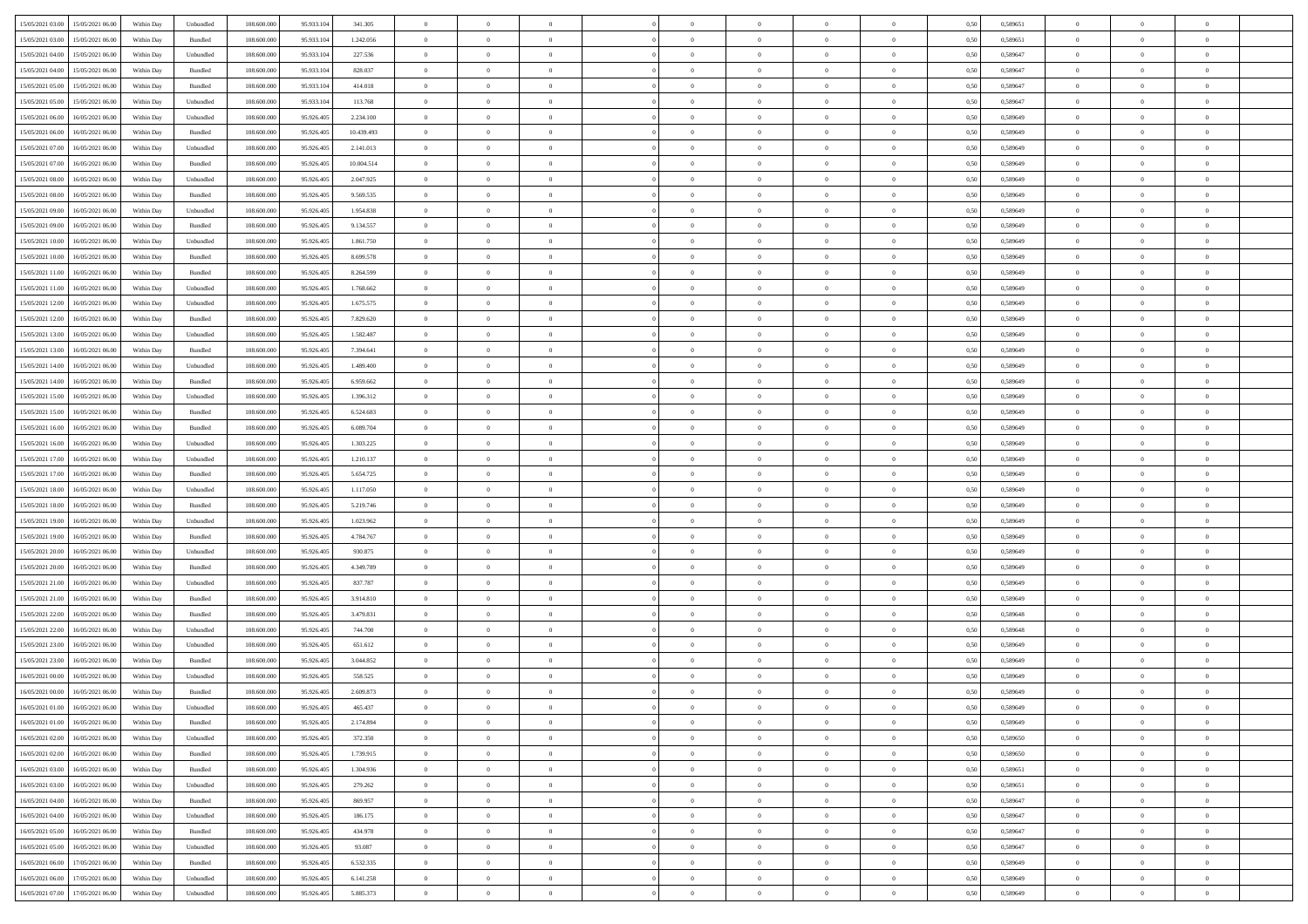| | | | | | | | | | | | | | | | | | | | | | |
|---|---|---|---|---|---|---|---|---|---|---|---|---|---|---|---|---|---|---|---|---|---|
| 15/05/2021 03:00 | 15/05/2021 06:00 | Within Day | Unbundled | 108.600.000 | 95.933.104 | 341.305 | 0 | 0 | 0 | | 0 | 0 | 0 | 0 | 0,50 | 0,589651 | 0 | 0 | 0 | |
| 15/05/2021 03:00 | 15/05/2021 06:00 | Within Day | Bundled | 108.600.000 | 95.933.104 | 1.242.056 | 0 | 0 | 0 | | 0 | 0 | 0 | 0 | 0,50 | 0,589651 | 0 | 0 | 0 | |
| 15/05/2021 04:00 | 15/05/2021 06:00 | Within Day | Unbundled | 108.600.000 | 95.933.104 | 227.536 | 0 | 0 | 0 | | 0 | 0 | 0 | 0 | 0,50 | 0,589647 | 0 | 0 | 0 | |
| 15/05/2021 04:00 | 15/05/2021 06:00 | Within Day | Bundled | 108.600.000 | 95.933.104 | 828.037 | 0 | 0 | 0 | | 0 | 0 | 0 | 0 | 0,50 | 0,589647 | 0 | 0 | 0 | |
| 15/05/2021 05:00 | 15/05/2021 06:00 | Within Day | Bundled | 108.600.000 | 95.933.104 | 414.018 | 0 | 0 | 0 | | 0 | 0 | 0 | 0 | 0,50 | 0,589647 | 0 | 0 | 0 | |
| 15/05/2021 05:00 | 15/05/2021 06:00 | Within Day | Unbundled | 108.600.000 | 95.933.104 | 113.768 | 0 | 0 | 0 | | 0 | 0 | 0 | 0 | 0,50 | 0,589647 | 0 | 0 | 0 | |
| 15/05/2021 06:00 | 16/05/2021 06:00 | Within Day | Unbundled | 108.600.000 | 95.926.405 | 2.234.100 | 0 | 0 | 0 | | 0 | 0 | 0 | 0 | 0,50 | 0,589649 | 0 | 0 | 0 | |
| 15/05/2021 06:00 | 16/05/2021 06:00 | Within Day | Bundled | 108.600.000 | 95.926.405 | 10.439.493 | 0 | 0 | 0 | | 0 | 0 | 0 | 0 | 0,50 | 0,589649 | 0 | 0 | 0 | |
| 15/05/2021 07:00 | 16/05/2021 06:00 | Within Day | Unbundled | 108.600.000 | 95.926.405 | 2.141.013 | 0 | 0 | 0 | | 0 | 0 | 0 | 0 | 0,50 | 0,589649 | 0 | 0 | 0 | |
| 15/05/2021 07:00 | 16/05/2021 06:00 | Within Day | Bundled | 108.600.000 | 95.926.405 | 10.004.514 | 0 | 0 | 0 | | 0 | 0 | 0 | 0 | 0,50 | 0,589649 | 0 | 0 | 0 | |
| 15/05/2021 08:00 | 16/05/2021 06:00 | Within Day | Unbundled | 108.600.000 | 95.926.405 | 2.047.925 | 0 | 0 | 0 | | 0 | 0 | 0 | 0 | 0,50 | 0,589649 | 0 | 0 | 0 | |
| 15/05/2021 08:00 | 16/05/2021 06:00 | Within Day | Bundled | 108.600.000 | 95.926.405 | 9.569.535 | 0 | 0 | 0 | | 0 | 0 | 0 | 0 | 0,50 | 0,589649 | 0 | 0 | 0 | |
| 15/05/2021 09:00 | 16/05/2021 06:00 | Within Day | Unbundled | 108.600.000 | 95.926.405 | 1.954.838 | 0 | 0 | 0 | | 0 | 0 | 0 | 0 | 0,50 | 0,589649 | 0 | 0 | 0 | |
| 15/05/2021 09:00 | 16/05/2021 06:00 | Within Day | Bundled | 108.600.000 | 95.926.405 | 9.134.557 | 0 | 0 | 0 | | 0 | 0 | 0 | 0 | 0,50 | 0,589649 | 0 | 0 | 0 | |
| 15/05/2021 10:00 | 16/05/2021 06:00 | Within Day | Unbundled | 108.600.000 | 95.926.405 | 1.861.750 | 0 | 0 | 0 | | 0 | 0 | 0 | 0 | 0,50 | 0,589649 | 0 | 0 | 0 | |
| 15/05/2021 10:00 | 16/05/2021 06:00 | Within Day | Bundled | 108.600.000 | 95.926.405 | 8.699.578 | 0 | 0 | 0 | | 0 | 0 | 0 | 0 | 0,50 | 0,589649 | 0 | 0 | 0 | |
| 15/05/2021 11:00 | 16/05/2021 06:00 | Within Day | Bundled | 108.600.000 | 95.926.405 | 8.264.599 | 0 | 0 | 0 | | 0 | 0 | 0 | 0 | 0,50 | 0,589649 | 0 | 0 | 0 | |
| 15/05/2021 11:00 | 16/05/2021 06:00 | Within Day | Unbundled | 108.600.000 | 95.926.405 | 1.768.662 | 0 | 0 | 0 | | 0 | 0 | 0 | 0 | 0,50 | 0,589649 | 0 | 0 | 0 | |
| 15/05/2021 12:00 | 16/05/2021 06:00 | Within Day | Unbundled | 108.600.000 | 95.926.405 | 1.675.575 | 0 | 0 | 0 | | 0 | 0 | 0 | 0 | 0,50 | 0,589649 | 0 | 0 | 0 | |
| 15/05/2021 12:00 | 16/05/2021 06:00 | Within Day | Bundled | 108.600.000 | 95.926.405 | 7.829.620 | 0 | 0 | 0 | | 0 | 0 | 0 | 0 | 0,50 | 0,589649 | 0 | 0 | 0 | |
| 15/05/2021 13:00 | 16/05/2021 06:00 | Within Day | Unbundled | 108.600.000 | 95.926.405 | 1.582.487 | 0 | 0 | 0 | | 0 | 0 | 0 | 0 | 0,50 | 0,589649 | 0 | 0 | 0 | |
| 15/05/2021 13:00 | 16/05/2021 06:00 | Within Day | Bundled | 108.600.000 | 95.926.405 | 7.394.641 | 0 | 0 | 0 | | 0 | 0 | 0 | 0 | 0,50 | 0,589649 | 0 | 0 | 0 | |
| 15/05/2021 14:00 | 16/05/2021 06:00 | Within Day | Unbundled | 108.600.000 | 95.926.405 | 1.489.400 | 0 | 0 | 0 | | 0 | 0 | 0 | 0 | 0,50 | 0,589649 | 0 | 0 | 0 | |
| 15/05/2021 14:00 | 16/05/2021 06:00 | Within Day | Bundled | 108.600.000 | 95.926.405 | 6.959.662 | 0 | 0 | 0 | | 0 | 0 | 0 | 0 | 0,50 | 0,589649 | 0 | 0 | 0 | |
| 15/05/2021 15:00 | 16/05/2021 06:00 | Within Day | Unbundled | 108.600.000 | 95.926.405 | 1.396.312 | 0 | 0 | 0 | | 0 | 0 | 0 | 0 | 0,50 | 0,589649 | 0 | 0 | 0 | |
| 15/05/2021 15:00 | 16/05/2021 06:00 | Within Day | Bundled | 108.600.000 | 95.926.405 | 6.524.683 | 0 | 0 | 0 | | 0 | 0 | 0 | 0 | 0,50 | 0,589649 | 0 | 0 | 0 | |
| 15/05/2021 16:00 | 16/05/2021 06:00 | Within Day | Bundled | 108.600.000 | 95.926.405 | 6.089.704 | 0 | 0 | 0 | | 0 | 0 | 0 | 0 | 0,50 | 0,589649 | 0 | 0 | 0 | |
| 15/05/2021 16:00 | 16/05/2021 06:00 | Within Day | Unbundled | 108.600.000 | 95.926.405 | 1.303.225 | 0 | 0 | 0 | | 0 | 0 | 0 | 0 | 0,50 | 0,589649 | 0 | 0 | 0 | |
| 15/05/2021 17:00 | 16/05/2021 06:00 | Within Day | Unbundled | 108.600.000 | 95.926.405 | 1.210.137 | 0 | 0 | 0 | | 0 | 0 | 0 | 0 | 0,50 | 0,589649 | 0 | 0 | 0 | |
| 15/05/2021 17:00 | 16/05/2021 06:00 | Within Day | Bundled | 108.600.000 | 95.926.405 | 5.654.725 | 0 | 0 | 0 | | 0 | 0 | 0 | 0 | 0,50 | 0,589649 | 0 | 0 | 0 | |
| 15/05/2021 18:00 | 16/05/2021 06:00 | Within Day | Unbundled | 108.600.000 | 95.926.405 | 1.117.050 | 0 | 0 | 0 | | 0 | 0 | 0 | 0 | 0,50 | 0,589649 | 0 | 0 | 0 | |
| 15/05/2021 18:00 | 16/05/2021 06:00 | Within Day | Bundled | 108.600.000 | 95.926.405 | 5.219.746 | 0 | 0 | 0 | | 0 | 0 | 0 | 0 | 0,50 | 0,589649 | 0 | 0 | 0 | |
| 15/05/2021 19:00 | 16/05/2021 06:00 | Within Day | Unbundled | 108.600.000 | 95.926.405 | 1.023.962 | 0 | 0 | 0 | | 0 | 0 | 0 | 0 | 0,50 | 0,589649 | 0 | 0 | 0 | |
| 15/05/2021 19:00 | 16/05/2021 06:00 | Within Day | Bundled | 108.600.000 | 95.926.405 | 4.784.767 | 0 | 0 | 0 | | 0 | 0 | 0 | 0 | 0,50 | 0,589649 | 0 | 0 | 0 | |
| 15/05/2021 20:00 | 16/05/2021 06:00 | Within Day | Unbundled | 108.600.000 | 95.926.405 | 930.875 | 0 | 0 | 0 | | 0 | 0 | 0 | 0 | 0,50 | 0,589649 | 0 | 0 | 0 | |
| 15/05/2021 20:00 | 16/05/2021 06:00 | Within Day | Bundled | 108.600.000 | 95.926.405 | 4.349.789 | 0 | 0 | 0 | | 0 | 0 | 0 | 0 | 0,50 | 0,589649 | 0 | 0 | 0 | |
| 15/05/2021 21:00 | 16/05/2021 06:00 | Within Day | Unbundled | 108.600.000 | 95.926.405 | 837.787 | 0 | 0 | 0 | | 0 | 0 | 0 | 0 | 0,50 | 0,589649 | 0 | 0 | 0 | |
| 15/05/2021 21:00 | 16/05/2021 06:00 | Within Day | Bundled | 108.600.000 | 95.926.405 | 3.914.810 | 0 | 0 | 0 | | 0 | 0 | 0 | 0 | 0,50 | 0,589649 | 0 | 0 | 0 | |
| 15/05/2021 22:00 | 16/05/2021 06:00 | Within Day | Bundled | 108.600.000 | 95.926.405 | 3.479.831 | 0 | 0 | 0 | | 0 | 0 | 0 | 0 | 0,50 | 0,589648 | 0 | 0 | 0 | |
| 15/05/2021 22:00 | 16/05/2021 06:00 | Within Day | Unbundled | 108.600.000 | 95.926.405 | 744.700 | 0 | 0 | 0 | | 0 | 0 | 0 | 0 | 0,50 | 0,589648 | 0 | 0 | 0 | |
| 15/05/2021 23:00 | 16/05/2021 06:00 | Within Day | Unbundled | 108.600.000 | 95.926.405 | 651.612 | 0 | 0 | 0 | | 0 | 0 | 0 | 0 | 0,50 | 0,589649 | 0 | 0 | 0 | |
| 15/05/2021 23:00 | 16/05/2021 06:00 | Within Day | Bundled | 108.600.000 | 95.926.405 | 3.044.852 | 0 | 0 | 0 | | 0 | 0 | 0 | 0 | 0,50 | 0,589649 | 0 | 0 | 0 | |
| 16/05/2021 00:00 | 16/05/2021 06:00 | Within Day | Unbundled | 108.600.000 | 95.926.405 | 558.525 | 0 | 0 | 0 | | 0 | 0 | 0 | 0 | 0,50 | 0,589649 | 0 | 0 | 0 | |
| 16/05/2021 00:00 | 16/05/2021 06:00 | Within Day | Bundled | 108.600.000 | 95.926.405 | 2.609.873 | 0 | 0 | 0 | | 0 | 0 | 0 | 0 | 0,50 | 0,589649 | 0 | 0 | 0 | |
| 16/05/2021 01:00 | 16/05/2021 06:00 | Within Day | Unbundled | 108.600.000 | 95.926.405 | 465.437 | 0 | 0 | 0 | | 0 | 0 | 0 | 0 | 0,50 | 0,589649 | 0 | 0 | 0 | |
| 16/05/2021 01:00 | 16/05/2021 06:00 | Within Day | Bundled | 108.600.000 | 95.926.405 | 2.174.894 | 0 | 0 | 0 | | 0 | 0 | 0 | 0 | 0,50 | 0,589649 | 0 | 0 | 0 | |
| 16/05/2021 02:00 | 16/05/2021 06:00 | Within Day | Unbundled | 108.600.000 | 95.926.405 | 372.350 | 0 | 0 | 0 | | 0 | 0 | 0 | 0 | 0,50 | 0,589650 | 0 | 0 | 0 | |
| 16/05/2021 02:00 | 16/05/2021 06:00 | Within Day | Bundled | 108.600.000 | 95.926.405 | 1.739.915 | 0 | 0 | 0 | | 0 | 0 | 0 | 0 | 0,50 | 0,589650 | 0 | 0 | 0 | |
| 16/05/2021 03:00 | 16/05/2021 06:00 | Within Day | Bundled | 108.600.000 | 95.926.405 | 1.304.936 | 0 | 0 | 0 | | 0 | 0 | 0 | 0 | 0,50 | 0,589651 | 0 | 0 | 0 | |
| 16/05/2021 03:00 | 16/05/2021 06:00 | Within Day | Unbundled | 108.600.000 | 95.926.405 | 279.262 | 0 | 0 | 0 | | 0 | 0 | 0 | 0 | 0,50 | 0,589651 | 0 | 0 | 0 | |
| 16/05/2021 04:00 | 16/05/2021 06:00 | Within Day | Bundled | 108.600.000 | 95.926.405 | 869.957 | 0 | 0 | 0 | | 0 | 0 | 0 | 0 | 0,50 | 0,589647 | 0 | 0 | 0 | |
| 16/05/2021 04:00 | 16/05/2021 06:00 | Within Day | Unbundled | 108.600.000 | 95.926.405 | 186.175 | 0 | 0 | 0 | | 0 | 0 | 0 | 0 | 0,50 | 0,589647 | 0 | 0 | 0 | |
| 16/05/2021 05:00 | 16/05/2021 06:00 | Within Day | Bundled | 108.600.000 | 95.926.405 | 434.978 | 0 | 0 | 0 | | 0 | 0 | 0 | 0 | 0,50 | 0,589647 | 0 | 0 | 0 | |
| 16/05/2021 05:00 | 16/05/2021 06:00 | Within Day | Unbundled | 108.600.000 | 95.926.405 | 93.087 | 0 | 0 | 0 | | 0 | 0 | 0 | 0 | 0,50 | 0,589647 | 0 | 0 | 0 | |
| 16/05/2021 06:00 | 17/05/2021 06:00 | Within Day | Bundled | 108.600.000 | 95.926.405 | 6.532.335 | 0 | 0 | 0 | | 0 | 0 | 0 | 0 | 0,50 | 0,589649 | 0 | 0 | 0 | |
| 16/05/2021 06:00 | 17/05/2021 06:00 | Within Day | Unbundled | 108.600.000 | 95.926.405 | 6.141.258 | 0 | 0 | 0 | | 0 | 0 | 0 | 0 | 0,50 | 0,589649 | 0 | 0 | 0 | |
| 16/05/2021 07:00 | 17/05/2021 06:00 | Within Day | Unbundled | 108.600.000 | 95.926.405 | 5.885.373 | 0 | 0 | 0 | | 0 | 0 | 0 | 0 | 0,50 | 0,589649 | 0 | 0 | 0 | |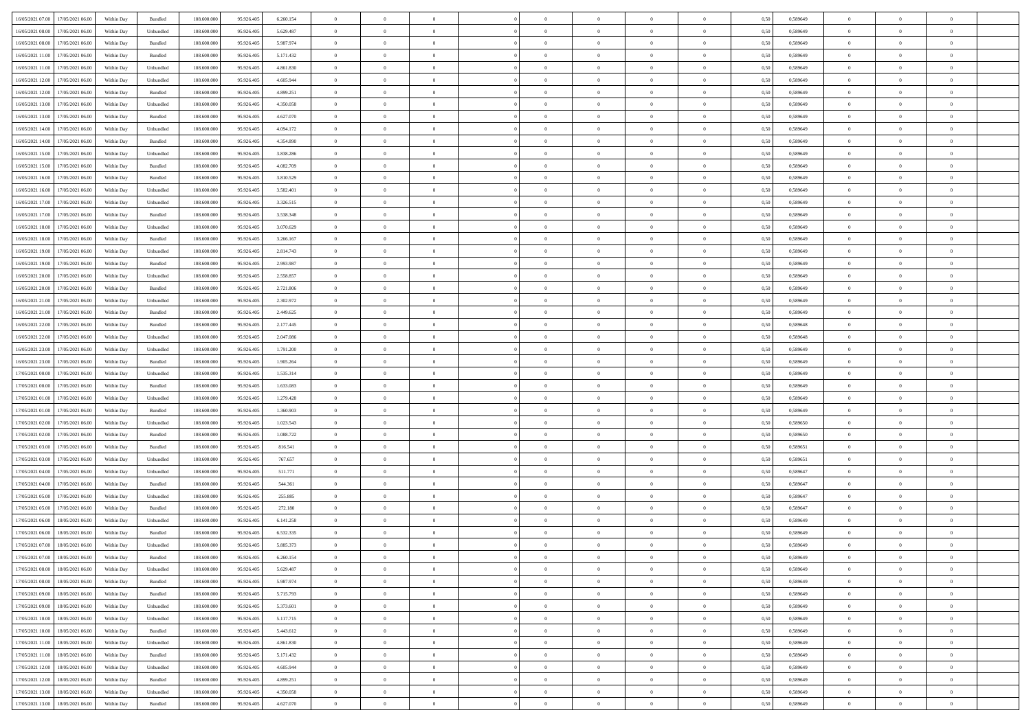| | | | | | | | | | | | | | | | | | | | | | |
|---|---|---|---|---|---|---|---|---|---|---|---|---|---|---|---|---|---|---|---|---|---|
| 16/05/2021 07:00 | 17/05/2021 06:00 | Within Day | Bundled | 108.600.000 | 95.926.405 | 6.260.154 | 0 | 0 | 0 | | 0 | 0 | 0 | 0 | 0,50 | 0,589649 | 0 | 0 | 0 | |
| 16/05/2021 08:00 | 17/05/2021 06:00 | Within Day | Unbundled | 108.600.000 | 95.926.405 | 5.629.487 | 0 | 0 | 0 | | 0 | 0 | 0 | 0 | 0,50 | 0,589649 | 0 | 0 | 0 | |
| 16/05/2021 08:00 | 17/05/2021 06:00 | Within Day | Bundled | 108.600.000 | 95.926.405 | 5.987.974 | 0 | 0 | 0 | | 0 | 0 | 0 | 0 | 0,50 | 0,589649 | 0 | 0 | 0 | |
| 16/05/2021 11:00 | 17/05/2021 06:00 | Within Day | Bundled | 108.600.000 | 95.926.405 | 5.171.432 | 0 | 0 | 0 | | 0 | 0 | 0 | 0 | 0,50 | 0,589649 | 0 | 0 | 0 | |
| 16/05/2021 11:00 | 17/05/2021 06:00 | Within Day | Unbundled | 108.600.000 | 95.926.405 | 4.861.830 | 0 | 0 | 0 | | 0 | 0 | 0 | 0 | 0,50 | 0,589649 | 0 | 0 | 0 | |
| 16/05/2021 12:00 | 17/05/2021 06:00 | Within Day | Unbundled | 108.600.000 | 95.926.405 | 4.605.944 | 0 | 0 | 0 | | 0 | 0 | 0 | 0 | 0,50 | 0,589649 | 0 | 0 | 0 | |
| 16/05/2021 12:00 | 17/05/2021 06:00 | Within Day | Bundled | 108.600.000 | 95.926.405 | 4.899.251 | 0 | 0 | 0 | | 0 | 0 | 0 | 0 | 0,50 | 0,589649 | 0 | 0 | 0 | |
| 16/05/2021 13:00 | 17/05/2021 06:00 | Within Day | Unbundled | 108.600.000 | 95.926.405 | 4.350.058 | 0 | 0 | 0 | | 0 | 0 | 0 | 0 | 0,50 | 0,589649 | 0 | 0 | 0 | |
| 16/05/2021 13:00 | 17/05/2021 06:00 | Within Day | Bundled | 108.600.000 | 95.926.405 | 4.627.070 | 0 | 0 | 0 | | 0 | 0 | 0 | 0 | 0,50 | 0,589649 | 0 | 0 | 0 | |
| 16/05/2021 14:00 | 17/05/2021 06:00 | Within Day | Unbundled | 108.600.000 | 95.926.405 | 4.094.172 | 0 | 0 | 0 | | 0 | 0 | 0 | 0 | 0,50 | 0,589649 | 0 | 0 | 0 | |
| 16/05/2021 14:00 | 17/05/2021 06:00 | Within Day | Bundled | 108.600.000 | 95.926.405 | 4.354.890 | 0 | 0 | 0 | | 0 | 0 | 0 | 0 | 0,50 | 0,589649 | 0 | 0 | 0 | |
| 16/05/2021 15:00 | 17/05/2021 06:00 | Within Day | Unbundled | 108.600.000 | 95.926.405 | 3.838.286 | 0 | 0 | 0 | | 0 | 0 | 0 | 0 | 0,50 | 0,589649 | 0 | 0 | 0 | |
| 16/05/2021 15:00 | 17/05/2021 06:00 | Within Day | Bundled | 108.600.000 | 95.926.405 | 4.082.709 | 0 | 0 | 0 | | 0 | 0 | 0 | 0 | 0,50 | 0,589649 | 0 | 0 | 0 | |
| 16/05/2021 16:00 | 17/05/2021 06:00 | Within Day | Bundled | 108.600.000 | 95.926.405 | 3.810.529 | 0 | 0 | 0 | | 0 | 0 | 0 | 0 | 0,50 | 0,589649 | 0 | 0 | 0 | |
| 16/05/2021 16:00 | 17/05/2021 06:00 | Within Day | Unbundled | 108.600.000 | 95.926.405 | 3.582.401 | 0 | 0 | 0 | | 0 | 0 | 0 | 0 | 0,50 | 0,589649 | 0 | 0 | 0 | |
| 16/05/2021 17:00 | 17/05/2021 06:00 | Within Day | Unbundled | 108.600.000 | 95.926.405 | 3.326.515 | 0 | 0 | 0 | | 0 | 0 | 0 | 0 | 0,50 | 0,589649 | 0 | 0 | 0 | |
| 16/05/2021 17:00 | 17/05/2021 06:00 | Within Day | Bundled | 108.600.000 | 95.926.405 | 3.538.348 | 0 | 0 | 0 | | 0 | 0 | 0 | 0 | 0,50 | 0,589649 | 0 | 0 | 0 | |
| 16/05/2021 18:00 | 17/05/2021 06:00 | Within Day | Unbundled | 108.600.000 | 95.926.405 | 3.070.629 | 0 | 0 | 0 | | 0 | 0 | 0 | 0 | 0,50 | 0,589649 | 0 | 0 | 0 | |
| 16/05/2021 18:00 | 17/05/2021 06:00 | Within Day | Bundled | 108.600.000 | 95.926.405 | 3.266.167 | 0 | 0 | 0 | | 0 | 0 | 0 | 0 | 0,50 | 0,589649 | 0 | 0 | 0 | |
| 16/05/2021 19:00 | 17/05/2021 06:00 | Within Day | Unbundled | 108.600.000 | 95.926.405 | 2.814.743 | 0 | 0 | 0 | | 0 | 0 | 0 | 0 | 0,50 | 0,589649 | 0 | 0 | 0 | |
| 16/05/2021 19:00 | 17/05/2021 06:00 | Within Day | Bundled | 108.600.000 | 95.926.405 | 2.993.987 | 0 | 0 | 0 | | 0 | 0 | 0 | 0 | 0,50 | 0,589649 | 0 | 0 | 0 | |
| 16/05/2021 20:00 | 17/05/2021 06:00 | Within Day | Unbundled | 108.600.000 | 95.926.405 | 2.558.857 | 0 | 0 | 0 | | 0 | 0 | 0 | 0 | 0,50 | 0,589649 | 0 | 0 | 0 | |
| 16/05/2021 20:00 | 17/05/2021 06:00 | Within Day | Bundled | 108.600.000 | 95.926.405 | 2.721.806 | 0 | 0 | 0 | | 0 | 0 | 0 | 0 | 0,50 | 0,589649 | 0 | 0 | 0 | |
| 16/05/2021 21:00 | 17/05/2021 06:00 | Within Day | Unbundled | 108.600.000 | 95.926.405 | 2.302.972 | 0 | 0 | 0 | | 0 | 0 | 0 | 0 | 0,50 | 0,589649 | 0 | 0 | 0 | |
| 16/05/2021 21:00 | 17/05/2021 06:00 | Within Day | Bundled | 108.600.000 | 95.926.405 | 2.449.625 | 0 | 0 | 0 | | 0 | 0 | 0 | 0 | 0,50 | 0,589649 | 0 | 0 | 0 | |
| 16/05/2021 22:00 | 17/05/2021 06:00 | Within Day | Bundled | 108.600.000 | 95.926.405 | 2.177.445 | 0 | 0 | 0 | | 0 | 0 | 0 | 0 | 0,50 | 0,589648 | 0 | 0 | 0 | |
| 16/05/2021 22:00 | 17/05/2021 06:00 | Within Day | Unbundled | 108.600.000 | 95.926.405 | 2.047.086 | 0 | 0 | 0 | | 0 | 0 | 0 | 0 | 0,50 | 0,589648 | 0 | 0 | 0 | |
| 16/05/2021 23:00 | 17/05/2021 06:00 | Within Day | Unbundled | 108.600.000 | 95.926.405 | 1.791.200 | 0 | 0 | 0 | | 0 | 0 | 0 | 0 | 0,50 | 0,589649 | 0 | 0 | 0 | |
| 16/05/2021 23:00 | 17/05/2021 06:00 | Within Day | Bundled | 108.600.000 | 95.926.405 | 1.905.264 | 0 | 0 | 0 | | 0 | 0 | 0 | 0 | 0,50 | 0,589649 | 0 | 0 | 0 | |
| 17/05/2021 00:00 | 17/05/2021 06:00 | Within Day | Unbundled | 108.600.000 | 95.926.405 | 1.535.314 | 0 | 0 | 0 | | 0 | 0 | 0 | 0 | 0,50 | 0,589649 | 0 | 0 | 0 | |
| 17/05/2021 00:00 | 17/05/2021 06:00 | Within Day | Bundled | 108.600.000 | 95.926.405 | 1.633.083 | 0 | 0 | 0 | | 0 | 0 | 0 | 0 | 0,50 | 0,589649 | 0 | 0 | 0 | |
| 17/05/2021 01:00 | 17/05/2021 06:00 | Within Day | Unbundled | 108.600.000 | 95.926.405 | 1.279.428 | 0 | 0 | 0 | | 0 | 0 | 0 | 0 | 0,50 | 0,589649 | 0 | 0 | 0 | |
| 17/05/2021 01:00 | 17/05/2021 06:00 | Within Day | Bundled | 108.600.000 | 95.926.405 | 1.360.903 | 0 | 0 | 0 | | 0 | 0 | 0 | 0 | 0,50 | 0,589649 | 0 | 0 | 0 | |
| 17/05/2021 02:00 | 17/05/2021 06:00 | Within Day | Unbundled | 108.600.000 | 95.926.405 | 1.023.543 | 0 | 0 | 0 | | 0 | 0 | 0 | 0 | 0,50 | 0,589650 | 0 | 0 | 0 | |
| 17/05/2021 02:00 | 17/05/2021 06:00 | Within Day | Bundled | 108.600.000 | 95.926.405 | 1.088.722 | 0 | 0 | 0 | | 0 | 0 | 0 | 0 | 0,50 | 0,589650 | 0 | 0 | 0 | |
| 17/05/2021 03:00 | 17/05/2021 06:00 | Within Day | Bundled | 108.600.000 | 95.926.405 | 816.541 | 0 | 0 | 0 | | 0 | 0 | 0 | 0 | 0,50 | 0,589651 | 0 | 0 | 0 | |
| 17/05/2021 03:00 | 17/05/2021 06:00 | Within Day | Unbundled | 108.600.000 | 95.926.405 | 767.657 | 0 | 0 | 0 | | 0 | 0 | 0 | 0 | 0,50 | 0,589651 | 0 | 0 | 0 | |
| 17/05/2021 04:00 | 17/05/2021 06:00 | Within Day | Unbundled | 108.600.000 | 95.926.405 | 511.771 | 0 | 0 | 0 | | 0 | 0 | 0 | 0 | 0,50 | 0,589647 | 0 | 0 | 0 | |
| 17/05/2021 04:00 | 17/05/2021 06:00 | Within Day | Bundled | 108.600.000 | 95.926.405 | 544.361 | 0 | 0 | 0 | | 0 | 0 | 0 | 0 | 0,50 | 0,589647 | 0 | 0 | 0 | |
| 17/05/2021 05:00 | 17/05/2021 06:00 | Within Day | Unbundled | 108.600.000 | 95.926.405 | 255.885 | 0 | 0 | 0 | | 0 | 0 | 0 | 0 | 0,50 | 0,589647 | 0 | 0 | 0 | |
| 17/05/2021 05:00 | 17/05/2021 06:00 | Within Day | Bundled | 108.600.000 | 95.926.405 | 272.180 | 0 | 0 | 0 | | 0 | 0 | 0 | 0 | 0,50 | 0,589647 | 0 | 0 | 0 | |
| 17/05/2021 06:00 | 18/05/2021 06:00 | Within Day | Unbundled | 108.600.000 | 95.926.405 | 6.141.258 | 0 | 0 | 0 | | 0 | 0 | 0 | 0 | 0,50 | 0,589649 | 0 | 0 | 0 | |
| 17/05/2021 06:00 | 18/05/2021 06:00 | Within Day | Bundled | 108.600.000 | 95.926.405 | 6.532.335 | 0 | 0 | 0 | | 0 | 0 | 0 | 0 | 0,50 | 0,589649 | 0 | 0 | 0 | |
| 17/05/2021 07:00 | 18/05/2021 06:00 | Within Day | Unbundled | 108.600.000 | 95.926.405 | 5.885.373 | 0 | 0 | 0 | | 0 | 0 | 0 | 0 | 0,50 | 0,589649 | 0 | 0 | 0 | |
| 17/05/2021 07:00 | 18/05/2021 06:00 | Within Day | Bundled | 108.600.000 | 95.926.405 | 6.260.154 | 0 | 0 | 0 | | 0 | 0 | 0 | 0 | 0,50 | 0,589649 | 0 | 0 | 0 | |
| 17/05/2021 08:00 | 18/05/2021 06:00 | Within Day | Unbundled | 108.600.000 | 95.926.405 | 5.629.487 | 0 | 0 | 0 | | 0 | 0 | 0 | 0 | 0,50 | 0,589649 | 0 | 0 | 0 | |
| 17/05/2021 08:00 | 18/05/2021 06:00 | Within Day | Bundled | 108.600.000 | 95.926.405 | 5.987.974 | 0 | 0 | 0 | | 0 | 0 | 0 | 0 | 0,50 | 0,589649 | 0 | 0 | 0 | |
| 17/05/2021 09:00 | 18/05/2021 06:00 | Within Day | Bundled | 108.600.000 | 95.926.405 | 5.715.793 | 0 | 0 | 0 | | 0 | 0 | 0 | 0 | 0,50 | 0,589649 | 0 | 0 | 0 | |
| 17/05/2021 09:00 | 18/05/2021 06:00 | Within Day | Unbundled | 108.600.000 | 95.926.405 | 5.373.601 | 0 | 0 | 0 | | 0 | 0 | 0 | 0 | 0,50 | 0,589649 | 0 | 0 | 0 | |
| 17/05/2021 10:00 | 18/05/2021 06:00 | Within Day | Unbundled | 108.600.000 | 95.926.405 | 5.117.715 | 0 | 0 | 0 | | 0 | 0 | 0 | 0 | 0,50 | 0,589649 | 0 | 0 | 0 | |
| 17/05/2021 10:00 | 18/05/2021 06:00 | Within Day | Bundled | 108.600.000 | 95.926.405 | 5.443.612 | 0 | 0 | 0 | | 0 | 0 | 0 | 0 | 0,50 | 0,589649 | 0 | 0 | 0 | |
| 17/05/2021 11:00 | 18/05/2021 06:00 | Within Day | Unbundled | 108.600.000 | 95.926.405 | 4.861.830 | 0 | 0 | 0 | | 0 | 0 | 0 | 0 | 0,50 | 0,589649 | 0 | 0 | 0 | |
| 17/05/2021 11:00 | 18/05/2021 06:00 | Within Day | Bundled | 108.600.000 | 95.926.405 | 5.171.432 | 0 | 0 | 0 | | 0 | 0 | 0 | 0 | 0,50 | 0,589649 | 0 | 0 | 0 | |
| 17/05/2021 12:00 | 18/05/2021 06:00 | Within Day | Unbundled | 108.600.000 | 95.926.405 | 4.605.944 | 0 | 0 | 0 | | 0 | 0 | 0 | 0 | 0,50 | 0,589649 | 0 | 0 | 0 | |
| 17/05/2021 12:00 | 18/05/2021 06:00 | Within Day | Bundled | 108.600.000 | 95.926.405 | 4.899.251 | 0 | 0 | 0 | | 0 | 0 | 0 | 0 | 0,50 | 0,589649 | 0 | 0 | 0 | |
| 17/05/2021 13:00 | 18/05/2021 06:00 | Within Day | Unbundled | 108.600.000 | 95.926.405 | 4.350.058 | 0 | 0 | 0 | | 0 | 0 | 0 | 0 | 0,50 | 0,589649 | 0 | 0 | 0 | |
| 17/05/2021 13:00 | 18/05/2021 06:00 | Within Day | Bundled | 108.600.000 | 95.926.405 | 4.627.070 | 0 | 0 | 0 | | 0 | 0 | 0 | 0 | 0,50 | 0,589649 | 0 | 0 | 0 | |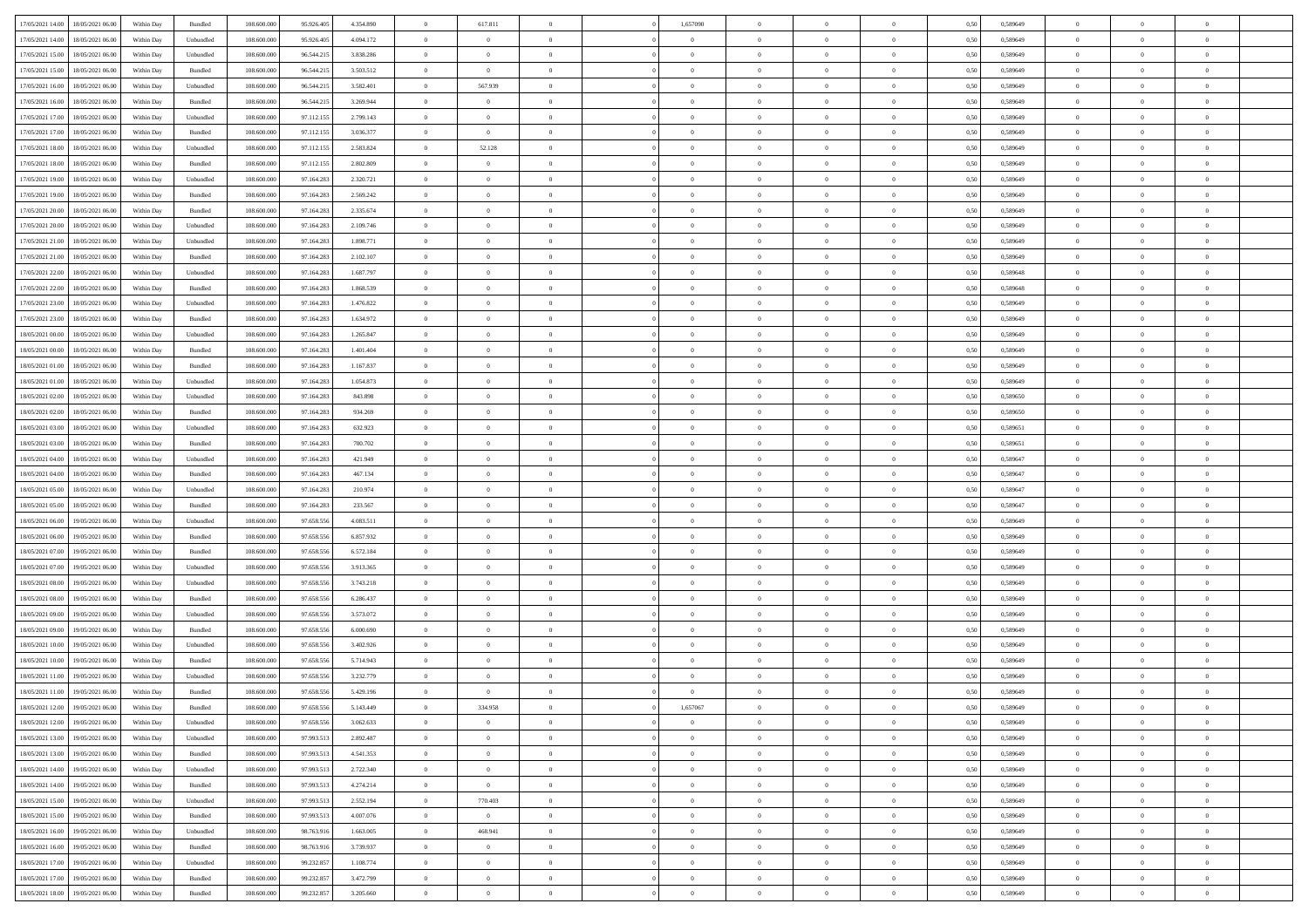| | | | | | | | | | | | | | | | | | | | | | |
|---|---|---|---|---|---|---|---|---|---|---|---|---|---|---|---|---|---|---|---|---|---|
| 17/05/2021 14:00 | 18/05/2021 06:00 | Within Day | Bundled | 108.600.000 | 95.926.405 | 4.354.890 | 0 | 617.811 | 0 | | 1,657090 | 0 | 0 | 0 | 0,50 | 0,589649 | 0 | 0 | 0 | |
| 17/05/2021 14:00 | 18/05/2021 06:00 | Within Day | Unbundled | 108.600.000 | 95.926.405 | 4.094.172 | 0 | 0 | 0 | | 0 | 0 | 0 | 0 | 0,50 | 0,589649 | 0 | 0 | 0 | |
| 17/05/2021 15:00 | 18/05/2021 06:00 | Within Day | Unbundled | 108.600.000 | 96.544.215 | 3.838.286 | 0 | 0 | 0 | | 0 | 0 | 0 | 0 | 0,50 | 0,589649 | 0 | 0 | 0 | |
| 17/05/2021 15:00 | 18/05/2021 06:00 | Within Day | Bundled | 108.600.000 | 96.544.215 | 3.503.512 | 0 | 0 | 0 | | 0 | 0 | 0 | 0 | 0,50 | 0,589649 | 0 | 0 | 0 | |
| 17/05/2021 16:00 | 18/05/2021 06:00 | Within Day | Unbundled | 108.600.000 | 96.544.215 | 3.582.401 | 0 | 567.939 | 0 | | 0 | 0 | 0 | 0 | 0,50 | 0,589649 | 0 | 0 | 0 | |
| 17/05/2021 16:00 | 18/05/2021 06:00 | Within Day | Bundled | 108.600.000 | 96.544.215 | 3.269.944 | 0 | 0 | 0 | | 0 | 0 | 0 | 0 | 0,50 | 0,589649 | 0 | 0 | 0 | |
| 17/05/2021 17:00 | 18/05/2021 06:00 | Within Day | Unbundled | 108.600.000 | 97.112.155 | 2.799.143 | 0 | 0 | 0 | | 0 | 0 | 0 | 0 | 0,50 | 0,589649 | 0 | 0 | 0 | |
| 17/05/2021 17:00 | 18/05/2021 06:00 | Within Day | Bundled | 108.600.000 | 97.112.155 | 3.036.377 | 0 | 0 | 0 | | 0 | 0 | 0 | 0 | 0,50 | 0,589649 | 0 | 0 | 0 | |
| 17/05/2021 18:00 | 18/05/2021 06:00 | Within Day | Unbundled | 108.600.000 | 97.112.155 | 2.583.824 | 0 | 52.128 | 0 | | 0 | 0 | 0 | 0 | 0,50 | 0,589649 | 0 | 0 | 0 | |
| 17/05/2021 18:00 | 18/05/2021 06:00 | Within Day | Bundled | 108.600.000 | 97.112.155 | 2.802.809 | 0 | 0 | 0 | | 0 | 0 | 0 | 0 | 0,50 | 0,589649 | 0 | 0 | 0 | |
| 17/05/2021 19:00 | 18/05/2021 06:00 | Within Day | Unbundled | 108.600.000 | 97.164.283 | 2.320.721 | 0 | 0 | 0 | | 0 | 0 | 0 | 0 | 0,50 | 0,589649 | 0 | 0 | 0 | |
| 17/05/2021 19:00 | 18/05/2021 06:00 | Within Day | Bundled | 108.600.000 | 97.164.283 | 2.569.242 | 0 | 0 | 0 | | 0 | 0 | 0 | 0 | 0,50 | 0,589649 | 0 | 0 | 0 | |
| 17/05/2021 20:00 | 18/05/2021 06:00 | Within Day | Bundled | 108.600.000 | 97.164.283 | 2.335.674 | 0 | 0 | 0 | | 0 | 0 | 0 | 0 | 0,50 | 0,589649 | 0 | 0 | 0 | |
| 17/05/2021 20:00 | 18/05/2021 06:00 | Within Day | Unbundled | 108.600.000 | 97.164.283 | 2.109.746 | 0 | 0 | 0 | | 0 | 0 | 0 | 0 | 0,50 | 0,589649 | 0 | 0 | 0 | |
| 17/05/2021 21:00 | 18/05/2021 06:00 | Within Day | Unbundled | 108.600.000 | 97.164.283 | 1.898.771 | 0 | 0 | 0 | | 0 | 0 | 0 | 0 | 0,50 | 0,589649 | 0 | 0 | 0 | |
| 17/05/2021 21:00 | 18/05/2021 06:00 | Within Day | Bundled | 108.600.000 | 97.164.283 | 2.102.107 | 0 | 0 | 0 | | 0 | 0 | 0 | 0 | 0,50 | 0,589649 | 0 | 0 | 0 | |
| 17/05/2021 22:00 | 18/05/2021 06:00 | Within Day | Unbundled | 108.600.000 | 97.164.283 | 1.687.797 | 0 | 0 | 0 | | 0 | 0 | 0 | 0 | 0,50 | 0,589648 | 0 | 0 | 0 | |
| 17/05/2021 22:00 | 18/05/2021 06:00 | Within Day | Bundled | 108.600.000 | 97.164.283 | 1.868.539 | 0 | 0 | 0 | | 0 | 0 | 0 | 0 | 0,50 | 0,589648 | 0 | 0 | 0 | |
| 17/05/2021 23:00 | 18/05/2021 06:00 | Within Day | Unbundled | 108.600.000 | 97.164.283 | 1.476.822 | 0 | 0 | 0 | | 0 | 0 | 0 | 0 | 0,50 | 0,589649 | 0 | 0 | 0 | |
| 17/05/2021 23:00 | 18/05/2021 06:00 | Within Day | Bundled | 108.600.000 | 97.164.283 | 1.634.972 | 0 | 0 | 0 | | 0 | 0 | 0 | 0 | 0,50 | 0,589649 | 0 | 0 | 0 | |
| 18/05/2021 00:00 | 18/05/2021 06:00 | Within Day | Unbundled | 108.600.000 | 97.164.283 | 1.265.847 | 0 | 0 | 0 | | 0 | 0 | 0 | 0 | 0,50 | 0,589649 | 0 | 0 | 0 | |
| 18/05/2021 00:00 | 18/05/2021 06:00 | Within Day | Bundled | 108.600.000 | 97.164.283 | 1.401.404 | 0 | 0 | 0 | | 0 | 0 | 0 | 0 | 0,50 | 0,589649 | 0 | 0 | 0 | |
| 18/05/2021 01:00 | 18/05/2021 06:00 | Within Day | Bundled | 108.600.000 | 97.164.283 | 1.167.837 | 0 | 0 | 0 | | 0 | 0 | 0 | 0 | 0,50 | 0,589649 | 0 | 0 | 0 | |
| 18/05/2021 01:00 | 18/05/2021 06:00 | Within Day | Unbundled | 108.600.000 | 97.164.283 | 1.054.873 | 0 | 0 | 0 | | 0 | 0 | 0 | 0 | 0,50 | 0,589649 | 0 | 0 | 0 | |
| 18/05/2021 02:00 | 18/05/2021 06:00 | Within Day | Unbundled | 108.600.000 | 97.164.283 | 843.898 | 0 | 0 | 0 | | 0 | 0 | 0 | 0 | 0,50 | 0,589650 | 0 | 0 | 0 | |
| 18/05/2021 02:00 | 18/05/2021 06:00 | Within Day | Bundled | 108.600.000 | 97.164.283 | 934.269 | 0 | 0 | 0 | | 0 | 0 | 0 | 0 | 0,50 | 0,589650 | 0 | 0 | 0 | |
| 18/05/2021 03:00 | 18/05/2021 06:00 | Within Day | Unbundled | 108.600.000 | 97.164.283 | 632.923 | 0 | 0 | 0 | | 0 | 0 | 0 | 0 | 0,50 | 0,589651 | 0 | 0 | 0 | |
| 18/05/2021 03:00 | 18/05/2021 06:00 | Within Day | Bundled | 108.600.000 | 97.164.283 | 700.702 | 0 | 0 | 0 | | 0 | 0 | 0 | 0 | 0,50 | 0,589651 | 0 | 0 | 0 | |
| 18/05/2021 04:00 | 18/05/2021 06:00 | Within Day | Unbundled | 108.600.000 | 97.164.283 | 421.949 | 0 | 0 | 0 | | 0 | 0 | 0 | 0 | 0,50 | 0,589647 | 0 | 0 | 0 | |
| 18/05/2021 04:00 | 18/05/2021 06:00 | Within Day | Bundled | 108.600.000 | 97.164.283 | 467.134 | 0 | 0 | 0 | | 0 | 0 | 0 | 0 | 0,50 | 0,589647 | 0 | 0 | 0 | |
| 18/05/2021 05:00 | 18/05/2021 06:00 | Within Day | Unbundled | 108.600.000 | 97.164.283 | 210.974 | 0 | 0 | 0 | | 0 | 0 | 0 | 0 | 0,50 | 0,589647 | 0 | 0 | 0 | |
| 18/05/2021 05:00 | 18/05/2021 06:00 | Within Day | Bundled | 108.600.000 | 97.164.283 | 233.567 | 0 | 0 | 0 | | 0 | 0 | 0 | 0 | 0,50 | 0,589647 | 0 | 0 | 0 | |
| 18/05/2021 06:00 | 19/05/2021 06:00 | Within Day | Unbundled | 108.600.000 | 97.658.556 | 4.083.511 | 0 | 0 | 0 | | 0 | 0 | 0 | 0 | 0,50 | 0,589649 | 0 | 0 | 0 | |
| 18/05/2021 06:00 | 19/05/2021 06:00 | Within Day | Bundled | 108.600.000 | 97.658.556 | 6.857.932 | 0 | 0 | 0 | | 0 | 0 | 0 | 0 | 0,50 | 0,589649 | 0 | 0 | 0 | |
| 18/05/2021 07:00 | 19/05/2021 06:00 | Within Day | Bundled | 108.600.000 | 97.658.556 | 6.572.184 | 0 | 0 | 0 | | 0 | 0 | 0 | 0 | 0,50 | 0,589649 | 0 | 0 | 0 | |
| 18/05/2021 07:00 | 19/05/2021 06:00 | Within Day | Unbundled | 108.600.000 | 97.658.556 | 3.913.365 | 0 | 0 | 0 | | 0 | 0 | 0 | 0 | 0,50 | 0,589649 | 0 | 0 | 0 | |
| 18/05/2021 08:00 | 19/05/2021 06:00 | Within Day | Unbundled | 108.600.000 | 97.658.556 | 3.743.218 | 0 | 0 | 0 | | 0 | 0 | 0 | 0 | 0,50 | 0,589649 | 0 | 0 | 0 | |
| 18/05/2021 08:00 | 19/05/2021 06:00 | Within Day | Bundled | 108.600.000 | 97.658.556 | 6.286.437 | 0 | 0 | 0 | | 0 | 0 | 0 | 0 | 0,50 | 0,589649 | 0 | 0 | 0 | |
| 18/05/2021 09:00 | 19/05/2021 06:00 | Within Day | Unbundled | 108.600.000 | 97.658.556 | 3.573.072 | 0 | 0 | 0 | | 0 | 0 | 0 | 0 | 0,50 | 0,589649 | 0 | 0 | 0 | |
| 18/05/2021 09:00 | 19/05/2021 06:00 | Within Day | Bundled | 108.600.000 | 97.658.556 | 6.000.690 | 0 | 0 | 0 | | 0 | 0 | 0 | 0 | 0,50 | 0,589649 | 0 | 0 | 0 | |
| 18/05/2021 10:00 | 19/05/2021 06:00 | Within Day | Unbundled | 108.600.000 | 97.658.556 | 3.402.926 | 0 | 0 | 0 | | 0 | 0 | 0 | 0 | 0,50 | 0,589649 | 0 | 0 | 0 | |
| 18/05/2021 10:00 | 19/05/2021 06:00 | Within Day | Bundled | 108.600.000 | 97.658.556 | 5.714.943 | 0 | 0 | 0 | | 0 | 0 | 0 | 0 | 0,50 | 0,589649 | 0 | 0 | 0 | |
| 18/05/2021 11:00 | 19/05/2021 06:00 | Within Day | Unbundled | 108.600.000 | 97.658.556 | 3.232.779 | 0 | 0 | 0 | | 0 | 0 | 0 | 0 | 0,50 | 0,589649 | 0 | 0 | 0 | |
| 18/05/2021 11:00 | 19/05/2021 06:00 | Within Day | Bundled | 108.600.000 | 97.658.556 | 5.429.196 | 0 | 0 | 0 | | 0 | 0 | 0 | 0 | 0,50 | 0,589649 | 0 | 0 | 0 | |
| 18/05/2021 12:00 | 19/05/2021 06:00 | Within Day | Bundled | 108.600.000 | 97.658.556 | 5.143.449 | 0 | 334.958 | 0 | | 1,657067 | 0 | 0 | 0 | 0,50 | 0,589649 | 0 | 0 | 0 | |
| 18/05/2021 12:00 | 19/05/2021 06:00 | Within Day | Unbundled | 108.600.000 | 97.658.556 | 3.062.633 | 0 | 0 | 0 | | 0 | 0 | 0 | 0 | 0,50 | 0,589649 | 0 | 0 | 0 | |
| 18/05/2021 13:00 | 19/05/2021 06:00 | Within Day | Unbundled | 108.600.000 | 97.993.513 | 2.892.487 | 0 | 0 | 0 | | 0 | 0 | 0 | 0 | 0,50 | 0,589649 | 0 | 0 | 0 | |
| 18/05/2021 13:00 | 19/05/2021 06:00 | Within Day | Bundled | 108.600.000 | 97.993.513 | 4.541.353 | 0 | 0 | 0 | | 0 | 0 | 0 | 0 | 0,50 | 0,589649 | 0 | 0 | 0 | |
| 18/05/2021 14:00 | 19/05/2021 06:00 | Within Day | Unbundled | 108.600.000 | 97.993.513 | 2.722.340 | 0 | 0 | 0 | | 0 | 0 | 0 | 0 | 0,50 | 0,589649 | 0 | 0 | 0 | |
| 18/05/2021 14:00 | 19/05/2021 06:00 | Within Day | Bundled | 108.600.000 | 97.993.513 | 4.274.214 | 0 | 0 | 0 | | 0 | 0 | 0 | 0 | 0,50 | 0,589649 | 0 | 0 | 0 | |
| 18/05/2021 15:00 | 19/05/2021 06:00 | Within Day | Unbundled | 108.600.000 | 97.993.513 | 2.552.194 | 0 | 770.403 | 0 | | 0 | 0 | 0 | 0 | 0,50 | 0,589649 | 0 | 0 | 0 | |
| 18/05/2021 15:00 | 19/05/2021 06:00 | Within Day | Bundled | 108.600.000 | 97.993.513 | 4.007.076 | 0 | 0 | 0 | | 0 | 0 | 0 | 0 | 0,50 | 0,589649 | 0 | 0 | 0 | |
| 18/05/2021 16:00 | 19/05/2021 06:00 | Within Day | Unbundled | 108.600.000 | 98.763.916 | 1.663.005 | 0 | 468.941 | 0 | | 0 | 0 | 0 | 0 | 0,50 | 0,589649 | 0 | 0 | 0 | |
| 18/05/2021 16:00 | 19/05/2021 06:00 | Within Day | Bundled | 108.600.000 | 98.763.916 | 3.739.937 | 0 | 0 | 0 | | 0 | 0 | 0 | 0 | 0,50 | 0,589649 | 0 | 0 | 0 | |
| 18/05/2021 17:00 | 19/05/2021 06:00 | Within Day | Unbundled | 108.600.000 | 99.232.857 | 1.108.774 | 0 | 0 | 0 | | 0 | 0 | 0 | 0 | 0,50 | 0,589649 | 0 | 0 | 0 | |
| 18/05/2021 17:00 | 19/05/2021 06:00 | Within Day | Bundled | 108.600.000 | 99.232.857 | 3.472.799 | 0 | 0 | 0 | | 0 | 0 | 0 | 0 | 0,50 | 0,589649 | 0 | 0 | 0 | |
| 18/05/2021 18:00 | 19/05/2021 06:00 | Within Day | Bundled | 108.600.000 | 99.232.857 | 3.205.660 | 0 | 0 | 0 | | 0 | 0 | 0 | 0 | 0,50 | 0,589649 | 0 | 0 | 0 | |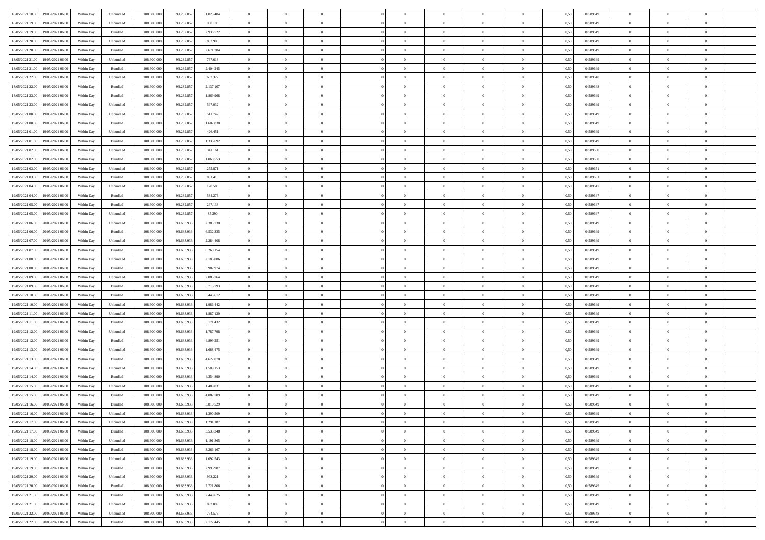| | | | | | | | | | | | | | | | | | | | | | |
|---|---|---|---|---|---|---|---|---|---|---|---|---|---|---|---|---|---|---|---|---|---|
| 18/05/2021 18:00 | 19/05/2021 06:00 | Within Day | Unbundled | 108.600.000 | 99.232.857 | 1.023.484 | 0 | 0 | 0 | | 0 | 0 | 0 | 0 | 0 | 0,50 | 0,589649 | 0 | 0 | 0 | |
| 18/05/2021 19:00 | 19/05/2021 06:00 | Within Day | Unbundled | 108.600.000 | 99.232.857 | 938.193 | 0 | 0 | 0 | | 0 | 0 | 0 | 0 | 0 | 0,50 | 0,589649 | 0 | 0 | 0 | |
| 18/05/2021 19:00 | 19/05/2021 06:00 | Within Day | Bundled | 108.600.000 | 99.232.857 | 2.938.522 | 0 | 0 | 0 | | 0 | 0 | 0 | 0 | 0 | 0,50 | 0,589649 | 0 | 0 | 0 | |
| 18/05/2021 20:00 | 19/05/2021 06:00 | Within Day | Unbundled | 108.600.000 | 99.232.857 | 852.903 | 0 | 0 | 0 | | 0 | 0 | 0 | 0 | 0 | 0,50 | 0,589649 | 0 | 0 | 0 | |
| 18/05/2021 20:00 | 19/05/2021 06:00 | Within Day | Bundled | 108.600.000 | 99.232.857 | 2.671.384 | 0 | 0 | 0 | | 0 | 0 | 0 | 0 | 0 | 0,50 | 0,589649 | 0 | 0 | 0 | |
| 18/05/2021 21:00 | 19/05/2021 06:00 | Within Day | Unbundled | 108.600.000 | 99.232.857 | 767.613 | 0 | 0 | 0 | | 0 | 0 | 0 | 0 | 0 | 0,50 | 0,589649 | 0 | 0 | 0 | |
| 18/05/2021 21:00 | 19/05/2021 06:00 | Within Day | Bundled | 108.600.000 | 99.232.857 | 2.404.245 | 0 | 0 | 0 | | 0 | 0 | 0 | 0 | 0 | 0,50 | 0,589649 | 0 | 0 | 0 | |
| 18/05/2021 22:00 | 19/05/2021 06:00 | Within Day | Unbundled | 108.600.000 | 99.232.857 | 682.322 | 0 | 0 | 0 | | 0 | 0 | 0 | 0 | 0 | 0,50 | 0,589648 | 0 | 0 | 0 | |
| 18/05/2021 22:00 | 19/05/2021 06:00 | Within Day | Bundled | 108.600.000 | 99.232.857 | 2.137.107 | 0 | 0 | 0 | | 0 | 0 | 0 | 0 | 0 | 0,50 | 0,589648 | 0 | 0 | 0 | |
| 18/05/2021 23:00 | 19/05/2021 06:00 | Within Day | Bundled | 108.600.000 | 99.232.857 | 1.869.968 | 0 | 0 | 0 | | 0 | 0 | 0 | 0 | 0 | 0,50 | 0,589649 | 0 | 0 | 0 | |
| 18/05/2021 23:00 | 19/05/2021 06:00 | Within Day | Unbundled | 108.600.000 | 99.232.857 | 597.032 | 0 | 0 | 0 | | 0 | 0 | 0 | 0 | 0 | 0,50 | 0,589649 | 0 | 0 | 0 | |
| 19/05/2021 00:00 | 19/05/2021 06:00 | Within Day | Unbundled | 108.600.000 | 99.232.857 | 511.742 | 0 | 0 | 0 | | 0 | 0 | 0 | 0 | 0 | 0,50 | 0,589649 | 0 | 0 | 0 | |
| 19/05/2021 00:00 | 19/05/2021 06:00 | Within Day | Bundled | 108.600.000 | 99.232.857 | 1.602.830 | 0 | 0 | 0 | | 0 | 0 | 0 | 0 | 0 | 0,50 | 0,589649 | 0 | 0 | 0 | |
| 19/05/2021 01:00 | 19/05/2021 06:00 | Within Day | Unbundled | 108.600.000 | 99.232.857 | 426.451 | 0 | 0 | 0 | | 0 | 0 | 0 | 0 | 0 | 0,50 | 0,589649 | 0 | 0 | 0 | |
| 19/05/2021 01:00 | 19/05/2021 06:00 | Within Day | Bundled | 108.600.000 | 99.232.857 | 1.335.692 | 0 | 0 | 0 | | 0 | 0 | 0 | 0 | 0 | 0,50 | 0,589649 | 0 | 0 | 0 | |
| 19/05/2021 02:00 | 19/05/2021 06:00 | Within Day | Unbundled | 108.600.000 | 99.232.857 | 341.161 | 0 | 0 | 0 | | 0 | 0 | 0 | 0 | 0 | 0,50 | 0,589650 | 0 | 0 | 0 | |
| 19/05/2021 02:00 | 19/05/2021 06:00 | Within Day | Bundled | 108.600.000 | 99.232.857 | 1.068.553 | 0 | 0 | 0 | | 0 | 0 | 0 | 0 | 0 | 0,50 | 0,589650 | 0 | 0 | 0 | |
| 19/05/2021 03:00 | 19/05/2021 06:00 | Within Day | Unbundled | 108.600.000 | 99.232.857 | 255.871 | 0 | 0 | 0 | | 0 | 0 | 0 | 0 | 0 | 0,50 | 0,589651 | 0 | 0 | 0 | |
| 19/05/2021 03:00 | 19/05/2021 06:00 | Within Day | Bundled | 108.600.000 | 99.232.857 | 801.415 | 0 | 0 | 0 | | 0 | 0 | 0 | 0 | 0 | 0,50 | 0,589651 | 0 | 0 | 0 | |
| 19/05/2021 04:00 | 19/05/2021 06:00 | Within Day | Unbundled | 108.600.000 | 99.232.857 | 170.580 | 0 | 0 | 0 | | 0 | 0 | 0 | 0 | 0 | 0,50 | 0,589647 | 0 | 0 | 0 | |
| 19/05/2021 04:00 | 19/05/2021 06:00 | Within Day | Bundled | 108.600.000 | 99.232.857 | 534.276 | 0 | 0 | 0 | | 0 | 0 | 0 | 0 | 0 | 0,50 | 0,589647 | 0 | 0 | 0 | |
| 19/05/2021 05:00 | 19/05/2021 06:00 | Within Day | Bundled | 108.600.000 | 99.232.857 | 267.138 | 0 | 0 | 0 | | 0 | 0 | 0 | 0 | 0 | 0,50 | 0,589647 | 0 | 0 | 0 | |
| 19/05/2021 05:00 | 19/05/2021 06:00 | Within Day | Unbundled | 108.600.000 | 99.232.857 | 85.290 | 0 | 0 | 0 | | 0 | 0 | 0 | 0 | 0 | 0,50 | 0,589647 | 0 | 0 | 0 | |
| 19/05/2021 06:00 | 20/05/2021 06:00 | Within Day | Unbundled | 108.600.000 | 99.683.933 | 2.383.730 | 0 | 0 | 0 | | 0 | 0 | 0 | 0 | 0 | 0,50 | 0,589649 | 0 | 0 | 0 | |
| 19/05/2021 06:00 | 20/05/2021 06:00 | Within Day | Bundled | 108.600.000 | 99.683.933 | 6.532.335 | 0 | 0 | 0 | | 0 | 0 | 0 | 0 | 0 | 0,50 | 0,589649 | 0 | 0 | 0 | |
| 19/05/2021 07:00 | 20/05/2021 06:00 | Within Day | Unbundled | 108.600.000 | 99.683.933 | 2.284.408 | 0 | 0 | 0 | | 0 | 0 | 0 | 0 | 0 | 0,50 | 0,589649 | 0 | 0 | 0 | |
| 19/05/2021 07:00 | 20/05/2021 06:00 | Within Day | Bundled | 108.600.000 | 99.683.933 | 6.260.154 | 0 | 0 | 0 | | 0 | 0 | 0 | 0 | 0 | 0,50 | 0,589649 | 0 | 0 | 0 | |
| 19/05/2021 08:00 | 20/05/2021 06:00 | Within Day | Unbundled | 108.600.000 | 99.683.933 | 2.185.086 | 0 | 0 | 0 | | 0 | 0 | 0 | 0 | 0 | 0,50 | 0,589649 | 0 | 0 | 0 | |
| 19/05/2021 08:00 | 20/05/2021 06:00 | Within Day | Bundled | 108.600.000 | 99.683.933 | 5.987.974 | 0 | 0 | 0 | | 0 | 0 | 0 | 0 | 0 | 0,50 | 0,589649 | 0 | 0 | 0 | |
| 19/05/2021 09:00 | 20/05/2021 06:00 | Within Day | Unbundled | 108.600.000 | 99.683.933 | 2.085.764 | 0 | 0 | 0 | | 0 | 0 | 0 | 0 | 0 | 0,50 | 0,589649 | 0 | 0 | 0 | |
| 19/05/2021 09:00 | 20/05/2021 06:00 | Within Day | Bundled | 108.600.000 | 99.683.933 | 5.715.793 | 0 | 0 | 0 | | 0 | 0 | 0 | 0 | 0 | 0,50 | 0,589649 | 0 | 0 | 0 | |
| 19/05/2021 10:00 | 20/05/2021 06:00 | Within Day | Bundled | 108.600.000 | 99.683.933 | 5.443.612 | 0 | 0 | 0 | | 0 | 0 | 0 | 0 | 0 | 0,50 | 0,589649 | 0 | 0 | 0 | |
| 19/05/2021 10:00 | 20/05/2021 06:00 | Within Day | Unbundled | 108.600.000 | 99.683.933 | 1.986.442 | 0 | 0 | 0 | | 0 | 0 | 0 | 0 | 0 | 0,50 | 0,589649 | 0 | 0 | 0 | |
| 19/05/2021 11:00 | 20/05/2021 06:00 | Within Day | Unbundled | 108.600.000 | 99.683.933 | 1.887.120 | 0 | 0 | 0 | | 0 | 0 | 0 | 0 | 0 | 0,50 | 0,589649 | 0 | 0 | 0 | |
| 19/05/2021 11:00 | 20/05/2021 06:00 | Within Day | Bundled | 108.600.000 | 99.683.933 | 5.171.432 | 0 | 0 | 0 | | 0 | 0 | 0 | 0 | 0 | 0,50 | 0,589649 | 0 | 0 | 0 | |
| 19/05/2021 12:00 | 20/05/2021 06:00 | Within Day | Unbundled | 108.600.000 | 99.683.933 | 1.787.798 | 0 | 0 | 0 | | 0 | 0 | 0 | 0 | 0 | 0,50 | 0,589649 | 0 | 0 | 0 | |
| 19/05/2021 12:00 | 20/05/2021 06:00 | Within Day | Bundled | 108.600.000 | 99.683.933 | 4.899.251 | 0 | 0 | 0 | | 0 | 0 | 0 | 0 | 0 | 0,50 | 0,589649 | 0 | 0 | 0 | |
| 19/05/2021 13:00 | 20/05/2021 06:00 | Within Day | Unbundled | 108.600.000 | 99.683.933 | 1.688.475 | 0 | 0 | 0 | | 0 | 0 | 0 | 0 | 0 | 0,50 | 0,589649 | 0 | 0 | 0 | |
| 19/05/2021 13:00 | 20/05/2021 06:00 | Within Day | Bundled | 108.600.000 | 99.683.933 | 4.627.070 | 0 | 0 | 0 | | 0 | 0 | 0 | 0 | 0 | 0,50 | 0,589649 | 0 | 0 | 0 | |
| 19/05/2021 14:00 | 20/05/2021 06:00 | Within Day | Unbundled | 108.600.000 | 99.683.933 | 1.589.153 | 0 | 0 | 0 | | 0 | 0 | 0 | 0 | 0 | 0,50 | 0,589649 | 0 | 0 | 0 | |
| 19/05/2021 14:00 | 20/05/2021 06:00 | Within Day | Bundled | 108.600.000 | 99.683.933 | 4.354.890 | 0 | 0 | 0 | | 0 | 0 | 0 | 0 | 0 | 0,50 | 0,589649 | 0 | 0 | 0 | |
| 19/05/2021 15:00 | 20/05/2021 06:00 | Within Day | Unbundled | 108.600.000 | 99.683.933 | 1.489.831 | 0 | 0 | 0 | | 0 | 0 | 0 | 0 | 0 | 0,50 | 0,589649 | 0 | 0 | 0 | |
| 19/05/2021 15:00 | 20/05/2021 06:00 | Within Day | Bundled | 108.600.000 | 99.683.933 | 4.082.709 | 0 | 0 | 0 | | 0 | 0 | 0 | 0 | 0 | 0,50 | 0,589649 | 0 | 0 | 0 | |
| 19/05/2021 16:00 | 20/05/2021 06:00 | Within Day | Bundled | 108.600.000 | 99.683.933 | 3.810.529 | 0 | 0 | 0 | | 0 | 0 | 0 | 0 | 0 | 0,50 | 0,589649 | 0 | 0 | 0 | |
| 19/05/2021 16:00 | 20/05/2021 06:00 | Within Day | Unbundled | 108.600.000 | 99.683.933 | 1.390.509 | 0 | 0 | 0 | | 0 | 0 | 0 | 0 | 0 | 0,50 | 0,589649 | 0 | 0 | 0 | |
| 19/05/2021 17:00 | 20/05/2021 06:00 | Within Day | Unbundled | 108.600.000 | 99.683.933 | 1.291.187 | 0 | 0 | 0 | | 0 | 0 | 0 | 0 | 0 | 0,50 | 0,589649 | 0 | 0 | 0 | |
| 19/05/2021 17:00 | 20/05/2021 06:00 | Within Day | Bundled | 108.600.000 | 99.683.933 | 3.538.348 | 0 | 0 | 0 | | 0 | 0 | 0 | 0 | 0 | 0,50 | 0,589649 | 0 | 0 | 0 | |
| 19/05/2021 18:00 | 20/05/2021 06:00 | Within Day | Unbundled | 108.600.000 | 99.683.933 | 1.191.865 | 0 | 0 | 0 | | 0 | 0 | 0 | 0 | 0 | 0,50 | 0,589649 | 0 | 0 | 0 | |
| 19/05/2021 18:00 | 20/05/2021 06:00 | Within Day | Bundled | 108.600.000 | 99.683.933 | 3.266.167 | 0 | 0 | 0 | | 0 | 0 | 0 | 0 | 0 | 0,50 | 0,589649 | 0 | 0 | 0 | |
| 19/05/2021 19:00 | 20/05/2021 06:00 | Within Day | Unbundled | 108.600.000 | 99.683.933 | 1.092.543 | 0 | 0 | 0 | | 0 | 0 | 0 | 0 | 0 | 0,50 | 0,589649 | 0 | 0 | 0 | |
| 19/05/2021 19:00 | 20/05/2021 06:00 | Within Day | Bundled | 108.600.000 | 99.683.933 | 2.993.987 | 0 | 0 | 0 | | 0 | 0 | 0 | 0 | 0 | 0,50 | 0,589649 | 0 | 0 | 0 | |
| 19/05/2021 20:00 | 20/05/2021 06:00 | Within Day | Unbundled | 108.600.000 | 99.683.933 | 993.221 | 0 | 0 | 0 | | 0 | 0 | 0 | 0 | 0 | 0,50 | 0,589649 | 0 | 0 | 0 | |
| 19/05/2021 20:00 | 20/05/2021 06:00 | Within Day | Bundled | 108.600.000 | 99.683.933 | 2.721.806 | 0 | 0 | 0 | | 0 | 0 | 0 | 0 | 0 | 0,50 | 0,589649 | 0 | 0 | 0 | |
| 19/05/2021 21:00 | 20/05/2021 06:00 | Within Day | Bundled | 108.600.000 | 99.683.933 | 2.449.625 | 0 | 0 | 0 | | 0 | 0 | 0 | 0 | 0 | 0,50 | 0,589649 | 0 | 0 | 0 | |
| 19/05/2021 21:00 | 20/05/2021 06:00 | Within Day | Unbundled | 108.600.000 | 99.683.933 | 893.899 | 0 | 0 | 0 | | 0 | 0 | 0 | 0 | 0 | 0,50 | 0,589649 | 0 | 0 | 0 | |
| 19/05/2021 22:00 | 20/05/2021 06:00 | Within Day | Unbundled | 108.600.000 | 99.683.933 | 794.576 | 0 | 0 | 0 | | 0 | 0 | 0 | 0 | 0 | 0,50 | 0,589648 | 0 | 0 | 0 | |
| 19/05/2021 22:00 | 20/05/2021 06:00 | Within Day | Bundled | 108.600.000 | 99.683.933 | 2.177.445 | 0 | 0 | 0 | | 0 | 0 | 0 | 0 | 0 | 0,50 | 0,589648 | 0 | 0 | 0 | |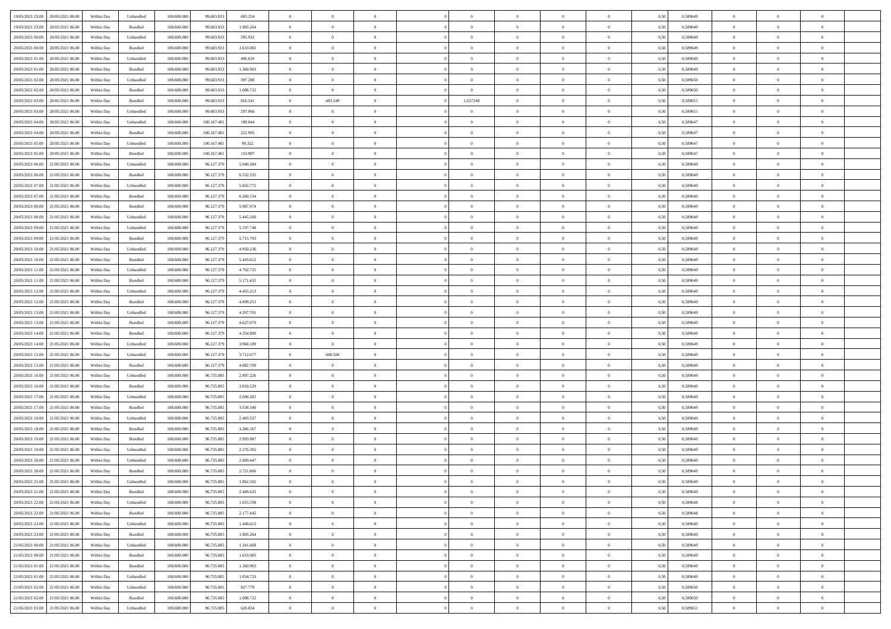| | | | | | | | | | | | | | | | | | | | | |
|---|---|---|---|---|---|---|---|---|---|---|---|---|---|---|---|---|---|---|---|---|
| 19/05/2021 23:00 | 20/05/2021 06:00 | Within Day | Unbundled | 108.600.000 | 99.683.933 | 695.254 | 0 | 0 | 0 | | 0 | 0 | 0 | 0 | 0,50 | 0,589649 | 0 | 0 | 0 | |
| 19/05/2021 23:00 | 20/05/2021 06:00 | Within Day | Bundled | 108.600.000 | 99.683.933 | 1.905.264 | 0 | 0 | 0 | | 0 | 0 | 0 | 0 | 0,50 | 0,589649 | 0 | 0 | 0 | |
| 20/05/2021 00:00 | 20/05/2021 06:00 | Within Day | Unbundled | 108.600.000 | 99.683.933 | 595.932 | 0 | 0 | 0 | | 0 | 0 | 0 | 0 | 0,50 | 0,589649 | 0 | 0 | 0 | |
| 20/05/2021 00:00 | 20/05/2021 06:00 | Within Day | Bundled | 108.600.000 | 99.683.933 | 1.633.083 | 0 | 0 | 0 | | 0 | 0 | 0 | 0 | 0,50 | 0,589649 | 0 | 0 | 0 | |
| 20/05/2021 01:00 | 20/05/2021 06:00 | Within Day | Unbundled | 108.600.000 | 99.683.933 | 496.610 | 0 | 0 | 0 | | 0 | 0 | 0 | 0 | 0,50 | 0,589649 | 0 | 0 | 0 | |
| 20/05/2021 01:00 | 20/05/2021 06:00 | Within Day | Bundled | 108.600.000 | 99.683.933 | 1.360.903 | 0 | 0 | 0 | | 0 | 0 | 0 | 0 | 0,50 | 0,589649 | 0 | 0 | 0 | |
| 20/05/2021 02:00 | 20/05/2021 06:00 | Within Day | Unbundled | 108.600.000 | 99.683.933 | 397.288 | 0 | 0 | 0 | | 0 | 0 | 0 | 0 | 0,50 | 0,589650 | 0 | 0 | 0 | |
| 20/05/2021 02:00 | 20/05/2021 06:00 | Within Day | Bundled | 108.600.000 | 99.683.933 | 1.088.722 | 0 | 0 | 0 | | 0 | 0 | 0 | 0 | 0,50 | 0,589650 | 0 | 0 | 0 | |
| 20/05/2021 03:00 | 20/05/2021 06:00 | Within Day | Bundled | 108.600.000 | 99.683.933 | 816.541 | 0 | 483.549 | 0 | | 1,657248 | 0 | 0 | 0 | 0,50 | 0,589651 | 0 | 0 | 0 | |
| 20/05/2021 03:00 | 20/05/2021 06:00 | Within Day | Unbundled | 108.600.000 | 99.683.933 | 297.966 | 0 | 0 | 0 | | 0 | 0 | 0 | 0 | 0,50 | 0,589651 | 0 | 0 | 0 | |
| 20/05/2021 04:00 | 20/05/2021 06:00 | Within Day | Unbundled | 108.600.000 | 100.167.481 | 198.644 | 0 | 0 | 0 | | 0 | 0 | 0 | 0 | 0,50 | 0,589647 | 0 | 0 | 0 | |
| 20/05/2021 04:00 | 20/05/2021 06:00 | Within Day | Bundled | 108.600.000 | 100.167.481 | 221.995 | 0 | 0 | 0 | | 0 | 0 | 0 | 0 | 0,50 | 0,589647 | 0 | 0 | 0 | |
| 20/05/2021 05:00 | 20/05/2021 06:00 | Within Day | Unbundled | 108.600.000 | 100.167.481 | 99.322 | 0 | 0 | 0 | | 0 | 0 | 0 | 0 | 0,50 | 0,589647 | 0 | 0 | 0 | |
| 20/05/2021 05:00 | 20/05/2021 06:00 | Within Day | Bundled | 108.600.000 | 100.167.481 | 110.997 | 0 | 0 | 0 | | 0 | 0 | 0 | 0 | 0,50 | 0,589647 | 0 | 0 | 0 | |
| 20/05/2021 06:00 | 21/05/2021 06:00 | Within Day | Unbundled | 108.600.000 | 96.127.379 | 5.940.284 | 0 | 0 | 0 | | 0 | 0 | 0 | 0 | 0,50 | 0,589649 | 0 | 0 | 0 | |
| 20/05/2021 06:00 | 21/05/2021 06:00 | Within Day | Bundled | 108.600.000 | 96.127.379 | 6.532.335 | 0 | 0 | 0 | | 0 | 0 | 0 | 0 | 0,50 | 0,589649 | 0 | 0 | 0 | |
| 20/05/2021 07:00 | 21/05/2021 06:00 | Within Day | Unbundled | 108.600.000 | 96.127.379 | 5.692.772 | 0 | 0 | 0 | | 0 | 0 | 0 | 0 | 0,50 | 0,589649 | 0 | 0 | 0 | |
| 20/05/2021 07:00 | 21/05/2021 06:00 | Within Day | Bundled | 108.600.000 | 96.127.379 | 6.260.154 | 0 | 0 | 0 | | 0 | 0 | 0 | 0 | 0,50 | 0,589649 | 0 | 0 | 0 | |
| 20/05/2021 08:00 | 21/05/2021 06:00 | Within Day | Bundled | 108.600.000 | 96.127.379 | 5.987.974 | 0 | 0 | 0 | | 0 | 0 | 0 | 0 | 0,50 | 0,589649 | 0 | 0 | 0 | |
| 20/05/2021 08:00 | 21/05/2021 06:00 | Within Day | Unbundled | 108.600.000 | 96.127.379 | 5.445.260 | 0 | 0 | 0 | | 0 | 0 | 0 | 0 | 0,50 | 0,589649 | 0 | 0 | 0 | |
| 20/05/2021 09:00 | 21/05/2021 06:00 | Within Day | Unbundled | 108.600.000 | 96.127.379 | 5.197.748 | 0 | 0 | 0 | | 0 | 0 | 0 | 0 | 0,50 | 0,589649 | 0 | 0 | 0 | |
| 20/05/2021 09:00 | 21/05/2021 06:00 | Within Day | Bundled | 108.600.000 | 96.127.379 | 5.715.793 | 0 | 0 | 0 | | 0 | 0 | 0 | 0 | 0,50 | 0,589649 | 0 | 0 | 0 | |
| 20/05/2021 10:00 | 21/05/2021 06:00 | Within Day | Unbundled | 108.600.000 | 96.127.379 | 4.950.236 | 0 | 0 | 0 | | 0 | 0 | 0 | 0 | 0,50 | 0,589649 | 0 | 0 | 0 | |
| 20/05/2021 10:00 | 21/05/2021 06:00 | Within Day | Bundled | 108.600.000 | 96.127.379 | 5.443.612 | 0 | 0 | 0 | | 0 | 0 | 0 | 0 | 0,50 | 0,589649 | 0 | 0 | 0 | |
| 20/05/2021 11:00 | 21/05/2021 06:00 | Within Day | Unbundled | 108.600.000 | 96.127.379 | 4.702.725 | 0 | 0 | 0 | | 0 | 0 | 0 | 0 | 0,50 | 0,589649 | 0 | 0 | 0 | |
| 20/05/2021 11:00 | 21/05/2021 06:00 | Within Day | Bundled | 108.600.000 | 96.127.379 | 5.171.432 | 0 | 0 | 0 | | 0 | 0 | 0 | 0 | 0,50 | 0,589649 | 0 | 0 | 0 | |
| 20/05/2021 12:00 | 21/05/2021 06:00 | Within Day | Unbundled | 108.600.000 | 96.127.379 | 4.455.213 | 0 | 0 | 0 | | 0 | 0 | 0 | 0 | 0,50 | 0,589649 | 0 | 0 | 0 | |
| 20/05/2021 12:00 | 21/05/2021 06:00 | Within Day | Bundled | 108.600.000 | 96.127.379 | 4.899.251 | 0 | 0 | 0 | | 0 | 0 | 0 | 0 | 0,50 | 0,589649 | 0 | 0 | 0 | |
| 20/05/2021 13:00 | 21/05/2021 06:00 | Within Day | Unbundled | 108.600.000 | 96.127.379 | 4.207.701 | 0 | 0 | 0 | | 0 | 0 | 0 | 0 | 0,50 | 0,589649 | 0 | 0 | 0 | |
| 20/05/2021 13:00 | 21/05/2021 06:00 | Within Day | Bundled | 108.600.000 | 96.127.379 | 4.627.070 | 0 | 0 | 0 | | 0 | 0 | 0 | 0 | 0,50 | 0,589649 | 0 | 0 | 0 | |
| 20/05/2021 14:00 | 21/05/2021 06:00 | Within Day | Bundled | 108.600.000 | 96.127.379 | 4.354.890 | 0 | 0 | 0 | | 0 | 0 | 0 | 0 | 0,50 | 0,589649 | 0 | 0 | 0 | |
| 20/05/2021 14:00 | 21/05/2021 06:00 | Within Day | Unbundled | 108.600.000 | 96.127.379 | 3.960.189 | 0 | 0 | 0 | | 0 | 0 | 0 | 0 | 0,50 | 0,589649 | 0 | 0 | 0 | |
| 20/05/2021 15:00 | 21/05/2021 06:00 | Within Day | Unbundled | 108.600.000 | 96.127.379 | 3.712.677 | 0 | 608.506 | 0 | | 0 | 0 | 0 | 0 | 0,50 | 0,589649 | 0 | 0 | 0 | |
| 20/05/2021 15:00 | 21/05/2021 06:00 | Within Day | Bundled | 108.600.000 | 96.127.379 | 4.082.709 | 0 | 0 | 0 | | 0 | 0 | 0 | 0 | 0,50 | 0,589649 | 0 | 0 | 0 | |
| 20/05/2021 16:00 | 21/05/2021 06:00 | Within Day | Unbundled | 108.600.000 | 96.735.885 | 2.897.226 | 0 | 0 | 0 | | 0 | 0 | 0 | 0 | 0,50 | 0,589649 | 0 | 0 | 0 | |
| 20/05/2021 16:00 | 21/05/2021 06:00 | Within Day | Bundled | 108.600.000 | 96.735.885 | 3.810.529 | 0 | 0 | 0 | | 0 | 0 | 0 | 0 | 0,50 | 0,589649 | 0 | 0 | 0 | |
| 20/05/2021 17:00 | 21/05/2021 06:00 | Within Day | Unbundled | 108.600.000 | 96.735.885 | 2.690.281 | 0 | 0 | 0 | | 0 | 0 | 0 | 0 | 0,50 | 0,589649 | 0 | 0 | 0 | |
| 20/05/2021 17:00 | 21/05/2021 06:00 | Within Day | Bundled | 108.600.000 | 96.735.885 | 3.538.348 | 0 | 0 | 0 | | 0 | 0 | 0 | 0 | 0,50 | 0,589649 | 0 | 0 | 0 | |
| 20/05/2021 18:00 | 21/05/2021 06:00 | Within Day | Unbundled | 108.600.000 | 96.735.885 | 2.483.337 | 0 | 0 | 0 | | 0 | 0 | 0 | 0 | 0,50 | 0,589649 | 0 | 0 | 0 | |
| 20/05/2021 18:00 | 21/05/2021 06:00 | Within Day | Bundled | 108.600.000 | 96.735.885 | 3.266.167 | 0 | 0 | 0 | | 0 | 0 | 0 | 0 | 0,50 | 0,589649 | 0 | 0 | 0 | |
| 20/05/2021 19:00 | 21/05/2021 06:00 | Within Day | Bundled | 108.600.000 | 96.735.885 | 2.993.987 | 0 | 0 | 0 | | 0 | 0 | 0 | 0 | 0,50 | 0,589649 | 0 | 0 | 0 | |
| 20/05/2021 19:00 | 21/05/2021 06:00 | Within Day | Unbundled | 108.600.000 | 96.735.885 | 2.276.392 | 0 | 0 | 0 | | 0 | 0 | 0 | 0 | 0,50 | 0,589649 | 0 | 0 | 0 | |
| 20/05/2021 20:00 | 21/05/2021 06:00 | Within Day | Unbundled | 108.600.000 | 96.735.885 | 2.069.447 | 0 | 0 | 0 | | 0 | 0 | 0 | 0 | 0,50 | 0,589649 | 0 | 0 | 0 | |
| 20/05/2021 20:00 | 21/05/2021 06:00 | Within Day | Bundled | 108.600.000 | 96.735.885 | 2.721.806 | 0 | 0 | 0 | | 0 | 0 | 0 | 0 | 0,50 | 0,589649 | 0 | 0 | 0 | |
| 20/05/2021 21:00 | 21/05/2021 06:00 | Within Day | Unbundled | 108.600.000 | 96.735.885 | 1.862.502 | 0 | 0 | 0 | | 0 | 0 | 0 | 0 | 0,50 | 0,589649 | 0 | 0 | 0 | |
| 20/05/2021 21:00 | 21/05/2021 06:00 | Within Day | Bundled | 108.600.000 | 96.735.885 | 2.449.625 | 0 | 0 | 0 | | 0 | 0 | 0 | 0 | 0,50 | 0,589649 | 0 | 0 | 0 | |
| 20/05/2021 22:00 | 21/05/2021 06:00 | Within Day | Unbundled | 108.600.000 | 96.735.885 | 1.655.558 | 0 | 0 | 0 | | 0 | 0 | 0 | 0 | 0,50 | 0,589648 | 0 | 0 | 0 | |
| 20/05/2021 22:00 | 21/05/2021 06:00 | Within Day | Bundled | 108.600.000 | 96.735.885 | 2.177.445 | 0 | 0 | 0 | | 0 | 0 | 0 | 0 | 0,50 | 0,589648 | 0 | 0 | 0 | |
| 20/05/2021 23:00 | 21/05/2021 06:00 | Within Day | Unbundled | 108.600.000 | 96.735.885 | 1.448.613 | 0 | 0 | 0 | | 0 | 0 | 0 | 0 | 0,50 | 0,589649 | 0 | 0 | 0 | |
| 20/05/2021 23:00 | 21/05/2021 06:00 | Within Day | Bundled | 108.600.000 | 96.735.885 | 1.905.264 | 0 | 0 | 0 | | 0 | 0 | 0 | 0 | 0,50 | 0,589649 | 0 | 0 | 0 | |
| 21/05/2021 00:00 | 21/05/2021 06:00 | Within Day | Unbundled | 108.600.000 | 96.735.885 | 1.241.668 | 0 | 0 | 0 | | 0 | 0 | 0 | 0 | 0,50 | 0,589649 | 0 | 0 | 0 | |
| 21/05/2021 00:00 | 21/05/2021 06:00 | Within Day | Bundled | 108.600.000 | 96.735.885 | 1.633.083 | 0 | 0 | 0 | | 0 | 0 | 0 | 0 | 0,50 | 0,589649 | 0 | 0 | 0 | |
| 21/05/2021 01:00 | 21/05/2021 06:00 | Within Day | Bundled | 108.600.000 | 96.735.885 | 1.360.903 | 0 | 0 | 0 | | 0 | 0 | 0 | 0 | 0,50 | 0,589649 | 0 | 0 | 0 | |
| 21/05/2021 01:00 | 21/05/2021 06:00 | Within Day | Unbundled | 108.600.000 | 96.735.885 | 1.034.723 | 0 | 0 | 0 | | 0 | 0 | 0 | 0 | 0,50 | 0,589649 | 0 | 0 | 0 | |
| 21/05/2021 02:00 | 21/05/2021 06:00 | Within Day | Unbundled | 108.600.000 | 96.735.885 | 827.779 | 0 | 0 | 0 | | 0 | 0 | 0 | 0 | 0,50 | 0,589650 | 0 | 0 | 0 | |
| 21/05/2021 02:00 | 21/05/2021 06:00 | Within Day | Bundled | 108.600.000 | 96.735.885 | 1.088.722 | 0 | 0 | 0 | | 0 | 0 | 0 | 0 | 0,50 | 0,589650 | 0 | 0 | 0 | |
| 21/05/2021 03:00 | 21/05/2021 06:00 | Within Day | Unbundled | 108.600.000 | 96.735.885 | 620.834 | 0 | 0 | 0 | | 0 | 0 | 0 | 0 | 0,50 | 0,589651 | 0 | 0 | 0 | |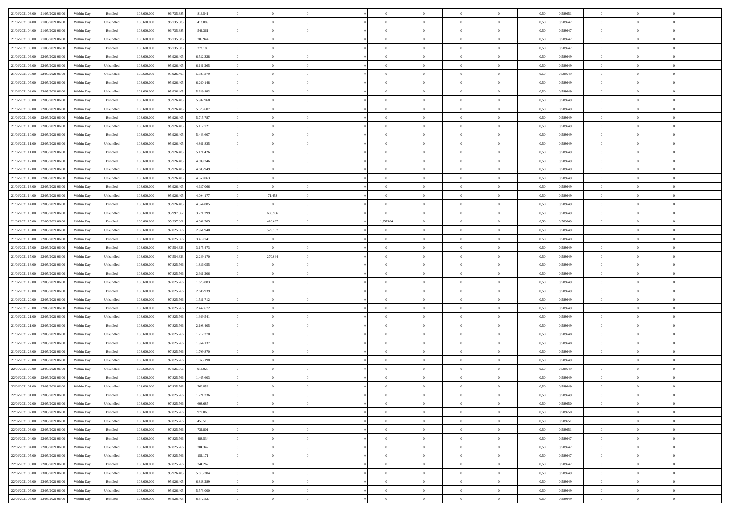| | | | | | | | | | | | | | | | | | | | | | |
|---|---|---|---|---|---|---|---|---|---|---|---|---|---|---|---|---|---|---|---|---|---|
| 21/05/2021 03:00 | 21/05/2021 06:00 | Within Day | Bundled | 108.600.000 | 96.735.885 | 816.541 | 0 | 0 | 0 | | 0 | 0 | 0 | 0 | 0 | 0,50 | 0,589651 | 0 | 0 | 0 | |
| 21/05/2021 04:00 | 21/05/2021 06:00 | Within Day | Unbundled | 108.600.000 | 96.735.885 | 413.889 | 0 | 0 | 0 | | 0 | 0 | 0 | 0 | 0 | 0,50 | 0,589647 | 0 | 0 | 0 | |
| 21/05/2021 04:00 | 21/05/2021 06:00 | Within Day | Bundled | 108.600.000 | 96.735.885 | 544.361 | 0 | 0 | 0 | | 0 | 0 | 0 | 0 | 0 | 0,50 | 0,589647 | 0 | 0 | 0 | |
| 21/05/2021 05:00 | 21/05/2021 06:00 | Within Day | Unbundled | 108.600.000 | 96.735.885 | 206.944 | 0 | 0 | 0 | | 0 | 0 | 0 | 0 | 0 | 0,50 | 0,589647 | 0 | 0 | 0 | |
| 21/05/2021 05:00 | 21/05/2021 06:00 | Within Day | Bundled | 108.600.000 | 96.735.885 | 272.180 | 0 | 0 | 0 | | 0 | 0 | 0 | 0 | 0 | 0,50 | 0,589647 | 0 | 0 | 0 | |
| 21/05/2021 06:00 | 22/05/2021 06:00 | Within Day | Bundled | 108.600.000 | 95.926.405 | 6.532.328 | 0 | 0 | 0 | | 0 | 0 | 0 | 0 | 0 | 0,50 | 0,589649 | 0 | 0 | 0 | |
| 21/05/2021 06:00 | 22/05/2021 06:00 | Within Day | Unbundled | 108.600.000 | 95.926.405 | 6.141.265 | 0 | 0 | 0 | | 0 | 0 | 0 | 0 | 0 | 0,50 | 0,589649 | 0 | 0 | 0 | |
| 21/05/2021 07:00 | 22/05/2021 06:00 | Within Day | Unbundled | 108.600.000 | 95.926.405 | 5.885.379 | 0 | 0 | 0 | | 0 | 0 | 0 | 0 | 0 | 0,50 | 0,589649 | 0 | 0 | 0 | |
| 21/05/2021 07:00 | 22/05/2021 06:00 | Within Day | Bundled | 108.600.000 | 95.926.405 | 6.260.148 | 0 | 0 | 0 | | 0 | 0 | 0 | 0 | 0 | 0,50 | 0,589649 | 0 | 0 | 0 | |
| 21/05/2021 08:00 | 22/05/2021 06:00 | Within Day | Unbundled | 108.600.000 | 95.926.405 | 5.629.493 | 0 | 0 | 0 | | 0 | 0 | 0 | 0 | 0 | 0,50 | 0,589649 | 0 | 0 | 0 | |
| 21/05/2021 08:00 | 22/05/2021 06:00 | Within Day | Bundled | 108.600.000 | 95.926.405 | 5.987.968 | 0 | 0 | 0 | | 0 | 0 | 0 | 0 | 0 | 0,50 | 0,589649 | 0 | 0 | 0 | |
| 21/05/2021 09:00 | 22/05/2021 06:00 | Within Day | Unbundled | 108.600.000 | 95.926.405 | 5.373.607 | 0 | 0 | 0 | | 0 | 0 | 0 | 0 | 0 | 0,50 | 0,589649 | 0 | 0 | 0 | |
| 21/05/2021 09:00 | 22/05/2021 06:00 | Within Day | Bundled | 108.600.000 | 95.926.405 | 5.715.787 | 0 | 0 | 0 | | 0 | 0 | 0 | 0 | 0 | 0,50 | 0,589649 | 0 | 0 | 0 | |
| 21/05/2021 10:00 | 22/05/2021 06:00 | Within Day | Unbundled | 108.600.000 | 95.926.405 | 5.117.721 | 0 | 0 | 0 | | 0 | 0 | 0 | 0 | 0 | 0,50 | 0,589649 | 0 | 0 | 0 | |
| 21/05/2021 10:00 | 22/05/2021 06:00 | Within Day | Bundled | 108.600.000 | 95.926.405 | 5.443.607 | 0 | 0 | 0 | | 0 | 0 | 0 | 0 | 0 | 0,50 | 0,589649 | 0 | 0 | 0 | |
| 21/05/2021 11:00 | 22/05/2021 06:00 | Within Day | Unbundled | 108.600.000 | 95.926.405 | 4.861.835 | 0 | 0 | 0 | | 0 | 0 | 0 | 0 | 0 | 0,50 | 0,589649 | 0 | 0 | 0 | |
| 21/05/2021 11:00 | 22/05/2021 06:00 | Within Day | Bundled | 108.600.000 | 95.926.405 | 5.171.426 | 0 | 0 | 0 | | 0 | 0 | 0 | 0 | 0 | 0,50 | 0,589649 | 0 | 0 | 0 | |
| 21/05/2021 12:00 | 22/05/2021 06:00 | Within Day | Bundled | 108.600.000 | 95.926.405 | 4.899.246 | 0 | 0 | 0 | | 0 | 0 | 0 | 0 | 0 | 0,50 | 0,589649 | 0 | 0 | 0 | |
| 21/05/2021 12:00 | 22/05/2021 06:00 | Within Day | Unbundled | 108.600.000 | 95.926.405 | 4.605.949 | 0 | 0 | 0 | | 0 | 0 | 0 | 0 | 0 | 0,50 | 0,589649 | 0 | 0 | 0 | |
| 21/05/2021 13:00 | 22/05/2021 06:00 | Within Day | Unbundled | 108.600.000 | 95.926.405 | 4.350.063 | 0 | 0 | 0 | | 0 | 0 | 0 | 0 | 0 | 0,50 | 0,589649 | 0 | 0 | 0 | |
| 21/05/2021 13:00 | 22/05/2021 06:00 | Within Day | Bundled | 108.600.000 | 95.926.405 | 4.627.066 | 0 | 0 | 0 | | 0 | 0 | 0 | 0 | 0 | 0,50 | 0,589649 | 0 | 0 | 0 | |
| 21/05/2021 14:00 | 22/05/2021 06:00 | Within Day | Unbundled | 108.600.000 | 95.926.405 | 4.094.177 | 0 | 71.458 | 0 | | 0 | 0 | 0 | 0 | 0 | 0,50 | 0,589649 | 0 | 0 | 0 | |
| 21/05/2021 14:00 | 22/05/2021 06:00 | Within Day | Bundled | 108.600.000 | 95.926.405 | 4.354.885 | 0 | 0 | 0 | | 0 | 0 | 0 | 0 | 0 | 0,50 | 0,589649 | 0 | 0 | 0 | |
| 21/05/2021 15:00 | 22/05/2021 06:00 | Within Day | Unbundled | 108.600.000 | 95.997.862 | 3.771.299 | 0 | 608.506 | 0 | | 0 | 0 | 0 | 0 | 0 | 0,50 | 0,589649 | 0 | 0 | 0 | |
| 21/05/2021 15:00 | 22/05/2021 06:00 | Within Day | Bundled | 108.600.000 | 95.997.862 | 4.082.705 | 0 | 418.697 | 0 | | 1,657104 | 0 | 0 | 0 | 0 | 0,50 | 0,589649 | 0 | 0 | 0 | |
| 21/05/2021 16:00 | 22/05/2021 06:00 | Within Day | Unbundled | 108.600.000 | 97.025.066 | 2.951.940 | 0 | 529.757 | 0 | | 0 | 0 | 0 | 0 | 0 | 0,50 | 0,589649 | 0 | 0 | 0 | |
| 21/05/2021 16:00 | 22/05/2021 06:00 | Within Day | Bundled | 108.600.000 | 97.025.066 | 3.419.741 | 0 | 0 | 0 | | 0 | 0 | 0 | 0 | 0 | 0,50 | 0,589649 | 0 | 0 | 0 | |
| 21/05/2021 17:00 | 22/05/2021 06:00 | Within Day | Bundled | 108.600.000 | 97.554.823 | 3.175.473 | 0 | 0 | 0 | | 0 | 0 | 0 | 0 | 0 | 0,50 | 0,589649 | 0 | 0 | 0 | |
| 21/05/2021 17:00 | 22/05/2021 06:00 | Within Day | Unbundled | 108.600.000 | 97.554.823 | 2.249.170 | 0 | 270.944 | 0 | | 0 | 0 | 0 | 0 | 0 | 0,50 | 0,589649 | 0 | 0 | 0 | |
| 21/05/2021 18:00 | 22/05/2021 06:00 | Within Day | Unbundled | 108.600.000 | 97.825.766 | 1.826.055 | 0 | 0 | 0 | | 0 | 0 | 0 | 0 | 0 | 0,50 | 0,589649 | 0 | 0 | 0 | |
| 21/05/2021 18:00 | 22/05/2021 06:00 | Within Day | Bundled | 108.600.000 | 97.825.766 | 2.931.206 | 0 | 0 | 0 | | 0 | 0 | 0 | 0 | 0 | 0,50 | 0,589649 | 0 | 0 | 0 | |
| 21/05/2021 19:00 | 22/05/2021 06:00 | Within Day | Unbundled | 108.600.000 | 97.825.766 | 1.673.883 | 0 | 0 | 0 | | 0 | 0 | 0 | 0 | 0 | 0,50 | 0,589649 | 0 | 0 | 0 | |
| 21/05/2021 19:00 | 22/05/2021 06:00 | Within Day | Bundled | 108.600.000 | 97.825.766 | 2.686.939 | 0 | 0 | 0 | | 0 | 0 | 0 | 0 | 0 | 0,50 | 0,589649 | 0 | 0 | 0 | |
| 21/05/2021 20:00 | 22/05/2021 06:00 | Within Day | Unbundled | 108.600.000 | 97.825.766 | 1.521.712 | 0 | 0 | 0 | | 0 | 0 | 0 | 0 | 0 | 0,50 | 0,589649 | 0 | 0 | 0 | |
| 21/05/2021 20:00 | 22/05/2021 06:00 | Within Day | Bundled | 108.600.000 | 97.825.766 | 2.442.672 | 0 | 0 | 0 | | 0 | 0 | 0 | 0 | 0 | 0,50 | 0,589649 | 0 | 0 | 0 | |
| 21/05/2021 21:00 | 22/05/2021 06:00 | Within Day | Unbundled | 108.600.000 | 97.825.766 | 1.369.541 | 0 | 0 | 0 | | 0 | 0 | 0 | 0 | 0 | 0,50 | 0,589649 | 0 | 0 | 0 | |
| 21/05/2021 21:00 | 22/05/2021 06:00 | Within Day | Bundled | 108.600.000 | 97.825.766 | 2.198.405 | 0 | 0 | 0 | | 0 | 0 | 0 | 0 | 0 | 0,50 | 0,589649 | 0 | 0 | 0 | |
| 21/05/2021 22:00 | 22/05/2021 06:00 | Within Day | Unbundled | 108.600.000 | 97.825.766 | 1.217.370 | 0 | 0 | 0 | | 0 | 0 | 0 | 0 | 0 | 0,50 | 0,589648 | 0 | 0 | 0 | |
| 21/05/2021 22:00 | 22/05/2021 06:00 | Within Day | Bundled | 108.600.000 | 97.825.766 | 1.954.137 | 0 | 0 | 0 | | 0 | 0 | 0 | 0 | 0 | 0,50 | 0,589648 | 0 | 0 | 0 | |
| 21/05/2021 23:00 | 22/05/2021 06:00 | Within Day | Bundled | 108.600.000 | 97.825.766 | 1.709.870 | 0 | 0 | 0 | | 0 | 0 | 0 | 0 | 0 | 0,50 | 0,589649 | 0 | 0 | 0 | |
| 21/05/2021 23:00 | 22/05/2021 06:00 | Within Day | Unbundled | 108.600.000 | 97.825.766 | 1.065.198 | 0 | 0 | 0 | | 0 | 0 | 0 | 0 | 0 | 0,50 | 0,589649 | 0 | 0 | 0 | |
| 22/05/2021 00:00 | 22/05/2021 06:00 | Within Day | Unbundled | 108.600.000 | 97.825.766 | 913.027 | 0 | 0 | 0 | | 0 | 0 | 0 | 0 | 0 | 0,50 | 0,589649 | 0 | 0 | 0 | |
| 22/05/2021 00:00 | 22/05/2021 06:00 | Within Day | Bundled | 108.600.000 | 97.825.766 | 1.465.603 | 0 | 0 | 0 | | 0 | 0 | 0 | 0 | 0 | 0,50 | 0,589649 | 0 | 0 | 0 | |
| 22/05/2021 01:00 | 22/05/2021 06:00 | Within Day | Unbundled | 108.600.000 | 97.825.766 | 760.856 | 0 | 0 | 0 | | 0 | 0 | 0 | 0 | 0 | 0,50 | 0,589649 | 0 | 0 | 0 | |
| 22/05/2021 01:00 | 22/05/2021 06:00 | Within Day | Bundled | 108.600.000 | 97.825.766 | 1.221.336 | 0 | 0 | 0 | | 0 | 0 | 0 | 0 | 0 | 0,50 | 0,589649 | 0 | 0 | 0 | |
| 22/05/2021 02:00 | 22/05/2021 06:00 | Within Day | Unbundled | 108.600.000 | 97.825.766 | 608.685 | 0 | 0 | 0 | | 0 | 0 | 0 | 0 | 0 | 0,50 | 0,589650 | 0 | 0 | 0 | |
| 22/05/2021 02:00 | 22/05/2021 06:00 | Within Day | Bundled | 108.600.000 | 97.825.766 | 977.068 | 0 | 0 | 0 | | 0 | 0 | 0 | 0 | 0 | 0,50 | 0,589650 | 0 | 0 | 0 | |
| 22/05/2021 03:00 | 22/05/2021 06:00 | Within Day | Unbundled | 108.600.000 | 97.825.766 | 456.513 | 0 | 0 | 0 | | 0 | 0 | 0 | 0 | 0 | 0,50 | 0,589651 | 0 | 0 | 0 | |
| 22/05/2021 03:00 | 22/05/2021 06:00 | Within Day | Bundled | 108.600.000 | 97.825.766 | 732.801 | 0 | 0 | 0 | | 0 | 0 | 0 | 0 | 0 | 0,50 | 0,589651 | 0 | 0 | 0 | |
| 22/05/2021 04:00 | 22/05/2021 06:00 | Within Day | Bundled | 108.600.000 | 97.825.766 | 488.534 | 0 | 0 | 0 | | 0 | 0 | 0 | 0 | 0 | 0,50 | 0,589647 | 0 | 0 | 0 | |
| 22/05/2021 04:00 | 22/05/2021 06:00 | Within Day | Unbundled | 108.600.000 | 97.825.766 | 304.342 | 0 | 0 | 0 | | 0 | 0 | 0 | 0 | 0 | 0,50 | 0,589647 | 0 | 0 | 0 | |
| 22/05/2021 05:00 | 22/05/2021 06:00 | Within Day | Unbundled | 108.600.000 | 97.825.766 | 152.171 | 0 | 0 | 0 | | 0 | 0 | 0 | 0 | 0 | 0,50 | 0,589647 | 0 | 0 | 0 | |
| 22/05/2021 05:00 | 22/05/2021 06:00 | Within Day | Bundled | 108.600.000 | 97.825.766 | 244.267 | 0 | 0 | 0 | | 0 | 0 | 0 | 0 | 0 | 0,50 | 0,589647 | 0 | 0 | 0 | |
| 22/05/2021 06:00 | 23/05/2021 06:00 | Within Day | Unbundled | 108.600.000 | 95.926.405 | 5.815.304 | 0 | 0 | 0 | | 0 | 0 | 0 | 0 | 0 | 0,50 | 0,589649 | 0 | 0 | 0 | |
| 22/05/2021 06:00 | 23/05/2021 06:00 | Within Day | Bundled | 108.600.000 | 95.926.405 | 6.858.289 | 0 | 0 | 0 | | 0 | 0 | 0 | 0 | 0 | 0,50 | 0,589649 | 0 | 0 | 0 | |
| 22/05/2021 07:00 | 23/05/2021 06:00 | Within Day | Unbundled | 108.600.000 | 95.926.405 | 5.573.000 | 0 | 0 | 0 | | 0 | 0 | 0 | 0 | 0 | 0,50 | 0,589649 | 0 | 0 | 0 | |
| 22/05/2021 07:00 | 23/05/2021 06:00 | Within Day | Bundled | 108.600.000 | 95.926.405 | 6.572.527 | 0 | 0 | 0 | | 0 | 0 | 0 | 0 | 0 | 0,50 | 0,589649 | 0 | 0 | 0 | |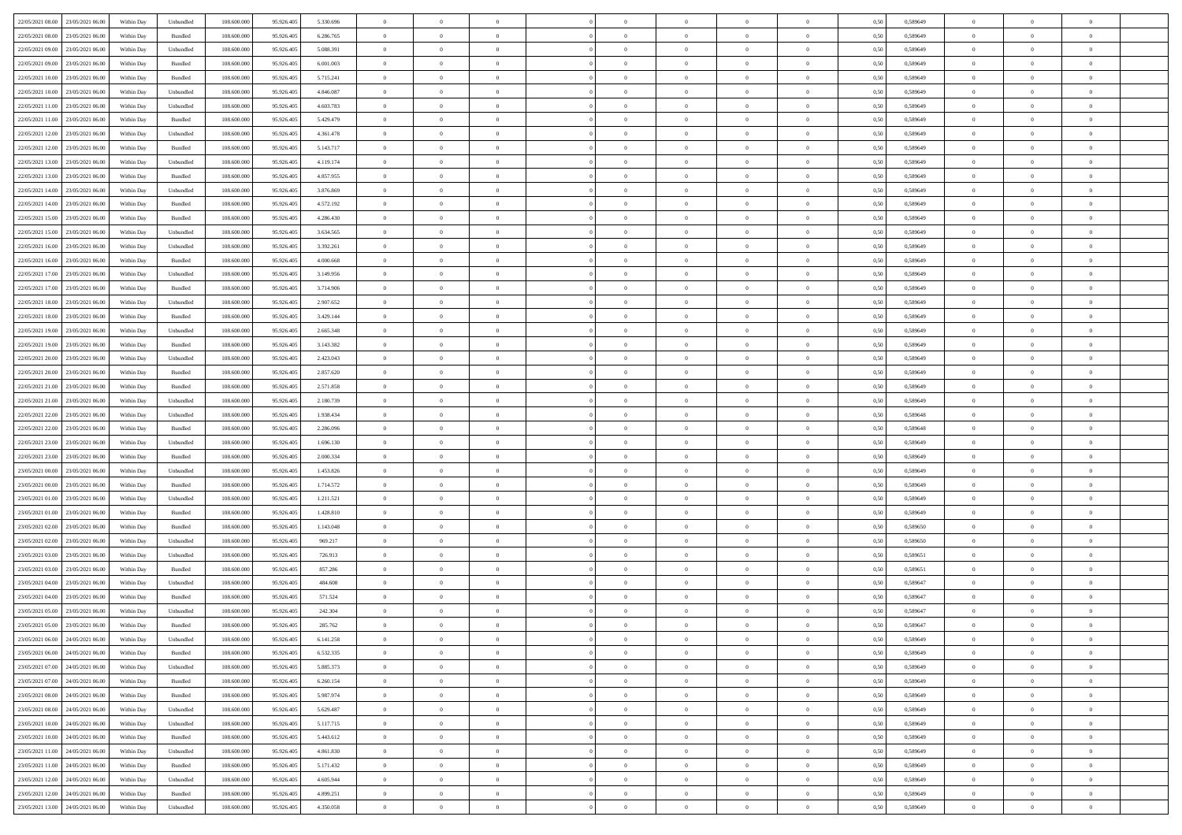| | | | | | | | | | | | | | | | | | | | | | |
|---|---|---|---|---|---|---|---|---|---|---|---|---|---|---|---|---|---|---|---|---|---|
| 22/05/2021 08:00 | 23/05/2021 06:00 | Within Day | Unbundled | 108.600.000 | 95.926.405 | 5.330.696 | 0 | 0 | 0 | | 0 | 0 | 0 | 0 | 0,50 | 0,589649 | 0 | 0 | 0 | |
| 22/05/2021 08:00 | 23/05/2021 06:00 | Within Day | Bundled | 108.600.000 | 95.926.405 | 6.286.765 | 0 | 0 | 0 | | 0 | 0 | 0 | 0 | 0,50 | 0,589649 | 0 | 0 | 0 | |
| 22/05/2021 09:00 | 23/05/2021 06:00 | Within Day | Unbundled | 108.600.000 | 95.926.405 | 5.088.391 | 0 | 0 | 0 | | 0 | 0 | 0 | 0 | 0,50 | 0,589649 | 0 | 0 | 0 | |
| 22/05/2021 09:00 | 23/05/2021 06:00 | Within Day | Bundled | 108.600.000 | 95.926.405 | 6.001.003 | 0 | 0 | 0 | | 0 | 0 | 0 | 0 | 0,50 | 0,589649 | 0 | 0 | 0 | |
| 22/05/2021 10:00 | 23/05/2021 06:00 | Within Day | Bundled | 108.600.000 | 95.926.405 | 5.715.241 | 0 | 0 | 0 | | 0 | 0 | 0 | 0 | 0,50 | 0,589649 | 0 | 0 | 0 | |
| 22/05/2021 10:00 | 23/05/2021 06:00 | Within Day | Unbundled | 108.600.000 | 95.926.405 | 4.846.087 | 0 | 0 | 0 | | 0 | 0 | 0 | 0 | 0,50 | 0,589649 | 0 | 0 | 0 | |
| 22/05/2021 11:00 | 23/05/2021 06:00 | Within Day | Unbundled | 108.600.000 | 95.926.405 | 4.603.783 | 0 | 0 | 0 | | 0 | 0 | 0 | 0 | 0,50 | 0,589649 | 0 | 0 | 0 | |
| 22/05/2021 11:00 | 23/05/2021 06:00 | Within Day | Bundled | 108.600.000 | 95.926.405 | 5.429.479 | 0 | 0 | 0 | | 0 | 0 | 0 | 0 | 0,50 | 0,589649 | 0 | 0 | 0 | |
| 22/05/2021 12:00 | 23/05/2021 06:00 | Within Day | Unbundled | 108.600.000 | 95.926.405 | 4.361.478 | 0 | 0 | 0 | | 0 | 0 | 0 | 0 | 0,50 | 0,589649 | 0 | 0 | 0 | |
| 22/05/2021 12:00 | 23/05/2021 06:00 | Within Day | Bundled | 108.600.000 | 95.926.405 | 5.143.717 | 0 | 0 | 0 | | 0 | 0 | 0 | 0 | 0,50 | 0,589649 | 0 | 0 | 0 | |
| 22/05/2021 13:00 | 23/05/2021 06:00 | Within Day | Unbundled | 108.600.000 | 95.926.405 | 4.119.174 | 0 | 0 | 0 | | 0 | 0 | 0 | 0 | 0,50 | 0,589649 | 0 | 0 | 0 | |
| 22/05/2021 13:00 | 23/05/2021 06:00 | Within Day | Bundled | 108.600.000 | 95.926.405 | 4.857.955 | 0 | 0 | 0 | | 0 | 0 | 0 | 0 | 0,50 | 0,589649 | 0 | 0 | 0 | |
| 22/05/2021 14:00 | 23/05/2021 06:00 | Within Day | Unbundled | 108.600.000 | 95.926.405 | 3.876.869 | 0 | 0 | 0 | | 0 | 0 | 0 | 0 | 0,50 | 0,589649 | 0 | 0 | 0 | |
| 22/05/2021 14:00 | 23/05/2021 06:00 | Within Day | Bundled | 108.600.000 | 95.926.405 | 4.572.192 | 0 | 0 | 0 | | 0 | 0 | 0 | 0 | 0,50 | 0,589649 | 0 | 0 | 0 | |
| 22/05/2021 15:00 | 23/05/2021 06:00 | Within Day | Bundled | 108.600.000 | 95.926.405 | 4.286.430 | 0 | 0 | 0 | | 0 | 0 | 0 | 0 | 0,50 | 0,589649 | 0 | 0 | 0 | |
| 22/05/2021 15:00 | 23/05/2021 06:00 | Within Day | Unbundled | 108.600.000 | 95.926.405 | 3.634.565 | 0 | 0 | 0 | | 0 | 0 | 0 | 0 | 0,50 | 0,589649 | 0 | 0 | 0 | |
| 22/05/2021 16:00 | 23/05/2021 06:00 | Within Day | Unbundled | 108.600.000 | 95.926.405 | 3.392.261 | 0 | 0 | 0 | | 0 | 0 | 0 | 0 | 0,50 | 0,589649 | 0 | 0 | 0 | |
| 22/05/2021 16:00 | 23/05/2021 06:00 | Within Day | Bundled | 108.600.000 | 95.926.405 | 4.000.668 | 0 | 0 | 0 | | 0 | 0 | 0 | 0 | 0,50 | 0,589649 | 0 | 0 | 0 | |
| 22/05/2021 17:00 | 23/05/2021 06:00 | Within Day | Unbundled | 108.600.000 | 95.926.405 | 3.149.956 | 0 | 0 | 0 | | 0 | 0 | 0 | 0 | 0,50 | 0,589649 | 0 | 0 | 0 | |
| 22/05/2021 17:00 | 23/05/2021 06:00 | Within Day | Bundled | 108.600.000 | 95.926.405 | 3.714.906 | 0 | 0 | 0 | | 0 | 0 | 0 | 0 | 0,50 | 0,589649 | 0 | 0 | 0 | |
| 22/05/2021 18:00 | 23/05/2021 06:00 | Within Day | Unbundled | 108.600.000 | 95.926.405 | 2.907.652 | 0 | 0 | 0 | | 0 | 0 | 0 | 0 | 0,50 | 0,589649 | 0 | 0 | 0 | |
| 22/05/2021 18:00 | 23/05/2021 06:00 | Within Day | Bundled | 108.600.000 | 95.926.405 | 3.429.144 | 0 | 0 | 0 | | 0 | 0 | 0 | 0 | 0,50 | 0,589649 | 0 | 0 | 0 | |
| 22/05/2021 19:00 | 23/05/2021 06:00 | Within Day | Unbundled | 108.600.000 | 95.926.405 | 2.665.348 | 0 | 0 | 0 | | 0 | 0 | 0 | 0 | 0,50 | 0,589649 | 0 | 0 | 0 | |
| 22/05/2021 19:00 | 23/05/2021 06:00 | Within Day | Bundled | 108.600.000 | 95.926.405 | 3.143.382 | 0 | 0 | 0 | | 0 | 0 | 0 | 0 | 0,50 | 0,589649 | 0 | 0 | 0 | |
| 22/05/2021 20:00 | 23/05/2021 06:00 | Within Day | Unbundled | 108.600.000 | 95.926.405 | 2.423.043 | 0 | 0 | 0 | | 0 | 0 | 0 | 0 | 0,50 | 0,589649 | 0 | 0 | 0 | |
| 22/05/2021 20:00 | 23/05/2021 06:00 | Within Day | Bundled | 108.600.000 | 95.926.405 | 2.857.620 | 0 | 0 | 0 | | 0 | 0 | 0 | 0 | 0,50 | 0,589649 | 0 | 0 | 0 | |
| 22/05/2021 21:00 | 23/05/2021 06:00 | Within Day | Bundled | 108.600.000 | 95.926.405 | 2.571.858 | 0 | 0 | 0 | | 0 | 0 | 0 | 0 | 0,50 | 0,589649 | 0 | 0 | 0 | |
| 22/05/2021 21:00 | 23/05/2021 06:00 | Within Day | Unbundled | 108.600.000 | 95.926.405 | 2.180.739 | 0 | 0 | 0 | | 0 | 0 | 0 | 0 | 0,50 | 0,589649 | 0 | 0 | 0 | |
| 22/05/2021 22:00 | 23/05/2021 06:00 | Within Day | Unbundled | 108.600.000 | 95.926.405 | 1.938.434 | 0 | 0 | 0 | | 0 | 0 | 0 | 0 | 0,50 | 0,589648 | 0 | 0 | 0 | |
| 22/05/2021 22:00 | 23/05/2021 06:00 | Within Day | Bundled | 108.600.000 | 95.926.405 | 2.286.096 | 0 | 0 | 0 | | 0 | 0 | 0 | 0 | 0,50 | 0,589648 | 0 | 0 | 0 | |
| 22/05/2021 23:00 | 23/05/2021 06:00 | Within Day | Unbundled | 108.600.000 | 95.926.405 | 1.696.130 | 0 | 0 | 0 | | 0 | 0 | 0 | 0 | 0,50 | 0,589649 | 0 | 0 | 0 | |
| 22/05/2021 23:00 | 23/05/2021 06:00 | Within Day | Bundled | 108.600.000 | 95.926.405 | 2.000.334 | 0 | 0 | 0 | | 0 | 0 | 0 | 0 | 0,50 | 0,589649 | 0 | 0 | 0 | |
| 23/05/2021 00:00 | 23/05/2021 06:00 | Within Day | Unbundled | 108.600.000 | 95.926.405 | 1.453.826 | 0 | 0 | 0 | | 0 | 0 | 0 | 0 | 0,50 | 0,589649 | 0 | 0 | 0 | |
| 23/05/2021 00:00 | 23/05/2021 06:00 | Within Day | Bundled | 108.600.000 | 95.926.405 | 1.714.572 | 0 | 0 | 0 | | 0 | 0 | 0 | 0 | 0,50 | 0,589649 | 0 | 0 | 0 | |
| 23/05/2021 01:00 | 23/05/2021 06:00 | Within Day | Unbundled | 108.600.000 | 95.926.405 | 1.211.521 | 0 | 0 | 0 | | 0 | 0 | 0 | 0 | 0,50 | 0,589649 | 0 | 0 | 0 | |
| 23/05/2021 01:00 | 23/05/2021 06:00 | Within Day | Bundled | 108.600.000 | 95.926.405 | 1.428.810 | 0 | 0 | 0 | | 0 | 0 | 0 | 0 | 0,50 | 0,589649 | 0 | 0 | 0 | |
| 23/05/2021 02:00 | 23/05/2021 06:00 | Within Day | Bundled | 108.600.000 | 95.926.405 | 1.143.048 | 0 | 0 | 0 | | 0 | 0 | 0 | 0 | 0,50 | 0,589650 | 0 | 0 | 0 | |
| 23/05/2021 02:00 | 23/05/2021 06:00 | Within Day | Unbundled | 108.600.000 | 95.926.405 | 969.217 | 0 | 0 | 0 | | 0 | 0 | 0 | 0 | 0,50 | 0,589650 | 0 | 0 | 0 | |
| 23/05/2021 03:00 | 23/05/2021 06:00 | Within Day | Unbundled | 108.600.000 | 95.926.405 | 726.913 | 0 | 0 | 0 | | 0 | 0 | 0 | 0 | 0,50 | 0,589651 | 0 | 0 | 0 | |
| 23/05/2021 03:00 | 23/05/2021 06:00 | Within Day | Bundled | 108.600.000 | 95.926.405 | 857.286 | 0 | 0 | 0 | | 0 | 0 | 0 | 0 | 0,50 | 0,589651 | 0 | 0 | 0 | |
| 23/05/2021 04:00 | 23/05/2021 06:00 | Within Day | Unbundled | 108.600.000 | 95.926.405 | 484.608 | 0 | 0 | 0 | | 0 | 0 | 0 | 0 | 0,50 | 0,589647 | 0 | 0 | 0 | |
| 23/05/2021 04:00 | 23/05/2021 06:00 | Within Day | Bundled | 108.600.000 | 95.926.405 | 571.524 | 0 | 0 | 0 | | 0 | 0 | 0 | 0 | 0,50 | 0,589647 | 0 | 0 | 0 | |
| 23/05/2021 05:00 | 23/05/2021 06:00 | Within Day | Unbundled | 108.600.000 | 95.926.405 | 242.304 | 0 | 0 | 0 | | 0 | 0 | 0 | 0 | 0,50 | 0,589647 | 0 | 0 | 0 | |
| 23/05/2021 05:00 | 23/05/2021 06:00 | Within Day | Bundled | 108.600.000 | 95.926.405 | 285.762 | 0 | 0 | 0 | | 0 | 0 | 0 | 0 | 0,50 | 0,589647 | 0 | 0 | 0 | |
| 23/05/2021 06:00 | 24/05/2021 06:00 | Within Day | Unbundled | 108.600.000 | 95.926.405 | 6.141.258 | 0 | 0 | 0 | | 0 | 0 | 0 | 0 | 0,50 | 0,589649 | 0 | 0 | 0 | |
| 23/05/2021 06:00 | 24/05/2021 06:00 | Within Day | Bundled | 108.600.000 | 95.926.405 | 6.532.335 | 0 | 0 | 0 | | 0 | 0 | 0 | 0 | 0,50 | 0,589649 | 0 | 0 | 0 | |
| 23/05/2021 07:00 | 24/05/2021 06:00 | Within Day | Unbundled | 108.600.000 | 95.926.405 | 5.885.373 | 0 | 0 | 0 | | 0 | 0 | 0 | 0 | 0,50 | 0,589649 | 0 | 0 | 0 | |
| 23/05/2021 07:00 | 24/05/2021 06:00 | Within Day | Bundled | 108.600.000 | 95.926.405 | 6.260.154 | 0 | 0 | 0 | | 0 | 0 | 0 | 0 | 0,50 | 0,589649 | 0 | 0 | 0 | |
| 23/05/2021 08:00 | 24/05/2021 06:00 | Within Day | Bundled | 108.600.000 | 95.926.405 | 5.987.974 | 0 | 0 | 0 | | 0 | 0 | 0 | 0 | 0,50 | 0,589649 | 0 | 0 | 0 | |
| 23/05/2021 08:00 | 24/05/2021 06:00 | Within Day | Unbundled | 108.600.000 | 95.926.405 | 5.629.487 | 0 | 0 | 0 | | 0 | 0 | 0 | 0 | 0,50 | 0,589649 | 0 | 0 | 0 | |
| 23/05/2021 10:00 | 24/05/2021 06:00 | Within Day | Unbundled | 108.600.000 | 95.926.405 | 5.117.715 | 0 | 0 | 0 | | 0 | 0 | 0 | 0 | 0,50 | 0,589649 | 0 | 0 | 0 | |
| 23/05/2021 10:00 | 24/05/2021 06:00 | Within Day | Bundled | 108.600.000 | 95.926.405 | 5.443.612 | 0 | 0 | 0 | | 0 | 0 | 0 | 0 | 0,50 | 0,589649 | 0 | 0 | 0 | |
| 23/05/2021 11:00 | 24/05/2021 06:00 | Within Day | Unbundled | 108.600.000 | 95.926.405 | 4.861.830 | 0 | 0 | 0 | | 0 | 0 | 0 | 0 | 0,50 | 0,589649 | 0 | 0 | 0 | |
| 23/05/2021 11:00 | 24/05/2021 06:00 | Within Day | Bundled | 108.600.000 | 95.926.405 | 5.171.432 | 0 | 0 | 0 | | 0 | 0 | 0 | 0 | 0,50 | 0,589649 | 0 | 0 | 0 | |
| 23/05/2021 12:00 | 24/05/2021 06:00 | Within Day | Unbundled | 108.600.000 | 95.926.405 | 4.605.944 | 0 | 0 | 0 | | 0 | 0 | 0 | 0 | 0,50 | 0,589649 | 0 | 0 | 0 | |
| 23/05/2021 12:00 | 24/05/2021 06:00 | Within Day | Bundled | 108.600.000 | 95.926.405 | 4.899.251 | 0 | 0 | 0 | | 0 | 0 | 0 | 0 | 0,50 | 0,589649 | 0 | 0 | 0 | |
| 23/05/2021 13:00 | 24/05/2021 06:00 | Within Day | Unbundled | 108.600.000 | 95.926.405 | 4.350.058 | 0 | 0 | 0 | | 0 | 0 | 0 | 0 | 0,50 | 0,589649 | 0 | 0 | 0 | |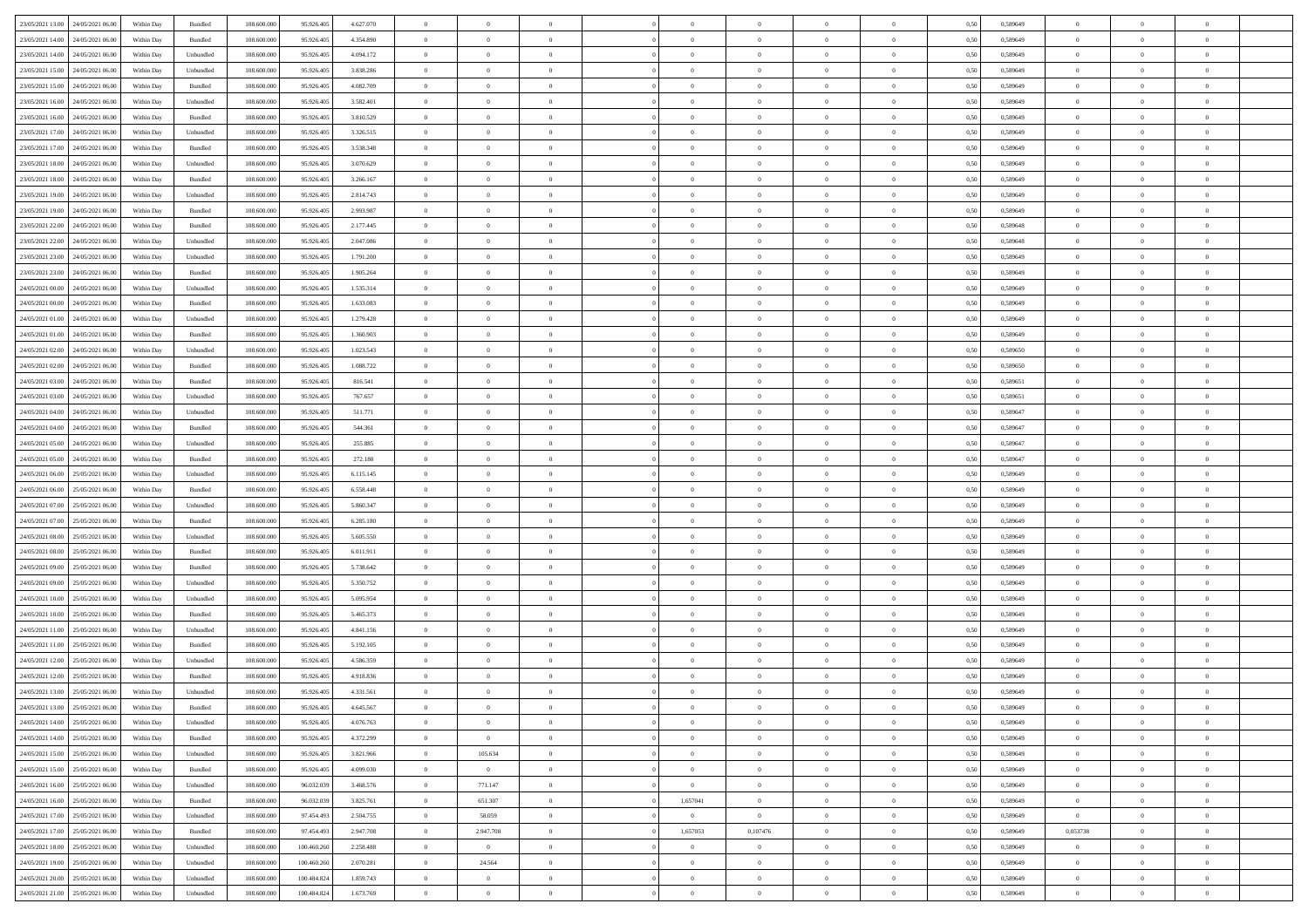| | | | | | | | | | | | | | | | | | | | | |
|---|---|---|---|---|---|---|---|---|---|---|---|---|---|---|---|---|---|---|---|---|
| 23/05/2021 13:00 | 24/05/2021 06:00 | Within Day | Bundled | 108.600.000 | 95.926.405 | 4.627.070 | 0 | 0 | 0 | | 0 | 0 | 0 | 0 | 0,50 | 0,589649 | 0 | 0 | 0 | |
| 23/05/2021 14:00 | 24/05/2021 06:00 | Within Day | Bundled | 108.600.000 | 95.926.405 | 4.354.890 | 0 | 0 | 0 | | 0 | 0 | 0 | 0 | 0,50 | 0,589649 | 0 | 0 | 0 | |
| 23/05/2021 14:00 | 24/05/2021 06:00 | Within Day | Unbundled | 108.600.000 | 95.926.405 | 4.094.172 | 0 | 0 | 0 | | 0 | 0 | 0 | 0 | 0,50 | 0,589649 | 0 | 0 | 0 | |
| 23/05/2021 15:00 | 24/05/2021 06:00 | Within Day | Unbundled | 108.600.000 | 95.926.405 | 3.838.286 | 0 | 0 | 0 | | 0 | 0 | 0 | 0 | 0,50 | 0,589649 | 0 | 0 | 0 | |
| 23/05/2021 15:00 | 24/05/2021 06:00 | Within Day | Bundled | 108.600.000 | 95.926.405 | 4.082.709 | 0 | 0 | 0 | | 0 | 0 | 0 | 0 | 0,50 | 0,589649 | 0 | 0 | 0 | |
| 23/05/2021 16:00 | 24/05/2021 06:00 | Within Day | Unbundled | 108.600.000 | 95.926.405 | 3.582.401 | 0 | 0 | 0 | | 0 | 0 | 0 | 0 | 0,50 | 0,589649 | 0 | 0 | 0 | |
| 23/05/2021 16:00 | 24/05/2021 06:00 | Within Day | Bundled | 108.600.000 | 95.926.405 | 3.810.529 | 0 | 0 | 0 | | 0 | 0 | 0 | 0 | 0,50 | 0,589649 | 0 | 0 | 0 | |
| 23/05/2021 17:00 | 24/05/2021 06:00 | Within Day | Unbundled | 108.600.000 | 95.926.405 | 3.326.515 | 0 | 0 | 0 | | 0 | 0 | 0 | 0 | 0,50 | 0,589649 | 0 | 0 | 0 | |
| 23/05/2021 17:00 | 24/05/2021 06:00 | Within Day | Bundled | 108.600.000 | 95.926.405 | 3.538.348 | 0 | 0 | 0 | | 0 | 0 | 0 | 0 | 0,50 | 0,589649 | 0 | 0 | 0 | |
| 23/05/2021 18:00 | 24/05/2021 06:00 | Within Day | Unbundled | 108.600.000 | 95.926.405 | 3.070.629 | 0 | 0 | 0 | | 0 | 0 | 0 | 0 | 0,50 | 0,589649 | 0 | 0 | 0 | |
| 23/05/2021 18:00 | 24/05/2021 06:00 | Within Day | Bundled | 108.600.000 | 95.926.405 | 3.266.167 | 0 | 0 | 0 | | 0 | 0 | 0 | 0 | 0,50 | 0,589649 | 0 | 0 | 0 | |
| 23/05/2021 19:00 | 24/05/2021 06:00 | Within Day | Unbundled | 108.600.000 | 95.926.405 | 2.814.743 | 0 | 0 | 0 | | 0 | 0 | 0 | 0 | 0,50 | 0,589649 | 0 | 0 | 0 | |
| 23/05/2021 19:00 | 24/05/2021 06:00 | Within Day | Bundled | 108.600.000 | 95.926.405 | 2.993.987 | 0 | 0 | 0 | | 0 | 0 | 0 | 0 | 0,50 | 0,589649 | 0 | 0 | 0 | |
| 23/05/2021 22:00 | 24/05/2021 06:00 | Within Day | Bundled | 108.600.000 | 95.926.405 | 2.177.445 | 0 | 0 | 0 | | 0 | 0 | 0 | 0 | 0,50 | 0,589648 | 0 | 0 | 0 | |
| 23/05/2021 22:00 | 24/05/2021 06:00 | Within Day | Unbundled | 108.600.000 | 95.926.405 | 2.047.086 | 0 | 0 | 0 | | 0 | 0 | 0 | 0 | 0,50 | 0,589648 | 0 | 0 | 0 | |
| 23/05/2021 23:00 | 24/05/2021 06:00 | Within Day | Unbundled | 108.600.000 | 95.926.405 | 1.791.200 | 0 | 0 | 0 | | 0 | 0 | 0 | 0 | 0,50 | 0,589649 | 0 | 0 | 0 | |
| 23/05/2021 23:00 | 24/05/2021 06:00 | Within Day | Bundled | 108.600.000 | 95.926.405 | 1.905.264 | 0 | 0 | 0 | | 0 | 0 | 0 | 0 | 0,50 | 0,589649 | 0 | 0 | 0 | |
| 24/05/2021 00:00 | 24/05/2021 06:00 | Within Day | Unbundled | 108.600.000 | 95.926.405 | 1.535.314 | 0 | 0 | 0 | | 0 | 0 | 0 | 0 | 0,50 | 0,589649 | 0 | 0 | 0 | |
| 24/05/2021 00:00 | 24/05/2021 06:00 | Within Day | Bundled | 108.600.000 | 95.926.405 | 1.633.083 | 0 | 0 | 0 | | 0 | 0 | 0 | 0 | 0,50 | 0,589649 | 0 | 0 | 0 | |
| 24/05/2021 01:00 | 24/05/2021 06:00 | Within Day | Unbundled | 108.600.000 | 95.926.405 | 1.279.428 | 0 | 0 | 0 | | 0 | 0 | 0 | 0 | 0,50 | 0,589649 | 0 | 0 | 0 | |
| 24/05/2021 01:00 | 24/05/2021 06:00 | Within Day | Bundled | 108.600.000 | 95.926.405 | 1.360.903 | 0 | 0 | 0 | | 0 | 0 | 0 | 0 | 0,50 | 0,589649 | 0 | 0 | 0 | |
| 24/05/2021 02:00 | 24/05/2021 06:00 | Within Day | Unbundled | 108.600.000 | 95.926.405 | 1.023.543 | 0 | 0 | 0 | | 0 | 0 | 0 | 0 | 0,50 | 0,589650 | 0 | 0 | 0 | |
| 24/05/2021 02:00 | 24/05/2021 06:00 | Within Day | Bundled | 108.600.000 | 95.926.405 | 1.088.722 | 0 | 0 | 0 | | 0 | 0 | 0 | 0 | 0,50 | 0,589650 | 0 | 0 | 0 | |
| 24/05/2021 03:00 | 24/05/2021 06:00 | Within Day | Bundled | 108.600.000 | 95.926.405 | 816.541 | 0 | 0 | 0 | | 0 | 0 | 0 | 0 | 0,50 | 0,589651 | 0 | 0 | 0 | |
| 24/05/2021 03:00 | 24/05/2021 06:00 | Within Day | Unbundled | 108.600.000 | 95.926.405 | 767.657 | 0 | 0 | 0 | | 0 | 0 | 0 | 0 | 0,50 | 0,589651 | 0 | 0 | 0 | |
| 24/05/2021 04:00 | 24/05/2021 06:00 | Within Day | Unbundled | 108.600.000 | 95.926.405 | 511.771 | 0 | 0 | 0 | | 0 | 0 | 0 | 0 | 0,50 | 0,589647 | 0 | 0 | 0 | |
| 24/05/2021 04:00 | 24/05/2021 06:00 | Within Day | Bundled | 108.600.000 | 95.926.405 | 544.361 | 0 | 0 | 0 | | 0 | 0 | 0 | 0 | 0,50 | 0,589647 | 0 | 0 | 0 | |
| 24/05/2021 05:00 | 24/05/2021 06:00 | Within Day | Unbundled | 108.600.000 | 95.926.405 | 255.885 | 0 | 0 | 0 | | 0 | 0 | 0 | 0 | 0,50 | 0,589647 | 0 | 0 | 0 | |
| 24/05/2021 05:00 | 24/05/2021 06:00 | Within Day | Bundled | 108.600.000 | 95.926.405 | 272.180 | 0 | 0 | 0 | | 0 | 0 | 0 | 0 | 0,50 | 0,589647 | 0 | 0 | 0 | |
| 24/05/2021 06:00 | 25/05/2021 06:00 | Within Day | Unbundled | 108.600.000 | 95.926.405 | 6.115.145 | 0 | 0 | 0 | | 0 | 0 | 0 | 0 | 0,50 | 0,589649 | 0 | 0 | 0 | |
| 24/05/2021 06:00 | 25/05/2021 06:00 | Within Day | Bundled | 108.600.000 | 95.926.405 | 6.558.448 | 0 | 0 | 0 | | 0 | 0 | 0 | 0 | 0,50 | 0,589649 | 0 | 0 | 0 | |
| 24/05/2021 07:00 | 25/05/2021 06:00 | Within Day | Unbundled | 108.600.000 | 95.926.405 | 5.860.347 | 0 | 0 | 0 | | 0 | 0 | 0 | 0 | 0,50 | 0,589649 | 0 | 0 | 0 | |
| 24/05/2021 07:00 | 25/05/2021 06:00 | Within Day | Bundled | 108.600.000 | 95.926.405 | 6.285.180 | 0 | 0 | 0 | | 0 | 0 | 0 | 0 | 0,50 | 0,589649 | 0 | 0 | 0 | |
| 24/05/2021 08:00 | 25/05/2021 06:00 | Within Day | Unbundled | 108.600.000 | 95.926.405 | 5.605.550 | 0 | 0 | 0 | | 0 | 0 | 0 | 0 | 0,50 | 0,589649 | 0 | 0 | 0 | |
| 24/05/2021 08:00 | 25/05/2021 06:00 | Within Day | Bundled | 108.600.000 | 95.926.405 | 6.011.911 | 0 | 0 | 0 | | 0 | 0 | 0 | 0 | 0,50 | 0,589649 | 0 | 0 | 0 | |
| 24/05/2021 09:00 | 25/05/2021 06:00 | Within Day | Bundled | 108.600.000 | 95.926.405 | 5.738.642 | 0 | 0 | 0 | | 0 | 0 | 0 | 0 | 0,50 | 0,589649 | 0 | 0 | 0 | |
| 24/05/2021 09:00 | 25/05/2021 06:00 | Within Day | Unbundled | 108.600.000 | 95.926.405 | 5.350.752 | 0 | 0 | 0 | | 0 | 0 | 0 | 0 | 0,50 | 0,589649 | 0 | 0 | 0 | |
| 24/05/2021 10:00 | 25/05/2021 06:00 | Within Day | Unbundled | 108.600.000 | 95.926.405 | 5.095.954 | 0 | 0 | 0 | | 0 | 0 | 0 | 0 | 0,50 | 0,589649 | 0 | 0 | 0 | |
| 24/05/2021 10:00 | 25/05/2021 06:00 | Within Day | Bundled | 108.600.000 | 95.926.405 | 5.465.373 | 0 | 0 | 0 | | 0 | 0 | 0 | 0 | 0,50 | 0,589649 | 0 | 0 | 0 | |
| 24/05/2021 11:00 | 25/05/2021 06:00 | Within Day | Unbundled | 108.600.000 | 95.926.405 | 4.841.156 | 0 | 0 | 0 | | 0 | 0 | 0 | 0 | 0,50 | 0,589649 | 0 | 0 | 0 | |
| 24/05/2021 11:00 | 25/05/2021 06:00 | Within Day | Bundled | 108.600.000 | 95.926.405 | 5.192.105 | 0 | 0 | 0 | | 0 | 0 | 0 | 0 | 0,50 | 0,589649 | 0 | 0 | 0 | |
| 24/05/2021 12:00 | 25/05/2021 06:00 | Within Day | Unbundled | 108.600.000 | 95.926.405 | 4.586.359 | 0 | 0 | 0 | | 0 | 0 | 0 | 0 | 0,50 | 0,589649 | 0 | 0 | 0 | |
| 24/05/2021 12:00 | 25/05/2021 06:00 | Within Day | Bundled | 108.600.000 | 95.926.405 | 4.918.836 | 0 | 0 | 0 | | 0 | 0 | 0 | 0 | 0,50 | 0,589649 | 0 | 0 | 0 | |
| 24/05/2021 13:00 | 25/05/2021 06:00 | Within Day | Unbundled | 108.600.000 | 95.926.405 | 4.331.561 | 0 | 0 | 0 | | 0 | 0 | 0 | 0 | 0,50 | 0,589649 | 0 | 0 | 0 | |
| 24/05/2021 13:00 | 25/05/2021 06:00 | Within Day | Bundled | 108.600.000 | 95.926.405 | 4.645.567 | 0 | 0 | 0 | | 0 | 0 | 0 | 0 | 0,50 | 0,589649 | 0 | 0 | 0 | |
| 24/05/2021 14:00 | 25/05/2021 06:00 | Within Day | Unbundled | 108.600.000 | 95.926.405 | 4.076.763 | 0 | 0 | 0 | | 0 | 0 | 0 | 0 | 0,50 | 0,589649 | 0 | 0 | 0 | |
| 24/05/2021 14:00 | 25/05/2021 06:00 | Within Day | Bundled | 108.600.000 | 95.926.405 | 4.372.299 | 0 | 0 | 0 | | 0 | 0 | 0 | 0 | 0,50 | 0,589649 | 0 | 0 | 0 | |
| 24/05/2021 15:00 | 25/05/2021 06:00 | Within Day | Unbundled | 108.600.000 | 95.926.405 | 3.821.966 | 0 | 105.634 | 0 | | 0 | 0 | 0 | 0 | 0,50 | 0,589649 | 0 | 0 | 0 | |
| 24/05/2021 15:00 | 25/05/2021 06:00 | Within Day | Bundled | 108.600.000 | 95.926.405 | 4.099.030 | 0 | 0 | 0 | | 0 | 0 | 0 | 0 | 0,50 | 0,589649 | 0 | 0 | 0 | |
| 24/05/2021 16:00 | 25/05/2021 06:00 | Within Day | Unbundled | 108.600.000 | 96.032.039 | 3.468.576 | 0 | 771.147 | 0 | | 0 | 0 | 0 | 0 | 0,50 | 0,589649 | 0 | 0 | 0 | |
| 24/05/2021 16:00 | 25/05/2021 06:00 | Within Day | Bundled | 108.600.000 | 96.032.039 | 3.825.761 | 0 | 651.307 | 0 | | 1,657041 | 0 | 0 | 0 | 0,50 | 0,589649 | 0 | 0 | 0 | |
| 24/05/2021 17:00 | 25/05/2021 06:00 | Within Day | Unbundled | 108.600.000 | 97.454.493 | 2.504.755 | 0 | 58.059 | 0 | | 0 | 0 | 0 | 0 | 0,50 | 0,589649 | 0 | 0 | 0 | |
| 24/05/2021 17:00 | 25/05/2021 06:00 | Within Day | Bundled | 108.600.000 | 97.454.493 | 2.947.708 | 0 | 2.947.708 | 0 | | 1,657053 | 0,107476 | 0 | 0 | 0,50 | 0,589649 | 0,053738 | 0 | 0 | |
| 24/05/2021 18:00 | 25/05/2021 06:00 | Within Day | Unbundled | 108.600.000 | 100.460.260 | 2.258.488 | 0 | 0 | 0 | | 0 | 0 | 0 | 0 | 0,50 | 0,589649 | 0 | 0 | 0 | |
| 24/05/2021 19:00 | 25/05/2021 06:00 | Within Day | Unbundled | 108.600.000 | 100.460.260 | 2.070.281 | 0 | 24.564 | 0 | | 0 | 0 | 0 | 0 | 0,50 | 0,589649 | 0 | 0 | 0 | |
| 24/05/2021 20:00 | 25/05/2021 06:00 | Within Day | Unbundled | 108.600.000 | 100.484.824 | 1.859.743 | 0 | 0 | 0 | | 0 | 0 | 0 | 0 | 0,50 | 0,589649 | 0 | 0 | 0 | |
| 24/05/2021 21:00 | 25/05/2021 06:00 | Within Day | Unbundled | 108.600.000 | 100.484.824 | 1.673.769 | 0 | 0 | 0 | | 0 | 0 | 0 | 0 | 0,50 | 0,589649 | 0 | 0 | 0 | |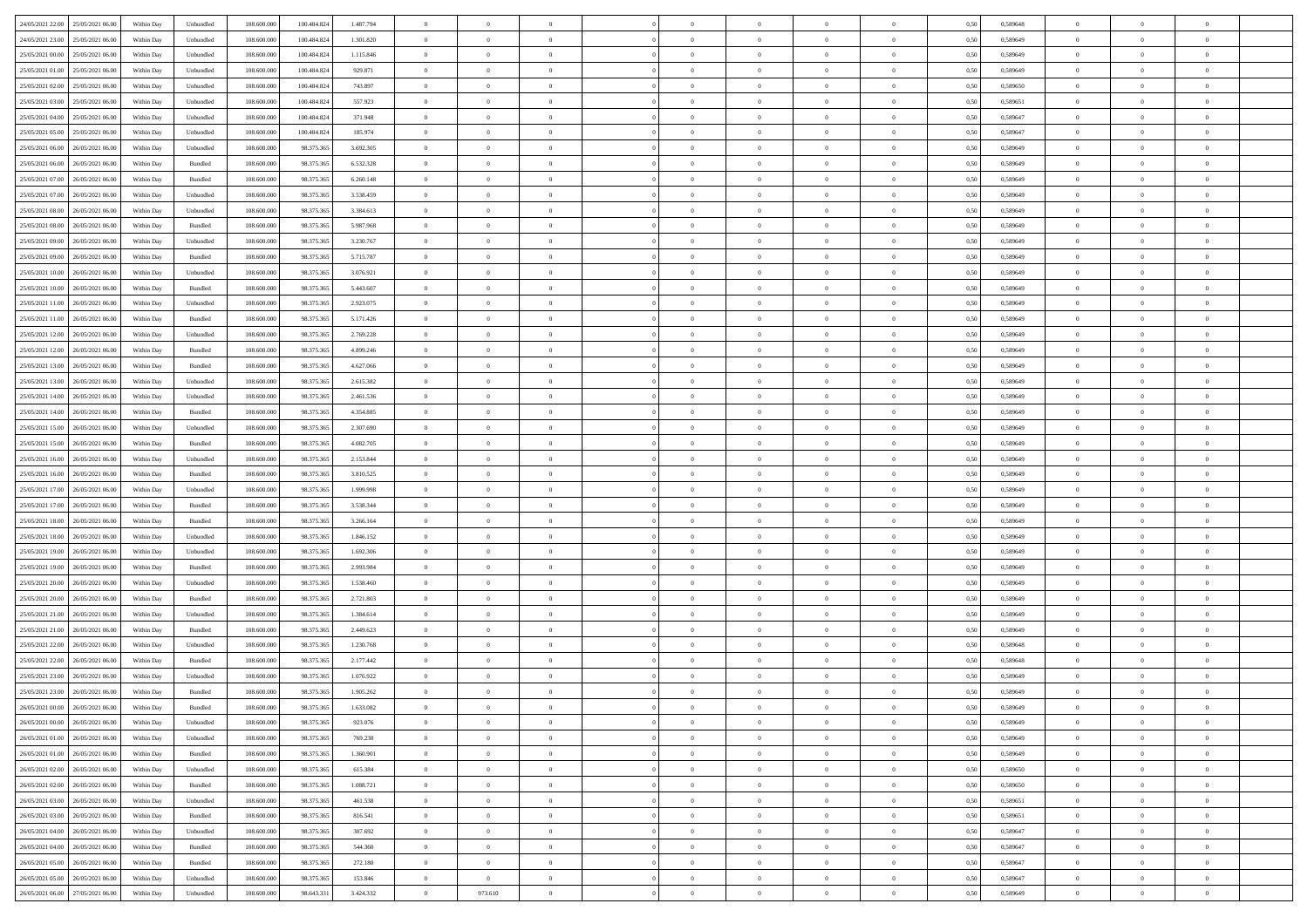| | | | | | | | | | | | | | | | | | | | | |
|---|---|---|---|---|---|---|---|---|---|---|---|---|---|---|---|---|---|---|---|---|
| 24/05/2021 22:00 | 25/05/2021 06:00 | Within Day | Unbundled | 108.600.000 | 100.484.824 | 1.487.794 | 0 | 0 | 0 | | 0 | 0 | 0 | 0 | 0,50 | 0,589648 | 0 | 0 | 0 | |
| 24/05/2021 23:00 | 25/05/2021 06:00 | Within Day | Unbundled | 108.600.000 | 100.484.824 | 1.301.820 | 0 | 0 | 0 | | 0 | 0 | 0 | 0 | 0,50 | 0,589649 | 0 | 0 | 0 | |
| 25/05/2021 00:00 | 25/05/2021 06:00 | Within Day | Unbundled | 108.600.000 | 100.484.824 | 1.115.846 | 0 | 0 | 0 | | 0 | 0 | 0 | 0 | 0,50 | 0,589649 | 0 | 0 | 0 | |
| 25/05/2021 01:00 | 25/05/2021 06:00 | Within Day | Unbundled | 108.600.000 | 100.484.824 | 929.871 | 0 | 0 | 0 | | 0 | 0 | 0 | 0 | 0,50 | 0,589649 | 0 | 0 | 0 | |
| 25/05/2021 02:00 | 25/05/2021 06:00 | Within Day | Unbundled | 108.600.000 | 100.484.824 | 743.897 | 0 | 0 | 0 | | 0 | 0 | 0 | 0 | 0,50 | 0,589650 | 0 | 0 | 0 | |
| 25/05/2021 03:00 | 25/05/2021 06:00 | Within Day | Unbundled | 108.600.000 | 100.484.824 | 557.923 | 0 | 0 | 0 | | 0 | 0 | 0 | 0 | 0,50 | 0,589651 | 0 | 0 | 0 | |
| 25/05/2021 04:00 | 25/05/2021 06:00 | Within Day | Unbundled | 108.600.000 | 100.484.824 | 371.948 | 0 | 0 | 0 | | 0 | 0 | 0 | 0 | 0,50 | 0,589647 | 0 | 0 | 0 | |
| 25/05/2021 05:00 | 25/05/2021 06:00 | Within Day | Unbundled | 108.600.000 | 100.484.824 | 185.974 | 0 | 0 | 0 | | 0 | 0 | 0 | 0 | 0,50 | 0,589647 | 0 | 0 | 0 | |
| 25/05/2021 06:00 | 26/05/2021 06:00 | Within Day | Unbundled | 108.600.000 | 98.375.365 | 3.692.305 | 0 | 0 | 0 | | 0 | 0 | 0 | 0 | 0,50 | 0,589649 | 0 | 0 | 0 | |
| 25/05/2021 06:00 | 26/05/2021 06:00 | Within Day | Bundled | 108.600.000 | 98.375.365 | 6.532.328 | 0 | 0 | 0 | | 0 | 0 | 0 | 0 | 0,50 | 0,589649 | 0 | 0 | 0 | |
| 25/05/2021 07:00 | 26/05/2021 06:00 | Within Day | Bundled | 108.600.000 | 98.375.365 | 6.260.148 | 0 | 0 | 0 | | 0 | 0 | 0 | 0 | 0,50 | 0,589649 | 0 | 0 | 0 | |
| 25/05/2021 07:00 | 26/05/2021 06:00 | Within Day | Unbundled | 108.600.000 | 98.375.365 | 3.538.459 | 0 | 0 | 0 | | 0 | 0 | 0 | 0 | 0,50 | 0,589649 | 0 | 0 | 0 | |
| 25/05/2021 08:00 | 26/05/2021 06:00 | Within Day | Unbundled | 108.600.000 | 98.375.365 | 3.384.613 | 0 | 0 | 0 | | 0 | 0 | 0 | 0 | 0,50 | 0,589649 | 0 | 0 | 0 | |
| 25/05/2021 08:00 | 26/05/2021 06:00 | Within Day | Bundled | 108.600.000 | 98.375.365 | 5.987.968 | 0 | 0 | 0 | | 0 | 0 | 0 | 0 | 0,50 | 0,589649 | 0 | 0 | 0 | |
| 25/05/2021 09:00 | 26/05/2021 06:00 | Within Day | Unbundled | 108.600.000 | 98.375.365 | 3.230.767 | 0 | 0 | 0 | | 0 | 0 | 0 | 0 | 0,50 | 0,589649 | 0 | 0 | 0 | |
| 25/05/2021 09:00 | 26/05/2021 06:00 | Within Day | Bundled | 108.600.000 | 98.375.365 | 5.715.787 | 0 | 0 | 0 | | 0 | 0 | 0 | 0 | 0,50 | 0,589649 | 0 | 0 | 0 | |
| 25/05/2021 10:00 | 26/05/2021 06:00 | Within Day | Unbundled | 108.600.000 | 98.375.365 | 3.076.921 | 0 | 0 | 0 | | 0 | 0 | 0 | 0 | 0,50 | 0,589649 | 0 | 0 | 0 | |
| 25/05/2021 10:00 | 26/05/2021 06:00 | Within Day | Bundled | 108.600.000 | 98.375.365 | 5.443.607 | 0 | 0 | 0 | | 0 | 0 | 0 | 0 | 0,50 | 0,589649 | 0 | 0 | 0 | |
| 25/05/2021 11:00 | 26/05/2021 06:00 | Within Day | Unbundled | 108.600.000 | 98.375.365 | 2.923.075 | 0 | 0 | 0 | | 0 | 0 | 0 | 0 | 0,50 | 0,589649 | 0 | 0 | 0 | |
| 25/05/2021 11:00 | 26/05/2021 06:00 | Within Day | Bundled | 108.600.000 | 98.375.365 | 5.171.426 | 0 | 0 | 0 | | 0 | 0 | 0 | 0 | 0,50 | 0,589649 | 0 | 0 | 0 | |
| 25/05/2021 12:00 | 26/05/2021 06:00 | Within Day | Unbundled | 108.600.000 | 98.375.365 | 2.769.228 | 0 | 0 | 0 | | 0 | 0 | 0 | 0 | 0,50 | 0,589649 | 0 | 0 | 0 | |
| 25/05/2021 12:00 | 26/05/2021 06:00 | Within Day | Bundled | 108.600.000 | 98.375.365 | 4.899.246 | 0 | 0 | 0 | | 0 | 0 | 0 | 0 | 0,50 | 0,589649 | 0 | 0 | 0 | |
| 25/05/2021 13:00 | 26/05/2021 06:00 | Within Day | Bundled | 108.600.000 | 98.375.365 | 4.627.066 | 0 | 0 | 0 | | 0 | 0 | 0 | 0 | 0,50 | 0,589649 | 0 | 0 | 0 | |
| 25/05/2021 13:00 | 26/05/2021 06:00 | Within Day | Unbundled | 108.600.000 | 98.375.365 | 2.615.382 | 0 | 0 | 0 | | 0 | 0 | 0 | 0 | 0,50 | 0,589649 | 0 | 0 | 0 | |
| 25/05/2021 14:00 | 26/05/2021 06:00 | Within Day | Unbundled | 108.600.000 | 98.375.365 | 2.461.536 | 0 | 0 | 0 | | 0 | 0 | 0 | 0 | 0,50 | 0,589649 | 0 | 0 | 0 | |
| 25/05/2021 14:00 | 26/05/2021 06:00 | Within Day | Bundled | 108.600.000 | 98.375.365 | 4.354.885 | 0 | 0 | 0 | | 0 | 0 | 0 | 0 | 0,50 | 0,589649 | 0 | 0 | 0 | |
| 25/05/2021 15:00 | 26/05/2021 06:00 | Within Day | Unbundled | 108.600.000 | 98.375.365 | 2.307.690 | 0 | 0 | 0 | | 0 | 0 | 0 | 0 | 0,50 | 0,589649 | 0 | 0 | 0 | |
| 25/05/2021 15:00 | 26/05/2021 06:00 | Within Day | Bundled | 108.600.000 | 98.375.365 | 4.082.705 | 0 | 0 | 0 | | 0 | 0 | 0 | 0 | 0,50 | 0,589649 | 0 | 0 | 0 | |
| 25/05/2021 16:00 | 26/05/2021 06:00 | Within Day | Unbundled | 108.600.000 | 98.375.365 | 2.153.844 | 0 | 0 | 0 | | 0 | 0 | 0 | 0 | 0,50 | 0,589649 | 0 | 0 | 0 | |
| 25/05/2021 16:00 | 26/05/2021 06:00 | Within Day | Bundled | 108.600.000 | 98.375.365 | 3.810.525 | 0 | 0 | 0 | | 0 | 0 | 0 | 0 | 0,50 | 0,589649 | 0 | 0 | 0 | |
| 25/05/2021 17:00 | 26/05/2021 06:00 | Within Day | Unbundled | 108.600.000 | 98.375.365 | 1.999.998 | 0 | 0 | 0 | | 0 | 0 | 0 | 0 | 0,50 | 0,589649 | 0 | 0 | 0 | |
| 25/05/2021 17:00 | 26/05/2021 06:00 | Within Day | Bundled | 108.600.000 | 98.375.365 | 3.538.344 | 0 | 0 | 0 | | 0 | 0 | 0 | 0 | 0,50 | 0,589649 | 0 | 0 | 0 | |
| 25/05/2021 18:00 | 26/05/2021 06:00 | Within Day | Bundled | 108.600.000 | 98.375.365 | 3.266.164 | 0 | 0 | 0 | | 0 | 0 | 0 | 0 | 0,50 | 0,589649 | 0 | 0 | 0 | |
| 25/05/2021 18:00 | 26/05/2021 06:00 | Within Day | Unbundled | 108.600.000 | 98.375.365 | 1.846.152 | 0 | 0 | 0 | | 0 | 0 | 0 | 0 | 0,50 | 0,589649 | 0 | 0 | 0 | |
| 25/05/2021 19:00 | 26/05/2021 06:00 | Within Day | Unbundled | 108.600.000 | 98.375.365 | 1.692.306 | 0 | 0 | 0 | | 0 | 0 | 0 | 0 | 0,50 | 0,589649 | 0 | 0 | 0 | |
| 25/05/2021 19:00 | 26/05/2021 06:00 | Within Day | Bundled | 108.600.000 | 98.375.365 | 2.993.984 | 0 | 0 | 0 | | 0 | 0 | 0 | 0 | 0,50 | 0,589649 | 0 | 0 | 0 | |
| 25/05/2021 20:00 | 26/05/2021 06:00 | Within Day | Unbundled | 108.600.000 | 98.375.365 | 1.538.460 | 0 | 0 | 0 | | 0 | 0 | 0 | 0 | 0,50 | 0,589649 | 0 | 0 | 0 | |
| 25/05/2021 20:00 | 26/05/2021 06:00 | Within Day | Bundled | 108.600.000 | 98.375.365 | 2.721.803 | 0 | 0 | 0 | | 0 | 0 | 0 | 0 | 0,50 | 0,589649 | 0 | 0 | 0 | |
| 25/05/2021 21:00 | 26/05/2021 06:00 | Within Day | Unbundled | 108.600.000 | 98.375.365 | 1.384.614 | 0 | 0 | 0 | | 0 | 0 | 0 | 0 | 0,50 | 0,589649 | 0 | 0 | 0 | |
| 25/05/2021 21:00 | 26/05/2021 06:00 | Within Day | Bundled | 108.600.000 | 98.375.365 | 2.449.623 | 0 | 0 | 0 | | 0 | 0 | 0 | 0 | 0,50 | 0,589649 | 0 | 0 | 0 | |
| 25/05/2021 22:00 | 26/05/2021 06:00 | Within Day | Unbundled | 108.600.000 | 98.375.365 | 1.230.768 | 0 | 0 | 0 | | 0 | 0 | 0 | 0 | 0,50 | 0,589648 | 0 | 0 | 0 | |
| 25/05/2021 22:00 | 26/05/2021 06:00 | Within Day | Bundled | 108.600.000 | 98.375.365 | 2.177.442 | 0 | 0 | 0 | | 0 | 0 | 0 | 0 | 0,50 | 0,589648 | 0 | 0 | 0 | |
| 25/05/2021 23:00 | 26/05/2021 06:00 | Within Day | Unbundled | 108.600.000 | 98.375.365 | 1.076.922 | 0 | 0 | 0 | | 0 | 0 | 0 | 0 | 0,50 | 0,589649 | 0 | 0 | 0 | |
| 25/05/2021 23:00 | 26/05/2021 06:00 | Within Day | Bundled | 108.600.000 | 98.375.365 | 1.905.262 | 0 | 0 | 0 | | 0 | 0 | 0 | 0 | 0,50 | 0,589649 | 0 | 0 | 0 | |
| 26/05/2021 00:00 | 26/05/2021 06:00 | Within Day | Bundled | 108.600.000 | 98.375.365 | 1.633.082 | 0 | 0 | 0 | | 0 | 0 | 0 | 0 | 0,50 | 0,589649 | 0 | 0 | 0 | |
| 26/05/2021 00:00 | 26/05/2021 06:00 | Within Day | Unbundled | 108.600.000 | 98.375.365 | 923.076 | 0 | 0 | 0 | | 0 | 0 | 0 | 0 | 0,50 | 0,589649 | 0 | 0 | 0 | |
| 26/05/2021 01:00 | 26/05/2021 06:00 | Within Day | Unbundled | 108.600.000 | 98.375.365 | 769.230 | 0 | 0 | 0 | | 0 | 0 | 0 | 0 | 0,50 | 0,589649 | 0 | 0 | 0 | |
| 26/05/2021 01:00 | 26/05/2021 06:00 | Within Day | Bundled | 108.600.000 | 98.375.365 | 1.360.901 | 0 | 0 | 0 | | 0 | 0 | 0 | 0 | 0,50 | 0,589649 | 0 | 0 | 0 | |
| 26/05/2021 02:00 | 26/05/2021 06:00 | Within Day | Unbundled | 108.600.000 | 98.375.365 | 615.384 | 0 | 0 | 0 | | 0 | 0 | 0 | 0 | 0,50 | 0,589650 | 0 | 0 | 0 | |
| 26/05/2021 02:00 | 26/05/2021 06:00 | Within Day | Bundled | 108.600.000 | 98.375.365 | 1.088.721 | 0 | 0 | 0 | | 0 | 0 | 0 | 0 | 0,50 | 0,589650 | 0 | 0 | 0 | |
| 26/05/2021 03:00 | 26/05/2021 06:00 | Within Day | Unbundled | 108.600.000 | 98.375.365 | 461.538 | 0 | 0 | 0 | | 0 | 0 | 0 | 0 | 0,50 | 0,589651 | 0 | 0 | 0 | |
| 26/05/2021 03:00 | 26/05/2021 06:00 | Within Day | Bundled | 108.600.000 | 98.375.365 | 816.541 | 0 | 0 | 0 | | 0 | 0 | 0 | 0 | 0,50 | 0,589651 | 0 | 0 | 0 | |
| 26/05/2021 04:00 | 26/05/2021 06:00 | Within Day | Unbundled | 108.600.000 | 98.375.365 | 307.692 | 0 | 0 | 0 | | 0 | 0 | 0 | 0 | 0,50 | 0,589647 | 0 | 0 | 0 | |
| 26/05/2021 04:00 | 26/05/2021 06:00 | Within Day | Bundled | 108.600.000 | 98.375.365 | 544.360 | 0 | 0 | 0 | | 0 | 0 | 0 | 0 | 0,50 | 0,589647 | 0 | 0 | 0 | |
| 26/05/2021 05:00 | 26/05/2021 06:00 | Within Day | Bundled | 108.600.000 | 98.375.365 | 272.180 | 0 | 0 | 0 | | 0 | 0 | 0 | 0 | 0,50 | 0,589647 | 0 | 0 | 0 | |
| 26/05/2021 05:00 | 26/05/2021 06:00 | Within Day | Unbundled | 108.600.000 | 98.375.365 | 153.846 | 0 | 0 | 0 | | 0 | 0 | 0 | 0 | 0,50 | 0,589647 | 0 | 0 | 0 | |
| 26/05/2021 06:00 | 27/05/2021 06:00 | Within Day | Unbundled | 108.600.000 | 98.643.331 | 3.424.332 | 0 | 973.610 | 0 | | 0 | 0 | 0 | 0 | 0,50 | 0,589649 | 0 | 0 | 0 | |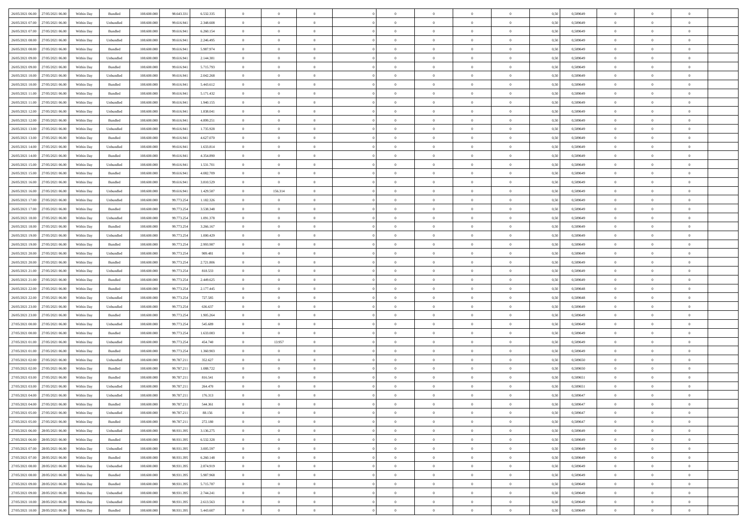| | | | | | | | | | | | | | | | | | | | | |
|---|---|---|---|---|---|---|---|---|---|---|---|---|---|---|---|---|---|---|---|---|
| 26/05/2021 06:00 | 27/05/2021 06:00 | Within Day | Bundled | 108.600.000 | 98.643.331 | 6.532.335 | 0 | 0 | 0 | | 0 | 0 | 0 | 0 | 0,50 | 0,589649 | 0 | 0 | 0 | |
| 26/05/2021 07:00 | 27/05/2021 06:00 | Within Day | Unbundled | 108.600.000 | 99.616.941 | 2.348.608 | 0 | 0 | 0 | | 0 | 0 | 0 | 0 | 0,50 | 0,589649 | 0 | 0 | 0 | |
| 26/05/2021 07:00 | 27/05/2021 06:00 | Within Day | Bundled | 108.600.000 | 99.616.941 | 6.260.154 | 0 | 0 | 0 | | 0 | 0 | 0 | 0 | 0,50 | 0,589649 | 0 | 0 | 0 | |
| 26/05/2021 08:00 | 27/05/2021 06:00 | Within Day | Unbundled | 108.600.000 | 99.616.941 | 2.246.495 | 0 | 0 | 0 | | 0 | 0 | 0 | 0 | 0,50 | 0,589649 | 0 | 0 | 0 | |
| 26/05/2021 08:00 | 27/05/2021 06:00 | Within Day | Bundled | 108.600.000 | 99.616.941 | 5.987.974 | 0 | 0 | 0 | | 0 | 0 | 0 | 0 | 0,50 | 0,589649 | 0 | 0 | 0 | |
| 26/05/2021 09:00 | 27/05/2021 06:00 | Within Day | Unbundled | 108.600.000 | 99.616.941 | 2.144.381 | 0 | 0 | 0 | | 0 | 0 | 0 | 0 | 0,50 | 0,589649 | 0 | 0 | 0 | |
| 26/05/2021 09:00 | 27/05/2021 06:00 | Within Day | Bundled | 108.600.000 | 99.616.941 | 5.715.793 | 0 | 0 | 0 | | 0 | 0 | 0 | 0 | 0,50 | 0,589649 | 0 | 0 | 0 | |
| 26/05/2021 10:00 | 27/05/2021 06:00 | Within Day | Unbundled | 108.600.000 | 99.616.941 | 2.042.268 | 0 | 0 | 0 | | 0 | 0 | 0 | 0 | 0,50 | 0,589649 | 0 | 0 | 0 | |
| 26/05/2021 10:00 | 27/05/2021 06:00 | Within Day | Bundled | 108.600.000 | 99.616.941 | 5.443.612 | 0 | 0 | 0 | | 0 | 0 | 0 | 0 | 0,50 | 0,589649 | 0 | 0 | 0 | |
| 26/05/2021 11:00 | 27/05/2021 06:00 | Within Day | Bundled | 108.600.000 | 99.616.941 | 5.171.432 | 0 | 0 | 0 | | 0 | 0 | 0 | 0 | 0,50 | 0,589649 | 0 | 0 | 0 | |
| 26/05/2021 11:00 | 27/05/2021 06:00 | Within Day | Unbundled | 108.600.000 | 99.616.941 | 1.940.155 | 0 | 0 | 0 | | 0 | 0 | 0 | 0 | 0,50 | 0,589649 | 0 | 0 | 0 | |
| 26/05/2021 12:00 | 27/05/2021 06:00 | Within Day | Unbundled | 108.600.000 | 99.616.941 | 1.838.041 | 0 | 0 | 0 | | 0 | 0 | 0 | 0 | 0,50 | 0,589649 | 0 | 0 | 0 | |
| 26/05/2021 12:00 | 27/05/2021 06:00 | Within Day | Bundled | 108.600.000 | 99.616.941 | 4.899.251 | 0 | 0 | 0 | | 0 | 0 | 0 | 0 | 0,50 | 0,589649 | 0 | 0 | 0 | |
| 26/05/2021 13:00 | 27/05/2021 06:00 | Within Day | Unbundled | 108.600.000 | 99.616.941 | 1.735.928 | 0 | 0 | 0 | | 0 | 0 | 0 | 0 | 0,50 | 0,589649 | 0 | 0 | 0 | |
| 26/05/2021 13:00 | 27/05/2021 06:00 | Within Day | Bundled | 108.600.000 | 99.616.941 | 4.627.070 | 0 | 0 | 0 | | 0 | 0 | 0 | 0 | 0,50 | 0,589649 | 0 | 0 | 0 | |
| 26/05/2021 14:00 | 27/05/2021 06:00 | Within Day | Unbundled | 108.600.000 | 99.616.941 | 1.633.814 | 0 | 0 | 0 | | 0 | 0 | 0 | 0 | 0,50 | 0,589649 | 0 | 0 | 0 | |
| 26/05/2021 14:00 | 27/05/2021 06:00 | Within Day | Bundled | 108.600.000 | 99.616.941 | 4.354.890 | 0 | 0 | 0 | | 0 | 0 | 0 | 0 | 0,50 | 0,589649 | 0 | 0 | 0 | |
| 26/05/2021 15:00 | 27/05/2021 06:00 | Within Day | Unbundled | 108.600.000 | 99.616.941 | 1.531.701 | 0 | 0 | 0 | | 0 | 0 | 0 | 0 | 0,50 | 0,589649 | 0 | 0 | 0 | |
| 26/05/2021 15:00 | 27/05/2021 06:00 | Within Day | Bundled | 108.600.000 | 99.616.941 | 4.082.709 | 0 | 0 | 0 | | 0 | 0 | 0 | 0 | 0,50 | 0,589649 | 0 | 0 | 0 | |
| 26/05/2021 16:00 | 27/05/2021 06:00 | Within Day | Bundled | 108.600.000 | 99.616.941 | 3.810.529 | 0 | 0 | 0 | | 0 | 0 | 0 | 0 | 0,50 | 0,589649 | 0 | 0 | 0 | |
| 26/05/2021 16:00 | 27/05/2021 06:00 | Within Day | Unbundled | 108.600.000 | 99.616.941 | 1.429.587 | 0 | 156.314 | 0 | | 0 | 0 | 0 | 0 | 0,50 | 0,589649 | 0 | 0 | 0 | |
| 26/05/2021 17:00 | 27/05/2021 06:00 | Within Day | Unbundled | 108.600.000 | 99.773.254 | 1.182.326 | 0 | 0 | 0 | | 0 | 0 | 0 | 0 | 0,50 | 0,589649 | 0 | 0 | 0 | |
| 26/05/2021 17:00 | 27/05/2021 06:00 | Within Day | Bundled | 108.600.000 | 99.773.254 | 3.538.348 | 0 | 0 | 0 | | 0 | 0 | 0 | 0 | 0,50 | 0,589649 | 0 | 0 | 0 | |
| 26/05/2021 18:00 | 27/05/2021 06:00 | Within Day | Unbundled | 108.600.000 | 99.773.254 | 1.091.378 | 0 | 0 | 0 | | 0 | 0 | 0 | 0 | 0,50 | 0,589649 | 0 | 0 | 0 | |
| 26/05/2021 18:00 | 27/05/2021 06:00 | Within Day | Bundled | 108.600.000 | 99.773.254 | 3.266.167 | 0 | 0 | 0 | | 0 | 0 | 0 | 0 | 0,50 | 0,589649 | 0 | 0 | 0 | |
| 26/05/2021 19:00 | 27/05/2021 06:00 | Within Day | Unbundled | 108.600.000 | 99.773.254 | 1.000.429 | 0 | 0 | 0 | | 0 | 0 | 0 | 0 | 0,50 | 0,589649 | 0 | 0 | 0 | |
| 26/05/2021 19:00 | 27/05/2021 06:00 | Within Day | Bundled | 108.600.000 | 99.773.254 | 2.993.987 | 0 | 0 | 0 | | 0 | 0 | 0 | 0 | 0,50 | 0,589649 | 0 | 0 | 0 | |
| 26/05/2021 20:00 | 27/05/2021 06:00 | Within Day | Unbundled | 108.600.000 | 99.773.254 | 909.481 | 0 | 0 | 0 | | 0 | 0 | 0 | 0 | 0,50 | 0,589649 | 0 | 0 | 0 | |
| 26/05/2021 20:00 | 27/05/2021 06:00 | Within Day | Bundled | 108.600.000 | 99.773.254 | 2.721.806 | 0 | 0 | 0 | | 0 | 0 | 0 | 0 | 0,50 | 0,589649 | 0 | 0 | 0 | |
| 26/05/2021 21:00 | 27/05/2021 06:00 | Within Day | Unbundled | 108.600.000 | 99.773.254 | 818.533 | 0 | 0 | 0 | | 0 | 0 | 0 | 0 | 0,50 | 0,589649 | 0 | 0 | 0 | |
| 26/05/2021 21:00 | 27/05/2021 06:00 | Within Day | Bundled | 108.600.000 | 99.773.254 | 2.449.625 | 0 | 0 | 0 | | 0 | 0 | 0 | 0 | 0,50 | 0,589649 | 0 | 0 | 0 | |
| 26/05/2021 22:00 | 27/05/2021 06:00 | Within Day | Bundled | 108.600.000 | 99.773.254 | 2.177.445 | 0 | 0 | 0 | | 0 | 0 | 0 | 0 | 0,50 | 0,589648 | 0 | 0 | 0 | |
| 26/05/2021 22:00 | 27/05/2021 06:00 | Within Day | Unbundled | 108.600.000 | 99.773.254 | 727.585 | 0 | 0 | 0 | | 0 | 0 | 0 | 0 | 0,50 | 0,589648 | 0 | 0 | 0 | |
| 26/05/2021 23:00 | 27/05/2021 06:00 | Within Day | Unbundled | 108.600.000 | 99.773.254 | 636.637 | 0 | 0 | 0 | | 0 | 0 | 0 | 0 | 0,50 | 0,589649 | 0 | 0 | 0 | |
| 26/05/2021 23:00 | 27/05/2021 06:00 | Within Day | Bundled | 108.600.000 | 99.773.254 | 1.905.264 | 0 | 0 | 0 | | 0 | 0 | 0 | 0 | 0,50 | 0,589649 | 0 | 0 | 0 | |
| 27/05/2021 00:00 | 27/05/2021 06:00 | Within Day | Unbundled | 108.600.000 | 99.773.254 | 545.689 | 0 | 0 | 0 | | 0 | 0 | 0 | 0 | 0,50 | 0,589649 | 0 | 0 | 0 | |
| 27/05/2021 00:00 | 27/05/2021 06:00 | Within Day | Bundled | 108.600.000 | 99.773.254 | 1.633.083 | 0 | 0 | 0 | | 0 | 0 | 0 | 0 | 0,50 | 0,589649 | 0 | 0 | 0 | |
| 27/05/2021 01:00 | 27/05/2021 06:00 | Within Day | Unbundled | 108.600.000 | 99.773.254 | 454.740 | 0 | 13.957 | 0 | | 0 | 0 | 0 | 0 | 0,50 | 0,589649 | 0 | 0 | 0 | |
| 27/05/2021 01:00 | 27/05/2021 06:00 | Within Day | Bundled | 108.600.000 | 99.773.254 | 1.360.903 | 0 | 0 | 0 | | 0 | 0 | 0 | 0 | 0,50 | 0,589649 | 0 | 0 | 0 | |
| 27/05/2021 02:00 | 27/05/2021 06:00 | Within Day | Unbundled | 108.600.000 | 99.787.211 | 352.627 | 0 | 0 | 0 | | 0 | 0 | 0 | 0 | 0,50 | 0,589650 | 0 | 0 | 0 | |
| 27/05/2021 02:00 | 27/05/2021 06:00 | Within Day | Bundled | 108.600.000 | 99.787.211 | 1.088.722 | 0 | 0 | 0 | | 0 | 0 | 0 | 0 | 0,50 | 0,589650 | 0 | 0 | 0 | |
| 27/05/2021 03:00 | 27/05/2021 06:00 | Within Day | Bundled | 108.600.000 | 99.787.211 | 816.541 | 0 | 0 | 0 | | 0 | 0 | 0 | 0 | 0,50 | 0,589651 | 0 | 0 | 0 | |
| 27/05/2021 03:00 | 27/05/2021 06:00 | Within Day | Unbundled | 108.600.000 | 99.787.211 | 264.470 | 0 | 0 | 0 | | 0 | 0 | 0 | 0 | 0,50 | 0,589651 | 0 | 0 | 0 | |
| 27/05/2021 04:00 | 27/05/2021 06:00 | Within Day | Unbundled | 108.600.000 | 99.787.211 | 176.313 | 0 | 0 | 0 | | 0 | 0 | 0 | 0 | 0,50 | 0,589647 | 0 | 0 | 0 | |
| 27/05/2021 04:00 | 27/05/2021 06:00 | Within Day | Bundled | 108.600.000 | 99.787.211 | 544.361 | 0 | 0 | 0 | | 0 | 0 | 0 | 0 | 0,50 | 0,589647 | 0 | 0 | 0 | |
| 27/05/2021 05:00 | 27/05/2021 06:00 | Within Day | Unbundled | 108.600.000 | 99.787.211 | 88.156 | 0 | 0 | 0 | | 0 | 0 | 0 | 0 | 0,50 | 0,589647 | 0 | 0 | 0 | |
| 27/05/2021 05:00 | 27/05/2021 06:00 | Within Day | Bundled | 108.600.000 | 99.787.211 | 272.180 | 0 | 0 | 0 | | 0 | 0 | 0 | 0 | 0,50 | 0,589647 | 0 | 0 | 0 | |
| 27/05/2021 06:00 | 28/05/2021 06:00 | Within Day | Unbundled | 108.600.000 | 98.931.395 | 3.136.275 | 0 | 0 | 0 | | 0 | 0 | 0 | 0 | 0,50 | 0,589649 | 0 | 0 | 0 | |
| 27/05/2021 06:00 | 28/05/2021 06:00 | Within Day | Bundled | 108.600.000 | 98.931.395 | 6.532.328 | 0 | 0 | 0 | | 0 | 0 | 0 | 0 | 0,50 | 0,589649 | 0 | 0 | 0 | |
| 27/05/2021 07:00 | 28/05/2021 06:00 | Within Day | Unbundled | 108.600.000 | 98.931.395 | 3.005.597 | 0 | 0 | 0 | | 0 | 0 | 0 | 0 | 0,50 | 0,589649 | 0 | 0 | 0 | |
| 27/05/2021 07:00 | 28/05/2021 06:00 | Within Day | Bundled | 108.600.000 | 98.931.395 | 6.260.148 | 0 | 0 | 0 | | 0 | 0 | 0 | 0 | 0,50 | 0,589649 | 0 | 0 | 0 | |
| 27/05/2021 08:00 | 28/05/2021 06:00 | Within Day | Unbundled | 108.600.000 | 98.931.395 | 2.874.919 | 0 | 0 | 0 | | 0 | 0 | 0 | 0 | 0,50 | 0,589649 | 0 | 0 | 0 | |
| 27/05/2021 08:00 | 28/05/2021 06:00 | Within Day | Bundled | 108.600.000 | 98.931.395 | 5.987.968 | 0 | 0 | 0 | | 0 | 0 | 0 | 0 | 0,50 | 0,589649 | 0 | 0 | 0 | |
| 27/05/2021 09:00 | 28/05/2021 06:00 | Within Day | Bundled | 108.600.000 | 98.931.395 | 5.715.787 | 0 | 0 | 0 | | 0 | 0 | 0 | 0 | 0,50 | 0,589649 | 0 | 0 | 0 | |
| 27/05/2021 09:00 | 28/05/2021 06:00 | Within Day | Unbundled | 108.600.000 | 98.931.395 | 2.744.241 | 0 | 0 | 0 | | 0 | 0 | 0 | 0 | 0,50 | 0,589649 | 0 | 0 | 0 | |
| 27/05/2021 10:00 | 28/05/2021 06:00 | Within Day | Unbundled | 108.600.000 | 98.931.395 | 2.613.563 | 0 | 0 | 0 | | 0 | 0 | 0 | 0 | 0,50 | 0,589649 | 0 | 0 | 0 | |
| 27/05/2021 10:00 | 28/05/2021 06:00 | Within Day | Bundled | 108.600.000 | 98.931.395 | 5.443.607 | 0 | 0 | 0 | | 0 | 0 | 0 | 0 | 0,50 | 0,589649 | 0 | 0 | 0 | |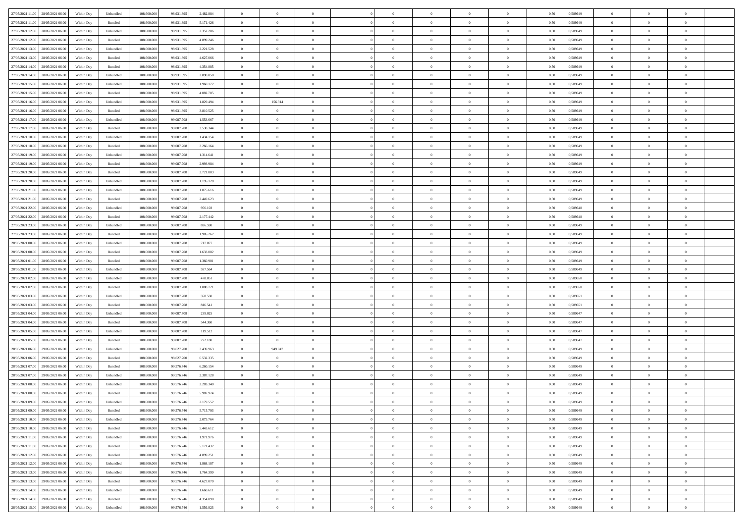| 27/05/2021 11:00 | 28/05/2021 06:00 | Within Day | Unbundled | 108.600.000 | 98.931.395 | 2.482.884 | 0 | 0 | 0 | | 0 | 0 | 0 | 0 | 0,50 | 0,589649 | 0 | 0 | 0 | |
|---|---|---|---|---|---|---|---|---|---|---|---|---|---|---|---|---|---|---|---|---|
| 27/05/2021 11:00 | 28/05/2021 06:00 | Within Day | Bundled | 108.600.000 | 98.931.395 | 5.171.426 | 0 | 0 | 0 | | 0 | 0 | 0 | 0 | 0,50 | 0,589649 | 0 | 0 | 0 | |
| 27/05/2021 12:00 | 28/05/2021 06:00 | Within Day | Unbundled | 108.600.000 | 98.931.395 | 2.352.206 | 0 | 0 | 0 | | 0 | 0 | 0 | 0 | 0,50 | 0,589649 | 0 | 0 | 0 | |
| 27/05/2021 12:00 | 28/05/2021 06:00 | Within Day | Bundled | 108.600.000 | 98.931.395 | 4.899.246 | 0 | 0 | 0 | | 0 | 0 | 0 | 0 | 0,50 | 0,589649 | 0 | 0 | 0 | |
| 27/05/2021 13:00 | 28/05/2021 06:00 | Within Day | Unbundled | 108.600.000 | 98.931.395 | 2.221.528 | 0 | 0 | 0 | | 0 | 0 | 0 | 0 | 0,50 | 0,589649 | 0 | 0 | 0 | |
| 27/05/2021 13:00 | 28/05/2021 06:00 | Within Day | Bundled | 108.600.000 | 98.931.395 | 4.627.066 | 0 | 0 | 0 | | 0 | 0 | 0 | 0 | 0,50 | 0,589649 | 0 | 0 | 0 | |
| 27/05/2021 14:00 | 28/05/2021 06:00 | Within Day | Bundled | 108.600.000 | 98.931.395 | 4.354.885 | 0 | 0 | 0 | | 0 | 0 | 0 | 0 | 0,50 | 0,589649 | 0 | 0 | 0 | |
| 27/05/2021 14:00 | 28/05/2021 06:00 | Within Day | Unbundled | 108.600.000 | 98.931.395 | 2.090.850 | 0 | 0 | 0 | | 0 | 0 | 0 | 0 | 0,50 | 0,589649 | 0 | 0 | 0 | |
| 27/05/2021 15:00 | 28/05/2021 06:00 | Within Day | Unbundled | 108.600.000 | 98.931.395 | 1.960.172 | 0 | 0 | 0 | | 0 | 0 | 0 | 0 | 0,50 | 0,589649 | 0 | 0 | 0 | |
| 27/05/2021 15:00 | 28/05/2021 06:00 | Within Day | Bundled | 108.600.000 | 98.931.395 | 4.082.705 | 0 | 0 | 0 | | 0 | 0 | 0 | 0 | 0,50 | 0,589649 | 0 | 0 | 0 | |
| 27/05/2021 16:00 | 28/05/2021 06:00 | Within Day | Unbundled | 108.600.000 | 98.931.395 | 1.829.494 | 0 | 156.314 | 0 | | 0 | 0 | 0 | 0 | 0,50 | 0,589649 | 0 | 0 | 0 | |
| 27/05/2021 16:00 | 28/05/2021 06:00 | Within Day | Bundled | 108.600.000 | 98.931.395 | 3.810.525 | 0 | 0 | 0 | | 0 | 0 | 0 | 0 | 0,50 | 0,589649 | 0 | 0 | 0 | |
| 27/05/2021 17:00 | 28/05/2021 06:00 | Within Day | Unbundled | 108.600.000 | 99.087.708 | 1.553.667 | 0 | 0 | 0 | | 0 | 0 | 0 | 0 | 0,50 | 0,589649 | 0 | 0 | 0 | |
| 27/05/2021 17:00 | 28/05/2021 06:00 | Within Day | Bundled | 108.600.000 | 99.087.708 | 3.538.344 | 0 | 0 | 0 | | 0 | 0 | 0 | 0 | 0,50 | 0,589649 | 0 | 0 | 0 | |
| 27/05/2021 18:00 | 28/05/2021 06:00 | Within Day | Unbundled | 108.600.000 | 99.087.708 | 1.434.154 | 0 | 0 | 0 | | 0 | 0 | 0 | 0 | 0,50 | 0,589649 | 0 | 0 | 0 | |
| 27/05/2021 18:00 | 28/05/2021 06:00 | Within Day | Bundled | 108.600.000 | 99.087.708 | 3.266.164 | 0 | 0 | 0 | | 0 | 0 | 0 | 0 | 0,50 | 0,589649 | 0 | 0 | 0 | |
| 27/05/2021 19:00 | 28/05/2021 06:00 | Within Day | Unbundled | 108.600.000 | 99.087.708 | 1.314.641 | 0 | 0 | 0 | | 0 | 0 | 0 | 0 | 0,50 | 0,589649 | 0 | 0 | 0 | |
| 27/05/2021 19:00 | 28/05/2021 06:00 | Within Day | Bundled | 108.600.000 | 99.087.708 | 2.993.984 | 0 | 0 | 0 | | 0 | 0 | 0 | 0 | 0,50 | 0,589649 | 0 | 0 | 0 | |
| 27/05/2021 20:00 | 28/05/2021 06:00 | Within Day | Bundled | 108.600.000 | 99.087.708 | 2.721.803 | 0 | 0 | 0 | | 0 | 0 | 0 | 0 | 0,50 | 0,589649 | 0 | 0 | 0 | |
| 27/05/2021 20:00 | 28/05/2021 06:00 | Within Day | Unbundled | 108.600.000 | 99.087.708 | 1.195.128 | 0 | 0 | 0 | | 0 | 0 | 0 | 0 | 0,50 | 0,589649 | 0 | 0 | 0 | |
| 27/05/2021 21:00 | 28/05/2021 06:00 | Within Day | Unbundled | 108.600.000 | 99.087.708 | 1.075.616 | 0 | 0 | 0 | | 0 | 0 | 0 | 0 | 0,50 | 0,589649 | 0 | 0 | 0 | |
| 27/05/2021 21:00 | 28/05/2021 06:00 | Within Day | Bundled | 108.600.000 | 99.087.708 | 2.449.623 | 0 | 0 | 0 | | 0 | 0 | 0 | 0 | 0,50 | 0,589649 | 0 | 0 | 0 | |
| 27/05/2021 22:00 | 28/05/2021 06:00 | Within Day | Unbundled | 108.600.000 | 99.087.708 | 956.103 | 0 | 0 | 0 | | 0 | 0 | 0 | 0 | 0,50 | 0,589648 | 0 | 0 | 0 | |
| 27/05/2021 22:00 | 28/05/2021 06:00 | Within Day | Bundled | 108.600.000 | 99.087.708 | 2.177.442 | 0 | 0 | 0 | | 0 | 0 | 0 | 0 | 0,50 | 0,589648 | 0 | 0 | 0 | |
| 27/05/2021 23:00 | 28/05/2021 06:00 | Within Day | Unbundled | 108.600.000 | 99.087.708 | 836.590 | 0 | 0 | 0 | | 0 | 0 | 0 | 0 | 0,50 | 0,589649 | 0 | 0 | 0 | |
| 27/05/2021 23:00 | 28/05/2021 06:00 | Within Day | Bundled | 108.600.000 | 99.087.708 | 1.905.262 | 0 | 0 | 0 | | 0 | 0 | 0 | 0 | 0,50 | 0,589649 | 0 | 0 | 0 | |
| 28/05/2021 00:00 | 28/05/2021 06:00 | Within Day | Unbundled | 108.600.000 | 99.087.708 | 717.077 | 0 | 0 | 0 | | 0 | 0 | 0 | 0 | 0,50 | 0,589649 | 0 | 0 | 0 | |
| 28/05/2021 00:00 | 28/05/2021 06:00 | Within Day | Bundled | 108.600.000 | 99.087.708 | 1.633.082 | 0 | 0 | 0 | | 0 | 0 | 0 | 0 | 0,50 | 0,589649 | 0 | 0 | 0 | |
| 28/05/2021 01:00 | 28/05/2021 06:00 | Within Day | Bundled | 108.600.000 | 99.087.708 | 1.360.901 | 0 | 0 | 0 | | 0 | 0 | 0 | 0 | 0,50 | 0,589649 | 0 | 0 | 0 | |
| 28/05/2021 01:00 | 28/05/2021 06:00 | Within Day | Unbundled | 108.600.000 | 99.087.708 | 597.564 | 0 | 0 | 0 | | 0 | 0 | 0 | 0 | 0,50 | 0,589649 | 0 | 0 | 0 | |
| 28/05/2021 02:00 | 28/05/2021 06:00 | Within Day | Unbundled | 108.600.000 | 99.087.708 | 478.051 | 0 | 0 | 0 | | 0 | 0 | 0 | 0 | 0,50 | 0,589650 | 0 | 0 | 0 | |
| 28/05/2021 02:00 | 28/05/2021 06:00 | Within Day | Bundled | 108.600.000 | 99.087.708 | 1.088.721 | 0 | 0 | 0 | | 0 | 0 | 0 | 0 | 0,50 | 0,589650 | 0 | 0 | 0 | |
| 28/05/2021 03:00 | 28/05/2021 06:00 | Within Day | Unbundled | 108.600.000 | 99.087.708 | 358.538 | 0 | 0 | 0 | | 0 | 0 | 0 | 0 | 0,50 | 0,589651 | 0 | 0 | 0 | |
| 28/05/2021 03:00 | 28/05/2021 06:00 | Within Day | Bundled | 108.600.000 | 99.087.708 | 816.541 | 0 | 0 | 0 | | 0 | 0 | 0 | 0 | 0,50 | 0,589651 | 0 | 0 | 0 | |
| 28/05/2021 04:00 | 28/05/2021 06:00 | Within Day | Unbundled | 108.600.000 | 99.087.708 | 239.025 | 0 | 0 | 0 | | 0 | 0 | 0 | 0 | 0,50 | 0,589647 | 0 | 0 | 0 | |
| 28/05/2021 04:00 | 28/05/2021 06:00 | Within Day | Bundled | 108.600.000 | 99.087.708 | 544.360 | 0 | 0 | 0 | | 0 | 0 | 0 | 0 | 0,50 | 0,589647 | 0 | 0 | 0 | |
| 28/05/2021 05:00 | 28/05/2021 06:00 | Within Day | Unbundled | 108.600.000 | 99.087.708 | 119.512 | 0 | 0 | 0 | | 0 | 0 | 0 | 0 | 0,50 | 0,589647 | 0 | 0 | 0 | |
| 28/05/2021 05:00 | 28/05/2021 06:00 | Within Day | Bundled | 108.600.000 | 99.087.708 | 272.180 | 0 | 0 | 0 | | 0 | 0 | 0 | 0 | 0,50 | 0,589647 | 0 | 0 | 0 | |
| 28/05/2021 06:00 | 29/05/2021 06:00 | Within Day | Unbundled | 108.600.000 | 98.627.700 | 3.439.963 | 0 | 949.047 | 0 | | 0 | 0 | 0 | 0 | 0,50 | 0,589649 | 0 | 0 | 0 | |
| 28/05/2021 06:00 | 29/05/2021 06:00 | Within Day | Bundled | 108.600.000 | 98.627.700 | 6.532.335 | 0 | 0 | 0 | | 0 | 0 | 0 | 0 | 0,50 | 0,589649 | 0 | 0 | 0 | |
| 28/05/2021 07:00 | 29/05/2021 06:00 | Within Day | Bundled | 108.600.000 | 99.576.746 | 6.260.154 | 0 | 0 | 0 | | 0 | 0 | 0 | 0 | 0,50 | 0,589649 | 0 | 0 | 0 | |
| 28/05/2021 07:00 | 29/05/2021 06:00 | Within Day | Unbundled | 108.600.000 | 99.576.746 | 2.387.128 | 0 | 0 | 0 | | 0 | 0 | 0 | 0 | 0,50 | 0,589649 | 0 | 0 | 0 | |
| 28/05/2021 08:00 | 29/05/2021 06:00 | Within Day | Unbundled | 108.600.000 | 99.576.746 | 2.283.340 | 0 | 0 | 0 | | 0 | 0 | 0 | 0 | 0,50 | 0,589649 | 0 | 0 | 0 | |
| 28/05/2021 08:00 | 29/05/2021 06:00 | Within Day | Bundled | 108.600.000 | 99.576.746 | 5.987.974 | 0 | 0 | 0 | | 0 | 0 | 0 | 0 | 0,50 | 0,589649 | 0 | 0 | 0 | |
| 28/05/2021 09:00 | 29/05/2021 06:00 | Within Day | Unbundled | 108.600.000 | 99.576.746 | 2.179.552 | 0 | 0 | 0 | | 0 | 0 | 0 | 0 | 0,50 | 0,589649 | 0 | 0 | 0 | |
| 28/05/2021 09:00 | 29/05/2021 06:00 | Within Day | Bundled | 108.600.000 | 99.576.746 | 5.715.793 | 0 | 0 | 0 | | 0 | 0 | 0 | 0 | 0,50 | 0,589649 | 0 | 0 | 0 | |
| 28/05/2021 10:00 | 29/05/2021 06:00 | Within Day | Unbundled | 108.600.000 | 99.576.746 | 2.075.764 | 0 | 0 | 0 | | 0 | 0 | 0 | 0 | 0,50 | 0,589649 | 0 | 0 | 0 | |
| 28/05/2021 10:00 | 29/05/2021 06:00 | Within Day | Bundled | 108.600.000 | 99.576.746 | 5.443.612 | 0 | 0 | 0 | | 0 | 0 | 0 | 0 | 0,50 | 0,589649 | 0 | 0 | 0 | |
| 28/05/2021 11:00 | 29/05/2021 06:00 | Within Day | Unbundled | 108.600.000 | 99.576.746 | 1.971.976 | 0 | 0 | 0 | | 0 | 0 | 0 | 0 | 0,50 | 0,589649 | 0 | 0 | 0 | |
| 28/05/2021 11:00 | 29/05/2021 06:00 | Within Day | Bundled | 108.600.000 | 99.576.746 | 5.171.432 | 0 | 0 | 0 | | 0 | 0 | 0 | 0 | 0,50 | 0,589649 | 0 | 0 | 0 | |
| 28/05/2021 12:00 | 29/05/2021 06:00 | Within Day | Bundled | 108.600.000 | 99.576.746 | 4.899.251 | 0 | 0 | 0 | | 0 | 0 | 0 | 0 | 0,50 | 0,589649 | 0 | 0 | 0 | |
| 28/05/2021 12:00 | 29/05/2021 06:00 | Within Day | Unbundled | 108.600.000 | 99.576.746 | 1.868.187 | 0 | 0 | 0 | | 0 | 0 | 0 | 0 | 0,50 | 0,589649 | 0 | 0 | 0 | |
| 28/05/2021 13:00 | 29/05/2021 06:00 | Within Day | Unbundled | 108.600.000 | 99.576.746 | 1.764.399 | 0 | 0 | 0 | | 0 | 0 | 0 | 0 | 0,50 | 0,589649 | 0 | 0 | 0 | |
| 28/05/2021 13:00 | 29/05/2021 06:00 | Within Day | Bundled | 108.600.000 | 99.576.746 | 4.627.070 | 0 | 0 | 0 | | 0 | 0 | 0 | 0 | 0,50 | 0,589649 | 0 | 0 | 0 | |
| 28/05/2021 14:00 | 29/05/2021 06:00 | Within Day | Unbundled | 108.600.000 | 99.576.746 | 1.660.611 | 0 | 0 | 0 | | 0 | 0 | 0 | 0 | 0,50 | 0,589649 | 0 | 0 | 0 | |
| 28/05/2021 14:00 | 29/05/2021 06:00 | Within Day | Bundled | 108.600.000 | 99.576.746 | 4.354.890 | 0 | 0 | 0 | | 0 | 0 | 0 | 0 | 0,50 | 0,589649 | 0 | 0 | 0 | |
| 28/05/2021 15:00 | 29/05/2021 06:00 | Within Day | Unbundled | 108.600.000 | 99.576.746 | 1.556.823 | 0 | 0 | 0 | | 0 | 0 | 0 | 0 | 0,50 | 0,589649 | 0 | 0 | 0 | |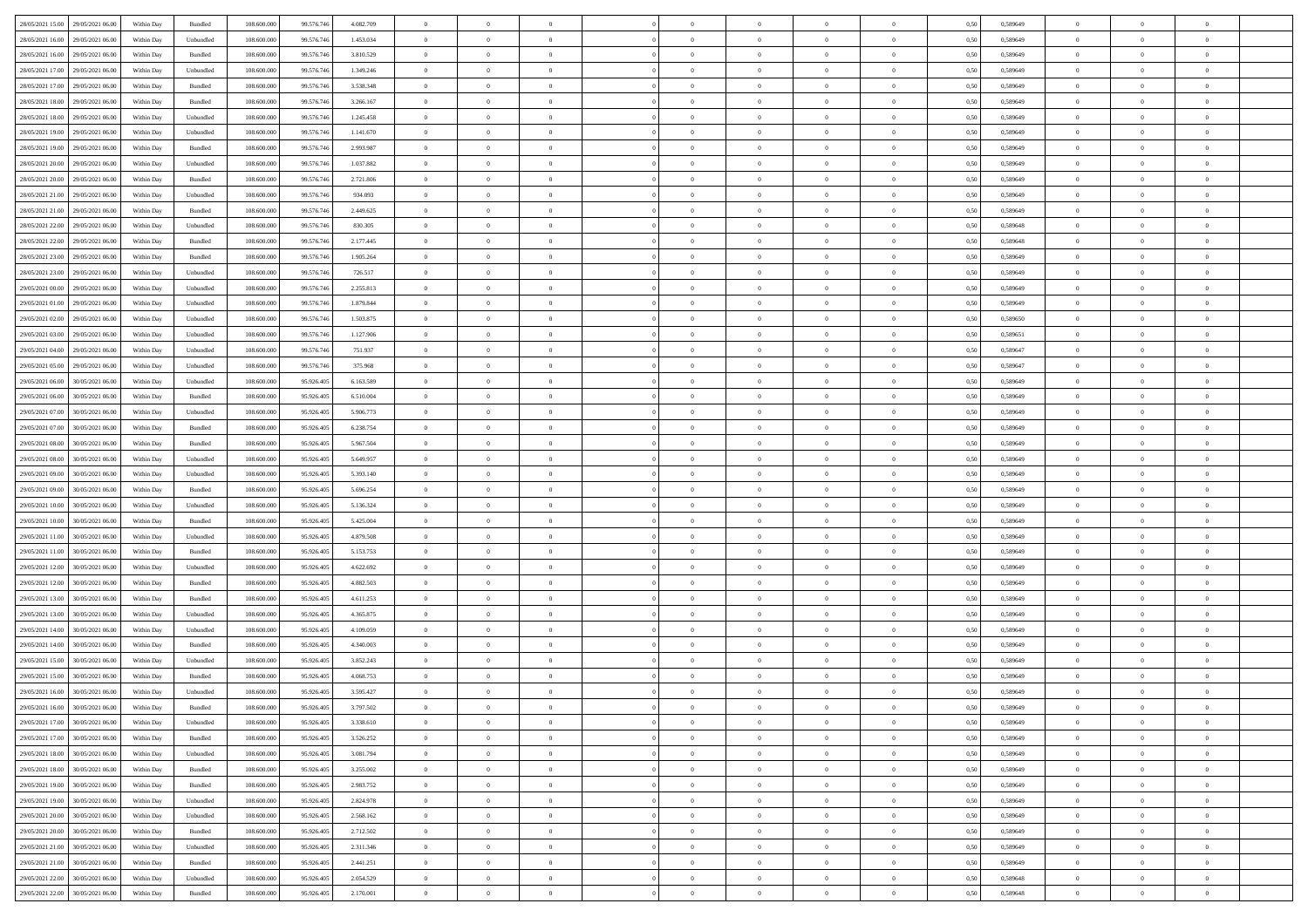| | | | | | | | | | | | | | | | | | | | | | |
|---|---|---|---|---|---|---|---|---|---|---|---|---|---|---|---|---|---|---|---|---|---|
| 28/05/2021 15:00 | 29/05/2021 06:00 | Within Day | Bundled | 108.600.000 | 99.576.746 | 4.082.709 | 0 | 0 | 0 | | 0 | 0 | 0 | 0 | 0 | 0,50 | 0,589649 | 0 | 0 | 0 | |
| 28/05/2021 16:00 | 29/05/2021 06:00 | Within Day | Unbundled | 108.600.000 | 99.576.746 | 1.453.034 | 0 | 0 | 0 | | 0 | 0 | 0 | 0 | 0 | 0,50 | 0,589649 | 0 | 0 | 0 | |
| 28/05/2021 16:00 | 29/05/2021 06:00 | Within Day | Bundled | 108.600.000 | 99.576.746 | 3.810.529 | 0 | 0 | 0 | | 0 | 0 | 0 | 0 | 0 | 0,50 | 0,589649 | 0 | 0 | 0 | |
| 28/05/2021 17:00 | 29/05/2021 06:00 | Within Day | Unbundled | 108.600.000 | 99.576.746 | 1.349.246 | 0 | 0 | 0 | | 0 | 0 | 0 | 0 | 0 | 0,50 | 0,589649 | 0 | 0 | 0 | |
| 28/05/2021 17:00 | 29/05/2021 06:00 | Within Day | Bundled | 108.600.000 | 99.576.746 | 3.538.348 | 0 | 0 | 0 | | 0 | 0 | 0 | 0 | 0 | 0,50 | 0,589649 | 0 | 0 | 0 | |
| 28/05/2021 18:00 | 29/05/2021 06:00 | Within Day | Bundled | 108.600.000 | 99.576.746 | 3.266.167 | 0 | 0 | 0 | | 0 | 0 | 0 | 0 | 0 | 0,50 | 0,589649 | 0 | 0 | 0 | |
| 28/05/2021 18:00 | 29/05/2021 06:00 | Within Day | Unbundled | 108.600.000 | 99.576.746 | 1.245.458 | 0 | 0 | 0 | | 0 | 0 | 0 | 0 | 0 | 0,50 | 0,589649 | 0 | 0 | 0 | |
| 28/05/2021 19:00 | 29/05/2021 06:00 | Within Day | Unbundled | 108.600.000 | 99.576.746 | 1.141.670 | 0 | 0 | 0 | | 0 | 0 | 0 | 0 | 0 | 0,50 | 0,589649 | 0 | 0 | 0 | |
| 28/05/2021 19:00 | 29/05/2021 06:00 | Within Day | Bundled | 108.600.000 | 99.576.746 | 2.993.987 | 0 | 0 | 0 | | 0 | 0 | 0 | 0 | 0 | 0,50 | 0,589649 | 0 | 0 | 0 | |
| 28/05/2021 20:00 | 29/05/2021 06:00 | Within Day | Unbundled | 108.600.000 | 99.576.746 | 1.037.882 | 0 | 0 | 0 | | 0 | 0 | 0 | 0 | 0 | 0,50 | 0,589649 | 0 | 0 | 0 | |
| 28/05/2021 20:00 | 29/05/2021 06:00 | Within Day | Bundled | 108.600.000 | 99.576.746 | 2.721.806 | 0 | 0 | 0 | | 0 | 0 | 0 | 0 | 0 | 0,50 | 0,589649 | 0 | 0 | 0 | |
| 28/05/2021 21:00 | 29/05/2021 06:00 | Within Day | Unbundled | 108.600.000 | 99.576.746 | 934.093 | 0 | 0 | 0 | | 0 | 0 | 0 | 0 | 0 | 0,50 | 0,589649 | 0 | 0 | 0 | |
| 28/05/2021 21:00 | 29/05/2021 06:00 | Within Day | Bundled | 108.600.000 | 99.576.746 | 2.449.625 | 0 | 0 | 0 | | 0 | 0 | 0 | 0 | 0 | 0,50 | 0,589649 | 0 | 0 | 0 | |
| 28/05/2021 22:00 | 29/05/2021 06:00 | Within Day | Unbundled | 108.600.000 | 99.576.746 | 830.305 | 0 | 0 | 0 | | 0 | 0 | 0 | 0 | 0 | 0,50 | 0,589648 | 0 | 0 | 0 | |
| 28/05/2021 22:00 | 29/05/2021 06:00 | Within Day | Bundled | 108.600.000 | 99.576.746 | 2.177.445 | 0 | 0 | 0 | | 0 | 0 | 0 | 0 | 0 | 0,50 | 0,589648 | 0 | 0 | 0 | |
| 28/05/2021 23:00 | 29/05/2021 06:00 | Within Day | Bundled | 108.600.000 | 99.576.746 | 1.905.264 | 0 | 0 | 0 | | 0 | 0 | 0 | 0 | 0 | 0,50 | 0,589649 | 0 | 0 | 0 | |
| 28/05/2021 23:00 | 29/05/2021 06:00 | Within Day | Unbundled | 108.600.000 | 99.576.746 | 726.517 | 0 | 0 | 0 | | 0 | 0 | 0 | 0 | 0 | 0,50 | 0,589649 | 0 | 0 | 0 | |
| 29/05/2021 00:00 | 29/05/2021 06:00 | Within Day | Unbundled | 108.600.000 | 99.576.746 | 2.255.813 | 0 | 0 | 0 | | 0 | 0 | 0 | 0 | 0 | 0,50 | 0,589649 | 0 | 0 | 0 | |
| 29/05/2021 01:00 | 29/05/2021 06:00 | Within Day | Unbundled | 108.600.000 | 99.576.746 | 1.879.844 | 0 | 0 | 0 | | 0 | 0 | 0 | 0 | 0 | 0,50 | 0,589649 | 0 | 0 | 0 | |
| 29/05/2021 02:00 | 29/05/2021 06:00 | Within Day | Unbundled | 108.600.000 | 99.576.746 | 1.503.875 | 0 | 0 | 0 | | 0 | 0 | 0 | 0 | 0 | 0,50 | 0,589650 | 0 | 0 | 0 | |
| 29/05/2021 03:00 | 29/05/2021 06:00 | Within Day | Unbundled | 108.600.000 | 99.576.746 | 1.127.906 | 0 | 0 | 0 | | 0 | 0 | 0 | 0 | 0 | 0,50 | 0,589651 | 0 | 0 | 0 | |
| 29/05/2021 04:00 | 29/05/2021 06:00 | Within Day | Unbundled | 108.600.000 | 99.576.746 | 751.937 | 0 | 0 | 0 | | 0 | 0 | 0 | 0 | 0 | 0,50 | 0,589647 | 0 | 0 | 0 | |
| 29/05/2021 05:00 | 29/05/2021 06:00 | Within Day | Unbundled | 108.600.000 | 99.576.746 | 375.968 | 0 | 0 | 0 | | 0 | 0 | 0 | 0 | 0 | 0,50 | 0,589647 | 0 | 0 | 0 | |
| 29/05/2021 06:00 | 30/05/2021 06:00 | Within Day | Unbundled | 108.600.000 | 95.926.405 | 6.163.589 | 0 | 0 | 0 | | 0 | 0 | 0 | 0 | 0 | 0,50 | 0,589649 | 0 | 0 | 0 | |
| 29/05/2021 06:00 | 30/05/2021 06:00 | Within Day | Bundled | 108.600.000 | 95.926.405 | 6.510.004 | 0 | 0 | 0 | | 0 | 0 | 0 | 0 | 0 | 0,50 | 0,589649 | 0 | 0 | 0 | |
| 29/05/2021 07:00 | 30/05/2021 06:00 | Within Day | Unbundled | 108.600.000 | 95.926.405 | 5.906.773 | 0 | 0 | 0 | | 0 | 0 | 0 | 0 | 0 | 0,50 | 0,589649 | 0 | 0 | 0 | |
| 29/05/2021 07:00 | 30/05/2021 06:00 | Within Day | Bundled | 108.600.000 | 95.926.405 | 6.238.754 | 0 | 0 | 0 | | 0 | 0 | 0 | 0 | 0 | 0,50 | 0,589649 | 0 | 0 | 0 | |
| 29/05/2021 08:00 | 30/05/2021 06:00 | Within Day | Bundled | 108.600.000 | 95.926.405 | 5.967.504 | 0 | 0 | 0 | | 0 | 0 | 0 | 0 | 0 | 0,50 | 0,589649 | 0 | 0 | 0 | |
| 29/05/2021 08:00 | 30/05/2021 06:00 | Within Day | Unbundled | 108.600.000 | 95.926.405 | 5.649.957 | 0 | 0 | 0 | | 0 | 0 | 0 | 0 | 0 | 0,50 | 0,589649 | 0 | 0 | 0 | |
| 29/05/2021 09:00 | 30/05/2021 06:00 | Within Day | Unbundled | 108.600.000 | 95.926.405 | 5.393.140 | 0 | 0 | 0 | | 0 | 0 | 0 | 0 | 0 | 0,50 | 0,589649 | 0 | 0 | 0 | |
| 29/05/2021 09:00 | 30/05/2021 06:00 | Within Day | Bundled | 108.600.000 | 95.926.405 | 5.696.254 | 0 | 0 | 0 | | 0 | 0 | 0 | 0 | 0 | 0,50 | 0,589649 | 0 | 0 | 0 | |
| 29/05/2021 10:00 | 30/05/2021 06:00 | Within Day | Unbundled | 108.600.000 | 95.926.405 | 5.136.324 | 0 | 0 | 0 | | 0 | 0 | 0 | 0 | 0 | 0,50 | 0,589649 | 0 | 0 | 0 | |
| 29/05/2021 10:00 | 30/05/2021 06:00 | Within Day | Bundled | 108.600.000 | 95.926.405 | 5.425.004 | 0 | 0 | 0 | | 0 | 0 | 0 | 0 | 0 | 0,50 | 0,589649 | 0 | 0 | 0 | |
| 29/05/2021 11:00 | 30/05/2021 06:00 | Within Day | Unbundled | 108.600.000 | 95.926.405 | 4.879.508 | 0 | 0 | 0 | | 0 | 0 | 0 | 0 | 0 | 0,50 | 0,589649 | 0 | 0 | 0 | |
| 29/05/2021 11:00 | 30/05/2021 06:00 | Within Day | Bundled | 108.600.000 | 95.926.405 | 5.153.753 | 0 | 0 | 0 | | 0 | 0 | 0 | 0 | 0 | 0,50 | 0,589649 | 0 | 0 | 0 | |
| 29/05/2021 12:00 | 30/05/2021 06:00 | Within Day | Unbundled | 108.600.000 | 95.926.405 | 4.622.692 | 0 | 0 | 0 | | 0 | 0 | 0 | 0 | 0 | 0,50 | 0,589649 | 0 | 0 | 0 | |
| 29/05/2021 12:00 | 30/05/2021 06:00 | Within Day | Bundled | 108.600.000 | 95.926.405 | 4.882.503 | 0 | 0 | 0 | | 0 | 0 | 0 | 0 | 0 | 0,50 | 0,589649 | 0 | 0 | 0 | |
| 29/05/2021 13:00 | 30/05/2021 06:00 | Within Day | Bundled | 108.600.000 | 95.926.405 | 4.611.253 | 0 | 0 | 0 | | 0 | 0 | 0 | 0 | 0 | 0,50 | 0,589649 | 0 | 0 | 0 | |
| 29/05/2021 13:00 | 30/05/2021 06:00 | Within Day | Unbundled | 108.600.000 | 95.926.405 | 4.365.875 | 0 | 0 | 0 | | 0 | 0 | 0 | 0 | 0 | 0,50 | 0,589649 | 0 | 0 | 0 | |
| 29/05/2021 14:00 | 30/05/2021 06:00 | Within Day | Unbundled | 108.600.000 | 95.926.405 | 4.109.059 | 0 | 0 | 0 | | 0 | 0 | 0 | 0 | 0 | 0,50 | 0,589649 | 0 | 0 | 0 | |
| 29/05/2021 14:00 | 30/05/2021 06:00 | Within Day | Bundled | 108.600.000 | 95.926.405 | 4.340.003 | 0 | 0 | 0 | | 0 | 0 | 0 | 0 | 0 | 0,50 | 0,589649 | 0 | 0 | 0 | |
| 29/05/2021 15:00 | 30/05/2021 06:00 | Within Day | Unbundled | 108.600.000 | 95.926.405 | 3.852.243 | 0 | 0 | 0 | | 0 | 0 | 0 | 0 | 0 | 0,50 | 0,589649 | 0 | 0 | 0 | |
| 29/05/2021 15:00 | 30/05/2021 06:00 | Within Day | Bundled | 108.600.000 | 95.926.405 | 4.068.753 | 0 | 0 | 0 | | 0 | 0 | 0 | 0 | 0 | 0,50 | 0,589649 | 0 | 0 | 0 | |
| 29/05/2021 16:00 | 30/05/2021 06:00 | Within Day | Unbundled | 108.600.000 | 95.926.405 | 3.595.427 | 0 | 0 | 0 | | 0 | 0 | 0 | 0 | 0 | 0,50 | 0,589649 | 0 | 0 | 0 | |
| 29/05/2021 16:00 | 30/05/2021 06:00 | Within Day | Bundled | 108.600.000 | 95.926.405 | 3.797.502 | 0 | 0 | 0 | | 0 | 0 | 0 | 0 | 0 | 0,50 | 0,589649 | 0 | 0 | 0 | |
| 29/05/2021 17:00 | 30/05/2021 06:00 | Within Day | Unbundled | 108.600.000 | 95.926.405 | 3.338.610 | 0 | 0 | 0 | | 0 | 0 | 0 | 0 | 0 | 0,50 | 0,589649 | 0 | 0 | 0 | |
| 29/05/2021 17:00 | 30/05/2021 06:00 | Within Day | Bundled | 108.600.000 | 95.926.405 | 3.526.252 | 0 | 0 | 0 | | 0 | 0 | 0 | 0 | 0 | 0,50 | 0,589649 | 0 | 0 | 0 | |
| 29/05/2021 18:00 | 30/05/2021 06:00 | Within Day | Unbundled | 108.600.000 | 95.926.405 | 3.081.794 | 0 | 0 | 0 | | 0 | 0 | 0 | 0 | 0 | 0,50 | 0,589649 | 0 | 0 | 0 | |
| 29/05/2021 18:00 | 30/05/2021 06:00 | Within Day | Bundled | 108.600.000 | 95.926.405 | 3.255.002 | 0 | 0 | 0 | | 0 | 0 | 0 | 0 | 0 | 0,50 | 0,589649 | 0 | 0 | 0 | |
| 29/05/2021 19:00 | 30/05/2021 06:00 | Within Day | Bundled | 108.600.000 | 95.926.405 | 2.983.752 | 0 | 0 | 0 | | 0 | 0 | 0 | 0 | 0 | 0,50 | 0,589649 | 0 | 0 | 0 | |
| 29/05/2021 19:00 | 30/05/2021 06:00 | Within Day | Unbundled | 108.600.000 | 95.926.405 | 2.824.978 | 0 | 0 | 0 | | 0 | 0 | 0 | 0 | 0 | 0,50 | 0,589649 | 0 | 0 | 0 | |
| 29/05/2021 20:00 | 30/05/2021 06:00 | Within Day | Unbundled | 108.600.000 | 95.926.405 | 2.568.162 | 0 | 0 | 0 | | 0 | 0 | 0 | 0 | 0 | 0,50 | 0,589649 | 0 | 0 | 0 | |
| 29/05/2021 20:00 | 30/05/2021 06:00 | Within Day | Bundled | 108.600.000 | 95.926.405 | 2.712.502 | 0 | 0 | 0 | | 0 | 0 | 0 | 0 | 0 | 0,50 | 0,589649 | 0 | 0 | 0 | |
| 29/05/2021 21:00 | 30/05/2021 06:00 | Within Day | Unbundled | 108.600.000 | 95.926.405 | 2.311.346 | 0 | 0 | 0 | | 0 | 0 | 0 | 0 | 0 | 0,50 | 0,589649 | 0 | 0 | 0 | |
| 29/05/2021 21:00 | 30/05/2021 06:00 | Within Day | Bundled | 108.600.000 | 95.926.405 | 2.441.251 | 0 | 0 | 0 | | 0 | 0 | 0 | 0 | 0 | 0,50 | 0,589649 | 0 | 0 | 0 | |
| 29/05/2021 22:00 | 30/05/2021 06:00 | Within Day | Unbundled | 108.600.000 | 95.926.405 | 2.054.529 | 0 | 0 | 0 | | 0 | 0 | 0 | 0 | 0 | 0,50 | 0,589648 | 0 | 0 | 0 | |
| 29/05/2021 22:00 | 30/05/2021 06:00 | Within Day | Bundled | 108.600.000 | 95.926.405 | 2.170.001 | 0 | 0 | 0 | | 0 | 0 | 0 | 0 | 0 | 0,50 | 0,589648 | 0 | 0 | 0 | |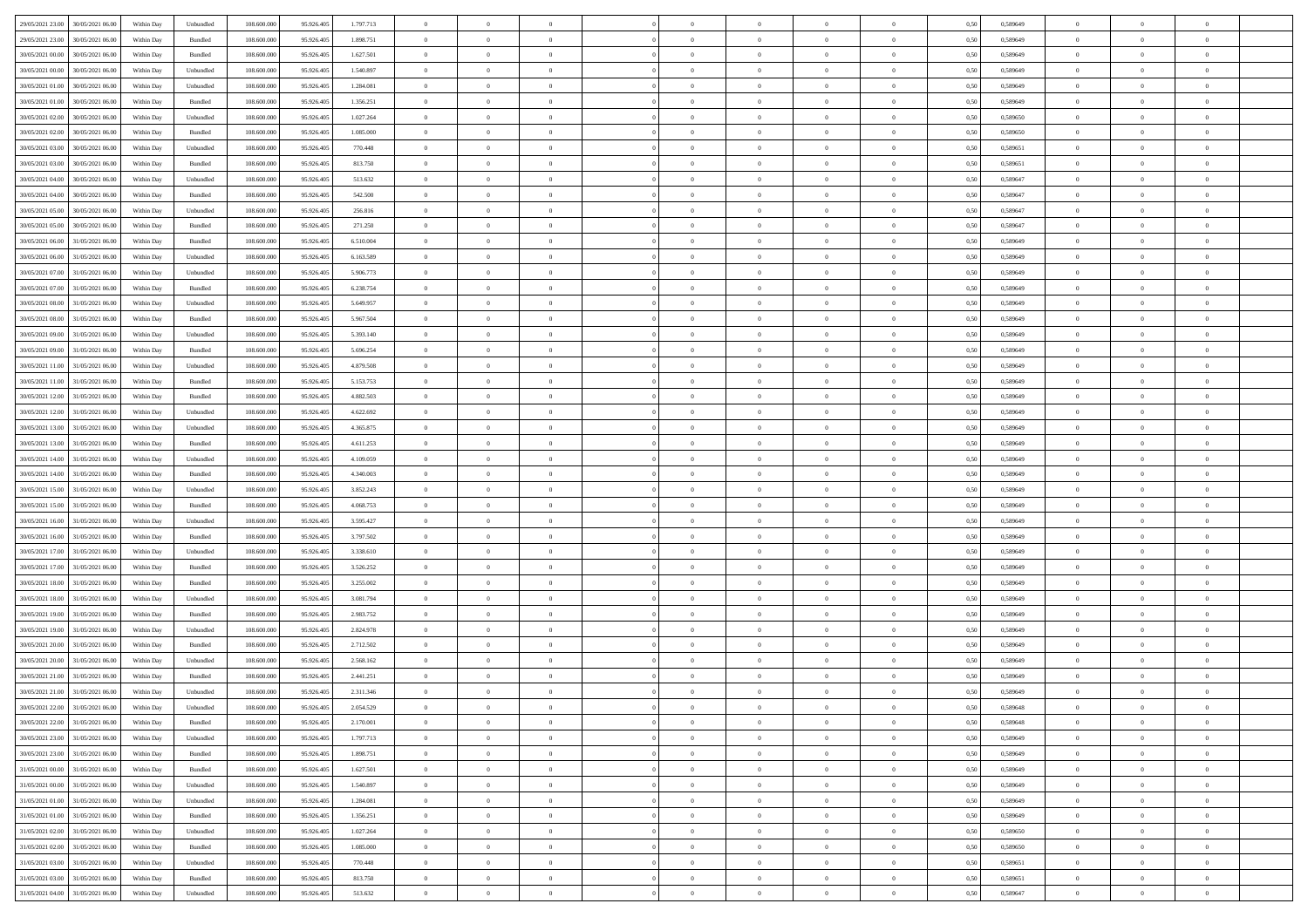| | | | | | | | | | | | | | | | | | | | | | |
|---|---|---|---|---|---|---|---|---|---|---|---|---|---|---|---|---|---|---|---|---|---|
| 29/05/2021 23:00 | 30/05/2021 06:00 | Within Day | Unbundled | 108.600.000 | 95.926.405 | 1.797.713 | 0 | 0 | 0 | | 0 | 0 | 0 | 0 | 0,50 | 0,589649 | 0 | 0 | 0 | |
| 29/05/2021 23:00 | 30/05/2021 06:00 | Within Day | Bundled | 108.600.000 | 95.926.405 | 1.898.751 | 0 | 0 | 0 | | 0 | 0 | 0 | 0 | 0,50 | 0,589649 | 0 | 0 | 0 | |
| 30/05/2021 00:00 | 30/05/2021 06:00 | Within Day | Bundled | 108.600.000 | 95.926.405 | 1.627.501 | 0 | 0 | 0 | | 0 | 0 | 0 | 0 | 0,50 | 0,589649 | 0 | 0 | 0 | |
| 30/05/2021 00:00 | 30/05/2021 06:00 | Within Day | Unbundled | 108.600.000 | 95.926.405 | 1.540.897 | 0 | 0 | 0 | | 0 | 0 | 0 | 0 | 0,50 | 0,589649 | 0 | 0 | 0 | |
| 30/05/2021 01:00 | 30/05/2021 06:00 | Within Day | Unbundled | 108.600.000 | 95.926.405 | 1.284.081 | 0 | 0 | 0 | | 0 | 0 | 0 | 0 | 0,50 | 0,589649 | 0 | 0 | 0 | |
| 30/05/2021 01:00 | 30/05/2021 06:00 | Within Day | Bundled | 108.600.000 | 95.926.405 | 1.356.251 | 0 | 0 | 0 | | 0 | 0 | 0 | 0 | 0,50 | 0,589649 | 0 | 0 | 0 | |
| 30/05/2021 02:00 | 30/05/2021 06:00 | Within Day | Unbundled | 108.600.000 | 95.926.405 | 1.027.264 | 0 | 0 | 0 | | 0 | 0 | 0 | 0 | 0,50 | 0,589650 | 0 | 0 | 0 | |
| 30/05/2021 02:00 | 30/05/2021 06:00 | Within Day | Bundled | 108.600.000 | 95.926.405 | 1.085.000 | 0 | 0 | 0 | | 0 | 0 | 0 | 0 | 0,50 | 0,589650 | 0 | 0 | 0 | |
| 30/05/2021 03:00 | 30/05/2021 06:00 | Within Day | Unbundled | 108.600.000 | 95.926.405 | 770.448 | 0 | 0 | 0 | | 0 | 0 | 0 | 0 | 0,50 | 0,589651 | 0 | 0 | 0 | |
| 30/05/2021 03:00 | 30/05/2021 06:00 | Within Day | Bundled | 108.600.000 | 95.926.405 | 813.750 | 0 | 0 | 0 | | 0 | 0 | 0 | 0 | 0,50 | 0,589651 | 0 | 0 | 0 | |
| 30/05/2021 04:00 | 30/05/2021 06:00 | Within Day | Unbundled | 108.600.000 | 95.926.405 | 513.632 | 0 | 0 | 0 | | 0 | 0 | 0 | 0 | 0,50 | 0,589647 | 0 | 0 | 0 | |
| 30/05/2021 04:00 | 30/05/2021 06:00 | Within Day | Bundled | 108.600.000 | 95.926.405 | 542.500 | 0 | 0 | 0 | | 0 | 0 | 0 | 0 | 0,50 | 0,589647 | 0 | 0 | 0 | |
| 30/05/2021 05:00 | 30/05/2021 06:00 | Within Day | Unbundled | 108.600.000 | 95.926.405 | 256.816 | 0 | 0 | 0 | | 0 | 0 | 0 | 0 | 0,50 | 0,589647 | 0 | 0 | 0 | |
| 30/05/2021 05:00 | 30/05/2021 06:00 | Within Day | Bundled | 108.600.000 | 95.926.405 | 271.250 | 0 | 0 | 0 | | 0 | 0 | 0 | 0 | 0,50 | 0,589647 | 0 | 0 | 0 | |
| 30/05/2021 06:00 | 31/05/2021 06:00 | Within Day | Bundled | 108.600.000 | 95.926.405 | 6.510.004 | 0 | 0 | 0 | | 0 | 0 | 0 | 0 | 0,50 | 0,589649 | 0 | 0 | 0 | |
| 30/05/2021 06:00 | 31/05/2021 06:00 | Within Day | Unbundled | 108.600.000 | 95.926.405 | 6.163.589 | 0 | 0 | 0 | | 0 | 0 | 0 | 0 | 0,50 | 0,589649 | 0 | 0 | 0 | |
| 30/05/2021 07:00 | 31/05/2021 06:00 | Within Day | Unbundled | 108.600.000 | 95.926.405 | 5.906.773 | 0 | 0 | 0 | | 0 | 0 | 0 | 0 | 0,50 | 0,589649 | 0 | 0 | 0 | |
| 30/05/2021 07:00 | 31/05/2021 06:00 | Within Day | Bundled | 108.600.000 | 95.926.405 | 6.238.754 | 0 | 0 | 0 | | 0 | 0 | 0 | 0 | 0,50 | 0,589649 | 0 | 0 | 0 | |
| 30/05/2021 08:00 | 31/05/2021 06:00 | Within Day | Unbundled | 108.600.000 | 95.926.405 | 5.649.957 | 0 | 0 | 0 | | 0 | 0 | 0 | 0 | 0,50 | 0,589649 | 0 | 0 | 0 | |
| 30/05/2021 08:00 | 31/05/2021 06:00 | Within Day | Bundled | 108.600.000 | 95.926.405 | 5.967.504 | 0 | 0 | 0 | | 0 | 0 | 0 | 0 | 0,50 | 0,589649 | 0 | 0 | 0 | |
| 30/05/2021 09:00 | 31/05/2021 06:00 | Within Day | Unbundled | 108.600.000 | 95.926.405 | 5.393.140 | 0 | 0 | 0 | | 0 | 0 | 0 | 0 | 0,50 | 0,589649 | 0 | 0 | 0 | |
| 30/05/2021 09:00 | 31/05/2021 06:00 | Within Day | Bundled | 108.600.000 | 95.926.405 | 5.696.254 | 0 | 0 | 0 | | 0 | 0 | 0 | 0 | 0,50 | 0,589649 | 0 | 0 | 0 | |
| 30/05/2021 11:00 | 31/05/2021 06:00 | Within Day | Unbundled | 108.600.000 | 95.926.405 | 4.879.508 | 0 | 0 | 0 | | 0 | 0 | 0 | 0 | 0,50 | 0,589649 | 0 | 0 | 0 | |
| 30/05/2021 11:00 | 31/05/2021 06:00 | Within Day | Bundled | 108.600.000 | 95.926.405 | 5.153.753 | 0 | 0 | 0 | | 0 | 0 | 0 | 0 | 0,50 | 0,589649 | 0 | 0 | 0 | |
| 30/05/2021 12:00 | 31/05/2021 06:00 | Within Day | Bundled | 108.600.000 | 95.926.405 | 4.882.503 | 0 | 0 | 0 | | 0 | 0 | 0 | 0 | 0,50 | 0,589649 | 0 | 0 | 0 | |
| 30/05/2021 12:00 | 31/05/2021 06:00 | Within Day | Unbundled | 108.600.000 | 95.926.405 | 4.622.692 | 0 | 0 | 0 | | 0 | 0 | 0 | 0 | 0,50 | 0,589649 | 0 | 0 | 0 | |
| 30/05/2021 13:00 | 31/05/2021 06:00 | Within Day | Unbundled | 108.600.000 | 95.926.405 | 4.365.875 | 0 | 0 | 0 | | 0 | 0 | 0 | 0 | 0,50 | 0,589649 | 0 | 0 | 0 | |
| 30/05/2021 13:00 | 31/05/2021 06:00 | Within Day | Bundled | 108.600.000 | 95.926.405 | 4.611.253 | 0 | 0 | 0 | | 0 | 0 | 0 | 0 | 0,50 | 0,589649 | 0 | 0 | 0 | |
| 30/05/2021 14:00 | 31/05/2021 06:00 | Within Day | Unbundled | 108.600.000 | 95.926.405 | 4.109.059 | 0 | 0 | 0 | | 0 | 0 | 0 | 0 | 0,50 | 0,589649 | 0 | 0 | 0 | |
| 30/05/2021 14:00 | 31/05/2021 06:00 | Within Day | Bundled | 108.600.000 | 95.926.405 | 4.340.003 | 0 | 0 | 0 | | 0 | 0 | 0 | 0 | 0,50 | 0,589649 | 0 | 0 | 0 | |
| 30/05/2021 15:00 | 31/05/2021 06:00 | Within Day | Unbundled | 108.600.000 | 95.926.405 | 3.852.243 | 0 | 0 | 0 | | 0 | 0 | 0 | 0 | 0,50 | 0,589649 | 0 | 0 | 0 | |
| 30/05/2021 15:00 | 31/05/2021 06:00 | Within Day | Bundled | 108.600.000 | 95.926.405 | 4.068.753 | 0 | 0 | 0 | | 0 | 0 | 0 | 0 | 0,50 | 0,589649 | 0 | 0 | 0 | |
| 30/05/2021 16:00 | 31/05/2021 06:00 | Within Day | Unbundled | 108.600.000 | 95.926.405 | 3.595.427 | 0 | 0 | 0 | | 0 | 0 | 0 | 0 | 0,50 | 0,589649 | 0 | 0 | 0 | |
| 30/05/2021 16:00 | 31/05/2021 06:00 | Within Day | Bundled | 108.600.000 | 95.926.405 | 3.797.502 | 0 | 0 | 0 | | 0 | 0 | 0 | 0 | 0,50 | 0,589649 | 0 | 0 | 0 | |
| 30/05/2021 17:00 | 31/05/2021 06:00 | Within Day | Unbundled | 108.600.000 | 95.926.405 | 3.338.610 | 0 | 0 | 0 | | 0 | 0 | 0 | 0 | 0,50 | 0,589649 | 0 | 0 | 0 | |
| 30/05/2021 17:00 | 31/05/2021 06:00 | Within Day | Bundled | 108.600.000 | 95.926.405 | 3.526.252 | 0 | 0 | 0 | | 0 | 0 | 0 | 0 | 0,50 | 0,589649 | 0 | 0 | 0 | |
| 30/05/2021 18:00 | 31/05/2021 06:00 | Within Day | Bundled | 108.600.000 | 95.926.405 | 3.255.002 | 0 | 0 | 0 | | 0 | 0 | 0 | 0 | 0,50 | 0,589649 | 0 | 0 | 0 | |
| 30/05/2021 18:00 | 31/05/2021 06:00 | Within Day | Unbundled | 108.600.000 | 95.926.405 | 3.081.794 | 0 | 0 | 0 | | 0 | 0 | 0 | 0 | 0,50 | 0,589649 | 0 | 0 | 0 | |
| 30/05/2021 19:00 | 31/05/2021 06:00 | Within Day | Bundled | 108.600.000 | 95.926.405 | 2.983.752 | 0 | 0 | 0 | | 0 | 0 | 0 | 0 | 0,50 | 0,589649 | 0 | 0 | 0 | |
| 30/05/2021 19:00 | 31/05/2021 06:00 | Within Day | Unbundled | 108.600.000 | 95.926.405 | 2.824.978 | 0 | 0 | 0 | | 0 | 0 | 0 | 0 | 0,50 | 0,589649 | 0 | 0 | 0 | |
| 30/05/2021 20:00 | 31/05/2021 06:00 | Within Day | Bundled | 108.600.000 | 95.926.405 | 2.712.502 | 0 | 0 | 0 | | 0 | 0 | 0 | 0 | 0,50 | 0,589649 | 0 | 0 | 0 | |
| 30/05/2021 20:00 | 31/05/2021 06:00 | Within Day | Unbundled | 108.600.000 | 95.926.405 | 2.568.162 | 0 | 0 | 0 | | 0 | 0 | 0 | 0 | 0,50 | 0,589649 | 0 | 0 | 0 | |
| 30/05/2021 21:00 | 31/05/2021 06:00 | Within Day | Bundled | 108.600.000 | 95.926.405 | 2.441.251 | 0 | 0 | 0 | | 0 | 0 | 0 | 0 | 0,50 | 0,589649 | 0 | 0 | 0 | |
| 30/05/2021 21:00 | 31/05/2021 06:00 | Within Day | Unbundled | 108.600.000 | 95.926.405 | 2.311.346 | 0 | 0 | 0 | | 0 | 0 | 0 | 0 | 0,50 | 0,589649 | 0 | 0 | 0 | |
| 30/05/2021 22:00 | 31/05/2021 06:00 | Within Day | Unbundled | 108.600.000 | 95.926.405 | 2.054.529 | 0 | 0 | 0 | | 0 | 0 | 0 | 0 | 0,50 | 0,589648 | 0 | 0 | 0 | |
| 30/05/2021 22:00 | 31/05/2021 06:00 | Within Day | Bundled | 108.600.000 | 95.926.405 | 2.170.001 | 0 | 0 | 0 | | 0 | 0 | 0 | 0 | 0,50 | 0,589648 | 0 | 0 | 0 | |
| 30/05/2021 23:00 | 31/05/2021 06:00 | Within Day | Unbundled | 108.600.000 | 95.926.405 | 1.797.713 | 0 | 0 | 0 | | 0 | 0 | 0 | 0 | 0,50 | 0,589649 | 0 | 0 | 0 | |
| 30/05/2021 23:00 | 31/05/2021 06:00 | Within Day | Bundled | 108.600.000 | 95.926.405 | 1.898.751 | 0 | 0 | 0 | | 0 | 0 | 0 | 0 | 0,50 | 0,589649 | 0 | 0 | 0 | |
| 31/05/2021 00:00 | 31/05/2021 06:00 | Within Day | Bundled | 108.600.000 | 95.926.405 | 1.627.501 | 0 | 0 | 0 | | 0 | 0 | 0 | 0 | 0,50 | 0,589649 | 0 | 0 | 0 | |
| 31/05/2021 00:00 | 31/05/2021 06:00 | Within Day | Unbundled | 108.600.000 | 95.926.405 | 1.540.897 | 0 | 0 | 0 | | 0 | 0 | 0 | 0 | 0,50 | 0,589649 | 0 | 0 | 0 | |
| 31/05/2021 01:00 | 31/05/2021 06:00 | Within Day | Unbundled | 108.600.000 | 95.926.405 | 1.284.081 | 0 | 0 | 0 | | 0 | 0 | 0 | 0 | 0,50 | 0,589649 | 0 | 0 | 0 | |
| 31/05/2021 01:00 | 31/05/2021 06:00 | Within Day | Bundled | 108.600.000 | 95.926.405 | 1.356.251 | 0 | 0 | 0 | | 0 | 0 | 0 | 0 | 0,50 | 0,589649 | 0 | 0 | 0 | |
| 31/05/2021 02:00 | 31/05/2021 06:00 | Within Day | Unbundled | 108.600.000 | 95.926.405 | 1.027.264 | 0 | 0 | 0 | | 0 | 0 | 0 | 0 | 0,50 | 0,589650 | 0 | 0 | 0 | |
| 31/05/2021 02:00 | 31/05/2021 06:00 | Within Day | Bundled | 108.600.000 | 95.926.405 | 1.085.000 | 0 | 0 | 0 | | 0 | 0 | 0 | 0 | 0,50 | 0,589650 | 0 | 0 | 0 | |
| 31/05/2021 03:00 | 31/05/2021 06:00 | Within Day | Unbundled | 108.600.000 | 95.926.405 | 770.448 | 0 | 0 | 0 | | 0 | 0 | 0 | 0 | 0,50 | 0,589651 | 0 | 0 | 0 | |
| 31/05/2021 03:00 | 31/05/2021 06:00 | Within Day | Bundled | 108.600.000 | 95.926.405 | 813.750 | 0 | 0 | 0 | | 0 | 0 | 0 | 0 | 0,50 | 0,589651 | 0 | 0 | 0 | |
| 31/05/2021 04:00 | 31/05/2021 06:00 | Within Day | Unbundled | 108.600.000 | 95.926.405 | 513.632 | 0 | 0 | 0 | | 0 | 0 | 0 | 0 | 0,50 | 0,589647 | 0 | 0 | 0 | |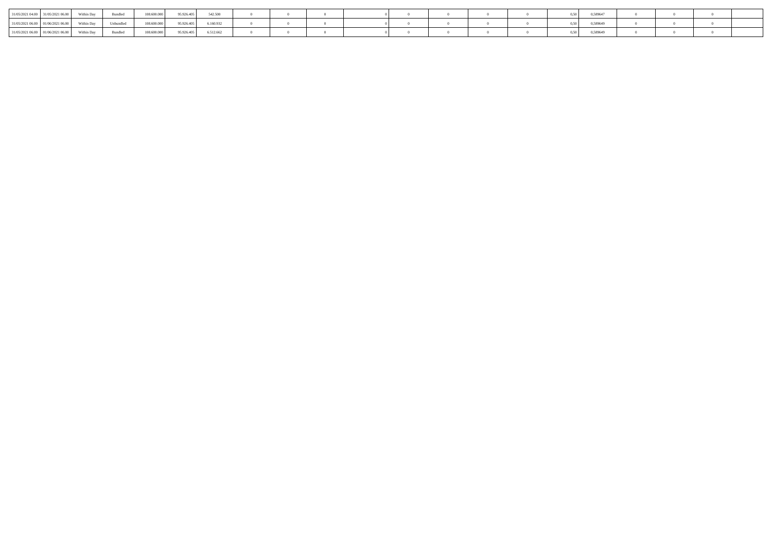| | | | | | | | | | | | | | | | | | | | | |
|---|---|---|---|---|---|---|---|---|---|---|---|---|---|---|---|---|---|---|---|---|
| 31/05/2021 04.00 | 31/05/2021 06.00 | Within Day | Bundled | 108.600.000 | 95.926.405 | 542.500 | 0 | 0 | 0 | 0 | 0 | 0 | 0 | 0 | 0,50 | 0,589647 | 0 | 0 | 0 | |
| 31/05/2021 06.00 | 01/06/2021 06.00 | Within Day | Unbundled | 108.600.000 | 95.926.405 | 6.160.932 | 0 | 0 | 0 | 0 | 0 | 0 | 0 | 0 | 0,50 | 0,589649 | 0 | 0 | 0 | |
| 31/05/2021 06.00 | 01/06/2021 06.00 | Within Day | Bundled | 108.600.000 | 95.926.405 | 6.512.662 | 0 | 0 | 0 | 0 | 0 | 0 | 0 | 0 | 0,50 | 0,589649 | 0 | 0 | 0 | |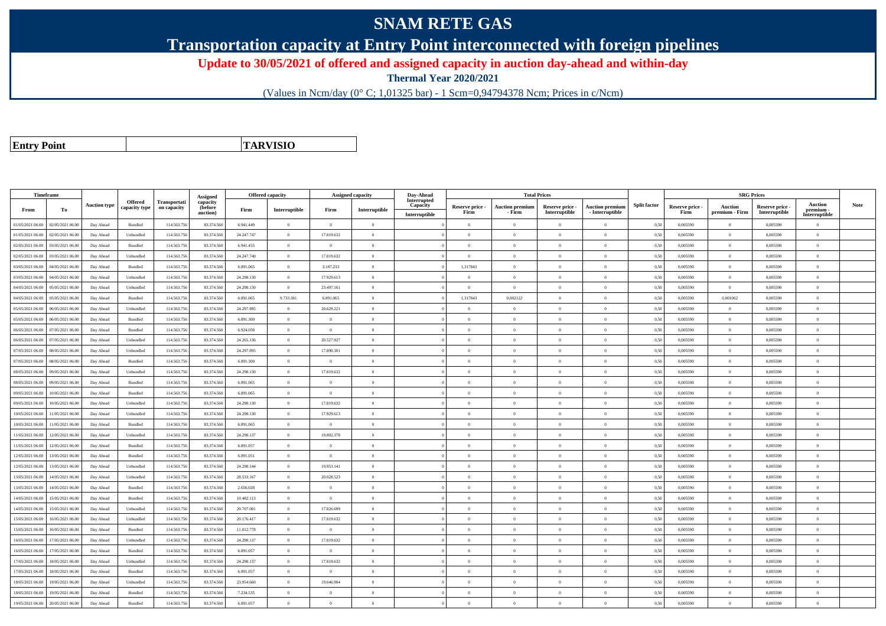# SNAM RETE GAS

## Transportation capacity at Entry Point interconnected with foreign pipelines

### Update to 30/05/2021 of offered and assigned capacity in auction day-ahead and within-day

**Thermal Year 2020/2021**

(Values in Ncm/day (0° C; 1,01325 bar) - 1 Scm=0,94794378 Ncm; Prices in c/Ncm)

| Entry Point | TARVISIO |
|---|---|

| Timeframe | | Auction type | Offered capacity type | Transportation capacity | Assigned capacity (before auction) | Offered capacity | | Assigned capacity | | Day-Ahead Interrupted Capacity | Total Prices | | | | Split factor | SRG Prices | | | | Note |
|---|---|---|---|---|---|---|---|---|---|---|---|---|---|---|---|---|---|---|---|---|
| From | To | | | | | Firm | Interruptible | Firm | Interruptible | Interruptible | Reserve price - Firm | Auction premium - Firm | Reserve price - Interruptible | Auction premium - Interruptible | | Reserve price - Firm | Auction premium - Firm | Reserve price - Interruptible | Auction premium - Interruptible | |
| 01/05/2021 06.00 | 02/05/2021 06.00 | Day Ahead | Bundled | 114.563.756 | 83.374.560 | 6.941.449 | 0 | 0 | 0 | 0 | 0 | 0 | 0 | 0 | 0,50 | 0,005590 | 0 | 0,005590 | 0 | |
| 01/05/2021 06.00 | 02/05/2021 06.00 | Day Ahead | Unbundled | 114.563.756 | 83.374.560 | 24.247.747 | 0 | 17.819.632 | 0 | 0 | 0 | 0 | 0 | 0 | 0,50 | 0,005590 | 0 | 0,005590 | 0 | |
| 02/05/2021 06.00 | 03/05/2021 06.00 | Day Ahead | Bundled | 114.563.756 | 83.374.560 | 6.941.455 | 0 | 0 | 0 | 0 | 0 | 0 | 0 | 0 | 0,50 | 0,005590 | 0 | 0,005590 | 0 | |
| 02/05/2021 06.00 | 03/05/2021 06.00 | Day Ahead | Unbundled | 114.563.756 | 83.374.560 | 24.247.740 | 0 | 17.819.632 | 0 | 0 | 0 | 0 | 0 | 0 | 0,50 | 0,005590 | 0 | 0,005590 | 0 | |
| 03/05/2021 06.00 | 04/05/2021 06.00 | Day Ahead | Bundled | 114.563.756 | 83.374.560 | 6.891.065 | 0 | 3.187.233 | 0 | 0 | 1,317843 | 0 | 0 | 0 | 0,50 | 0,005590 | 0 | 0,005590 | 0 | |
| 03/05/2021 06.00 | 04/05/2021 06.00 | Day Ahead | Unbundled | 114.563.756 | 83.374.560 | 24.298.130 | 0 | 17.929.613 | 0 | 0 | 0 | 0 | 0 | 0 | 0,50 | 0,005590 | 0 | 0,005590 | 0 | |
| 04/05/2021 06.00 | 05/05/2021 06.00 | Day Ahead | Unbundled | 114.563.756 | 83.374.560 | 24.298.130 | 0 | 23.497.161 | 0 | 0 | 0 | 0 | 0 | 0 | 0,50 | 0,005590 | 0 | 0,005590 | 0 | |
| 04/05/2021 06.00 | 05/05/2021 06.00 | Day Ahead | Bundled | 114.563.756 | 83.374.560 | 6.891.065 | 9.733.361 | 6.891.065 | 0 | 0 | 1,317843 | 0,002122 | 0 | 0 | 0,50 | 0,005590 | 0,001062 | 0,005590 | 0 | |
| 05/05/2021 06.00 | 06/05/2021 06.00 | Day Ahead | Unbundled | 114.563.756 | 83.374.560 | 24.297.895 | 0 | 20.629.221 | 0 | 0 | 0 | 0 | 0 | 0 | 0,50 | 0,005590 | 0 | 0,005590 | 0 | |
| 05/05/2021 06.00 | 06/05/2021 06.00 | Day Ahead | Bundled | 114.563.756 | 83.374.560 | 6.891.300 | 0 | 0 | 0 | 0 | 0 | 0 | 0 | 0 | 0,50 | 0,005590 | 0 | 0,005590 | 0 | |
| 06/05/2021 06.00 | 07/05/2021 06.00 | Day Ahead | Bundled | 114.563.756 | 83.374.560 | 6.924.058 | 0 | 0 | 0 | 0 | 0 | 0 | 0 | 0 | 0,50 | 0,005590 | 0 | 0,005590 | 0 | |
| 06/05/2021 06.00 | 07/05/2021 06.00 | Day Ahead | Unbundled | 114.563.756 | 83.374.560 | 24.265.136 | 0 | 20.527.927 | 0 | 0 | 0 | 0 | 0 | 0 | 0,50 | 0,005590 | 0 | 0,005590 | 0 | |
| 07/05/2021 06.00 | 08/05/2021 06.00 | Day Ahead | Unbundled | 114.563.756 | 83.374.560 | 24.297.895 | 0 | 17.890.301 | 0 | 0 | 0 | 0 | 0 | 0 | 0,50 | 0,005590 | 0 | 0,005590 | 0 | |
| 07/05/2021 06.00 | 08/05/2021 06.00 | Day Ahead | Bundled | 114.563.756 | 83.374.560 | 6.891.300 | 0 | 0 | 0 | 0 | 0 | 0 | 0 | 0 | 0,50 | 0,005590 | 0 | 0,005590 | 0 | |
| 08/05/2021 06.00 | 09/05/2021 06.00 | Day Ahead | Unbundled | 114.563.756 | 83.374.560 | 24.298.130 | 0 | 17.819.632 | 0 | 0 | 0 | 0 | 0 | 0 | 0,50 | 0,005590 | 0 | 0,005590 | 0 | |
| 08/05/2021 06.00 | 09/05/2021 06.00 | Day Ahead | Bundled | 114.563.756 | 83.374.560 | 6.891.065 | 0 | 0 | 0 | 0 | 0 | 0 | 0 | 0 | 0,50 | 0,005590 | 0 | 0,005590 | 0 | |
| 09/05/2021 06.00 | 10/05/2021 06.00 | Day Ahead | Bundled | 114.563.756 | 83.374.560 | 6.891.065 | 0 | 0 | 0 | 0 | 0 | 0 | 0 | 0 | 0,50 | 0,005590 | 0 | 0,005590 | 0 | |
| 09/05/2021 06.00 | 10/05/2021 06.00 | Day Ahead | Unbundled | 114.563.756 | 83.374.560 | 24.298.130 | 0 | 17.819.632 | 0 | 0 | 0 | 0 | 0 | 0 | 0,50 | 0,005590 | 0 | 0,005590 | 0 | |
| 10/05/2021 06.00 | 11/05/2021 06.00 | Day Ahead | Unbundled | 114.563.756 | 83.374.560 | 24.298.130 | 0 | 17.929.613 | 0 | 0 | 0 | 0 | 0 | 0 | 0,50 | 0,005590 | 0 | 0,005590 | 0 | |
| 10/05/2021 06.00 | 11/05/2021 06.00 | Day Ahead | Bundled | 114.563.756 | 83.374.560 | 6.891.065 | 0 | 0 | 0 | 0 | 0 | 0 | 0 | 0 | 0,50 | 0,005590 | 0 | 0,005590 | 0 | |
| 11/05/2021 06.00 | 12/05/2021 06.00 | Day Ahead | Unbundled | 114.563.756 | 83.374.560 | 24.298.137 | 0 | 19.802.378 | 0 | 0 | 0 | 0 | 0 | 0 | 0,50 | 0,005590 | 0 | 0,005590 | 0 | |
| 11/05/2021 06.00 | 12/05/2021 06.00 | Day Ahead | Bundled | 114.563.756 | 83.374.560 | 6.891.057 | 0 | 0 | 0 | 0 | 0 | 0 | 0 | 0 | 0,50 | 0,005590 | 0 | 0,005590 | 0 | |
| 12/05/2021 06.00 | 13/05/2021 06.00 | Day Ahead | Bundled | 114.563.756 | 83.374.560 | 6.891.051 | 0 | 0 | 0 | 0 | 0 | 0 | 0 | 0 | 0,50 | 0,005590 | 0 | 0,005590 | 0 | |
| 12/05/2021 06.00 | 13/05/2021 06.00 | Day Ahead | Unbundled | 114.563.756 | 83.374.560 | 24.298.144 | 0 | 19.953.141 | 0 | 0 | 0 | 0 | 0 | 0 | 0,50 | 0,005590 | 0 | 0,005590 | 0 | |
| 13/05/2021 06.00 | 14/05/2021 06.00 | Day Ahead | Unbundled | 114.563.756 | 83.374.560 | 28.533.167 | 0 | 20.028.523 | 0 | 0 | 0 | 0 | 0 | 0 | 0,50 | 0,005590 | 0 | 0,005590 | 0 | |
| 13/05/2021 06.00 | 14/05/2021 06.00 | Day Ahead | Bundled | 114.563.756 | 83.374.560 | 2.656.028 | 0 | 0 | 0 | 0 | 0 | 0 | 0 | 0 | 0,50 | 0,005590 | 0 | 0,005590 | 0 | |
| 14/05/2021 06.00 | 15/05/2021 06.00 | Day Ahead | Bundled | 114.563.756 | 83.374.560 | 10.482.113 | 0 | 0 | 0 | 0 | 0 | 0 | 0 | 0 | 0,50 | 0,005590 | 0 | 0,005590 | 0 | |
| 14/05/2021 06.00 | 15/05/2021 06.00 | Day Ahead | Unbundled | 114.563.756 | 83.374.560 | 20.707.081 | 0 | 17.826.699 | 0 | 0 | 0 | 0 | 0 | 0 | 0,50 | 0,005590 | 0 | 0,005590 | 0 | |
| 15/05/2021 06.00 | 16/05/2021 06.00 | Day Ahead | Unbundled | 114.563.756 | 83.374.560 | 20.176.417 | 0 | 17.819.632 | 0 | 0 | 0 | 0 | 0 | 0 | 0,50 | 0,005590 | 0 | 0,005590 | 0 | |
| 15/05/2021 06.00 | 16/05/2021 06.00 | Day Ahead | Bundled | 114.563.756 | 83.374.560 | 11.012.778 | 0 | 0 | 0 | 0 | 0 | 0 | 0 | 0 | 0,50 | 0,005590 | 0 | 0,005590 | 0 | |
| 16/05/2021 06.00 | 17/05/2021 06.00 | Day Ahead | Unbundled | 114.563.756 | 83.374.560 | 24.298.137 | 0 | 17.819.632 | 0 | 0 | 0 | 0 | 0 | 0 | 0,50 | 0,005590 | 0 | 0,005590 | 0 | |
| 16/05/2021 06.00 | 17/05/2021 06.00 | Day Ahead | Bundled | 114.563.756 | 83.374.560 | 6.891.057 | 0 | 0 | 0 | 0 | 0 | 0 | 0 | 0 | 0,50 | 0,005590 | 0 | 0,005590 | 0 | |
| 17/05/2021 06.00 | 18/05/2021 06.00 | Day Ahead | Unbundled | 114.563.756 | 83.374.560 | 24.298.137 | 0 | 17.819.632 | 0 | 0 | 0 | 0 | 0 | 0 | 0,50 | 0,005590 | 0 | 0,005590 | 0 | |
| 17/05/2021 06.00 | 18/05/2021 06.00 | Day Ahead | Bundled | 114.563.756 | 83.374.560 | 6.891.057 | 0 | 0 | 0 | 0 | 0 | 0 | 0 | 0 | 0,50 | 0,005590 | 0 | 0,005590 | 0 | |
| 18/05/2021 06.00 | 19/05/2021 06.00 | Day Ahead | Unbundled | 114.563.756 | 83.374.560 | 23.954.660 | 0 | 19.646.904 | 0 | 0 | 0 | 0 | 0 | 0 | 0,50 | 0,005590 | 0 | 0,005590 | 0 | |
| 18/05/2021 06.00 | 19/05/2021 06.00 | Day Ahead | Bundled | 114.563.756 | 83.374.560 | 7.234.535 | 0 | 0 | 0 | 0 | 0 | 0 | 0 | 0 | 0,50 | 0,005590 | 0 | 0,005590 | 0 | |
| 19/05/2021 06.00 | 20/05/2021 06.00 | Day Ahead | Bundled | 114.563.756 | 83.374.560 | 6.891.057 | 0 | 0 | 0 | 0 | 0 | 0 | 0 | 0 | 0,50 | 0,005590 | 0 | 0,005590 | 0 | |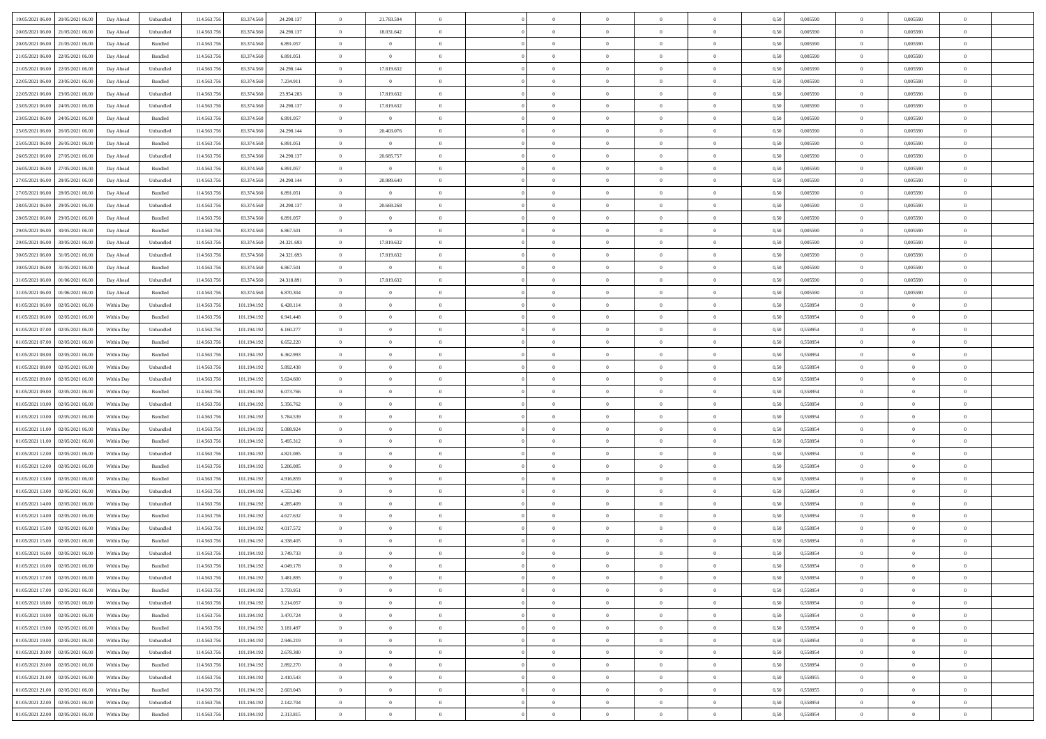| | | | | | | | | | | | | | | | | | | | | | |
|---|---|---|---|---|---|---|---|---|---|---|---|---|---|---|---|---|---|---|---|---|---|
| 19/05/2021 06:00 | 20/05/2021 06:00 | Day Ahead | Unbundled | 114.563.756 | 83.374.560 | 24.298.137 | 0 | 21.783.504 | 0 | | 0 | 0 | 0 | 0 | 0 | 0,50 | 0,005590 | 0 | 0,005590 | 0 | |
| 20/05/2021 06:00 | 21/05/2021 06:00 | Day Ahead | Unbundled | 114.563.756 | 83.374.560 | 24.298.137 | 0 | 18.031.642 | 0 | | 0 | 0 | 0 | 0 | 0 | 0,50 | 0,005590 | 0 | 0,005590 | 0 | |
| 20/05/2021 06:00 | 21/05/2021 06:00 | Day Ahead | Bundled | 114.563.756 | 83.374.560 | 6.891.057 | 0 | 0 | 0 | | 0 | 0 | 0 | 0 | 0 | 0,50 | 0,005590 | 0 | 0,005590 | 0 | |
| 21/05/2021 06:00 | 22/05/2021 06:00 | Day Ahead | Bundled | 114.563.756 | 83.374.560 | 6.891.051 | 0 | 0 | 0 | | 0 | 0 | 0 | 0 | 0 | 0,50 | 0,005590 | 0 | 0,005590 | 0 | |
| 21/05/2021 06:00 | 22/05/2021 06:00 | Day Ahead | Unbundled | 114.563.756 | 83.374.560 | 24.298.144 | 0 | 17.819.632 | 0 | | 0 | 0 | 0 | 0 | 0 | 0,50 | 0,005590 | 0 | 0,005590 | 0 | |
| 22/05/2021 06:00 | 23/05/2021 06:00 | Day Ahead | Bundled | 114.563.756 | 83.374.560 | 7.234.911 | 0 | 0 | 0 | | 0 | 0 | 0 | 0 | 0 | 0,50 | 0,005590 | 0 | 0,005590 | 0 | |
| 22/05/2021 06:00 | 23/05/2021 06:00 | Day Ahead | Unbundled | 114.563.756 | 83.374.560 | 23.954.283 | 0 | 17.819.632 | 0 | | 0 | 0 | 0 | 0 | 0 | 0,50 | 0,005590 | 0 | 0,005590 | 0 | |
| 23/05/2021 06:00 | 24/05/2021 06:00 | Day Ahead | Unbundled | 114.563.756 | 83.374.560 | 24.298.137 | 0 | 17.819.632 | 0 | | 0 | 0 | 0 | 0 | 0 | 0,50 | 0,005590 | 0 | 0,005590 | 0 | |
| 23/05/2021 06:00 | 24/05/2021 06:00 | Day Ahead | Bundled | 114.563.756 | 83.374.560 | 6.891.057 | 0 | 0 | 0 | | 0 | 0 | 0 | 0 | 0 | 0,50 | 0,005590 | 0 | 0,005590 | 0 | |
| 25/05/2021 06:00 | 26/05/2021 06:00 | Day Ahead | Unbundled | 114.563.756 | 83.374.560 | 24.298.144 | 0 | 20.403.076 | 0 | | 0 | 0 | 0 | 0 | 0 | 0,50 | 0,005590 | 0 | 0,005590 | 0 | |
| 25/05/2021 06:00 | 26/05/2021 06:00 | Day Ahead | Bundled | 114.563.756 | 83.374.560 | 6.891.051 | 0 | 0 | 0 | | 0 | 0 | 0 | 0 | 0 | 0,50 | 0,005590 | 0 | 0,005590 | 0 | |
| 26/05/2021 06:00 | 27/05/2021 06:00 | Day Ahead | Unbundled | 114.563.756 | 83.374.560 | 24.298.137 | 0 | 20.685.757 | 0 | | 0 | 0 | 0 | 0 | 0 | 0,50 | 0,005590 | 0 | 0,005590 | 0 | |
| 26/05/2021 06:00 | 27/05/2021 06:00 | Day Ahead | Bundled | 114.563.756 | 83.374.560 | 6.891.057 | 0 | 0 | 0 | | 0 | 0 | 0 | 0 | 0 | 0,50 | 0,005590 | 0 | 0,005590 | 0 | |
| 27/05/2021 06:00 | 28/05/2021 06:00 | Day Ahead | Unbundled | 114.563.756 | 83.374.560 | 24.298.144 | 0 | 20.989.640 | 0 | | 0 | 0 | 0 | 0 | 0 | 0,50 | 0,005590 | 0 | 0,005590 | 0 | |
| 27/05/2021 06:00 | 28/05/2021 06:00 | Day Ahead | Bundled | 114.563.756 | 83.374.560 | 6.891.051 | 0 | 0 | 0 | | 0 | 0 | 0 | 0 | 0 | 0,50 | 0,005590 | 0 | 0,005590 | 0 | |
| 28/05/2021 06:00 | 29/05/2021 06:00 | Day Ahead | Unbundled | 114.563.756 | 83.374.560 | 24.298.137 | 0 | 20.669.268 | 0 | | 0 | 0 | 0 | 0 | 0 | 0,50 | 0,005590 | 0 | 0,005590 | 0 | |
| 28/05/2021 06:00 | 29/05/2021 06:00 | Day Ahead | Bundled | 114.563.756 | 83.374.560 | 6.891.057 | 0 | 0 | 0 | | 0 | 0 | 0 | 0 | 0 | 0,50 | 0,005590 | 0 | 0,005590 | 0 | |
| 29/05/2021 06:00 | 30/05/2021 06:00 | Day Ahead | Bundled | 114.563.756 | 83.374.560 | 6.867.501 | 0 | 0 | 0 | | 0 | 0 | 0 | 0 | 0 | 0,50 | 0,005590 | 0 | 0,005590 | 0 | |
| 29/05/2021 06:00 | 30/05/2021 06:00 | Day Ahead | Unbundled | 114.563.756 | 83.374.560 | 24.321.693 | 0 | 17.819.632 | 0 | | 0 | 0 | 0 | 0 | 0 | 0,50 | 0,005590 | 0 | 0,005590 | 0 | |
| 30/05/2021 06:00 | 31/05/2021 06:00 | Day Ahead | Unbundled | 114.563.756 | 83.374.560 | 24.321.693 | 0 | 17.819.632 | 0 | | 0 | 0 | 0 | 0 | 0 | 0,50 | 0,005590 | 0 | 0,005590 | 0 | |
| 30/05/2021 06:00 | 31/05/2021 06:00 | Day Ahead | Bundled | 114.563.756 | 83.374.560 | 6.867.501 | 0 | 0 | 0 | | 0 | 0 | 0 | 0 | 0 | 0,50 | 0,005590 | 0 | 0,005590 | 0 | |
| 31/05/2021 06:00 | 01/06/2021 06:00 | Day Ahead | Unbundled | 114.563.756 | 83.374.560 | 24.318.891 | 0 | 17.819.632 | 0 | | 0 | 0 | 0 | 0 | 0 | 0,50 | 0,005590 | 0 | 0,005590 | 0 | |
| 31/05/2021 06:00 | 01/06/2021 06:00 | Day Ahead | Bundled | 114.563.756 | 83.374.560 | 6.870.304 | 0 | 0 | 0 | | 0 | 0 | 0 | 0 | 0 | 0,50 | 0,005590 | 0 | 0,005590 | 0 | |
| 01/05/2021 06:00 | 02/05/2021 06:00 | Within Day | Unbundled | 114.563.756 | 101.194.192 | 6.428.114 | 0 | 0 | 0 | | 0 | 0 | 0 | 0 | 0 | 0,50 | 0,558954 | 0 | 0 | 0 | |
| 01/05/2021 06:00 | 02/05/2021 06:00 | Within Day | Bundled | 114.563.756 | 101.194.192 | 6.941.448 | 0 | 0 | 0 | | 0 | 0 | 0 | 0 | 0 | 0,50 | 0,558954 | 0 | 0 | 0 | |
| 01/05/2021 07:00 | 02/05/2021 06:00 | Within Day | Unbundled | 114.563.756 | 101.194.192 | 6.160.277 | 0 | 0 | 0 | | 0 | 0 | 0 | 0 | 0 | 0,50 | 0,558954 | 0 | 0 | 0 | |
| 01/05/2021 07:00 | 02/05/2021 06:00 | Within Day | Bundled | 114.563.756 | 101.194.192 | 6.652.220 | 0 | 0 | 0 | | 0 | 0 | 0 | 0 | 0 | 0,50 | 0,558954 | 0 | 0 | 0 | |
| 01/05/2021 08:00 | 02/05/2021 06:00 | Within Day | Bundled | 114.563.756 | 101.194.192 | 6.362.993 | 0 | 0 | 0 | | 0 | 0 | 0 | 0 | 0 | 0,50 | 0,558954 | 0 | 0 | 0 | |
| 01/05/2021 08:00 | 02/05/2021 06:00 | Within Day | Unbundled | 114.563.756 | 101.194.192 | 5.892.438 | 0 | 0 | 0 | | 0 | 0 | 0 | 0 | 0 | 0,50 | 0,558954 | 0 | 0 | 0 | |
| 01/05/2021 09:00 | 02/05/2021 06:00 | Within Day | Unbundled | 114.563.756 | 101.194.192 | 5.624.600 | 0 | 0 | 0 | | 0 | 0 | 0 | 0 | 0 | 0,50 | 0,558954 | 0 | 0 | 0 | |
| 01/05/2021 09:00 | 02/05/2021 06:00 | Within Day | Bundled | 114.563.756 | 101.194.192 | 6.073.766 | 0 | 0 | 0 | | 0 | 0 | 0 | 0 | 0 | 0,50 | 0,558954 | 0 | 0 | 0 | |
| 01/05/2021 10:00 | 02/05/2021 06:00 | Within Day | Unbundled | 114.563.756 | 101.194.192 | 5.356.762 | 0 | 0 | 0 | | 0 | 0 | 0 | 0 | 0 | 0,50 | 0,558954 | 0 | 0 | 0 | |
| 01/05/2021 10:00 | 02/05/2021 06:00 | Within Day | Bundled | 114.563.756 | 101.194.192 | 5.784.539 | 0 | 0 | 0 | | 0 | 0 | 0 | 0 | 0 | 0,50 | 0,558954 | 0 | 0 | 0 | |
| 01/05/2021 11:00 | 02/05/2021 06:00 | Within Day | Unbundled | 114.563.756 | 101.194.192 | 5.088.924 | 0 | 0 | 0 | | 0 | 0 | 0 | 0 | 0 | 0,50 | 0,558954 | 0 | 0 | 0 | |
| 01/05/2021 11:00 | 02/05/2021 06:00 | Within Day | Bundled | 114.563.756 | 101.194.192 | 5.495.312 | 0 | 0 | 0 | | 0 | 0 | 0 | 0 | 0 | 0,50 | 0,558954 | 0 | 0 | 0 | |
| 01/05/2021 12:00 | 02/05/2021 06:00 | Within Day | Unbundled | 114.563.756 | 101.194.192 | 4.821.085 | 0 | 0 | 0 | | 0 | 0 | 0 | 0 | 0 | 0,50 | 0,558954 | 0 | 0 | 0 | |
| 01/05/2021 12:00 | 02/05/2021 06:00 | Within Day | Bundled | 114.563.756 | 101.194.192 | 5.206.085 | 0 | 0 | 0 | | 0 | 0 | 0 | 0 | 0 | 0,50 | 0,558954 | 0 | 0 | 0 | |
| 01/05/2021 13:00 | 02/05/2021 06:00 | Within Day | Bundled | 114.563.756 | 101.194.192 | 4.916.859 | 0 | 0 | 0 | | 0 | 0 | 0 | 0 | 0 | 0,50 | 0,558954 | 0 | 0 | 0 | |
| 01/05/2021 13:00 | 02/05/2021 06:00 | Within Day | Unbundled | 114.563.756 | 101.194.192 | 4.553.248 | 0 | 0 | 0 | | 0 | 0 | 0 | 0 | 0 | 0,50 | 0,558954 | 0 | 0 | 0 | |
| 01/05/2021 14:00 | 02/05/2021 06:00 | Within Day | Unbundled | 114.563.756 | 101.194.192 | 4.285.409 | 0 | 0 | 0 | | 0 | 0 | 0 | 0 | 0 | 0,50 | 0,558954 | 0 | 0 | 0 | |
| 01/05/2021 14:00 | 02/05/2021 06:00 | Within Day | Bundled | 114.563.756 | 101.194.192 | 4.627.632 | 0 | 0 | 0 | | 0 | 0 | 0 | 0 | 0 | 0,50 | 0,558954 | 0 | 0 | 0 | |
| 01/05/2021 15:00 | 02/05/2021 06:00 | Within Day | Unbundled | 114.563.756 | 101.194.192 | 4.017.572 | 0 | 0 | 0 | | 0 | 0 | 0 | 0 | 0 | 0,50 | 0,558954 | 0 | 0 | 0 | |
| 01/05/2021 15:00 | 02/05/2021 06:00 | Within Day | Bundled | 114.563.756 | 101.194.192 | 4.338.405 | 0 | 0 | 0 | | 0 | 0 | 0 | 0 | 0 | 0,50 | 0,558954 | 0 | 0 | 0 | |
| 01/05/2021 16:00 | 02/05/2021 06:00 | Within Day | Unbundled | 114.563.756 | 101.194.192 | 3.749.733 | 0 | 0 | 0 | | 0 | 0 | 0 | 0 | 0 | 0,50 | 0,558954 | 0 | 0 | 0 | |
| 01/05/2021 16:00 | 02/05/2021 06:00 | Within Day | Bundled | 114.563.756 | 101.194.192 | 4.049.178 | 0 | 0 | 0 | | 0 | 0 | 0 | 0 | 0 | 0,50 | 0,558954 | 0 | 0 | 0 | |
| 01/05/2021 17:00 | 02/05/2021 06:00 | Within Day | Unbundled | 114.563.756 | 101.194.192 | 3.481.895 | 0 | 0 | 0 | | 0 | 0 | 0 | 0 | 0 | 0,50 | 0,558954 | 0 | 0 | 0 | |
| 01/05/2021 17:00 | 02/05/2021 06:00 | Within Day | Bundled | 114.563.756 | 101.194.192 | 3.759.951 | 0 | 0 | 0 | | 0 | 0 | 0 | 0 | 0 | 0,50 | 0,558954 | 0 | 0 | 0 | |
| 01/05/2021 18:00 | 02/05/2021 06:00 | Within Day | Unbundled | 114.563.756 | 101.194.192 | 3.214.057 | 0 | 0 | 0 | | 0 | 0 | 0 | 0 | 0 | 0,50 | 0,558954 | 0 | 0 | 0 | |
| 01/05/2021 18:00 | 02/05/2021 06:00 | Within Day | Bundled | 114.563.756 | 101.194.192 | 3.470.724 | 0 | 0 | 0 | | 0 | 0 | 0 | 0 | 0 | 0,50 | 0,558954 | 0 | 0 | 0 | |
| 01/05/2021 19:00 | 02/05/2021 06:00 | Within Day | Bundled | 114.563.756 | 101.194.192 | 3.181.497 | 0 | 0 | 0 | | 0 | 0 | 0 | 0 | 0 | 0,50 | 0,558954 | 0 | 0 | 0 | |
| 01/05/2021 19:00 | 02/05/2021 06:00 | Within Day | Unbundled | 114.563.756 | 101.194.192 | 2.946.219 | 0 | 0 | 0 | | 0 | 0 | 0 | 0 | 0 | 0,50 | 0,558954 | 0 | 0 | 0 | |
| 01/05/2021 20:00 | 02/05/2021 06:00 | Within Day | Unbundled | 114.563.756 | 101.194.192 | 2.678.380 | 0 | 0 | 0 | | 0 | 0 | 0 | 0 | 0 | 0,50 | 0,558954 | 0 | 0 | 0 | |
| 01/05/2021 20:00 | 02/05/2021 06:00 | Within Day | Bundled | 114.563.756 | 101.194.192 | 2.892.270 | 0 | 0 | 0 | | 0 | 0 | 0 | 0 | 0 | 0,50 | 0,558954 | 0 | 0 | 0 | |
| 01/05/2021 21:00 | 02/05/2021 06:00 | Within Day | Unbundled | 114.563.756 | 101.194.192 | 2.410.543 | 0 | 0 | 0 | | 0 | 0 | 0 | 0 | 0 | 0,50 | 0,558955 | 0 | 0 | 0 | |
| 01/05/2021 21:00 | 02/05/2021 06:00 | Within Day | Bundled | 114.563.756 | 101.194.192 | 2.603.043 | 0 | 0 | 0 | | 0 | 0 | 0 | 0 | 0 | 0,50 | 0,558955 | 0 | 0 | 0 | |
| 01/05/2021 22:00 | 02/05/2021 06:00 | Within Day | Unbundled | 114.563.756 | 101.194.192 | 2.142.704 | 0 | 0 | 0 | | 0 | 0 | 0 | 0 | 0 | 0,50 | 0,558954 | 0 | 0 | 0 | |
| 01/05/2021 22:00 | 02/05/2021 06:00 | Within Day | Bundled | 114.563.756 | 101.194.192 | 2.313.815 | 0 | 0 | 0 | | 0 | 0 | 0 | 0 | 0 | 0,50 | 0,558954 | 0 | 0 | 0 | |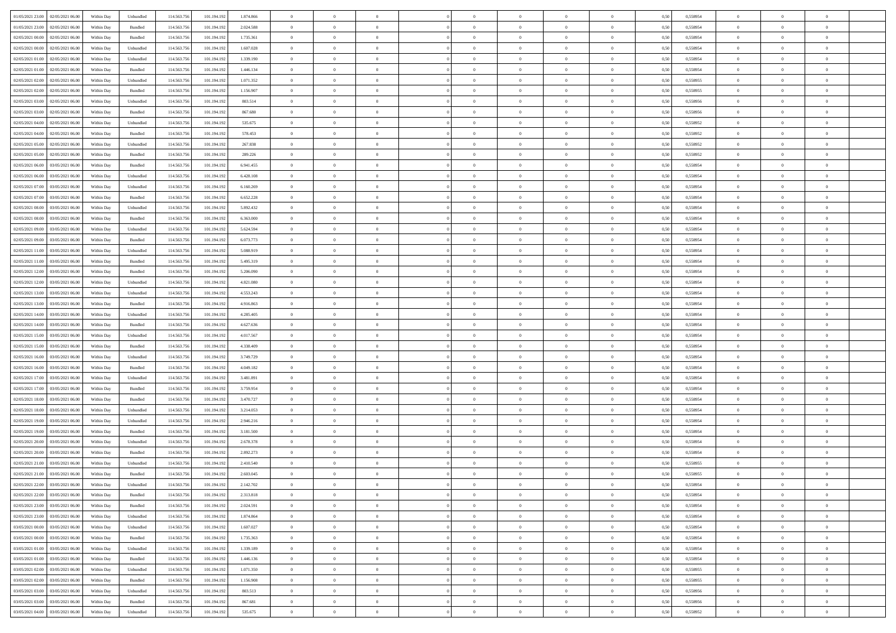| | | | | | | | | | | | | | | | | | | | | | |
|---|---|---|---|---|---|---|---|---|---|---|---|---|---|---|---|---|---|---|---|---|---|
| 01/05/2021 23.00 | 02/05/2021 06.00 | Within Day | Unbundled | 114.563.756 | 101.194.192 | 1.874.866 | 0 | 0 | 0 | | 0 | 0 | 0 | 0 | 0,50 | 0,558954 | 0 | 0 | 0 | |
| 01/05/2021 23.00 | 02/05/2021 06.00 | Within Day | Bundled | 114.563.756 | 101.194.192 | 2.024.588 | 0 | 0 | 0 | | 0 | 0 | 0 | 0 | 0,50 | 0,558954 | 0 | 0 | 0 | |
| 02/05/2021 00.00 | 02/05/2021 06.00 | Within Day | Bundled | 114.563.756 | 101.194.192 | 1.735.361 | 0 | 0 | 0 | | 0 | 0 | 0 | 0 | 0,50 | 0,558954 | 0 | 0 | 0 | |
| 02/05/2021 00.00 | 02/05/2021 06.00 | Within Day | Unbundled | 114.563.756 | 101.194.192 | 1.607.028 | 0 | 0 | 0 | | 0 | 0 | 0 | 0 | 0,50 | 0,558954 | 0 | 0 | 0 | |
| 02/05/2021 01.00 | 02/05/2021 06.00 | Within Day | Unbundled | 114.563.756 | 101.194.192 | 1.339.190 | 0 | 0 | 0 | | 0 | 0 | 0 | 0 | 0,50 | 0,558954 | 0 | 0 | 0 | |
| 02/05/2021 01.00 | 02/05/2021 06.00 | Within Day | Bundled | 114.563.756 | 101.194.192 | 1.446.134 | 0 | 0 | 0 | | 0 | 0 | 0 | 0 | 0,50 | 0,558954 | 0 | 0 | 0 | |
| 02/05/2021 02.00 | 02/05/2021 06.00 | Within Day | Unbundled | 114.563.756 | 101.194.192 | 1.071.352 | 0 | 0 | 0 | | 0 | 0 | 0 | 0 | 0,50 | 0,558955 | 0 | 0 | 0 | |
| 02/05/2021 02.00 | 02/05/2021 06.00 | Within Day | Bundled | 114.563.756 | 101.194.192 | 1.156.907 | 0 | 0 | 0 | | 0 | 0 | 0 | 0 | 0,50 | 0,558955 | 0 | 0 | 0 | |
| 02/05/2021 03.00 | 02/05/2021 06.00 | Within Day | Unbundled | 114.563.756 | 101.194.192 | 803.514 | 0 | 0 | 0 | | 0 | 0 | 0 | 0 | 0,50 | 0,558956 | 0 | 0 | 0 | |
| 02/05/2021 03.00 | 02/05/2021 06.00 | Within Day | Bundled | 114.563.756 | 101.194.192 | 867.680 | 0 | 0 | 0 | | 0 | 0 | 0 | 0 | 0,50 | 0,558956 | 0 | 0 | 0 | |
| 02/05/2021 04.00 | 02/05/2021 06.00 | Within Day | Unbundled | 114.563.756 | 101.194.192 | 535.675 | 0 | 0 | 0 | | 0 | 0 | 0 | 0 | 0,50 | 0,558952 | 0 | 0 | 0 | |
| 02/05/2021 04.00 | 02/05/2021 06.00 | Within Day | Bundled | 114.563.756 | 101.194.192 | 578.453 | 0 | 0 | 0 | | 0 | 0 | 0 | 0 | 0,50 | 0,558952 | 0 | 0 | 0 | |
| 02/05/2021 05.00 | 02/05/2021 06.00 | Within Day | Unbundled | 114.563.756 | 101.194.192 | 267.838 | 0 | 0 | 0 | | 0 | 0 | 0 | 0 | 0,50 | 0,558952 | 0 | 0 | 0 | |
| 02/05/2021 05.00 | 02/05/2021 06.00 | Within Day | Bundled | 114.563.756 | 101.194.192 | 289.226 | 0 | 0 | 0 | | 0 | 0 | 0 | 0 | 0,50 | 0,558952 | 0 | 0 | 0 | |
| 02/05/2021 06.00 | 03/05/2021 06.00 | Within Day | Bundled | 114.563.756 | 101.194.192 | 6.941.455 | 0 | 0 | 0 | | 0 | 0 | 0 | 0 | 0,50 | 0,558954 | 0 | 0 | 0 | |
| 02/05/2021 06.00 | 03/05/2021 06.00 | Within Day | Unbundled | 114.563.756 | 101.194.192 | 6.428.108 | 0 | 0 | 0 | | 0 | 0 | 0 | 0 | 0,50 | 0,558954 | 0 | 0 | 0 | |
| 02/05/2021 07.00 | 03/05/2021 06.00 | Within Day | Unbundled | 114.563.756 | 101.194.192 | 6.160.269 | 0 | 0 | 0 | | 0 | 0 | 0 | 0 | 0,50 | 0,558954 | 0 | 0 | 0 | |
| 02/05/2021 07.00 | 03/05/2021 06.00 | Within Day | Bundled | 114.563.756 | 101.194.192 | 6.652.228 | 0 | 0 | 0 | | 0 | 0 | 0 | 0 | 0,50 | 0,558954 | 0 | 0 | 0 | |
| 02/05/2021 08.00 | 03/05/2021 06.00 | Within Day | Unbundled | 114.563.756 | 101.194.192 | 5.892.432 | 0 | 0 | 0 | | 0 | 0 | 0 | 0 | 0,50 | 0,558954 | 0 | 0 | 0 | |
| 02/05/2021 08.00 | 03/05/2021 06.00 | Within Day | Bundled | 114.563.756 | 101.194.192 | 6.363.000 | 0 | 0 | 0 | | 0 | 0 | 0 | 0 | 0,50 | 0,558954 | 0 | 0 | 0 | |
| 02/05/2021 09.00 | 03/05/2021 06.00 | Within Day | Unbundled | 114.563.756 | 101.194.192 | 5.624.594 | 0 | 0 | 0 | | 0 | 0 | 0 | 0 | 0,50 | 0,558954 | 0 | 0 | 0 | |
| 02/05/2021 09.00 | 03/05/2021 06.00 | Within Day | Bundled | 114.563.756 | 101.194.192 | 6.073.773 | 0 | 0 | 0 | | 0 | 0 | 0 | 0 | 0,50 | 0,558954 | 0 | 0 | 0 | |
| 02/05/2021 11.00 | 03/05/2021 06.00 | Within Day | Unbundled | 114.563.756 | 101.194.192 | 5.088.919 | 0 | 0 | 0 | | 0 | 0 | 0 | 0 | 0,50 | 0,558954 | 0 | 0 | 0 | |
| 02/05/2021 11.00 | 03/05/2021 06.00 | Within Day | Bundled | 114.563.756 | 101.194.192 | 5.495.319 | 0 | 0 | 0 | | 0 | 0 | 0 | 0 | 0,50 | 0,558954 | 0 | 0 | 0 | |
| 02/05/2021 12.00 | 03/05/2021 06.00 | Within Day | Bundled | 114.563.756 | 101.194.192 | 5.206.090 | 0 | 0 | 0 | | 0 | 0 | 0 | 0 | 0,50 | 0,558954 | 0 | 0 | 0 | |
| 02/05/2021 12.00 | 03/05/2021 06.00 | Within Day | Unbundled | 114.563.756 | 101.194.192 | 4.821.080 | 0 | 0 | 0 | | 0 | 0 | 0 | 0 | 0,50 | 0,558954 | 0 | 0 | 0 | |
| 02/05/2021 13.00 | 03/05/2021 06.00 | Within Day | Unbundled | 114.563.756 | 101.194.192 | 4.553.243 | 0 | 0 | 0 | | 0 | 0 | 0 | 0 | 0,50 | 0,558954 | 0 | 0 | 0 | |
| 02/05/2021 13.00 | 03/05/2021 06.00 | Within Day | Bundled | 114.563.756 | 101.194.192 | 4.916.863 | 0 | 0 | 0 | | 0 | 0 | 0 | 0 | 0,50 | 0,558954 | 0 | 0 | 0 | |
| 02/05/2021 14.00 | 03/05/2021 06.00 | Within Day | Unbundled | 114.563.756 | 101.194.192 | 4.285.405 | 0 | 0 | 0 | | 0 | 0 | 0 | 0 | 0,50 | 0,558954 | 0 | 0 | 0 | |
| 02/05/2021 14.00 | 03/05/2021 06.00 | Within Day | Bundled | 114.563.756 | 101.194.192 | 4.627.636 | 0 | 0 | 0 | | 0 | 0 | 0 | 0 | 0,50 | 0,558954 | 0 | 0 | 0 | |
| 02/05/2021 15.00 | 03/05/2021 06.00 | Within Day | Unbundled | 114.563.756 | 101.194.192 | 4.017.567 | 0 | 0 | 0 | | 0 | 0 | 0 | 0 | 0,50 | 0,558954 | 0 | 0 | 0 | |
| 02/05/2021 15.00 | 03/05/2021 06.00 | Within Day | Bundled | 114.563.756 | 101.194.192 | 4.338.409 | 0 | 0 | 0 | | 0 | 0 | 0 | 0 | 0,50 | 0,558954 | 0 | 0 | 0 | |
| 02/05/2021 16.00 | 03/05/2021 06.00 | Within Day | Unbundled | 114.563.756 | 101.194.192 | 3.749.729 | 0 | 0 | 0 | | 0 | 0 | 0 | 0 | 0,50 | 0,558954 | 0 | 0 | 0 | |
| 02/05/2021 16.00 | 03/05/2021 06.00 | Within Day | Bundled | 114.563.756 | 101.194.192 | 4.049.182 | 0 | 0 | 0 | | 0 | 0 | 0 | 0 | 0,50 | 0,558954 | 0 | 0 | 0 | |
| 02/05/2021 17.00 | 03/05/2021 06.00 | Within Day | Unbundled | 114.563.756 | 101.194.192 | 3.481.891 | 0 | 0 | 0 | | 0 | 0 | 0 | 0 | 0,50 | 0,558954 | 0 | 0 | 0 | |
| 02/05/2021 17.00 | 03/05/2021 06.00 | Within Day | Bundled | 114.563.756 | 101.194.192 | 3.759.954 | 0 | 0 | 0 | | 0 | 0 | 0 | 0 | 0,50 | 0,558954 | 0 | 0 | 0 | |
| 02/05/2021 18.00 | 03/05/2021 06.00 | Within Day | Bundled | 114.563.756 | 101.194.192 | 3.470.727 | 0 | 0 | 0 | | 0 | 0 | 0 | 0 | 0,50 | 0,558954 | 0 | 0 | 0 | |
| 02/05/2021 18.00 | 03/05/2021 06.00 | Within Day | Unbundled | 114.563.756 | 101.194.192 | 3.214.053 | 0 | 0 | 0 | | 0 | 0 | 0 | 0 | 0,50 | 0,558954 | 0 | 0 | 0 | |
| 02/05/2021 19.00 | 03/05/2021 06.00 | Within Day | Unbundled | 114.563.756 | 101.194.192 | 2.946.216 | 0 | 0 | 0 | | 0 | 0 | 0 | 0 | 0,50 | 0,558954 | 0 | 0 | 0 | |
| 02/05/2021 19.00 | 03/05/2021 06.00 | Within Day | Bundled | 114.563.756 | 101.194.192 | 3.181.500 | 0 | 0 | 0 | | 0 | 0 | 0 | 0 | 0,50 | 0,558954 | 0 | 0 | 0 | |
| 02/05/2021 20.00 | 03/05/2021 06.00 | Within Day | Unbundled | 114.563.756 | 101.194.192 | 2.678.378 | 0 | 0 | 0 | | 0 | 0 | 0 | 0 | 0,50 | 0,558954 | 0 | 0 | 0 | |
| 02/05/2021 20.00 | 03/05/2021 06.00 | Within Day | Bundled | 114.563.756 | 101.194.192 | 2.892.273 | 0 | 0 | 0 | | 0 | 0 | 0 | 0 | 0,50 | 0,558954 | 0 | 0 | 0 | |
| 02/05/2021 21.00 | 03/05/2021 06.00 | Within Day | Unbundled | 114.563.756 | 101.194.192 | 2.410.540 | 0 | 0 | 0 | | 0 | 0 | 0 | 0 | 0,50 | 0,558955 | 0 | 0 | 0 | |
| 02/05/2021 21.00 | 03/05/2021 06.00 | Within Day | Bundled | 114.563.756 | 101.194.192 | 2.603.045 | 0 | 0 | 0 | | 0 | 0 | 0 | 0 | 0,50 | 0,558955 | 0 | 0 | 0 | |
| 02/05/2021 22.00 | 03/05/2021 06.00 | Within Day | Unbundled | 114.563.756 | 101.194.192 | 2.142.702 | 0 | 0 | 0 | | 0 | 0 | 0 | 0 | 0,50 | 0,558954 | 0 | 0 | 0 | |
| 02/05/2021 22.00 | 03/05/2021 06.00 | Within Day | Bundled | 114.563.756 | 101.194.192 | 2.313.818 | 0 | 0 | 0 | | 0 | 0 | 0 | 0 | 0,50 | 0,558954 | 0 | 0 | 0 | |
| 02/05/2021 23.00 | 03/05/2021 06.00 | Within Day | Bundled | 114.563.756 | 101.194.192 | 2.024.591 | 0 | 0 | 0 | | 0 | 0 | 0 | 0 | 0,50 | 0,558954 | 0 | 0 | 0 | |
| 02/05/2021 23.00 | 03/05/2021 06.00 | Within Day | Unbundled | 114.563.756 | 101.194.192 | 1.874.864 | 0 | 0 | 0 | | 0 | 0 | 0 | 0 | 0,50 | 0,558954 | 0 | 0 | 0 | |
| 03/05/2021 00.00 | 03/05/2021 06.00 | Within Day | Unbundled | 114.563.756 | 101.194.192 | 1.607.027 | 0 | 0 | 0 | | 0 | 0 | 0 | 0 | 0,50 | 0,558954 | 0 | 0 | 0 | |
| 03/05/2021 00.00 | 03/05/2021 06.00 | Within Day | Bundled | 114.563.756 | 101.194.192 | 1.735.363 | 0 | 0 | 0 | | 0 | 0 | 0 | 0 | 0,50 | 0,558954 | 0 | 0 | 0 | |
| 03/05/2021 01.00 | 03/05/2021 06.00 | Within Day | Unbundled | 114.563.756 | 101.194.192 | 1.339.189 | 0 | 0 | 0 | | 0 | 0 | 0 | 0 | 0,50 | 0,558954 | 0 | 0 | 0 | |
| 03/05/2021 01.00 | 03/05/2021 06.00 | Within Day | Bundled | 114.563.756 | 101.194.192 | 1.446.136 | 0 | 0 | 0 | | 0 | 0 | 0 | 0 | 0,50 | 0,558954 | 0 | 0 | 0 | |
| 03/05/2021 02.00 | 03/05/2021 06.00 | Within Day | Unbundled | 114.563.756 | 101.194.192 | 1.071.350 | 0 | 0 | 0 | | 0 | 0 | 0 | 0 | 0,50 | 0,558955 | 0 | 0 | 0 | |
| 03/05/2021 02.00 | 03/05/2021 06.00 | Within Day | Bundled | 114.563.756 | 101.194.192 | 1.156.908 | 0 | 0 | 0 | | 0 | 0 | 0 | 0 | 0,50 | 0,558955 | 0 | 0 | 0 | |
| 03/05/2021 03.00 | 03/05/2021 06.00 | Within Day | Unbundled | 114.563.756 | 101.194.192 | 803.513 | 0 | 0 | 0 | | 0 | 0 | 0 | 0 | 0,50 | 0,558956 | 0 | 0 | 0 | |
| 03/05/2021 03.00 | 03/05/2021 06.00 | Within Day | Bundled | 114.563.756 | 101.194.192 | 867.681 | 0 | 0 | 0 | | 0 | 0 | 0 | 0 | 0,50 | 0,558956 | 0 | 0 | 0 | |
| 03/05/2021 04.00 | 03/05/2021 06.00 | Within Day | Unbundled | 114.563.756 | 101.194.192 | 535.675 | 0 | 0 | 0 | | 0 | 0 | 0 | 0 | 0,50 | 0,558952 | 0 | 0 | 0 | |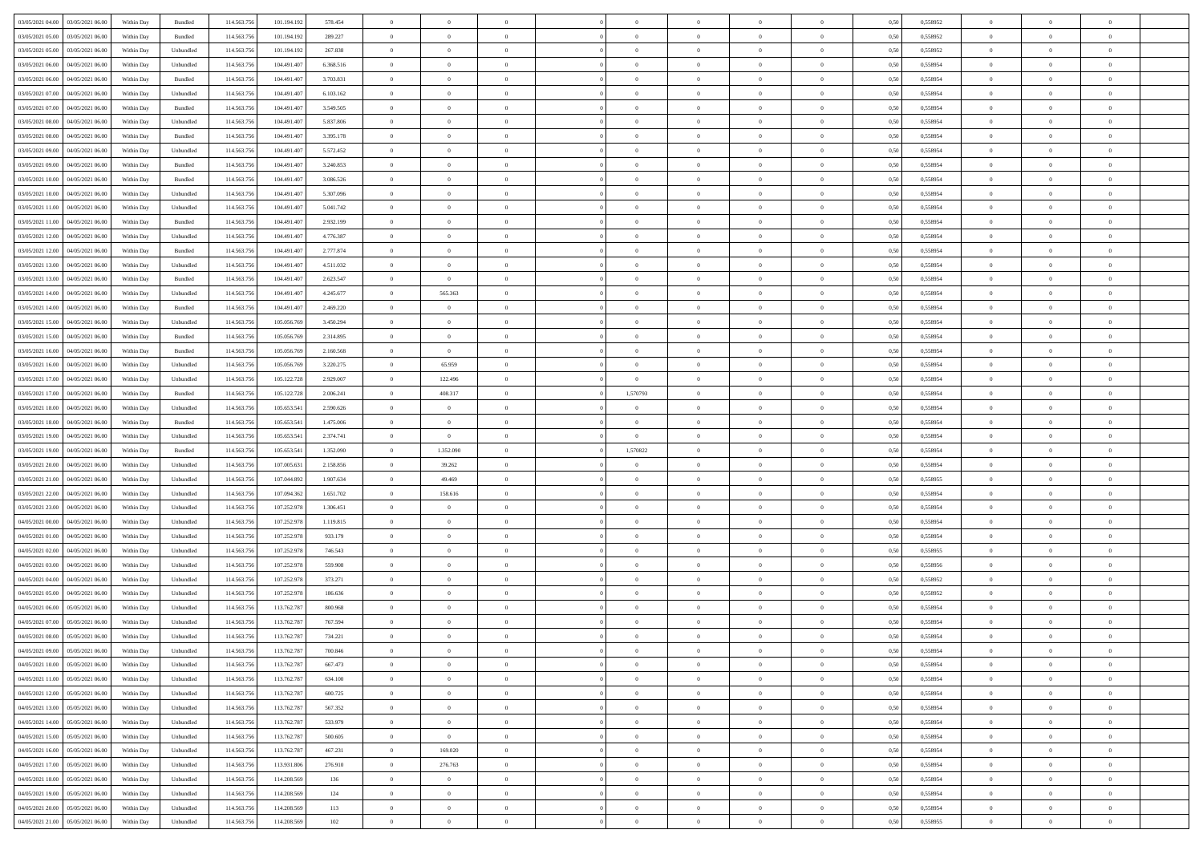| | | | | | | | | | | | | | | | | | | | | |
|---|---|---|---|---|---|---|---|---|---|---|---|---|---|---|---|---|---|---|---|---|
| 03/05/2021 04.00 | 03/05/2021 06.00 | Within Day | Bundled | 114.563.756 | 101.194.192 | 578.454 | 0 | 0 | 0 | | 0 | 0 | 0 | 0 | 0,50 | 0,558952 | 0 | 0 | 0 | |
| 03/05/2021 05.00 | 03/05/2021 06.00 | Within Day | Bundled | 114.563.756 | 101.194.192 | 289.227 | 0 | 0 | 0 | | 0 | 0 | 0 | 0 | 0,50 | 0,558952 | 0 | 0 | 0 | |
| 03/05/2021 05.00 | 03/05/2021 06.00 | Within Day | Unbundled | 114.563.756 | 101.194.192 | 267.838 | 0 | 0 | 0 | | 0 | 0 | 0 | 0 | 0,50 | 0,558952 | 0 | 0 | 0 | |
| 03/05/2021 06.00 | 04/05/2021 06.00 | Within Day | Unbundled | 114.563.756 | 104.491.407 | 6.368.516 | 0 | 0 | 0 | | 0 | 0 | 0 | 0 | 0,50 | 0,558954 | 0 | 0 | 0 | |
| 03/05/2021 06.00 | 04/05/2021 06.00 | Within Day | Bundled | 114.563.756 | 104.491.407 | 3.703.831 | 0 | 0 | 0 | | 0 | 0 | 0 | 0 | 0,50 | 0,558954 | 0 | 0 | 0 | |
| 03/05/2021 07.00 | 04/05/2021 06.00 | Within Day | Unbundled | 114.563.756 | 104.491.407 | 6.103.162 | 0 | 0 | 0 | | 0 | 0 | 0 | 0 | 0,50 | 0,558954 | 0 | 0 | 0 | |
| 03/05/2021 07.00 | 04/05/2021 06.00 | Within Day | Bundled | 114.563.756 | 104.491.407 | 3.549.505 | 0 | 0 | 0 | | 0 | 0 | 0 | 0 | 0,50 | 0,558954 | 0 | 0 | 0 | |
| 03/05/2021 08.00 | 04/05/2021 06.00 | Within Day | Unbundled | 114.563.756 | 104.491.407 | 5.837.806 | 0 | 0 | 0 | | 0 | 0 | 0 | 0 | 0,50 | 0,558954 | 0 | 0 | 0 | |
| 03/05/2021 08.00 | 04/05/2021 06.00 | Within Day | Bundled | 114.563.756 | 104.491.407 | 3.395.178 | 0 | 0 | 0 | | 0 | 0 | 0 | 0 | 0,50 | 0,558954 | 0 | 0 | 0 | |
| 03/05/2021 09.00 | 04/05/2021 06.00 | Within Day | Unbundled | 114.563.756 | 104.491.407 | 5.572.452 | 0 | 0 | 0 | | 0 | 0 | 0 | 0 | 0,50 | 0,558954 | 0 | 0 | 0 | |
| 03/05/2021 09.00 | 04/05/2021 06.00 | Within Day | Bundled | 114.563.756 | 104.491.407 | 3.240.853 | 0 | 0 | 0 | | 0 | 0 | 0 | 0 | 0,50 | 0,558954 | 0 | 0 | 0 | |
| 03/05/2021 10.00 | 04/05/2021 06.00 | Within Day | Bundled | 114.563.756 | 104.491.407 | 3.086.526 | 0 | 0 | 0 | | 0 | 0 | 0 | 0 | 0,50 | 0,558954 | 0 | 0 | 0 | |
| 03/05/2021 10.00 | 04/05/2021 06.00 | Within Day | Unbundled | 114.563.756 | 104.491.407 | 5.307.096 | 0 | 0 | 0 | | 0 | 0 | 0 | 0 | 0,50 | 0,558954 | 0 | 0 | 0 | |
| 03/05/2021 11.00 | 04/05/2021 06.00 | Within Day | Unbundled | 114.563.756 | 104.491.407 | 5.041.742 | 0 | 0 | 0 | | 0 | 0 | 0 | 0 | 0,50 | 0,558954 | 0 | 0 | 0 | |
| 03/05/2021 11.00 | 04/05/2021 06.00 | Within Day | Bundled | 114.563.756 | 104.491.407 | 2.932.199 | 0 | 0 | 0 | | 0 | 0 | 0 | 0 | 0,50 | 0,558954 | 0 | 0 | 0 | |
| 03/05/2021 12.00 | 04/05/2021 06.00 | Within Day | Unbundled | 114.563.756 | 104.491.407 | 4.776.387 | 0 | 0 | 0 | | 0 | 0 | 0 | 0 | 0,50 | 0,558954 | 0 | 0 | 0 | |
| 03/05/2021 12.00 | 04/05/2021 06.00 | Within Day | Bundled | 114.563.756 | 104.491.407 | 2.777.874 | 0 | 0 | 0 | | 0 | 0 | 0 | 0 | 0,50 | 0,558954 | 0 | 0 | 0 | |
| 03/05/2021 13.00 | 04/05/2021 06.00 | Within Day | Unbundled | 114.563.756 | 104.491.407 | 4.511.032 | 0 | 0 | 0 | | 0 | 0 | 0 | 0 | 0,50 | 0,558954 | 0 | 0 | 0 | |
| 03/05/2021 13.00 | 04/05/2021 06.00 | Within Day | Bundled | 114.563.756 | 104.491.407 | 2.623.547 | 0 | 0 | 0 | | 0 | 0 | 0 | 0 | 0,50 | 0,558954 | 0 | 0 | 0 | |
| 03/05/2021 14.00 | 04/05/2021 06.00 | Within Day | Unbundled | 114.563.756 | 104.491.407 | 4.245.677 | 0 | 565.363 | 0 | | 0 | 0 | 0 | 0 | 0,50 | 0,558954 | 0 | 0 | 0 | |
| 03/05/2021 14.00 | 04/05/2021 06.00 | Within Day | Bundled | 114.563.756 | 104.491.407 | 2.469.220 | 0 | 0 | 0 | | 0 | 0 | 0 | 0 | 0,50 | 0,558954 | 0 | 0 | 0 | |
| 03/05/2021 15.00 | 04/05/2021 06.00 | Within Day | Unbundled | 114.563.756 | 105.056.769 | 3.450.294 | 0 | 0 | 0 | | 0 | 0 | 0 | 0 | 0,50 | 0,558954 | 0 | 0 | 0 | |
| 03/05/2021 15.00 | 04/05/2021 06.00 | Within Day | Bundled | 114.563.756 | 105.056.769 | 2.314.895 | 0 | 0 | 0 | | 0 | 0 | 0 | 0 | 0,50 | 0,558954 | 0 | 0 | 0 | |
| 03/05/2021 16.00 | 04/05/2021 06.00 | Within Day | Bundled | 114.563.756 | 105.056.769 | 2.160.568 | 0 | 0 | 0 | | 0 | 0 | 0 | 0 | 0,50 | 0,558954 | 0 | 0 | 0 | |
| 03/05/2021 16.00 | 04/05/2021 06.00 | Within Day | Unbundled | 114.563.756 | 105.056.769 | 3.220.275 | 0 | 65.959 | 0 | | 0 | 0 | 0 | 0 | 0,50 | 0,558954 | 0 | 0 | 0 | |
| 03/05/2021 17.00 | 04/05/2021 06.00 | Within Day | Unbundled | 114.563.756 | 105.122.728 | 2.929.007 | 0 | 122.496 | 0 | | 0 | 0 | 0 | 0 | 0,50 | 0,558954 | 0 | 0 | 0 | |
| 03/05/2021 17.00 | 04/05/2021 06.00 | Within Day | Bundled | 114.563.756 | 105.122.728 | 2.006.241 | 0 | 408.317 | 0 | | 1,570793 | 0 | 0 | 0 | 0,50 | 0,558954 | 0 | 0 | 0 | |
| 03/05/2021 18.00 | 04/05/2021 06.00 | Within Day | Unbundled | 114.563.756 | 105.653.541 | 2.590.626 | 0 | 0 | 0 | | 0 | 0 | 0 | 0 | 0,50 | 0,558954 | 0 | 0 | 0 | |
| 03/05/2021 18.00 | 04/05/2021 06.00 | Within Day | Bundled | 114.563.756 | 105.653.541 | 1.475.006 | 0 | 0 | 0 | | 0 | 0 | 0 | 0 | 0,50 | 0,558954 | 0 | 0 | 0 | |
| 03/05/2021 19.00 | 04/05/2021 06.00 | Within Day | Unbundled | 114.563.756 | 105.653.541 | 2.374.741 | 0 | 0 | 0 | | 0 | 0 | 0 | 0 | 0,50 | 0,558954 | 0 | 0 | 0 | |
| 03/05/2021 19.00 | 04/05/2021 06.00 | Within Day | Bundled | 114.563.756 | 105.653.541 | 1.352.090 | 0 | 1.352.090 | 0 | | 1,570822 | 0 | 0 | 0 | 0,50 | 0,558954 | 0 | 0 | 0 | |
| 03/05/2021 20.00 | 04/05/2021 06.00 | Within Day | Unbundled | 114.563.756 | 107.005.631 | 2.158.856 | 0 | 39.262 | 0 | | 0 | 0 | 0 | 0 | 0,50 | 0,558954 | 0 | 0 | 0 | |
| 03/05/2021 21.00 | 04/05/2021 06.00 | Within Day | Unbundled | 114.563.756 | 107.044.892 | 1.907.634 | 0 | 49.469 | 0 | | 0 | 0 | 0 | 0 | 0,50 | 0,558955 | 0 | 0 | 0 | |
| 03/05/2021 22.00 | 04/05/2021 06.00 | Within Day | Unbundled | 114.563.756 | 107.094.362 | 1.651.702 | 0 | 158.616 | 0 | | 0 | 0 | 0 | 0 | 0,50 | 0,558954 | 0 | 0 | 0 | |
| 03/05/2021 23.00 | 04/05/2021 06.00 | Within Day | Unbundled | 114.563.756 | 107.252.978 | 1.306.451 | 0 | 0 | 0 | | 0 | 0 | 0 | 0 | 0,50 | 0,558954 | 0 | 0 | 0 | |
| 04/05/2021 00.00 | 04/05/2021 06.00 | Within Day | Unbundled | 114.563.756 | 107.252.978 | 1.119.815 | 0 | 0 | 0 | | 0 | 0 | 0 | 0 | 0,50 | 0,558954 | 0 | 0 | 0 | |
| 04/05/2021 01.00 | 04/05/2021 06.00 | Within Day | Unbundled | 114.563.756 | 107.252.978 | 933.179 | 0 | 0 | 0 | | 0 | 0 | 0 | 0 | 0,50 | 0,558954 | 0 | 0 | 0 | |
| 04/05/2021 02.00 | 04/05/2021 06.00 | Within Day | Unbundled | 114.563.756 | 107.252.978 | 746.543 | 0 | 0 | 0 | | 0 | 0 | 0 | 0 | 0,50 | 0,558955 | 0 | 0 | 0 | |
| 04/05/2021 03.00 | 04/05/2021 06.00 | Within Day | Unbundled | 114.563.756 | 107.252.978 | 559.908 | 0 | 0 | 0 | | 0 | 0 | 0 | 0 | 0,50 | 0,558956 | 0 | 0 | 0 | |
| 04/05/2021 04.00 | 04/05/2021 06.00 | Within Day | Unbundled | 114.563.756 | 107.252.978 | 373.271 | 0 | 0 | 0 | | 0 | 0 | 0 | 0 | 0,50 | 0,558952 | 0 | 0 | 0 | |
| 04/05/2021 05.00 | 04/05/2021 06.00 | Within Day | Unbundled | 114.563.756 | 107.252.978 | 186.636 | 0 | 0 | 0 | | 0 | 0 | 0 | 0 | 0,50 | 0,558952 | 0 | 0 | 0 | |
| 04/05/2021 06.00 | 05/05/2021 06.00 | Within Day | Unbundled | 114.563.756 | 113.762.787 | 800.968 | 0 | 0 | 0 | | 0 | 0 | 0 | 0 | 0,50 | 0,558954 | 0 | 0 | 0 | |
| 04/05/2021 07.00 | 05/05/2021 06.00 | Within Day | Unbundled | 114.563.756 | 113.762.787 | 767.594 | 0 | 0 | 0 | | 0 | 0 | 0 | 0 | 0,50 | 0,558954 | 0 | 0 | 0 | |
| 04/05/2021 08.00 | 05/05/2021 06.00 | Within Day | Unbundled | 114.563.756 | 113.762.787 | 734.221 | 0 | 0 | 0 | | 0 | 0 | 0 | 0 | 0,50 | 0,558954 | 0 | 0 | 0 | |
| 04/05/2021 09.00 | 05/05/2021 06.00 | Within Day | Unbundled | 114.563.756 | 113.762.787 | 700.846 | 0 | 0 | 0 | | 0 | 0 | 0 | 0 | 0,50 | 0,558954 | 0 | 0 | 0 | |
| 04/05/2021 10.00 | 05/05/2021 06.00 | Within Day | Unbundled | 114.563.756 | 113.762.787 | 667.473 | 0 | 0 | 0 | | 0 | 0 | 0 | 0 | 0,50 | 0,558954 | 0 | 0 | 0 | |
| 04/05/2021 11.00 | 05/05/2021 06.00 | Within Day | Unbundled | 114.563.756 | 113.762.787 | 634.100 | 0 | 0 | 0 | | 0 | 0 | 0 | 0 | 0,50 | 0,558954 | 0 | 0 | 0 | |
| 04/05/2021 12.00 | 05/05/2021 06.00 | Within Day | Unbundled | 114.563.756 | 113.762.787 | 600.725 | 0 | 0 | 0 | | 0 | 0 | 0 | 0 | 0,50 | 0,558954 | 0 | 0 | 0 | |
| 04/05/2021 13.00 | 05/05/2021 06.00 | Within Day | Unbundled | 114.563.756 | 113.762.787 | 567.352 | 0 | 0 | 0 | | 0 | 0 | 0 | 0 | 0,50 | 0,558954 | 0 | 0 | 0 | |
| 04/05/2021 14.00 | 05/05/2021 06.00 | Within Day | Unbundled | 114.563.756 | 113.762.787 | 533.979 | 0 | 0 | 0 | | 0 | 0 | 0 | 0 | 0,50 | 0,558954 | 0 | 0 | 0 | |
| 04/05/2021 15.00 | 05/05/2021 06.00 | Within Day | Unbundled | 114.563.756 | 113.762.787 | 500.605 | 0 | 0 | 0 | | 0 | 0 | 0 | 0 | 0,50 | 0,558954 | 0 | 0 | 0 | |
| 04/05/2021 16.00 | 05/05/2021 06.00 | Within Day | Unbundled | 114.563.756 | 113.762.787 | 467.231 | 0 | 169.020 | 0 | | 0 | 0 | 0 | 0 | 0,50 | 0,558954 | 0 | 0 | 0 | |
| 04/05/2021 17.00 | 05/05/2021 06.00 | Within Day | Unbundled | 114.563.756 | 113.931.806 | 276.910 | 0 | 276.763 | 0 | | 0 | 0 | 0 | 0 | 0,50 | 0,558954 | 0 | 0 | 0 | |
| 04/05/2021 18.00 | 05/05/2021 06.00 | Within Day | Unbundled | 114.563.756 | 114.208.569 | 136 | 0 | 0 | 0 | | 0 | 0 | 0 | 0 | 0,50 | 0,558954 | 0 | 0 | 0 | |
| 04/05/2021 19.00 | 05/05/2021 06.00 | Within Day | Unbundled | 114.563.756 | 114.208.569 | 124 | 0 | 0 | 0 | | 0 | 0 | 0 | 0 | 0,50 | 0,558954 | 0 | 0 | 0 | |
| 04/05/2021 20.00 | 05/05/2021 06.00 | Within Day | Unbundled | 114.563.756 | 114.208.569 | 113 | 0 | 0 | 0 | | 0 | 0 | 0 | 0 | 0,50 | 0,558954 | 0 | 0 | 0 | |
| 04/05/2021 21.00 | 05/05/2021 06.00 | Within Day | Unbundled | 114.563.756 | 114.208.569 | 102 | 0 | 0 | 0 | | 0 | 0 | 0 | 0 | 0,50 | 0,558955 | 0 | 0 | 0 | |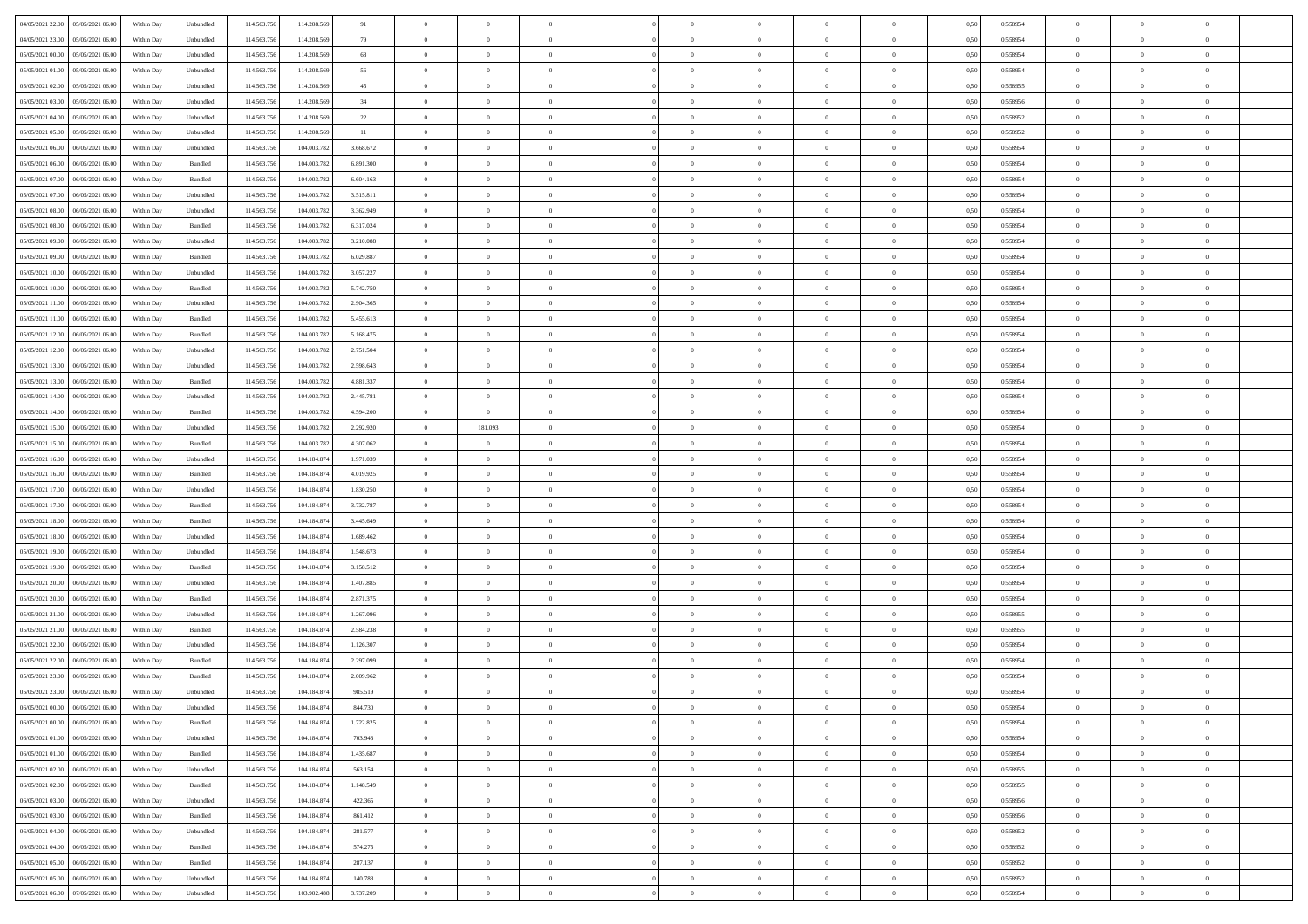| | | | | | | | | | | | | | | | | | | | | | |
|---|---|---|---|---|---|---|---|---|---|---|---|---|---|---|---|---|---|---|---|---|---|
| 04/05/2021 22:00 | 05/05/2021 06:00 | Within Day | Unbundled | 114.563.756 | 114.208.569 | 91 | 0 | 0 | 0 | | 0 | 0 | 0 | 0 | 0,50 | 0,558954 | 0 | 0 | 0 | |
| 04/05/2021 23:00 | 05/05/2021 06:00 | Within Day | Unbundled | 114.563.756 | 114.208.569 | 79 | 0 | 0 | 0 | | 0 | 0 | 0 | 0 | 0,50 | 0,558954 | 0 | 0 | 0 | |
| 05/05/2021 00:00 | 05/05/2021 06:00 | Within Day | Unbundled | 114.563.756 | 114.208.569 | 68 | 0 | 0 | 0 | | 0 | 0 | 0 | 0 | 0,50 | 0,558954 | 0 | 0 | 0 | |
| 05/05/2021 01:00 | 05/05/2021 06:00 | Within Day | Unbundled | 114.563.756 | 114.208.569 | 56 | 0 | 0 | 0 | | 0 | 0 | 0 | 0 | 0,50 | 0,558954 | 0 | 0 | 0 | |
| 05/05/2021 02:00 | 05/05/2021 06:00 | Within Day | Unbundled | 114.563.756 | 114.208.569 | 45 | 0 | 0 | 0 | | 0 | 0 | 0 | 0 | 0,50 | 0,558955 | 0 | 0 | 0 | |
| 05/05/2021 03:00 | 05/05/2021 06:00 | Within Day | Unbundled | 114.563.756 | 114.208.569 | 34 | 0 | 0 | 0 | | 0 | 0 | 0 | 0 | 0,50 | 0,558956 | 0 | 0 | 0 | |
| 05/05/2021 04:00 | 05/05/2021 06:00 | Within Day | Unbundled | 114.563.756 | 114.208.569 | 22 | 0 | 0 | 0 | | 0 | 0 | 0 | 0 | 0,50 | 0,558952 | 0 | 0 | 0 | |
| 05/05/2021 05:00 | 05/05/2021 06:00 | Within Day | Unbundled | 114.563.756 | 114.208.569 | 11 | 0 | 0 | 0 | | 0 | 0 | 0 | 0 | 0,50 | 0,558952 | 0 | 0 | 0 | |
| 05/05/2021 06:00 | 06/05/2021 06:00 | Within Day | Unbundled | 114.563.756 | 104.003.782 | 3.668.672 | 0 | 0 | 0 | | 0 | 0 | 0 | 0 | 0,50 | 0,558954 | 0 | 0 | 0 | |
| 05/05/2021 06:00 | 06/05/2021 06:00 | Within Day | Bundled | 114.563.756 | 104.003.782 | 6.891.300 | 0 | 0 | 0 | | 0 | 0 | 0 | 0 | 0,50 | 0,558954 | 0 | 0 | 0 | |
| 05/05/2021 07:00 | 06/05/2021 06:00 | Within Day | Bundled | 114.563.756 | 104.003.782 | 6.604.163 | 0 | 0 | 0 | | 0 | 0 | 0 | 0 | 0,50 | 0,558954 | 0 | 0 | 0 | |
| 05/05/2021 07:00 | 06/05/2021 06:00 | Within Day | Unbundled | 114.563.756 | 104.003.782 | 3.515.811 | 0 | 0 | 0 | | 0 | 0 | 0 | 0 | 0,50 | 0,558954 | 0 | 0 | 0 | |
| 05/05/2021 08:00 | 06/05/2021 06:00 | Within Day | Unbundled | 114.563.756 | 104.003.782 | 3.362.949 | 0 | 0 | 0 | | 0 | 0 | 0 | 0 | 0,50 | 0,558954 | 0 | 0 | 0 | |
| 05/05/2021 08:00 | 06/05/2021 06:00 | Within Day | Bundled | 114.563.756 | 104.003.782 | 6.317.024 | 0 | 0 | 0 | | 0 | 0 | 0 | 0 | 0,50 | 0,558954 | 0 | 0 | 0 | |
| 05/05/2021 09:00 | 06/05/2021 06:00 | Within Day | Unbundled | 114.563.756 | 104.003.782 | 3.210.088 | 0 | 0 | 0 | | 0 | 0 | 0 | 0 | 0,50 | 0,558954 | 0 | 0 | 0 | |
| 05/05/2021 09:00 | 06/05/2021 06:00 | Within Day | Bundled | 114.563.756 | 104.003.782 | 6.029.887 | 0 | 0 | 0 | | 0 | 0 | 0 | 0 | 0,50 | 0,558954 | 0 | 0 | 0 | |
| 05/05/2021 10:00 | 06/05/2021 06:00 | Within Day | Unbundled | 114.563.756 | 104.003.782 | 3.057.227 | 0 | 0 | 0 | | 0 | 0 | 0 | 0 | 0,50 | 0,558954 | 0 | 0 | 0 | |
| 05/05/2021 10:00 | 06/05/2021 06:00 | Within Day | Bundled | 114.563.756 | 104.003.782 | 5.742.750 | 0 | 0 | 0 | | 0 | 0 | 0 | 0 | 0,50 | 0,558954 | 0 | 0 | 0 | |
| 05/05/2021 11:00 | 06/05/2021 06:00 | Within Day | Unbundled | 114.563.756 | 104.003.782 | 2.904.365 | 0 | 0 | 0 | | 0 | 0 | 0 | 0 | 0,50 | 0,558954 | 0 | 0 | 0 | |
| 05/05/2021 11:00 | 06/05/2021 06:00 | Within Day | Bundled | 114.563.756 | 104.003.782 | 5.455.613 | 0 | 0 | 0 | | 0 | 0 | 0 | 0 | 0,50 | 0,558954 | 0 | 0 | 0 | |
| 05/05/2021 12:00 | 06/05/2021 06:00 | Within Day | Bundled | 114.563.756 | 104.003.782 | 5.168.475 | 0 | 0 | 0 | | 0 | 0 | 0 | 0 | 0,50 | 0,558954 | 0 | 0 | 0 | |
| 05/05/2021 12:00 | 06/05/2021 06:00 | Within Day | Unbundled | 114.563.756 | 104.003.782 | 2.751.504 | 0 | 0 | 0 | | 0 | 0 | 0 | 0 | 0,50 | 0,558954 | 0 | 0 | 0 | |
| 05/05/2021 13:00 | 06/05/2021 06:00 | Within Day | Unbundled | 114.563.756 | 104.003.782 | 2.598.643 | 0 | 0 | 0 | | 0 | 0 | 0 | 0 | 0,50 | 0,558954 | 0 | 0 | 0 | |
| 05/05/2021 13:00 | 06/05/2021 06:00 | Within Day | Bundled | 114.563.756 | 104.003.782 | 4.881.337 | 0 | 0 | 0 | | 0 | 0 | 0 | 0 | 0,50 | 0,558954 | 0 | 0 | 0 | |
| 05/05/2021 14:00 | 06/05/2021 06:00 | Within Day | Unbundled | 114.563.756 | 104.003.782 | 2.445.781 | 0 | 0 | 0 | | 0 | 0 | 0 | 0 | 0,50 | 0,558954 | 0 | 0 | 0 | |
| 05/05/2021 14:00 | 06/05/2021 06:00 | Within Day | Bundled | 114.563.756 | 104.003.782 | 4.594.200 | 0 | 0 | 0 | | 0 | 0 | 0 | 0 | 0,50 | 0,558954 | 0 | 0 | 0 | |
| 05/05/2021 15:00 | 06/05/2021 06:00 | Within Day | Unbundled | 114.563.756 | 104.003.782 | 2.292.920 | 0 | 181.093 | 0 | | 0 | 0 | 0 | 0 | 0,50 | 0,558954 | 0 | 0 | 0 | |
| 05/05/2021 15:00 | 06/05/2021 06:00 | Within Day | Bundled | 114.563.756 | 104.003.782 | 4.307.062 | 0 | 0 | 0 | | 0 | 0 | 0 | 0 | 0,50 | 0,558954 | 0 | 0 | 0 | |
| 05/05/2021 16:00 | 06/05/2021 06:00 | Within Day | Unbundled | 114.563.756 | 104.184.874 | 1.971.039 | 0 | 0 | 0 | | 0 | 0 | 0 | 0 | 0,50 | 0,558954 | 0 | 0 | 0 | |
| 05/05/2021 16:00 | 06/05/2021 06:00 | Within Day | Bundled | 114.563.756 | 104.184.874 | 4.019.925 | 0 | 0 | 0 | | 0 | 0 | 0 | 0 | 0,50 | 0,558954 | 0 | 0 | 0 | |
| 05/05/2021 17:00 | 06/05/2021 06:00 | Within Day | Unbundled | 114.563.756 | 104.184.874 | 1.830.250 | 0 | 0 | 0 | | 0 | 0 | 0 | 0 | 0,50 | 0,558954 | 0 | 0 | 0 | |
| 05/05/2021 17:00 | 06/05/2021 06:00 | Within Day | Bundled | 114.563.756 | 104.184.874 | 3.732.787 | 0 | 0 | 0 | | 0 | 0 | 0 | 0 | 0,50 | 0,558954 | 0 | 0 | 0 | |
| 05/05/2021 18:00 | 06/05/2021 06:00 | Within Day | Bundled | 114.563.756 | 104.184.874 | 3.445.649 | 0 | 0 | 0 | | 0 | 0 | 0 | 0 | 0,50 | 0,558954 | 0 | 0 | 0 | |
| 05/05/2021 18:00 | 06/05/2021 06:00 | Within Day | Unbundled | 114.563.756 | 104.184.874 | 1.689.462 | 0 | 0 | 0 | | 0 | 0 | 0 | 0 | 0,50 | 0,558954 | 0 | 0 | 0 | |
| 05/05/2021 19:00 | 06/05/2021 06:00 | Within Day | Unbundled | 114.563.756 | 104.184.874 | 1.548.673 | 0 | 0 | 0 | | 0 | 0 | 0 | 0 | 0,50 | 0,558954 | 0 | 0 | 0 | |
| 05/05/2021 19:00 | 06/05/2021 06:00 | Within Day | Bundled | 114.563.756 | 104.184.874 | 3.158.512 | 0 | 0 | 0 | | 0 | 0 | 0 | 0 | 0,50 | 0,558954 | 0 | 0 | 0 | |
| 05/05/2021 20:00 | 06/05/2021 06:00 | Within Day | Unbundled | 114.563.756 | 104.184.874 | 1.407.885 | 0 | 0 | 0 | | 0 | 0 | 0 | 0 | 0,50 | 0,558954 | 0 | 0 | 0 | |
| 05/05/2021 20:00 | 06/05/2021 06:00 | Within Day | Bundled | 114.563.756 | 104.184.874 | 2.871.375 | 0 | 0 | 0 | | 0 | 0 | 0 | 0 | 0,50 | 0,558954 | 0 | 0 | 0 | |
| 05/05/2021 21:00 | 06/05/2021 06:00 | Within Day | Unbundled | 114.563.756 | 104.184.874 | 1.267.096 | 0 | 0 | 0 | | 0 | 0 | 0 | 0 | 0,50 | 0,558955 | 0 | 0 | 0 | |
| 05/05/2021 21:00 | 06/05/2021 06:00 | Within Day | Bundled | 114.563.756 | 104.184.874 | 2.584.238 | 0 | 0 | 0 | | 0 | 0 | 0 | 0 | 0,50 | 0,558955 | 0 | 0 | 0 | |
| 05/05/2021 22:00 | 06/05/2021 06:00 | Within Day | Unbundled | 114.563.756 | 104.184.874 | 1.126.307 | 0 | 0 | 0 | | 0 | 0 | 0 | 0 | 0,50 | 0,558954 | 0 | 0 | 0 | |
| 05/05/2021 22:00 | 06/05/2021 06:00 | Within Day | Bundled | 114.563.756 | 104.184.874 | 2.297.099 | 0 | 0 | 0 | | 0 | 0 | 0 | 0 | 0,50 | 0,558954 | 0 | 0 | 0 | |
| 05/05/2021 23:00 | 06/05/2021 06:00 | Within Day | Bundled | 114.563.756 | 104.184.874 | 2.009.962 | 0 | 0 | 0 | | 0 | 0 | 0 | 0 | 0,50 | 0,558954 | 0 | 0 | 0 | |
| 05/05/2021 23:00 | 06/05/2021 06:00 | Within Day | Unbundled | 114.563.756 | 104.184.874 | 985.519 | 0 | 0 | 0 | | 0 | 0 | 0 | 0 | 0,50 | 0,558954 | 0 | 0 | 0 | |
| 06/05/2021 00:00 | 06/05/2021 06:00 | Within Day | Unbundled | 114.563.756 | 104.184.874 | 844.730 | 0 | 0 | 0 | | 0 | 0 | 0 | 0 | 0,50 | 0,558954 | 0 | 0 | 0 | |
| 06/05/2021 00:00 | 06/05/2021 06:00 | Within Day | Bundled | 114.563.756 | 104.184.874 | 1.722.825 | 0 | 0 | 0 | | 0 | 0 | 0 | 0 | 0,50 | 0,558954 | 0 | 0 | 0 | |
| 06/05/2021 01:00 | 06/05/2021 06:00 | Within Day | Unbundled | 114.563.756 | 104.184.874 | 703.943 | 0 | 0 | 0 | | 0 | 0 | 0 | 0 | 0,50 | 0,558954 | 0 | 0 | 0 | |
| 06/05/2021 01:00 | 06/05/2021 06:00 | Within Day | Bundled | 114.563.756 | 104.184.874 | 1.435.687 | 0 | 0 | 0 | | 0 | 0 | 0 | 0 | 0,50 | 0,558954 | 0 | 0 | 0 | |
| 06/05/2021 02:00 | 06/05/2021 06:00 | Within Day | Unbundled | 114.563.756 | 104.184.874 | 563.154 | 0 | 0 | 0 | | 0 | 0 | 0 | 0 | 0,50 | 0,558955 | 0 | 0 | 0 | |
| 06/05/2021 02:00 | 06/05/2021 06:00 | Within Day | Bundled | 114.563.756 | 104.184.874 | 1.148.549 | 0 | 0 | 0 | | 0 | 0 | 0 | 0 | 0,50 | 0,558955 | 0 | 0 | 0 | |
| 06/05/2021 03:00 | 06/05/2021 06:00 | Within Day | Unbundled | 114.563.756 | 104.184.874 | 422.365 | 0 | 0 | 0 | | 0 | 0 | 0 | 0 | 0,50 | 0,558956 | 0 | 0 | 0 | |
| 06/05/2021 03:00 | 06/05/2021 06:00 | Within Day | Bundled | 114.563.756 | 104.184.874 | 861.412 | 0 | 0 | 0 | | 0 | 0 | 0 | 0 | 0,50 | 0,558956 | 0 | 0 | 0 | |
| 06/05/2021 04:00 | 06/05/2021 06:00 | Within Day | Unbundled | 114.563.756 | 104.184.874 | 281.577 | 0 | 0 | 0 | | 0 | 0 | 0 | 0 | 0,50 | 0,558952 | 0 | 0 | 0 | |
| 06/05/2021 04:00 | 06/05/2021 06:00 | Within Day | Bundled | 114.563.756 | 104.184.874 | 574.275 | 0 | 0 | 0 | | 0 | 0 | 0 | 0 | 0,50 | 0,558952 | 0 | 0 | 0 | |
| 06/05/2021 05:00 | 06/05/2021 06:00 | Within Day | Bundled | 114.563.756 | 104.184.874 | 287.137 | 0 | 0 | 0 | | 0 | 0 | 0 | 0 | 0,50 | 0,558952 | 0 | 0 | 0 | |
| 06/05/2021 05:00 | 06/05/2021 06:00 | Within Day | Unbundled | 114.563.756 | 104.184.874 | 140.788 | 0 | 0 | 0 | | 0 | 0 | 0 | 0 | 0,50 | 0,558952 | 0 | 0 | 0 | |
| 06/05/2021 06:00 | 07/05/2021 06:00 | Within Day | Unbundled | 114.563.756 | 103.902.488 | 3.737.209 | 0 | 0 | 0 | | 0 | 0 | 0 | 0 | 0,50 | 0,558954 | 0 | 0 | 0 | |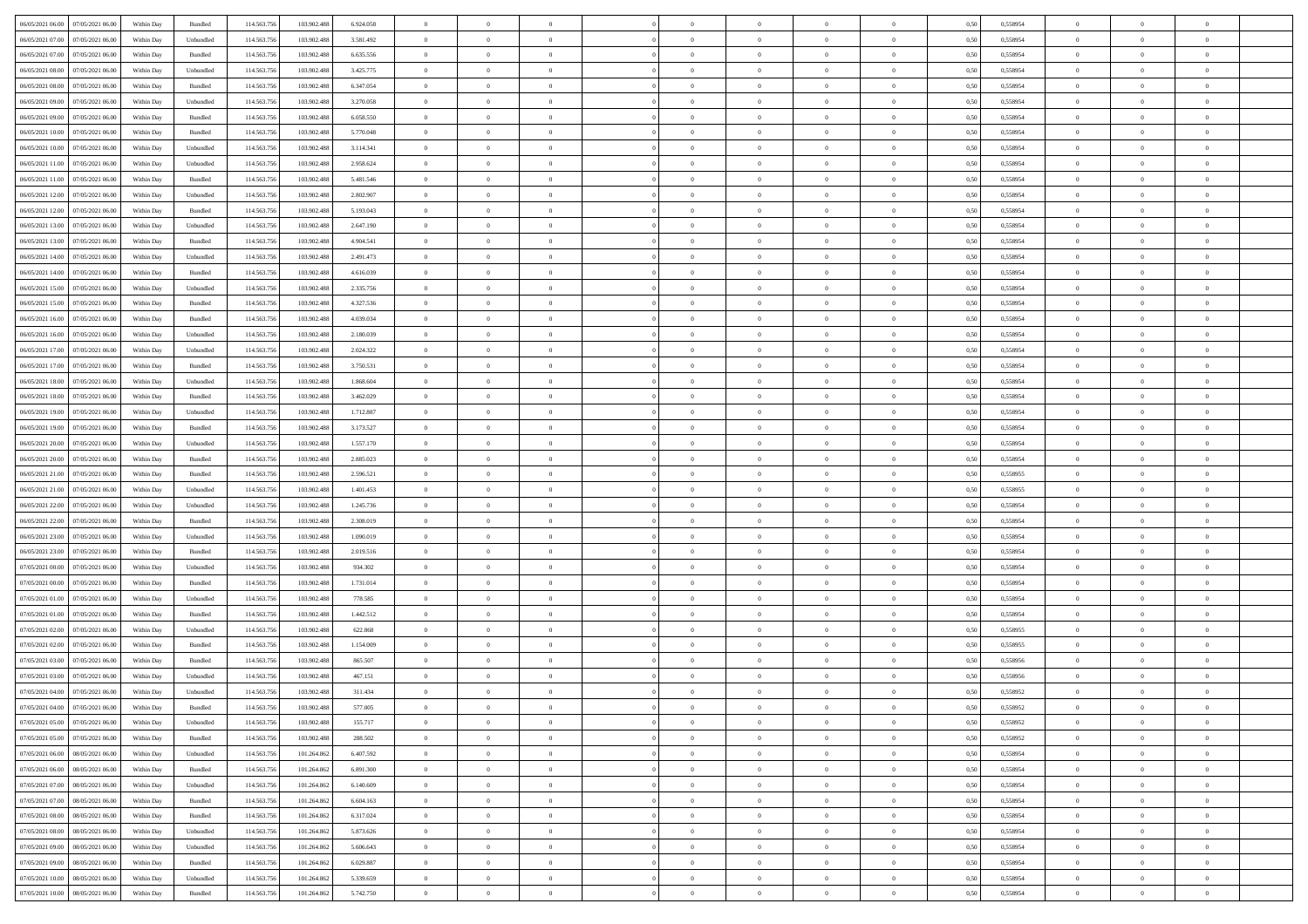| | | | | | | | | | | | | | | | | | | | | | |
|---|---|---|---|---|---|---|---|---|---|---|---|---|---|---|---|---|---|---|---|---|---|
| 06/05/2021 06.00 | 07/05/2021 06.00 | Within Day | Bundled | 114.563.756 | 103.902.488 | 6.924.058 | 0 | 0 | 0 | | 0 | 0 | 0 | 0 | 0,50 | 0,558954 | 0 | 0 | 0 | |
| 06/05/2021 07.00 | 07/05/2021 06.00 | Within Day | Unbundled | 114.563.756 | 103.902.488 | 3.581.492 | 0 | 0 | 0 | | 0 | 0 | 0 | 0 | 0,50 | 0,558954 | 0 | 0 | 0 | |
| 06/05/2021 07.00 | 07/05/2021 06.00 | Within Day | Bundled | 114.563.756 | 103.902.488 | 6.635.556 | 0 | 0 | 0 | | 0 | 0 | 0 | 0 | 0,50 | 0,558954 | 0 | 0 | 0 | |
| 06/05/2021 08.00 | 07/05/2021 06.00 | Within Day | Unbundled | 114.563.756 | 103.902.488 | 3.425.775 | 0 | 0 | 0 | | 0 | 0 | 0 | 0 | 0,50 | 0,558954 | 0 | 0 | 0 | |
| 06/05/2021 08.00 | 07/05/2021 06.00 | Within Day | Bundled | 114.563.756 | 103.902.488 | 6.347.054 | 0 | 0 | 0 | | 0 | 0 | 0 | 0 | 0,50 | 0,558954 | 0 | 0 | 0 | |
| 06/05/2021 09.00 | 07/05/2021 06.00 | Within Day | Unbundled | 114.563.756 | 103.902.488 | 3.270.058 | 0 | 0 | 0 | | 0 | 0 | 0 | 0 | 0,50 | 0,558954 | 0 | 0 | 0 | |
| 06/05/2021 09.00 | 07/05/2021 06.00 | Within Day | Bundled | 114.563.756 | 103.902.488 | 6.058.550 | 0 | 0 | 0 | | 0 | 0 | 0 | 0 | 0,50 | 0,558954 | 0 | 0 | 0 | |
| 06/05/2021 10.00 | 07/05/2021 06.00 | Within Day | Bundled | 114.563.756 | 103.902.488 | 5.770.048 | 0 | 0 | 0 | | 0 | 0 | 0 | 0 | 0,50 | 0,558954 | 0 | 0 | 0 | |
| 06/05/2021 10.00 | 07/05/2021 06.00 | Within Day | Unbundled | 114.563.756 | 103.902.488 | 3.114.341 | 0 | 0 | 0 | | 0 | 0 | 0 | 0 | 0,50 | 0,558954 | 0 | 0 | 0 | |
| 06/05/2021 11.00 | 07/05/2021 06.00 | Within Day | Unbundled | 114.563.756 | 103.902.488 | 2.958.624 | 0 | 0 | 0 | | 0 | 0 | 0 | 0 | 0,50 | 0,558954 | 0 | 0 | 0 | |
| 06/05/2021 11.00 | 07/05/2021 06.00 | Within Day | Bundled | 114.563.756 | 103.902.488 | 5.481.546 | 0 | 0 | 0 | | 0 | 0 | 0 | 0 | 0,50 | 0,558954 | 0 | 0 | 0 | |
| 06/05/2021 12.00 | 07/05/2021 06.00 | Within Day | Unbundled | 114.563.756 | 103.902.488 | 2.802.907 | 0 | 0 | 0 | | 0 | 0 | 0 | 0 | 0,50 | 0,558954 | 0 | 0 | 0 | |
| 06/05/2021 12.00 | 07/05/2021 06.00 | Within Day | Bundled | 114.563.756 | 103.902.488 | 5.193.043 | 0 | 0 | 0 | | 0 | 0 | 0 | 0 | 0,50 | 0,558954 | 0 | 0 | 0 | |
| 06/05/2021 13.00 | 07/05/2021 06.00 | Within Day | Unbundled | 114.563.756 | 103.902.488 | 2.647.190 | 0 | 0 | 0 | | 0 | 0 | 0 | 0 | 0,50 | 0,558954 | 0 | 0 | 0 | |
| 06/05/2021 13.00 | 07/05/2021 06.00 | Within Day | Bundled | 114.563.756 | 103.902.488 | 4.904.541 | 0 | 0 | 0 | | 0 | 0 | 0 | 0 | 0,50 | 0,558954 | 0 | 0 | 0 | |
| 06/05/2021 14.00 | 07/05/2021 06.00 | Within Day | Unbundled | 114.563.756 | 103.902.488 | 2.491.473 | 0 | 0 | 0 | | 0 | 0 | 0 | 0 | 0,50 | 0,558954 | 0 | 0 | 0 | |
| 06/05/2021 14.00 | 07/05/2021 06.00 | Within Day | Bundled | 114.563.756 | 103.902.488 | 4.616.039 | 0 | 0 | 0 | | 0 | 0 | 0 | 0 | 0,50 | 0,558954 | 0 | 0 | 0 | |
| 06/05/2021 15.00 | 07/05/2021 06.00 | Within Day | Unbundled | 114.563.756 | 103.902.488 | 2.335.756 | 0 | 0 | 0 | | 0 | 0 | 0 | 0 | 0,50 | 0,558954 | 0 | 0 | 0 | |
| 06/05/2021 15.00 | 07/05/2021 06.00 | Within Day | Bundled | 114.563.756 | 103.902.488 | 4.327.536 | 0 | 0 | 0 | | 0 | 0 | 0 | 0 | 0,50 | 0,558954 | 0 | 0 | 0 | |
| 06/05/2021 16.00 | 07/05/2021 06.00 | Within Day | Bundled | 114.563.756 | 103.902.488 | 4.039.034 | 0 | 0 | 0 | | 0 | 0 | 0 | 0 | 0,50 | 0,558954 | 0 | 0 | 0 | |
| 06/05/2021 16.00 | 07/05/2021 06.00 | Within Day | Unbundled | 114.563.756 | 103.902.488 | 2.180.039 | 0 | 0 | 0 | | 0 | 0 | 0 | 0 | 0,50 | 0,558954 | 0 | 0 | 0 | |
| 06/05/2021 17.00 | 07/05/2021 06.00 | Within Day | Unbundled | 114.563.756 | 103.902.488 | 2.024.322 | 0 | 0 | 0 | | 0 | 0 | 0 | 0 | 0,50 | 0,558954 | 0 | 0 | 0 | |
| 06/05/2021 17.00 | 07/05/2021 06.00 | Within Day | Bundled | 114.563.756 | 103.902.488 | 3.750.531 | 0 | 0 | 0 | | 0 | 0 | 0 | 0 | 0,50 | 0,558954 | 0 | 0 | 0 | |
| 06/05/2021 18.00 | 07/05/2021 06.00 | Within Day | Unbundled | 114.563.756 | 103.902.488 | 1.868.604 | 0 | 0 | 0 | | 0 | 0 | 0 | 0 | 0,50 | 0,558954 | 0 | 0 | 0 | |
| 06/05/2021 18.00 | 07/05/2021 06.00 | Within Day | Bundled | 114.563.756 | 103.902.488 | 3.462.029 | 0 | 0 | 0 | | 0 | 0 | 0 | 0 | 0,50 | 0,558954 | 0 | 0 | 0 | |
| 06/05/2021 19.00 | 07/05/2021 06.00 | Within Day | Unbundled | 114.563.756 | 103.902.488 | 1.712.887 | 0 | 0 | 0 | | 0 | 0 | 0 | 0 | 0,50 | 0,558954 | 0 | 0 | 0 | |
| 06/05/2021 19.00 | 07/05/2021 06.00 | Within Day | Bundled | 114.563.756 | 103.902.488 | 3.173.527 | 0 | 0 | 0 | | 0 | 0 | 0 | 0 | 0,50 | 0,558954 | 0 | 0 | 0 | |
| 06/05/2021 20.00 | 07/05/2021 06.00 | Within Day | Unbundled | 114.563.756 | 103.902.488 | 1.557.170 | 0 | 0 | 0 | | 0 | 0 | 0 | 0 | 0,50 | 0,558954 | 0 | 0 | 0 | |
| 06/05/2021 20.00 | 07/05/2021 06.00 | Within Day | Bundled | 114.563.756 | 103.902.488 | 2.885.023 | 0 | 0 | 0 | | 0 | 0 | 0 | 0 | 0,50 | 0,558954 | 0 | 0 | 0 | |
| 06/05/2021 21.00 | 07/05/2021 06.00 | Within Day | Bundled | 114.563.756 | 103.902.488 | 2.596.521 | 0 | 0 | 0 | | 0 | 0 | 0 | 0 | 0,50 | 0,558955 | 0 | 0 | 0 | |
| 06/05/2021 21.00 | 07/05/2021 06.00 | Within Day | Unbundled | 114.563.756 | 103.902.488 | 1.401.453 | 0 | 0 | 0 | | 0 | 0 | 0 | 0 | 0,50 | 0,558955 | 0 | 0 | 0 | |
| 06/05/2021 22.00 | 07/05/2021 06.00 | Within Day | Unbundled | 114.563.756 | 103.902.488 | 1.245.736 | 0 | 0 | 0 | | 0 | 0 | 0 | 0 | 0,50 | 0,558954 | 0 | 0 | 0 | |
| 06/05/2021 22.00 | 07/05/2021 06.00 | Within Day | Bundled | 114.563.756 | 103.902.488 | 2.308.019 | 0 | 0 | 0 | | 0 | 0 | 0 | 0 | 0,50 | 0,558954 | 0 | 0 | 0 | |
| 06/05/2021 23.00 | 07/05/2021 06.00 | Within Day | Unbundled | 114.563.756 | 103.902.488 | 1.090.019 | 0 | 0 | 0 | | 0 | 0 | 0 | 0 | 0,50 | 0,558954 | 0 | 0 | 0 | |
| 06/05/2021 23.00 | 07/05/2021 06.00 | Within Day | Bundled | 114.563.756 | 103.902.488 | 2.019.516 | 0 | 0 | 0 | | 0 | 0 | 0 | 0 | 0,50 | 0,558954 | 0 | 0 | 0 | |
| 07/05/2021 00.00 | 07/05/2021 06.00 | Within Day | Unbundled | 114.563.756 | 103.902.488 | 934.302 | 0 | 0 | 0 | | 0 | 0 | 0 | 0 | 0,50 | 0,558954 | 0 | 0 | 0 | |
| 07/05/2021 00.00 | 07/05/2021 06.00 | Within Day | Bundled | 114.563.756 | 103.902.488 | 1.731.014 | 0 | 0 | 0 | | 0 | 0 | 0 | 0 | 0,50 | 0,558954 | 0 | 0 | 0 | |
| 07/05/2021 01.00 | 07/05/2021 06.00 | Within Day | Unbundled | 114.563.756 | 103.902.488 | 778.585 | 0 | 0 | 0 | | 0 | 0 | 0 | 0 | 0,50 | 0,558954 | 0 | 0 | 0 | |
| 07/05/2021 01.00 | 07/05/2021 06.00 | Within Day | Bundled | 114.563.756 | 103.902.488 | 1.442.512 | 0 | 0 | 0 | | 0 | 0 | 0 | 0 | 0,50 | 0,558954 | 0 | 0 | 0 | |
| 07/05/2021 02.00 | 07/05/2021 06.00 | Within Day | Unbundled | 114.563.756 | 103.902.488 | 622.868 | 0 | 0 | 0 | | 0 | 0 | 0 | 0 | 0,50 | 0,558955 | 0 | 0 | 0 | |
| 07/05/2021 02.00 | 07/05/2021 06.00 | Within Day | Bundled | 114.563.756 | 103.902.488 | 1.154.009 | 0 | 0 | 0 | | 0 | 0 | 0 | 0 | 0,50 | 0,558955 | 0 | 0 | 0 | |
| 07/05/2021 03.00 | 07/05/2021 06.00 | Within Day | Bundled | 114.563.756 | 103.902.488 | 865.507 | 0 | 0 | 0 | | 0 | 0 | 0 | 0 | 0,50 | 0,558956 | 0 | 0 | 0 | |
| 07/05/2021 03.00 | 07/05/2021 06.00 | Within Day | Unbundled | 114.563.756 | 103.902.488 | 467.151 | 0 | 0 | 0 | | 0 | 0 | 0 | 0 | 0,50 | 0,558956 | 0 | 0 | 0 | |
| 07/05/2021 04.00 | 07/05/2021 06.00 | Within Day | Unbundled | 114.563.756 | 103.902.488 | 311.434 | 0 | 0 | 0 | | 0 | 0 | 0 | 0 | 0,50 | 0,558952 | 0 | 0 | 0 | |
| 07/05/2021 04.00 | 07/05/2021 06.00 | Within Day | Bundled | 114.563.756 | 103.902.488 | 577.005 | 0 | 0 | 0 | | 0 | 0 | 0 | 0 | 0,50 | 0,558952 | 0 | 0 | 0 | |
| 07/05/2021 05.00 | 07/05/2021 06.00 | Within Day | Unbundled | 114.563.756 | 103.902.488 | 155.717 | 0 | 0 | 0 | | 0 | 0 | 0 | 0 | 0,50 | 0,558952 | 0 | 0 | 0 | |
| 07/05/2021 05.00 | 07/05/2021 06.00 | Within Day | Bundled | 114.563.756 | 103.902.488 | 288.502 | 0 | 0 | 0 | | 0 | 0 | 0 | 0 | 0,50 | 0,558952 | 0 | 0 | 0 | |
| 07/05/2021 06.00 | 08/05/2021 06.00 | Within Day | Unbundled | 114.563.756 | 101.264.862 | 6.407.592 | 0 | 0 | 0 | | 0 | 0 | 0 | 0 | 0,50 | 0,558954 | 0 | 0 | 0 | |
| 07/05/2021 06.00 | 08/05/2021 06.00 | Within Day | Bundled | 114.563.756 | 101.264.862 | 6.891.300 | 0 | 0 | 0 | | 0 | 0 | 0 | 0 | 0,50 | 0,558954 | 0 | 0 | 0 | |
| 07/05/2021 07.00 | 08/05/2021 06.00 | Within Day | Unbundled | 114.563.756 | 101.264.862 | 6.140.609 | 0 | 0 | 0 | | 0 | 0 | 0 | 0 | 0,50 | 0,558954 | 0 | 0 | 0 | |
| 07/05/2021 07.00 | 08/05/2021 06.00 | Within Day | Bundled | 114.563.756 | 101.264.862 | 6.604.163 | 0 | 0 | 0 | | 0 | 0 | 0 | 0 | 0,50 | 0,558954 | 0 | 0 | 0 | |
| 07/05/2021 08.00 | 08/05/2021 06.00 | Within Day | Bundled | 114.563.756 | 101.264.862 | 6.317.024 | 0 | 0 | 0 | | 0 | 0 | 0 | 0 | 0,50 | 0,558954 | 0 | 0 | 0 | |
| 07/05/2021 08.00 | 08/05/2021 06.00 | Within Day | Unbundled | 114.563.756 | 101.264.862 | 5.873.626 | 0 | 0 | 0 | | 0 | 0 | 0 | 0 | 0,50 | 0,558954 | 0 | 0 | 0 | |
| 07/05/2021 09.00 | 08/05/2021 06.00 | Within Day | Unbundled | 114.563.756 | 101.264.862 | 5.606.643 | 0 | 0 | 0 | | 0 | 0 | 0 | 0 | 0,50 | 0,558954 | 0 | 0 | 0 | |
| 07/05/2021 09.00 | 08/05/2021 06.00 | Within Day | Bundled | 114.563.756 | 101.264.862 | 6.029.887 | 0 | 0 | 0 | | 0 | 0 | 0 | 0 | 0,50 | 0,558954 | 0 | 0 | 0 | |
| 07/05/2021 10.00 | 08/05/2021 06.00 | Within Day | Unbundled | 114.563.756 | 101.264.862 | 5.339.659 | 0 | 0 | 0 | | 0 | 0 | 0 | 0 | 0,50 | 0,558954 | 0 | 0 | 0 | |
| 07/05/2021 10.00 | 08/05/2021 06.00 | Within Day | Bundled | 114.563.756 | 101.264.862 | 5.742.750 | 0 | 0 | 0 | | 0 | 0 | 0 | 0 | 0,50 | 0,558954 | 0 | 0 | 0 | |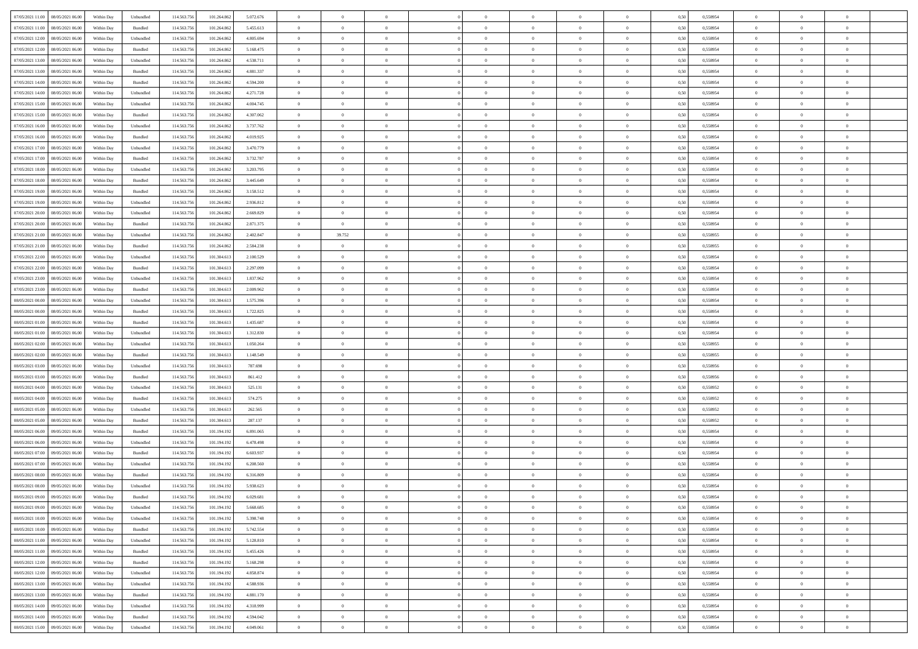| | | | | | | | | | | | | | | | | | | | | |
|---|---|---|---|---|---|---|---|---|---|---|---|---|---|---|---|---|---|---|---|---|
| 07/05/2021 11:00 | 08/05/2021 06:00 | Within Day | Unbundled | 114.563.756 | 101.264.862 | 5.072.676 | 0 | 0 | 0 | | 0 | 0 | 0 | 0 | 0,50 | 0,558954 | 0 | 0 | 0 | |
| 07/05/2021 11:00 | 08/05/2021 06:00 | Within Day | Bundled | 114.563.756 | 101.264.862 | 5.455.613 | 0 | 0 | 0 | | 0 | 0 | 0 | 0 | 0,50 | 0,558954 | 0 | 0 | 0 | |
| 07/05/2021 12:00 | 08/05/2021 06:00 | Within Day | Unbundled | 114.563.756 | 101.264.862 | 4.805.694 | 0 | 0 | 0 | | 0 | 0 | 0 | 0 | 0,50 | 0,558954 | 0 | 0 | 0 | |
| 07/05/2021 12:00 | 08/05/2021 06:00 | Within Day | Bundled | 114.563.756 | 101.264.862 | 5.168.475 | 0 | 0 | 0 | | 0 | 0 | 0 | 0 | 0,50 | 0,558954 | 0 | 0 | 0 | |
| 07/05/2021 13:00 | 08/05/2021 06:00 | Within Day | Unbundled | 114.563.756 | 101.264.862 | 4.538.711 | 0 | 0 | 0 | | 0 | 0 | 0 | 0 | 0,50 | 0,558954 | 0 | 0 | 0 | |
| 07/05/2021 13:00 | 08/05/2021 06:00 | Within Day | Bundled | 114.563.756 | 101.264.862 | 4.881.337 | 0 | 0 | 0 | | 0 | 0 | 0 | 0 | 0,50 | 0,558954 | 0 | 0 | 0 | |
| 07/05/2021 14:00 | 08/05/2021 06:00 | Within Day | Bundled | 114.563.756 | 101.264.862 | 4.594.200 | 0 | 0 | 0 | | 0 | 0 | 0 | 0 | 0,50 | 0,558954 | 0 | 0 | 0 | |
| 07/05/2021 14:00 | 08/05/2021 06:00 | Within Day | Unbundled | 114.563.756 | 101.264.862 | 4.271.728 | 0 | 0 | 0 | | 0 | 0 | 0 | 0 | 0,50 | 0,558954 | 0 | 0 | 0 | |
| 07/05/2021 15:00 | 08/05/2021 06:00 | Within Day | Unbundled | 114.563.756 | 101.264.862 | 4.004.745 | 0 | 0 | 0 | | 0 | 0 | 0 | 0 | 0,50 | 0,558954 | 0 | 0 | 0 | |
| 07/05/2021 15:00 | 08/05/2021 06:00 | Within Day | Bundled | 114.563.756 | 101.264.862 | 4.307.062 | 0 | 0 | 0 | | 0 | 0 | 0 | 0 | 0,50 | 0,558954 | 0 | 0 | 0 | |
| 07/05/2021 16:00 | 08/05/2021 06:00 | Within Day | Unbundled | 114.563.756 | 101.264.862 | 3.737.762 | 0 | 0 | 0 | | 0 | 0 | 0 | 0 | 0,50 | 0,558954 | 0 | 0 | 0 | |
| 07/05/2021 16:00 | 08/05/2021 06:00 | Within Day | Bundled | 114.563.756 | 101.264.862 | 4.019.925 | 0 | 0 | 0 | | 0 | 0 | 0 | 0 | 0,50 | 0,558954 | 0 | 0 | 0 | |
| 07/05/2021 17:00 | 08/05/2021 06:00 | Within Day | Unbundled | 114.563.756 | 101.264.862 | 3.470.779 | 0 | 0 | 0 | | 0 | 0 | 0 | 0 | 0,50 | 0,558954 | 0 | 0 | 0 | |
| 07/05/2021 17:00 | 08/05/2021 06:00 | Within Day | Bundled | 114.563.756 | 101.264.862 | 3.732.787 | 0 | 0 | 0 | | 0 | 0 | 0 | 0 | 0,50 | 0,558954 | 0 | 0 | 0 | |
| 07/05/2021 18:00 | 08/05/2021 06:00 | Within Day | Unbundled | 114.563.756 | 101.264.862 | 3.203.795 | 0 | 0 | 0 | | 0 | 0 | 0 | 0 | 0,50 | 0,558954 | 0 | 0 | 0 | |
| 07/05/2021 18:00 | 08/05/2021 06:00 | Within Day | Bundled | 114.563.756 | 101.264.862 | 3.445.649 | 0 | 0 | 0 | | 0 | 0 | 0 | 0 | 0,50 | 0,558954 | 0 | 0 | 0 | |
| 07/05/2021 19:00 | 08/05/2021 06:00 | Within Day | Bundled | 114.563.756 | 101.264.862 | 3.158.512 | 0 | 0 | 0 | | 0 | 0 | 0 | 0 | 0,50 | 0,558954 | 0 | 0 | 0 | |
| 07/05/2021 19:00 | 08/05/2021 06:00 | Within Day | Unbundled | 114.563.756 | 101.264.862 | 2.936.812 | 0 | 0 | 0 | | 0 | 0 | 0 | 0 | 0,50 | 0,558954 | 0 | 0 | 0 | |
| 07/05/2021 20:00 | 08/05/2021 06:00 | Within Day | Unbundled | 114.563.756 | 101.264.862 | 2.669.829 | 0 | 0 | 0 | | 0 | 0 | 0 | 0 | 0,50 | 0,558954 | 0 | 0 | 0 | |
| 07/05/2021 20:00 | 08/05/2021 06:00 | Within Day | Bundled | 114.563.756 | 101.264.862 | 2.871.375 | 0 | 0 | 0 | | 0 | 0 | 0 | 0 | 0,50 | 0,558954 | 0 | 0 | 0 | |
| 07/05/2021 21:00 | 08/05/2021 06:00 | Within Day | Unbundled | 114.563.756 | 101.264.862 | 2.402.847 | 0 | 39.752 | 0 | | 0 | 0 | 0 | 0 | 0,50 | 0,558955 | 0 | 0 | 0 | |
| 07/05/2021 21:00 | 08/05/2021 06:00 | Within Day | Bundled | 114.563.756 | 101.264.862 | 2.584.238 | 0 | 0 | 0 | | 0 | 0 | 0 | 0 | 0,50 | 0,558955 | 0 | 0 | 0 | |
| 07/05/2021 22:00 | 08/05/2021 06:00 | Within Day | Unbundled | 114.563.756 | 101.304.613 | 2.100.529 | 0 | 0 | 0 | | 0 | 0 | 0 | 0 | 0,50 | 0,558954 | 0 | 0 | 0 | |
| 07/05/2021 22:00 | 08/05/2021 06:00 | Within Day | Bundled | 114.563.756 | 101.304.613 | 2.297.099 | 0 | 0 | 0 | | 0 | 0 | 0 | 0 | 0,50 | 0,558954 | 0 | 0 | 0 | |
| 07/05/2021 23:00 | 08/05/2021 06:00 | Within Day | Unbundled | 114.563.756 | 101.304.613 | 1.837.962 | 0 | 0 | 0 | | 0 | 0 | 0 | 0 | 0,50 | 0,558954 | 0 | 0 | 0 | |
| 07/05/2021 23:00 | 08/05/2021 06:00 | Within Day | Bundled | 114.563.756 | 101.304.613 | 2.009.962 | 0 | 0 | 0 | | 0 | 0 | 0 | 0 | 0,50 | 0,558954 | 0 | 0 | 0 | |
| 08/05/2021 00:00 | 08/05/2021 06:00 | Within Day | Unbundled | 114.563.756 | 101.304.613 | 1.575.396 | 0 | 0 | 0 | | 0 | 0 | 0 | 0 | 0,50 | 0,558954 | 0 | 0 | 0 | |
| 08/05/2021 00:00 | 08/05/2021 06:00 | Within Day | Bundled | 114.563.756 | 101.304.613 | 1.722.825 | 0 | 0 | 0 | | 0 | 0 | 0 | 0 | 0,50 | 0,558954 | 0 | 0 | 0 | |
| 08/05/2021 01:00 | 08/05/2021 06:00 | Within Day | Bundled | 114.563.756 | 101.304.613 | 1.435.687 | 0 | 0 | 0 | | 0 | 0 | 0 | 0 | 0,50 | 0,558954 | 0 | 0 | 0 | |
| 08/05/2021 01:00 | 08/05/2021 06:00 | Within Day | Unbundled | 114.563.756 | 101.304.613 | 1.312.830 | 0 | 0 | 0 | | 0 | 0 | 0 | 0 | 0,50 | 0,558954 | 0 | 0 | 0 | |
| 08/05/2021 02:00 | 08/05/2021 06:00 | Within Day | Unbundled | 114.563.756 | 101.304.613 | 1.050.264 | 0 | 0 | 0 | | 0 | 0 | 0 | 0 | 0,50 | 0,558955 | 0 | 0 | 0 | |
| 08/05/2021 02:00 | 08/05/2021 06:00 | Within Day | Bundled | 114.563.756 | 101.304.613 | 1.148.549 | 0 | 0 | 0 | | 0 | 0 | 0 | 0 | 0,50 | 0,558955 | 0 | 0 | 0 | |
| 08/05/2021 03:00 | 08/05/2021 06:00 | Within Day | Unbundled | 114.563.756 | 101.304.613 | 787.698 | 0 | 0 | 0 | | 0 | 0 | 0 | 0 | 0,50 | 0,558956 | 0 | 0 | 0 | |
| 08/05/2021 03:00 | 08/05/2021 06:00 | Within Day | Bundled | 114.563.756 | 101.304.613 | 861.412 | 0 | 0 | 0 | | 0 | 0 | 0 | 0 | 0,50 | 0,558956 | 0 | 0 | 0 | |
| 08/05/2021 04:00 | 08/05/2021 06:00 | Within Day | Unbundled | 114.563.756 | 101.304.613 | 525.131 | 0 | 0 | 0 | | 0 | 0 | 0 | 0 | 0,50 | 0,558952 | 0 | 0 | 0 | |
| 08/05/2021 04:00 | 08/05/2021 06:00 | Within Day | Bundled | 114.563.756 | 101.304.613 | 574.275 | 0 | 0 | 0 | | 0 | 0 | 0 | 0 | 0,50 | 0,558952 | 0 | 0 | 0 | |
| 08/05/2021 05:00 | 08/05/2021 06:00 | Within Day | Unbundled | 114.563.756 | 101.304.613 | 262.565 | 0 | 0 | 0 | | 0 | 0 | 0 | 0 | 0,50 | 0,558952 | 0 | 0 | 0 | |
| 08/05/2021 05:00 | 08/05/2021 06:00 | Within Day | Bundled | 114.563.756 | 101.304.613 | 287.137 | 0 | 0 | 0 | | 0 | 0 | 0 | 0 | 0,50 | 0,558952 | 0 | 0 | 0 | |
| 08/05/2021 06:00 | 09/05/2021 06:00 | Within Day | Bundled | 114.563.756 | 101.194.192 | 6.891.065 | 0 | 0 | 0 | | 0 | 0 | 0 | 0 | 0,50 | 0,558954 | 0 | 0 | 0 | |
| 08/05/2021 06:00 | 09/05/2021 06:00 | Within Day | Unbundled | 114.563.756 | 101.194.192 | 6.478.498 | 0 | 0 | 0 | | 0 | 0 | 0 | 0 | 0,50 | 0,558954 | 0 | 0 | 0 | |
| 08/05/2021 07:00 | 09/05/2021 06:00 | Within Day | Bundled | 114.563.756 | 101.194.192 | 6.603.937 | 0 | 0 | 0 | | 0 | 0 | 0 | 0 | 0,50 | 0,558954 | 0 | 0 | 0 | |
| 08/05/2021 07:00 | 09/05/2021 06:00 | Within Day | Unbundled | 114.563.756 | 101.194.192 | 6.208.560 | 0 | 0 | 0 | | 0 | 0 | 0 | 0 | 0,50 | 0,558954 | 0 | 0 | 0 | |
| 08/05/2021 08:00 | 09/05/2021 06:00 | Within Day | Bundled | 114.563.756 | 101.194.192 | 6.316.809 | 0 | 0 | 0 | | 0 | 0 | 0 | 0 | 0,50 | 0,558954 | 0 | 0 | 0 | |
| 08/05/2021 08:00 | 09/05/2021 06:00 | Within Day | Unbundled | 114.563.756 | 101.194.192 | 5.938.623 | 0 | 0 | 0 | | 0 | 0 | 0 | 0 | 0,50 | 0,558954 | 0 | 0 | 0 | |
| 08/05/2021 09:00 | 09/05/2021 06:00 | Within Day | Bundled | 114.563.756 | 101.194.192 | 6.029.681 | 0 | 0 | 0 | | 0 | 0 | 0 | 0 | 0,50 | 0,558954 | 0 | 0 | 0 | |
| 08/05/2021 09:00 | 09/05/2021 06:00 | Within Day | Unbundled | 114.563.756 | 101.194.192 | 5.668.685 | 0 | 0 | 0 | | 0 | 0 | 0 | 0 | 0,50 | 0,558954 | 0 | 0 | 0 | |
| 08/05/2021 10:00 | 09/05/2021 06:00 | Within Day | Unbundled | 114.563.756 | 101.194.192 | 5.398.748 | 0 | 0 | 0 | | 0 | 0 | 0 | 0 | 0,50 | 0,558954 | 0 | 0 | 0 | |
| 08/05/2021 10:00 | 09/05/2021 06:00 | Within Day | Bundled | 114.563.756 | 101.194.192 | 5.742.554 | 0 | 0 | 0 | | 0 | 0 | 0 | 0 | 0,50 | 0,558954 | 0 | 0 | 0 | |
| 08/05/2021 11:00 | 09/05/2021 06:00 | Within Day | Unbundled | 114.563.756 | 101.194.192 | 5.128.810 | 0 | 0 | 0 | | 0 | 0 | 0 | 0 | 0,50 | 0,558954 | 0 | 0 | 0 | |
| 08/05/2021 11:00 | 09/05/2021 06:00 | Within Day | Bundled | 114.563.756 | 101.194.192 | 5.455.426 | 0 | 0 | 0 | | 0 | 0 | 0 | 0 | 0,50 | 0,558954 | 0 | 0 | 0 | |
| 08/05/2021 12:00 | 09/05/2021 06:00 | Within Day | Bundled | 114.563.756 | 101.194.192 | 5.168.298 | 0 | 0 | 0 | | 0 | 0 | 0 | 0 | 0,50 | 0,558954 | 0 | 0 | 0 | |
| 08/05/2021 12:00 | 09/05/2021 06:00 | Within Day | Unbundled | 114.563.756 | 101.194.192 | 4.858.874 | 0 | 0 | 0 | | 0 | 0 | 0 | 0 | 0,50 | 0,558954 | 0 | 0 | 0 | |
| 08/05/2021 13:00 | 09/05/2021 06:00 | Within Day | Unbundled | 114.563.756 | 101.194.192 | 4.588.936 | 0 | 0 | 0 | | 0 | 0 | 0 | 0 | 0,50 | 0,558954 | 0 | 0 | 0 | |
| 08/05/2021 13:00 | 09/05/2021 06:00 | Within Day | Bundled | 114.563.756 | 101.194.192 | 4.881.170 | 0 | 0 | 0 | | 0 | 0 | 0 | 0 | 0,50 | 0,558954 | 0 | 0 | 0 | |
| 08/05/2021 14:00 | 09/05/2021 06:00 | Within Day | Unbundled | 114.563.756 | 101.194.192 | 4.318.999 | 0 | 0 | 0 | | 0 | 0 | 0 | 0 | 0,50 | 0,558954 | 0 | 0 | 0 | |
| 08/05/2021 14:00 | 09/05/2021 06:00 | Within Day | Bundled | 114.563.756 | 101.194.192 | 4.594.042 | 0 | 0 | 0 | | 0 | 0 | 0 | 0 | 0,50 | 0,558954 | 0 | 0 | 0 | |
| 08/05/2021 15:00 | 09/05/2021 06:00 | Within Day | Unbundled | 114.563.756 | 101.194.192 | 4.049.061 | 0 | 0 | 0 | | 0 | 0 | 0 | 0 | 0,50 | 0,558954 | 0 | 0 | 0 | |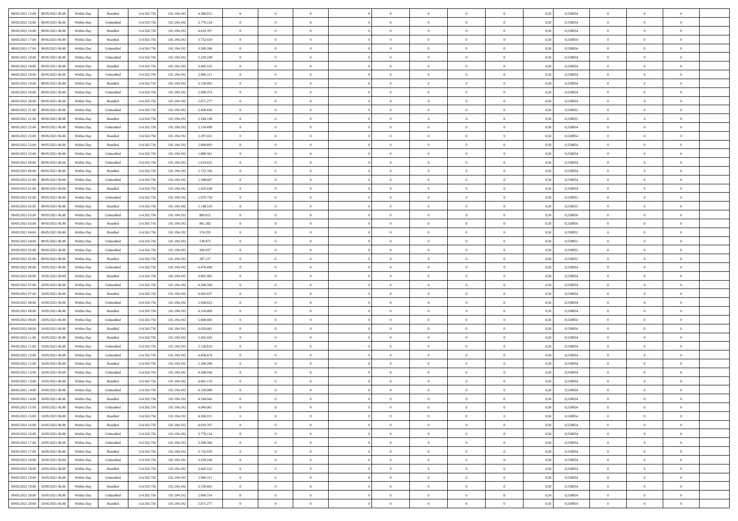| | | | | | | | | | | | | | | | | | | | | | |
|---|---|---|---|---|---|---|---|---|---|---|---|---|---|---|---|---|---|---|---|---|---|
| 08/05/2021 15.00 | 09/05/2021 06.00 | Within Day | Bundled | 114.563.756 | 101.194.192 | 4.306.915 | 0 | 0 | 0 | | 0 | 0 | 0 | 0 | 0,50 | 0,558954 | 0 | 0 | 0 | |
| 08/05/2021 16.00 | 09/05/2021 06.00 | Within Day | Unbundled | 114.563.756 | 101.194.192 | 3.779.124 | 0 | 0 | 0 | | 0 | 0 | 0 | 0 | 0,50 | 0,558954 | 0 | 0 | 0 | |
| 08/05/2021 16.00 | 09/05/2021 06.00 | Within Day | Bundled | 114.563.756 | 101.194.192 | 4.019.787 | 0 | 0 | 0 | | 0 | 0 | 0 | 0 | 0,50 | 0,558954 | 0 | 0 | 0 | |
| 08/05/2021 17.00 | 09/05/2021 06.00 | Within Day | Bundled | 114.563.756 | 101.194.192 | 3.732.659 | 0 | 0 | 0 | | 0 | 0 | 0 | 0 | 0,50 | 0,558954 | 0 | 0 | 0 | |
| 08/05/2021 17.00 | 09/05/2021 06.00 | Within Day | Unbundled | 114.563.756 | 101.194.192 | 3.509.186 | 0 | 0 | 0 | | 0 | 0 | 0 | 0 | 0,50 | 0,558954 | 0 | 0 | 0 | |
| 08/05/2021 18.00 | 09/05/2021 06.00 | Within Day | Unbundled | 114.563.756 | 101.194.192 | 3.239.249 | 0 | 0 | 0 | | 0 | 0 | 0 | 0 | 0,50 | 0,558954 | 0 | 0 | 0 | |
| 08/05/2021 18.00 | 09/05/2021 06.00 | Within Day | Bundled | 114.563.756 | 101.194.192 | 3.445.532 | 0 | 0 | 0 | | 0 | 0 | 0 | 0 | 0,50 | 0,558954 | 0 | 0 | 0 | |
| 08/05/2021 19.00 | 09/05/2021 06.00 | Within Day | Unbundled | 114.563.756 | 101.194.192 | 2.969.311 | 0 | 0 | 0 | | 0 | 0 | 0 | 0 | 0,50 | 0,558954 | 0 | 0 | 0 | |
| 08/05/2021 19.00 | 09/05/2021 06.00 | Within Day | Bundled | 114.563.756 | 101.194.192 | 3.158.405 | 0 | 0 | 0 | | 0 | 0 | 0 | 0 | 0,50 | 0,558954 | 0 | 0 | 0 | |
| 08/05/2021 20.00 | 09/05/2021 06.00 | Within Day | Unbundled | 114.563.756 | 101.194.192 | 2.699.374 | 0 | 0 | 0 | | 0 | 0 | 0 | 0 | 0,50 | 0,558954 | 0 | 0 | 0 | |
| 08/05/2021 20.00 | 09/05/2021 06.00 | Within Day | Bundled | 114.563.756 | 101.194.192 | 2.871.277 | 0 | 0 | 0 | | 0 | 0 | 0 | 0 | 0,50 | 0,558954 | 0 | 0 | 0 | |
| 08/05/2021 21.00 | 09/05/2021 06.00 | Within Day | Unbundled | 114.563.756 | 101.194.192 | 2.429.436 | 0 | 0 | 0 | | 0 | 0 | 0 | 0 | 0,50 | 0,558955 | 0 | 0 | 0 | |
| 08/05/2021 21.00 | 09/05/2021 06.00 | Within Day | Bundled | 114.563.756 | 101.194.192 | 2.584.149 | 0 | 0 | 0 | | 0 | 0 | 0 | 0 | 0,50 | 0,558955 | 0 | 0 | 0 | |
| 08/05/2021 22.00 | 09/05/2021 06.00 | Within Day | Unbundled | 114.563.756 | 101.194.192 | 2.159.499 | 0 | 0 | 0 | | 0 | 0 | 0 | 0 | 0,50 | 0,558954 | 0 | 0 | 0 | |
| 08/05/2021 22.00 | 09/05/2021 06.00 | Within Day | Bundled | 114.563.756 | 101.194.192 | 2.297.021 | 0 | 0 | 0 | | 0 | 0 | 0 | 0 | 0,50 | 0,558954 | 0 | 0 | 0 | |
| 08/05/2021 23.00 | 09/05/2021 06.00 | Within Day | Bundled | 114.563.756 | 101.194.192 | 2.009.893 | 0 | 0 | 0 | | 0 | 0 | 0 | 0 | 0,50 | 0,558954 | 0 | 0 | 0 | |
| 08/05/2021 23.00 | 09/05/2021 06.00 | Within Day | Unbundled | 114.563.756 | 101.194.192 | 1.889.561 | 0 | 0 | 0 | | 0 | 0 | 0 | 0 | 0,50 | 0,558954 | 0 | 0 | 0 | |
| 09/05/2021 00.00 | 09/05/2021 06.00 | Within Day | Unbundled | 114.563.756 | 101.194.192 | 1.619.625 | 0 | 0 | 0 | | 0 | 0 | 0 | 0 | 0,50 | 0,558954 | 0 | 0 | 0 | |
| 09/05/2021 00.00 | 09/05/2021 06.00 | Within Day | Bundled | 114.563.756 | 101.194.192 | 1.722.766 | 0 | 0 | 0 | | 0 | 0 | 0 | 0 | 0,50 | 0,558954 | 0 | 0 | 0 | |
| 09/05/2021 01.00 | 09/05/2021 06.00 | Within Day | Unbundled | 114.563.756 | 101.194.192 | 1.349.687 | 0 | 0 | 0 | | 0 | 0 | 0 | 0 | 0,50 | 0,558954 | 0 | 0 | 0 | |
| 09/05/2021 01.00 | 09/05/2021 06.00 | Within Day | Bundled | 114.563.756 | 101.194.192 | 1.435.638 | 0 | 0 | 0 | | 0 | 0 | 0 | 0 | 0,50 | 0,558954 | 0 | 0 | 0 | |
| 09/05/2021 02.00 | 09/05/2021 06.00 | Within Day | Unbundled | 114.563.756 | 101.194.192 | 1.079.750 | 0 | 0 | 0 | | 0 | 0 | 0 | 0 | 0,50 | 0,558955 | 0 | 0 | 0 | |
| 09/05/2021 02.00 | 09/05/2021 06.00 | Within Day | Bundled | 114.563.756 | 101.194.192 | 1.148.510 | 0 | 0 | 0 | | 0 | 0 | 0 | 0 | 0,50 | 0,558955 | 0 | 0 | 0 | |
| 09/05/2021 03.00 | 09/05/2021 06.00 | Within Day | Unbundled | 114.563.756 | 101.194.192 | 809.812 | 0 | 0 | 0 | | 0 | 0 | 0 | 0 | 0,50 | 0,558956 | 0 | 0 | 0 | |
| 09/05/2021 03.00 | 09/05/2021 06.00 | Within Day | Bundled | 114.563.756 | 101.194.192 | 861.382 | 0 | 0 | 0 | | 0 | 0 | 0 | 0 | 0,50 | 0,558956 | 0 | 0 | 0 | |
| 09/05/2021 04.00 | 09/05/2021 06.00 | Within Day | Bundled | 114.563.756 | 101.194.192 | 574.255 | 0 | 0 | 0 | | 0 | 0 | 0 | 0 | 0,50 | 0,558952 | 0 | 0 | 0 | |
| 09/05/2021 04.00 | 09/05/2021 06.00 | Within Day | Unbundled | 114.563.756 | 101.194.192 | 539.875 | 0 | 0 | 0 | | 0 | 0 | 0 | 0 | 0,50 | 0,558952 | 0 | 0 | 0 | |
| 09/05/2021 05.00 | 09/05/2021 06.00 | Within Day | Unbundled | 114.563.756 | 101.194.192 | 269.937 | 0 | 0 | 0 | | 0 | 0 | 0 | 0 | 0,50 | 0,558952 | 0 | 0 | 0 | |
| 09/05/2021 05.00 | 09/05/2021 06.00 | Within Day | Bundled | 114.563.756 | 101.194.192 | 287.127 | 0 | 0 | 0 | | 0 | 0 | 0 | 0 | 0,50 | 0,558952 | 0 | 0 | 0 | |
| 09/05/2021 06.00 | 10/05/2021 06.00 | Within Day | Unbundled | 114.563.756 | 101.194.192 | 6.478.498 | 0 | 0 | 0 | | 0 | 0 | 0 | 0 | 0,50 | 0,558954 | 0 | 0 | 0 | |
| 09/05/2021 06.00 | 10/05/2021 06.00 | Within Day | Bundled | 114.563.756 | 101.194.192 | 6.891.065 | 0 | 0 | 0 | | 0 | 0 | 0 | 0 | 0,50 | 0,558954 | 0 | 0 | 0 | |
| 09/05/2021 07.00 | 10/05/2021 06.00 | Within Day | Unbundled | 114.563.756 | 101.194.192 | 6.208.560 | 0 | 0 | 0 | | 0 | 0 | 0 | 0 | 0,50 | 0,558954 | 0 | 0 | 0 | |
| 09/05/2021 07.00 | 10/05/2021 06.00 | Within Day | Bundled | 114.563.756 | 101.194.192 | 6.603.937 | 0 | 0 | 0 | | 0 | 0 | 0 | 0 | 0,50 | 0,558954 | 0 | 0 | 0 | |
| 09/05/2021 08.00 | 10/05/2021 06.00 | Within Day | Unbundled | 114.563.756 | 101.194.192 | 5.938.623 | 0 | 0 | 0 | | 0 | 0 | 0 | 0 | 0,50 | 0,558954 | 0 | 0 | 0 | |
| 09/05/2021 08.00 | 10/05/2021 06.00 | Within Day | Bundled | 114.563.756 | 101.194.192 | 6.316.809 | 0 | 0 | 0 | | 0 | 0 | 0 | 0 | 0,50 | 0,558954 | 0 | 0 | 0 | |
| 09/05/2021 09.00 | 10/05/2021 06.00 | Within Day | Unbundled | 114.563.756 | 101.194.192 | 5.668.685 | 0 | 0 | 0 | | 0 | 0 | 0 | 0 | 0,50 | 0,558954 | 0 | 0 | 0 | |
| 09/05/2021 09.00 | 10/05/2021 06.00 | Within Day | Bundled | 114.563.756 | 101.194.192 | 6.029.681 | 0 | 0 | 0 | | 0 | 0 | 0 | 0 | 0,50 | 0,558954 | 0 | 0 | 0 | |
| 09/05/2021 11.00 | 10/05/2021 06.00 | Within Day | Bundled | 114.563.756 | 101.194.192 | 5.455.426 | 0 | 0 | 0 | | 0 | 0 | 0 | 0 | 0,50 | 0,558954 | 0 | 0 | 0 | |
| 09/05/2021 11.00 | 10/05/2021 06.00 | Within Day | Unbundled | 114.563.756 | 101.194.192 | 5.128.810 | 0 | 0 | 0 | | 0 | 0 | 0 | 0 | 0,50 | 0,558954 | 0 | 0 | 0 | |
| 09/05/2021 12.00 | 10/05/2021 06.00 | Within Day | Unbundled | 114.563.756 | 101.194.192 | 4.858.874 | 0 | 0 | 0 | | 0 | 0 | 0 | 0 | 0,50 | 0,558954 | 0 | 0 | 0 | |
| 09/05/2021 12.00 | 10/05/2021 06.00 | Within Day | Bundled | 114.563.756 | 101.194.192 | 5.168.298 | 0 | 0 | 0 | | 0 | 0 | 0 | 0 | 0,50 | 0,558954 | 0 | 0 | 0 | |
| 09/05/2021 13.00 | 10/05/2021 06.00 | Within Day | Unbundled | 114.563.756 | 101.194.192 | 4.588.936 | 0 | 0 | 0 | | 0 | 0 | 0 | 0 | 0,50 | 0,558954 | 0 | 0 | 0 | |
| 09/05/2021 13.00 | 10/05/2021 06.00 | Within Day | Bundled | 114.563.756 | 101.194.192 | 4.881.170 | 0 | 0 | 0 | | 0 | 0 | 0 | 0 | 0,50 | 0,558954 | 0 | 0 | 0 | |
| 09/05/2021 14.00 | 10/05/2021 06.00 | Within Day | Unbundled | 114.563.756 | 101.194.192 | 4.318.999 | 0 | 0 | 0 | | 0 | 0 | 0 | 0 | 0,50 | 0,558954 | 0 | 0 | 0 | |
| 09/05/2021 14.00 | 10/05/2021 06.00 | Within Day | Bundled | 114.563.756 | 101.194.192 | 4.594.042 | 0 | 0 | 0 | | 0 | 0 | 0 | 0 | 0,50 | 0,558954 | 0 | 0 | 0 | |
| 09/05/2021 15.00 | 10/05/2021 06.00 | Within Day | Unbundled | 114.563.756 | 101.194.192 | 4.049.061 | 0 | 0 | 0 | | 0 | 0 | 0 | 0 | 0,50 | 0,558954 | 0 | 0 | 0 | |
| 09/05/2021 15.00 | 10/05/2021 06.00 | Within Day | Bundled | 114.563.756 | 101.194.192 | 4.306.915 | 0 | 0 | 0 | | 0 | 0 | 0 | 0 | 0,50 | 0,558954 | 0 | 0 | 0 | |
| 09/05/2021 16.00 | 10/05/2021 06.00 | Within Day | Bundled | 114.563.756 | 101.194.192 | 4.019.787 | 0 | 0 | 0 | | 0 | 0 | 0 | 0 | 0,50 | 0,558954 | 0 | 0 | 0 | |
| 09/05/2021 16.00 | 10/05/2021 06.00 | Within Day | Unbundled | 114.563.756 | 101.194.192 | 3.779.124 | 0 | 0 | 0 | | 0 | 0 | 0 | 0 | 0,50 | 0,558954 | 0 | 0 | 0 | |
| 09/05/2021 17.00 | 10/05/2021 06.00 | Within Day | Unbundled | 114.563.756 | 101.194.192 | 3.509.186 | 0 | 0 | 0 | | 0 | 0 | 0 | 0 | 0,50 | 0,558954 | 0 | 0 | 0 | |
| 09/05/2021 17.00 | 10/05/2021 06.00 | Within Day | Bundled | 114.563.756 | 101.194.192 | 3.732.659 | 0 | 0 | 0 | | 0 | 0 | 0 | 0 | 0,50 | 0,558954 | 0 | 0 | 0 | |
| 09/05/2021 18.00 | 10/05/2021 06.00 | Within Day | Unbundled | 114.563.756 | 101.194.192 | 3.239.249 | 0 | 0 | 0 | | 0 | 0 | 0 | 0 | 0,50 | 0,558954 | 0 | 0 | 0 | |
| 09/05/2021 18.00 | 10/05/2021 06.00 | Within Day | Bundled | 114.563.756 | 101.194.192 | 3.445.532 | 0 | 0 | 0 | | 0 | 0 | 0 | 0 | 0,50 | 0,558954 | 0 | 0 | 0 | |
| 09/05/2021 19.00 | 10/05/2021 06.00 | Within Day | Unbundled | 114.563.756 | 101.194.192 | 2.969.311 | 0 | 0 | 0 | | 0 | 0 | 0 | 0 | 0,50 | 0,558954 | 0 | 0 | 0 | |
| 09/05/2021 19.00 | 10/05/2021 06.00 | Within Day | Bundled | 114.563.756 | 101.194.192 | 3.158.405 | 0 | 0 | 0 | | 0 | 0 | 0 | 0 | 0,50 | 0,558954 | 0 | 0 | 0 | |
| 09/05/2021 20.00 | 10/05/2021 06.00 | Within Day | Unbundled | 114.563.756 | 101.194.192 | 2.699.374 | 0 | 0 | 0 | | 0 | 0 | 0 | 0 | 0,50 | 0,558954 | 0 | 0 | 0 | |
| 09/05/2021 20.00 | 10/05/2021 06.00 | Within Day | Bundled | 114.563.756 | 101.194.192 | 2.871.277 | 0 | 0 | 0 | | 0 | 0 | 0 | 0 | 0,50 | 0,558954 | 0 | 0 | 0 | |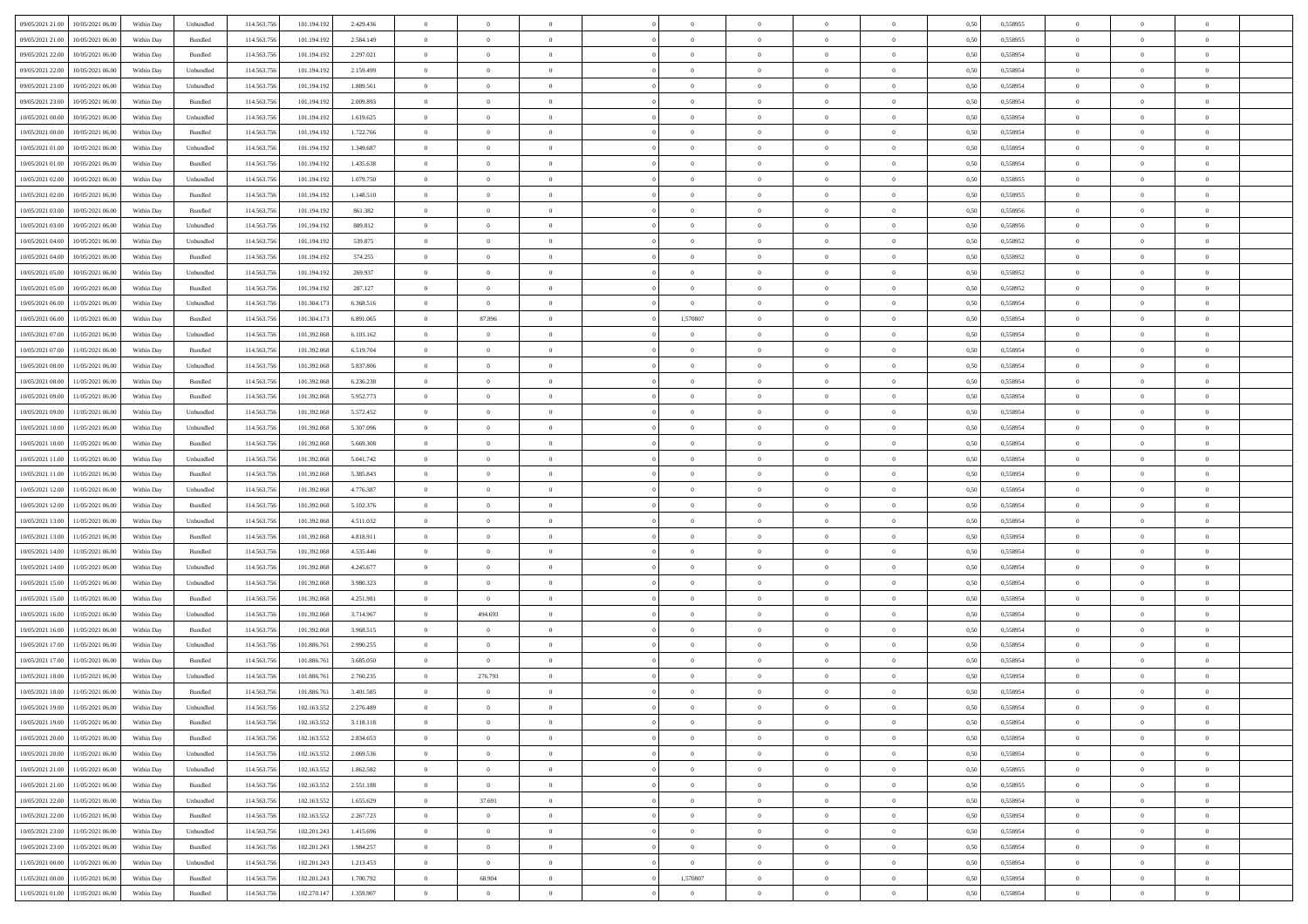| | | | | | | | | | | | | | | | | | | | | |
|---|---|---|---|---|---|---|---|---|---|---|---|---|---|---|---|---|---|---|---|---|
| 09/05/2021 21:00 | 10/05/2021 06:00 | Within Day | Unbundled | 114.563.756 | 101.194.192 | 2.429.436 | 0 | 0 | 0 | | 0 | 0 | 0 | 0 | 0,50 | 0,558955 | 0 | 0 | 0 | |
| 09/05/2021 21:00 | 10/05/2021 06:00 | Within Day | Bundled | 114.563.756 | 101.194.192 | 2.584.149 | 0 | 0 | 0 | | 0 | 0 | 0 | 0 | 0,50 | 0,558955 | 0 | 0 | 0 | |
| 09/05/2021 22:00 | 10/05/2021 06:00 | Within Day | Bundled | 114.563.756 | 101.194.192 | 2.297.021 | 0 | 0 | 0 | | 0 | 0 | 0 | 0 | 0,50 | 0,558954 | 0 | 0 | 0 | |
| 09/05/2021 22:00 | 10/05/2021 06:00 | Within Day | Unbundled | 114.563.756 | 101.194.192 | 2.159.499 | 0 | 0 | 0 | | 0 | 0 | 0 | 0 | 0,50 | 0,558954 | 0 | 0 | 0 | |
| 09/05/2021 23:00 | 10/05/2021 06:00 | Within Day | Unbundled | 114.563.756 | 101.194.192 | 1.889.561 | 0 | 0 | 0 | | 0 | 0 | 0 | 0 | 0,50 | 0,558954 | 0 | 0 | 0 | |
| 09/05/2021 23:00 | 10/05/2021 06:00 | Within Day | Bundled | 114.563.756 | 101.194.192 | 2.009.893 | 0 | 0 | 0 | | 0 | 0 | 0 | 0 | 0,50 | 0,558954 | 0 | 0 | 0 | |
| 10/05/2021 00:00 | 10/05/2021 06:00 | Within Day | Unbundled | 114.563.756 | 101.194.192 | 1.619.625 | 0 | 0 | 0 | | 0 | 0 | 0 | 0 | 0,50 | 0,558954 | 0 | 0 | 0 | |
| 10/05/2021 00:00 | 10/05/2021 06:00 | Within Day | Bundled | 114.563.756 | 101.194.192 | 1.722.766 | 0 | 0 | 0 | | 0 | 0 | 0 | 0 | 0,50 | 0,558954 | 0 | 0 | 0 | |
| 10/05/2021 01:00 | 10/05/2021 06:00 | Within Day | Unbundled | 114.563.756 | 101.194.192 | 1.349.687 | 0 | 0 | 0 | | 0 | 0 | 0 | 0 | 0,50 | 0,558954 | 0 | 0 | 0 | |
| 10/05/2021 01:00 | 10/05/2021 06:00 | Within Day | Bundled | 114.563.756 | 101.194.192 | 1.435.638 | 0 | 0 | 0 | | 0 | 0 | 0 | 0 | 0,50 | 0,558954 | 0 | 0 | 0 | |
| 10/05/2021 02:00 | 10/05/2021 06:00 | Within Day | Unbundled | 114.563.756 | 101.194.192 | 1.079.750 | 0 | 0 | 0 | | 0 | 0 | 0 | 0 | 0,50 | 0,558955 | 0 | 0 | 0 | |
| 10/05/2021 02:00 | 10/05/2021 06:00 | Within Day | Bundled | 114.563.756 | 101.194.192 | 1.148.510 | 0 | 0 | 0 | | 0 | 0 | 0 | 0 | 0,50 | 0,558955 | 0 | 0 | 0 | |
| 10/05/2021 03:00 | 10/05/2021 06:00 | Within Day | Bundled | 114.563.756 | 101.194.192 | 861.382 | 0 | 0 | 0 | | 0 | 0 | 0 | 0 | 0,50 | 0,558956 | 0 | 0 | 0 | |
| 10/05/2021 03:00 | 10/05/2021 06:00 | Within Day | Unbundled | 114.563.756 | 101.194.192 | 809.812 | 0 | 0 | 0 | | 0 | 0 | 0 | 0 | 0,50 | 0,558956 | 0 | 0 | 0 | |
| 10/05/2021 04:00 | 10/05/2021 06:00 | Within Day | Unbundled | 114.563.756 | 101.194.192 | 539.875 | 0 | 0 | 0 | | 0 | 0 | 0 | 0 | 0,50 | 0,558952 | 0 | 0 | 0 | |
| 10/05/2021 04:00 | 10/05/2021 06:00 | Within Day | Bundled | 114.563.756 | 101.194.192 | 574.255 | 0 | 0 | 0 | | 0 | 0 | 0 | 0 | 0,50 | 0,558952 | 0 | 0 | 0 | |
| 10/05/2021 05:00 | 10/05/2021 06:00 | Within Day | Unbundled | 114.563.756 | 101.194.192 | 269.937 | 0 | 0 | 0 | | 0 | 0 | 0 | 0 | 0,50 | 0,558952 | 0 | 0 | 0 | |
| 10/05/2021 05:00 | 10/05/2021 06:00 | Within Day | Bundled | 114.563.756 | 101.194.192 | 287.127 | 0 | 0 | 0 | | 0 | 0 | 0 | 0 | 0,50 | 0,558952 | 0 | 0 | 0 | |
| 10/05/2021 06:00 | 11/05/2021 06:00 | Within Day | Unbundled | 114.563.756 | 101.304.173 | 6.368.516 | 0 | 0 | 0 | | 0 | 0 | 0 | 0 | 0,50 | 0,558954 | 0 | 0 | 0 | |
| 10/05/2021 06:00 | 11/05/2021 06:00 | Within Day | Bundled | 114.563.756 | 101.304.173 | 6.891.065 | 0 | 87.896 | 0 | | 1,570807 | 0 | 0 | 0 | 0,50 | 0,558954 | 0 | 0 | 0 | |
| 10/05/2021 07:00 | 11/05/2021 06:00 | Within Day | Unbundled | 114.563.756 | 101.392.068 | 6.103.162 | 0 | 0 | 0 | | 0 | 0 | 0 | 0 | 0,50 | 0,558954 | 0 | 0 | 0 | |
| 10/05/2021 07:00 | 11/05/2021 06:00 | Within Day | Bundled | 114.563.756 | 101.392.068 | 6.519.704 | 0 | 0 | 0 | | 0 | 0 | 0 | 0 | 0,50 | 0,558954 | 0 | 0 | 0 | |
| 10/05/2021 08:00 | 11/05/2021 06:00 | Within Day | Unbundled | 114.563.756 | 101.392.068 | 5.837.806 | 0 | 0 | 0 | | 0 | 0 | 0 | 0 | 0,50 | 0,558954 | 0 | 0 | 0 | |
| 10/05/2021 08:00 | 11/05/2021 06:00 | Within Day | Bundled | 114.563.756 | 101.392.068 | 6.236.238 | 0 | 0 | 0 | | 0 | 0 | 0 | 0 | 0,50 | 0,558954 | 0 | 0 | 0 | |
| 10/05/2021 09:00 | 11/05/2021 06:00 | Within Day | Bundled | 114.563.756 | 101.392.068 | 5.952.773 | 0 | 0 | 0 | | 0 | 0 | 0 | 0 | 0,50 | 0,558954 | 0 | 0 | 0 | |
| 10/05/2021 09:00 | 11/05/2021 06:00 | Within Day | Unbundled | 114.563.756 | 101.392.068 | 5.572.452 | 0 | 0 | 0 | | 0 | 0 | 0 | 0 | 0,50 | 0,558954 | 0 | 0 | 0 | |
| 10/05/2021 10:00 | 11/05/2021 06:00 | Within Day | Unbundled | 114.563.756 | 101.392.068 | 5.307.096 | 0 | 0 | 0 | | 0 | 0 | 0 | 0 | 0,50 | 0,558954 | 0 | 0 | 0 | |
| 10/05/2021 10:00 | 11/05/2021 06:00 | Within Day | Bundled | 114.563.756 | 101.392.068 | 5.669.308 | 0 | 0 | 0 | | 0 | 0 | 0 | 0 | 0,50 | 0,558954 | 0 | 0 | 0 | |
| 10/05/2021 11:00 | 11/05/2021 06:00 | Within Day | Unbundled | 114.563.756 | 101.392.068 | 5.041.742 | 0 | 0 | 0 | | 0 | 0 | 0 | 0 | 0,50 | 0,558954 | 0 | 0 | 0 | |
| 10/05/2021 11:00 | 11/05/2021 06:00 | Within Day | Bundled | 114.563.756 | 101.392.068 | 5.385.843 | 0 | 0 | 0 | | 0 | 0 | 0 | 0 | 0,50 | 0,558954 | 0 | 0 | 0 | |
| 10/05/2021 12:00 | 11/05/2021 06:00 | Within Day | Unbundled | 114.563.756 | 101.392.068 | 4.776.387 | 0 | 0 | 0 | | 0 | 0 | 0 | 0 | 0,50 | 0,558954 | 0 | 0 | 0 | |
| 10/05/2021 12:00 | 11/05/2021 06:00 | Within Day | Bundled | 114.563.756 | 101.392.068 | 5.102.376 | 0 | 0 | 0 | | 0 | 0 | 0 | 0 | 0,50 | 0,558954 | 0 | 0 | 0 | |
| 10/05/2021 13:00 | 11/05/2021 06:00 | Within Day | Unbundled | 114.563.756 | 101.392.068 | 4.511.032 | 0 | 0 | 0 | | 0 | 0 | 0 | 0 | 0,50 | 0,558954 | 0 | 0 | 0 | |
| 10/05/2021 13:00 | 11/05/2021 06:00 | Within Day | Bundled | 114.563.756 | 101.392.068 | 4.818.911 | 0 | 0 | 0 | | 0 | 0 | 0 | 0 | 0,50 | 0,558954 | 0 | 0 | 0 | |
| 10/05/2021 14:00 | 11/05/2021 06:00 | Within Day | Bundled | 114.563.756 | 101.392.068 | 4.535.446 | 0 | 0 | 0 | | 0 | 0 | 0 | 0 | 0,50 | 0,558954 | 0 | 0 | 0 | |
| 10/05/2021 14:00 | 11/05/2021 06:00 | Within Day | Unbundled | 114.563.756 | 101.392.068 | 4.245.677 | 0 | 0 | 0 | | 0 | 0 | 0 | 0 | 0,50 | 0,558954 | 0 | 0 | 0 | |
| 10/05/2021 15:00 | 11/05/2021 06:00 | Within Day | Unbundled | 114.563.756 | 101.392.068 | 3.980.323 | 0 | 0 | 0 | | 0 | 0 | 0 | 0 | 0,50 | 0,558954 | 0 | 0 | 0 | |
| 10/05/2021 15:00 | 11/05/2021 06:00 | Within Day | Bundled | 114.563.756 | 101.392.068 | 4.251.981 | 0 | 0 | 0 | | 0 | 0 | 0 | 0 | 0,50 | 0,558954 | 0 | 0 | 0 | |
| 10/05/2021 16:00 | 11/05/2021 06:00 | Within Day | Unbundled | 114.563.756 | 101.392.068 | 3.714.967 | 0 | 494.693 | 0 | | 0 | 0 | 0 | 0 | 0,50 | 0,558954 | 0 | 0 | 0 | |
| 10/05/2021 16:00 | 11/05/2021 06:00 | Within Day | Bundled | 114.563.756 | 101.392.068 | 3.968.515 | 0 | 0 | 0 | | 0 | 0 | 0 | 0 | 0,50 | 0,558954 | 0 | 0 | 0 | |
| 10/05/2021 17:00 | 11/05/2021 06:00 | Within Day | Unbundled | 114.563.756 | 101.886.761 | 2.990.255 | 0 | 0 | 0 | | 0 | 0 | 0 | 0 | 0,50 | 0,558954 | 0 | 0 | 0 | |
| 10/05/2021 17:00 | 11/05/2021 06:00 | Within Day | Bundled | 114.563.756 | 101.886.761 | 3.685.050 | 0 | 0 | 0 | | 0 | 0 | 0 | 0 | 0,50 | 0,558954 | 0 | 0 | 0 | |
| 10/05/2021 18:00 | 11/05/2021 06:00 | Within Day | Unbundled | 114.563.756 | 101.886.761 | 2.760.235 | 0 | 276.793 | 0 | | 0 | 0 | 0 | 0 | 0,50 | 0,558954 | 0 | 0 | 0 | |
| 10/05/2021 18:00 | 11/05/2021 06:00 | Within Day | Bundled | 114.563.756 | 101.886.761 | 3.401.585 | 0 | 0 | 0 | | 0 | 0 | 0 | 0 | 0,50 | 0,558954 | 0 | 0 | 0 | |
| 10/05/2021 19:00 | 11/05/2021 06:00 | Within Day | Unbundled | 114.563.756 | 102.163.552 | 2.276.489 | 0 | 0 | 0 | | 0 | 0 | 0 | 0 | 0,50 | 0,558954 | 0 | 0 | 0 | |
| 10/05/2021 19:00 | 11/05/2021 06:00 | Within Day | Bundled | 114.563.756 | 102.163.552 | 3.118.118 | 0 | 0 | 0 | | 0 | 0 | 0 | 0 | 0,50 | 0,558954 | 0 | 0 | 0 | |
| 10/05/2021 20:00 | 11/05/2021 06:00 | Within Day | Bundled | 114.563.756 | 102.163.552 | 2.834.653 | 0 | 0 | 0 | | 0 | 0 | 0 | 0 | 0,50 | 0,558954 | 0 | 0 | 0 | |
| 10/05/2021 20:00 | 11/05/2021 06:00 | Within Day | Unbundled | 114.563.756 | 102.163.552 | 2.069.536 | 0 | 0 | 0 | | 0 | 0 | 0 | 0 | 0,50 | 0,558954 | 0 | 0 | 0 | |
| 10/05/2021 21:00 | 11/05/2021 06:00 | Within Day | Unbundled | 114.563.756 | 102.163.552 | 1.862.582 | 0 | 0 | 0 | | 0 | 0 | 0 | 0 | 0,50 | 0,558955 | 0 | 0 | 0 | |
| 10/05/2021 21:00 | 11/05/2021 06:00 | Within Day | Bundled | 114.563.756 | 102.163.552 | 2.551.188 | 0 | 0 | 0 | | 0 | 0 | 0 | 0 | 0,50 | 0,558955 | 0 | 0 | 0 | |
| 10/05/2021 22:00 | 11/05/2021 06:00 | Within Day | Unbundled | 114.563.756 | 102.163.552 | 1.655.629 | 0 | 37.691 | 0 | | 0 | 0 | 0 | 0 | 0,50 | 0,558954 | 0 | 0 | 0 | |
| 10/05/2021 22:00 | 11/05/2021 06:00 | Within Day | Bundled | 114.563.756 | 102.163.552 | 2.267.723 | 0 | 0 | 0 | | 0 | 0 | 0 | 0 | 0,50 | 0,558954 | 0 | 0 | 0 | |
| 10/05/2021 23:00 | 11/05/2021 06:00 | Within Day | Unbundled | 114.563.756 | 102.201.243 | 1.415.696 | 0 | 0 | 0 | | 0 | 0 | 0 | 0 | 0,50 | 0,558954 | 0 | 0 | 0 | |
| 10/05/2021 23:00 | 11/05/2021 06:00 | Within Day | Bundled | 114.563.756 | 102.201.243 | 1.984.257 | 0 | 0 | 0 | | 0 | 0 | 0 | 0 | 0,50 | 0,558954 | 0 | 0 | 0 | |
| 11/05/2021 00:00 | 11/05/2021 06:00 | Within Day | Unbundled | 114.563.756 | 102.201.243 | 1.213.453 | 0 | 0 | 0 | | 0 | 0 | 0 | 0 | 0,50 | 0,558954 | 0 | 0 | 0 | |
| 11/05/2021 00:00 | 11/05/2021 06:00 | Within Day | Bundled | 114.563.756 | 102.201.243 | 1.700.792 | 0 | 68.904 | 0 | | 1,570807 | 0 | 0 | 0 | 0,50 | 0,558954 | 0 | 0 | 0 | |
| 11/05/2021 01:00 | 11/05/2021 06:00 | Within Day | Bundled | 114.563.756 | 102.270.147 | 1.359.907 | 0 | 0 | 0 | | 0 | 0 | 0 | 0 | 0,50 | 0,558954 | 0 | 0 | 0 | |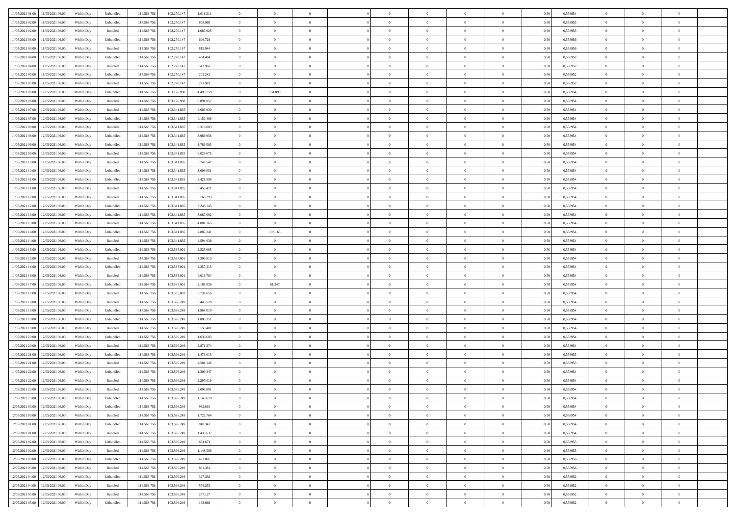| | | | | | | | | | | | | | | | | | | | | | |
|---|---|---|---|---|---|---|---|---|---|---|---|---|---|---|---|---|---|---|---|---|---|
| 11/05/2021 01:00 | 11/05/2021 06:00 | Within Day | Unbundled | 114.563.756 | 102.270.147 | 1.011.211 | 0 | 0 | 0 | | 0 | 0 | 0 | 0 | 0,50 | 0,558954 | 0 | 0 | 0 | |
| 11/05/2021 02:00 | 11/05/2021 06:00 | Within Day | Unbundled | 114.563.756 | 102.270.147 | 808.969 | 0 | 0 | 0 | | 0 | 0 | 0 | 0 | 0,50 | 0,558955 | 0 | 0 | 0 | |
| 11/05/2021 02:00 | 11/05/2021 06:00 | Within Day | Bundled | 114.563.756 | 102.270.147 | 1.087.925 | 0 | 0 | 0 | | 0 | 0 | 0 | 0 | 0,50 | 0,558955 | 0 | 0 | 0 | |
| 11/05/2021 03:00 | 11/05/2021 06:00 | Within Day | Unbundled | 114.563.756 | 102.270.147 | 606.726 | 0 | 0 | 0 | | 0 | 0 | 0 | 0 | 0,50 | 0,558956 | 0 | 0 | 0 | |
| 11/05/2021 03:00 | 11/05/2021 06:00 | Within Day | Bundled | 114.563.756 | 102.270.147 | 815.944 | 0 | 0 | 0 | | 0 | 0 | 0 | 0 | 0,50 | 0,558956 | 0 | 0 | 0 | |
| 11/05/2021 04:00 | 11/05/2021 06:00 | Within Day | Unbundled | 114.563.756 | 102.270.147 | 404.484 | 0 | 0 | 0 | | 0 | 0 | 0 | 0 | 0,50 | 0,558952 | 0 | 0 | 0 | |
| 11/05/2021 04:00 | 11/05/2021 06:00 | Within Day | Bundled | 114.563.756 | 102.270.147 | 543.963 | 0 | 0 | 0 | | 0 | 0 | 0 | 0 | 0,50 | 0,558952 | 0 | 0 | 0 | |
| 11/05/2021 05:00 | 11/05/2021 06:00 | Within Day | Unbundled | 114.563.756 | 102.270.147 | 202.242 | 0 | 0 | 0 | | 0 | 0 | 0 | 0 | 0,50 | 0,558952 | 0 | 0 | 0 | |
| 11/05/2021 05:00 | 11/05/2021 06:00 | Within Day | Bundled | 114.563.756 | 102.270.147 | 271.981 | 0 | 0 | 0 | | 0 | 0 | 0 | 0 | 0,50 | 0,558952 | 0 | 0 | 0 | |
| 11/05/2021 06:00 | 12/05/2021 06:00 | Within Day | Unbundled | 114.563.756 | 103.176.938 | 4.495.758 | 0 | 164.898 | 0 | | 0 | 0 | 0 | 0 | 0,50 | 0,558954 | 0 | 0 | 0 | |
| 11/05/2021 06:00 | 12/05/2021 06:00 | Within Day | Bundled | 114.563.756 | 103.176.938 | 6.891.057 | 0 | 0 | 0 | | 0 | 0 | 0 | 0 | 0,50 | 0,558954 | 0 | 0 | 0 | |
| 11/05/2021 07:00 | 12/05/2021 06:00 | Within Day | Bundled | 114.563.756 | 103.341.835 | 6.603.930 | 0 | 0 | 0 | | 0 | 0 | 0 | 0 | 0,50 | 0,558954 | 0 | 0 | 0 | |
| 11/05/2021 07:00 | 12/05/2021 06:00 | Within Day | Unbundled | 114.563.756 | 103.341.835 | 4.150.409 | 0 | 0 | 0 | | 0 | 0 | 0 | 0 | 0,50 | 0,558954 | 0 | 0 | 0 | |
| 11/05/2021 08:00 | 12/05/2021 06:00 | Within Day | Bundled | 114.563.756 | 103.341.835 | 6.316.803 | 0 | 0 | 0 | | 0 | 0 | 0 | 0 | 0,50 | 0,558954 | 0 | 0 | 0 | |
| 11/05/2021 08:00 | 12/05/2021 06:00 | Within Day | Unbundled | 114.563.756 | 103.341.835 | 3.969.956 | 0 | 0 | 0 | | 0 | 0 | 0 | 0 | 0,50 | 0,558954 | 0 | 0 | 0 | |
| 11/05/2021 09:00 | 12/05/2021 06:00 | Within Day | Unbundled | 114.563.756 | 103.341.835 | 3.789.503 | 0 | 0 | 0 | | 0 | 0 | 0 | 0 | 0,50 | 0,558954 | 0 | 0 | 0 | |
| 11/05/2021 09:00 | 12/05/2021 06:00 | Within Day | Bundled | 114.563.756 | 103.341.835 | 6.029.675 | 0 | 0 | 0 | | 0 | 0 | 0 | 0 | 0,50 | 0,558954 | 0 | 0 | 0 | |
| 11/05/2021 10:00 | 12/05/2021 06:00 | Within Day | Bundled | 114.563.756 | 103.341.835 | 5.742.547 | 0 | 0 | 0 | | 0 | 0 | 0 | 0 | 0,50 | 0,558954 | 0 | 0 | 0 | |
| 11/05/2021 10:00 | 12/05/2021 06:00 | Within Day | Unbundled | 114.563.756 | 103.341.835 | 3.609.051 | 0 | 0 | 0 | | 0 | 0 | 0 | 0 | 0,50 | 0,558954 | 0 | 0 | 0 | |
| 11/05/2021 11:00 | 12/05/2021 06:00 | Within Day | Unbundled | 114.563.756 | 103.341.835 | 3.428.598 | 0 | 0 | 0 | | 0 | 0 | 0 | 0 | 0,50 | 0,558954 | 0 | 0 | 0 | |
| 11/05/2021 11:00 | 12/05/2021 06:00 | Within Day | Bundled | 114.563.756 | 103.341.835 | 5.455.421 | 0 | 0 | 0 | | 0 | 0 | 0 | 0 | 0,50 | 0,558954 | 0 | 0 | 0 | |
| 11/05/2021 12:00 | 12/05/2021 06:00 | Within Day | Bundled | 114.563.756 | 103.341.835 | 5.168.293 | 0 | 0 | 0 | | 0 | 0 | 0 | 0 | 0,50 | 0,558954 | 0 | 0 | 0 | |
| 11/05/2021 12:00 | 12/05/2021 06:00 | Within Day | Unbundled | 114.563.756 | 103.341.835 | 3.248.145 | 0 | 0 | 0 | | 0 | 0 | 0 | 0 | 0,50 | 0,558954 | 0 | 0 | 0 | |
| 11/05/2021 13:00 | 12/05/2021 06:00 | Within Day | Unbundled | 114.563.756 | 103.341.835 | 3.067.692 | 0 | 0 | 0 | | 0 | 0 | 0 | 0 | 0,50 | 0,558954 | 0 | 0 | 0 | |
| 11/05/2021 13:00 | 12/05/2021 06:00 | Within Day | Bundled | 114.563.756 | 103.341.835 | 4.881.165 | 0 | 0 | 0 | | 0 | 0 | 0 | 0 | 0,50 | 0,558954 | 0 | 0 | 0 | |
| 11/05/2021 14:00 | 12/05/2021 06:00 | Within Day | Unbundled | 114.563.756 | 103.341.835 | 2.887.241 | 0 | 193.165 | 0 | | 0 | 0 | 0 | 0 | 0,50 | 0,558954 | 0 | 0 | 0 | |
| 11/05/2021 14:00 | 12/05/2021 06:00 | Within Day | Bundled | 114.563.756 | 103.341.835 | 4.594.038 | 0 | 0 | 0 | | 0 | 0 | 0 | 0 | 0,50 | 0,558954 | 0 | 0 | 0 | |
| 11/05/2021 15:00 | 12/05/2021 06:00 | Within Day | Unbundled | 114.563.756 | 103.535.001 | 2.525.695 | 0 | 0 | 0 | | 0 | 0 | 0 | 0 | 0,50 | 0,558954 | 0 | 0 | 0 | |
| 11/05/2021 15:00 | 12/05/2021 06:00 | Within Day | Bundled | 114.563.756 | 103.535.001 | 4.306.910 | 0 | 0 | 0 | | 0 | 0 | 0 | 0 | 0,50 | 0,558954 | 0 | 0 | 0 | |
| 11/05/2021 16:00 | 12/05/2021 06:00 | Within Day | Unbundled | 114.563.756 | 103.535.001 | 2.357.315 | 0 | 0 | 0 | | 0 | 0 | 0 | 0 | 0,50 | 0,558954 | 0 | 0 | 0 | |
| 11/05/2021 16:00 | 12/05/2021 06:00 | Within Day | Bundled | 114.563.756 | 103.535.001 | 4.019.784 | 0 | 0 | 0 | | 0 | 0 | 0 | 0 | 0,50 | 0,558954 | 0 | 0 | 0 | |
| 11/05/2021 17:00 | 12/05/2021 06:00 | Within Day | Unbundled | 114.563.756 | 103.535.001 | 2.188.936 | 0 | 61.247 | 0 | | 0 | 0 | 0 | 0 | 0,50 | 0,558954 | 0 | 0 | 0 | |
| 11/05/2021 17:00 | 12/05/2021 06:00 | Within Day | Bundled | 114.563.756 | 103.535.001 | 3.732.656 | 0 | 0 | 0 | | 0 | 0 | 0 | 0 | 0,50 | 0,558954 | 0 | 0 | 0 | |
| 11/05/2021 18:00 | 12/05/2021 06:00 | Within Day | Bundled | 114.563.756 | 103.596.249 | 3.445.528 | 0 | 0 | 0 | | 0 | 0 | 0 | 0 | 0,50 | 0,558954 | 0 | 0 | 0 | |
| 11/05/2021 18:00 | 12/05/2021 06:00 | Within Day | Unbundled | 114.563.756 | 103.596.249 | 1.964.019 | 0 | 0 | 0 | | 0 | 0 | 0 | 0 | 0,50 | 0,558954 | 0 | 0 | 0 | |
| 11/05/2021 19:00 | 12/05/2021 06:00 | Within Day | Unbundled | 114.563.756 | 103.596.249 | 1.800.351 | 0 | 0 | 0 | | 0 | 0 | 0 | 0 | 0,50 | 0,558954 | 0 | 0 | 0 | |
| 11/05/2021 19:00 | 12/05/2021 06:00 | Within Day | Bundled | 114.563.756 | 103.596.249 | 3.158.401 | 0 | 0 | 0 | | 0 | 0 | 0 | 0 | 0,50 | 0,558954 | 0 | 0 | 0 | |
| 11/05/2021 20:00 | 12/05/2021 06:00 | Within Day | Unbundled | 114.563.756 | 103.596.249 | 1.636.683 | 0 | 0 | 0 | | 0 | 0 | 0 | 0 | 0,50 | 0,558954 | 0 | 0 | 0 | |
| 11/05/2021 20:00 | 12/05/2021 06:00 | Within Day | Bundled | 114.563.756 | 103.596.249 | 2.871.274 | 0 | 0 | 0 | | 0 | 0 | 0 | 0 | 0,50 | 0,558954 | 0 | 0 | 0 | |
| 11/05/2021 21:00 | 12/05/2021 06:00 | Within Day | Unbundled | 114.563.756 | 103.596.249 | 1.473.015 | 0 | 0 | 0 | | 0 | 0 | 0 | 0 | 0,50 | 0,558955 | 0 | 0 | 0 | |
| 11/05/2021 21:00 | 12/05/2021 06:00 | Within Day | Bundled | 114.563.756 | 103.596.249 | 2.584.146 | 0 | 0 | 0 | | 0 | 0 | 0 | 0 | 0,50 | 0,558955 | 0 | 0 | 0 | |
| 11/05/2021 22:00 | 12/05/2021 06:00 | Within Day | Unbundled | 114.563.756 | 103.596.249 | 1.309.347 | 0 | 0 | 0 | | 0 | 0 | 0 | 0 | 0,50 | 0,558954 | 0 | 0 | 0 | |
| 11/05/2021 22:00 | 12/05/2021 06:00 | Within Day | Bundled | 114.563.756 | 103.596.249 | 2.297.019 | 0 | 0 | 0 | | 0 | 0 | 0 | 0 | 0,50 | 0,558954 | 0 | 0 | 0 | |
| 11/05/2021 23:00 | 12/05/2021 06:00 | Within Day | Bundled | 114.563.756 | 103.596.249 | 2.009.891 | 0 | 0 | 0 | | 0 | 0 | 0 | 0 | 0,50 | 0,558954 | 0 | 0 | 0 | |
| 11/05/2021 23:00 | 12/05/2021 06:00 | Within Day | Unbundled | 114.563.756 | 103.596.249 | 1.145.678 | 0 | 0 | 0 | | 0 | 0 | 0 | 0 | 0,50 | 0,558954 | 0 | 0 | 0 | |
| 12/05/2021 00:00 | 12/05/2021 06:00 | Within Day | Unbundled | 114.563.756 | 103.596.249 | 982.010 | 0 | 0 | 0 | | 0 | 0 | 0 | 0 | 0,50 | 0,558954 | 0 | 0 | 0 | |
| 12/05/2021 00:00 | 12/05/2021 06:00 | Within Day | Bundled | 114.563.756 | 103.596.249 | 1.722.764 | 0 | 0 | 0 | | 0 | 0 | 0 | 0 | 0,50 | 0,558954 | 0 | 0 | 0 | |
| 12/05/2021 01:00 | 12/05/2021 06:00 | Within Day | Unbundled | 114.563.756 | 103.596.249 | 818.341 | 0 | 0 | 0 | | 0 | 0 | 0 | 0 | 0,50 | 0,558954 | 0 | 0 | 0 | |
| 12/05/2021 01:00 | 12/05/2021 06:00 | Within Day | Bundled | 114.563.756 | 103.596.249 | 1.435.637 | 0 | 0 | 0 | | 0 | 0 | 0 | 0 | 0,50 | 0,558954 | 0 | 0 | 0 | |
| 12/05/2021 02:00 | 12/05/2021 06:00 | Within Day | Unbundled | 114.563.756 | 103.596.249 | 654.673 | 0 | 0 | 0 | | 0 | 0 | 0 | 0 | 0,50 | 0,558955 | 0 | 0 | 0 | |
| 12/05/2021 02:00 | 12/05/2021 06:00 | Within Day | Bundled | 114.563.756 | 103.596.249 | 1.148.509 | 0 | 0 | 0 | | 0 | 0 | 0 | 0 | 0,50 | 0,558955 | 0 | 0 | 0 | |
| 12/05/2021 03:00 | 12/05/2021 06:00 | Within Day | Unbundled | 114.563.756 | 103.596.249 | 491.005 | 0 | 0 | 0 | | 0 | 0 | 0 | 0 | 0,50 | 0,558956 | 0 | 0 | 0 | |
| 12/05/2021 03:00 | 12/05/2021 06:00 | Within Day | Bundled | 114.563.756 | 103.596.249 | 861.381 | 0 | 0 | 0 | | 0 | 0 | 0 | 0 | 0,50 | 0,558956 | 0 | 0 | 0 | |
| 12/05/2021 04:00 | 12/05/2021 06:00 | Within Day | Unbundled | 114.563.756 | 103.596.249 | 327.336 | 0 | 0 | 0 | | 0 | 0 | 0 | 0 | 0,50 | 0,558952 | 0 | 0 | 0 | |
| 12/05/2021 04:00 | 12/05/2021 06:00 | Within Day | Bundled | 114.563.756 | 103.596.249 | 574.255 | 0 | 0 | 0 | | 0 | 0 | 0 | 0 | 0,50 | 0,558952 | 0 | 0 | 0 | |
| 12/05/2021 05:00 | 12/05/2021 06:00 | Within Day | Bundled | 114.563.756 | 103.596.249 | 287.127 | 0 | 0 | 0 | | 0 | 0 | 0 | 0 | 0,50 | 0,558952 | 0 | 0 | 0 | |
| 12/05/2021 05:00 | 12/05/2021 06:00 | Within Day | Unbundled | 114.563.756 | 103.596.249 | 163.668 | 0 | 0 | 0 | | 0 | 0 | 0 | 0 | 0,50 | 0,558952 | 0 | 0 | 0 | |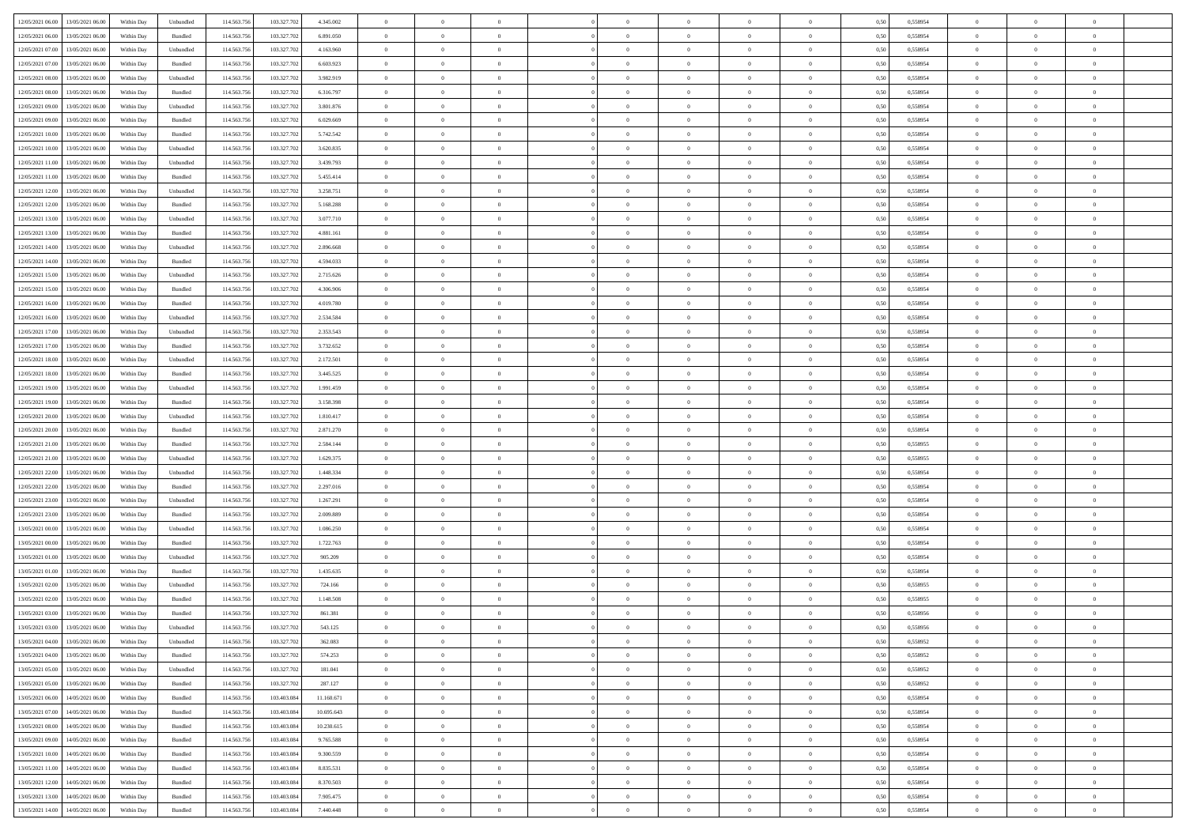| | | | | | | | | | | | | | | | | | | | | | |
|---|---|---|---|---|---|---|---|---|---|---|---|---|---|---|---|---|---|---|---|---|---|
| 12/05/2021 06:00 | 13/05/2021 06:00 | Within Day | Unbundled | 114.563.756 | 103.327.702 | 4.345.002 | 0 | 0 | 0 | | 0 | 0 | 0 | 0 | 0,50 | 0,558954 | 0 | 0 | 0 | |
| 12/05/2021 06:00 | 13/05/2021 06:00 | Within Day | Bundled | 114.563.756 | 103.327.702 | 6.891.050 | 0 | 0 | 0 | | 0 | 0 | 0 | 0 | 0,50 | 0,558954 | 0 | 0 | 0 | |
| 12/05/2021 07:00 | 13/05/2021 06:00 | Within Day | Unbundled | 114.563.756 | 103.327.702 | 4.163.960 | 0 | 0 | 0 | | 0 | 0 | 0 | 0 | 0,50 | 0,558954 | 0 | 0 | 0 | |
| 12/05/2021 07:00 | 13/05/2021 06:00 | Within Day | Bundled | 114.563.756 | 103.327.702 | 6.603.923 | 0 | 0 | 0 | | 0 | 0 | 0 | 0 | 0,50 | 0,558954 | 0 | 0 | 0 | |
| 12/05/2021 08:00 | 13/05/2021 06:00 | Within Day | Unbundled | 114.563.756 | 103.327.702 | 3.982.919 | 0 | 0 | 0 | | 0 | 0 | 0 | 0 | 0,50 | 0,558954 | 0 | 0 | 0 | |
| 12/05/2021 08:00 | 13/05/2021 06:00 | Within Day | Bundled | 114.563.756 | 103.327.702 | 6.316.797 | 0 | 0 | 0 | | 0 | 0 | 0 | 0 | 0,50 | 0,558954 | 0 | 0 | 0 | |
| 12/05/2021 09:00 | 13/05/2021 06:00 | Within Day | Unbundled | 114.563.756 | 103.327.702 | 3.801.876 | 0 | 0 | 0 | | 0 | 0 | 0 | 0 | 0,50 | 0,558954 | 0 | 0 | 0 | |
| 12/05/2021 09:00 | 13/05/2021 06:00 | Within Day | Bundled | 114.563.756 | 103.327.702 | 6.029.669 | 0 | 0 | 0 | | 0 | 0 | 0 | 0 | 0,50 | 0,558954 | 0 | 0 | 0 | |
| 12/05/2021 10:00 | 13/05/2021 06:00 | Within Day | Bundled | 114.563.756 | 103.327.702 | 5.742.542 | 0 | 0 | 0 | | 0 | 0 | 0 | 0 | 0,50 | 0,558954 | 0 | 0 | 0 | |
| 12/05/2021 10:00 | 13/05/2021 06:00 | Within Day | Unbundled | 114.563.756 | 103.327.702 | 3.620.835 | 0 | 0 | 0 | | 0 | 0 | 0 | 0 | 0,50 | 0,558954 | 0 | 0 | 0 | |
| 12/05/2021 11:00 | 13/05/2021 06:00 | Within Day | Unbundled | 114.563.756 | 103.327.702 | 3.439.793 | 0 | 0 | 0 | | 0 | 0 | 0 | 0 | 0,50 | 0,558954 | 0 | 0 | 0 | |
| 12/05/2021 11:00 | 13/05/2021 06:00 | Within Day | Bundled | 114.563.756 | 103.327.702 | 5.455.414 | 0 | 0 | 0 | | 0 | 0 | 0 | 0 | 0,50 | 0,558954 | 0 | 0 | 0 | |
| 12/05/2021 12:00 | 13/05/2021 06:00 | Within Day | Unbundled | 114.563.756 | 103.327.702 | 3.258.751 | 0 | 0 | 0 | | 0 | 0 | 0 | 0 | 0,50 | 0,558954 | 0 | 0 | 0 | |
| 12/05/2021 12:00 | 13/05/2021 06:00 | Within Day | Bundled | 114.563.756 | 103.327.702 | 5.168.288 | 0 | 0 | 0 | | 0 | 0 | 0 | 0 | 0,50 | 0,558954 | 0 | 0 | 0 | |
| 12/05/2021 13:00 | 13/05/2021 06:00 | Within Day | Unbundled | 114.563.756 | 103.327.702 | 3.077.710 | 0 | 0 | 0 | | 0 | 0 | 0 | 0 | 0,50 | 0,558954 | 0 | 0 | 0 | |
| 12/05/2021 13:00 | 13/05/2021 06:00 | Within Day | Bundled | 114.563.756 | 103.327.702 | 4.881.161 | 0 | 0 | 0 | | 0 | 0 | 0 | 0 | 0,50 | 0,558954 | 0 | 0 | 0 | |
| 12/05/2021 14:00 | 13/05/2021 06:00 | Within Day | Unbundled | 114.563.756 | 103.327.702 | 2.896.668 | 0 | 0 | 0 | | 0 | 0 | 0 | 0 | 0,50 | 0,558954 | 0 | 0 | 0 | |
| 12/05/2021 14:00 | 13/05/2021 06:00 | Within Day | Bundled | 114.563.756 | 103.327.702 | 4.594.033 | 0 | 0 | 0 | | 0 | 0 | 0 | 0 | 0,50 | 0,558954 | 0 | 0 | 0 | |
| 12/05/2021 15:00 | 13/05/2021 06:00 | Within Day | Unbundled | 114.563.756 | 103.327.702 | 2.715.626 | 0 | 0 | 0 | | 0 | 0 | 0 | 0 | 0,50 | 0,558954 | 0 | 0 | 0 | |
| 12/05/2021 15:00 | 13/05/2021 06:00 | Within Day | Bundled | 114.563.756 | 103.327.702 | 4.306.906 | 0 | 0 | 0 | | 0 | 0 | 0 | 0 | 0,50 | 0,558954 | 0 | 0 | 0 | |
| 12/05/2021 16:00 | 13/05/2021 06:00 | Within Day | Bundled | 114.563.756 | 103.327.702 | 4.019.780 | 0 | 0 | 0 | | 0 | 0 | 0 | 0 | 0,50 | 0,558954 | 0 | 0 | 0 | |
| 12/05/2021 16:00 | 13/05/2021 06:00 | Within Day | Unbundled | 114.563.756 | 103.327.702 | 2.534.584 | 0 | 0 | 0 | | 0 | 0 | 0 | 0 | 0,50 | 0,558954 | 0 | 0 | 0 | |
| 12/05/2021 17:00 | 13/05/2021 06:00 | Within Day | Unbundled | 114.563.756 | 103.327.702 | 2.353.543 | 0 | 0 | 0 | | 0 | 0 | 0 | 0 | 0,50 | 0,558954 | 0 | 0 | 0 | |
| 12/05/2021 17:00 | 13/05/2021 06:00 | Within Day | Bundled | 114.563.756 | 103.327.702 | 3.732.652 | 0 | 0 | 0 | | 0 | 0 | 0 | 0 | 0,50 | 0,558954 | 0 | 0 | 0 | |
| 12/05/2021 18:00 | 13/05/2021 06:00 | Within Day | Unbundled | 114.563.756 | 103.327.702 | 2.172.501 | 0 | 0 | 0 | | 0 | 0 | 0 | 0 | 0,50 | 0,558954 | 0 | 0 | 0 | |
| 12/05/2021 18:00 | 13/05/2021 06:00 | Within Day | Bundled | 114.563.756 | 103.327.702 | 3.445.525 | 0 | 0 | 0 | | 0 | 0 | 0 | 0 | 0,50 | 0,558954 | 0 | 0 | 0 | |
| 12/05/2021 19:00 | 13/05/2021 06:00 | Within Day | Unbundled | 114.563.756 | 103.327.702 | 1.991.459 | 0 | 0 | 0 | | 0 | 0 | 0 | 0 | 0,50 | 0,558954 | 0 | 0 | 0 | |
| 12/05/2021 19:00 | 13/05/2021 06:00 | Within Day | Bundled | 114.563.756 | 103.327.702 | 3.158.398 | 0 | 0 | 0 | | 0 | 0 | 0 | 0 | 0,50 | 0,558954 | 0 | 0 | 0 | |
| 12/05/2021 20:00 | 13/05/2021 06:00 | Within Day | Unbundled | 114.563.756 | 103.327.702 | 1.810.417 | 0 | 0 | 0 | | 0 | 0 | 0 | 0 | 0,50 | 0,558954 | 0 | 0 | 0 | |
| 12/05/2021 20:00 | 13/05/2021 06:00 | Within Day | Bundled | 114.563.756 | 103.327.702 | 2.871.270 | 0 | 0 | 0 | | 0 | 0 | 0 | 0 | 0,50 | 0,558954 | 0 | 0 | 0 | |
| 12/05/2021 21:00 | 13/05/2021 06:00 | Within Day | Bundled | 114.563.756 | 103.327.702 | 2.584.144 | 0 | 0 | 0 | | 0 | 0 | 0 | 0 | 0,50 | 0,558955 | 0 | 0 | 0 | |
| 12/05/2021 21:00 | 13/05/2021 06:00 | Within Day | Unbundled | 114.563.756 | 103.327.702 | 1.629.375 | 0 | 0 | 0 | | 0 | 0 | 0 | 0 | 0,50 | 0,558955 | 0 | 0 | 0 | |
| 12/05/2021 22:00 | 13/05/2021 06:00 | Within Day | Unbundled | 114.563.756 | 103.327.702 | 1.448.334 | 0 | 0 | 0 | | 0 | 0 | 0 | 0 | 0,50 | 0,558954 | 0 | 0 | 0 | |
| 12/05/2021 22:00 | 13/05/2021 06:00 | Within Day | Bundled | 114.563.756 | 103.327.702 | 2.297.016 | 0 | 0 | 0 | | 0 | 0 | 0 | 0 | 0,50 | 0,558954 | 0 | 0 | 0 | |
| 12/05/2021 23:00 | 13/05/2021 06:00 | Within Day | Unbundled | 114.563.756 | 103.327.702 | 1.267.291 | 0 | 0 | 0 | | 0 | 0 | 0 | 0 | 0,50 | 0,558954 | 0 | 0 | 0 | |
| 12/05/2021 23:00 | 13/05/2021 06:00 | Within Day | Bundled | 114.563.756 | 103.327.702 | 2.009.889 | 0 | 0 | 0 | | 0 | 0 | 0 | 0 | 0,50 | 0,558954 | 0 | 0 | 0 | |
| 13/05/2021 00:00 | 13/05/2021 06:00 | Within Day | Unbundled | 114.563.756 | 103.327.702 | 1.086.250 | 0 | 0 | 0 | | 0 | 0 | 0 | 0 | 0,50 | 0,558954 | 0 | 0 | 0 | |
| 13/05/2021 00:00 | 13/05/2021 06:00 | Within Day | Bundled | 114.563.756 | 103.327.702 | 1.722.763 | 0 | 0 | 0 | | 0 | 0 | 0 | 0 | 0,50 | 0,558954 | 0 | 0 | 0 | |
| 13/05/2021 01:00 | 13/05/2021 06:00 | Within Day | Unbundled | 114.563.756 | 103.327.702 | 905.209 | 0 | 0 | 0 | | 0 | 0 | 0 | 0 | 0,50 | 0,558954 | 0 | 0 | 0 | |
| 13/05/2021 01:00 | 13/05/2021 06:00 | Within Day | Bundled | 114.563.756 | 103.327.702 | 1.435.635 | 0 | 0 | 0 | | 0 | 0 | 0 | 0 | 0,50 | 0,558954 | 0 | 0 | 0 | |
| 13/05/2021 02:00 | 13/05/2021 06:00 | Within Day | Unbundled | 114.563.756 | 103.327.702 | 724.166 | 0 | 0 | 0 | | 0 | 0 | 0 | 0 | 0,50 | 0,558955 | 0 | 0 | 0 | |
| 13/05/2021 02:00 | 13/05/2021 06:00 | Within Day | Bundled | 114.563.756 | 103.327.702 | 1.148.508 | 0 | 0 | 0 | | 0 | 0 | 0 | 0 | 0,50 | 0,558955 | 0 | 0 | 0 | |
| 13/05/2021 03:00 | 13/05/2021 06:00 | Within Day | Bundled | 114.563.756 | 103.327.702 | 861.381 | 0 | 0 | 0 | | 0 | 0 | 0 | 0 | 0,50 | 0,558956 | 0 | 0 | 0 | |
| 13/05/2021 03:00 | 13/05/2021 06:00 | Within Day | Unbundled | 114.563.756 | 103.327.702 | 543.125 | 0 | 0 | 0 | | 0 | 0 | 0 | 0 | 0,50 | 0,558956 | 0 | 0 | 0 | |
| 13/05/2021 04:00 | 13/05/2021 06:00 | Within Day | Unbundled | 114.563.756 | 103.327.702 | 362.083 | 0 | 0 | 0 | | 0 | 0 | 0 | 0 | 0,50 | 0,558952 | 0 | 0 | 0 | |
| 13/05/2021 04:00 | 13/05/2021 06:00 | Within Day | Bundled | 114.563.756 | 103.327.702 | 574.253 | 0 | 0 | 0 | | 0 | 0 | 0 | 0 | 0,50 | 0,558952 | 0 | 0 | 0 | |
| 13/05/2021 05:00 | 13/05/2021 06:00 | Within Day | Unbundled | 114.563.756 | 103.327.702 | 181.041 | 0 | 0 | 0 | | 0 | 0 | 0 | 0 | 0,50 | 0,558952 | 0 | 0 | 0 | |
| 13/05/2021 05:00 | 13/05/2021 06:00 | Within Day | Bundled | 114.563.756 | 103.327.702 | 287.127 | 0 | 0 | 0 | | 0 | 0 | 0 | 0 | 0,50 | 0,558952 | 0 | 0 | 0 | |
| 13/05/2021 06:00 | 14/05/2021 06:00 | Within Day | Bundled | 114.563.756 | 103.403.084 | 11.160.671 | 0 | 0 | 0 | | 0 | 0 | 0 | 0 | 0,50 | 0,558954 | 0 | 0 | 0 | |
| 13/05/2021 07:00 | 14/05/2021 06:00 | Within Day | Bundled | 114.563.756 | 103.403.084 | 10.695.643 | 0 | 0 | 0 | | 0 | 0 | 0 | 0 | 0,50 | 0,558954 | 0 | 0 | 0 | |
| 13/05/2021 08:00 | 14/05/2021 06:00 | Within Day | Bundled | 114.563.756 | 103.403.084 | 10.230.615 | 0 | 0 | 0 | | 0 | 0 | 0 | 0 | 0,50 | 0,558954 | 0 | 0 | 0 | |
| 13/05/2021 09:00 | 14/05/2021 06:00 | Within Day | Bundled | 114.563.756 | 103.403.084 | 9.765.588 | 0 | 0 | 0 | | 0 | 0 | 0 | 0 | 0,50 | 0,558954 | 0 | 0 | 0 | |
| 13/05/2021 10:00 | 14/05/2021 06:00 | Within Day | Bundled | 114.563.756 | 103.403.084 | 9.300.559 | 0 | 0 | 0 | | 0 | 0 | 0 | 0 | 0,50 | 0,558954 | 0 | 0 | 0 | |
| 13/05/2021 11:00 | 14/05/2021 06:00 | Within Day | Bundled | 114.563.756 | 103.403.084 | 8.835.531 | 0 | 0 | 0 | | 0 | 0 | 0 | 0 | 0,50 | 0,558954 | 0 | 0 | 0 | |
| 13/05/2021 12:00 | 14/05/2021 06:00 | Within Day | Bundled | 114.563.756 | 103.403.084 | 8.370.503 | 0 | 0 | 0 | | 0 | 0 | 0 | 0 | 0,50 | 0,558954 | 0 | 0 | 0 | |
| 13/05/2021 13:00 | 14/05/2021 06:00 | Within Day | Bundled | 114.563.756 | 103.403.084 | 7.905.475 | 0 | 0 | 0 | | 0 | 0 | 0 | 0 | 0,50 | 0,558954 | 0 | 0 | 0 | |
| 13/05/2021 14:00 | 14/05/2021 06:00 | Within Day | Bundled | 114.563.756 | 103.403.084 | 7.440.448 | 0 | 0 | 0 | | 0 | 0 | 0 | 0 | 0,50 | 0,558954 | 0 | 0 | 0 | |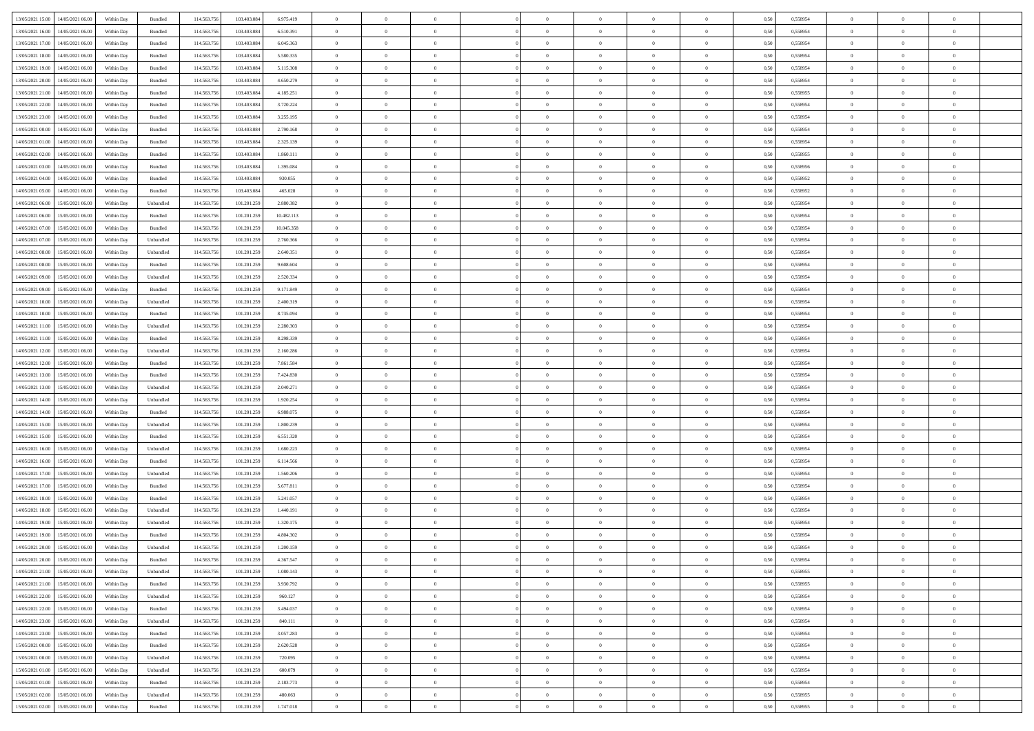| | | | | | | | | | | | | | | | | | | | | | |
|---|---|---|---|---|---|---|---|---|---|---|---|---|---|---|---|---|---|---|---|---|---|
| 13/05/2021 15:00 | 14/05/2021 06:00 | Within Day | Bundled | 114.563.756 | 103.403.084 | 6.975.419 | 0 | 0 | 0 | | 0 | 0 | 0 | 0 | 0,50 | 0,558954 | 0 | 0 | 0 | |
| 13/05/2021 16:00 | 14/05/2021 06:00 | Within Day | Bundled | 114.563.756 | 103.403.084 | 6.510.391 | 0 | 0 | 0 | | 0 | 0 | 0 | 0 | 0,50 | 0,558954 | 0 | 0 | 0 | |
| 13/05/2021 17:00 | 14/05/2021 06:00 | Within Day | Bundled | 114.563.756 | 103.403.084 | 6.045.363 | 0 | 0 | 0 | | 0 | 0 | 0 | 0 | 0,50 | 0,558954 | 0 | 0 | 0 | |
| 13/05/2021 18:00 | 14/05/2021 06:00 | Within Day | Bundled | 114.563.756 | 103.403.084 | 5.580.335 | 0 | 0 | 0 | | 0 | 0 | 0 | 0 | 0,50 | 0,558954 | 0 | 0 | 0 | |
| 13/05/2021 19:00 | 14/05/2021 06:00 | Within Day | Bundled | 114.563.756 | 103.403.084 | 5.115.308 | 0 | 0 | 0 | | 0 | 0 | 0 | 0 | 0,50 | 0,558954 | 0 | 0 | 0 | |
| 13/05/2021 20:00 | 14/05/2021 06:00 | Within Day | Bundled | 114.563.756 | 103.403.084 | 4.650.279 | 0 | 0 | 0 | | 0 | 0 | 0 | 0 | 0,50 | 0,558954 | 0 | 0 | 0 | |
| 13/05/2021 21:00 | 14/05/2021 06:00 | Within Day | Bundled | 114.563.756 | 103.403.084 | 4.185.251 | 0 | 0 | 0 | | 0 | 0 | 0 | 0 | 0,50 | 0,558955 | 0 | 0 | 0 | |
| 13/05/2021 22:00 | 14/05/2021 06:00 | Within Day | Bundled | 114.563.756 | 103.403.084 | 3.720.224 | 0 | 0 | 0 | | 0 | 0 | 0 | 0 | 0,50 | 0,558954 | 0 | 0 | 0 | |
| 13/05/2021 23:00 | 14/05/2021 06:00 | Within Day | Bundled | 114.563.756 | 103.403.084 | 3.255.195 | 0 | 0 | 0 | | 0 | 0 | 0 | 0 | 0,50 | 0,558954 | 0 | 0 | 0 | |
| 14/05/2021 00:00 | 14/05/2021 06:00 | Within Day | Bundled | 114.563.756 | 103.403.084 | 2.790.168 | 0 | 0 | 0 | | 0 | 0 | 0 | 0 | 0,50 | 0,558954 | 0 | 0 | 0 | |
| 14/05/2021 01:00 | 14/05/2021 06:00 | Within Day | Bundled | 114.563.756 | 103.403.084 | 2.325.139 | 0 | 0 | 0 | | 0 | 0 | 0 | 0 | 0,50 | 0,558954 | 0 | 0 | 0 | |
| 14/05/2021 02:00 | 14/05/2021 06:00 | Within Day | Bundled | 114.563.756 | 103.403.084 | 1.860.111 | 0 | 0 | 0 | | 0 | 0 | 0 | 0 | 0,50 | 0,558955 | 0 | 0 | 0 | |
| 14/05/2021 03:00 | 14/05/2021 06:00 | Within Day | Bundled | 114.563.756 | 103.403.084 | 1.395.084 | 0 | 0 | 0 | | 0 | 0 | 0 | 0 | 0,50 | 0,558956 | 0 | 0 | 0 | |
| 14/05/2021 04:00 | 14/05/2021 06:00 | Within Day | Bundled | 114.563.756 | 103.403.084 | 930.055 | 0 | 0 | 0 | | 0 | 0 | 0 | 0 | 0,50 | 0,558952 | 0 | 0 | 0 | |
| 14/05/2021 05:00 | 14/05/2021 06:00 | Within Day | Bundled | 114.563.756 | 103.403.084 | 465.028 | 0 | 0 | 0 | | 0 | 0 | 0 | 0 | 0,50 | 0,558952 | 0 | 0 | 0 | |
| 14/05/2021 06:00 | 15/05/2021 06:00 | Within Day | Unbundled | 114.563.756 | 101.201.259 | 2.880.382 | 0 | 0 | 0 | | 0 | 0 | 0 | 0 | 0,50 | 0,558954 | 0 | 0 | 0 | |
| 14/05/2021 06:00 | 15/05/2021 06:00 | Within Day | Bundled | 114.563.756 | 101.201.259 | 10.482.113 | 0 | 0 | 0 | | 0 | 0 | 0 | 0 | 0,50 | 0,558954 | 0 | 0 | 0 | |
| 14/05/2021 07:00 | 15/05/2021 06:00 | Within Day | Bundled | 114.563.756 | 101.201.259 | 10.045.358 | 0 | 0 | 0 | | 0 | 0 | 0 | 0 | 0,50 | 0,558954 | 0 | 0 | 0 | |
| 14/05/2021 07:00 | 15/05/2021 06:00 | Within Day | Unbundled | 114.563.756 | 101.201.259 | 2.760.366 | 0 | 0 | 0 | | 0 | 0 | 0 | 0 | 0,50 | 0,558954 | 0 | 0 | 0 | |
| 14/05/2021 08:00 | 15/05/2021 06:00 | Within Day | Unbundled | 114.563.756 | 101.201.259 | 2.640.351 | 0 | 0 | 0 | | 0 | 0 | 0 | 0 | 0,50 | 0,558954 | 0 | 0 | 0 | |
| 14/05/2021 08:00 | 15/05/2021 06:00 | Within Day | Bundled | 114.563.756 | 101.201.259 | 9.608.604 | 0 | 0 | 0 | | 0 | 0 | 0 | 0 | 0,50 | 0,558954 | 0 | 0 | 0 | |
| 14/05/2021 09:00 | 15/05/2021 06:00 | Within Day | Unbundled | 114.563.756 | 101.201.259 | 2.520.334 | 0 | 0 | 0 | | 0 | 0 | 0 | 0 | 0,50 | 0,558954 | 0 | 0 | 0 | |
| 14/05/2021 09:00 | 15/05/2021 06:00 | Within Day | Bundled | 114.563.756 | 101.201.259 | 9.171.849 | 0 | 0 | 0 | | 0 | 0 | 0 | 0 | 0,50 | 0,558954 | 0 | 0 | 0 | |
| 14/05/2021 10:00 | 15/05/2021 06:00 | Within Day | Unbundled | 114.563.756 | 101.201.259 | 2.400.319 | 0 | 0 | 0 | | 0 | 0 | 0 | 0 | 0,50 | 0,558954 | 0 | 0 | 0 | |
| 14/05/2021 10:00 | 15/05/2021 06:00 | Within Day | Bundled | 114.563.756 | 101.201.259 | 8.735.094 | 0 | 0 | 0 | | 0 | 0 | 0 | 0 | 0,50 | 0,558954 | 0 | 0 | 0 | |
| 14/05/2021 11:00 | 15/05/2021 06:00 | Within Day | Unbundled | 114.563.756 | 101.201.259 | 2.280.303 | 0 | 0 | 0 | | 0 | 0 | 0 | 0 | 0,50 | 0,558954 | 0 | 0 | 0 | |
| 14/05/2021 11:00 | 15/05/2021 06:00 | Within Day | Bundled | 114.563.756 | 101.201.259 | 8.298.339 | 0 | 0 | 0 | | 0 | 0 | 0 | 0 | 0,50 | 0,558954 | 0 | 0 | 0 | |
| 14/05/2021 12:00 | 15/05/2021 06:00 | Within Day | Unbundled | 114.563.756 | 101.201.259 | 2.160.286 | 0 | 0 | 0 | | 0 | 0 | 0 | 0 | 0,50 | 0,558954 | 0 | 0 | 0 | |
| 14/05/2021 12:00 | 15/05/2021 06:00 | Within Day | Bundled | 114.563.756 | 101.201.259 | 7.861.584 | 0 | 0 | 0 | | 0 | 0 | 0 | 0 | 0,50 | 0,558954 | 0 | 0 | 0 | |
| 14/05/2021 13:00 | 15/05/2021 06:00 | Within Day | Bundled | 114.563.756 | 101.201.259 | 7.424.830 | 0 | 0 | 0 | | 0 | 0 | 0 | 0 | 0,50 | 0,558954 | 0 | 0 | 0 | |
| 14/05/2021 13:00 | 15/05/2021 06:00 | Within Day | Unbundled | 114.563.756 | 101.201.259 | 2.040.271 | 0 | 0 | 0 | | 0 | 0 | 0 | 0 | 0,50 | 0,558954 | 0 | 0 | 0 | |
| 14/05/2021 14:00 | 15/05/2021 06:00 | Within Day | Unbundled | 114.563.756 | 101.201.259 | 1.920.254 | 0 | 0 | 0 | | 0 | 0 | 0 | 0 | 0,50 | 0,558954 | 0 | 0 | 0 | |
| 14/05/2021 14:00 | 15/05/2021 06:00 | Within Day | Bundled | 114.563.756 | 101.201.259 | 6.988.075 | 0 | 0 | 0 | | 0 | 0 | 0 | 0 | 0,50 | 0,558954 | 0 | 0 | 0 | |
| 14/05/2021 15:00 | 15/05/2021 06:00 | Within Day | Unbundled | 114.563.756 | 101.201.259 | 1.800.239 | 0 | 0 | 0 | | 0 | 0 | 0 | 0 | 0,50 | 0,558954 | 0 | 0 | 0 | |
| 14/05/2021 15:00 | 15/05/2021 06:00 | Within Day | Bundled | 114.563.756 | 101.201.259 | 6.551.320 | 0 | 0 | 0 | | 0 | 0 | 0 | 0 | 0,50 | 0,558954 | 0 | 0 | 0 | |
| 14/05/2021 16:00 | 15/05/2021 06:00 | Within Day | Unbundled | 114.563.756 | 101.201.259 | 1.680.223 | 0 | 0 | 0 | | 0 | 0 | 0 | 0 | 0,50 | 0,558954 | 0 | 0 | 0 | |
| 14/05/2021 16:00 | 15/05/2021 06:00 | Within Day | Bundled | 114.563.756 | 101.201.259 | 6.114.566 | 0 | 0 | 0 | | 0 | 0 | 0 | 0 | 0,50 | 0,558954 | 0 | 0 | 0 | |
| 14/05/2021 17:00 | 15/05/2021 06:00 | Within Day | Unbundled | 114.563.756 | 101.201.259 | 1.560.206 | 0 | 0 | 0 | | 0 | 0 | 0 | 0 | 0,50 | 0,558954 | 0 | 0 | 0 | |
| 14/05/2021 17:00 | 15/05/2021 06:00 | Within Day | Bundled | 114.563.756 | 101.201.259 | 5.677.811 | 0 | 0 | 0 | | 0 | 0 | 0 | 0 | 0,50 | 0,558954 | 0 | 0 | 0 | |
| 14/05/2021 18:00 | 15/05/2021 06:00 | Within Day | Bundled | 114.563.756 | 101.201.259 | 5.241.057 | 0 | 0 | 0 | | 0 | 0 | 0 | 0 | 0,50 | 0,558954 | 0 | 0 | 0 | |
| 14/05/2021 18:00 | 15/05/2021 06:00 | Within Day | Unbundled | 114.563.756 | 101.201.259 | 1.440.191 | 0 | 0 | 0 | | 0 | 0 | 0 | 0 | 0,50 | 0,558954 | 0 | 0 | 0 | |
| 14/05/2021 19:00 | 15/05/2021 06:00 | Within Day | Unbundled | 114.563.756 | 101.201.259 | 1.320.175 | 0 | 0 | 0 | | 0 | 0 | 0 | 0 | 0,50 | 0,558954 | 0 | 0 | 0 | |
| 14/05/2021 19:00 | 15/05/2021 06:00 | Within Day | Bundled | 114.563.756 | 101.201.259 | 4.804.302 | 0 | 0 | 0 | | 0 | 0 | 0 | 0 | 0,50 | 0,558954 | 0 | 0 | 0 | |
| 14/05/2021 20:00 | 15/05/2021 06:00 | Within Day | Unbundled | 114.563.756 | 101.201.259 | 1.200.159 | 0 | 0 | 0 | | 0 | 0 | 0 | 0 | 0,50 | 0,558954 | 0 | 0 | 0 | |
| 14/05/2021 20:00 | 15/05/2021 06:00 | Within Day | Bundled | 114.563.756 | 101.201.259 | 4.367.547 | 0 | 0 | 0 | | 0 | 0 | 0 | 0 | 0,50 | 0,558954 | 0 | 0 | 0 | |
| 14/05/2021 21:00 | 15/05/2021 06:00 | Within Day | Unbundled | 114.563.756 | 101.201.259 | 1.080.143 | 0 | 0 | 0 | | 0 | 0 | 0 | 0 | 0,50 | 0,558955 | 0 | 0 | 0 | |
| 14/05/2021 21:00 | 15/05/2021 06:00 | Within Day | Bundled | 114.563.756 | 101.201.259 | 3.930.792 | 0 | 0 | 0 | | 0 | 0 | 0 | 0 | 0,50 | 0,558955 | 0 | 0 | 0 | |
| 14/05/2021 22:00 | 15/05/2021 06:00 | Within Day | Unbundled | 114.563.756 | 101.201.259 | 960.127 | 0 | 0 | 0 | | 0 | 0 | 0 | 0 | 0,50 | 0,558954 | 0 | 0 | 0 | |
| 14/05/2021 22:00 | 15/05/2021 06:00 | Within Day | Bundled | 114.563.756 | 101.201.259 | 3.494.037 | 0 | 0 | 0 | | 0 | 0 | 0 | 0 | 0,50 | 0,558954 | 0 | 0 | 0 | |
| 14/05/2021 23:00 | 15/05/2021 06:00 | Within Day | Unbundled | 114.563.756 | 101.201.259 | 840.111 | 0 | 0 | 0 | | 0 | 0 | 0 | 0 | 0,50 | 0,558954 | 0 | 0 | 0 | |
| 14/05/2021 23:00 | 15/05/2021 06:00 | Within Day | Bundled | 114.563.756 | 101.201.259 | 3.057.283 | 0 | 0 | 0 | | 0 | 0 | 0 | 0 | 0,50 | 0,558954 | 0 | 0 | 0 | |
| 15/05/2021 00:00 | 15/05/2021 06:00 | Within Day | Bundled | 114.563.756 | 101.201.259 | 2.620.528 | 0 | 0 | 0 | | 0 | 0 | 0 | 0 | 0,50 | 0,558954 | 0 | 0 | 0 | |
| 15/05/2021 00:00 | 15/05/2021 06:00 | Within Day | Unbundled | 114.563.756 | 101.201.259 | 720.095 | 0 | 0 | 0 | | 0 | 0 | 0 | 0 | 0,50 | 0,558954 | 0 | 0 | 0 | |
| 15/05/2021 01:00 | 15/05/2021 06:00 | Within Day | Unbundled | 114.563.756 | 101.201.259 | 600.079 | 0 | 0 | 0 | | 0 | 0 | 0 | 0 | 0,50 | 0,558954 | 0 | 0 | 0 | |
| 15/05/2021 01:00 | 15/05/2021 06:00 | Within Day | Bundled | 114.563.756 | 101.201.259 | 2.183.773 | 0 | 0 | 0 | | 0 | 0 | 0 | 0 | 0,50 | 0,558954 | 0 | 0 | 0 | |
| 15/05/2021 02:00 | 15/05/2021 06:00 | Within Day | Unbundled | 114.563.756 | 101.201.259 | 480.063 | 0 | 0 | 0 | | 0 | 0 | 0 | 0 | 0,50 | 0,558955 | 0 | 0 | 0 | |
| 15/05/2021 02:00 | 15/05/2021 06:00 | Within Day | Bundled | 114.563.756 | 101.201.259 | 1.747.018 | 0 | 0 | 0 | | 0 | 0 | 0 | 0 | 0,50 | 0,558955 | 0 | 0 | 0 | |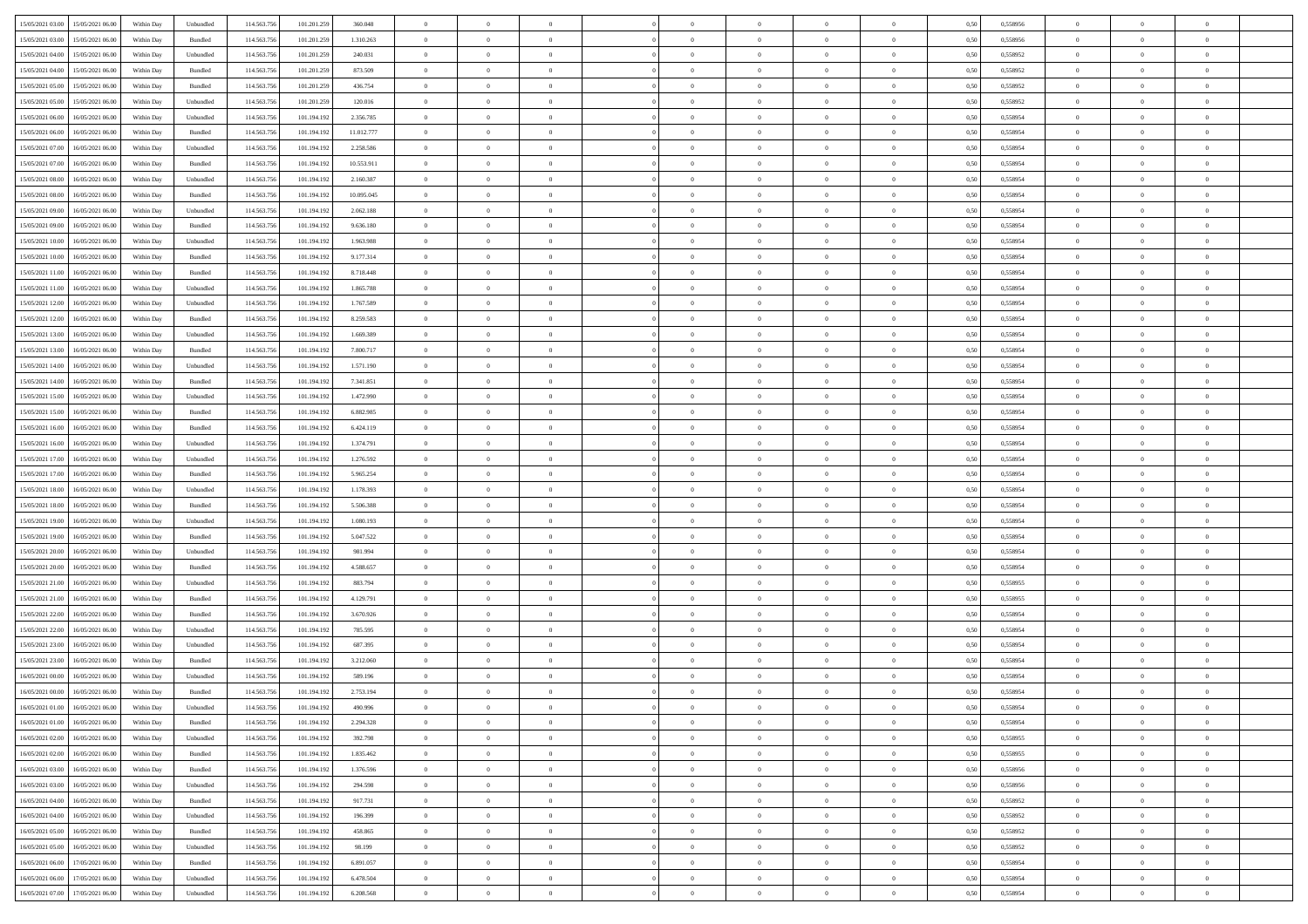| | | | | | | | | | | | | | | | | | | | | | | |
|---|---|---|---|---|---|---|---|---|---|---|---|---|---|---|---|---|---|---|---|---|---|---|
| 15/05/2021 03:00 | 15/05/2021 06:00 | Within Day | Unbundled | 114.563.756 | 101.201.259 | 360.048 | 0 | 0 | 0 | | 0 | 0 | 0 | 0 | 0,50 | 0,558956 | 0 | 0 | 0 | |
| 15/05/2021 03:00 | 15/05/2021 06:00 | Within Day | Bundled | 114.563.756 | 101.201.259 | 1.310.263 | 0 | 0 | 0 | | 0 | 0 | 0 | 0 | 0,50 | 0,558956 | 0 | 0 | 0 | |
| 15/05/2021 04:00 | 15/05/2021 06:00 | Within Day | Unbundled | 114.563.756 | 101.201.259 | 240.031 | 0 | 0 | 0 | | 0 | 0 | 0 | 0 | 0,50 | 0,558952 | 0 | 0 | 0 | |
| 15/05/2021 04:00 | 15/05/2021 06:00 | Within Day | Bundled | 114.563.756 | 101.201.259 | 873.509 | 0 | 0 | 0 | | 0 | 0 | 0 | 0 | 0,50 | 0,558952 | 0 | 0 | 0 | |
| 15/05/2021 05:00 | 15/05/2021 06:00 | Within Day | Bundled | 114.563.756 | 101.201.259 | 436.754 | 0 | 0 | 0 | | 0 | 0 | 0 | 0 | 0,50 | 0,558952 | 0 | 0 | 0 | |
| 15/05/2021 05:00 | 15/05/2021 06:00 | Within Day | Unbundled | 114.563.756 | 101.201.259 | 120.016 | 0 | 0 | 0 | | 0 | 0 | 0 | 0 | 0,50 | 0,558952 | 0 | 0 | 0 | |
| 15/05/2021 06:00 | 16/05/2021 06:00 | Within Day | Unbundled | 114.563.756 | 101.194.192 | 2.356.785 | 0 | 0 | 0 | | 0 | 0 | 0 | 0 | 0,50 | 0,558954 | 0 | 0 | 0 | |
| 15/05/2021 06:00 | 16/05/2021 06:00 | Within Day | Bundled | 114.563.756 | 101.194.192 | 11.012.777 | 0 | 0 | 0 | | 0 | 0 | 0 | 0 | 0,50 | 0,558954 | 0 | 0 | 0 | |
| 15/05/2021 07:00 | 16/05/2021 06:00 | Within Day | Unbundled | 114.563.756 | 101.194.192 | 2.258.586 | 0 | 0 | 0 | | 0 | 0 | 0 | 0 | 0,50 | 0,558954 | 0 | 0 | 0 | |
| 15/05/2021 07:00 | 16/05/2021 06:00 | Within Day | Bundled | 114.563.756 | 101.194.192 | 10.553.911 | 0 | 0 | 0 | | 0 | 0 | 0 | 0 | 0,50 | 0,558954 | 0 | 0 | 0 | |
| 15/05/2021 08:00 | 16/05/2021 06:00 | Within Day | Unbundled | 114.563.756 | 101.194.192 | 2.160.387 | 0 | 0 | 0 | | 0 | 0 | 0 | 0 | 0,50 | 0,558954 | 0 | 0 | 0 | |
| 15/05/2021 08:00 | 16/05/2021 06:00 | Within Day | Bundled | 114.563.756 | 101.194.192 | 10.095.045 | 0 | 0 | 0 | | 0 | 0 | 0 | 0 | 0,50 | 0,558954 | 0 | 0 | 0 | |
| 15/05/2021 09:00 | 16/05/2021 06:00 | Within Day | Unbundled | 114.563.756 | 101.194.192 | 2.062.188 | 0 | 0 | 0 | | 0 | 0 | 0 | 0 | 0,50 | 0,558954 | 0 | 0 | 0 | |
| 15/05/2021 09:00 | 16/05/2021 06:00 | Within Day | Bundled | 114.563.756 | 101.194.192 | 9.636.180 | 0 | 0 | 0 | | 0 | 0 | 0 | 0 | 0,50 | 0,558954 | 0 | 0 | 0 | |
| 15/05/2021 10:00 | 16/05/2021 06:00 | Within Day | Unbundled | 114.563.756 | 101.194.192 | 1.963.988 | 0 | 0 | 0 | | 0 | 0 | 0 | 0 | 0,50 | 0,558954 | 0 | 0 | 0 | |
| 15/05/2021 10:00 | 16/05/2021 06:00 | Within Day | Bundled | 114.563.756 | 101.194.192 | 9.177.314 | 0 | 0 | 0 | | 0 | 0 | 0 | 0 | 0,50 | 0,558954 | 0 | 0 | 0 | |
| 15/05/2021 11:00 | 16/05/2021 06:00 | Within Day | Bundled | 114.563.756 | 101.194.192 | 8.718.448 | 0 | 0 | 0 | | 0 | 0 | 0 | 0 | 0,50 | 0,558954 | 0 | 0 | 0 | |
| 15/05/2021 11:00 | 16/05/2021 06:00 | Within Day | Unbundled | 114.563.756 | 101.194.192 | 1.865.788 | 0 | 0 | 0 | | 0 | 0 | 0 | 0 | 0,50 | 0,558954 | 0 | 0 | 0 | |
| 15/05/2021 12:00 | 16/05/2021 06:00 | Within Day | Unbundled | 114.563.756 | 101.194.192 | 1.767.589 | 0 | 0 | 0 | | 0 | 0 | 0 | 0 | 0,50 | 0,558954 | 0 | 0 | 0 | |
| 15/05/2021 12:00 | 16/05/2021 06:00 | Within Day | Bundled | 114.563.756 | 101.194.192 | 8.259.583 | 0 | 0 | 0 | | 0 | 0 | 0 | 0 | 0,50 | 0,558954 | 0 | 0 | 0 | |
| 15/05/2021 13:00 | 16/05/2021 06:00 | Within Day | Unbundled | 114.563.756 | 101.194.192 | 1.669.389 | 0 | 0 | 0 | | 0 | 0 | 0 | 0 | 0,50 | 0,558954 | 0 | 0 | 0 | |
| 15/05/2021 13:00 | 16/05/2021 06:00 | Within Day | Bundled | 114.563.756 | 101.194.192 | 7.800.717 | 0 | 0 | 0 | | 0 | 0 | 0 | 0 | 0,50 | 0,558954 | 0 | 0 | 0 | |
| 15/05/2021 14:00 | 16/05/2021 06:00 | Within Day | Unbundled | 114.563.756 | 101.194.192 | 1.571.190 | 0 | 0 | 0 | | 0 | 0 | 0 | 0 | 0,50 | 0,558954 | 0 | 0 | 0 | |
| 15/05/2021 14:00 | 16/05/2021 06:00 | Within Day | Bundled | 114.563.756 | 101.194.192 | 7.341.851 | 0 | 0 | 0 | | 0 | 0 | 0 | 0 | 0,50 | 0,558954 | 0 | 0 | 0 | |
| 15/05/2021 15:00 | 16/05/2021 06:00 | Within Day | Unbundled | 114.563.756 | 101.194.192 | 1.472.990 | 0 | 0 | 0 | | 0 | 0 | 0 | 0 | 0,50 | 0,558954 | 0 | 0 | 0 | |
| 15/05/2021 15:00 | 16/05/2021 06:00 | Within Day | Bundled | 114.563.756 | 101.194.192 | 6.882.985 | 0 | 0 | 0 | | 0 | 0 | 0 | 0 | 0,50 | 0,558954 | 0 | 0 | 0 | |
| 15/05/2021 16:00 | 16/05/2021 06:00 | Within Day | Bundled | 114.563.756 | 101.194.192 | 6.424.119 | 0 | 0 | 0 | | 0 | 0 | 0 | 0 | 0,50 | 0,558954 | 0 | 0 | 0 | |
| 15/05/2021 16:00 | 16/05/2021 06:00 | Within Day | Unbundled | 114.563.756 | 101.194.192 | 1.374.791 | 0 | 0 | 0 | | 0 | 0 | 0 | 0 | 0,50 | 0,558954 | 0 | 0 | 0 | |
| 15/05/2021 17:00 | 16/05/2021 06:00 | Within Day | Unbundled | 114.563.756 | 101.194.192 | 1.276.592 | 0 | 0 | 0 | | 0 | 0 | 0 | 0 | 0,50 | 0,558954 | 0 | 0 | 0 | |
| 15/05/2021 17:00 | 16/05/2021 06:00 | Within Day | Bundled | 114.563.756 | 101.194.192 | 5.965.254 | 0 | 0 | 0 | | 0 | 0 | 0 | 0 | 0,50 | 0,558954 | 0 | 0 | 0 | |
| 15/05/2021 18:00 | 16/05/2021 06:00 | Within Day | Unbundled | 114.563.756 | 101.194.192 | 1.178.393 | 0 | 0 | 0 | | 0 | 0 | 0 | 0 | 0,50 | 0,558954 | 0 | 0 | 0 | |
| 15/05/2021 18:00 | 16/05/2021 06:00 | Within Day | Bundled | 114.563.756 | 101.194.192 | 5.506.388 | 0 | 0 | 0 | | 0 | 0 | 0 | 0 | 0,50 | 0,558954 | 0 | 0 | 0 | |
| 15/05/2021 19:00 | 16/05/2021 06:00 | Within Day | Unbundled | 114.563.756 | 101.194.192 | 1.080.193 | 0 | 0 | 0 | | 0 | 0 | 0 | 0 | 0,50 | 0,558954 | 0 | 0 | 0 | |
| 15/05/2021 19:00 | 16/05/2021 06:00 | Within Day | Bundled | 114.563.756 | 101.194.192 | 5.047.522 | 0 | 0 | 0 | | 0 | 0 | 0 | 0 | 0,50 | 0,558954 | 0 | 0 | 0 | |
| 15/05/2021 20:00 | 16/05/2021 06:00 | Within Day | Unbundled | 114.563.756 | 101.194.192 | 981.994 | 0 | 0 | 0 | | 0 | 0 | 0 | 0 | 0,50 | 0,558954 | 0 | 0 | 0 | |
| 15/05/2021 20:00 | 16/05/2021 06:00 | Within Day | Bundled | 114.563.756 | 101.194.192 | 4.588.657 | 0 | 0 | 0 | | 0 | 0 | 0 | 0 | 0,50 | 0,558954 | 0 | 0 | 0 | |
| 15/05/2021 21:00 | 16/05/2021 06:00 | Within Day | Unbundled | 114.563.756 | 101.194.192 | 883.794 | 0 | 0 | 0 | | 0 | 0 | 0 | 0 | 0,50 | 0,558955 | 0 | 0 | 0 | |
| 15/05/2021 21:00 | 16/05/2021 06:00 | Within Day | Bundled | 114.563.756 | 101.194.192 | 4.129.791 | 0 | 0 | 0 | | 0 | 0 | 0 | 0 | 0,50 | 0,558955 | 0 | 0 | 0 | |
| 15/05/2021 22:00 | 16/05/2021 06:00 | Within Day | Bundled | 114.563.756 | 101.194.192 | 3.670.926 | 0 | 0 | 0 | | 0 | 0 | 0 | 0 | 0,50 | 0,558954 | 0 | 0 | 0 | |
| 15/05/2021 22:00 | 16/05/2021 06:00 | Within Day | Unbundled | 114.563.756 | 101.194.192 | 785.595 | 0 | 0 | 0 | | 0 | 0 | 0 | 0 | 0,50 | 0,558954 | 0 | 0 | 0 | |
| 15/05/2021 23:00 | 16/05/2021 06:00 | Within Day | Unbundled | 114.563.756 | 101.194.192 | 687.395 | 0 | 0 | 0 | | 0 | 0 | 0 | 0 | 0,50 | 0,558954 | 0 | 0 | 0 | |
| 15/05/2021 23:00 | 16/05/2021 06:00 | Within Day | Bundled | 114.563.756 | 101.194.192 | 3.212.060 | 0 | 0 | 0 | | 0 | 0 | 0 | 0 | 0,50 | 0,558954 | 0 | 0 | 0 | |
| 16/05/2021 00:00 | 16/05/2021 06:00 | Within Day | Unbundled | 114.563.756 | 101.194.192 | 589.196 | 0 | 0 | 0 | | 0 | 0 | 0 | 0 | 0,50 | 0,558954 | 0 | 0 | 0 | |
| 16/05/2021 00:00 | 16/05/2021 06:00 | Within Day | Bundled | 114.563.756 | 101.194.192 | 2.753.194 | 0 | 0 | 0 | | 0 | 0 | 0 | 0 | 0,50 | 0,558954 | 0 | 0 | 0 | |
| 16/05/2021 01:00 | 16/05/2021 06:00 | Within Day | Unbundled | 114.563.756 | 101.194.192 | 490.996 | 0 | 0 | 0 | | 0 | 0 | 0 | 0 | 0,50 | 0,558954 | 0 | 0 | 0 | |
| 16/05/2021 01:00 | 16/05/2021 06:00 | Within Day | Bundled | 114.563.756 | 101.194.192 | 2.294.328 | 0 | 0 | 0 | | 0 | 0 | 0 | 0 | 0,50 | 0,558954 | 0 | 0 | 0 | |
| 16/05/2021 02:00 | 16/05/2021 06:00 | Within Day | Unbundled | 114.563.756 | 101.194.192 | 392.798 | 0 | 0 | 0 | | 0 | 0 | 0 | 0 | 0,50 | 0,558955 | 0 | 0 | 0 | |
| 16/05/2021 02:00 | 16/05/2021 06:00 | Within Day | Bundled | 114.563.756 | 101.194.192 | 1.835.462 | 0 | 0 | 0 | | 0 | 0 | 0 | 0 | 0,50 | 0,558955 | 0 | 0 | 0 | |
| 16/05/2021 03:00 | 16/05/2021 06:00 | Within Day | Bundled | 114.563.756 | 101.194.192 | 1.376.596 | 0 | 0 | 0 | | 0 | 0 | 0 | 0 | 0,50 | 0,558956 | 0 | 0 | 0 | |
| 16/05/2021 03:00 | 16/05/2021 06:00 | Within Day | Unbundled | 114.563.756 | 101.194.192 | 294.598 | 0 | 0 | 0 | | 0 | 0 | 0 | 0 | 0,50 | 0,558956 | 0 | 0 | 0 | |
| 16/05/2021 04:00 | 16/05/2021 06:00 | Within Day | Bundled | 114.563.756 | 101.194.192 | 917.731 | 0 | 0 | 0 | | 0 | 0 | 0 | 0 | 0,50 | 0,558952 | 0 | 0 | 0 | |
| 16/05/2021 04:00 | 16/05/2021 06:00 | Within Day | Unbundled | 114.563.756 | 101.194.192 | 196.399 | 0 | 0 | 0 | | 0 | 0 | 0 | 0 | 0,50 | 0,558952 | 0 | 0 | 0 | |
| 16/05/2021 05:00 | 16/05/2021 06:00 | Within Day | Bundled | 114.563.756 | 101.194.192 | 458.865 | 0 | 0 | 0 | | 0 | 0 | 0 | 0 | 0,50 | 0,558952 | 0 | 0 | 0 | |
| 16/05/2021 05:00 | 16/05/2021 06:00 | Within Day | Unbundled | 114.563.756 | 101.194.192 | 98.199 | 0 | 0 | 0 | | 0 | 0 | 0 | 0 | 0,50 | 0,558952 | 0 | 0 | 0 | |
| 16/05/2021 06:00 | 17/05/2021 06:00 | Within Day | Bundled | 114.563.756 | 101.194.192 | 6.891.057 | 0 | 0 | 0 | | 0 | 0 | 0 | 0 | 0,50 | 0,558954 | 0 | 0 | 0 | |
| 16/05/2021 06:00 | 17/05/2021 06:00 | Within Day | Unbundled | 114.563.756 | 101.194.192 | 6.478.504 | 0 | 0 | 0 | | 0 | 0 | 0 | 0 | 0,50 | 0,558954 | 0 | 0 | 0 | |
| 16/05/2021 07:00 | 17/05/2021 06:00 | Within Day | Unbundled | 114.563.756 | 101.194.192 | 6.208.568 | 0 | 0 | 0 | | 0 | 0 | 0 | 0 | 0,50 | 0,558954 | 0 | 0 | 0 | |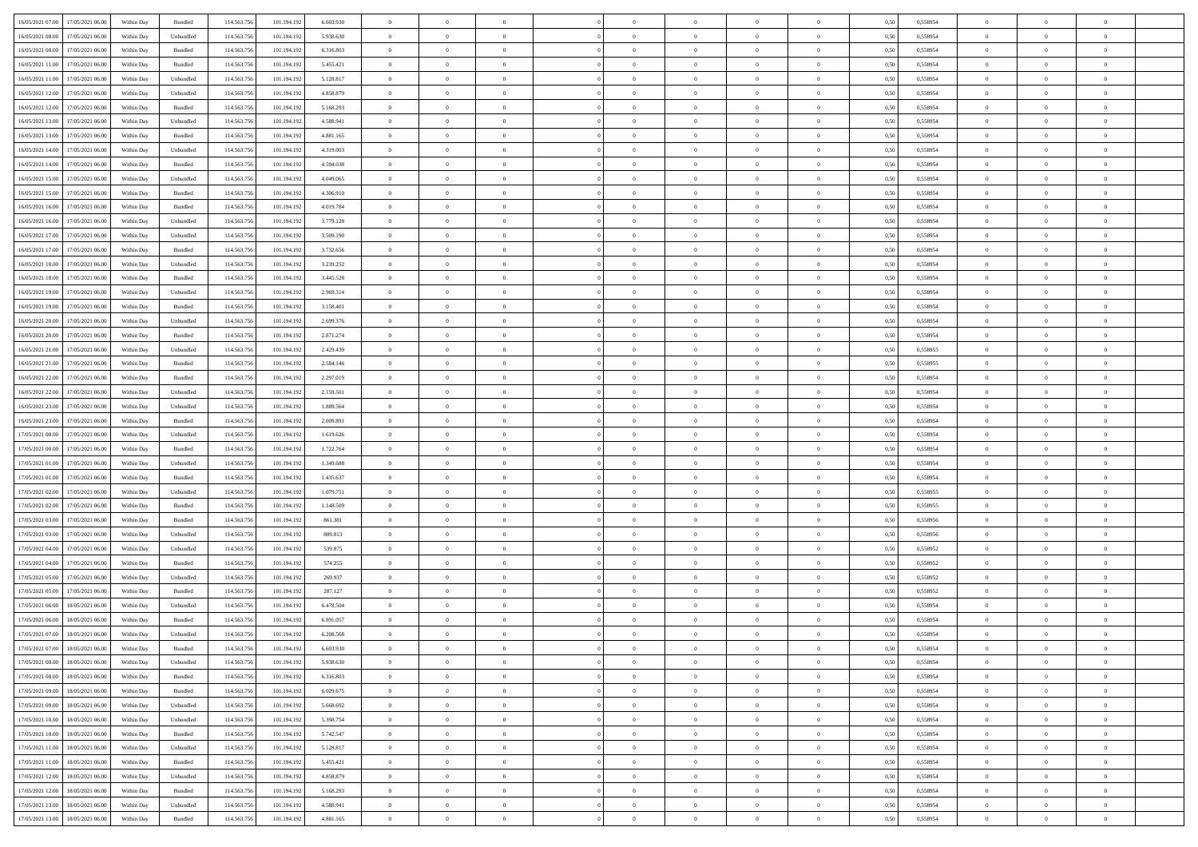| | | | | | | | | | | | | | | | | | | | | | |
|---|---|---|---|---|---|---|---|---|---|---|---|---|---|---|---|---|---|---|---|---|---|
| 16/05/2021 07:00 | 17/05/2021 06:00 | Within Day | Bundled | 114.563.756 | 101.194.192 | 6.603.930 | 0 | 0 | 0 | | 0 | 0 | 0 | 0 | 0,50 | 0,558954 | 0 | 0 | 0 | |
| 16/05/2021 08:00 | 17/05/2021 06:00 | Within Day | Unbundled | 114.563.756 | 101.194.192 | 5.938.630 | 0 | 0 | 0 | | 0 | 0 | 0 | 0 | 0,50 | 0,558954 | 0 | 0 | 0 | |
| 16/05/2021 08:00 | 17/05/2021 06:00 | Within Day | Bundled | 114.563.756 | 101.194.192 | 6.316.803 | 0 | 0 | 0 | | 0 | 0 | 0 | 0 | 0,50 | 0,558954 | 0 | 0 | 0 | |
| 16/05/2021 11:00 | 17/05/2021 06:00 | Within Day | Bundled | 114.563.756 | 101.194.192 | 5.455.421 | 0 | 0 | 0 | | 0 | 0 | 0 | 0 | 0,50 | 0,558954 | 0 | 0 | 0 | |
| 16/05/2021 11:00 | 17/05/2021 06:00 | Within Day | Unbundled | 114.563.756 | 101.194.192 | 5.128.817 | 0 | 0 | 0 | | 0 | 0 | 0 | 0 | 0,50 | 0,558954 | 0 | 0 | 0 | |
| 16/05/2021 12:00 | 17/05/2021 06:00 | Within Day | Unbundled | 114.563.756 | 101.194.192 | 4.858.879 | 0 | 0 | 0 | | 0 | 0 | 0 | 0 | 0,50 | 0,558954 | 0 | 0 | 0 | |
| 16/05/2021 12:00 | 17/05/2021 06:00 | Within Day | Bundled | 114.563.756 | 101.194.192 | 5.168.293 | 0 | 0 | 0 | | 0 | 0 | 0 | 0 | 0,50 | 0,558954 | 0 | 0 | 0 | |
| 16/05/2021 13:00 | 17/05/2021 06:00 | Within Day | Unbundled | 114.563.756 | 101.194.192 | 4.588.941 | 0 | 0 | 0 | | 0 | 0 | 0 | 0 | 0,50 | 0,558954 | 0 | 0 | 0 | |
| 16/05/2021 13:00 | 17/05/2021 06:00 | Within Day | Bundled | 114.563.756 | 101.194.192 | 4.881.165 | 0 | 0 | 0 | | 0 | 0 | 0 | 0 | 0,50 | 0,558954 | 0 | 0 | 0 | |
| 16/05/2021 14:00 | 17/05/2021 06:00 | Within Day | Unbundled | 114.563.756 | 101.194.192 | 4.319.003 | 0 | 0 | 0 | | 0 | 0 | 0 | 0 | 0,50 | 0,558954 | 0 | 0 | 0 | |
| 16/05/2021 14:00 | 17/05/2021 06:00 | Within Day | Bundled | 114.563.756 | 101.194.192 | 4.594.038 | 0 | 0 | 0 | | 0 | 0 | 0 | 0 | 0,50 | 0,558954 | 0 | 0 | 0 | |
| 16/05/2021 15:00 | 17/05/2021 06:00 | Within Day | Unbundled | 114.563.756 | 101.194.192 | 4.049.065 | 0 | 0 | 0 | | 0 | 0 | 0 | 0 | 0,50 | 0,558954 | 0 | 0 | 0 | |
| 16/05/2021 15:00 | 17/05/2021 06:00 | Within Day | Bundled | 114.563.756 | 101.194.192 | 4.306.910 | 0 | 0 | 0 | | 0 | 0 | 0 | 0 | 0,50 | 0,558954 | 0 | 0 | 0 | |
| 16/05/2021 16:00 | 17/05/2021 06:00 | Within Day | Bundled | 114.563.756 | 101.194.192 | 4.019.784 | 0 | 0 | 0 | | 0 | 0 | 0 | 0 | 0,50 | 0,558954 | 0 | 0 | 0 | |
| 16/05/2021 16:00 | 17/05/2021 06:00 | Within Day | Unbundled | 114.563.756 | 101.194.192 | 3.779.128 | 0 | 0 | 0 | | 0 | 0 | 0 | 0 | 0,50 | 0,558954 | 0 | 0 | 0 | |
| 16/05/2021 17:00 | 17/05/2021 06:00 | Within Day | Unbundled | 114.563.756 | 101.194.192 | 3.509.190 | 0 | 0 | 0 | | 0 | 0 | 0 | 0 | 0,50 | 0,558954 | 0 | 0 | 0 | |
| 16/05/2021 17:00 | 17/05/2021 06:00 | Within Day | Bundled | 114.563.756 | 101.194.192 | 3.732.656 | 0 | 0 | 0 | | 0 | 0 | 0 | 0 | 0,50 | 0,558954 | 0 | 0 | 0 | |
| 16/05/2021 18:00 | 17/05/2021 06:00 | Within Day | Unbundled | 114.563.756 | 101.194.192 | 3.239.252 | 0 | 0 | 0 | | 0 | 0 | 0 | 0 | 0,50 | 0,558954 | 0 | 0 | 0 | |
| 16/05/2021 18:00 | 17/05/2021 06:00 | Within Day | Bundled | 114.563.756 | 101.194.192 | 3.445.528 | 0 | 0 | 0 | | 0 | 0 | 0 | 0 | 0,50 | 0,558954 | 0 | 0 | 0 | |
| 16/05/2021 19:00 | 17/05/2021 06:00 | Within Day | Unbundled | 114.563.756 | 101.194.192 | 2.969.314 | 0 | 0 | 0 | | 0 | 0 | 0 | 0 | 0,50 | 0,558954 | 0 | 0 | 0 | |
| 16/05/2021 19:00 | 17/05/2021 06:00 | Within Day | Bundled | 114.563.756 | 101.194.192 | 3.158.401 | 0 | 0 | 0 | | 0 | 0 | 0 | 0 | 0,50 | 0,558954 | 0 | 0 | 0 | |
| 16/05/2021 20:00 | 17/05/2021 06:00 | Within Day | Unbundled | 114.563.756 | 101.194.192 | 2.699.376 | 0 | 0 | 0 | | 0 | 0 | 0 | 0 | 0,50 | 0,558954 | 0 | 0 | 0 | |
| 16/05/2021 20:00 | 17/05/2021 06:00 | Within Day | Bundled | 114.563.756 | 101.194.192 | 2.871.274 | 0 | 0 | 0 | | 0 | 0 | 0 | 0 | 0,50 | 0,558954 | 0 | 0 | 0 | |
| 16/05/2021 21:00 | 17/05/2021 06:00 | Within Day | Unbundled | 114.563.756 | 101.194.192 | 2.429.439 | 0 | 0 | 0 | | 0 | 0 | 0 | 0 | 0,50 | 0,558955 | 0 | 0 | 0 | |
| 16/05/2021 21:00 | 17/05/2021 06:00 | Within Day | Bundled | 114.563.756 | 101.194.192 | 2.584.146 | 0 | 0 | 0 | | 0 | 0 | 0 | 0 | 0,50 | 0,558955 | 0 | 0 | 0 | |
| 16/05/2021 22:00 | 17/05/2021 06:00 | Within Day | Bundled | 114.563.756 | 101.194.192 | 2.297.019 | 0 | 0 | 0 | | 0 | 0 | 0 | 0 | 0,50 | 0,558954 | 0 | 0 | 0 | |
| 16/05/2021 22:00 | 17/05/2021 06:00 | Within Day | Unbundled | 114.563.756 | 101.194.192 | 2.159.501 | 0 | 0 | 0 | | 0 | 0 | 0 | 0 | 0,50 | 0,558954 | 0 | 0 | 0 | |
| 16/05/2021 23:00 | 17/05/2021 06:00 | Within Day | Unbundled | 114.563.756 | 101.194.192 | 1.889.564 | 0 | 0 | 0 | | 0 | 0 | 0 | 0 | 0,50 | 0,558954 | 0 | 0 | 0 | |
| 16/05/2021 23:00 | 17/05/2021 06:00 | Within Day | Bundled | 114.563.756 | 101.194.192 | 2.009.891 | 0 | 0 | 0 | | 0 | 0 | 0 | 0 | 0,50 | 0,558954 | 0 | 0 | 0 | |
| 17/05/2021 00:00 | 17/05/2021 06:00 | Within Day | Unbundled | 114.563.756 | 101.194.192 | 1.619.626 | 0 | 0 | 0 | | 0 | 0 | 0 | 0 | 0,50 | 0,558954 | 0 | 0 | 0 | |
| 17/05/2021 00:00 | 17/05/2021 06:00 | Within Day | Bundled | 114.563.756 | 101.194.192 | 1.722.764 | 0 | 0 | 0 | | 0 | 0 | 0 | 0 | 0,50 | 0,558954 | 0 | 0 | 0 | |
| 17/05/2021 01:00 | 17/05/2021 06:00 | Within Day | Unbundled | 114.563.756 | 101.194.192 | 1.349.688 | 0 | 0 | 0 | | 0 | 0 | 0 | 0 | 0,50 | 0,558954 | 0 | 0 | 0 | |
| 17/05/2021 01:00 | 17/05/2021 06:00 | Within Day | Bundled | 114.563.756 | 101.194.192 | 1.435.637 | 0 | 0 | 0 | | 0 | 0 | 0 | 0 | 0,50 | 0,558954 | 0 | 0 | 0 | |
| 17/05/2021 02:00 | 17/05/2021 06:00 | Within Day | Unbundled | 114.563.756 | 101.194.192 | 1.079.751 | 0 | 0 | 0 | | 0 | 0 | 0 | 0 | 0,50 | 0,558955 | 0 | 0 | 0 | |
| 17/05/2021 02:00 | 17/05/2021 06:00 | Within Day | Bundled | 114.563.756 | 101.194.192 | 1.148.509 | 0 | 0 | 0 | | 0 | 0 | 0 | 0 | 0,50 | 0,558955 | 0 | 0 | 0 | |
| 17/05/2021 03:00 | 17/05/2021 06:00 | Within Day | Bundled | 114.563.756 | 101.194.192 | 861.381 | 0 | 0 | 0 | | 0 | 0 | 0 | 0 | 0,50 | 0,558956 | 0 | 0 | 0 | |
| 17/05/2021 03:00 | 17/05/2021 06:00 | Within Day | Unbundled | 114.563.756 | 101.194.192 | 809.813 | 0 | 0 | 0 | | 0 | 0 | 0 | 0 | 0,50 | 0,558956 | 0 | 0 | 0 | |
| 17/05/2021 04:00 | 17/05/2021 06:00 | Within Day | Unbundled | 114.563.756 | 101.194.192 | 539.875 | 0 | 0 | 0 | | 0 | 0 | 0 | 0 | 0,50 | 0,558952 | 0 | 0 | 0 | |
| 17/05/2021 04:00 | 17/05/2021 06:00 | Within Day | Bundled | 114.563.756 | 101.194.192 | 574.255 | 0 | 0 | 0 | | 0 | 0 | 0 | 0 | 0,50 | 0,558952 | 0 | 0 | 0 | |
| 17/05/2021 05:00 | 17/05/2021 06:00 | Within Day | Unbundled | 114.563.756 | 101.194.192 | 269.937 | 0 | 0 | 0 | | 0 | 0 | 0 | 0 | 0,50 | 0,558952 | 0 | 0 | 0 | |
| 17/05/2021 05:00 | 17/05/2021 06:00 | Within Day | Bundled | 114.563.756 | 101.194.192 | 287.127 | 0 | 0 | 0 | | 0 | 0 | 0 | 0 | 0,50 | 0,558952 | 0 | 0 | 0 | |
| 17/05/2021 06:00 | 18/05/2021 06:00 | Within Day | Unbundled | 114.563.756 | 101.194.192 | 6.478.504 | 0 | 0 | 0 | | 0 | 0 | 0 | 0 | 0,50 | 0,558954 | 0 | 0 | 0 | |
| 17/05/2021 06:00 | 18/05/2021 06:00 | Within Day | Bundled | 114.563.756 | 101.194.192 | 6.891.057 | 0 | 0 | 0 | | 0 | 0 | 0 | 0 | 0,50 | 0,558954 | 0 | 0 | 0 | |
| 17/05/2021 07:00 | 18/05/2021 06:00 | Within Day | Unbundled | 114.563.756 | 101.194.192 | 6.208.568 | 0 | 0 | 0 | | 0 | 0 | 0 | 0 | 0,50 | 0,558954 | 0 | 0 | 0 | |
| 17/05/2021 07:00 | 18/05/2021 06:00 | Within Day | Bundled | 114.563.756 | 101.194.192 | 6.603.930 | 0 | 0 | 0 | | 0 | 0 | 0 | 0 | 0,50 | 0,558954 | 0 | 0 | 0 | |
| 17/05/2021 08:00 | 18/05/2021 06:00 | Within Day | Unbundled | 114.563.756 | 101.194.192 | 5.938.630 | 0 | 0 | 0 | | 0 | 0 | 0 | 0 | 0,50 | 0,558954 | 0 | 0 | 0 | |
| 17/05/2021 08:00 | 18/05/2021 06:00 | Within Day | Bundled | 114.563.756 | 101.194.192 | 6.316.803 | 0 | 0 | 0 | | 0 | 0 | 0 | 0 | 0,50 | 0,558954 | 0 | 0 | 0 | |
| 17/05/2021 09:00 | 18/05/2021 06:00 | Within Day | Bundled | 114.563.756 | 101.194.192 | 6.029.675 | 0 | 0 | 0 | | 0 | 0 | 0 | 0 | 0,50 | 0,558954 | 0 | 0 | 0 | |
| 17/05/2021 09:00 | 18/05/2021 06:00 | Within Day | Unbundled | 114.563.756 | 101.194.192 | 5.668.692 | 0 | 0 | 0 | | 0 | 0 | 0 | 0 | 0,50 | 0,558954 | 0 | 0 | 0 | |
| 17/05/2021 10:00 | 18/05/2021 06:00 | Within Day | Unbundled | 114.563.756 | 101.194.192 | 5.398.754 | 0 | 0 | 0 | | 0 | 0 | 0 | 0 | 0,50 | 0,558954 | 0 | 0 | 0 | |
| 17/05/2021 10:00 | 18/05/2021 06:00 | Within Day | Bundled | 114.563.756 | 101.194.192 | 5.742.547 | 0 | 0 | 0 | | 0 | 0 | 0 | 0 | 0,50 | 0,558954 | 0 | 0 | 0 | |
| 17/05/2021 11:00 | 18/05/2021 06:00 | Within Day | Unbundled | 114.563.756 | 101.194.192 | 5.128.817 | 0 | 0 | 0 | | 0 | 0 | 0 | 0 | 0,50 | 0,558954 | 0 | 0 | 0 | |
| 17/05/2021 11:00 | 18/05/2021 06:00 | Within Day | Bundled | 114.563.756 | 101.194.192 | 5.455.421 | 0 | 0 | 0 | | 0 | 0 | 0 | 0 | 0,50 | 0,558954 | 0 | 0 | 0 | |
| 17/05/2021 12:00 | 18/05/2021 06:00 | Within Day | Unbundled | 114.563.756 | 101.194.192 | 4.858.879 | 0 | 0 | 0 | | 0 | 0 | 0 | 0 | 0,50 | 0,558954 | 0 | 0 | 0 | |
| 17/05/2021 12:00 | 18/05/2021 06:00 | Within Day | Bundled | 114.563.756 | 101.194.192 | 5.168.293 | 0 | 0 | 0 | | 0 | 0 | 0 | 0 | 0,50 | 0,558954 | 0 | 0 | 0 | |
| 17/05/2021 13:00 | 18/05/2021 06:00 | Within Day | Unbundled | 114.563.756 | 101.194.192 | 4.588.941 | 0 | 0 | 0 | | 0 | 0 | 0 | 0 | 0,50 | 0,558954 | 0 | 0 | 0 | |
| 17/05/2021 13:00 | 18/05/2021 06:00 | Within Day | Bundled | 114.563.756 | 101.194.192 | 4.881.165 | 0 | 0 | 0 | | 0 | 0 | 0 | 0 | 0,50 | 0,558954 | 0 | 0 | 0 | |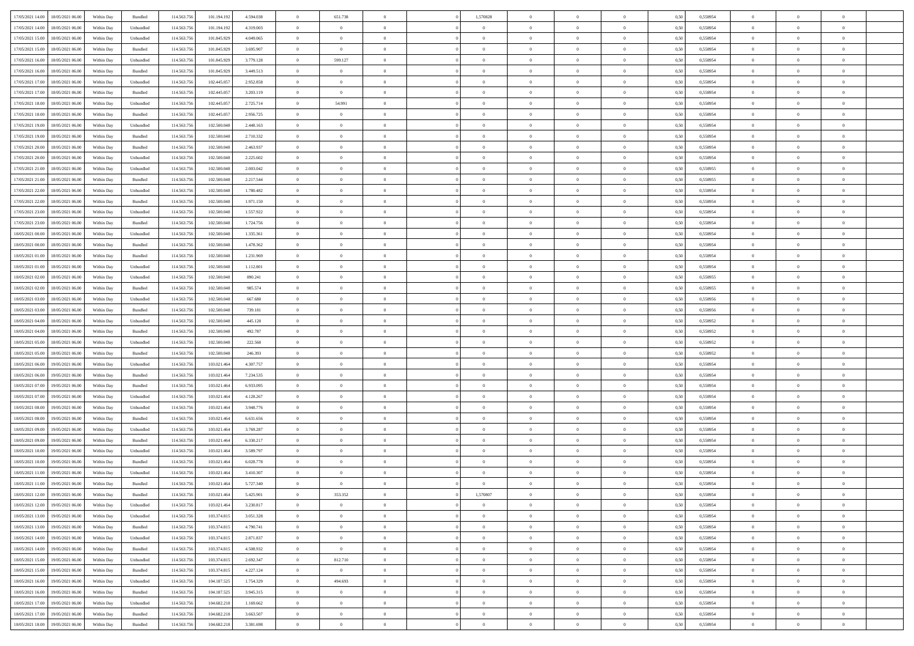| | | | | | | | | | | | | | | | | | | | | | |
|---|---|---|---|---|---|---|---|---|---|---|---|---|---|---|---|---|---|---|---|---|---|
| 17/05/2021 14:00 | 18/05/2021 06:00 | Within Day | Bundled | 114.563.756 | 101.194.192 | 4.594.038 | 0 | 651.738 | 0 | | | 1,570828 | 0 | 0 | 0 | 0,50 | 0,558954 | 0 | 0 | 0 | |
| 17/05/2021 14:00 | 18/05/2021 06:00 | Within Day | Unbundled | 114.563.756 | 101.194.192 | 4.319.003 | 0 | 0 | 0 | | | 0 | 0 | 0 | 0 | 0,50 | 0,558954 | 0 | 0 | 0 | |
| 17/05/2021 15:00 | 18/05/2021 06:00 | Within Day | Unbundled | 114.563.756 | 101.845.929 | 4.049.065 | 0 | 0 | 0 | | | 0 | 0 | 0 | 0 | 0,50 | 0,558954 | 0 | 0 | 0 | |
| 17/05/2021 15:00 | 18/05/2021 06:00 | Within Day | Bundled | 114.563.756 | 101.845.929 | 3.695.907 | 0 | 0 | 0 | | | 0 | 0 | 0 | 0 | 0,50 | 0,558954 | 0 | 0 | 0 | |
| 17/05/2021 16:00 | 18/05/2021 06:00 | Within Day | Unbundled | 114.563.756 | 101.845.929 | 3.779.128 | 0 | 599.127 | 0 | | | 0 | 0 | 0 | 0 | 0,50 | 0,558954 | 0 | 0 | 0 | |
| 17/05/2021 16:00 | 18/05/2021 06:00 | Within Day | Bundled | 114.563.756 | 101.845.929 | 3.449.513 | 0 | 0 | 0 | | | 0 | 0 | 0 | 0 | 0,50 | 0,558954 | 0 | 0 | 0 | |
| 17/05/2021 17:00 | 18/05/2021 06:00 | Within Day | Unbundled | 114.563.756 | 102.445.057 | 2.952.858 | 0 | 0 | 0 | | | 0 | 0 | 0 | 0 | 0,50 | 0,558954 | 0 | 0 | 0 | |
| 17/05/2021 17:00 | 18/05/2021 06:00 | Within Day | Bundled | 114.563.756 | 102.445.057 | 3.203.119 | 0 | 0 | 0 | | | 0 | 0 | 0 | 0 | 0,50 | 0,558954 | 0 | 0 | 0 | |
| 17/05/2021 18:00 | 18/05/2021 06:00 | Within Day | Unbundled | 114.563.756 | 102.445.057 | 2.725.714 | 0 | 54.991 | 0 | | | 0 | 0 | 0 | 0 | 0,50 | 0,558954 | 0 | 0 | 0 | |
| 17/05/2021 18:00 | 18/05/2021 06:00 | Within Day | Bundled | 114.563.756 | 102.445.057 | 2.956.725 | 0 | 0 | 0 | | | 0 | 0 | 0 | 0 | 0,50 | 0,558954 | 0 | 0 | 0 | |
| 17/05/2021 19:00 | 18/05/2021 06:00 | Within Day | Unbundled | 114.563.756 | 102.500.048 | 2.448.163 | 0 | 0 | 0 | | | 0 | 0 | 0 | 0 | 0,50 | 0,558954 | 0 | 0 | 0 | |
| 17/05/2021 19:00 | 18/05/2021 06:00 | Within Day | Bundled | 114.563.756 | 102.500.048 | 2.710.332 | 0 | 0 | 0 | | | 0 | 0 | 0 | 0 | 0,50 | 0,558954 | 0 | 0 | 0 | |
| 17/05/2021 20:00 | 18/05/2021 06:00 | Within Day | Bundled | 114.563.756 | 102.500.048 | 2.463.937 | 0 | 0 | 0 | | | 0 | 0 | 0 | 0 | 0,50 | 0,558954 | 0 | 0 | 0 | |
| 17/05/2021 20:00 | 18/05/2021 06:00 | Within Day | Unbundled | 114.563.756 | 102.500.048 | 2.225.602 | 0 | 0 | 0 | | | 0 | 0 | 0 | 0 | 0,50 | 0,558954 | 0 | 0 | 0 | |
| 17/05/2021 21:00 | 18/05/2021 06:00 | Within Day | Unbundled | 114.563.756 | 102.500.048 | 2.003.042 | 0 | 0 | 0 | | | 0 | 0 | 0 | 0 | 0,50 | 0,558955 | 0 | 0 | 0 | |
| 17/05/2021 21:00 | 18/05/2021 06:00 | Within Day | Bundled | 114.563.756 | 102.500.048 | 2.217.544 | 0 | 0 | 0 | | | 0 | 0 | 0 | 0 | 0,50 | 0,558955 | 0 | 0 | 0 | |
| 17/05/2021 22:00 | 18/05/2021 06:00 | Within Day | Unbundled | 114.563.756 | 102.500.048 | 1.780.482 | 0 | 0 | 0 | | | 0 | 0 | 0 | 0 | 0,50 | 0,558954 | 0 | 0 | 0 | |
| 17/05/2021 22:00 | 18/05/2021 06:00 | Within Day | Bundled | 114.563.756 | 102.500.048 | 1.971.150 | 0 | 0 | 0 | | | 0 | 0 | 0 | 0 | 0,50 | 0,558954 | 0 | 0 | 0 | |
| 17/05/2021 23:00 | 18/05/2021 06:00 | Within Day | Unbundled | 114.563.756 | 102.500.048 | 1.557.922 | 0 | 0 | 0 | | | 0 | 0 | 0 | 0 | 0,50 | 0,558954 | 0 | 0 | 0 | |
| 17/05/2021 23:00 | 18/05/2021 06:00 | Within Day | Bundled | 114.563.756 | 102.500.048 | 1.724.756 | 0 | 0 | 0 | | | 0 | 0 | 0 | 0 | 0,50 | 0,558954 | 0 | 0 | 0 | |
| 18/05/2021 00:00 | 18/05/2021 06:00 | Within Day | Unbundled | 114.563.756 | 102.500.048 | 1.335.361 | 0 | 0 | 0 | | | 0 | 0 | 0 | 0 | 0,50 | 0,558954 | 0 | 0 | 0 | |
| 18/05/2021 00:00 | 18/05/2021 06:00 | Within Day | Bundled | 114.563.756 | 102.500.048 | 1.478.362 | 0 | 0 | 0 | | | 0 | 0 | 0 | 0 | 0,50 | 0,558954 | 0 | 0 | 0 | |
| 18/05/2021 01:00 | 18/05/2021 06:00 | Within Day | Bundled | 114.563.756 | 102.500.048 | 1.231.969 | 0 | 0 | 0 | | | 0 | 0 | 0 | 0 | 0,50 | 0,558954 | 0 | 0 | 0 | |
| 18/05/2021 01:00 | 18/05/2021 06:00 | Within Day | Unbundled | 114.563.756 | 102.500.048 | 1.112.801 | 0 | 0 | 0 | | | 0 | 0 | 0 | 0 | 0,50 | 0,558954 | 0 | 0 | 0 | |
| 18/05/2021 02:00 | 18/05/2021 06:00 | Within Day | Unbundled | 114.563.756 | 102.500.048 | 890.241 | 0 | 0 | 0 | | | 0 | 0 | 0 | 0 | 0,50 | 0,558955 | 0 | 0 | 0 | |
| 18/05/2021 02:00 | 18/05/2021 06:00 | Within Day | Bundled | 114.563.756 | 102.500.048 | 985.574 | 0 | 0 | 0 | | | 0 | 0 | 0 | 0 | 0,50 | 0,558955 | 0 | 0 | 0 | |
| 18/05/2021 03:00 | 18/05/2021 06:00 | Within Day | Unbundled | 114.563.756 | 102.500.048 | 667.680 | 0 | 0 | 0 | | | 0 | 0 | 0 | 0 | 0,50 | 0,558956 | 0 | 0 | 0 | |
| 18/05/2021 03:00 | 18/05/2021 06:00 | Within Day | Bundled | 114.563.756 | 102.500.048 | 739.181 | 0 | 0 | 0 | | | 0 | 0 | 0 | 0 | 0,50 | 0,558956 | 0 | 0 | 0 | |
| 18/05/2021 04:00 | 18/05/2021 06:00 | Within Day | Unbundled | 114.563.756 | 102.500.048 | 445.120 | 0 | 0 | 0 | | | 0 | 0 | 0 | 0 | 0,50 | 0,558952 | 0 | 0 | 0 | |
| 18/05/2021 04:00 | 18/05/2021 06:00 | Within Day | Bundled | 114.563.756 | 102.500.048 | 492.787 | 0 | 0 | 0 | | | 0 | 0 | 0 | 0 | 0,50 | 0,558952 | 0 | 0 | 0 | |
| 18/05/2021 05:00 | 18/05/2021 06:00 | Within Day | Unbundled | 114.563.756 | 102.500.048 | 222.560 | 0 | 0 | 0 | | | 0 | 0 | 0 | 0 | 0,50 | 0,558952 | 0 | 0 | 0 | |
| 18/05/2021 05:00 | 18/05/2021 06:00 | Within Day | Bundled | 114.563.756 | 102.500.048 | 246.393 | 0 | 0 | 0 | | | 0 | 0 | 0 | 0 | 0,50 | 0,558952 | 0 | 0 | 0 | |
| 18/05/2021 06:00 | 19/05/2021 06:00 | Within Day | Unbundled | 114.563.756 | 103.021.464 | 4.307.757 | 0 | 0 | 0 | | | 0 | 0 | 0 | 0 | 0,50 | 0,558954 | 0 | 0 | 0 | |
| 18/05/2021 06:00 | 19/05/2021 06:00 | Within Day | Bundled | 114.563.756 | 103.021.464 | 7.234.535 | 0 | 0 | 0 | | | 0 | 0 | 0 | 0 | 0,50 | 0,558954 | 0 | 0 | 0 | |
| 18/05/2021 07:00 | 19/05/2021 06:00 | Within Day | Bundled | 114.563.756 | 103.021.464 | 6.933.095 | 0 | 0 | 0 | | | 0 | 0 | 0 | 0 | 0,50 | 0,558954 | 0 | 0 | 0 | |
| 18/05/2021 07:00 | 19/05/2021 06:00 | Within Day | Unbundled | 114.563.756 | 103.021.464 | 4.128.267 | 0 | 0 | 0 | | | 0 | 0 | 0 | 0 | 0,50 | 0,558954 | 0 | 0 | 0 | |
| 18/05/2021 08:00 | 19/05/2021 06:00 | Within Day | Unbundled | 114.563.756 | 103.021.464 | 3.948.776 | 0 | 0 | 0 | | | 0 | 0 | 0 | 0 | 0,50 | 0,558954 | 0 | 0 | 0 | |
| 18/05/2021 08:00 | 19/05/2021 06:00 | Within Day | Bundled | 114.563.756 | 103.021.464 | 6.631.656 | 0 | 0 | 0 | | | 0 | 0 | 0 | 0 | 0,50 | 0,558954 | 0 | 0 | 0 | |
| 18/05/2021 09:00 | 19/05/2021 06:00 | Within Day | Unbundled | 114.563.756 | 103.021.464 | 3.769.287 | 0 | 0 | 0 | | | 0 | 0 | 0 | 0 | 0,50 | 0,558954 | 0 | 0 | 0 | |
| 18/05/2021 09:00 | 19/05/2021 06:00 | Within Day | Bundled | 114.563.756 | 103.021.464 | 6.330.217 | 0 | 0 | 0 | | | 0 | 0 | 0 | 0 | 0,50 | 0,558954 | 0 | 0 | 0 | |
| 18/05/2021 10:00 | 19/05/2021 06:00 | Within Day | Unbundled | 114.563.756 | 103.021.464 | 3.589.797 | 0 | 0 | 0 | | | 0 | 0 | 0 | 0 | 0,50 | 0,558954 | 0 | 0 | 0 | |
| 18/05/2021 10:00 | 19/05/2021 06:00 | Within Day | Bundled | 114.563.756 | 103.021.464 | 6.028.778 | 0 | 0 | 0 | | | 0 | 0 | 0 | 0 | 0,50 | 0,558954 | 0 | 0 | 0 | |
| 18/05/2021 11:00 | 19/05/2021 06:00 | Within Day | Unbundled | 114.563.756 | 103.021.464 | 3.410.307 | 0 | 0 | 0 | | | 0 | 0 | 0 | 0 | 0,50 | 0,558954 | 0 | 0 | 0 | |
| 18/05/2021 11:00 | 19/05/2021 06:00 | Within Day | Bundled | 114.563.756 | 103.021.464 | 5.727.340 | 0 | 0 | 0 | | | 0 | 0 | 0 | 0 | 0,50 | 0,558954 | 0 | 0 | 0 | |
| 18/05/2021 12:00 | 19/05/2021 06:00 | Within Day | Bundled | 114.563.756 | 103.021.464 | 5.425.901 | 0 | 353.352 | 0 | | | 1,570807 | 0 | 0 | 0 | 0,50 | 0,558954 | 0 | 0 | 0 | |
| 18/05/2021 12:00 | 19/05/2021 06:00 | Within Day | Unbundled | 114.563.756 | 103.021.464 | 3.230.817 | 0 | 0 | 0 | | | 0 | 0 | 0 | 0 | 0,50 | 0,558954 | 0 | 0 | 0 | |
| 18/05/2021 13:00 | 19/05/2021 06:00 | Within Day | Unbundled | 114.563.756 | 103.374.815 | 3.051.328 | 0 | 0 | 0 | | | 0 | 0 | 0 | 0 | 0,50 | 0,558954 | 0 | 0 | 0 | |
| 18/05/2021 13:00 | 19/05/2021 06:00 | Within Day | Bundled | 114.563.756 | 103.374.815 | 4.790.741 | 0 | 0 | 0 | | | 0 | 0 | 0 | 0 | 0,50 | 0,558954 | 0 | 0 | 0 | |
| 18/05/2021 14:00 | 19/05/2021 06:00 | Within Day | Unbundled | 114.563.756 | 103.374.815 | 2.871.837 | 0 | 0 | 0 | | | 0 | 0 | 0 | 0 | 0,50 | 0,558954 | 0 | 0 | 0 | |
| 18/05/2021 14:00 | 19/05/2021 06:00 | Within Day | Bundled | 114.563.756 | 103.374.815 | 4.508.932 | 0 | 0 | 0 | | | 0 | 0 | 0 | 0 | 0,50 | 0,558954 | 0 | 0 | 0 | |
| 18/05/2021 15:00 | 19/05/2021 06:00 | Within Day | Unbundled | 114.563.756 | 103.374.815 | 2.692.347 | 0 | 812.710 | 0 | | | 0 | 0 | 0 | 0 | 0,50 | 0,558954 | 0 | 0 | 0 | |
| 18/05/2021 15:00 | 19/05/2021 06:00 | Within Day | Bundled | 114.563.756 | 103.374.815 | 4.227.124 | 0 | 0 | 0 | | | 0 | 0 | 0 | 0 | 0,50 | 0,558954 | 0 | 0 | 0 | |
| 18/05/2021 16:00 | 19/05/2021 06:00 | Within Day | Unbundled | 114.563.756 | 104.187.525 | 1.754.329 | 0 | 494.693 | 0 | | | 0 | 0 | 0 | 0 | 0,50 | 0,558954 | 0 | 0 | 0 | |
| 18/05/2021 16:00 | 19/05/2021 06:00 | Within Day | Bundled | 114.563.756 | 104.187.525 | 3.945.315 | 0 | 0 | 0 | | | 0 | 0 | 0 | 0 | 0,50 | 0,558954 | 0 | 0 | 0 | |
| 18/05/2021 17:00 | 19/05/2021 06:00 | Within Day | Unbundled | 114.563.756 | 104.682.218 | 1.169.662 | 0 | 0 | 0 | | | 0 | 0 | 0 | 0 | 0,50 | 0,558954 | 0 | 0 | 0 | |
| 18/05/2021 17:00 | 19/05/2021 06:00 | Within Day | Bundled | 114.563.756 | 104.682.218 | 3.663.507 | 0 | 0 | 0 | | | 0 | 0 | 0 | 0 | 0,50 | 0,558954 | 0 | 0 | 0 | |
| 18/05/2021 18:00 | 19/05/2021 06:00 | Within Day | Bundled | 114.563.756 | 104.682.218 | 3.381.698 | 0 | 0 | 0 | | | 0 | 0 | 0 | 0 | 0,50 | 0,558954 | 0 | 0 | 0 | |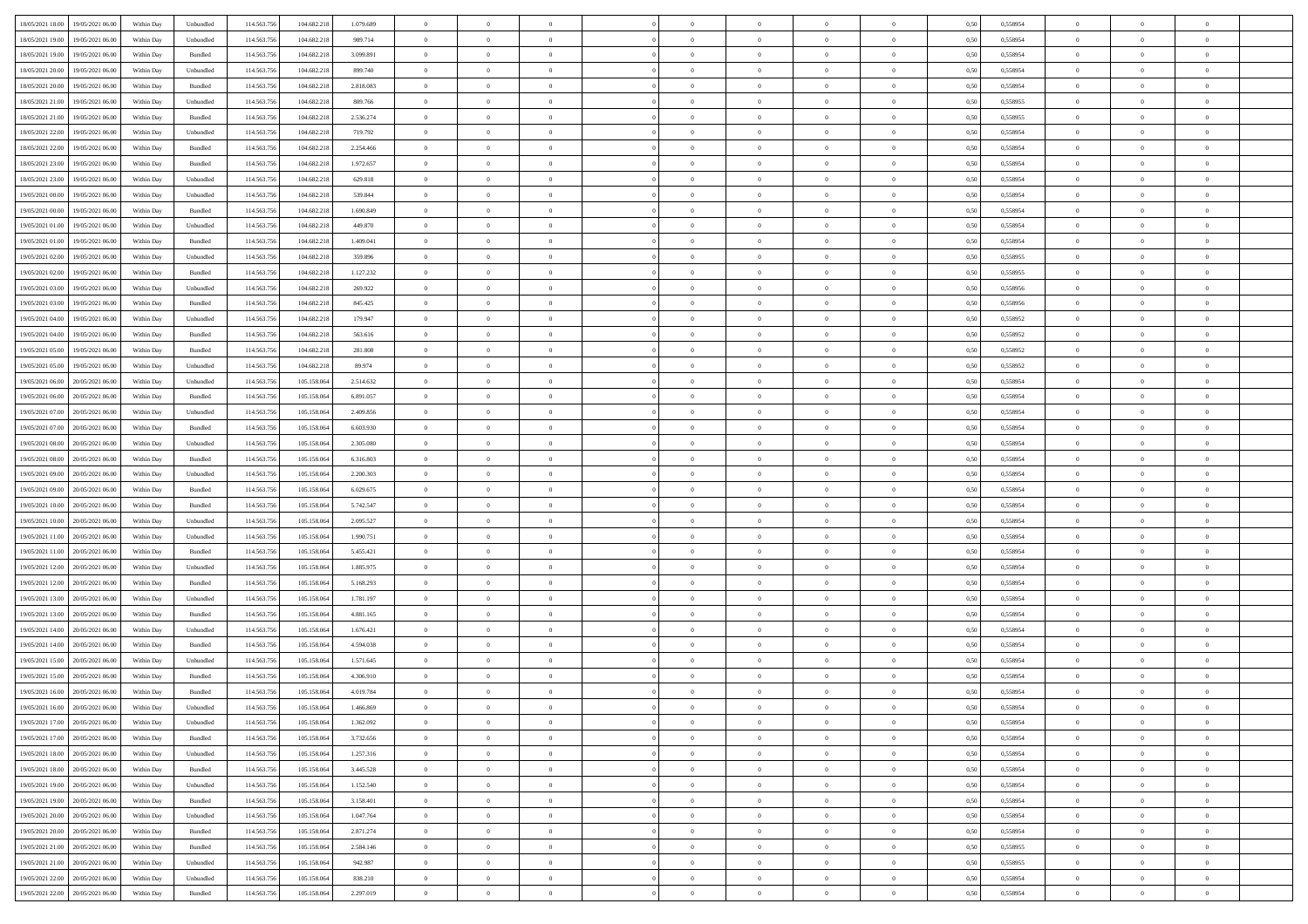| | | | | | | | | | | | | | | | | | | | | | |
|---|---|---|---|---|---|---|---|---|---|---|---|---|---|---|---|---|---|---|---|---|---|
| 18/05/2021 18:00 | 19/05/2021 06:00 | Within Day | Unbundled | 114.563.756 | 104.682.218 | 1.079.689 | 0 | 0 | 0 | | 0 | 0 | 0 | 0 | 0,50 | 0,558954 | 0 | 0 | 0 | |
| 18/05/2021 19:00 | 19/05/2021 06:00 | Within Day | Unbundled | 114.563.756 | 104.682.218 | 989.714 | 0 | 0 | 0 | | 0 | 0 | 0 | 0 | 0,50 | 0,558954 | 0 | 0 | 0 | |
| 18/05/2021 19:00 | 19/05/2021 06:00 | Within Day | Bundled | 114.563.756 | 104.682.218 | 3.099.891 | 0 | 0 | 0 | | 0 | 0 | 0 | 0 | 0,50 | 0,558954 | 0 | 0 | 0 | |
| 18/05/2021 20:00 | 19/05/2021 06:00 | Within Day | Unbundled | 114.563.756 | 104.682.218 | 899.740 | 0 | 0 | 0 | | 0 | 0 | 0 | 0 | 0,50 | 0,558954 | 0 | 0 | 0 | |
| 18/05/2021 20:00 | 19/05/2021 06:00 | Within Day | Bundled | 114.563.756 | 104.682.218 | 2.818.083 | 0 | 0 | 0 | | 0 | 0 | 0 | 0 | 0,50 | 0,558954 | 0 | 0 | 0 | |
| 18/05/2021 21:00 | 19/05/2021 06:00 | Within Day | Unbundled | 114.563.756 | 104.682.218 | 809.766 | 0 | 0 | 0 | | 0 | 0 | 0 | 0 | 0,50 | 0,558955 | 0 | 0 | 0 | |
| 18/05/2021 21:00 | 19/05/2021 06:00 | Within Day | Bundled | 114.563.756 | 104.682.218 | 2.536.274 | 0 | 0 | 0 | | 0 | 0 | 0 | 0 | 0,50 | 0,558955 | 0 | 0 | 0 | |
| 18/05/2021 22:00 | 19/05/2021 06:00 | Within Day | Unbundled | 114.563.756 | 104.682.218 | 719.792 | 0 | 0 | 0 | | 0 | 0 | 0 | 0 | 0,50 | 0,558954 | 0 | 0 | 0 | |
| 18/05/2021 22:00 | 19/05/2021 06:00 | Within Day | Bundled | 114.563.756 | 104.682.218 | 2.254.466 | 0 | 0 | 0 | | 0 | 0 | 0 | 0 | 0,50 | 0,558954 | 0 | 0 | 0 | |
| 18/05/2021 23:00 | 19/05/2021 06:00 | Within Day | Bundled | 114.563.756 | 104.682.218 | 1.972.657 | 0 | 0 | 0 | | 0 | 0 | 0 | 0 | 0,50 | 0,558954 | 0 | 0 | 0 | |
| 18/05/2021 23:00 | 19/05/2021 06:00 | Within Day | Unbundled | 114.563.756 | 104.682.218 | 629.818 | 0 | 0 | 0 | | 0 | 0 | 0 | 0 | 0,50 | 0,558954 | 0 | 0 | 0 | |
| 19/05/2021 00:00 | 19/05/2021 06:00 | Within Day | Unbundled | 114.563.756 | 104.682.218 | 539.844 | 0 | 0 | 0 | | 0 | 0 | 0 | 0 | 0,50 | 0,558954 | 0 | 0 | 0 | |
| 19/05/2021 00:00 | 19/05/2021 06:00 | Within Day | Bundled | 114.563.756 | 104.682.218 | 1.690.849 | 0 | 0 | 0 | | 0 | 0 | 0 | 0 | 0,50 | 0,558954 | 0 | 0 | 0 | |
| 19/05/2021 01:00 | 19/05/2021 06:00 | Within Day | Unbundled | 114.563.756 | 104.682.218 | 449.870 | 0 | 0 | 0 | | 0 | 0 | 0 | 0 | 0,50 | 0,558954 | 0 | 0 | 0 | |
| 19/05/2021 01:00 | 19/05/2021 06:00 | Within Day | Bundled | 114.563.756 | 104.682.218 | 1.409.041 | 0 | 0 | 0 | | 0 | 0 | 0 | 0 | 0,50 | 0,558954 | 0 | 0 | 0 | |
| 19/05/2021 02:00 | 19/05/2021 06:00 | Within Day | Unbundled | 114.563.756 | 104.682.218 | 359.896 | 0 | 0 | 0 | | 0 | 0 | 0 | 0 | 0,50 | 0,558955 | 0 | 0 | 0 | |
| 19/05/2021 02:00 | 19/05/2021 06:00 | Within Day | Bundled | 114.563.756 | 104.682.218 | 1.127.232 | 0 | 0 | 0 | | 0 | 0 | 0 | 0 | 0,50 | 0,558955 | 0 | 0 | 0 | |
| 19/05/2021 03:00 | 19/05/2021 06:00 | Within Day | Unbundled | 114.563.756 | 104.682.218 | 269.922 | 0 | 0 | 0 | | 0 | 0 | 0 | 0 | 0,50 | 0,558956 | 0 | 0 | 0 | |
| 19/05/2021 03:00 | 19/05/2021 06:00 | Within Day | Bundled | 114.563.756 | 104.682.218 | 845.425 | 0 | 0 | 0 | | 0 | 0 | 0 | 0 | 0,50 | 0,558956 | 0 | 0 | 0 | |
| 19/05/2021 04:00 | 19/05/2021 06:00 | Within Day | Unbundled | 114.563.756 | 104.682.218 | 179.947 | 0 | 0 | 0 | | 0 | 0 | 0 | 0 | 0,50 | 0,558952 | 0 | 0 | 0 | |
| 19/05/2021 04:00 | 19/05/2021 06:00 | Within Day | Bundled | 114.563.756 | 104.682.218 | 563.616 | 0 | 0 | 0 | | 0 | 0 | 0 | 0 | 0,50 | 0,558952 | 0 | 0 | 0 | |
| 19/05/2021 05:00 | 19/05/2021 06:00 | Within Day | Bundled | 114.563.756 | 104.682.218 | 281.808 | 0 | 0 | 0 | | 0 | 0 | 0 | 0 | 0,50 | 0,558952 | 0 | 0 | 0 | |
| 19/05/2021 05:00 | 19/05/2021 06:00 | Within Day | Unbundled | 114.563.756 | 104.682.218 | 89.974 | 0 | 0 | 0 | | 0 | 0 | 0 | 0 | 0,50 | 0,558952 | 0 | 0 | 0 | |
| 19/05/2021 06:00 | 20/05/2021 06:00 | Within Day | Unbundled | 114.563.756 | 105.158.064 | 2.514.632 | 0 | 0 | 0 | | 0 | 0 | 0 | 0 | 0,50 | 0,558954 | 0 | 0 | 0 | |
| 19/05/2021 06:00 | 20/05/2021 06:00 | Within Day | Bundled | 114.563.756 | 105.158.064 | 6.891.057 | 0 | 0 | 0 | | 0 | 0 | 0 | 0 | 0,50 | 0,558954 | 0 | 0 | 0 | |
| 19/05/2021 07:00 | 20/05/2021 06:00 | Within Day | Unbundled | 114.563.756 | 105.158.064 | 2.409.856 | 0 | 0 | 0 | | 0 | 0 | 0 | 0 | 0,50 | 0,558954 | 0 | 0 | 0 | |
| 19/05/2021 07:00 | 20/05/2021 06:00 | Within Day | Bundled | 114.563.756 | 105.158.064 | 6.603.930 | 0 | 0 | 0 | | 0 | 0 | 0 | 0 | 0,50 | 0,558954 | 0 | 0 | 0 | |
| 19/05/2021 08:00 | 20/05/2021 06:00 | Within Day | Unbundled | 114.563.756 | 105.158.064 | 2.305.080 | 0 | 0 | 0 | | 0 | 0 | 0 | 0 | 0,50 | 0,558954 | 0 | 0 | 0 | |
| 19/05/2021 08:00 | 20/05/2021 06:00 | Within Day | Bundled | 114.563.756 | 105.158.064 | 6.316.803 | 0 | 0 | 0 | | 0 | 0 | 0 | 0 | 0,50 | 0,558954 | 0 | 0 | 0 | |
| 19/05/2021 09:00 | 20/05/2021 06:00 | Within Day | Unbundled | 114.563.756 | 105.158.064 | 2.200.303 | 0 | 0 | 0 | | 0 | 0 | 0 | 0 | 0,50 | 0,558954 | 0 | 0 | 0 | |
| 19/05/2021 09:00 | 20/05/2021 06:00 | Within Day | Bundled | 114.563.756 | 105.158.064 | 6.029.675 | 0 | 0 | 0 | | 0 | 0 | 0 | 0 | 0,50 | 0,558954 | 0 | 0 | 0 | |
| 19/05/2021 10:00 | 20/05/2021 06:00 | Within Day | Bundled | 114.563.756 | 105.158.064 | 5.742.547 | 0 | 0 | 0 | | 0 | 0 | 0 | 0 | 0,50 | 0,558954 | 0 | 0 | 0 | |
| 19/05/2021 10:00 | 20/05/2021 06:00 | Within Day | Unbundled | 114.563.756 | 105.158.064 | 2.095.527 | 0 | 0 | 0 | | 0 | 0 | 0 | 0 | 0,50 | 0,558954 | 0 | 0 | 0 | |
| 19/05/2021 11:00 | 20/05/2021 06:00 | Within Day | Unbundled | 114.563.756 | 105.158.064 | 1.990.751 | 0 | 0 | 0 | | 0 | 0 | 0 | 0 | 0,50 | 0,558954 | 0 | 0 | 0 | |
| 19/05/2021 11:00 | 20/05/2021 06:00 | Within Day | Bundled | 114.563.756 | 105.158.064 | 5.455.421 | 0 | 0 | 0 | | 0 | 0 | 0 | 0 | 0,50 | 0,558954 | 0 | 0 | 0 | |
| 19/05/2021 12:00 | 20/05/2021 06:00 | Within Day | Unbundled | 114.563.756 | 105.158.064 | 1.885.975 | 0 | 0 | 0 | | 0 | 0 | 0 | 0 | 0,50 | 0,558954 | 0 | 0 | 0 | |
| 19/05/2021 12:00 | 20/05/2021 06:00 | Within Day | Bundled | 114.563.756 | 105.158.064 | 5.168.293 | 0 | 0 | 0 | | 0 | 0 | 0 | 0 | 0,50 | 0,558954 | 0 | 0 | 0 | |
| 19/05/2021 13:00 | 20/05/2021 06:00 | Within Day | Unbundled | 114.563.756 | 105.158.064 | 1.781.197 | 0 | 0 | 0 | | 0 | 0 | 0 | 0 | 0,50 | 0,558954 | 0 | 0 | 0 | |
| 19/05/2021 13:00 | 20/05/2021 06:00 | Within Day | Bundled | 114.563.756 | 105.158.064 | 4.881.165 | 0 | 0 | 0 | | 0 | 0 | 0 | 0 | 0,50 | 0,558954 | 0 | 0 | 0 | |
| 19/05/2021 14:00 | 20/05/2021 06:00 | Within Day | Unbundled | 114.563.756 | 105.158.064 | 1.676.421 | 0 | 0 | 0 | | 0 | 0 | 0 | 0 | 0,50 | 0,558954 | 0 | 0 | 0 | |
| 19/05/2021 14:00 | 20/05/2021 06:00 | Within Day | Bundled | 114.563.756 | 105.158.064 | 4.594.038 | 0 | 0 | 0 | | 0 | 0 | 0 | 0 | 0,50 | 0,558954 | 0 | 0 | 0 | |
| 19/05/2021 15:00 | 20/05/2021 06:00 | Within Day | Unbundled | 114.563.756 | 105.158.064 | 1.571.645 | 0 | 0 | 0 | | 0 | 0 | 0 | 0 | 0,50 | 0,558954 | 0 | 0 | 0 | |
| 19/05/2021 15:00 | 20/05/2021 06:00 | Within Day | Bundled | 114.563.756 | 105.158.064 | 4.306.910 | 0 | 0 | 0 | | 0 | 0 | 0 | 0 | 0,50 | 0,558954 | 0 | 0 | 0 | |
| 19/05/2021 16:00 | 20/05/2021 06:00 | Within Day | Bundled | 114.563.756 | 105.158.064 | 4.019.784 | 0 | 0 | 0 | | 0 | 0 | 0 | 0 | 0,50 | 0,558954 | 0 | 0 | 0 | |
| 19/05/2021 16:00 | 20/05/2021 06:00 | Within Day | Unbundled | 114.563.756 | 105.158.064 | 1.466.869 | 0 | 0 | 0 | | 0 | 0 | 0 | 0 | 0,50 | 0,558954 | 0 | 0 | 0 | |
| 19/05/2021 17:00 | 20/05/2021 06:00 | Within Day | Unbundled | 114.563.756 | 105.158.064 | 1.362.092 | 0 | 0 | 0 | | 0 | 0 | 0 | 0 | 0,50 | 0,558954 | 0 | 0 | 0 | |
| 19/05/2021 17:00 | 20/05/2021 06:00 | Within Day | Bundled | 114.563.756 | 105.158.064 | 3.732.656 | 0 | 0 | 0 | | 0 | 0 | 0 | 0 | 0,50 | 0,558954 | 0 | 0 | 0 | |
| 19/05/2021 18:00 | 20/05/2021 06:00 | Within Day | Unbundled | 114.563.756 | 105.158.064 | 1.257.316 | 0 | 0 | 0 | | 0 | 0 | 0 | 0 | 0,50 | 0,558954 | 0 | 0 | 0 | |
| 19/05/2021 18:00 | 20/05/2021 06:00 | Within Day | Bundled | 114.563.756 | 105.158.064 | 3.445.528 | 0 | 0 | 0 | | 0 | 0 | 0 | 0 | 0,50 | 0,558954 | 0 | 0 | 0 | |
| 19/05/2021 19:00 | 20/05/2021 06:00 | Within Day | Unbundled | 114.563.756 | 105.158.064 | 1.152.540 | 0 | 0 | 0 | | 0 | 0 | 0 | 0 | 0,50 | 0,558954 | 0 | 0 | 0 | |
| 19/05/2021 19:00 | 20/05/2021 06:00 | Within Day | Bundled | 114.563.756 | 105.158.064 | 3.158.401 | 0 | 0 | 0 | | 0 | 0 | 0 | 0 | 0,50 | 0,558954 | 0 | 0 | 0 | |
| 19/05/2021 20:00 | 20/05/2021 06:00 | Within Day | Unbundled | 114.563.756 | 105.158.064 | 1.047.764 | 0 | 0 | 0 | | 0 | 0 | 0 | 0 | 0,50 | 0,558954 | 0 | 0 | 0 | |
| 19/05/2021 20:00 | 20/05/2021 06:00 | Within Day | Bundled | 114.563.756 | 105.158.064 | 2.871.274 | 0 | 0 | 0 | | 0 | 0 | 0 | 0 | 0,50 | 0,558954 | 0 | 0 | 0 | |
| 19/05/2021 21:00 | 20/05/2021 06:00 | Within Day | Bundled | 114.563.756 | 105.158.064 | 2.584.146 | 0 | 0 | 0 | | 0 | 0 | 0 | 0 | 0,50 | 0,558955 | 0 | 0 | 0 | |
| 19/05/2021 21:00 | 20/05/2021 06:00 | Within Day | Unbundled | 114.563.756 | 105.158.064 | 942.987 | 0 | 0 | 0 | | 0 | 0 | 0 | 0 | 0,50 | 0,558955 | 0 | 0 | 0 | |
| 19/05/2021 22:00 | 20/05/2021 06:00 | Within Day | Unbundled | 114.563.756 | 105.158.064 | 838.210 | 0 | 0 | 0 | | 0 | 0 | 0 | 0 | 0,50 | 0,558954 | 0 | 0 | 0 | |
| 19/05/2021 22:00 | 20/05/2021 06:00 | Within Day | Bundled | 114.563.756 | 105.158.064 | 2.297.019 | 0 | 0 | 0 | | 0 | 0 | 0 | 0 | 0,50 | 0,558954 | 0 | 0 | 0 | |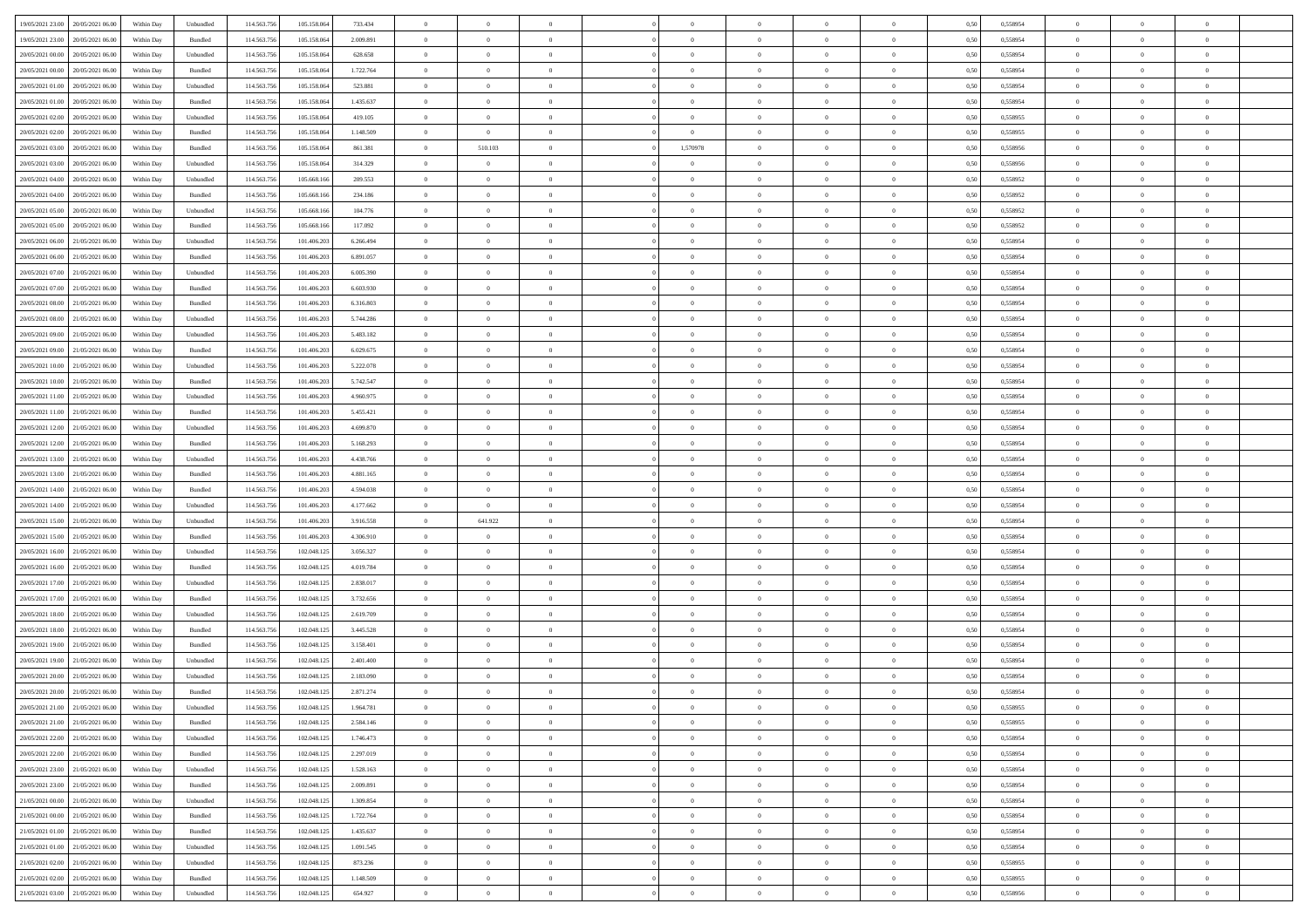| 19/05/2021 23:00 | 20/05/2021 06:00 | Within Day | Unbundled | 114.563.756 | 105.158.064 | 733.434 | 0 | 0 | 0 | | 0 | 0 | 0 | 0 | 0,50 | 0,558954 | 0 | 0 | 0 | |
|---|---|---|---|---|---|---|---|---|---|---|---|---|---|---|---|---|---|---|---|---|
| 19/05/2021 23:00 | 20/05/2021 06:00 | Within Day | Bundled | 114.563.756 | 105.158.064 | 2.009.891 | 0 | 0 | 0 | | 0 | 0 | 0 | 0 | 0,50 | 0,558954 | 0 | 0 | 0 | |
| 20/05/2021 00:00 | 20/05/2021 06:00 | Within Day | Unbundled | 114.563.756 | 105.158.064 | 628.658 | 0 | 0 | 0 | | 0 | 0 | 0 | 0 | 0,50 | 0,558954 | 0 | 0 | 0 | |
| 20/05/2021 00:00 | 20/05/2021 06:00 | Within Day | Bundled | 114.563.756 | 105.158.064 | 1.722.764 | 0 | 0 | 0 | | 0 | 0 | 0 | 0 | 0,50 | 0,558954 | 0 | 0 | 0 | |
| 20/05/2021 01:00 | 20/05/2021 06:00 | Within Day | Unbundled | 114.563.756 | 105.158.064 | 523.881 | 0 | 0 | 0 | | 0 | 0 | 0 | 0 | 0,50 | 0,558954 | 0 | 0 | 0 | |
| 20/05/2021 01:00 | 20/05/2021 06:00 | Within Day | Bundled | 114.563.756 | 105.158.064 | 1.435.637 | 0 | 0 | 0 | | 0 | 0 | 0 | 0 | 0,50 | 0,558954 | 0 | 0 | 0 | |
| 20/05/2021 02:00 | 20/05/2021 06:00 | Within Day | Unbundled | 114.563.756 | 105.158.064 | 419.105 | 0 | 0 | 0 | | 0 | 0 | 0 | 0 | 0,50 | 0,558955 | 0 | 0 | 0 | |
| 20/05/2021 02:00 | 20/05/2021 06:00 | Within Day | Bundled | 114.563.756 | 105.158.064 | 1.148.509 | 0 | 0 | 0 | | 0 | 0 | 0 | 0 | 0,50 | 0,558955 | 0 | 0 | 0 | |
| 20/05/2021 03:00 | 20/05/2021 06:00 | Within Day | Bundled | 114.563.756 | 105.158.064 | 861.381 | 0 | 510.103 | 0 | | 1,570978 | 0 | 0 | 0 | 0,50 | 0,558956 | 0 | 0 | 0 | |
| 20/05/2021 03:00 | 20/05/2021 06:00 | Within Day | Unbundled | 114.563.756 | 105.158.064 | 314.329 | 0 | 0 | 0 | | 0 | 0 | 0 | 0 | 0,50 | 0,558956 | 0 | 0 | 0 | |
| 20/05/2021 04:00 | 20/05/2021 06:00 | Within Day | Unbundled | 114.563.756 | 105.668.166 | 209.553 | 0 | 0 | 0 | | 0 | 0 | 0 | 0 | 0,50 | 0,558952 | 0 | 0 | 0 | |
| 20/05/2021 04:00 | 20/05/2021 06:00 | Within Day | Bundled | 114.563.756 | 105.668.166 | 234.186 | 0 | 0 | 0 | | 0 | 0 | 0 | 0 | 0,50 | 0,558952 | 0 | 0 | 0 | |
| 20/05/2021 05:00 | 20/05/2021 06:00 | Within Day | Unbundled | 114.563.756 | 105.668.166 | 104.776 | 0 | 0 | 0 | | 0 | 0 | 0 | 0 | 0,50 | 0,558952 | 0 | 0 | 0 | |
| 20/05/2021 05:00 | 20/05/2021 06:00 | Within Day | Bundled | 114.563.756 | 105.668.166 | 117.092 | 0 | 0 | 0 | | 0 | 0 | 0 | 0 | 0,50 | 0,558952 | 0 | 0 | 0 | |
| 20/05/2021 06:00 | 21/05/2021 06:00 | Within Day | Unbundled | 114.563.756 | 101.406.203 | 6.266.494 | 0 | 0 | 0 | | 0 | 0 | 0 | 0 | 0,50 | 0,558954 | 0 | 0 | 0 | |
| 20/05/2021 06:00 | 21/05/2021 06:00 | Within Day | Bundled | 114.563.756 | 101.406.203 | 6.891.057 | 0 | 0 | 0 | | 0 | 0 | 0 | 0 | 0,50 | 0,558954 | 0 | 0 | 0 | |
| 20/05/2021 07:00 | 21/05/2021 06:00 | Within Day | Unbundled | 114.563.756 | 101.406.203 | 6.005.390 | 0 | 0 | 0 | | 0 | 0 | 0 | 0 | 0,50 | 0,558954 | 0 | 0 | 0 | |
| 20/05/2021 07:00 | 21/05/2021 06:00 | Within Day | Bundled | 114.563.756 | 101.406.203 | 6.603.930 | 0 | 0 | 0 | | 0 | 0 | 0 | 0 | 0,50 | 0,558954 | 0 | 0 | 0 | |
| 20/05/2021 08:00 | 21/05/2021 06:00 | Within Day | Bundled | 114.563.756 | 101.406.203 | 6.316.803 | 0 | 0 | 0 | | 0 | 0 | 0 | 0 | 0,50 | 0,558954 | 0 | 0 | 0 | |
| 20/05/2021 08:00 | 21/05/2021 06:00 | Within Day | Unbundled | 114.563.756 | 101.406.203 | 5.744.286 | 0 | 0 | 0 | | 0 | 0 | 0 | 0 | 0,50 | 0,558954 | 0 | 0 | 0 | |
| 20/05/2021 09:00 | 21/05/2021 06:00 | Within Day | Unbundled | 114.563.756 | 101.406.203 | 5.483.182 | 0 | 0 | 0 | | 0 | 0 | 0 | 0 | 0,50 | 0,558954 | 0 | 0 | 0 | |
| 20/05/2021 09:00 | 21/05/2021 06:00 | Within Day | Bundled | 114.563.756 | 101.406.203 | 6.029.675 | 0 | 0 | 0 | | 0 | 0 | 0 | 0 | 0,50 | 0,558954 | 0 | 0 | 0 | |
| 20/05/2021 10:00 | 21/05/2021 06:00 | Within Day | Unbundled | 114.563.756 | 101.406.203 | 5.222.078 | 0 | 0 | 0 | | 0 | 0 | 0 | 0 | 0,50 | 0,558954 | 0 | 0 | 0 | |
| 20/05/2021 10:00 | 21/05/2021 06:00 | Within Day | Bundled | 114.563.756 | 101.406.203 | 5.742.547 | 0 | 0 | 0 | | 0 | 0 | 0 | 0 | 0,50 | 0,558954 | 0 | 0 | 0 | |
| 20/05/2021 11:00 | 21/05/2021 06:00 | Within Day | Unbundled | 114.563.756 | 101.406.203 | 4.960.975 | 0 | 0 | 0 | | 0 | 0 | 0 | 0 | 0,50 | 0,558954 | 0 | 0 | 0 | |
| 20/05/2021 11:00 | 21/05/2021 06:00 | Within Day | Bundled | 114.563.756 | 101.406.203 | 5.455.421 | 0 | 0 | 0 | | 0 | 0 | 0 | 0 | 0,50 | 0,558954 | 0 | 0 | 0 | |
| 20/05/2021 12:00 | 21/05/2021 06:00 | Within Day | Unbundled | 114.563.756 | 101.406.203 | 4.699.870 | 0 | 0 | 0 | | 0 | 0 | 0 | 0 | 0,50 | 0,558954 | 0 | 0 | 0 | |
| 20/05/2021 12:00 | 21/05/2021 06:00 | Within Day | Bundled | 114.563.756 | 101.406.203 | 5.168.293 | 0 | 0 | 0 | | 0 | 0 | 0 | 0 | 0,50 | 0,558954 | 0 | 0 | 0 | |
| 20/05/2021 13:00 | 21/05/2021 06:00 | Within Day | Unbundled | 114.563.756 | 101.406.203 | 4.438.766 | 0 | 0 | 0 | | 0 | 0 | 0 | 0 | 0,50 | 0,558954 | 0 | 0 | 0 | |
| 20/05/2021 13:00 | 21/05/2021 06:00 | Within Day | Bundled | 114.563.756 | 101.406.203 | 4.881.165 | 0 | 0 | 0 | | 0 | 0 | 0 | 0 | 0,50 | 0,558954 | 0 | 0 | 0 | |
| 20/05/2021 14:00 | 21/05/2021 06:00 | Within Day | Bundled | 114.563.756 | 101.406.203 | 4.594.038 | 0 | 0 | 0 | | 0 | 0 | 0 | 0 | 0,50 | 0,558954 | 0 | 0 | 0 | |
| 20/05/2021 14:00 | 21/05/2021 06:00 | Within Day | Unbundled | 114.563.756 | 101.406.203 | 4.177.662 | 0 | 0 | 0 | | 0 | 0 | 0 | 0 | 0,50 | 0,558954 | 0 | 0 | 0 | |
| 20/05/2021 15:00 | 21/05/2021 06:00 | Within Day | Unbundled | 114.563.756 | 101.406.203 | 3.916.558 | 0 | 641.922 | 0 | | 0 | 0 | 0 | 0 | 0,50 | 0,558954 | 0 | 0 | 0 | |
| 20/05/2021 15:00 | 21/05/2021 06:00 | Within Day | Bundled | 114.563.756 | 101.406.203 | 4.306.910 | 0 | 0 | 0 | | 0 | 0 | 0 | 0 | 0,50 | 0,558954 | 0 | 0 | 0 | |
| 20/05/2021 16:00 | 21/05/2021 06:00 | Within Day | Unbundled | 114.563.756 | 102.048.125 | 3.056.327 | 0 | 0 | 0 | | 0 | 0 | 0 | 0 | 0,50 | 0,558954 | 0 | 0 | 0 | |
| 20/05/2021 16:00 | 21/05/2021 06:00 | Within Day | Bundled | 114.563.756 | 102.048.125 | 4.019.784 | 0 | 0 | 0 | | 0 | 0 | 0 | 0 | 0,50 | 0,558954 | 0 | 0 | 0 | |
| 20/05/2021 17:00 | 21/05/2021 06:00 | Within Day | Unbundled | 114.563.756 | 102.048.125 | 2.838.017 | 0 | 0 | 0 | | 0 | 0 | 0 | 0 | 0,50 | 0,558954 | 0 | 0 | 0 | |
| 20/05/2021 17:00 | 21/05/2021 06:00 | Within Day | Bundled | 114.563.756 | 102.048.125 | 3.732.656 | 0 | 0 | 0 | | 0 | 0 | 0 | 0 | 0,50 | 0,558954 | 0 | 0 | 0 | |
| 20/05/2021 18:00 | 21/05/2021 06:00 | Within Day | Unbundled | 114.563.756 | 102.048.125 | 2.619.709 | 0 | 0 | 0 | | 0 | 0 | 0 | 0 | 0,50 | 0,558954 | 0 | 0 | 0 | |
| 20/05/2021 18:00 | 21/05/2021 06:00 | Within Day | Bundled | 114.563.756 | 102.048.125 | 3.445.528 | 0 | 0 | 0 | | 0 | 0 | 0 | 0 | 0,50 | 0,558954 | 0 | 0 | 0 | |
| 20/05/2021 19:00 | 21/05/2021 06:00 | Within Day | Bundled | 114.563.756 | 102.048.125 | 3.158.401 | 0 | 0 | 0 | | 0 | 0 | 0 | 0 | 0,50 | 0,558954 | 0 | 0 | 0 | |
| 20/05/2021 19:00 | 21/05/2021 06:00 | Within Day | Unbundled | 114.563.756 | 102.048.125 | 2.401.400 | 0 | 0 | 0 | | 0 | 0 | 0 | 0 | 0,50 | 0,558954 | 0 | 0 | 0 | |
| 20/05/2021 20:00 | 21/05/2021 06:00 | Within Day | Unbundled | 114.563.756 | 102.048.125 | 2.183.090 | 0 | 0 | 0 | | 0 | 0 | 0 | 0 | 0,50 | 0,558954 | 0 | 0 | 0 | |
| 20/05/2021 20:00 | 21/05/2021 06:00 | Within Day | Bundled | 114.563.756 | 102.048.125 | 2.871.274 | 0 | 0 | 0 | | 0 | 0 | 0 | 0 | 0,50 | 0,558954 | 0 | 0 | 0 | |
| 20/05/2021 21:00 | 21/05/2021 06:00 | Within Day | Unbundled | 114.563.756 | 102.048.125 | 1.964.781 | 0 | 0 | 0 | | 0 | 0 | 0 | 0 | 0,50 | 0,558955 | 0 | 0 | 0 | |
| 20/05/2021 21:00 | 21/05/2021 06:00 | Within Day | Bundled | 114.563.756 | 102.048.125 | 2.584.146 | 0 | 0 | 0 | | 0 | 0 | 0 | 0 | 0,50 | 0,558955 | 0 | 0 | 0 | |
| 20/05/2021 22:00 | 21/05/2021 06:00 | Within Day | Unbundled | 114.563.756 | 102.048.125 | 1.746.473 | 0 | 0 | 0 | | 0 | 0 | 0 | 0 | 0,50 | 0,558954 | 0 | 0 | 0 | |
| 20/05/2021 22:00 | 21/05/2021 06:00 | Within Day | Bundled | 114.563.756 | 102.048.125 | 2.297.019 | 0 | 0 | 0 | | 0 | 0 | 0 | 0 | 0,50 | 0,558954 | 0 | 0 | 0 | |
| 20/05/2021 23:00 | 21/05/2021 06:00 | Within Day | Unbundled | 114.563.756 | 102.048.125 | 1.528.163 | 0 | 0 | 0 | | 0 | 0 | 0 | 0 | 0,50 | 0,558954 | 0 | 0 | 0 | |
| 20/05/2021 23:00 | 21/05/2021 06:00 | Within Day | Bundled | 114.563.756 | 102.048.125 | 2.009.891 | 0 | 0 | 0 | | 0 | 0 | 0 | 0 | 0,50 | 0,558954 | 0 | 0 | 0 | |
| 21/05/2021 00:00 | 21/05/2021 06:00 | Within Day | Unbundled | 114.563.756 | 102.048.125 | 1.309.854 | 0 | 0 | 0 | | 0 | 0 | 0 | 0 | 0,50 | 0,558954 | 0 | 0 | 0 | |
| 21/05/2021 00:00 | 21/05/2021 06:00 | Within Day | Bundled | 114.563.756 | 102.048.125 | 1.722.764 | 0 | 0 | 0 | | 0 | 0 | 0 | 0 | 0,50 | 0,558954 | 0 | 0 | 0 | |
| 21/05/2021 01:00 | 21/05/2021 06:00 | Within Day | Bundled | 114.563.756 | 102.048.125 | 1.435.637 | 0 | 0 | 0 | | 0 | 0 | 0 | 0 | 0,50 | 0,558954 | 0 | 0 | 0 | |
| 21/05/2021 01:00 | 21/05/2021 06:00 | Within Day | Unbundled | 114.563.756 | 102.048.125 | 1.091.545 | 0 | 0 | 0 | | 0 | 0 | 0 | 0 | 0,50 | 0,558954 | 0 | 0 | 0 | |
| 21/05/2021 02:00 | 21/05/2021 06:00 | Within Day | Unbundled | 114.563.756 | 102.048.125 | 873.236 | 0 | 0 | 0 | | 0 | 0 | 0 | 0 | 0,50 | 0,558955 | 0 | 0 | 0 | |
| 21/05/2021 02:00 | 21/05/2021 06:00 | Within Day | Bundled | 114.563.756 | 102.048.125 | 1.148.509 | 0 | 0 | 0 | | 0 | 0 | 0 | 0 | 0,50 | 0,558955 | 0 | 0 | 0 | |
| 21/05/2021 03:00 | 21/05/2021 06:00 | Within Day | Unbundled | 114.563.756 | 102.048.125 | 654.927 | 0 | 0 | 0 | | 0 | 0 | 0 | 0 | 0,50 | 0,558956 | 0 | 0 | 0 | |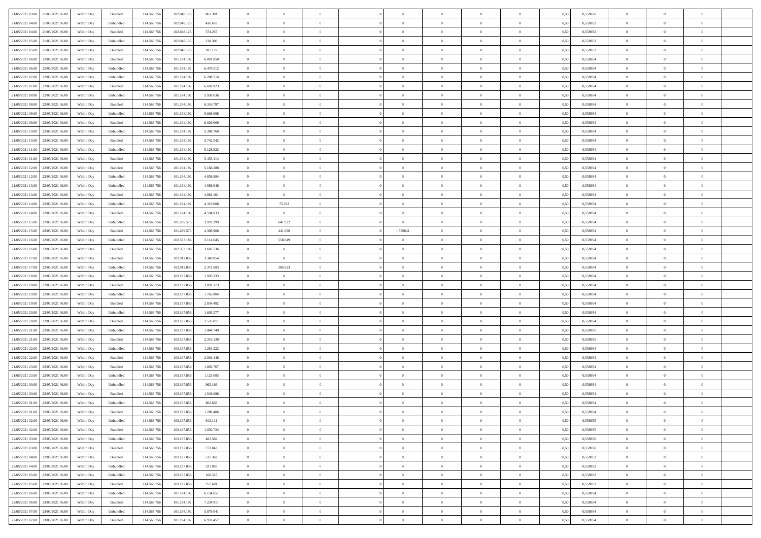| | | | | | | | | | | | | | | | | | | | | |
|---|---|---|---|---|---|---|---|---|---|---|---|---|---|---|---|---|---|---|---|---|
| 21/05/2021 03:00 | 21/05/2021 06:00 | Within Day | Bundled | 114.563.756 | 102.048.125 | 861.381 | 0 | 0 | 0 | | 0 | 0 | 0 | 0 | 0,50 | 0,558956 | 0 | 0 | 0 | |
| 21/05/2021 04:00 | 21/05/2021 06:00 | Within Day | Unbundled | 114.563.756 | 102.048.125 | 436.618 | 0 | 0 | 0 | | 0 | 0 | 0 | 0 | 0,50 | 0,558952 | 0 | 0 | 0 | |
| 21/05/2021 04:00 | 21/05/2021 06:00 | Within Day | Bundled | 114.563.756 | 102.048.125 | 574.255 | 0 | 0 | 0 | | 0 | 0 | 0 | 0 | 0,50 | 0,558952 | 0 | 0 | 0 | |
| 21/05/2021 05:00 | 21/05/2021 06:00 | Within Day | Unbundled | 114.563.756 | 102.048.125 | 218.308 | 0 | 0 | 0 | | 0 | 0 | 0 | 0 | 0,50 | 0,558952 | 0 | 0 | 0 | |
| 21/05/2021 05:00 | 21/05/2021 06:00 | Within Day | Bundled | 114.563.756 | 102.048.125 | 287.127 | 0 | 0 | 0 | | 0 | 0 | 0 | 0 | 0,50 | 0,558952 | 0 | 0 | 0 | |
| 21/05/2021 06:00 | 22/05/2021 06:00 | Within Day | Bundled | 114.563.756 | 101.194.192 | 6.891.050 | 0 | 0 | 0 | | 0 | 0 | 0 | 0 | 0,50 | 0,558954 | 0 | 0 | 0 | |
| 21/05/2021 06:00 | 22/05/2021 06:00 | Within Day | Unbundled | 114.563.756 | 101.194.192 | 6.478.512 | 0 | 0 | 0 | | 0 | 0 | 0 | 0 | 0,50 | 0,558954 | 0 | 0 | 0 | |
| 21/05/2021 07:00 | 22/05/2021 06:00 | Within Day | Unbundled | 114.563.756 | 101.194.192 | 6.208.574 | 0 | 0 | 0 | | 0 | 0 | 0 | 0 | 0,50 | 0,558954 | 0 | 0 | 0 | |
| 21/05/2021 07:00 | 22/05/2021 06:00 | Within Day | Bundled | 114.563.756 | 101.194.192 | 6.603.923 | 0 | 0 | 0 | | 0 | 0 | 0 | 0 | 0,50 | 0,558954 | 0 | 0 | 0 | |
| 21/05/2021 08:00 | 22/05/2021 06:00 | Within Day | Unbundled | 114.563.756 | 101.194.192 | 5.938.636 | 0 | 0 | 0 | | 0 | 0 | 0 | 0 | 0,50 | 0,558954 | 0 | 0 | 0 | |
| 21/05/2021 08:00 | 22/05/2021 06:00 | Within Day | Bundled | 114.563.756 | 101.194.192 | 6.316.797 | 0 | 0 | 0 | | 0 | 0 | 0 | 0 | 0,50 | 0,558954 | 0 | 0 | 0 | |
| 21/05/2021 09:00 | 22/05/2021 06:00 | Within Day | Unbundled | 114.563.756 | 101.194.192 | 5.668.698 | 0 | 0 | 0 | | 0 | 0 | 0 | 0 | 0,50 | 0,558954 | 0 | 0 | 0 | |
| 21/05/2021 09:00 | 22/05/2021 06:00 | Within Day | Bundled | 114.563.756 | 101.194.192 | 6.029.669 | 0 | 0 | 0 | | 0 | 0 | 0 | 0 | 0,50 | 0,558954 | 0 | 0 | 0 | |
| 21/05/2021 10:00 | 22/05/2021 06:00 | Within Day | Unbundled | 114.563.756 | 101.194.192 | 5.398.760 | 0 | 0 | 0 | | 0 | 0 | 0 | 0 | 0,50 | 0,558954 | 0 | 0 | 0 | |
| 21/05/2021 10:00 | 22/05/2021 06:00 | Within Day | Bundled | 114.563.756 | 101.194.192 | 5.742.542 | 0 | 0 | 0 | | 0 | 0 | 0 | 0 | 0,50 | 0,558954 | 0 | 0 | 0 | |
| 21/05/2021 11:00 | 22/05/2021 06:00 | Within Day | Unbundled | 114.563.756 | 101.194.192 | 5.128.822 | 0 | 0 | 0 | | 0 | 0 | 0 | 0 | 0,50 | 0,558954 | 0 | 0 | 0 | |
| 21/05/2021 11:00 | 22/05/2021 06:00 | Within Day | Bundled | 114.563.756 | 101.194.192 | 5.455.414 | 0 | 0 | 0 | | 0 | 0 | 0 | 0 | 0,50 | 0,558954 | 0 | 0 | 0 | |
| 21/05/2021 12:00 | 22/05/2021 06:00 | Within Day | Bundled | 114.563.756 | 101.194.192 | 5.168.288 | 0 | 0 | 0 | | 0 | 0 | 0 | 0 | 0,50 | 0,558954 | 0 | 0 | 0 | |
| 21/05/2021 12:00 | 22/05/2021 06:00 | Within Day | Unbundled | 114.563.756 | 101.194.192 | 4.858.884 | 0 | 0 | 0 | | 0 | 0 | 0 | 0 | 0,50 | 0,558954 | 0 | 0 | 0 | |
| 21/05/2021 13:00 | 22/05/2021 06:00 | Within Day | Unbundled | 114.563.756 | 101.194.192 | 4.588.946 | 0 | 0 | 0 | | 0 | 0 | 0 | 0 | 0,50 | 0,558954 | 0 | 0 | 0 | |
| 21/05/2021 13:00 | 22/05/2021 06:00 | Within Day | Bundled | 114.563.756 | 101.194.192 | 4.881.161 | 0 | 0 | 0 | | 0 | 0 | 0 | 0 | 0,50 | 0,558954 | 0 | 0 | 0 | |
| 21/05/2021 14:00 | 22/05/2021 06:00 | Within Day | Unbundled | 114.563.756 | 101.194.192 | 4.319.008 | 0 | 75.382 | 0 | | 0 | 0 | 0 | 0 | 0,50 | 0,558954 | 0 | 0 | 0 | |
| 21/05/2021 14:00 | 22/05/2021 06:00 | Within Day | Bundled | 114.563.756 | 101.194.192 | 4.594.033 | 0 | 0 | 0 | | 0 | 0 | 0 | 0 | 0,50 | 0,558954 | 0 | 0 | 0 | |
| 21/05/2021 15:00 | 22/05/2021 06:00 | Within Day | Unbundled | 114.563.756 | 101.269.573 | 3.978.399 | 0 | 641.922 | 0 | | 0 | 0 | 0 | 0 | 0,50 | 0,558954 | 0 | 0 | 0 | |
| 21/05/2021 15:00 | 22/05/2021 06:00 | Within Day | Bundled | 114.563.756 | 101.269.573 | 4.306.906 | 0 | 441.690 | 0 | | 1,570841 | 0 | 0 | 0 | 0,50 | 0,558954 | 0 | 0 | 0 | |
| 21/05/2021 16:00 | 22/05/2021 06:00 | Within Day | Unbundled | 114.563.756 | 102.353.186 | 3.114.045 | 0 | 558.849 | 0 | | 0 | 0 | 0 | 0 | 0,50 | 0,558954 | 0 | 0 | 0 | |
| 21/05/2021 16:00 | 22/05/2021 06:00 | Within Day | Bundled | 114.563.756 | 102.353.186 | 3.607.536 | 0 | 0 | 0 | | 0 | 0 | 0 | 0 | 0,50 | 0,558954 | 0 | 0 | 0 | |
| 21/05/2021 17:00 | 22/05/2021 06:00 | Within Day | Bundled | 114.563.756 | 102.912.035 | 3.349.854 | 0 | 0 | 0 | | 0 | 0 | 0 | 0 | 0,50 | 0,558954 | 0 | 0 | 0 | |
| 21/05/2021 17:00 | 22/05/2021 06:00 | Within Day | Unbundled | 114.563.756 | 102.912.035 | 2.372.683 | 0 | 285.823 | 0 | | 0 | 0 | 0 | 0 | 0,50 | 0,558954 | 0 | 0 | 0 | |
| 21/05/2021 18:00 | 22/05/2021 06:00 | Within Day | Unbundled | 114.563.756 | 103.197.856 | 1.926.333 | 0 | 0 | 0 | | 0 | 0 | 0 | 0 | 0,50 | 0,558954 | 0 | 0 | 0 | |
| 21/05/2021 18:00 | 22/05/2021 06:00 | Within Day | Bundled | 114.563.756 | 103.197.856 | 3.092.173 | 0 | 0 | 0 | | 0 | 0 | 0 | 0 | 0,50 | 0,558954 | 0 | 0 | 0 | |
| 21/05/2021 19:00 | 22/05/2021 06:00 | Within Day | Unbundled | 114.563.756 | 103.197.856 | 1.765.804 | 0 | 0 | 0 | | 0 | 0 | 0 | 0 | 0,50 | 0,558954 | 0 | 0 | 0 | |
| 21/05/2021 19:00 | 22/05/2021 06:00 | Within Day | Bundled | 114.563.756 | 103.197.856 | 2.834.492 | 0 | 0 | 0 | | 0 | 0 | 0 | 0 | 0,50 | 0,558954 | 0 | 0 | 0 | |
| 21/05/2021 20:00 | 22/05/2021 06:00 | Within Day | Unbundled | 114.563.756 | 103.197.856 | 1.605.277 | 0 | 0 | 0 | | 0 | 0 | 0 | 0 | 0,50 | 0,558954 | 0 | 0 | 0 | |
| 21/05/2021 20:00 | 22/05/2021 06:00 | Within Day | Bundled | 114.563.756 | 103.197.856 | 2.576.811 | 0 | 0 | 0 | | 0 | 0 | 0 | 0 | 0,50 | 0,558954 | 0 | 0 | 0 | |
| 21/05/2021 21:00 | 22/05/2021 06:00 | Within Day | Unbundled | 114.563.756 | 103.197.856 | 1.444.749 | 0 | 0 | 0 | | 0 | 0 | 0 | 0 | 0,50 | 0,558955 | 0 | 0 | 0 | |
| 21/05/2021 21:00 | 22/05/2021 06:00 | Within Day | Bundled | 114.563.756 | 103.197.856 | 2.319.130 | 0 | 0 | 0 | | 0 | 0 | 0 | 0 | 0,50 | 0,558955 | 0 | 0 | 0 | |
| 21/05/2021 22:00 | 22/05/2021 06:00 | Within Day | Unbundled | 114.563.756 | 103.197.856 | 1.284.222 | 0 | 0 | 0 | | 0 | 0 | 0 | 0 | 0,50 | 0,558954 | 0 | 0 | 0 | |
| 21/05/2021 22:00 | 22/05/2021 06:00 | Within Day | Bundled | 114.563.756 | 103.197.856 | 2.061.448 | 0 | 0 | 0 | | 0 | 0 | 0 | 0 | 0,50 | 0,558954 | 0 | 0 | 0 | |
| 21/05/2021 23:00 | 22/05/2021 06:00 | Within Day | Bundled | 114.563.756 | 103.197.856 | 1.803.767 | 0 | 0 | 0 | | 0 | 0 | 0 | 0 | 0,50 | 0,558954 | 0 | 0 | 0 | |
| 21/05/2021 23:00 | 22/05/2021 06:00 | Within Day | Unbundled | 114.563.756 | 103.197.856 | 1.123.693 | 0 | 0 | 0 | | 0 | 0 | 0 | 0 | 0,50 | 0,558954 | 0 | 0 | 0 | |
| 22/05/2021 00:00 | 22/05/2021 06:00 | Within Day | Unbundled | 114.563.756 | 103.197.856 | 963.166 | 0 | 0 | 0 | | 0 | 0 | 0 | 0 | 0,50 | 0,558954 | 0 | 0 | 0 | |
| 22/05/2021 00:00 | 22/05/2021 06:00 | Within Day | Bundled | 114.563.756 | 103.197.856 | 1.546.086 | 0 | 0 | 0 | | 0 | 0 | 0 | 0 | 0,50 | 0,558954 | 0 | 0 | 0 | |
| 22/05/2021 01:00 | 22/05/2021 06:00 | Within Day | Unbundled | 114.563.756 | 103.197.856 | 802.638 | 0 | 0 | 0 | | 0 | 0 | 0 | 0 | 0,50 | 0,558954 | 0 | 0 | 0 | |
| 22/05/2021 01:00 | 22/05/2021 06:00 | Within Day | Bundled | 114.563.756 | 103.197.856 | 1.288.406 | 0 | 0 | 0 | | 0 | 0 | 0 | 0 | 0,50 | 0,558954 | 0 | 0 | 0 | |
| 22/05/2021 02:00 | 22/05/2021 06:00 | Within Day | Unbundled | 114.563.756 | 103.197.856 | 642.111 | 0 | 0 | 0 | | 0 | 0 | 0 | 0 | 0,50 | 0,558955 | 0 | 0 | 0 | |
| 22/05/2021 02:00 | 22/05/2021 06:00 | Within Day | Bundled | 114.563.756 | 103.197.856 | 1.030.724 | 0 | 0 | 0 | | 0 | 0 | 0 | 0 | 0,50 | 0,558955 | 0 | 0 | 0 | |
| 22/05/2021 03:00 | 22/05/2021 06:00 | Within Day | Unbundled | 114.563.756 | 103.197.856 | 481.582 | 0 | 0 | 0 | | 0 | 0 | 0 | 0 | 0,50 | 0,558956 | 0 | 0 | 0 | |
| 22/05/2021 03:00 | 22/05/2021 06:00 | Within Day | Bundled | 114.563.756 | 103.197.856 | 773.043 | 0 | 0 | 0 | | 0 | 0 | 0 | 0 | 0,50 | 0,558956 | 0 | 0 | 0 | |
| 22/05/2021 04:00 | 22/05/2021 06:00 | Within Day | Bundled | 114.563.756 | 103.197.856 | 515.362 | 0 | 0 | 0 | | 0 | 0 | 0 | 0 | 0,50 | 0,558952 | 0 | 0 | 0 | |
| 22/05/2021 04:00 | 22/05/2021 06:00 | Within Day | Unbundled | 114.563.756 | 103.197.856 | 321.055 | 0 | 0 | 0 | | 0 | 0 | 0 | 0 | 0,50 | 0,558952 | 0 | 0 | 0 | |
| 22/05/2021 05:00 | 22/05/2021 06:00 | Within Day | Unbundled | 114.563.756 | 103.197.856 | 160.527 | 0 | 0 | 0 | | 0 | 0 | 0 | 0 | 0,50 | 0,558952 | 0 | 0 | 0 | |
| 22/05/2021 05:00 | 22/05/2021 06:00 | Within Day | Bundled | 114.563.756 | 103.197.856 | 257.681 | 0 | 0 | 0 | | 0 | 0 | 0 | 0 | 0,50 | 0,558952 | 0 | 0 | 0 | |
| 22/05/2021 06:00 | 23/05/2021 06:00 | Within Day | Unbundled | 114.563.756 | 101.194.192 | 6.134.651 | 0 | 0 | 0 | | 0 | 0 | 0 | 0 | 0,50 | 0,558954 | 0 | 0 | 0 | |
| 22/05/2021 06:00 | 23/05/2021 06:00 | Within Day | Bundled | 114.563.756 | 101.194.192 | 7.234.911 | 0 | 0 | 0 | | 0 | 0 | 0 | 0 | 0,50 | 0,558954 | 0 | 0 | 0 | |
| 22/05/2021 07:00 | 23/05/2021 06:00 | Within Day | Unbundled | 114.563.756 | 101.194.192 | 5.879.041 | 0 | 0 | 0 | | 0 | 0 | 0 | 0 | 0,50 | 0,558954 | 0 | 0 | 0 | |
| 22/05/2021 07:00 | 23/05/2021 06:00 | Within Day | Bundled | 114.563.756 | 101.194.192 | 6.933.457 | 0 | 0 | 0 | | 0 | 0 | 0 | 0 | 0,50 | 0,558954 | 0 | 0 | 0 | |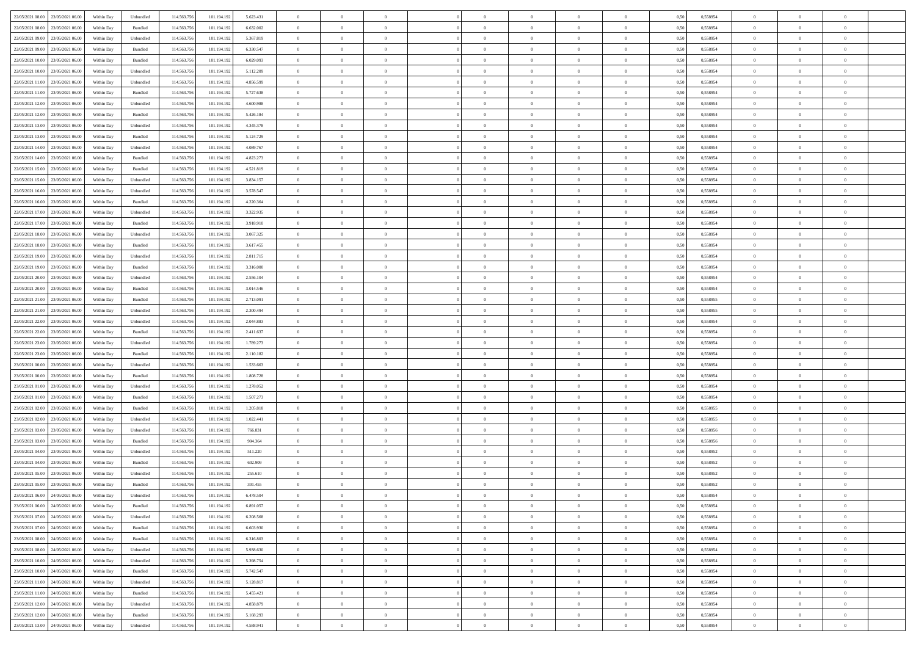| 22/05/2021 08:00 | 23/05/2021 06:00 | Within Day | Unbundled | 114.563.756 | 101.194.192 | 5.623.431 | 0 | 0 | 0 | | 0 | 0 | 0 | 0 | 0,50 | 0,558954 | 0 | 0 | 0 | |
|---|---|---|---|---|---|---|---|---|---|---|---|---|---|---|---|---|---|---|---|---|
| 22/05/2021 08:00 | 23/05/2021 06:00 | Within Day | Bundled | 114.563.756 | 101.194.192 | 6.632.002 | 0 | 0 | 0 | | 0 | 0 | 0 | 0 | 0,50 | 0,558954 | 0 | 0 | 0 | |
| 22/05/2021 09:00 | 23/05/2021 06:00 | Within Day | Unbundled | 114.563.756 | 101.194.192 | 5.367.819 | 0 | 0 | 0 | | 0 | 0 | 0 | 0 | 0,50 | 0,558954 | 0 | 0 | 0 | |
| 22/05/2021 09:00 | 23/05/2021 06:00 | Within Day | Bundled | 114.563.756 | 101.194.192 | 6.330.547 | 0 | 0 | 0 | | 0 | 0 | 0 | 0 | 0,50 | 0,558954 | 0 | 0 | 0 | |
| 22/05/2021 10:00 | 23/05/2021 06:00 | Within Day | Bundled | 114.563.756 | 101.194.192 | 6.029.093 | 0 | 0 | 0 | | 0 | 0 | 0 | 0 | 0,50 | 0,558954 | 0 | 0 | 0 | |
| 22/05/2021 10:00 | 23/05/2021 06:00 | Within Day | Unbundled | 114.563.756 | 101.194.192 | 5.112.209 | 0 | 0 | 0 | | 0 | 0 | 0 | 0 | 0,50 | 0,558954 | 0 | 0 | 0 | |
| 22/05/2021 11:00 | 23/05/2021 06:00 | Within Day | Unbundled | 114.563.756 | 101.194.192 | 4.856.599 | 0 | 0 | 0 | | 0 | 0 | 0 | 0 | 0,50 | 0,558954 | 0 | 0 | 0 | |
| 22/05/2021 11:00 | 23/05/2021 06:00 | Within Day | Bundled | 114.563.756 | 101.194.192 | 5.727.638 | 0 | 0 | 0 | | 0 | 0 | 0 | 0 | 0,50 | 0,558954 | 0 | 0 | 0 | |
| 22/05/2021 12:00 | 23/05/2021 06:00 | Within Day | Unbundled | 114.563.756 | 101.194.192 | 4.600.988 | 0 | 0 | 0 | | 0 | 0 | 0 | 0 | 0,50 | 0,558954 | 0 | 0 | 0 | |
| 22/05/2021 12:00 | 23/05/2021 06:00 | Within Day | Bundled | 114.563.756 | 101.194.192 | 5.426.184 | 0 | 0 | 0 | | 0 | 0 | 0 | 0 | 0,50 | 0,558954 | 0 | 0 | 0 | |
| 22/05/2021 13:00 | 23/05/2021 06:00 | Within Day | Unbundled | 114.563.756 | 101.194.192 | 4.345.378 | 0 | 0 | 0 | | 0 | 0 | 0 | 0 | 0,50 | 0,558954 | 0 | 0 | 0 | |
| 22/05/2021 13:00 | 23/05/2021 06:00 | Within Day | Bundled | 114.563.756 | 101.194.192 | 5.124.729 | 0 | 0 | 0 | | 0 | 0 | 0 | 0 | 0,50 | 0,558954 | 0 | 0 | 0 | |
| 22/05/2021 14:00 | 23/05/2021 06:00 | Within Day | Unbundled | 114.563.756 | 101.194.192 | 4.089.767 | 0 | 0 | 0 | | 0 | 0 | 0 | 0 | 0,50 | 0,558954 | 0 | 0 | 0 | |
| 22/05/2021 14:00 | 23/05/2021 06:00 | Within Day | Bundled | 114.563.756 | 101.194.192 | 4.823.273 | 0 | 0 | 0 | | 0 | 0 | 0 | 0 | 0,50 | 0,558954 | 0 | 0 | 0 | |
| 22/05/2021 15:00 | 23/05/2021 06:00 | Within Day | Bundled | 114.563.756 | 101.194.192 | 4.521.819 | 0 | 0 | 0 | | 0 | 0 | 0 | 0 | 0,50 | 0,558954 | 0 | 0 | 0 | |
| 22/05/2021 15:00 | 23/05/2021 06:00 | Within Day | Unbundled | 114.563.756 | 101.194.192 | 3.834.157 | 0 | 0 | 0 | | 0 | 0 | 0 | 0 | 0,50 | 0,558954 | 0 | 0 | 0 | |
| 22/05/2021 16:00 | 23/05/2021 06:00 | Within Day | Unbundled | 114.563.756 | 101.194.192 | 3.578.547 | 0 | 0 | 0 | | 0 | 0 | 0 | 0 | 0,50 | 0,558954 | 0 | 0 | 0 | |
| 22/05/2021 16:00 | 23/05/2021 06:00 | Within Day | Bundled | 114.563.756 | 101.194.192 | 4.220.364 | 0 | 0 | 0 | | 0 | 0 | 0 | 0 | 0,50 | 0,558954 | 0 | 0 | 0 | |
| 22/05/2021 17:00 | 23/05/2021 06:00 | Within Day | Unbundled | 114.563.756 | 101.194.192 | 3.322.935 | 0 | 0 | 0 | | 0 | 0 | 0 | 0 | 0,50 | 0,558954 | 0 | 0 | 0 | |
| 22/05/2021 17:00 | 23/05/2021 06:00 | Within Day | Bundled | 114.563.756 | 101.194.192 | 3.918.910 | 0 | 0 | 0 | | 0 | 0 | 0 | 0 | 0,50 | 0,558954 | 0 | 0 | 0 | |
| 22/05/2021 18:00 | 23/05/2021 06:00 | Within Day | Unbundled | 114.563.756 | 101.194.192 | 3.067.325 | 0 | 0 | 0 | | 0 | 0 | 0 | 0 | 0,50 | 0,558954 | 0 | 0 | 0 | |
| 22/05/2021 18:00 | 23/05/2021 06:00 | Within Day | Bundled | 114.563.756 | 101.194.192 | 3.617.455 | 0 | 0 | 0 | | 0 | 0 | 0 | 0 | 0,50 | 0,558954 | 0 | 0 | 0 | |
| 22/05/2021 19:00 | 23/05/2021 06:00 | Within Day | Unbundled | 114.563.756 | 101.194.192 | 2.811.715 | 0 | 0 | 0 | | 0 | 0 | 0 | 0 | 0,50 | 0,558954 | 0 | 0 | 0 | |
| 22/05/2021 19:00 | 23/05/2021 06:00 | Within Day | Bundled | 114.563.756 | 101.194.192 | 3.316.000 | 0 | 0 | 0 | | 0 | 0 | 0 | 0 | 0,50 | 0,558954 | 0 | 0 | 0 | |
| 22/05/2021 20:00 | 23/05/2021 06:00 | Within Day | Unbundled | 114.563.756 | 101.194.192 | 2.556.104 | 0 | 0 | 0 | | 0 | 0 | 0 | 0 | 0,50 | 0,558954 | 0 | 0 | 0 | |
| 22/05/2021 20:00 | 23/05/2021 06:00 | Within Day | Bundled | 114.563.756 | 101.194.192 | 3.014.546 | 0 | 0 | 0 | | 0 | 0 | 0 | 0 | 0,50 | 0,558954 | 0 | 0 | 0 | |
| 22/05/2021 21:00 | 23/05/2021 06:00 | Within Day | Bundled | 114.563.756 | 101.194.192 | 2.713.091 | 0 | 0 | 0 | | 0 | 0 | 0 | 0 | 0,50 | 0,558955 | 0 | 0 | 0 | |
| 22/05/2021 21:00 | 23/05/2021 06:00 | Within Day | Unbundled | 114.563.756 | 101.194.192 | 2.300.494 | 0 | 0 | 0 | | 0 | 0 | 0 | 0 | 0,50 | 0,558955 | 0 | 0 | 0 | |
| 22/05/2021 22:00 | 23/05/2021 06:00 | Within Day | Unbundled | 114.563.756 | 101.194.192 | 2.044.883 | 0 | 0 | 0 | | 0 | 0 | 0 | 0 | 0,50 | 0,558954 | 0 | 0 | 0 | |
| 22/05/2021 22:00 | 23/05/2021 06:00 | Within Day | Bundled | 114.563.756 | 101.194.192 | 2.411.637 | 0 | 0 | 0 | | 0 | 0 | 0 | 0 | 0,50 | 0,558954 | 0 | 0 | 0 | |
| 22/05/2021 23:00 | 23/05/2021 06:00 | Within Day | Unbundled | 114.563.756 | 101.194.192 | 1.789.273 | 0 | 0 | 0 | | 0 | 0 | 0 | 0 | 0,50 | 0,558954 | 0 | 0 | 0 | |
| 22/05/2021 23:00 | 23/05/2021 06:00 | Within Day | Bundled | 114.563.756 | 101.194.192 | 2.110.182 | 0 | 0 | 0 | | 0 | 0 | 0 | 0 | 0,50 | 0,558954 | 0 | 0 | 0 | |
| 23/05/2021 00:00 | 23/05/2021 06:00 | Within Day | Unbundled | 114.563.756 | 101.194.192 | 1.533.663 | 0 | 0 | 0 | | 0 | 0 | 0 | 0 | 0,50 | 0,558954 | 0 | 0 | 0 | |
| 23/05/2021 00:00 | 23/05/2021 06:00 | Within Day | Bundled | 114.563.756 | 101.194.192 | 1.808.728 | 0 | 0 | 0 | | 0 | 0 | 0 | 0 | 0,50 | 0,558954 | 0 | 0 | 0 | |
| 23/05/2021 01:00 | 23/05/2021 06:00 | Within Day | Unbundled | 114.563.756 | 101.194.192 | 1.278.052 | 0 | 0 | 0 | | 0 | 0 | 0 | 0 | 0,50 | 0,558954 | 0 | 0 | 0 | |
| 23/05/2021 01:00 | 23/05/2021 06:00 | Within Day | Bundled | 114.563.756 | 101.194.192 | 1.507.273 | 0 | 0 | 0 | | 0 | 0 | 0 | 0 | 0,50 | 0,558954 | 0 | 0 | 0 | |
| 23/05/2021 02:00 | 23/05/2021 06:00 | Within Day | Bundled | 114.563.756 | 101.194.192 | 1.205.818 | 0 | 0 | 0 | | 0 | 0 | 0 | 0 | 0,50 | 0,558955 | 0 | 0 | 0 | |
| 23/05/2021 02:00 | 23/05/2021 06:00 | Within Day | Unbundled | 114.563.756 | 101.194.192 | 1.022.441 | 0 | 0 | 0 | | 0 | 0 | 0 | 0 | 0,50 | 0,558955 | 0 | 0 | 0 | |
| 23/05/2021 03:00 | 23/05/2021 06:00 | Within Day | Unbundled | 114.563.756 | 101.194.192 | 766.831 | 0 | 0 | 0 | | 0 | 0 | 0 | 0 | 0,50 | 0,558956 | 0 | 0 | 0 | |
| 23/05/2021 03:00 | 23/05/2021 06:00 | Within Day | Bundled | 114.563.756 | 101.194.192 | 904.364 | 0 | 0 | 0 | | 0 | 0 | 0 | 0 | 0,50 | 0,558956 | 0 | 0 | 0 | |
| 23/05/2021 04:00 | 23/05/2021 06:00 | Within Day | Unbundled | 114.563.756 | 101.194.192 | 511.220 | 0 | 0 | 0 | | 0 | 0 | 0 | 0 | 0,50 | 0,558952 | 0 | 0 | 0 | |
| 23/05/2021 04:00 | 23/05/2021 06:00 | Within Day | Bundled | 114.563.756 | 101.194.192 | 602.909 | 0 | 0 | 0 | | 0 | 0 | 0 | 0 | 0,50 | 0,558952 | 0 | 0 | 0 | |
| 23/05/2021 05:00 | 23/05/2021 06:00 | Within Day | Unbundled | 114.563.756 | 101.194.192 | 255.610 | 0 | 0 | 0 | | 0 | 0 | 0 | 0 | 0,50 | 0,558952 | 0 | 0 | 0 | |
| 23/05/2021 05:00 | 23/05/2021 06:00 | Within Day | Bundled | 114.563.756 | 101.194.192 | 301.455 | 0 | 0 | 0 | | 0 | 0 | 0 | 0 | 0,50 | 0,558952 | 0 | 0 | 0 | |
| 23/05/2021 06:00 | 24/05/2021 06:00 | Within Day | Unbundled | 114.563.756 | 101.194.192 | 6.478.504 | 0 | 0 | 0 | | 0 | 0 | 0 | 0 | 0,50 | 0,558954 | 0 | 0 | 0 | |
| 23/05/2021 06:00 | 24/05/2021 06:00 | Within Day | Bundled | 114.563.756 | 101.194.192 | 6.891.057 | 0 | 0 | 0 | | 0 | 0 | 0 | 0 | 0,50 | 0,558954 | 0 | 0 | 0 | |
| 23/05/2021 07:00 | 24/05/2021 06:00 | Within Day | Unbundled | 114.563.756 | 101.194.192 | 6.208.568 | 0 | 0 | 0 | | 0 | 0 | 0 | 0 | 0,50 | 0,558954 | 0 | 0 | 0 | |
| 23/05/2021 07:00 | 24/05/2021 06:00 | Within Day | Bundled | 114.563.756 | 101.194.192 | 6.603.930 | 0 | 0 | 0 | | 0 | 0 | 0 | 0 | 0,50 | 0,558954 | 0 | 0 | 0 | |
| 23/05/2021 08:00 | 24/05/2021 06:00 | Within Day | Bundled | 114.563.756 | 101.194.192 | 6.316.803 | 0 | 0 | 0 | | 0 | 0 | 0 | 0 | 0,50 | 0,558954 | 0 | 0 | 0 | |
| 23/05/2021 08:00 | 24/05/2021 06:00 | Within Day | Unbundled | 114.563.756 | 101.194.192 | 5.938.630 | 0 | 0 | 0 | | 0 | 0 | 0 | 0 | 0,50 | 0,558954 | 0 | 0 | 0 | |
| 23/05/2021 10:00 | 24/05/2021 06:00 | Within Day | Unbundled | 114.563.756 | 101.194.192 | 5.398.754 | 0 | 0 | 0 | | 0 | 0 | 0 | 0 | 0,50 | 0,558954 | 0 | 0 | 0 | |
| 23/05/2021 10:00 | 24/05/2021 06:00 | Within Day | Bundled | 114.563.756 | 101.194.192 | 5.742.547 | 0 | 0 | 0 | | 0 | 0 | 0 | 0 | 0,50 | 0,558954 | 0 | 0 | 0 | |
| 23/05/2021 11:00 | 24/05/2021 06:00 | Within Day | Unbundled | 114.563.756 | 101.194.192 | 5.128.817 | 0 | 0 | 0 | | 0 | 0 | 0 | 0 | 0,50 | 0,558954 | 0 | 0 | 0 | |
| 23/05/2021 11:00 | 24/05/2021 06:00 | Within Day | Bundled | 114.563.756 | 101.194.192 | 5.455.421 | 0 | 0 | 0 | | 0 | 0 | 0 | 0 | 0,50 | 0,558954 | 0 | 0 | 0 | |
| 23/05/2021 12:00 | 24/05/2021 06:00 | Within Day | Unbundled | 114.563.756 | 101.194.192 | 4.858.879 | 0 | 0 | 0 | | 0 | 0 | 0 | 0 | 0,50 | 0,558954 | 0 | 0 | 0 | |
| 23/05/2021 12:00 | 24/05/2021 06:00 | Within Day | Bundled | 114.563.756 | 101.194.192 | 5.168.293 | 0 | 0 | 0 | | 0 | 0 | 0 | 0 | 0,50 | 0,558954 | 0 | 0 | 0 | |
| 23/05/2021 13:00 | 24/05/2021 06:00 | Within Day | Unbundled | 114.563.756 | 101.194.192 | 4.588.941 | 0 | 0 | 0 | | 0 | 0 | 0 | 0 | 0,50 | 0,558954 | 0 | 0 | 0 | |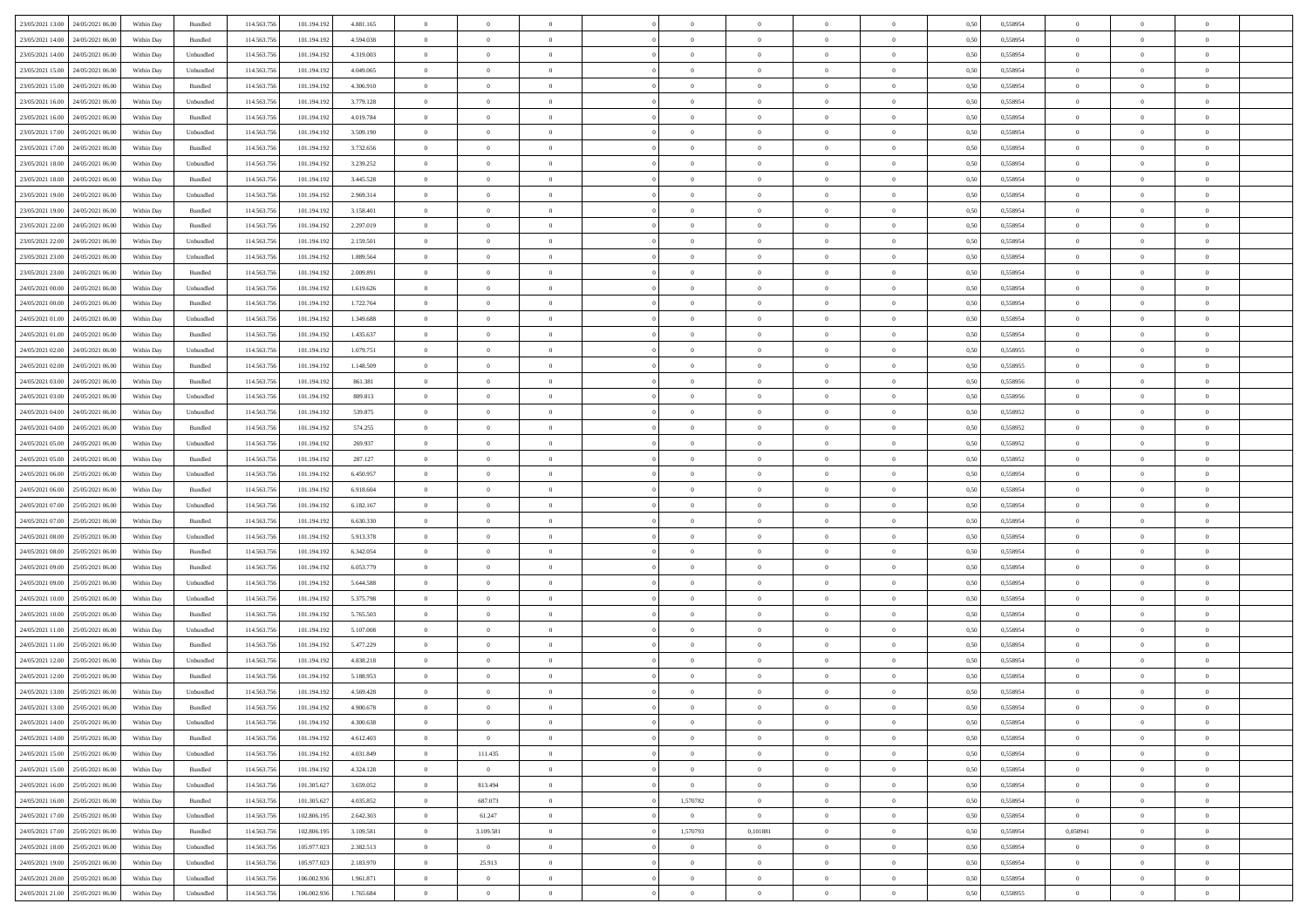| | | | | | | | | | | | | | | | | | | | | | |
|---|---|---|---|---|---|---|---|---|---|---|---|---|---|---|---|---|---|---|---|---|---|
| 23/05/2021 13:00 | 24/05/2021 06:00 | Within Day | Bundled | 114.563.756 | 101.194.192 | 4.881.165 | 0 | 0 | 0 | | 0 | 0 | 0 | 0 | 0,50 | 0,558954 | 0 | 0 | 0 | |
| 23/05/2021 14:00 | 24/05/2021 06:00 | Within Day | Bundled | 114.563.756 | 101.194.192 | 4.594.038 | 0 | 0 | 0 | | 0 | 0 | 0 | 0 | 0,50 | 0,558954 | 0 | 0 | 0 | |
| 23/05/2021 14:00 | 24/05/2021 06:00 | Within Day | Unbundled | 114.563.756 | 101.194.192 | 4.319.003 | 0 | 0 | 0 | | 0 | 0 | 0 | 0 | 0,50 | 0,558954 | 0 | 0 | 0 | |
| 23/05/2021 15:00 | 24/05/2021 06:00 | Within Day | Unbundled | 114.563.756 | 101.194.192 | 4.049.065 | 0 | 0 | 0 | | 0 | 0 | 0 | 0 | 0,50 | 0,558954 | 0 | 0 | 0 | |
| 23/05/2021 15:00 | 24/05/2021 06:00 | Within Day | Bundled | 114.563.756 | 101.194.192 | 4.306.910 | 0 | 0 | 0 | | 0 | 0 | 0 | 0 | 0,50 | 0,558954 | 0 | 0 | 0 | |
| 23/05/2021 16:00 | 24/05/2021 06:00 | Within Day | Unbundled | 114.563.756 | 101.194.192 | 3.779.128 | 0 | 0 | 0 | | 0 | 0 | 0 | 0 | 0,50 | 0,558954 | 0 | 0 | 0 | |
| 23/05/2021 16:00 | 24/05/2021 06:00 | Within Day | Bundled | 114.563.756 | 101.194.192 | 4.019.784 | 0 | 0 | 0 | | 0 | 0 | 0 | 0 | 0,50 | 0,558954 | 0 | 0 | 0 | |
| 23/05/2021 17:00 | 24/05/2021 06:00 | Within Day | Unbundled | 114.563.756 | 101.194.192 | 3.509.190 | 0 | 0 | 0 | | 0 | 0 | 0 | 0 | 0,50 | 0,558954 | 0 | 0 | 0 | |
| 23/05/2021 17:00 | 24/05/2021 06:00 | Within Day | Bundled | 114.563.756 | 101.194.192 | 3.732.656 | 0 | 0 | 0 | | 0 | 0 | 0 | 0 | 0,50 | 0,558954 | 0 | 0 | 0 | |
| 23/05/2021 18:00 | 24/05/2021 06:00 | Within Day | Unbundled | 114.563.756 | 101.194.192 | 3.239.252 | 0 | 0 | 0 | | 0 | 0 | 0 | 0 | 0,50 | 0,558954 | 0 | 0 | 0 | |
| 23/05/2021 18:00 | 24/05/2021 06:00 | Within Day | Bundled | 114.563.756 | 101.194.192 | 3.445.528 | 0 | 0 | 0 | | 0 | 0 | 0 | 0 | 0,50 | 0,558954 | 0 | 0 | 0 | |
| 23/05/2021 19:00 | 24/05/2021 06:00 | Within Day | Unbundled | 114.563.756 | 101.194.192 | 2.969.314 | 0 | 0 | 0 | | 0 | 0 | 0 | 0 | 0,50 | 0,558954 | 0 | 0 | 0 | |
| 23/05/2021 19:00 | 24/05/2021 06:00 | Within Day | Bundled | 114.563.756 | 101.194.192 | 3.158.401 | 0 | 0 | 0 | | 0 | 0 | 0 | 0 | 0,50 | 0,558954 | 0 | 0 | 0 | |
| 23/05/2021 22:00 | 24/05/2021 06:00 | Within Day | Bundled | 114.563.756 | 101.194.192 | 2.297.019 | 0 | 0 | 0 | | 0 | 0 | 0 | 0 | 0,50 | 0,558954 | 0 | 0 | 0 | |
| 23/05/2021 22:00 | 24/05/2021 06:00 | Within Day | Unbundled | 114.563.756 | 101.194.192 | 2.159.501 | 0 | 0 | 0 | | 0 | 0 | 0 | 0 | 0,50 | 0,558954 | 0 | 0 | 0 | |
| 23/05/2021 23:00 | 24/05/2021 06:00 | Within Day | Unbundled | 114.563.756 | 101.194.192 | 1.889.564 | 0 | 0 | 0 | | 0 | 0 | 0 | 0 | 0,50 | 0,558954 | 0 | 0 | 0 | |
| 23/05/2021 23:00 | 24/05/2021 06:00 | Within Day | Bundled | 114.563.756 | 101.194.192 | 2.009.891 | 0 | 0 | 0 | | 0 | 0 | 0 | 0 | 0,50 | 0,558954 | 0 | 0 | 0 | |
| 24/05/2021 00:00 | 24/05/2021 06:00 | Within Day | Unbundled | 114.563.756 | 101.194.192 | 1.619.626 | 0 | 0 | 0 | | 0 | 0 | 0 | 0 | 0,50 | 0,558954 | 0 | 0 | 0 | |
| 24/05/2021 00:00 | 24/05/2021 06:00 | Within Day | Bundled | 114.563.756 | 101.194.192 | 1.722.764 | 0 | 0 | 0 | | 0 | 0 | 0 | 0 | 0,50 | 0,558954 | 0 | 0 | 0 | |
| 24/05/2021 01:00 | 24/05/2021 06:00 | Within Day | Unbundled | 114.563.756 | 101.194.192 | 1.349.688 | 0 | 0 | 0 | | 0 | 0 | 0 | 0 | 0,50 | 0,558954 | 0 | 0 | 0 | |
| 24/05/2021 01:00 | 24/05/2021 06:00 | Within Day | Bundled | 114.563.756 | 101.194.192 | 1.435.637 | 0 | 0 | 0 | | 0 | 0 | 0 | 0 | 0,50 | 0,558954 | 0 | 0 | 0 | |
| 24/05/2021 02:00 | 24/05/2021 06:00 | Within Day | Unbundled | 114.563.756 | 101.194.192 | 1.079.751 | 0 | 0 | 0 | | 0 | 0 | 0 | 0 | 0,50 | 0,558955 | 0 | 0 | 0 | |
| 24/05/2021 02:00 | 24/05/2021 06:00 | Within Day | Bundled | 114.563.756 | 101.194.192 | 1.148.509 | 0 | 0 | 0 | | 0 | 0 | 0 | 0 | 0,50 | 0,558955 | 0 | 0 | 0 | |
| 24/05/2021 03:00 | 24/05/2021 06:00 | Within Day | Bundled | 114.563.756 | 101.194.192 | 861.381 | 0 | 0 | 0 | | 0 | 0 | 0 | 0 | 0,50 | 0,558956 | 0 | 0 | 0 | |
| 24/05/2021 03:00 | 24/05/2021 06:00 | Within Day | Unbundled | 114.563.756 | 101.194.192 | 809.813 | 0 | 0 | 0 | | 0 | 0 | 0 | 0 | 0,50 | 0,558956 | 0 | 0 | 0 | |
| 24/05/2021 04:00 | 24/05/2021 06:00 | Within Day | Unbundled | 114.563.756 | 101.194.192 | 539.875 | 0 | 0 | 0 | | 0 | 0 | 0 | 0 | 0,50 | 0,558952 | 0 | 0 | 0 | |
| 24/05/2021 04:00 | 24/05/2021 06:00 | Within Day | Bundled | 114.563.756 | 101.194.192 | 574.255 | 0 | 0 | 0 | | 0 | 0 | 0 | 0 | 0,50 | 0,558952 | 0 | 0 | 0 | |
| 24/05/2021 05:00 | 24/05/2021 06:00 | Within Day | Unbundled | 114.563.756 | 101.194.192 | 269.937 | 0 | 0 | 0 | | 0 | 0 | 0 | 0 | 0,50 | 0,558952 | 0 | 0 | 0 | |
| 24/05/2021 05:00 | 24/05/2021 06:00 | Within Day | Bundled | 114.563.756 | 101.194.192 | 287.127 | 0 | 0 | 0 | | 0 | 0 | 0 | 0 | 0,50 | 0,558952 | 0 | 0 | 0 | |
| 24/05/2021 06:00 | 25/05/2021 06:00 | Within Day | Unbundled | 114.563.756 | 101.194.192 | 6.450.957 | 0 | 0 | 0 | | 0 | 0 | 0 | 0 | 0,50 | 0,558954 | 0 | 0 | 0 | |
| 24/05/2021 06:00 | 25/05/2021 06:00 | Within Day | Bundled | 114.563.756 | 101.194.192 | 6.918.604 | 0 | 0 | 0 | | 0 | 0 | 0 | 0 | 0,50 | 0,558954 | 0 | 0 | 0 | |
| 24/05/2021 07:00 | 25/05/2021 06:00 | Within Day | Unbundled | 114.563.756 | 101.194.192 | 6.182.167 | 0 | 0 | 0 | | 0 | 0 | 0 | 0 | 0,50 | 0,558954 | 0 | 0 | 0 | |
| 24/05/2021 07:00 | 25/05/2021 06:00 | Within Day | Bundled | 114.563.756 | 101.194.192 | 6.630.330 | 0 | 0 | 0 | | 0 | 0 | 0 | 0 | 0,50 | 0,558954 | 0 | 0 | 0 | |
| 24/05/2021 08:00 | 25/05/2021 06:00 | Within Day | Unbundled | 114.563.756 | 101.194.192 | 5.913.378 | 0 | 0 | 0 | | 0 | 0 | 0 | 0 | 0,50 | 0,558954 | 0 | 0 | 0 | |
| 24/05/2021 08:00 | 25/05/2021 06:00 | Within Day | Bundled | 114.563.756 | 101.194.192 | 6.342.054 | 0 | 0 | 0 | | 0 | 0 | 0 | 0 | 0,50 | 0,558954 | 0 | 0 | 0 | |
| 24/05/2021 09:00 | 25/05/2021 06:00 | Within Day | Bundled | 114.563.756 | 101.194.192 | 6.053.779 | 0 | 0 | 0 | | 0 | 0 | 0 | 0 | 0,50 | 0,558954 | 0 | 0 | 0 | |
| 24/05/2021 09:00 | 25/05/2021 06:00 | Within Day | Unbundled | 114.563.756 | 101.194.192 | 5.644.588 | 0 | 0 | 0 | | 0 | 0 | 0 | 0 | 0,50 | 0,558954 | 0 | 0 | 0 | |
| 24/05/2021 10:00 | 25/05/2021 06:00 | Within Day | Unbundled | 114.563.756 | 101.194.192 | 5.375.798 | 0 | 0 | 0 | | 0 | 0 | 0 | 0 | 0,50 | 0,558954 | 0 | 0 | 0 | |
| 24/05/2021 10:00 | 25/05/2021 06:00 | Within Day | Bundled | 114.563.756 | 101.194.192 | 5.765.503 | 0 | 0 | 0 | | 0 | 0 | 0 | 0 | 0,50 | 0,558954 | 0 | 0 | 0 | |
| 24/05/2021 11:00 | 25/05/2021 06:00 | Within Day | Unbundled | 114.563.756 | 101.194.192 | 5.107.008 | 0 | 0 | 0 | | 0 | 0 | 0 | 0 | 0,50 | 0,558954 | 0 | 0 | 0 | |
| 24/05/2021 11:00 | 25/05/2021 06:00 | Within Day | Bundled | 114.563.756 | 101.194.192 | 5.477.229 | 0 | 0 | 0 | | 0 | 0 | 0 | 0 | 0,50 | 0,558954 | 0 | 0 | 0 | |
| 24/05/2021 12:00 | 25/05/2021 06:00 | Within Day | Unbundled | 114.563.756 | 101.194.192 | 4.838.218 | 0 | 0 | 0 | | 0 | 0 | 0 | 0 | 0,50 | 0,558954 | 0 | 0 | 0 | |
| 24/05/2021 12:00 | 25/05/2021 06:00 | Within Day | Bundled | 114.563.756 | 101.194.192 | 5.188.953 | 0 | 0 | 0 | | 0 | 0 | 0 | 0 | 0,50 | 0,558954 | 0 | 0 | 0 | |
| 24/05/2021 13:00 | 25/05/2021 06:00 | Within Day | Unbundled | 114.563.756 | 101.194.192 | 4.569.428 | 0 | 0 | 0 | | 0 | 0 | 0 | 0 | 0,50 | 0,558954 | 0 | 0 | 0 | |
| 24/05/2021 13:00 | 25/05/2021 06:00 | Within Day | Bundled | 114.563.756 | 101.194.192 | 4.900.678 | 0 | 0 | 0 | | 0 | 0 | 0 | 0 | 0,50 | 0,558954 | 0 | 0 | 0 | |
| 24/05/2021 14:00 | 25/05/2021 06:00 | Within Day | Unbundled | 114.563.756 | 101.194.192 | 4.300.638 | 0 | 0 | 0 | | 0 | 0 | 0 | 0 | 0,50 | 0,558954 | 0 | 0 | 0 | |
| 24/05/2021 14:00 | 25/05/2021 06:00 | Within Day | Bundled | 114.563.756 | 101.194.192 | 4.612.403 | 0 | 0 | 0 | | 0 | 0 | 0 | 0 | 0,50 | 0,558954 | 0 | 0 | 0 | |
| 24/05/2021 15:00 | 25/05/2021 06:00 | Within Day | Unbundled | 114.563.756 | 101.194.192 | 4.031.849 | 0 | 111.435 | 0 | | 0 | 0 | 0 | 0 | 0,50 | 0,558954 | 0 | 0 | 0 | |
| 24/05/2021 15:00 | 25/05/2021 06:00 | Within Day | Bundled | 114.563.756 | 101.194.192 | 4.324.128 | 0 | 0 | 0 | | 0 | 0 | 0 | 0 | 0,50 | 0,558954 | 0 | 0 | 0 | |
| 24/05/2021 16:00 | 25/05/2021 06:00 | Within Day | Unbundled | 114.563.756 | 101.305.627 | 3.659.052 | 0 | 813.494 | 0 | | 0 | 0 | 0 | 0 | 0,50 | 0,558954 | 0 | 0 | 0 | |
| 24/05/2021 16:00 | 25/05/2021 06:00 | Within Day | Bundled | 114.563.756 | 101.305.627 | 4.035.852 | 0 | 687.073 | 0 | | 1,570782 | 0 | 0 | 0 | 0,50 | 0,558954 | 0 | 0 | 0 | |
| 24/05/2021 17:00 | 25/05/2021 06:00 | Within Day | Unbundled | 114.563.756 | 102.806.195 | 2.642.303 | 0 | 61.247 | 0 | | 0 | 0 | 0 | 0 | 0,50 | 0,558954 | 0 | 0 | 0 | |
| 24/05/2021 17:00 | 25/05/2021 06:00 | Within Day | Bundled | 114.563.756 | 102.806.195 | 3.109.581 | 0 | 3.109.581 | 0 | | 1,570793 | 0,101881 | 0 | 0 | 0,50 | 0,558954 | 0,050941 | 0 | 0 | |
| 24/05/2021 18:00 | 25/05/2021 06:00 | Within Day | Unbundled | 114.563.756 | 105.977.023 | 2.382.513 | 0 | 0 | 0 | | 0 | 0 | 0 | 0 | 0,50 | 0,558954 | 0 | 0 | 0 | |
| 24/05/2021 19:00 | 25/05/2021 06:00 | Within Day | Unbundled | 114.563.756 | 105.977.023 | 2.183.970 | 0 | 25.913 | 0 | | 0 | 0 | 0 | 0 | 0,50 | 0,558954 | 0 | 0 | 0 | |
| 24/05/2021 20:00 | 25/05/2021 06:00 | Within Day | Unbundled | 114.563.756 | 106.002.936 | 1.961.871 | 0 | 0 | 0 | | 0 | 0 | 0 | 0 | 0,50 | 0,558954 | 0 | 0 | 0 | |
| 24/05/2021 21:00 | 25/05/2021 06:00 | Within Day | Unbundled | 114.563.756 | 106.002.936 | 1.765.684 | 0 | 0 | 0 | | 0 | 0 | 0 | 0 | 0,50 | 0,558955 | 0 | 0 | 0 | |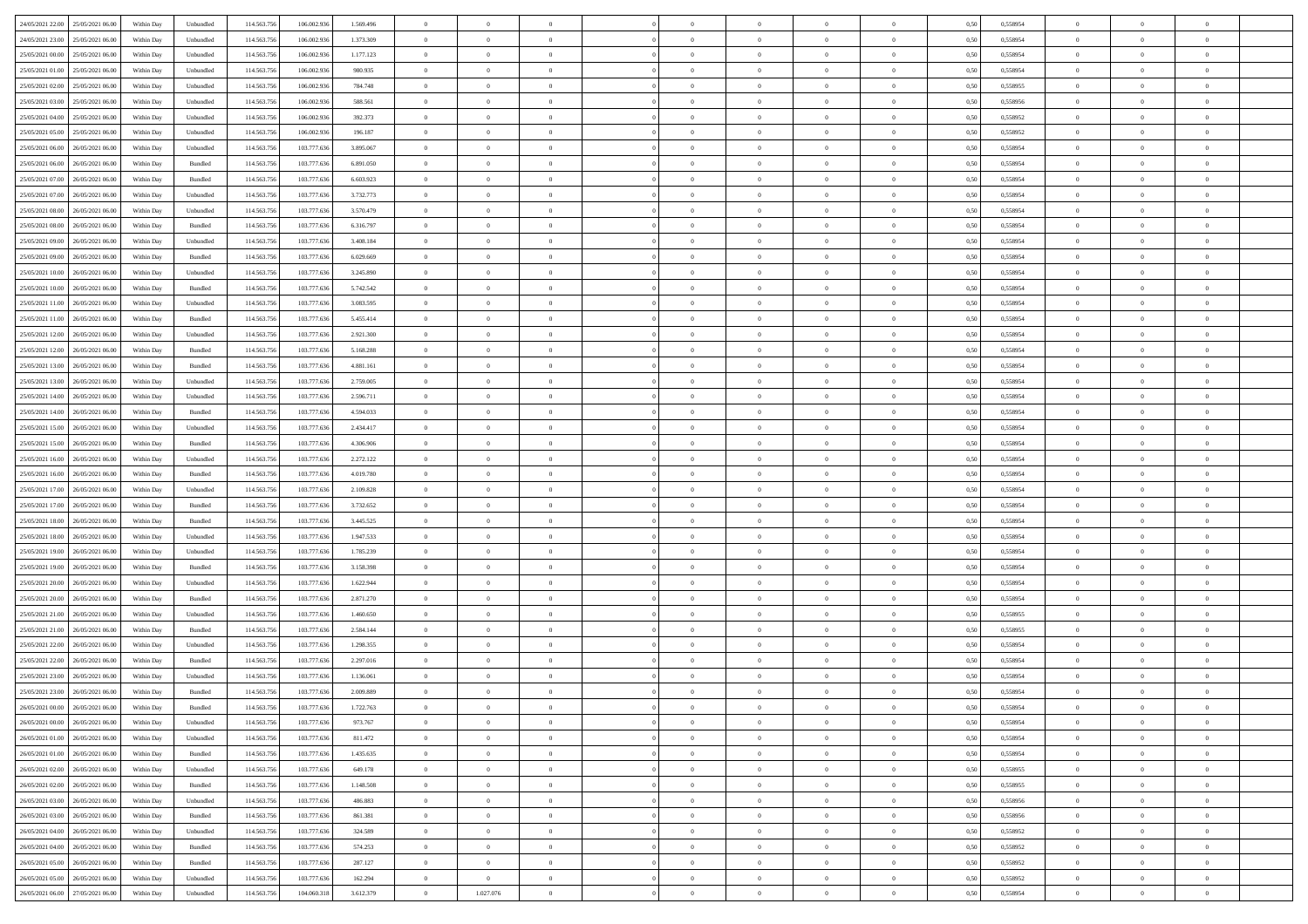| 24/05/2021 22:00 | 25/05/2021 06:00 | Within Day | Unbundled | 114.563.756 | 106.002.936 | 1.569.496 | 0 | 0 | 0 | | 0 | 0 | 0 | 0 | 0,50 | 0,558954 | 0 | 0 | 0 | |
|---|---|---|---|---|---|---|---|---|---|---|---|---|---|---|---|---|---|---|---|---|
| 24/05/2021 23:00 | 25/05/2021 06:00 | Within Day | Unbundled | 114.563.756 | 106.002.936 | 1.373.309 | 0 | 0 | 0 | | 0 | 0 | 0 | 0 | 0,50 | 0,558954 | 0 | 0 | 0 | |
| 25/05/2021 00:00 | 25/05/2021 06:00 | Within Day | Unbundled | 114.563.756 | 106.002.936 | 1.177.123 | 0 | 0 | 0 | | 0 | 0 | 0 | 0 | 0,50 | 0,558954 | 0 | 0 | 0 | |
| 25/05/2021 01:00 | 25/05/2021 06:00 | Within Day | Unbundled | 114.563.756 | 106.002.936 | 980.935 | 0 | 0 | 0 | | 0 | 0 | 0 | 0 | 0,50 | 0,558954 | 0 | 0 | 0 | |
| 25/05/2021 02:00 | 25/05/2021 06:00 | Within Day | Unbundled | 114.563.756 | 106.002.936 | 784.748 | 0 | 0 | 0 | | 0 | 0 | 0 | 0 | 0,50 | 0,558955 | 0 | 0 | 0 | |
| 25/05/2021 03:00 | 25/05/2021 06:00 | Within Day | Unbundled | 114.563.756 | 106.002.936 | 588.561 | 0 | 0 | 0 | | 0 | 0 | 0 | 0 | 0,50 | 0,558956 | 0 | 0 | 0 | |
| 25/05/2021 04:00 | 25/05/2021 06:00 | Within Day | Unbundled | 114.563.756 | 106.002.936 | 392.373 | 0 | 0 | 0 | | 0 | 0 | 0 | 0 | 0,50 | 0,558952 | 0 | 0 | 0 | |
| 25/05/2021 05:00 | 25/05/2021 06:00 | Within Day | Unbundled | 114.563.756 | 106.002.936 | 196.187 | 0 | 0 | 0 | | 0 | 0 | 0 | 0 | 0,50 | 0,558952 | 0 | 0 | 0 | |
| 25/05/2021 06:00 | 26/05/2021 06:00 | Within Day | Unbundled | 114.563.756 | 103.777.636 | 3.895.067 | 0 | 0 | 0 | | 0 | 0 | 0 | 0 | 0,50 | 0,558954 | 0 | 0 | 0 | |
| 25/05/2021 06:00 | 26/05/2021 06:00 | Within Day | Bundled | 114.563.756 | 103.777.636 | 6.891.050 | 0 | 0 | 0 | | 0 | 0 | 0 | 0 | 0,50 | 0,558954 | 0 | 0 | 0 | |
| 25/05/2021 07:00 | 26/05/2021 06:00 | Within Day | Bundled | 114.563.756 | 103.777.636 | 6.603.923 | 0 | 0 | 0 | | 0 | 0 | 0 | 0 | 0,50 | 0,558954 | 0 | 0 | 0 | |
| 25/05/2021 07:00 | 26/05/2021 06:00 | Within Day | Unbundled | 114.563.756 | 103.777.636 | 3.732.773 | 0 | 0 | 0 | | 0 | 0 | 0 | 0 | 0,50 | 0,558954 | 0 | 0 | 0 | |
| 25/05/2021 08:00 | 26/05/2021 06:00 | Within Day | Unbundled | 114.563.756 | 103.777.636 | 3.570.479 | 0 | 0 | 0 | | 0 | 0 | 0 | 0 | 0,50 | 0,558954 | 0 | 0 | 0 | |
| 25/05/2021 08:00 | 26/05/2021 06:00 | Within Day | Bundled | 114.563.756 | 103.777.636 | 6.316.797 | 0 | 0 | 0 | | 0 | 0 | 0 | 0 | 0,50 | 0,558954 | 0 | 0 | 0 | |
| 25/05/2021 09:00 | 26/05/2021 06:00 | Within Day | Unbundled | 114.563.756 | 103.777.636 | 3.408.184 | 0 | 0 | 0 | | 0 | 0 | 0 | 0 | 0,50 | 0,558954 | 0 | 0 | 0 | |
| 25/05/2021 09:00 | 26/05/2021 06:00 | Within Day | Bundled | 114.563.756 | 103.777.636 | 6.029.669 | 0 | 0 | 0 | | 0 | 0 | 0 | 0 | 0,50 | 0,558954 | 0 | 0 | 0 | |
| 25/05/2021 10:00 | 26/05/2021 06:00 | Within Day | Unbundled | 114.563.756 | 103.777.636 | 3.245.890 | 0 | 0 | 0 | | 0 | 0 | 0 | 0 | 0,50 | 0,558954 | 0 | 0 | 0 | |
| 25/05/2021 10:00 | 26/05/2021 06:00 | Within Day | Bundled | 114.563.756 | 103.777.636 | 5.742.542 | 0 | 0 | 0 | | 0 | 0 | 0 | 0 | 0,50 | 0,558954 | 0 | 0 | 0 | |
| 25/05/2021 11:00 | 26/05/2021 06:00 | Within Day | Unbundled | 114.563.756 | 103.777.636 | 3.083.595 | 0 | 0 | 0 | | 0 | 0 | 0 | 0 | 0,50 | 0,558954 | 0 | 0 | 0 | |
| 25/05/2021 11:00 | 26/05/2021 06:00 | Within Day | Bundled | 114.563.756 | 103.777.636 | 5.455.414 | 0 | 0 | 0 | | 0 | 0 | 0 | 0 | 0,50 | 0,558954 | 0 | 0 | 0 | |
| 25/05/2021 12:00 | 26/05/2021 06:00 | Within Day | Unbundled | 114.563.756 | 103.777.636 | 2.921.300 | 0 | 0 | 0 | | 0 | 0 | 0 | 0 | 0,50 | 0,558954 | 0 | 0 | 0 | |
| 25/05/2021 12:00 | 26/05/2021 06:00 | Within Day | Bundled | 114.563.756 | 103.777.636 | 5.168.288 | 0 | 0 | 0 | | 0 | 0 | 0 | 0 | 0,50 | 0,558954 | 0 | 0 | 0 | |
| 25/05/2021 13:00 | 26/05/2021 06:00 | Within Day | Bundled | 114.563.756 | 103.777.636 | 4.881.161 | 0 | 0 | 0 | | 0 | 0 | 0 | 0 | 0,50 | 0,558954 | 0 | 0 | 0 | |
| 25/05/2021 13:00 | 26/05/2021 06:00 | Within Day | Unbundled | 114.563.756 | 103.777.636 | 2.759.005 | 0 | 0 | 0 | | 0 | 0 | 0 | 0 | 0,50 | 0,558954 | 0 | 0 | 0 | |
| 25/05/2021 14:00 | 26/05/2021 06:00 | Within Day | Unbundled | 114.563.756 | 103.777.636 | 2.596.711 | 0 | 0 | 0 | | 0 | 0 | 0 | 0 | 0,50 | 0,558954 | 0 | 0 | 0 | |
| 25/05/2021 14:00 | 26/05/2021 06:00 | Within Day | Bundled | 114.563.756 | 103.777.636 | 4.594.033 | 0 | 0 | 0 | | 0 | 0 | 0 | 0 | 0,50 | 0,558954 | 0 | 0 | 0 | |
| 25/05/2021 15:00 | 26/05/2021 06:00 | Within Day | Unbundled | 114.563.756 | 103.777.636 | 2.434.417 | 0 | 0 | 0 | | 0 | 0 | 0 | 0 | 0,50 | 0,558954 | 0 | 0 | 0 | |
| 25/05/2021 15:00 | 26/05/2021 06:00 | Within Day | Bundled | 114.563.756 | 103.777.636 | 4.306.906 | 0 | 0 | 0 | | 0 | 0 | 0 | 0 | 0,50 | 0,558954 | 0 | 0 | 0 | |
| 25/05/2021 16:00 | 26/05/2021 06:00 | Within Day | Unbundled | 114.563.756 | 103.777.636 | 2.272.122 | 0 | 0 | 0 | | 0 | 0 | 0 | 0 | 0,50 | 0,558954 | 0 | 0 | 0 | |
| 25/05/2021 16:00 | 26/05/2021 06:00 | Within Day | Bundled | 114.563.756 | 103.777.636 | 4.019.780 | 0 | 0 | 0 | | 0 | 0 | 0 | 0 | 0,50 | 0,558954 | 0 | 0 | 0 | |
| 25/05/2021 17:00 | 26/05/2021 06:00 | Within Day | Unbundled | 114.563.756 | 103.777.636 | 2.109.828 | 0 | 0 | 0 | | 0 | 0 | 0 | 0 | 0,50 | 0,558954 | 0 | 0 | 0 | |
| 25/05/2021 17:00 | 26/05/2021 06:00 | Within Day | Bundled | 114.563.756 | 103.777.636 | 3.732.652 | 0 | 0 | 0 | | 0 | 0 | 0 | 0 | 0,50 | 0,558954 | 0 | 0 | 0 | |
| 25/05/2021 18:00 | 26/05/2021 06:00 | Within Day | Bundled | 114.563.756 | 103.777.636 | 3.445.525 | 0 | 0 | 0 | | 0 | 0 | 0 | 0 | 0,50 | 0,558954 | 0 | 0 | 0 | |
| 25/05/2021 18:00 | 26/05/2021 06:00 | Within Day | Unbundled | 114.563.756 | 103.777.636 | 1.947.533 | 0 | 0 | 0 | | 0 | 0 | 0 | 0 | 0,50 | 0,558954 | 0 | 0 | 0 | |
| 25/05/2021 19:00 | 26/05/2021 06:00 | Within Day | Unbundled | 114.563.756 | 103.777.636 | 1.785.239 | 0 | 0 | 0 | | 0 | 0 | 0 | 0 | 0,50 | 0,558954 | 0 | 0 | 0 | |
| 25/05/2021 19:00 | 26/05/2021 06:00 | Within Day | Bundled | 114.563.756 | 103.777.636 | 3.158.398 | 0 | 0 | 0 | | 0 | 0 | 0 | 0 | 0,50 | 0,558954 | 0 | 0 | 0 | |
| 25/05/2021 20:00 | 26/05/2021 06:00 | Within Day | Unbundled | 114.563.756 | 103.777.636 | 1.622.944 | 0 | 0 | 0 | | 0 | 0 | 0 | 0 | 0,50 | 0,558954 | 0 | 0 | 0 | |
| 25/05/2021 20:00 | 26/05/2021 06:00 | Within Day | Bundled | 114.563.756 | 103.777.636 | 2.871.270 | 0 | 0 | 0 | | 0 | 0 | 0 | 0 | 0,50 | 0,558954 | 0 | 0 | 0 | |
| 25/05/2021 21:00 | 26/05/2021 06:00 | Within Day | Unbundled | 114.563.756 | 103.777.636 | 1.460.650 | 0 | 0 | 0 | | 0 | 0 | 0 | 0 | 0,50 | 0,558955 | 0 | 0 | 0 | |
| 25/05/2021 21:00 | 26/05/2021 06:00 | Within Day | Bundled | 114.563.756 | 103.777.636 | 2.584.144 | 0 | 0 | 0 | | 0 | 0 | 0 | 0 | 0,50 | 0,558955 | 0 | 0 | 0 | |
| 25/05/2021 22:00 | 26/05/2021 06:00 | Within Day | Unbundled | 114.563.756 | 103.777.636 | 1.298.355 | 0 | 0 | 0 | | 0 | 0 | 0 | 0 | 0,50 | 0,558954 | 0 | 0 | 0 | |
| 25/05/2021 22:00 | 26/05/2021 06:00 | Within Day | Bundled | 114.563.756 | 103.777.636 | 2.297.016 | 0 | 0 | 0 | | 0 | 0 | 0 | 0 | 0,50 | 0,558954 | 0 | 0 | 0 | |
| 25/05/2021 23:00 | 26/05/2021 06:00 | Within Day | Unbundled | 114.563.756 | 103.777.636 | 1.136.061 | 0 | 0 | 0 | | 0 | 0 | 0 | 0 | 0,50 | 0,558954 | 0 | 0 | 0 | |
| 25/05/2021 23:00 | 26/05/2021 06:00 | Within Day | Bundled | 114.563.756 | 103.777.636 | 2.009.889 | 0 | 0 | 0 | | 0 | 0 | 0 | 0 | 0,50 | 0,558954 | 0 | 0 | 0 | |
| 26/05/2021 00:00 | 26/05/2021 06:00 | Within Day | Bundled | 114.563.756 | 103.777.636 | 1.722.763 | 0 | 0 | 0 | | 0 | 0 | 0 | 0 | 0,50 | 0,558954 | 0 | 0 | 0 | |
| 26/05/2021 00:00 | 26/05/2021 06:00 | Within Day | Unbundled | 114.563.756 | 103.777.636 | 973.767 | 0 | 0 | 0 | | 0 | 0 | 0 | 0 | 0,50 | 0,558954 | 0 | 0 | 0 | |
| 26/05/2021 01:00 | 26/05/2021 06:00 | Within Day | Unbundled | 114.563.756 | 103.777.636 | 811.472 | 0 | 0 | 0 | | 0 | 0 | 0 | 0 | 0,50 | 0,558954 | 0 | 0 | 0 | |
| 26/05/2021 01:00 | 26/05/2021 06:00 | Within Day | Bundled | 114.563.756 | 103.777.636 | 1.435.635 | 0 | 0 | 0 | | 0 | 0 | 0 | 0 | 0,50 | 0,558954 | 0 | 0 | 0 | |
| 26/05/2021 02:00 | 26/05/2021 06:00 | Within Day | Unbundled | 114.563.756 | 103.777.636 | 649.178 | 0 | 0 | 0 | | 0 | 0 | 0 | 0 | 0,50 | 0,558955 | 0 | 0 | 0 | |
| 26/05/2021 02:00 | 26/05/2021 06:00 | Within Day | Bundled | 114.563.756 | 103.777.636 | 1.148.508 | 0 | 0 | 0 | | 0 | 0 | 0 | 0 | 0,50 | 0,558955 | 0 | 0 | 0 | |
| 26/05/2021 03:00 | 26/05/2021 06:00 | Within Day | Unbundled | 114.563.756 | 103.777.636 | 486.883 | 0 | 0 | 0 | | 0 | 0 | 0 | 0 | 0,50 | 0,558956 | 0 | 0 | 0 | |
| 26/05/2021 03:00 | 26/05/2021 06:00 | Within Day | Bundled | 114.563.756 | 103.777.636 | 861.381 | 0 | 0 | 0 | | 0 | 0 | 0 | 0 | 0,50 | 0,558956 | 0 | 0 | 0 | |
| 26/05/2021 04:00 | 26/05/2021 06:00 | Within Day | Unbundled | 114.563.756 | 103.777.636 | 324.589 | 0 | 0 | 0 | | 0 | 0 | 0 | 0 | 0,50 | 0,558952 | 0 | 0 | 0 | |
| 26/05/2021 04:00 | 26/05/2021 06:00 | Within Day | Bundled | 114.563.756 | 103.777.636 | 574.253 | 0 | 0 | 0 | | 0 | 0 | 0 | 0 | 0,50 | 0,558952 | 0 | 0 | 0 | |
| 26/05/2021 05:00 | 26/05/2021 06:00 | Within Day | Bundled | 114.563.756 | 103.777.636 | 287.127 | 0 | 0 | 0 | | 0 | 0 | 0 | 0 | 0,50 | 0,558952 | 0 | 0 | 0 | |
| 26/05/2021 05:00 | 26/05/2021 06:00 | Within Day | Unbundled | 114.563.756 | 103.777.636 | 162.294 | 0 | 0 | 0 | | 0 | 0 | 0 | 0 | 0,50 | 0,558952 | 0 | 0 | 0 | |
| 26/05/2021 06:00 | 27/05/2021 06:00 | Within Day | Unbundled | 114.563.756 | 104.060.318 | 3.612.379 | 0 | 1.027.076 | 0 | | 0 | 0 | 0 | 0 | 0,50 | 0,558954 | 0 | 0 | 0 | |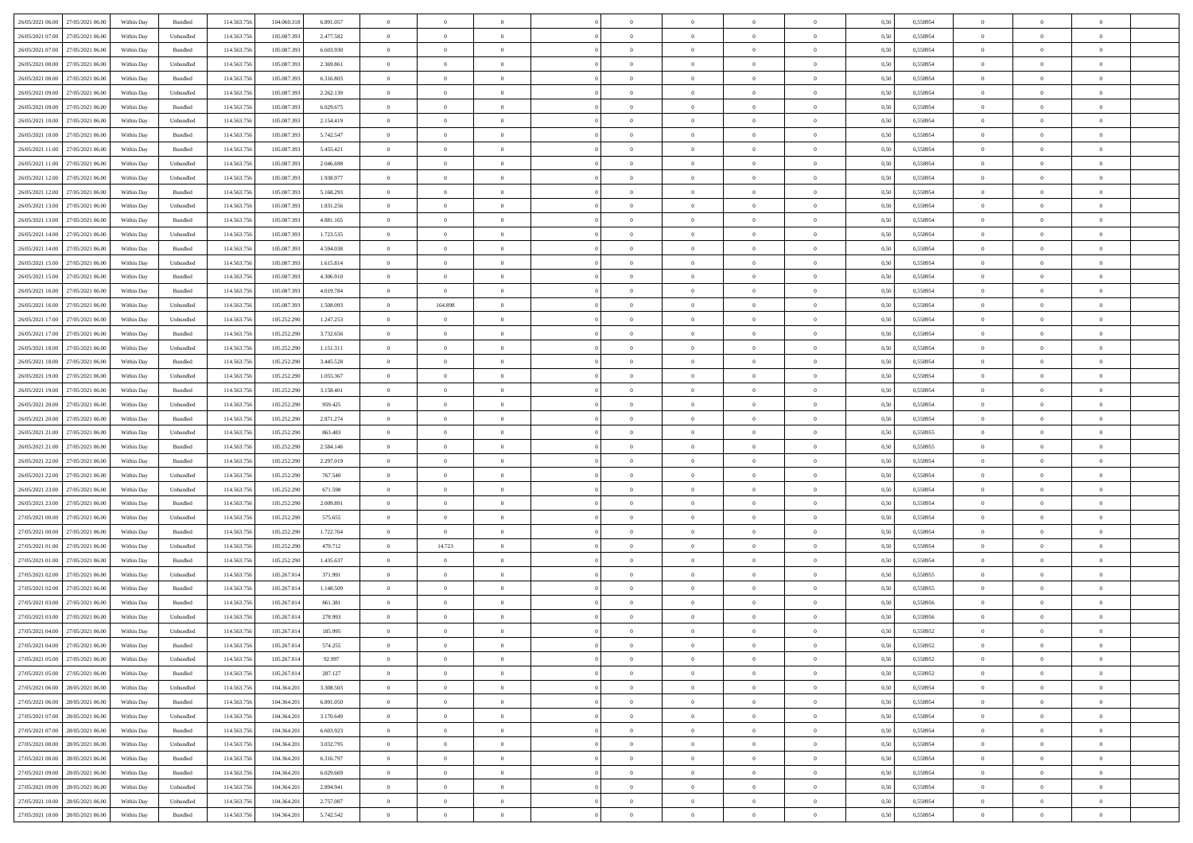| | | | | | | | | | | | | | | | | | | | | | |
|---|---|---|---|---|---|---|---|---|---|---|---|---|---|---|---|---|---|---|---|---|---|
| 26/05/2021 06:00 | 27/05/2021 06:00 | Within Day | Bundled | 114.563.756 | 104.060.318 | 6.891.057 | 0 | 0 | 0 | | 0 | 0 | 0 | 0 | 0,50 | 0,558954 | 0 | 0 | 0 | |
| 26/05/2021 07:00 | 27/05/2021 06:00 | Within Day | Unbundled | 114.563.756 | 105.087.393 | 2.477.582 | 0 | 0 | 0 | | 0 | 0 | 0 | 0 | 0,50 | 0,558954 | 0 | 0 | 0 | |
| 26/05/2021 07:00 | 27/05/2021 06:00 | Within Day | Bundled | 114.563.756 | 105.087.393 | 6.603.930 | 0 | 0 | 0 | | 0 | 0 | 0 | 0 | 0,50 | 0,558954 | 0 | 0 | 0 | |
| 26/05/2021 08:00 | 27/05/2021 06:00 | Within Day | Unbundled | 114.563.756 | 105.087.393 | 2.369.861 | 0 | 0 | 0 | | 0 | 0 | 0 | 0 | 0,50 | 0,558954 | 0 | 0 | 0 | |
| 26/05/2021 08:00 | 27/05/2021 06:00 | Within Day | Bundled | 114.563.756 | 105.087.393 | 6.316.803 | 0 | 0 | 0 | | 0 | 0 | 0 | 0 | 0,50 | 0,558954 | 0 | 0 | 0 | |
| 26/05/2021 09:00 | 27/05/2021 06:00 | Within Day | Unbundled | 114.563.756 | 105.087.393 | 2.262.139 | 0 | 0 | 0 | | 0 | 0 | 0 | 0 | 0,50 | 0,558954 | 0 | 0 | 0 | |
| 26/05/2021 09:00 | 27/05/2021 06:00 | Within Day | Bundled | 114.563.756 | 105.087.393 | 6.029.675 | 0 | 0 | 0 | | 0 | 0 | 0 | 0 | 0,50 | 0,558954 | 0 | 0 | 0 | |
| 26/05/2021 10:00 | 27/05/2021 06:00 | Within Day | Unbundled | 114.563.756 | 105.087.393 | 2.154.419 | 0 | 0 | 0 | | 0 | 0 | 0 | 0 | 0,50 | 0,558954 | 0 | 0 | 0 | |
| 26/05/2021 10:00 | 27/05/2021 06:00 | Within Day | Bundled | 114.563.756 | 105.087.393 | 5.742.547 | 0 | 0 | 0 | | 0 | 0 | 0 | 0 | 0,50 | 0,558954 | 0 | 0 | 0 | |
| 26/05/2021 11:00 | 27/05/2021 06:00 | Within Day | Bundled | 114.563.756 | 105.087.393 | 5.455.421 | 0 | 0 | 0 | | 0 | 0 | 0 | 0 | 0,50 | 0,558954 | 0 | 0 | 0 | |
| 26/05/2021 11:00 | 27/05/2021 06:00 | Within Day | Unbundled | 114.563.756 | 105.087.393 | 2.046.698 | 0 | 0 | 0 | | 0 | 0 | 0 | 0 | 0,50 | 0,558954 | 0 | 0 | 0 | |
| 26/05/2021 12:00 | 27/05/2021 06:00 | Within Day | Unbundled | 114.563.756 | 105.087.393 | 1.938.977 | 0 | 0 | 0 | | 0 | 0 | 0 | 0 | 0,50 | 0,558954 | 0 | 0 | 0 | |
| 26/05/2021 12:00 | 27/05/2021 06:00 | Within Day | Bundled | 114.563.756 | 105.087.393 | 5.168.293 | 0 | 0 | 0 | | 0 | 0 | 0 | 0 | 0,50 | 0,558954 | 0 | 0 | 0 | |
| 26/05/2021 13:00 | 27/05/2021 06:00 | Within Day | Unbundled | 114.563.756 | 105.087.393 | 1.831.256 | 0 | 0 | 0 | | 0 | 0 | 0 | 0 | 0,50 | 0,558954 | 0 | 0 | 0 | |
| 26/05/2021 13:00 | 27/05/2021 06:00 | Within Day | Bundled | 114.563.756 | 105.087.393 | 4.881.165 | 0 | 0 | 0 | | 0 | 0 | 0 | 0 | 0,50 | 0,558954 | 0 | 0 | 0 | |
| 26/05/2021 14:00 | 27/05/2021 06:00 | Within Day | Unbundled | 114.563.756 | 105.087.393 | 1.723.535 | 0 | 0 | 0 | | 0 | 0 | 0 | 0 | 0,50 | 0,558954 | 0 | 0 | 0 | |
| 26/05/2021 14:00 | 27/05/2021 06:00 | Within Day | Bundled | 114.563.756 | 105.087.393 | 4.594.038 | 0 | 0 | 0 | | 0 | 0 | 0 | 0 | 0,50 | 0,558954 | 0 | 0 | 0 | |
| 26/05/2021 15:00 | 27/05/2021 06:00 | Within Day | Unbundled | 114.563.756 | 105.087.393 | 1.615.814 | 0 | 0 | 0 | | 0 | 0 | 0 | 0 | 0,50 | 0,558954 | 0 | 0 | 0 | |
| 26/05/2021 15:00 | 27/05/2021 06:00 | Within Day | Bundled | 114.563.756 | 105.087.393 | 4.306.910 | 0 | 0 | 0 | | 0 | 0 | 0 | 0 | 0,50 | 0,558954 | 0 | 0 | 0 | |
| 26/05/2021 16:00 | 27/05/2021 06:00 | Within Day | Bundled | 114.563.756 | 105.087.393 | 4.019.784 | 0 | 0 | 0 | | 0 | 0 | 0 | 0 | 0,50 | 0,558954 | 0 | 0 | 0 | |
| 26/05/2021 16:00 | 27/05/2021 06:00 | Within Day | Unbundled | 114.563.756 | 105.087.393 | 1.508.093 | 0 | 164.898 | 0 | | 0 | 0 | 0 | 0 | 0,50 | 0,558954 | 0 | 0 | 0 | |
| 26/05/2021 17:00 | 27/05/2021 06:00 | Within Day | Unbundled | 114.563.756 | 105.252.290 | 1.247.253 | 0 | 0 | 0 | | 0 | 0 | 0 | 0 | 0,50 | 0,558954 | 0 | 0 | 0 | |
| 26/05/2021 17:00 | 27/05/2021 06:00 | Within Day | Bundled | 114.563.756 | 105.252.290 | 3.732.656 | 0 | 0 | 0 | | 0 | 0 | 0 | 0 | 0,50 | 0,558954 | 0 | 0 | 0 | |
| 26/05/2021 18:00 | 27/05/2021 06:00 | Within Day | Unbundled | 114.563.756 | 105.252.290 | 1.151.311 | 0 | 0 | 0 | | 0 | 0 | 0 | 0 | 0,50 | 0,558954 | 0 | 0 | 0 | |
| 26/05/2021 18:00 | 27/05/2021 06:00 | Within Day | Bundled | 114.563.756 | 105.252.290 | 3.445.528 | 0 | 0 | 0 | | 0 | 0 | 0 | 0 | 0,50 | 0,558954 | 0 | 0 | 0 | |
| 26/05/2021 19:00 | 27/05/2021 06:00 | Within Day | Unbundled | 114.563.756 | 105.252.290 | 1.055.367 | 0 | 0 | 0 | | 0 | 0 | 0 | 0 | 0,50 | 0,558954 | 0 | 0 | 0 | |
| 26/05/2021 19:00 | 27/05/2021 06:00 | Within Day | Bundled | 114.563.756 | 105.252.290 | 3.158.401 | 0 | 0 | 0 | | 0 | 0 | 0 | 0 | 0,50 | 0,558954 | 0 | 0 | 0 | |
| 26/05/2021 20:00 | 27/05/2021 06:00 | Within Day | Unbundled | 114.563.756 | 105.252.290 | 959.425 | 0 | 0 | 0 | | 0 | 0 | 0 | 0 | 0,50 | 0,558954 | 0 | 0 | 0 | |
| 26/05/2021 20:00 | 27/05/2021 06:00 | Within Day | Bundled | 114.563.756 | 105.252.290 | 2.871.274 | 0 | 0 | 0 | | 0 | 0 | 0 | 0 | 0,50 | 0,558954 | 0 | 0 | 0 | |
| 26/05/2021 21:00 | 27/05/2021 06:00 | Within Day | Unbundled | 114.563.756 | 105.252.290 | 863.483 | 0 | 0 | 0 | | 0 | 0 | 0 | 0 | 0,50 | 0,558955 | 0 | 0 | 0 | |
| 26/05/2021 21:00 | 27/05/2021 06:00 | Within Day | Bundled | 114.563.756 | 105.252.290 | 2.584.146 | 0 | 0 | 0 | | 0 | 0 | 0 | 0 | 0,50 | 0,558955 | 0 | 0 | 0 | |
| 26/05/2021 22:00 | 27/05/2021 06:00 | Within Day | Bundled | 114.563.756 | 105.252.290 | 2.297.019 | 0 | 0 | 0 | | 0 | 0 | 0 | 0 | 0,50 | 0,558954 | 0 | 0 | 0 | |
| 26/05/2021 22:00 | 27/05/2021 06:00 | Within Day | Unbundled | 114.563.756 | 105.252.290 | 767.540 | 0 | 0 | 0 | | 0 | 0 | 0 | 0 | 0,50 | 0,558954 | 0 | 0 | 0 | |
| 26/05/2021 23:00 | 27/05/2021 06:00 | Within Day | Unbundled | 114.563.756 | 105.252.290 | 671.598 | 0 | 0 | 0 | | 0 | 0 | 0 | 0 | 0,50 | 0,558954 | 0 | 0 | 0 | |
| 26/05/2021 23:00 | 27/05/2021 06:00 | Within Day | Bundled | 114.563.756 | 105.252.290 | 2.009.891 | 0 | 0 | 0 | | 0 | 0 | 0 | 0 | 0,50 | 0,558954 | 0 | 0 | 0 | |
| 27/05/2021 00:00 | 27/05/2021 06:00 | Within Day | Unbundled | 114.563.756 | 105.252.290 | 575.655 | 0 | 0 | 0 | | 0 | 0 | 0 | 0 | 0,50 | 0,558954 | 0 | 0 | 0 | |
| 27/05/2021 00:00 | 27/05/2021 06:00 | Within Day | Bundled | 114.563.756 | 105.252.290 | 1.722.764 | 0 | 0 | 0 | | 0 | 0 | 0 | 0 | 0,50 | 0,558954 | 0 | 0 | 0 | |
| 27/05/2021 01:00 | 27/05/2021 06:00 | Within Day | Unbundled | 114.563.756 | 105.252.290 | 479.712 | 0 | 14.723 | 0 | | 0 | 0 | 0 | 0 | 0,50 | 0,558954 | 0 | 0 | 0 | |
| 27/05/2021 01:00 | 27/05/2021 06:00 | Within Day | Bundled | 114.563.756 | 105.252.290 | 1.435.637 | 0 | 0 | 0 | | 0 | 0 | 0 | 0 | 0,50 | 0,558954 | 0 | 0 | 0 | |
| 27/05/2021 02:00 | 27/05/2021 06:00 | Within Day | Unbundled | 114.563.756 | 105.267.014 | 371.991 | 0 | 0 | 0 | | 0 | 0 | 0 | 0 | 0,50 | 0,558955 | 0 | 0 | 0 | |
| 27/05/2021 02:00 | 27/05/2021 06:00 | Within Day | Bundled | 114.563.756 | 105.267.014 | 1.148.509 | 0 | 0 | 0 | | 0 | 0 | 0 | 0 | 0,50 | 0,558955 | 0 | 0 | 0 | |
| 27/05/2021 03:00 | 27/05/2021 06:00 | Within Day | Bundled | 114.563.756 | 105.267.014 | 861.381 | 0 | 0 | 0 | | 0 | 0 | 0 | 0 | 0,50 | 0,558956 | 0 | 0 | 0 | |
| 27/05/2021 03:00 | 27/05/2021 06:00 | Within Day | Unbundled | 114.563.756 | 105.267.014 | 278.993 | 0 | 0 | 0 | | 0 | 0 | 0 | 0 | 0,50 | 0,558956 | 0 | 0 | 0 | |
| 27/05/2021 04:00 | 27/05/2021 06:00 | Within Day | Unbundled | 114.563.756 | 105.267.014 | 185.995 | 0 | 0 | 0 | | 0 | 0 | 0 | 0 | 0,50 | 0,558952 | 0 | 0 | 0 | |
| 27/05/2021 04:00 | 27/05/2021 06:00 | Within Day | Bundled | 114.563.756 | 105.267.014 | 574.255 | 0 | 0 | 0 | | 0 | 0 | 0 | 0 | 0,50 | 0,558952 | 0 | 0 | 0 | |
| 27/05/2021 05:00 | 27/05/2021 06:00 | Within Day | Unbundled | 114.563.756 | 105.267.014 | 92.997 | 0 | 0 | 0 | | 0 | 0 | 0 | 0 | 0,50 | 0,558952 | 0 | 0 | 0 | |
| 27/05/2021 05:00 | 27/05/2021 06:00 | Within Day | Bundled | 114.563.756 | 105.267.014 | 287.127 | 0 | 0 | 0 | | 0 | 0 | 0 | 0 | 0,50 | 0,558952 | 0 | 0 | 0 | |
| 27/05/2021 06:00 | 28/05/2021 06:00 | Within Day | Unbundled | 114.563.756 | 104.364.201 | 3.308.503 | 0 | 0 | 0 | | 0 | 0 | 0 | 0 | 0,50 | 0,558954 | 0 | 0 | 0 | |
| 27/05/2021 06:00 | 28/05/2021 06:00 | Within Day | Bundled | 114.563.756 | 104.364.201 | 6.891.050 | 0 | 0 | 0 | | 0 | 0 | 0 | 0 | 0,50 | 0,558954 | 0 | 0 | 0 | |
| 27/05/2021 07:00 | 28/05/2021 06:00 | Within Day | Unbundled | 114.563.756 | 104.364.201 | 3.170.649 | 0 | 0 | 0 | | 0 | 0 | 0 | 0 | 0,50 | 0,558954 | 0 | 0 | 0 | |
| 27/05/2021 07:00 | 28/05/2021 06:00 | Within Day | Bundled | 114.563.756 | 104.364.201 | 6.603.923 | 0 | 0 | 0 | | 0 | 0 | 0 | 0 | 0,50 | 0,558954 | 0 | 0 | 0 | |
| 27/05/2021 08:00 | 28/05/2021 06:00 | Within Day | Unbundled | 114.563.756 | 104.364.201 | 3.032.795 | 0 | 0 | 0 | | 0 | 0 | 0 | 0 | 0,50 | 0,558954 | 0 | 0 | 0 | |
| 27/05/2021 08:00 | 28/05/2021 06:00 | Within Day | Bundled | 114.563.756 | 104.364.201 | 6.316.797 | 0 | 0 | 0 | | 0 | 0 | 0 | 0 | 0,50 | 0,558954 | 0 | 0 | 0 | |
| 27/05/2021 09:00 | 28/05/2021 06:00 | Within Day | Bundled | 114.563.756 | 104.364.201 | 6.029.669 | 0 | 0 | 0 | | 0 | 0 | 0 | 0 | 0,50 | 0,558954 | 0 | 0 | 0 | |
| 27/05/2021 09:00 | 28/05/2021 06:00 | Within Day | Unbundled | 114.563.756 | 104.364.201 | 2.894.941 | 0 | 0 | 0 | | 0 | 0 | 0 | 0 | 0,50 | 0,558954 | 0 | 0 | 0 | |
| 27/05/2021 10:00 | 28/05/2021 06:00 | Within Day | Unbundled | 114.563.756 | 104.364.201 | 2.757.087 | 0 | 0 | 0 | | 0 | 0 | 0 | 0 | 0,50 | 0,558954 | 0 | 0 | 0 | |
| 27/05/2021 10:00 | 28/05/2021 06:00 | Within Day | Bundled | 114.563.756 | 104.364.201 | 5.742.542 | 0 | 0 | 0 | | 0 | 0 | 0 | 0 | 0,50 | 0,558954 | 0 | 0 | 0 | |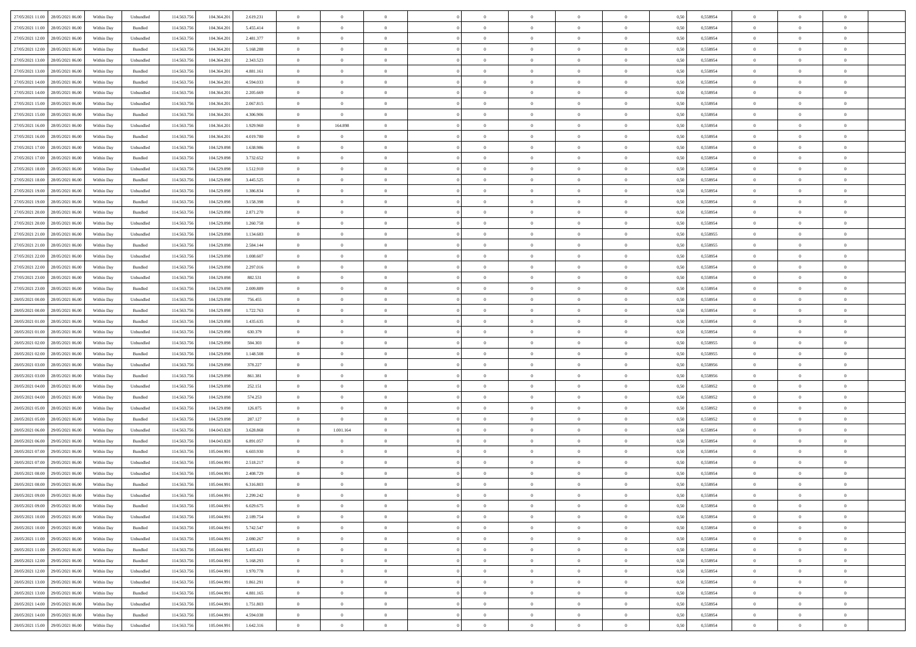| | | | | | | | | | | | | | | | | | | | | | |
|---|---|---|---|---|---|---|---|---|---|---|---|---|---|---|---|---|---|---|---|---|---|
| 27/05/2021 11:00 | 28/05/2021 06:00 | Within Day | Unbundled | 114.563.756 | 104.364.201 | 2.619.231 | 0 | 0 | 0 | | 0 | 0 | 0 | 0 | 0,50 | 0,558954 | 0 | 0 | 0 | |
| 27/05/2021 11:00 | 28/05/2021 06:00 | Within Day | Bundled | 114.563.756 | 104.364.201 | 5.455.414 | 0 | 0 | 0 | | 0 | 0 | 0 | 0 | 0,50 | 0,558954 | 0 | 0 | 0 | |
| 27/05/2021 12:00 | 28/05/2021 06:00 | Within Day | Unbundled | 114.563.756 | 104.364.201 | 2.481.377 | 0 | 0 | 0 | | 0 | 0 | 0 | 0 | 0,50 | 0,558954 | 0 | 0 | 0 | |
| 27/05/2021 12:00 | 28/05/2021 06:00 | Within Day | Bundled | 114.563.756 | 104.364.201 | 5.168.288 | 0 | 0 | 0 | | 0 | 0 | 0 | 0 | 0,50 | 0,558954 | 0 | 0 | 0 | |
| 27/05/2021 13:00 | 28/05/2021 06:00 | Within Day | Unbundled | 114.563.756 | 104.364.201 | 2.343.523 | 0 | 0 | 0 | | 0 | 0 | 0 | 0 | 0,50 | 0,558954 | 0 | 0 | 0 | |
| 27/05/2021 13:00 | 28/05/2021 06:00 | Within Day | Bundled | 114.563.756 | 104.364.201 | 4.881.161 | 0 | 0 | 0 | | 0 | 0 | 0 | 0 | 0,50 | 0,558954 | 0 | 0 | 0 | |
| 27/05/2021 14:00 | 28/05/2021 06:00 | Within Day | Bundled | 114.563.756 | 104.364.201 | 4.594.033 | 0 | 0 | 0 | | 0 | 0 | 0 | 0 | 0,50 | 0,558954 | 0 | 0 | 0 | |
| 27/05/2021 14:00 | 28/05/2021 06:00 | Within Day | Unbundled | 114.563.756 | 104.364.201 | 2.205.669 | 0 | 0 | 0 | | 0 | 0 | 0 | 0 | 0,50 | 0,558954 | 0 | 0 | 0 | |
| 27/05/2021 15:00 | 28/05/2021 06:00 | Within Day | Unbundled | 114.563.756 | 104.364.201 | 2.067.815 | 0 | 0 | 0 | | 0 | 0 | 0 | 0 | 0,50 | 0,558954 | 0 | 0 | 0 | |
| 27/05/2021 15:00 | 28/05/2021 06:00 | Within Day | Bundled | 114.563.756 | 104.364.201 | 4.306.906 | 0 | 0 | 0 | | 0 | 0 | 0 | 0 | 0,50 | 0,558954 | 0 | 0 | 0 | |
| 27/05/2021 16:00 | 28/05/2021 06:00 | Within Day | Unbundled | 114.563.756 | 104.364.201 | 1.929.960 | 0 | 164.898 | 0 | | 0 | 0 | 0 | 0 | 0,50 | 0,558954 | 0 | 0 | 0 | |
| 27/05/2021 16:00 | 28/05/2021 06:00 | Within Day | Bundled | 114.563.756 | 104.364.201 | 4.019.780 | 0 | 0 | 0 | | 0 | 0 | 0 | 0 | 0,50 | 0,558954 | 0 | 0 | 0 | |
| 27/05/2021 17:00 | 28/05/2021 06:00 | Within Day | Unbundled | 114.563.756 | 104.529.098 | 1.638.986 | 0 | 0 | 0 | | 0 | 0 | 0 | 0 | 0,50 | 0,558954 | 0 | 0 | 0 | |
| 27/05/2021 17:00 | 28/05/2021 06:00 | Within Day | Bundled | 114.563.756 | 104.529.098 | 3.732.652 | 0 | 0 | 0 | | 0 | 0 | 0 | 0 | 0,50 | 0,558954 | 0 | 0 | 0 | |
| 27/05/2021 18:00 | 28/05/2021 06:00 | Within Day | Unbundled | 114.563.756 | 104.529.098 | 1.512.910 | 0 | 0 | 0 | | 0 | 0 | 0 | 0 | 0,50 | 0,558954 | 0 | 0 | 0 | |
| 27/05/2021 18:00 | 28/05/2021 06:00 | Within Day | Bundled | 114.563.756 | 104.529.098 | 3.445.525 | 0 | 0 | 0 | | 0 | 0 | 0 | 0 | 0,50 | 0,558954 | 0 | 0 | 0 | |
| 27/05/2021 19:00 | 28/05/2021 06:00 | Within Day | Unbundled | 114.563.756 | 104.529.098 | 1.386.834 | 0 | 0 | 0 | | 0 | 0 | 0 | 0 | 0,50 | 0,558954 | 0 | 0 | 0 | |
| 27/05/2021 19:00 | 28/05/2021 06:00 | Within Day | Bundled | 114.563.756 | 104.529.098 | 3.158.398 | 0 | 0 | 0 | | 0 | 0 | 0 | 0 | 0,50 | 0,558954 | 0 | 0 | 0 | |
| 27/05/2021 20:00 | 28/05/2021 06:00 | Within Day | Bundled | 114.563.756 | 104.529.098 | 2.871.270 | 0 | 0 | 0 | | 0 | 0 | 0 | 0 | 0,50 | 0,558954 | 0 | 0 | 0 | |
| 27/05/2021 20:00 | 28/05/2021 06:00 | Within Day | Unbundled | 114.563.756 | 104.529.098 | 1.260.758 | 0 | 0 | 0 | | 0 | 0 | 0 | 0 | 0,50 | 0,558954 | 0 | 0 | 0 | |
| 27/05/2021 21:00 | 28/05/2021 06:00 | Within Day | Unbundled | 114.563.756 | 104.529.098 | 1.134.683 | 0 | 0 | 0 | | 0 | 0 | 0 | 0 | 0,50 | 0,558955 | 0 | 0 | 0 | |
| 27/05/2021 21:00 | 28/05/2021 06:00 | Within Day | Bundled | 114.563.756 | 104.529.098 | 2.584.144 | 0 | 0 | 0 | | 0 | 0 | 0 | 0 | 0,50 | 0,558955 | 0 | 0 | 0 | |
| 27/05/2021 22:00 | 28/05/2021 06:00 | Within Day | Unbundled | 114.563.756 | 104.529.098 | 1.008.607 | 0 | 0 | 0 | | 0 | 0 | 0 | 0 | 0,50 | 0,558954 | 0 | 0 | 0 | |
| 27/05/2021 22:00 | 28/05/2021 06:00 | Within Day | Bundled | 114.563.756 | 104.529.098 | 2.297.016 | 0 | 0 | 0 | | 0 | 0 | 0 | 0 | 0,50 | 0,558954 | 0 | 0 | 0 | |
| 27/05/2021 23:00 | 28/05/2021 06:00 | Within Day | Unbundled | 114.563.756 | 104.529.098 | 882.531 | 0 | 0 | 0 | | 0 | 0 | 0 | 0 | 0,50 | 0,558954 | 0 | 0 | 0 | |
| 27/05/2021 23:00 | 28/05/2021 06:00 | Within Day | Bundled | 114.563.756 | 104.529.098 | 2.009.889 | 0 | 0 | 0 | | 0 | 0 | 0 | 0 | 0,50 | 0,558954 | 0 | 0 | 0 | |
| 28/05/2021 00:00 | 28/05/2021 06:00 | Within Day | Unbundled | 114.563.756 | 104.529.098 | 756.455 | 0 | 0 | 0 | | 0 | 0 | 0 | 0 | 0,50 | 0,558954 | 0 | 0 | 0 | |
| 28/05/2021 00:00 | 28/05/2021 06:00 | Within Day | Bundled | 114.563.756 | 104.529.098 | 1.722.763 | 0 | 0 | 0 | | 0 | 0 | 0 | 0 | 0,50 | 0,558954 | 0 | 0 | 0 | |
| 28/05/2021 01:00 | 28/05/2021 06:00 | Within Day | Bundled | 114.563.756 | 104.529.098 | 1.435.635 | 0 | 0 | 0 | | 0 | 0 | 0 | 0 | 0,50 | 0,558954 | 0 | 0 | 0 | |
| 28/05/2021 01:00 | 28/05/2021 06:00 | Within Day | Unbundled | 114.563.756 | 104.529.098 | 630.379 | 0 | 0 | 0 | | 0 | 0 | 0 | 0 | 0,50 | 0,558954 | 0 | 0 | 0 | |
| 28/05/2021 02:00 | 28/05/2021 06:00 | Within Day | Unbundled | 114.563.756 | 104.529.098 | 504.303 | 0 | 0 | 0 | | 0 | 0 | 0 | 0 | 0,50 | 0,558955 | 0 | 0 | 0 | |
| 28/05/2021 02:00 | 28/05/2021 06:00 | Within Day | Bundled | 114.563.756 | 104.529.098 | 1.148.508 | 0 | 0 | 0 | | 0 | 0 | 0 | 0 | 0,50 | 0,558955 | 0 | 0 | 0 | |
| 28/05/2021 03:00 | 28/05/2021 06:00 | Within Day | Unbundled | 114.563.756 | 104.529.098 | 378.227 | 0 | 0 | 0 | | 0 | 0 | 0 | 0 | 0,50 | 0,558956 | 0 | 0 | 0 | |
| 28/05/2021 03:00 | 28/05/2021 06:00 | Within Day | Bundled | 114.563.756 | 104.529.098 | 861.381 | 0 | 0 | 0 | | 0 | 0 | 0 | 0 | 0,50 | 0,558956 | 0 | 0 | 0 | |
| 28/05/2021 04:00 | 28/05/2021 06:00 | Within Day | Unbundled | 114.563.756 | 104.529.098 | 252.151 | 0 | 0 | 0 | | 0 | 0 | 0 | 0 | 0,50 | 0,558952 | 0 | 0 | 0 | |
| 28/05/2021 04:00 | 28/05/2021 06:00 | Within Day | Bundled | 114.563.756 | 104.529.098 | 574.253 | 0 | 0 | 0 | | 0 | 0 | 0 | 0 | 0,50 | 0,558952 | 0 | 0 | 0 | |
| 28/05/2021 05:00 | 28/05/2021 06:00 | Within Day | Unbundled | 114.563.756 | 104.529.098 | 126.075 | 0 | 0 | 0 | | 0 | 0 | 0 | 0 | 0,50 | 0,558952 | 0 | 0 | 0 | |
| 28/05/2021 05:00 | 28/05/2021 06:00 | Within Day | Bundled | 114.563.756 | 104.529.098 | 287.127 | 0 | 0 | 0 | | 0 | 0 | 0 | 0 | 0,50 | 0,558952 | 0 | 0 | 0 | |
| 28/05/2021 06:00 | 29/05/2021 06:00 | Within Day | Unbundled | 114.563.756 | 104.043.828 | 3.628.868 | 0 | 1.001.164 | 0 | | 0 | 0 | 0 | 0 | 0,50 | 0,558954 | 0 | 0 | 0 | |
| 28/05/2021 06:00 | 29/05/2021 06:00 | Within Day | Bundled | 114.563.756 | 104.043.828 | 6.891.057 | 0 | 0 | 0 | | 0 | 0 | 0 | 0 | 0,50 | 0,558954 | 0 | 0 | 0 | |
| 28/05/2021 07:00 | 29/05/2021 06:00 | Within Day | Bundled | 114.563.756 | 105.044.991 | 6.603.930 | 0 | 0 | 0 | | 0 | 0 | 0 | 0 | 0,50 | 0,558954 | 0 | 0 | 0 | |
| 28/05/2021 07:00 | 29/05/2021 06:00 | Within Day | Unbundled | 114.563.756 | 105.044.991 | 2.518.217 | 0 | 0 | 0 | | 0 | 0 | 0 | 0 | 0,50 | 0,558954 | 0 | 0 | 0 | |
| 28/05/2021 08:00 | 29/05/2021 06:00 | Within Day | Unbundled | 114.563.756 | 105.044.991 | 2.408.729 | 0 | 0 | 0 | | 0 | 0 | 0 | 0 | 0,50 | 0,558954 | 0 | 0 | 0 | |
| 28/05/2021 08:00 | 29/05/2021 06:00 | Within Day | Bundled | 114.563.756 | 105.044.991 | 6.316.803 | 0 | 0 | 0 | | 0 | 0 | 0 | 0 | 0,50 | 0,558954 | 0 | 0 | 0 | |
| 28/05/2021 09:00 | 29/05/2021 06:00 | Within Day | Unbundled | 114.563.756 | 105.044.991 | 2.299.242 | 0 | 0 | 0 | | 0 | 0 | 0 | 0 | 0,50 | 0,558954 | 0 | 0 | 0 | |
| 28/05/2021 09:00 | 29/05/2021 06:00 | Within Day | Bundled | 114.563.756 | 105.044.991 | 6.029.675 | 0 | 0 | 0 | | 0 | 0 | 0 | 0 | 0,50 | 0,558954 | 0 | 0 | 0 | |
| 28/05/2021 10:00 | 29/05/2021 06:00 | Within Day | Unbundled | 114.563.756 | 105.044.991 | 2.189.754 | 0 | 0 | 0 | | 0 | 0 | 0 | 0 | 0,50 | 0,558954 | 0 | 0 | 0 | |
| 28/05/2021 10:00 | 29/05/2021 06:00 | Within Day | Bundled | 114.563.756 | 105.044.991 | 5.742.547 | 0 | 0 | 0 | | 0 | 0 | 0 | 0 | 0,50 | 0,558954 | 0 | 0 | 0 | |
| 28/05/2021 11:00 | 29/05/2021 06:00 | Within Day | Unbundled | 114.563.756 | 105.044.991 | 2.080.267 | 0 | 0 | 0 | | 0 | 0 | 0 | 0 | 0,50 | 0,558954 | 0 | 0 | 0 | |
| 28/05/2021 11:00 | 29/05/2021 06:00 | Within Day | Bundled | 114.563.756 | 105.044.991 | 5.455.421 | 0 | 0 | 0 | | 0 | 0 | 0 | 0 | 0,50 | 0,558954 | 0 | 0 | 0 | |
| 28/05/2021 12:00 | 29/05/2021 06:00 | Within Day | Bundled | 114.563.756 | 105.044.991 | 5.168.293 | 0 | 0 | 0 | | 0 | 0 | 0 | 0 | 0,50 | 0,558954 | 0 | 0 | 0 | |
| 28/05/2021 12:00 | 29/05/2021 06:00 | Within Day | Unbundled | 114.563.756 | 105.044.991 | 1.970.778 | 0 | 0 | 0 | | 0 | 0 | 0 | 0 | 0,50 | 0,558954 | 0 | 0 | 0 | |
| 28/05/2021 13:00 | 29/05/2021 06:00 | Within Day | Unbundled | 114.563.756 | 105.044.991 | 1.861.291 | 0 | 0 | 0 | | 0 | 0 | 0 | 0 | 0,50 | 0,558954 | 0 | 0 | 0 | |
| 28/05/2021 13:00 | 29/05/2021 06:00 | Within Day | Bundled | 114.563.756 | 105.044.991 | 4.881.165 | 0 | 0 | 0 | | 0 | 0 | 0 | 0 | 0,50 | 0,558954 | 0 | 0 | 0 | |
| 28/05/2021 14:00 | 29/05/2021 06:00 | Within Day | Unbundled | 114.563.756 | 105.044.991 | 1.751.803 | 0 | 0 | 0 | | 0 | 0 | 0 | 0 | 0,50 | 0,558954 | 0 | 0 | 0 | |
| 28/05/2021 14:00 | 29/05/2021 06:00 | Within Day | Bundled | 114.563.756 | 105.044.991 | 4.594.038 | 0 | 0 | 0 | | 0 | 0 | 0 | 0 | 0,50 | 0,558954 | 0 | 0 | 0 | |
| 28/05/2021 15:00 | 29/05/2021 06:00 | Within Day | Unbundled | 114.563.756 | 105.044.991 | 1.642.316 | 0 | 0 | 0 | | 0 | 0 | 0 | 0 | 0,50 | 0,558954 | 0 | 0 | 0 | |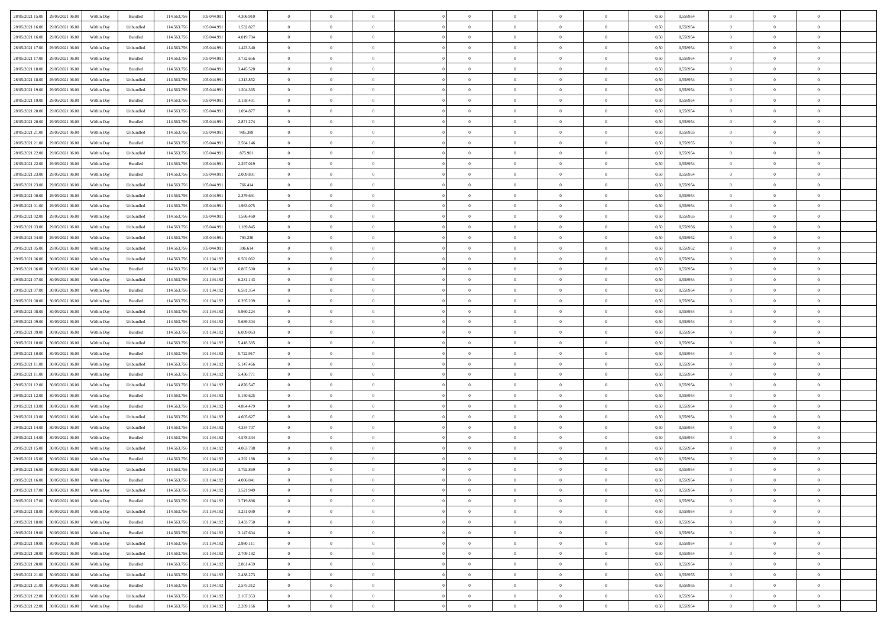| | | | | | | | | | | | | | | | | | | | | | |
|---|---|---|---|---|---|---|---|---|---|---|---|---|---|---|---|---|---|---|---|---|---|
| 28/05/2021 15:00 | 29/05/2021 06:00 | Within Day | Bundled | 114.563.756 | 105.044.991 | 4.306.910 | 0 | 0 | 0 | | 0 | 0 | 0 | 0 | 0,50 | 0,558954 | 0 | 0 | 0 | |
| 28/05/2021 16:00 | 29/05/2021 06:00 | Within Day | Unbundled | 114.563.756 | 105.044.991 | 1.532.827 | 0 | 0 | 0 | | 0 | 0 | 0 | 0 | 0,50 | 0,558954 | 0 | 0 | 0 | |
| 28/05/2021 16:00 | 29/05/2021 06:00 | Within Day | Bundled | 114.563.756 | 105.044.991 | 4.019.784 | 0 | 0 | 0 | | 0 | 0 | 0 | 0 | 0,50 | 0,558954 | 0 | 0 | 0 | |
| 28/05/2021 17:00 | 29/05/2021 06:00 | Within Day | Unbundled | 114.563.756 | 105.044.991 | 1.423.340 | 0 | 0 | 0 | | 0 | 0 | 0 | 0 | 0,50 | 0,558954 | 0 | 0 | 0 | |
| 28/05/2021 17:00 | 29/05/2021 06:00 | Within Day | Bundled | 114.563.756 | 105.044.991 | 3.732.656 | 0 | 0 | 0 | | 0 | 0 | 0 | 0 | 0,50 | 0,558954 | 0 | 0 | 0 | |
| 28/05/2021 18:00 | 29/05/2021 06:00 | Within Day | Bundled | 114.563.756 | 105.044.991 | 3.445.528 | 0 | 0 | 0 | | 0 | 0 | 0 | 0 | 0,50 | 0,558954 | 0 | 0 | 0 | |
| 28/05/2021 18:00 | 29/05/2021 06:00 | Within Day | Unbundled | 114.563.756 | 105.044.991 | 1.313.852 | 0 | 0 | 0 | | 0 | 0 | 0 | 0 | 0,50 | 0,558954 | 0 | 0 | 0 | |
| 28/05/2021 19:00 | 29/05/2021 06:00 | Within Day | Unbundled | 114.563.756 | 105.044.991 | 1.204.365 | 0 | 0 | 0 | | 0 | 0 | 0 | 0 | 0,50 | 0,558954 | 0 | 0 | 0 | |
| 28/05/2021 19:00 | 29/05/2021 06:00 | Within Day | Bundled | 114.563.756 | 105.044.991 | 3.158.401 | 0 | 0 | 0 | | 0 | 0 | 0 | 0 | 0,50 | 0,558954 | 0 | 0 | 0 | |
| 28/05/2021 20:00 | 29/05/2021 06:00 | Within Day | Unbundled | 114.563.756 | 105.044.991 | 1.094.877 | 0 | 0 | 0 | | 0 | 0 | 0 | 0 | 0,50 | 0,558954 | 0 | 0 | 0 | |
| 28/05/2021 20:00 | 29/05/2021 06:00 | Within Day | Bundled | 114.563.756 | 105.044.991 | 2.871.274 | 0 | 0 | 0 | | 0 | 0 | 0 | 0 | 0,50 | 0,558954 | 0 | 0 | 0 | |
| 28/05/2021 21:00 | 29/05/2021 06:00 | Within Day | Unbundled | 114.563.756 | 105.044.991 | 985.389 | 0 | 0 | 0 | | 0 | 0 | 0 | 0 | 0,50 | 0,558955 | 0 | 0 | 0 | |
| 28/05/2021 21:00 | 29/05/2021 06:00 | Within Day | Bundled | 114.563.756 | 105.044.991 | 2.584.146 | 0 | 0 | 0 | | 0 | 0 | 0 | 0 | 0,50 | 0,558955 | 0 | 0 | 0 | |
| 28/05/2021 22:00 | 29/05/2021 06:00 | Within Day | Unbundled | 114.563.756 | 105.044.991 | 875.901 | 0 | 0 | 0 | | 0 | 0 | 0 | 0 | 0,50 | 0,558954 | 0 | 0 | 0 | |
| 28/05/2021 22:00 | 29/05/2021 06:00 | Within Day | Bundled | 114.563.756 | 105.044.991 | 2.297.019 | 0 | 0 | 0 | | 0 | 0 | 0 | 0 | 0,50 | 0,558954 | 0 | 0 | 0 | |
| 28/05/2021 23:00 | 29/05/2021 06:00 | Within Day | Bundled | 114.563.756 | 105.044.991 | 2.009.891 | 0 | 0 | 0 | | 0 | 0 | 0 | 0 | 0,50 | 0,558954 | 0 | 0 | 0 | |
| 28/05/2021 23:00 | 29/05/2021 06:00 | Within Day | Unbundled | 114.563.756 | 105.044.991 | 766.414 | 0 | 0 | 0 | | 0 | 0 | 0 | 0 | 0,50 | 0,558954 | 0 | 0 | 0 | |
| 29/05/2021 00:00 | 29/05/2021 06:00 | Within Day | Unbundled | 114.563.756 | 105.044.991 | 2.379.691 | 0 | 0 | 0 | | 0 | 0 | 0 | 0 | 0,50 | 0,558954 | 0 | 0 | 0 | |
| 29/05/2021 01:00 | 29/05/2021 06:00 | Within Day | Unbundled | 114.563.756 | 105.044.991 | 1.983.075 | 0 | 0 | 0 | | 0 | 0 | 0 | 0 | 0,50 | 0,558954 | 0 | 0 | 0 | |
| 29/05/2021 02:00 | 29/05/2021 06:00 | Within Day | Unbundled | 114.563.756 | 105.044.991 | 1.586.460 | 0 | 0 | 0 | | 0 | 0 | 0 | 0 | 0,50 | 0,558955 | 0 | 0 | 0 | |
| 29/05/2021 03:00 | 29/05/2021 06:00 | Within Day | Unbundled | 114.563.756 | 105.044.991 | 1.189.845 | 0 | 0 | 0 | | 0 | 0 | 0 | 0 | 0,50 | 0,558956 | 0 | 0 | 0 | |
| 29/05/2021 04:00 | 29/05/2021 06:00 | Within Day | Unbundled | 114.563.756 | 105.044.991 | 793.230 | 0 | 0 | 0 | | 0 | 0 | 0 | 0 | 0,50 | 0,558952 | 0 | 0 | 0 | |
| 29/05/2021 05:00 | 29/05/2021 06:00 | Within Day | Unbundled | 114.563.756 | 105.044.991 | 396.614 | 0 | 0 | 0 | | 0 | 0 | 0 | 0 | 0,50 | 0,558952 | 0 | 0 | 0 | |
| 29/05/2021 06:00 | 30/05/2021 06:00 | Within Day | Unbundled | 114.563.756 | 101.194.192 | 6.502.062 | 0 | 0 | 0 | | 0 | 0 | 0 | 0 | 0,50 | 0,558954 | 0 | 0 | 0 | |
| 29/05/2021 06:00 | 30/05/2021 06:00 | Within Day | Bundled | 114.563.756 | 101.194.192 | 6.867.500 | 0 | 0 | 0 | | 0 | 0 | 0 | 0 | 0,50 | 0,558954 | 0 | 0 | 0 | |
| 29/05/2021 07:00 | 30/05/2021 06:00 | Within Day | Unbundled | 114.563.756 | 101.194.192 | 6.231.143 | 0 | 0 | 0 | | 0 | 0 | 0 | 0 | 0,50 | 0,558954 | 0 | 0 | 0 | |
| 29/05/2021 07:00 | 30/05/2021 06:00 | Within Day | Bundled | 114.563.756 | 101.194.192 | 6.581.354 | 0 | 0 | 0 | | 0 | 0 | 0 | 0 | 0,50 | 0,558954 | 0 | 0 | 0 | |
| 29/05/2021 08:00 | 30/05/2021 06:00 | Within Day | Bundled | 114.563.756 | 101.194.192 | 6.295.209 | 0 | 0 | 0 | | 0 | 0 | 0 | 0 | 0,50 | 0,558954 | 0 | 0 | 0 | |
| 29/05/2021 08:00 | 30/05/2021 06:00 | Within Day | Unbundled | 114.563.756 | 101.194.192 | 5.960.224 | 0 | 0 | 0 | | 0 | 0 | 0 | 0 | 0,50 | 0,558954 | 0 | 0 | 0 | |
| 29/05/2021 09:00 | 30/05/2021 06:00 | Within Day | Unbundled | 114.563.756 | 101.194.192 | 5.689.304 | 0 | 0 | 0 | | 0 | 0 | 0 | 0 | 0,50 | 0,558954 | 0 | 0 | 0 | |
| 29/05/2021 09:00 | 30/05/2021 06:00 | Within Day | Bundled | 114.563.756 | 101.194.192 | 6.009.063 | 0 | 0 | 0 | | 0 | 0 | 0 | 0 | 0,50 | 0,558954 | 0 | 0 | 0 | |
| 29/05/2021 10:00 | 30/05/2021 06:00 | Within Day | Unbundled | 114.563.756 | 101.194.192 | 5.418.385 | 0 | 0 | 0 | | 0 | 0 | 0 | 0 | 0,50 | 0,558954 | 0 | 0 | 0 | |
| 29/05/2021 10:00 | 30/05/2021 06:00 | Within Day | Bundled | 114.563.756 | 101.194.192 | 5.722.917 | 0 | 0 | 0 | | 0 | 0 | 0 | 0 | 0,50 | 0,558954 | 0 | 0 | 0 | |
| 29/05/2021 11:00 | 30/05/2021 06:00 | Within Day | Unbundled | 114.563.756 | 101.194.192 | 5.147.466 | 0 | 0 | 0 | | 0 | 0 | 0 | 0 | 0,50 | 0,558954 | 0 | 0 | 0 | |
| 29/05/2021 11:00 | 30/05/2021 06:00 | Within Day | Bundled | 114.563.756 | 101.194.192 | 5.436.771 | 0 | 0 | 0 | | 0 | 0 | 0 | 0 | 0,50 | 0,558954 | 0 | 0 | 0 | |
| 29/05/2021 12:00 | 30/05/2021 06:00 | Within Day | Unbundled | 114.563.756 | 101.194.192 | 4.876.547 | 0 | 0 | 0 | | 0 | 0 | 0 | 0 | 0,50 | 0,558954 | 0 | 0 | 0 | |
| 29/05/2021 12:00 | 30/05/2021 06:00 | Within Day | Bundled | 114.563.756 | 101.194.192 | 5.150.625 | 0 | 0 | 0 | | 0 | 0 | 0 | 0 | 0,50 | 0,558954 | 0 | 0 | 0 | |
| 29/05/2021 13:00 | 30/05/2021 06:00 | Within Day | Bundled | 114.563.756 | 101.194.192 | 4.864.479 | 0 | 0 | 0 | | 0 | 0 | 0 | 0 | 0,50 | 0,558954 | 0 | 0 | 0 | |
| 29/05/2021 13:00 | 30/05/2021 06:00 | Within Day | Unbundled | 114.563.756 | 101.194.192 | 4.605.627 | 0 | 0 | 0 | | 0 | 0 | 0 | 0 | 0,50 | 0,558954 | 0 | 0 | 0 | |
| 29/05/2021 14:00 | 30/05/2021 06:00 | Within Day | Unbundled | 114.563.756 | 101.194.192 | 4.334.707 | 0 | 0 | 0 | | 0 | 0 | 0 | 0 | 0,50 | 0,558954 | 0 | 0 | 0 | |
| 29/05/2021 14:00 | 30/05/2021 06:00 | Within Day | Bundled | 114.563.756 | 101.194.192 | 4.578.334 | 0 | 0 | 0 | | 0 | 0 | 0 | 0 | 0,50 | 0,558954 | 0 | 0 | 0 | |
| 29/05/2021 15:00 | 30/05/2021 06:00 | Within Day | Unbundled | 114.563.756 | 101.194.192 | 4.063.788 | 0 | 0 | 0 | | 0 | 0 | 0 | 0 | 0,50 | 0,558954 | 0 | 0 | 0 | |
| 29/05/2021 15:00 | 30/05/2021 06:00 | Within Day | Bundled | 114.563.756 | 101.194.192 | 4.292.188 | 0 | 0 | 0 | | 0 | 0 | 0 | 0 | 0,50 | 0,558954 | 0 | 0 | 0 | |
| 29/05/2021 16:00 | 30/05/2021 06:00 | Within Day | Unbundled | 114.563.756 | 101.194.192 | 3.792.869 | 0 | 0 | 0 | | 0 | 0 | 0 | 0 | 0,50 | 0,558954 | 0 | 0 | 0 | |
| 29/05/2021 16:00 | 30/05/2021 06:00 | Within Day | Bundled | 114.563.756 | 101.194.192 | 4.006.041 | 0 | 0 | 0 | | 0 | 0 | 0 | 0 | 0,50 | 0,558954 | 0 | 0 | 0 | |
| 29/05/2021 17:00 | 30/05/2021 06:00 | Within Day | Unbundled | 114.563.756 | 101.194.192 | 3.521.949 | 0 | 0 | 0 | | 0 | 0 | 0 | 0 | 0,50 | 0,558954 | 0 | 0 | 0 | |
| 29/05/2021 17:00 | 30/05/2021 06:00 | Within Day | Bundled | 114.563.756 | 101.194.192 | 3.719.896 | 0 | 0 | 0 | | 0 | 0 | 0 | 0 | 0,50 | 0,558954 | 0 | 0 | 0 | |
| 29/05/2021 18:00 | 30/05/2021 06:00 | Within Day | Unbundled | 114.563.756 | 101.194.192 | 3.251.030 | 0 | 0 | 0 | | 0 | 0 | 0 | 0 | 0,50 | 0,558954 | 0 | 0 | 0 | |
| 29/05/2021 18:00 | 30/05/2021 06:00 | Within Day | Bundled | 114.563.756 | 101.194.192 | 3.433.750 | 0 | 0 | 0 | | 0 | 0 | 0 | 0 | 0,50 | 0,558954 | 0 | 0 | 0 | |
| 29/05/2021 19:00 | 30/05/2021 06:00 | Within Day | Bundled | 114.563.756 | 101.194.192 | 3.147.604 | 0 | 0 | 0 | | 0 | 0 | 0 | 0 | 0,50 | 0,558954 | 0 | 0 | 0 | |
| 29/05/2021 19:00 | 30/05/2021 06:00 | Within Day | Unbundled | 114.563.756 | 101.194.192 | 2.980.111 | 0 | 0 | 0 | | 0 | 0 | 0 | 0 | 0,50 | 0,558954 | 0 | 0 | 0 | |
| 29/05/2021 20:00 | 30/05/2021 06:00 | Within Day | Unbundled | 114.563.756 | 101.194.192 | 2.709.192 | 0 | 0 | 0 | | 0 | 0 | 0 | 0 | 0,50 | 0,558954 | 0 | 0 | 0 | |
| 29/05/2021 20:00 | 30/05/2021 06:00 | Within Day | Bundled | 114.563.756 | 101.194.192 | 2.861.459 | 0 | 0 | 0 | | 0 | 0 | 0 | 0 | 0,50 | 0,558954 | 0 | 0 | 0 | |
| 29/05/2021 21:00 | 30/05/2021 06:00 | Within Day | Unbundled | 114.563.756 | 101.194.192 | 2.438.273 | 0 | 0 | 0 | | 0 | 0 | 0 | 0 | 0,50 | 0,558955 | 0 | 0 | 0 | |
| 29/05/2021 21:00 | 30/05/2021 06:00 | Within Day | Bundled | 114.563.756 | 101.194.192 | 2.575.312 | 0 | 0 | 0 | | 0 | 0 | 0 | 0 | 0,50 | 0,558955 | 0 | 0 | 0 | |
| 29/05/2021 22:00 | 30/05/2021 06:00 | Within Day | Unbundled | 114.563.756 | 101.194.192 | 2.167.353 | 0 | 0 | 0 | | 0 | 0 | 0 | 0 | 0,50 | 0,558954 | 0 | 0 | 0 | |
| 29/05/2021 22:00 | 30/05/2021 06:00 | Within Day | Bundled | 114.563.756 | 101.194.192 | 2.289.166 | 0 | 0 | 0 | | 0 | 0 | 0 | 0 | 0,50 | 0,558954 | 0 | 0 | 0 | |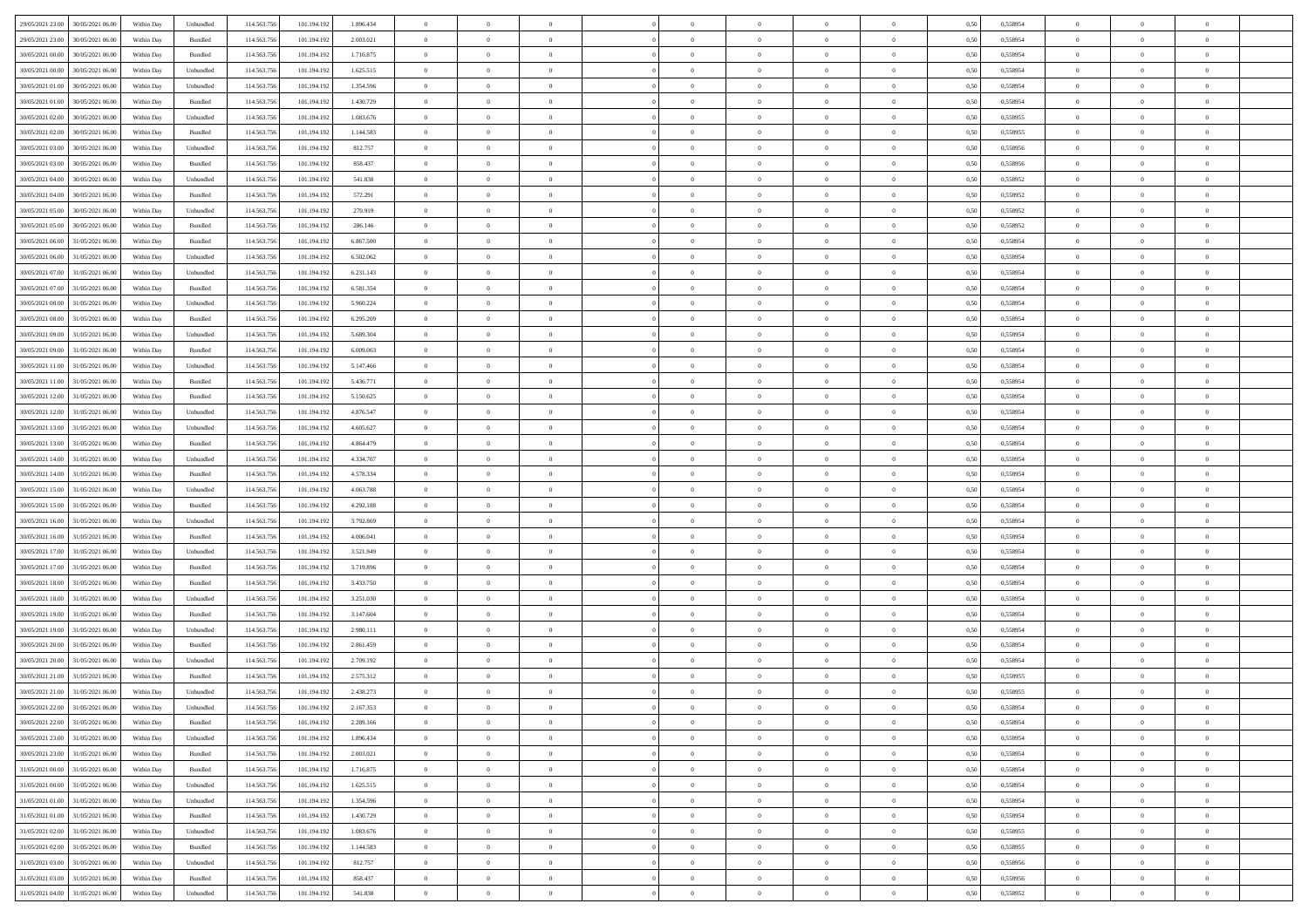| | | | | | | | | | | | | | | | | | | | | | |
|---|---|---|---|---|---|---|---|---|---|---|---|---|---|---|---|---|---|---|---|---|---|
| 29/05/2021 23:00 | 30/05/2021 06:00 | Within Day | Unbundled | 114.563.756 | 101.194.192 | 1.896.434 | 0 | 0 | 0 | | 0 | 0 | 0 | 0 | 0 | 0,50 | 0,558954 | 0 | 0 | 0 | |
| 29/05/2021 23:00 | 30/05/2021 06:00 | Within Day | Bundled | 114.563.756 | 101.194.192 | 2.003.021 | 0 | 0 | 0 | | 0 | 0 | 0 | 0 | 0 | 0,50 | 0,558954 | 0 | 0 | 0 | |
| 30/05/2021 00:00 | 30/05/2021 06:00 | Within Day | Bundled | 114.563.756 | 101.194.192 | 1.716.875 | 0 | 0 | 0 | | 0 | 0 | 0 | 0 | 0 | 0,50 | 0,558954 | 0 | 0 | 0 | |
| 30/05/2021 00:00 | 30/05/2021 06:00 | Within Day | Unbundled | 114.563.756 | 101.194.192 | 1.625.515 | 0 | 0 | 0 | | 0 | 0 | 0 | 0 | 0 | 0,50 | 0,558954 | 0 | 0 | 0 | |
| 30/05/2021 01:00 | 30/05/2021 06:00 | Within Day | Unbundled | 114.563.756 | 101.194.192 | 1.354.596 | 0 | 0 | 0 | | 0 | 0 | 0 | 0 | 0 | 0,50 | 0,558954 | 0 | 0 | 0 | |
| 30/05/2021 01:00 | 30/05/2021 06:00 | Within Day | Bundled | 114.563.756 | 101.194.192 | 1.430.729 | 0 | 0 | 0 | | 0 | 0 | 0 | 0 | 0 | 0,50 | 0,558954 | 0 | 0 | 0 | |
| 30/05/2021 02:00 | 30/05/2021 06:00 | Within Day | Unbundled | 114.563.756 | 101.194.192 | 1.083.676 | 0 | 0 | 0 | | 0 | 0 | 0 | 0 | 0 | 0,50 | 0,558955 | 0 | 0 | 0 | |
| 30/05/2021 02:00 | 30/05/2021 06:00 | Within Day | Bundled | 114.563.756 | 101.194.192 | 1.144.583 | 0 | 0 | 0 | | 0 | 0 | 0 | 0 | 0 | 0,50 | 0,558955 | 0 | 0 | 0 | |
| 30/05/2021 03:00 | 30/05/2021 06:00 | Within Day | Unbundled | 114.563.756 | 101.194.192 | 812.757 | 0 | 0 | 0 | | 0 | 0 | 0 | 0 | 0 | 0,50 | 0,558956 | 0 | 0 | 0 | |
| 30/05/2021 03:00 | 30/05/2021 06:00 | Within Day | Bundled | 114.563.756 | 101.194.192 | 858.437 | 0 | 0 | 0 | | 0 | 0 | 0 | 0 | 0 | 0,50 | 0,558956 | 0 | 0 | 0 | |
| 30/05/2021 04:00 | 30/05/2021 06:00 | Within Day | Unbundled | 114.563.756 | 101.194.192 | 541.838 | 0 | 0 | 0 | | 0 | 0 | 0 | 0 | 0 | 0,50 | 0,558952 | 0 | 0 | 0 | |
| 30/05/2021 04:00 | 30/05/2021 06:00 | Within Day | Bundled | 114.563.756 | 101.194.192 | 572.291 | 0 | 0 | 0 | | 0 | 0 | 0 | 0 | 0 | 0,50 | 0,558952 | 0 | 0 | 0 | |
| 30/05/2021 05:00 | 30/05/2021 06:00 | Within Day | Unbundled | 114.563.756 | 101.194.192 | 270.919 | 0 | 0 | 0 | | 0 | 0 | 0 | 0 | 0 | 0,50 | 0,558952 | 0 | 0 | 0 | |
| 30/05/2021 05:00 | 30/05/2021 06:00 | Within Day | Bundled | 114.563.756 | 101.194.192 | 286.146 | 0 | 0 | 0 | | 0 | 0 | 0 | 0 | 0 | 0,50 | 0,558952 | 0 | 0 | 0 | |
| 30/05/2021 06:00 | 31/05/2021 06:00 | Within Day | Bundled | 114.563.756 | 101.194.192 | 6.867.500 | 0 | 0 | 0 | | 0 | 0 | 0 | 0 | 0 | 0,50 | 0,558954 | 0 | 0 | 0 | |
| 30/05/2021 06:00 | 31/05/2021 06:00 | Within Day | Unbundled | 114.563.756 | 101.194.192 | 6.502.062 | 0 | 0 | 0 | | 0 | 0 | 0 | 0 | 0 | 0,50 | 0,558954 | 0 | 0 | 0 | |
| 30/05/2021 07:00 | 31/05/2021 06:00 | Within Day | Unbundled | 114.563.756 | 101.194.192 | 6.231.143 | 0 | 0 | 0 | | 0 | 0 | 0 | 0 | 0 | 0,50 | 0,558954 | 0 | 0 | 0 | |
| 30/05/2021 07:00 | 31/05/2021 06:00 | Within Day | Bundled | 114.563.756 | 101.194.192 | 6.581.354 | 0 | 0 | 0 | | 0 | 0 | 0 | 0 | 0 | 0,50 | 0,558954 | 0 | 0 | 0 | |
| 30/05/2021 08:00 | 31/05/2021 06:00 | Within Day | Unbundled | 114.563.756 | 101.194.192 | 5.960.224 | 0 | 0 | 0 | | 0 | 0 | 0 | 0 | 0 | 0,50 | 0,558954 | 0 | 0 | 0 | |
| 30/05/2021 08:00 | 31/05/2021 06:00 | Within Day | Bundled | 114.563.756 | 101.194.192 | 6.295.209 | 0 | 0 | 0 | | 0 | 0 | 0 | 0 | 0 | 0,50 | 0,558954 | 0 | 0 | 0 | |
| 30/05/2021 09:00 | 31/05/2021 06:00 | Within Day | Unbundled | 114.563.756 | 101.194.192 | 5.689.304 | 0 | 0 | 0 | | 0 | 0 | 0 | 0 | 0 | 0,50 | 0,558954 | 0 | 0 | 0 | |
| 30/05/2021 09:00 | 31/05/2021 06:00 | Within Day | Bundled | 114.563.756 | 101.194.192 | 6.009.063 | 0 | 0 | 0 | | 0 | 0 | 0 | 0 | 0 | 0,50 | 0,558954 | 0 | 0 | 0 | |
| 30/05/2021 11:00 | 31/05/2021 06:00 | Within Day | Unbundled | 114.563.756 | 101.194.192 | 5.147.466 | 0 | 0 | 0 | | 0 | 0 | 0 | 0 | 0 | 0,50 | 0,558954 | 0 | 0 | 0 | |
| 30/05/2021 11:00 | 31/05/2021 06:00 | Within Day | Bundled | 114.563.756 | 101.194.192 | 5.436.771 | 0 | 0 | 0 | | 0 | 0 | 0 | 0 | 0 | 0,50 | 0,558954 | 0 | 0 | 0 | |
| 30/05/2021 12:00 | 31/05/2021 06:00 | Within Day | Bundled | 114.563.756 | 101.194.192 | 5.150.625 | 0 | 0 | 0 | | 0 | 0 | 0 | 0 | 0 | 0,50 | 0,558954 | 0 | 0 | 0 | |
| 30/05/2021 12:00 | 31/05/2021 06:00 | Within Day | Unbundled | 114.563.756 | 101.194.192 | 4.876.547 | 0 | 0 | 0 | | 0 | 0 | 0 | 0 | 0 | 0,50 | 0,558954 | 0 | 0 | 0 | |
| 30/05/2021 13:00 | 31/05/2021 06:00 | Within Day | Unbundled | 114.563.756 | 101.194.192 | 4.605.627 | 0 | 0 | 0 | | 0 | 0 | 0 | 0 | 0 | 0,50 | 0,558954 | 0 | 0 | 0 | |
| 30/05/2021 13:00 | 31/05/2021 06:00 | Within Day | Bundled | 114.563.756 | 101.194.192 | 4.864.479 | 0 | 0 | 0 | | 0 | 0 | 0 | 0 | 0 | 0,50 | 0,558954 | 0 | 0 | 0 | |
| 30/05/2021 14:00 | 31/05/2021 06:00 | Within Day | Unbundled | 114.563.756 | 101.194.192 | 4.334.707 | 0 | 0 | 0 | | 0 | 0 | 0 | 0 | 0 | 0,50 | 0,558954 | 0 | 0 | 0 | |
| 30/05/2021 14:00 | 31/05/2021 06:00 | Within Day | Bundled | 114.563.756 | 101.194.192 | 4.578.334 | 0 | 0 | 0 | | 0 | 0 | 0 | 0 | 0 | 0,50 | 0,558954 | 0 | 0 | 0 | |
| 30/05/2021 15:00 | 31/05/2021 06:00 | Within Day | Unbundled | 114.563.756 | 101.194.192 | 4.063.788 | 0 | 0 | 0 | | 0 | 0 | 0 | 0 | 0 | 0,50 | 0,558954 | 0 | 0 | 0 | |
| 30/05/2021 15:00 | 31/05/2021 06:00 | Within Day | Bundled | 114.563.756 | 101.194.192 | 4.292.188 | 0 | 0 | 0 | | 0 | 0 | 0 | 0 | 0 | 0,50 | 0,558954 | 0 | 0 | 0 | |
| 30/05/2021 16:00 | 31/05/2021 06:00 | Within Day | Unbundled | 114.563.756 | 101.194.192 | 3.792.869 | 0 | 0 | 0 | | 0 | 0 | 0 | 0 | 0 | 0,50 | 0,558954 | 0 | 0 | 0 | |
| 30/05/2021 16:00 | 31/05/2021 06:00 | Within Day | Bundled | 114.563.756 | 101.194.192 | 4.006.041 | 0 | 0 | 0 | | 0 | 0 | 0 | 0 | 0 | 0,50 | 0,558954 | 0 | 0 | 0 | |
| 30/05/2021 17:00 | 31/05/2021 06:00 | Within Day | Unbundled | 114.563.756 | 101.194.192 | 3.521.949 | 0 | 0 | 0 | | 0 | 0 | 0 | 0 | 0 | 0,50 | 0,558954 | 0 | 0 | 0 | |
| 30/05/2021 17:00 | 31/05/2021 06:00 | Within Day | Bundled | 114.563.756 | 101.194.192 | 3.719.896 | 0 | 0 | 0 | | 0 | 0 | 0 | 0 | 0 | 0,50 | 0,558954 | 0 | 0 | 0 | |
| 30/05/2021 18:00 | 31/05/2021 06:00 | Within Day | Bundled | 114.563.756 | 101.194.192 | 3.433.750 | 0 | 0 | 0 | | 0 | 0 | 0 | 0 | 0 | 0,50 | 0,558954 | 0 | 0 | 0 | |
| 30/05/2021 18:00 | 31/05/2021 06:00 | Within Day | Unbundled | 114.563.756 | 101.194.192 | 3.251.030 | 0 | 0 | 0 | | 0 | 0 | 0 | 0 | 0 | 0,50 | 0,558954 | 0 | 0 | 0 | |
| 30/05/2021 19:00 | 31/05/2021 06:00 | Within Day | Bundled | 114.563.756 | 101.194.192 | 3.147.604 | 0 | 0 | 0 | | 0 | 0 | 0 | 0 | 0 | 0,50 | 0,558954 | 0 | 0 | 0 | |
| 30/05/2021 19:00 | 31/05/2021 06:00 | Within Day | Unbundled | 114.563.756 | 101.194.192 | 2.980.111 | 0 | 0 | 0 | | 0 | 0 | 0 | 0 | 0 | 0,50 | 0,558954 | 0 | 0 | 0 | |
| 30/05/2021 20:00 | 31/05/2021 06:00 | Within Day | Bundled | 114.563.756 | 101.194.192 | 2.861.459 | 0 | 0 | 0 | | 0 | 0 | 0 | 0 | 0 | 0,50 | 0,558954 | 0 | 0 | 0 | |
| 30/05/2021 20:00 | 31/05/2021 06:00 | Within Day | Unbundled | 114.563.756 | 101.194.192 | 2.709.192 | 0 | 0 | 0 | | 0 | 0 | 0 | 0 | 0 | 0,50 | 0,558954 | 0 | 0 | 0 | |
| 30/05/2021 21:00 | 31/05/2021 06:00 | Within Day | Bundled | 114.563.756 | 101.194.192 | 2.575.312 | 0 | 0 | 0 | | 0 | 0 | 0 | 0 | 0 | 0,50 | 0,558955 | 0 | 0 | 0 | |
| 30/05/2021 21:00 | 31/05/2021 06:00 | Within Day | Unbundled | 114.563.756 | 101.194.192 | 2.438.273 | 0 | 0 | 0 | | 0 | 0 | 0 | 0 | 0 | 0,50 | 0,558955 | 0 | 0 | 0 | |
| 30/05/2021 22:00 | 31/05/2021 06:00 | Within Day | Unbundled | 114.563.756 | 101.194.192 | 2.167.353 | 0 | 0 | 0 | | 0 | 0 | 0 | 0 | 0 | 0,50 | 0,558954 | 0 | 0 | 0 | |
| 30/05/2021 22:00 | 31/05/2021 06:00 | Within Day | Bundled | 114.563.756 | 101.194.192 | 2.289.166 | 0 | 0 | 0 | | 0 | 0 | 0 | 0 | 0 | 0,50 | 0,558954 | 0 | 0 | 0 | |
| 30/05/2021 23:00 | 31/05/2021 06:00 | Within Day | Unbundled | 114.563.756 | 101.194.192 | 1.896.434 | 0 | 0 | 0 | | 0 | 0 | 0 | 0 | 0 | 0,50 | 0,558954 | 0 | 0 | 0 | |
| 30/05/2021 23:00 | 31/05/2021 06:00 | Within Day | Bundled | 114.563.756 | 101.194.192 | 2.003.021 | 0 | 0 | 0 | | 0 | 0 | 0 | 0 | 0 | 0,50 | 0,558954 | 0 | 0 | 0 | |
| 31/05/2021 00:00 | 31/05/2021 06:00 | Within Day | Bundled | 114.563.756 | 101.194.192 | 1.716.875 | 0 | 0 | 0 | | 0 | 0 | 0 | 0 | 0 | 0,50 | 0,558954 | 0 | 0 | 0 | |
| 31/05/2021 00:00 | 31/05/2021 06:00 | Within Day | Unbundled | 114.563.756 | 101.194.192 | 1.625.515 | 0 | 0 | 0 | | 0 | 0 | 0 | 0 | 0 | 0,50 | 0,558954 | 0 | 0 | 0 | |
| 31/05/2021 01:00 | 31/05/2021 06:00 | Within Day | Unbundled | 114.563.756 | 101.194.192 | 1.354.596 | 0 | 0 | 0 | | 0 | 0 | 0 | 0 | 0 | 0,50 | 0,558954 | 0 | 0 | 0 | |
| 31/05/2021 01:00 | 31/05/2021 06:00 | Within Day | Bundled | 114.563.756 | 101.194.192 | 1.430.729 | 0 | 0 | 0 | | 0 | 0 | 0 | 0 | 0 | 0,50 | 0,558954 | 0 | 0 | 0 | |
| 31/05/2021 02:00 | 31/05/2021 06:00 | Within Day | Unbundled | 114.563.756 | 101.194.192 | 1.083.676 | 0 | 0 | 0 | | 0 | 0 | 0 | 0 | 0 | 0,50 | 0,558955 | 0 | 0 | 0 | |
| 31/05/2021 02:00 | 31/05/2021 06:00 | Within Day | Bundled | 114.563.756 | 101.194.192 | 1.144.583 | 0 | 0 | 0 | | 0 | 0 | 0 | 0 | 0 | 0,50 | 0,558955 | 0 | 0 | 0 | |
| 31/05/2021 03:00 | 31/05/2021 06:00 | Within Day | Unbundled | 114.563.756 | 101.194.192 | 812.757 | 0 | 0 | 0 | | 0 | 0 | 0 | 0 | 0 | 0,50 | 0,558956 | 0 | 0 | 0 | |
| 31/05/2021 03:00 | 31/05/2021 06:00 | Within Day | Bundled | 114.563.756 | 101.194.192 | 858.437 | 0 | 0 | 0 | | 0 | 0 | 0 | 0 | 0 | 0,50 | 0,558956 | 0 | 0 | 0 | |
| 31/05/2021 04:00 | 31/05/2021 06:00 | Within Day | Unbundled | 114.563.756 | 101.194.192 | 541.838 | 0 | 0 | 0 | | 0 | 0 | 0 | 0 | 0 | 0,50 | 0,558952 | 0 | 0 | 0 | |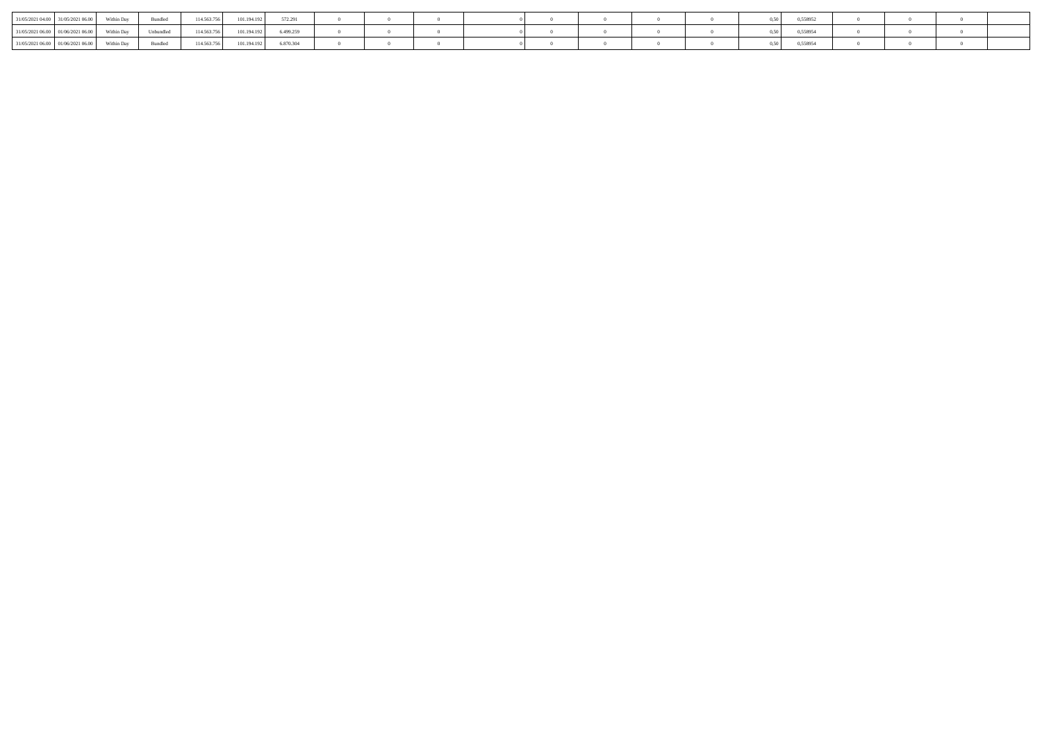| | | | | | | | | | | | | | | | | | | | | |
|---|---|---|---|---|---|---|---|---|---|---|---|---|---|---|---|---|---|---|---|---|
| 31/05/2021 04.00 | 31/05/2021 06.00 | Within Day | Bundled | 114.563.756 | 101.194.192 | 572.291 | 0 | 0 | 0 | 0 | 0 | 0 | 0 | 0 | 0,50 | 0,558952 | 0 | 0 | 0 | |
| 31/05/2021 06.00 | 01/06/2021 06.00 | Within Day | Unbundled | 114.563.756 | 101.194.192 | 6.499.259 | 0 | 0 | 0 | 0 | 0 | 0 | 0 | 0 | 0,50 | 0,558954 | 0 | 0 | 0 | |
| 31/05/2021 06.00 | 01/06/2021 06.00 | Within Day | Bundled | 114.563.756 | 101.194.192 | 6.870.304 | 0 | 0 | 0 | 0 | 0 | 0 | 0 | 0 | 0,50 | 0,558954 | 0 | 0 | 0 | |